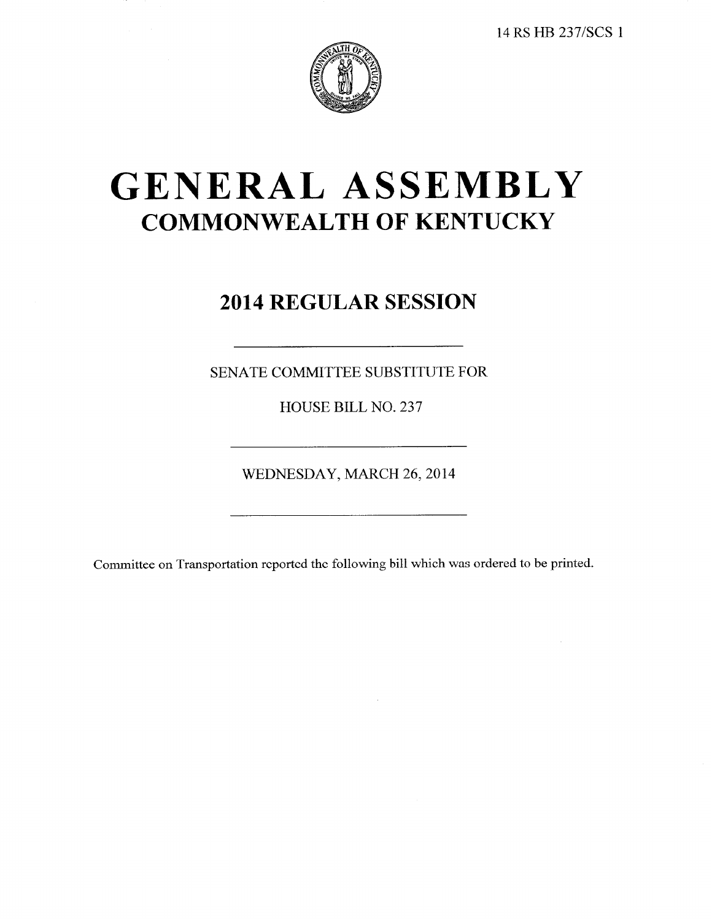14 RS HB 237/SCS 1

# GENERAL ASSEMBLY

## COMMONWEALTH OF KENTUCKY

### 2014 REGULAR SESSION

---

SENATE COMMITTEE SUBSTITUTE FOR

HOUSE BILL NO. 237

---

WEDNESDAY, MARCH 26, 2014

---

Committee on Transportation reported the following bill which was ordered to be printed.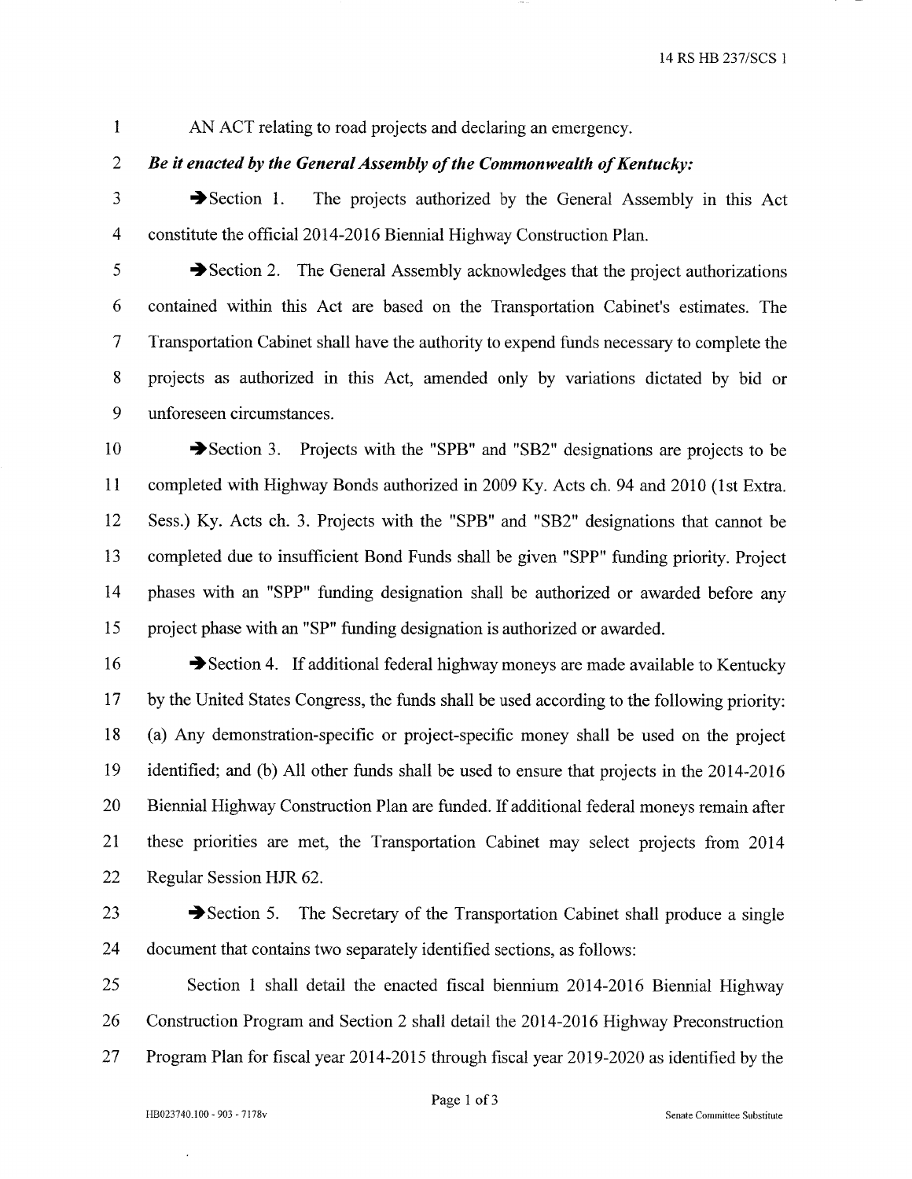AN ACT relating to road projects and declaring an emergency.

***Be it enacted by the General Assembly of the Commonwealth of Kentucky:***

➔Section 1. The projects authorized by the General Assembly in this Act constitute the official 2014-2016 Biennial Highway Construction Plan.

➔Section 2. The General Assembly acknowledges that the project authorizations contained within this Act are based on the Transportation Cabinet's estimates. The Transportation Cabinet shall have the authority to expend funds necessary to complete the projects as authorized in this Act, amended only by variations dictated by bid or unforeseen circumstances.

➔Section 3. Projects with the "SPB" and "SB2" designations are projects to be completed with Highway Bonds authorized in 2009 Ky. Acts ch. 94 and 2010 (1st Extra. Sess.) Ky. Acts ch. 3. Projects with the "SPB" and "SB2" designations that cannot be completed due to insufficient Bond Funds shall be given "SPP" funding priority. Project phases with an "SPP" funding designation shall be authorized or awarded before any project phase with an "SP" funding designation is authorized or awarded.

➔Section 4. If additional federal highway moneys are made available to Kentucky by the United States Congress, the funds shall be used according to the following priority: (a) Any demonstration-specific or project-specific money shall be used on the project identified; and (b) All other funds shall be used to ensure that projects in the 2014-2016 Biennial Highway Construction Plan are funded. If additional federal moneys remain after these priorities are met, the Transportation Cabinet may select projects from 2014 Regular Session HJR 62.

➔Section 5. The Secretary of the Transportation Cabinet shall produce a single document that contains two separately identified sections, as follows:

Section 1 shall detail the enacted fiscal biennium 2014-2016 Biennial Highway Construction Program and Section 2 shall detail the 2014-2016 Highway Preconstruction Program Plan for fiscal year 2014-2015 through fiscal year 2019-2020 as identified by the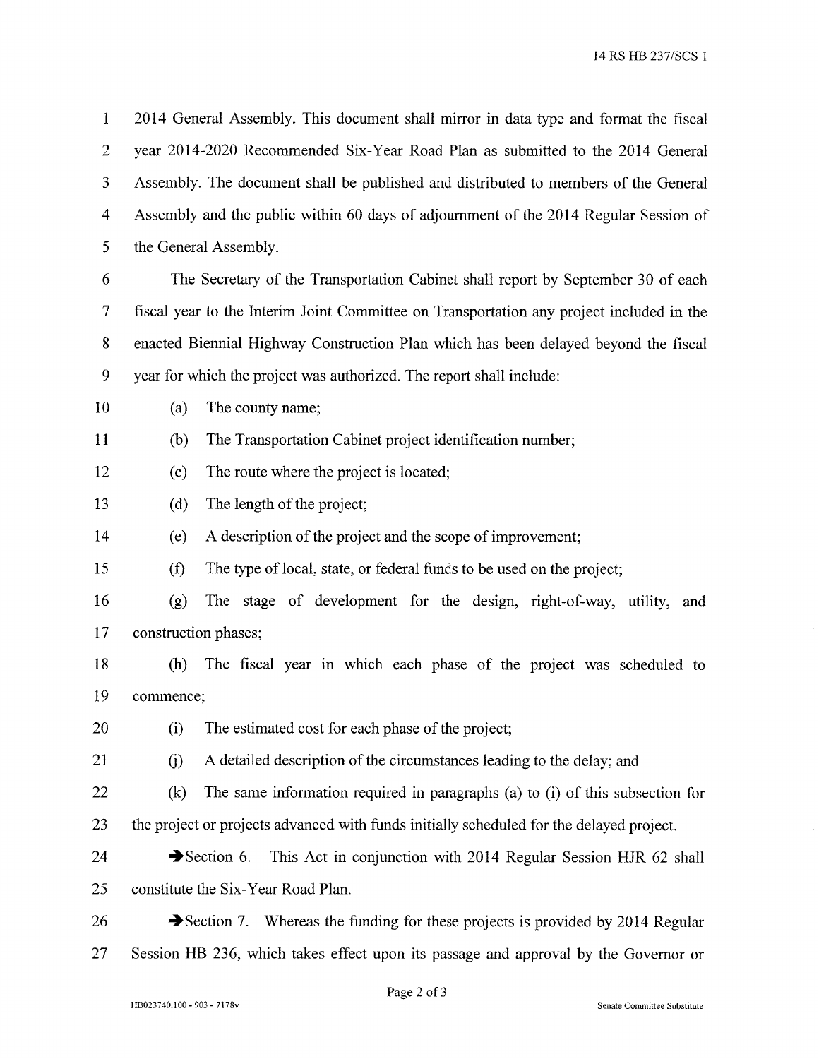2014 General Assembly. This document shall mirror in data type and format the fiscal year 2014-2020 Recommended Six-Year Road Plan as submitted to the 2014 General Assembly. The document shall be published and distributed to members of the General Assembly and the public within 60 days of adjournment of the 2014 Regular Session of the General Assembly.

The Secretary of the Transportation Cabinet shall report by September 30 of each fiscal year to the Interim Joint Committee on Transportation any project included in the enacted Biennial Highway Construction Plan which has been delayed beyond the fiscal year for which the project was authorized. The report shall include:

(a) The county name;

(b) The Transportation Cabinet project identification number;

(c) The route where the project is located;

(d) The length of the project;

(e) A description of the project and the scope of improvement;

(f) The type of local, state, or federal funds to be used on the project;

(g) The stage of development for the design, right-of-way, utility, and construction phases;

(h) The fiscal year in which each phase of the project was scheduled to commence;

(i) The estimated cost for each phase of the project;

(j) A detailed description of the circumstances leading to the delay; and

(k) The same information required in paragraphs (a) to (i) of this subsection for the project or projects advanced with funds initially scheduled for the delayed project.

➔Section 6. This Act in conjunction with 2014 Regular Session HJR 62 shall constitute the Six-Year Road Plan.

➔Section 7. Whereas the funding for these projects is provided by 2014 Regular Session HB 236, which takes effect upon its passage and approval by the Governor or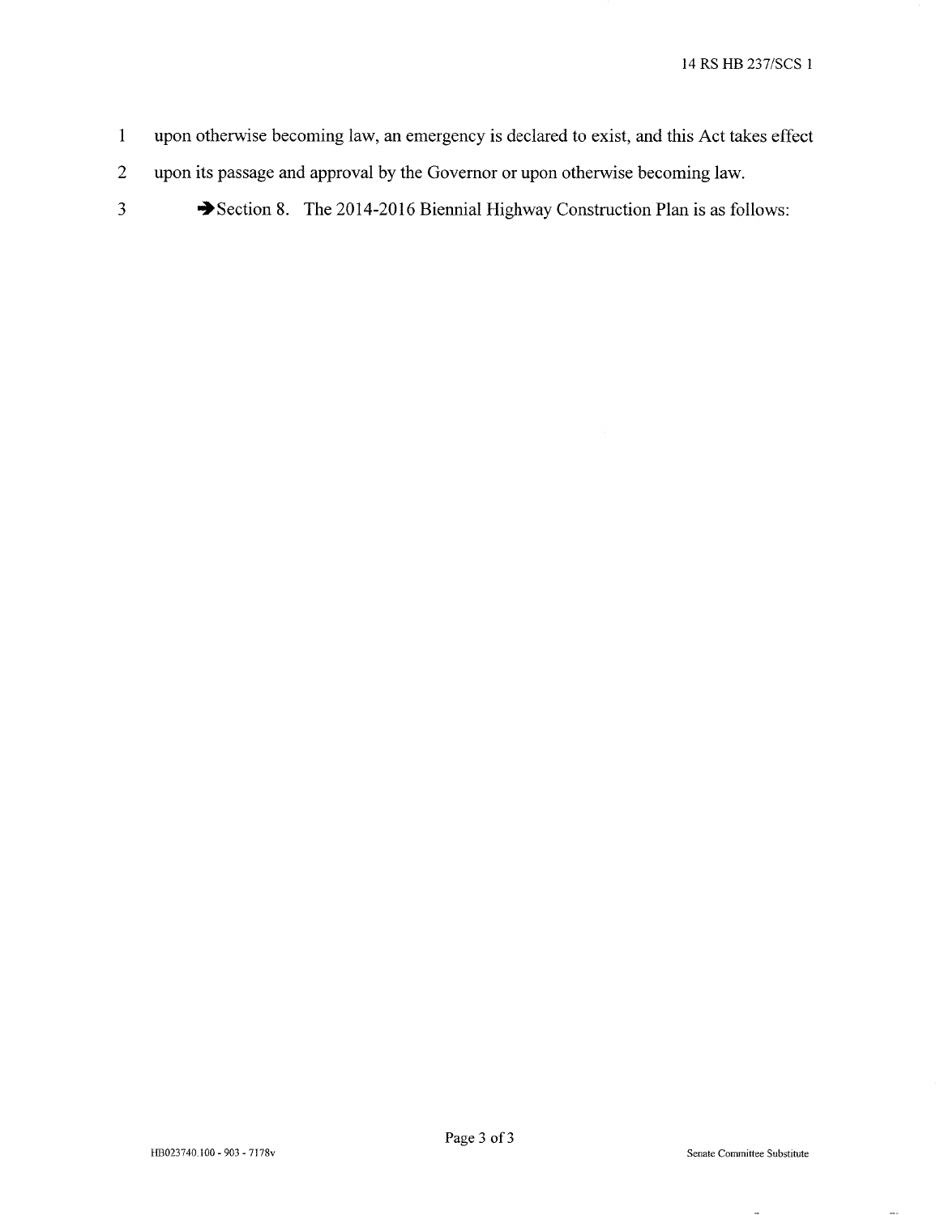upon otherwise becoming law, an emergency is declared to exist, and this Act takes effect upon its passage and approval by the Governor or upon otherwise becoming law.

➔Section 8. The 2014-2016 Biennial Highway Construction Plan is as follows: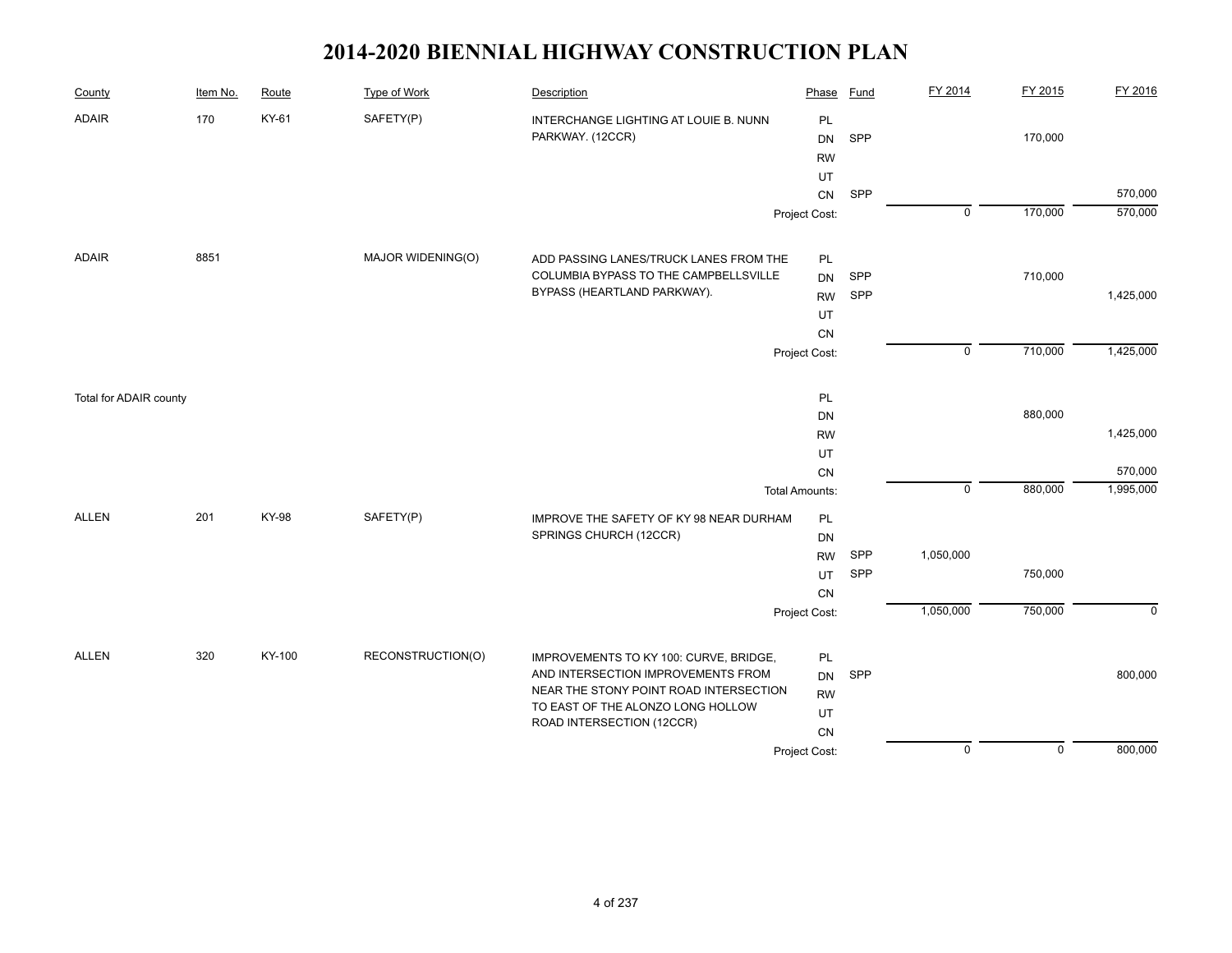# 2014-2020 BIENNIAL HIGHWAY CONSTRUCTION PLAN

| County | Item No. | Route | Type of Work | Description | Phase | Fund | FY 2014 | FY 2015 | FY 2016 |
|---|---|---|---|---|---|---|---|---|---|
| ADAIR | 170 | KY-61 | SAFETY(P) | INTERCHANGE LIGHTING AT LOUIE B. NUNN PARKWAY. (12CCR) | PL | | | | |
| | | | | | DN | SPP | | 170,000 | |
| | | | | | RW | | | | |
| | | | | | UT | | | | |
| | | | | | CN | SPP | | | 570,000 |
| | | | | | Project Cost: | | 0 | 170,000 | 570,000 |
| ADAIR | 8851 | | MAJOR WIDENING(O) | ADD PASSING LANES/TRUCK LANES FROM THE COLUMBIA BYPASS TO THE CAMPBELLSVILLE BYPASS (HEARTLAND PARKWAY). | PL | | | | |
| | | | | | DN | SPP | | 710,000 | |
| | | | | | RW | SPP | | | 1,425,000 |
| | | | | | UT | | | | |
| | | | | | CN | | | | |
| | | | | | Project Cost: | | 0 | 710,000 | 1,425,000 |
| Total for ADAIR county | | | | | PL | | | | |
| | | | | | DN | | | 880,000 | |
| | | | | | RW | | | | 1,425,000 |
| | | | | | UT | | | | |
| | | | | | CN | | | | 570,000 |
| | | | | | Total Amounts: | | 0 | 880,000 | 1,995,000 |
| ALLEN | 201 | KY-98 | SAFETY(P) | IMPROVE THE SAFETY OF KY 98 NEAR DURHAM SPRINGS CHURCH (12CCR) | PL | | | | |
| | | | | | DN | | | | |
| | | | | | RW | SPP | 1,050,000 | | |
| | | | | | UT | SPP | | 750,000 | |
| | | | | | CN | | | | |
| | | | | | Project Cost: | | 1,050,000 | 750,000 | 0 |
| ALLEN | 320 | KY-100 | RECONSTRUCTION(O) | IMPROVEMENTS TO KY 100: CURVE, BRIDGE, AND INTERSECTION IMPROVEMENTS FROM NEAR THE STONY POINT ROAD INTERSECTION TO EAST OF THE ALONZO LONG HOLLOW ROAD INTERSECTION (12CCR) | PL | | | | |
| | | | | | DN | SPP | | | 800,000 |
| | | | | | RW | | | | |
| | | | | | UT | | | | |
| | | | | | CN | | | | |
| | | | | | Project Cost: | | 0 | 0 | 800,000 |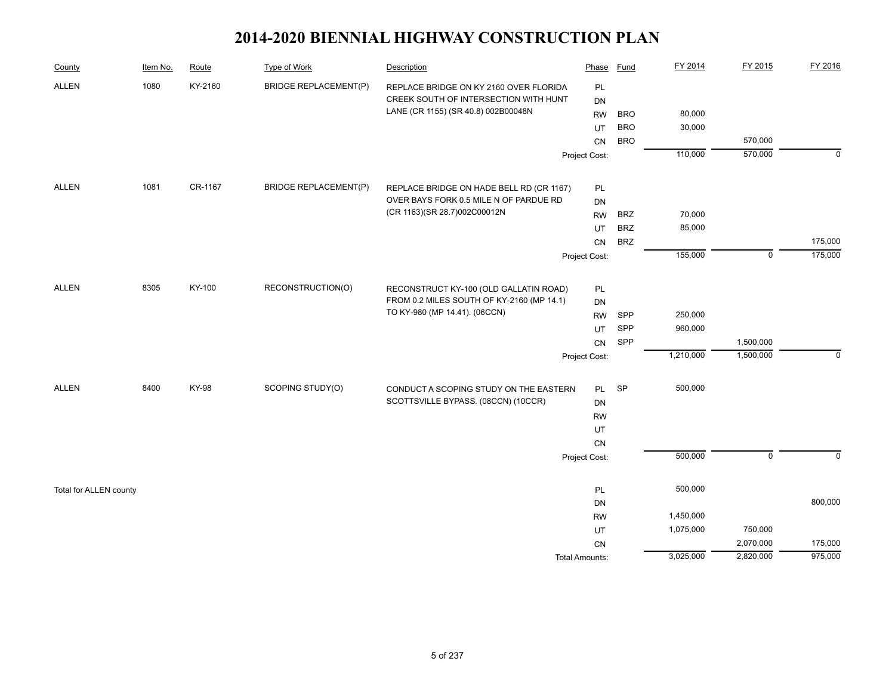# 2014-2020 BIENNIAL HIGHWAY CONSTRUCTION PLAN

| County | Item No. | Route | Type of Work | Description | Phase | Fund | FY 2014 | FY 2015 | FY 2016 |
|---|---|---|---|---|---|---|---|---|---|
| ALLEN | 1080 | KY-2160 | BRIDGE REPLACEMENT(P) | REPLACE BRIDGE ON KY 2160 OVER FLORIDA CREEK SOUTH OF INTERSECTION WITH HUNT LANE (CR 1155) (SR 40.8) 002B00048N | PL | | | | |
| | | | | | DN | | | | |
| | | | | | RW | BRO | 80,000 | | |
| | | | | | UT | BRO | 30,000 | | |
| | | | | | CN | BRO | | 570,000 | |
| | | | | | Project Cost: | | 110,000 | 570,000 | 0 |
| ALLEN | 1081 | CR-1167 | BRIDGE REPLACEMENT(P) | REPLACE BRIDGE ON HADE BELL RD (CR 1167) OVER BAYS FORK 0.5 MILE N OF PARDUE RD (CR 1163)(SR 28.7)002C00012N | PL | | | | |
| | | | | | DN | | | | |
| | | | | | RW | BRZ | 70,000 | | |
| | | | | | UT | BRZ | 85,000 | | |
| | | | | | CN | BRZ | | | 175,000 |
| | | | | | Project Cost: | | 155,000 | 0 | 175,000 |
| ALLEN | 8305 | KY-100 | RECONSTRUCTION(O) | RECONSTRUCT KY-100 (OLD GALLATIN ROAD) FROM 0.2 MILES SOUTH OF KY-2160 (MP 14.1) TO KY-980 (MP 14.41). (06CCN) | PL | | | | |
| | | | | | DN | | | | |
| | | | | | RW | SPP | 250,000 | | |
| | | | | | UT | SPP | 960,000 | | |
| | | | | | CN | SPP | | 1,500,000 | |
| | | | | | Project Cost: | | 1,210,000 | 1,500,000 | 0 |
| ALLEN | 8400 | KY-98 | SCOPING STUDY(O) | CONDUCT A SCOPING STUDY ON THE EASTERN SCOTTSVILLE BYPASS. (08CCN) (10CCR) | PL | SP | 500,000 | | |
| | | | | | DN | | | | |
| | | | | | RW | | | | |
| | | | | | UT | | | | |
| | | | | | CN | | | | |
| | | | | | Project Cost: | | 500,000 | 0 | 0 |
| Total for ALLEN county | | | | | PL | | 500,000 | | |
| | | | | | DN | | | | 800,000 |
| | | | | | RW | | 1,450,000 | | |
| | | | | | UT | | 1,075,000 | 750,000 | |
| | | | | | CN | | | 2,070,000 | 175,000 |
| | | | | | Total Amounts: | | 3,025,000 | 2,820,000 | 975,000 |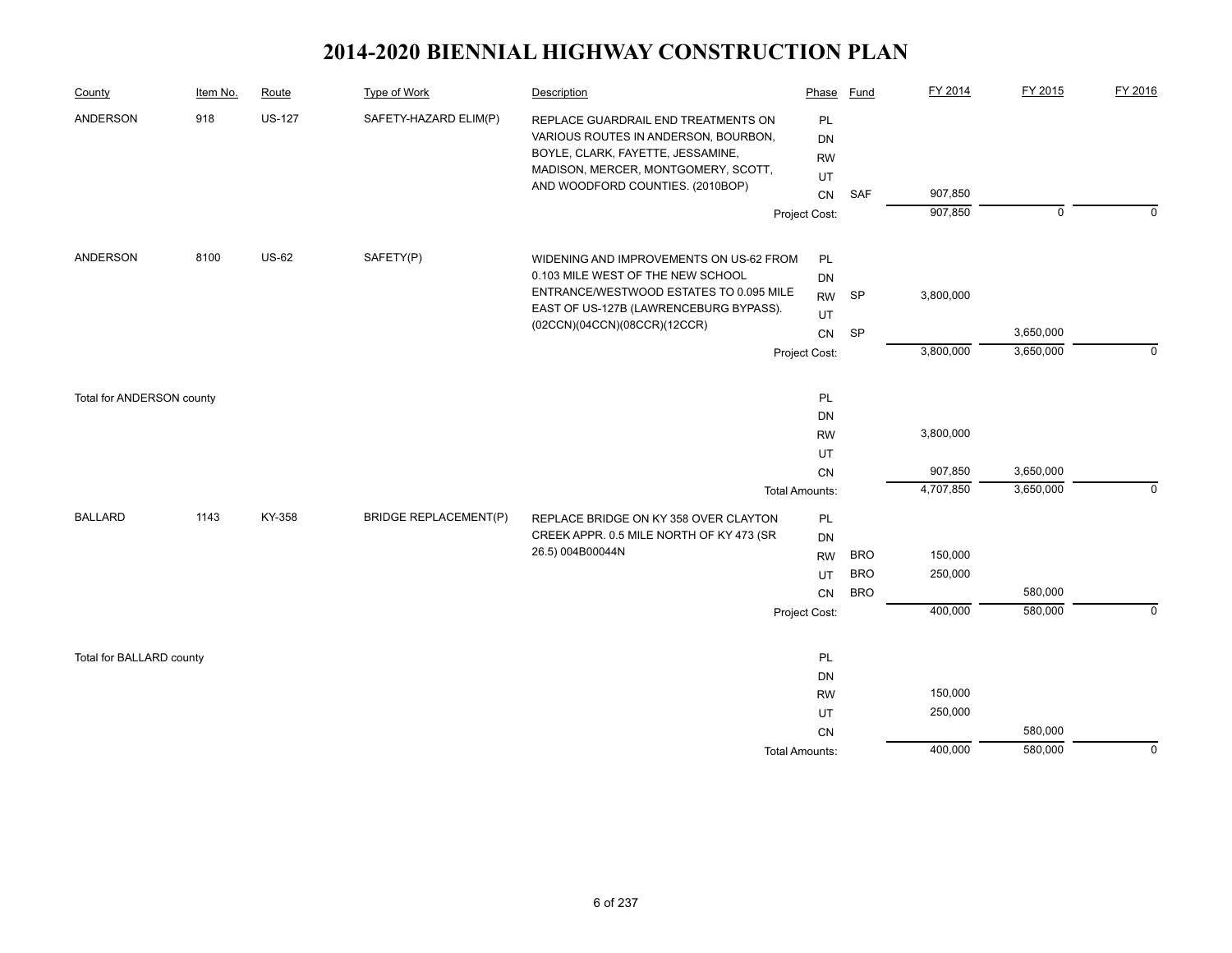# 2014-2020 BIENNIAL HIGHWAY CONSTRUCTION PLAN

| County | Item No. | Route | Type of Work | Description | Phase | Fund | FY 2014 | FY 2015 | FY 2016 |
|---|---|---|---|---|---|---|---|---|---|
| ANDERSON | 918 | US-127 | SAFETY-HAZARD ELIM(P) | REPLACE GUARDRAIL END TREATMENTS ON VARIOUS ROUTES IN ANDERSON, BOURBON, BOYLE, CLARK, FAYETTE, JESSAMINE, MADISON, MERCER, MONTGOMERY, SCOTT, AND WOODFORD COUNTIES. (2010BOP) | PL | | | | |
| | | | | | DN | | | | |
| | | | | | RW | | | | |
| | | | | | UT | | | | |
| | | | | | CN | SAF | 907,850 | | |
| | | | | | Project Cost: | | 907,850 | 0 | 0 |
| ANDERSON | 8100 | US-62 | SAFETY(P) | WIDENING AND IMPROVEMENTS ON US-62 FROM 0.103 MILE WEST OF THE NEW SCHOOL ENTRANCE/WESTWOOD ESTATES TO 0.095 MILE EAST OF US-127B (LAWRENCEBURG BYPASS). (02CCN)(04CCN)(08CCR)(12CCR) | PL | | | | |
| | | | | | DN | | | | |
| | | | | | RW | SP | 3,800,000 | | |
| | | | | | UT | | | | |
| | | | | | CN | SP | | 3,650,000 | |
| | | | | | Project Cost: | | 3,800,000 | 3,650,000 | 0 |
| Total for ANDERSON county | | | | | PL | | | | |
| | | | | | DN | | | | |
| | | | | | RW | | 3,800,000 | | |
| | | | | | UT | | | | |
| | | | | | CN | | 907,850 | 3,650,000 | |
| | | | | | Total Amounts: | | 4,707,850 | 3,650,000 | 0 |
| BALLARD | 1143 | KY-358 | BRIDGE REPLACEMENT(P) | REPLACE BRIDGE ON KY 358 OVER CLAYTON CREEK APPR. 0.5 MILE NORTH OF KY 473 (SR 26.5) 004B00044N | PL | | | | |
| | | | | | DN | | | | |
| | | | | | RW | BRO | 150,000 | | |
| | | | | | UT | BRO | 250,000 | | |
| | | | | | CN | BRO | | 580,000 | |
| | | | | | Project Cost: | | 400,000 | 580,000 | 0 |
| Total for BALLARD county | | | | | PL | | | | |
| | | | | | DN | | | | |
| | | | | | RW | | 150,000 | | |
| | | | | | UT | | 250,000 | | |
| | | | | | CN | | | 580,000 | |
| | | | | | Total Amounts: | | 400,000 | 580,000 | 0 |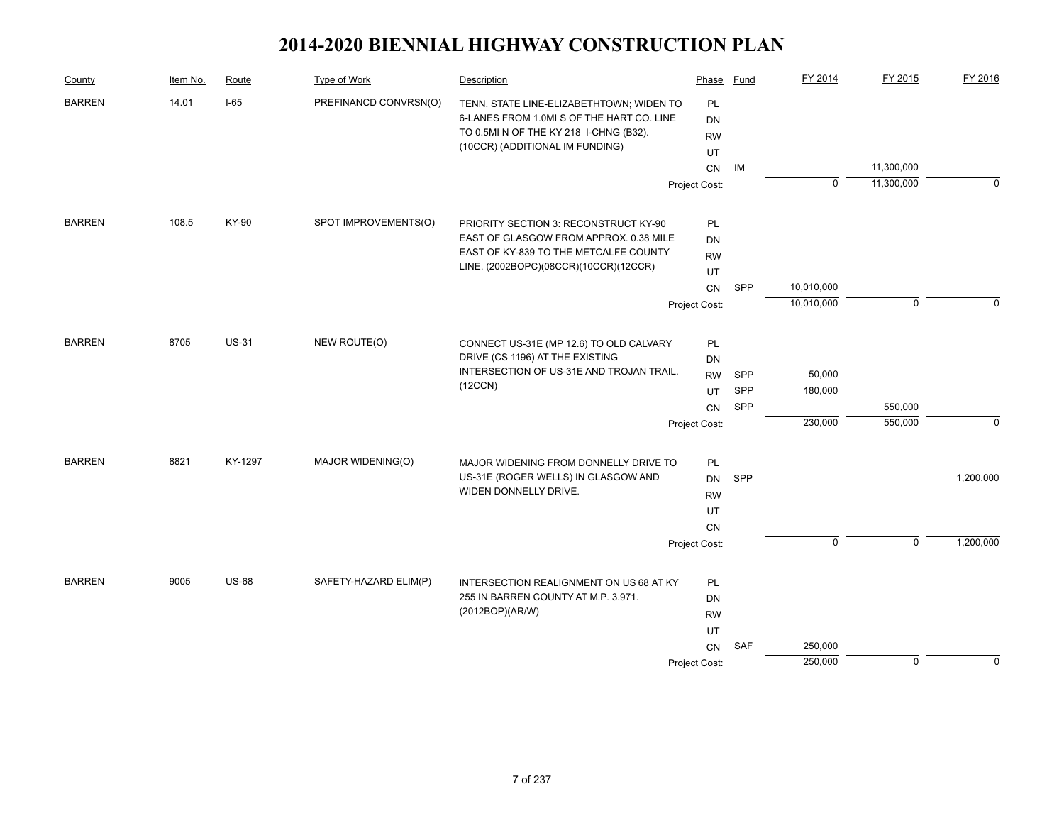# 2014-2020 BIENNIAL HIGHWAY CONSTRUCTION PLAN

| County | Item No. | Route | Type of Work | Description | Phase | Fund | FY 2014 | FY 2015 | FY 2016 |
|---|---|---|---|---|---|---|---|---|---|
| BARREN | 14.01 | I-65 | PREFINANCD CONVRSN(O) | TENN. STATE LINE-ELIZABETHTOWN; WIDEN TO 6-LANES FROM 1.0MI S OF THE HART CO. LINE TO 0.5MI N OF THE KY 218 I-CHNG (B32). (10CCR) (ADDITIONAL IM FUNDING) | PL | | | | |
| | | | | | DN | | | | |
| | | | | | RW | | | | |
| | | | | | UT | | | | |
| | | | | | CN | IM | | 11,300,000 | |
| | | | | | Project Cost: | | 0 | 11,300,000 | 0 |
| BARREN | 108.5 | KY-90 | SPOT IMPROVEMENTS(O) | PRIORITY SECTION 3: RECONSTRUCT KY-90 EAST OF GLASGOW FROM APPROX. 0.38 MILE EAST OF KY-839 TO THE METCALFE COUNTY LINE. (2002BOPC)(08CCR)(10CCR)(12CCR) | PL | | | | |
| | | | | | DN | | | | |
| | | | | | RW | | | | |
| | | | | | UT | | | | |
| | | | | | CN | SPP | 10,010,000 | | |
| | | | | | Project Cost: | | 10,010,000 | 0 | 0 |
| BARREN | 8705 | US-31 | NEW ROUTE(O) | CONNECT US-31E (MP 12.6) TO OLD CALVARY DRIVE (CS 1196) AT THE EXISTING INTERSECTION OF US-31E AND TROJAN TRAIL. (12CCN) | PL | | | | |
| | | | | | DN | | | | |
| | | | | | RW | SPP | 50,000 | | |
| | | | | | UT | SPP | 180,000 | | |
| | | | | | CN | SPP | | 550,000 | |
| | | | | | Project Cost: | | 230,000 | 550,000 | 0 |
| BARREN | 8821 | KY-1297 | MAJOR WIDENING(O) | MAJOR WIDENING FROM DONNELLY DRIVE TO US-31E (ROGER WELLS) IN GLASGOW AND WIDEN DONNELLY DRIVE. | PL | | | | |
| | | | | | DN | SPP | | | 1,200,000 |
| | | | | | RW | | | | |
| | | | | | UT | | | | |
| | | | | | CN | | | | |
| | | | | | Project Cost: | | 0 | 0 | 1,200,000 |
| BARREN | 9005 | US-68 | SAFETY-HAZARD ELIM(P) | INTERSECTION REALIGNMENT ON US 68 AT KY 255 IN BARREN COUNTY AT M.P. 3.971. (2012BOP)(AR/W) | PL | | | | |
| | | | | | DN | | | | |
| | | | | | RW | | | | |
| | | | | | UT | | | | |
| | | | | | CN | SAF | 250,000 | | |
| | | | | | Project Cost: | | 250,000 | 0 | 0 |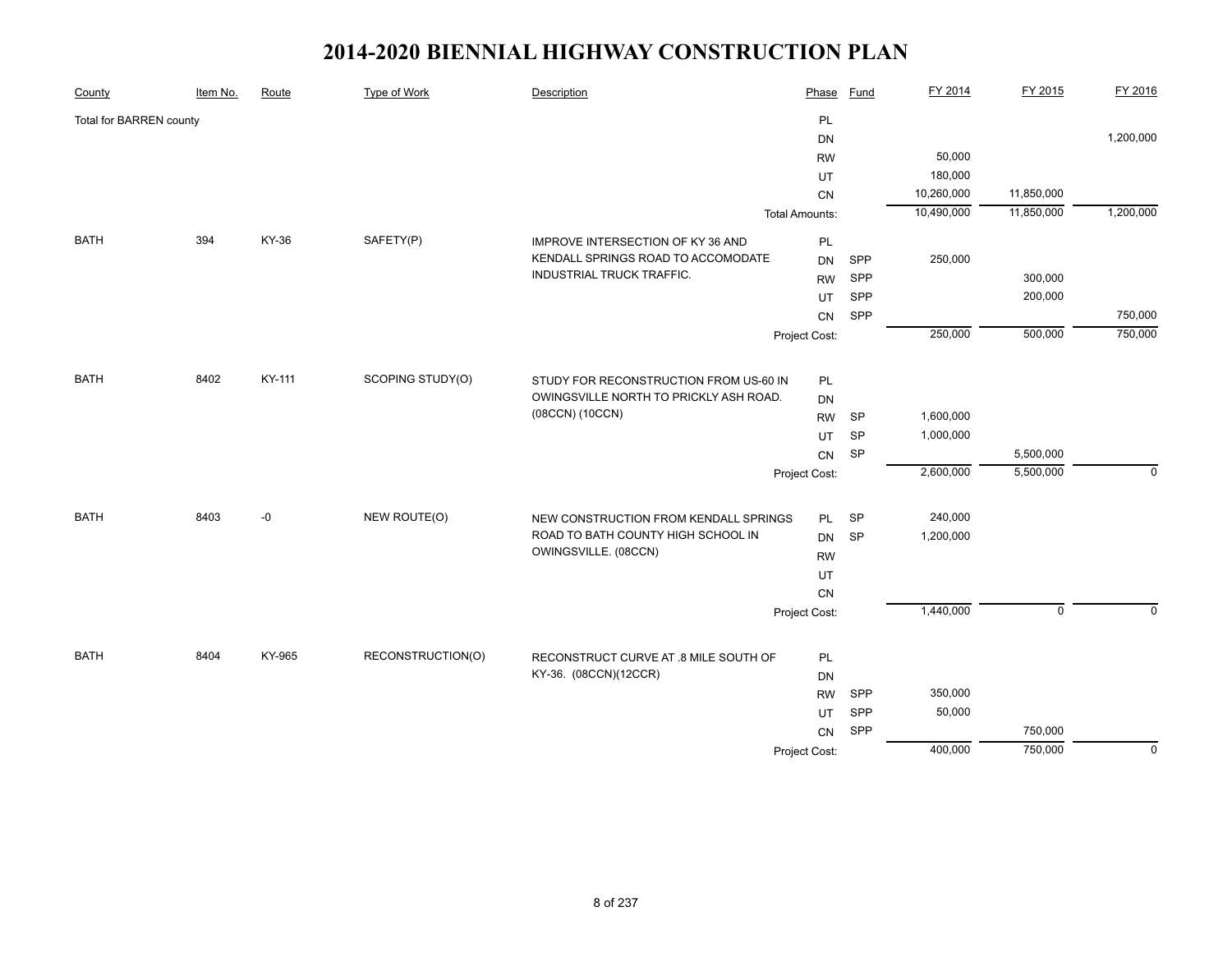# 2014-2020 BIENNIAL HIGHWAY CONSTRUCTION PLAN

| County | Item No. | Route | Type of Work | Description | Phase | Fund | FY 2014 | FY 2015 | FY 2016 |
|---|---|---|---|---|---|---|---|---|---|
| Total for BARREN county | | | | | PL | | | | |
| | | | | | DN | | | | 1,200,000 |
| | | | | | RW | | 50,000 | | |
| | | | | | UT | | 180,000 | | |
| | | | | | CN | | 10,260,000 | 11,850,000 | |
| | | | | | Total Amounts: | | 10,490,000 | 11,850,000 | 1,200,000 |
| BATH | 394 | KY-36 | SAFETY(P) | IMPROVE INTERSECTION OF KY 36 AND KENDALL SPRINGS ROAD TO ACCOMODATE INDUSTRIAL TRUCK TRAFFIC. | PL | | | | |
| | | | | | DN | SPP | 250,000 | | |
| | | | | | RW | SPP | | 300,000 | |
| | | | | | UT | SPP | | 200,000 | |
| | | | | | CN | SPP | | | 750,000 |
| | | | | | Project Cost: | | 250,000 | 500,000 | 750,000 |
| BATH | 8402 | KY-111 | SCOPING STUDY(O) | STUDY FOR RECONSTRUCTION FROM US-60 IN OWINGSVILLE NORTH TO PRICKLY ASH ROAD. (08CCN) (10CCN) | PL | | | | |
| | | | | | DN | | | | |
| | | | | | RW | SP | 1,600,000 | | |
| | | | | | UT | SP | 1,000,000 | | |
| | | | | | CN | SP | | 5,500,000 | |
| | | | | | Project Cost: | | 2,600,000 | 5,500,000 | 0 |
| BATH | 8403 | -0 | NEW ROUTE(O) | NEW CONSTRUCTION FROM KENDALL SPRINGS ROAD TO BATH COUNTY HIGH SCHOOL IN OWINGSVILLE. (08CCN) | PL | SP | 240,000 | | |
| | | | | | DN | SP | 1,200,000 | | |
| | | | | | RW | | | | |
| | | | | | UT | | | | |
| | | | | | CN | | | | |
| | | | | | Project Cost: | | 1,440,000 | 0 | 0 |
| BATH | 8404 | KY-965 | RECONSTRUCTION(O) | RECONSTRUCT CURVE AT .8 MILE SOUTH OF KY-36. (08CCN)(12CCR) | PL | | | | |
| | | | | | DN | | | | |
| | | | | | RW | SPP | 350,000 | | |
| | | | | | UT | SPP | 50,000 | | |
| | | | | | CN | SPP | | 750,000 | |
| | | | | | Project Cost: | | 400,000 | 750,000 | 0 |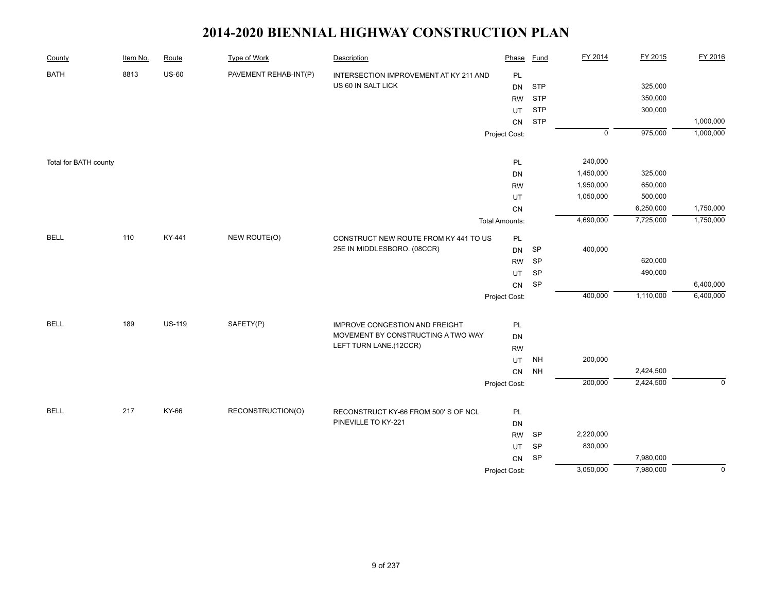# 2014-2020 BIENNIAL HIGHWAY CONSTRUCTION PLAN

| County | Item No. | Route | Type of Work | Description | Phase | Fund | FY 2014 | FY 2015 | FY 2016 |
|---|---|---|---|---|---|---|---|---|---|
| BATH | 8813 | US-60 | PAVEMENT REHAB-INT(P) | INTERSECTION IMPROVEMENT AT KY 211 AND US 60 IN SALT LICK | PL | | | | |
| | | | | | DN | STP | | 325,000 | |
| | | | | | RW | STP | | 350,000 | |
| | | | | | UT | STP | | 300,000 | |
| | | | | | CN | STP | | | 1,000,000 |
| | | | | | Project Cost: | | 0 | 975,000 | 1,000,000 |
| Total for BATH county | | | | | PL | | 240,000 | | |
| | | | | | DN | | 1,450,000 | 325,000 | |
| | | | | | RW | | 1,950,000 | 650,000 | |
| | | | | | UT | | 1,050,000 | 500,000 | |
| | | | | | CN | | | 6,250,000 | 1,750,000 |
| | | | | | Total Amounts: | | 4,690,000 | 7,725,000 | 1,750,000 |
| BELL | 110 | KY-441 | NEW ROUTE(O) | CONSTRUCT NEW ROUTE FROM KY 441 TO US 25E IN MIDDLESBORO. (08CCR) | PL | | | | |
| | | | | | DN | SP | 400,000 | | |
| | | | | | RW | SP | | 620,000 | |
| | | | | | UT | SP | | 490,000 | |
| | | | | | CN | SP | | | 6,400,000 |
| | | | | | Project Cost: | | 400,000 | 1,110,000 | 6,400,000 |
| BELL | 189 | US-119 | SAFETY(P) | IMPROVE CONGESTION AND FREIGHT MOVEMENT BY CONSTRUCTING A TWO WAY LEFT TURN LANE.(12CCR) | PL | | | | |
| | | | | | DN | | | | |
| | | | | | RW | | | | |
| | | | | | UT | NH | 200,000 | | |
| | | | | | CN | NH | | 2,424,500 | |
| | | | | | Project Cost: | | 200,000 | 2,424,500 | 0 |
| BELL | 217 | KY-66 | RECONSTRUCTION(O) | RECONSTRUCT KY-66 FROM 500' S OF NCL PINEVILLE TO KY-221 | PL | | | | |
| | | | | | DN | | | | |
| | | | | | RW | SP | 2,220,000 | | |
| | | | | | UT | SP | 830,000 | | |
| | | | | | CN | SP | | 7,980,000 | |
| | | | | | Project Cost: | | 3,050,000 | 7,980,000 | 0 |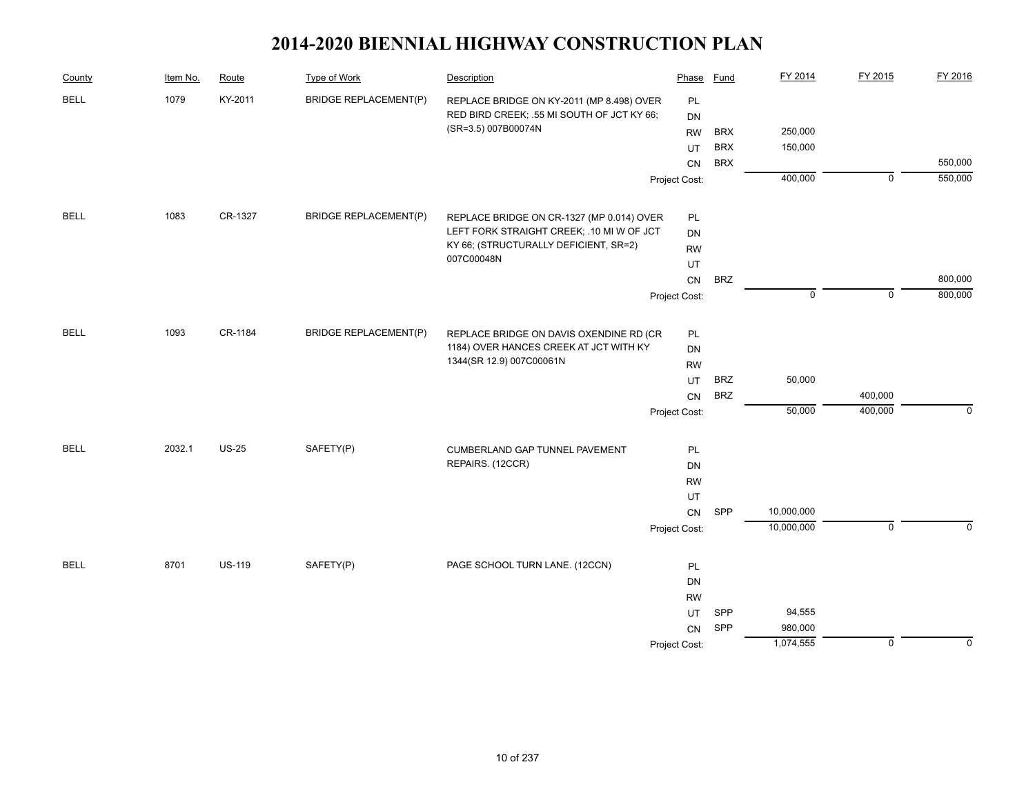# 2014-2020 BIENNIAL HIGHWAY CONSTRUCTION PLAN

| County | Item No. | Route | Type of Work | Description | Phase | Fund | FY 2014 | FY 2015 | FY 2016 |
|---|---|---|---|---|---|---|---|---|---|
| BELL | 1079 | KY-2011 | BRIDGE REPLACEMENT(P) | REPLACE BRIDGE ON KY-2011 (MP 8.498) OVER RED BIRD CREEK; .55 MI SOUTH OF JCT KY 66; (SR=3.5) 007B00074N | PL | | | | |
| | | | | | DN | | | | |
| | | | | | RW | BRX | 250,000 | | |
| | | | | | UT | BRX | 150,000 | | |
| | | | | | CN | BRX | | | 550,000 |
| | | | | | Project Cost: | | 400,000 | 0 | 550,000 |
| BELL | 1083 | CR-1327 | BRIDGE REPLACEMENT(P) | REPLACE BRIDGE ON CR-1327 (MP 0.014) OVER LEFT FORK STRAIGHT CREEK; .10 MI W OF JCT KY 66; (STRUCTURALLY DEFICIENT, SR=2) 007C00048N | PL | | | | |
| | | | | | DN | | | | |
| | | | | | RW | | | | |
| | | | | | UT | | | | |
| | | | | | CN | BRZ | | | 800,000 |
| | | | | | Project Cost: | | 0 | 0 | 800,000 |
| BELL | 1093 | CR-1184 | BRIDGE REPLACEMENT(P) | REPLACE BRIDGE ON DAVIS OXENDINE RD (CR 1184) OVER HANCES CREEK AT JCT WITH KY 1344(SR 12.9) 007C00061N | PL | | | | |
| | | | | | DN | | | | |
| | | | | | RW | | | | |
| | | | | | UT | BRZ | 50,000 | | |
| | | | | | CN | BRZ | | 400,000 | |
| | | | | | Project Cost: | | 50,000 | 400,000 | 0 |
| BELL | 2032.1 | US-25 | SAFETY(P) | CUMBERLAND GAP TUNNEL PAVEMENT REPAIRS. (12CCR) | PL | | | | |
| | | | | | DN | | | | |
| | | | | | RW | | | | |
| | | | | | UT | | | | |
| | | | | | CN | SPP | 10,000,000 | | |
| | | | | | Project Cost: | | 10,000,000 | 0 | 0 |
| BELL | 8701 | US-119 | SAFETY(P) | PAGE SCHOOL TURN LANE. (12CCN) | PL | | | | |
| | | | | | DN | | | | |
| | | | | | RW | | | | |
| | | | | | UT | SPP | 94,555 | | |
| | | | | | CN | SPP | 980,000 | | |
| | | | | | Project Cost: | | 1,074,555 | 0 | 0 |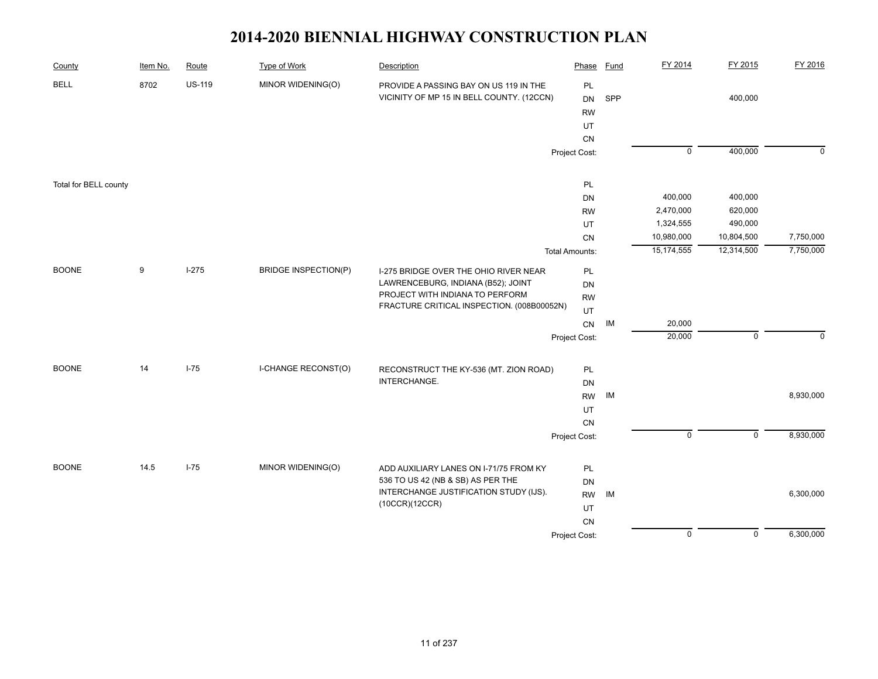# 2014-2020 BIENNIAL HIGHWAY CONSTRUCTION PLAN

| County | Item No. | Route | Type of Work | Description | Phase | Fund | FY 2014 | FY 2015 | FY 2016 |
|---|---|---|---|---|---|---|---|---|---|
| BELL | 8702 | US-119 | MINOR WIDENING(O) | PROVIDE A PASSING BAY ON US 119 IN THE VICINITY OF MP 15 IN BELL COUNTY. (12CCN) | PL | | | | |
| | | | | | DN | SPP | | 400,000 | |
| | | | | | RW | | | | |
| | | | | | UT | | | | |
| | | | | | CN | | | | |
| | | | | | Project Cost: | | 0 | 400,000 | 0 |
| Total for BELL county | | | | | PL | | | | |
| | | | | | DN | | 400,000 | 400,000 | |
| | | | | | RW | | 2,470,000 | 620,000 | |
| | | | | | UT | | 1,324,555 | 490,000 | |
| | | | | | CN | | 10,980,000 | 10,804,500 | 7,750,000 |
| | | | | | Total Amounts: | | 15,174,555 | 12,314,500 | 7,750,000 |
| BOONE | 9 | I-275 | BRIDGE INSPECTION(P) | I-275 BRIDGE OVER THE OHIO RIVER NEAR LAWRENCEBURG, INDIANA (B52); JOINT PROJECT WITH INDIANA TO PERFORM FRACTURE CRITICAL INSPECTION. (008B00052N) | PL | | | | |
| | | | | | DN | | | | |
| | | | | | RW | | | | |
| | | | | | UT | | | | |
| | | | | | CN | IM | 20,000 | | |
| | | | | | Project Cost: | | 20,000 | 0 | 0 |
| BOONE | 14 | I-75 | I-CHANGE RECONST(O) | RECONSTRUCT THE KY-536 (MT. ZION ROAD) INTERCHANGE. | PL | | | | |
| | | | | | DN | | | | |
| | | | | | RW | IM | | | 8,930,000 |
| | | | | | UT | | | | |
| | | | | | CN | | | | |
| | | | | | Project Cost: | | 0 | 0 | 8,930,000 |
| BOONE | 14.5 | I-75 | MINOR WIDENING(O) | ADD AUXILIARY LANES ON I-71/75 FROM KY 536 TO US 42 (NB & SB) AS PER THE INTERCHANGE JUSTIFICATION STUDY (IJS). (10CCR)(12CCR) | PL | | | | |
| | | | | | DN | | | | |
| | | | | | RW | IM | | | 6,300,000 |
| | | | | | UT | | | | |
| | | | | | CN | | | | |
| | | | | | Project Cost: | | 0 | 0 | 6,300,000 |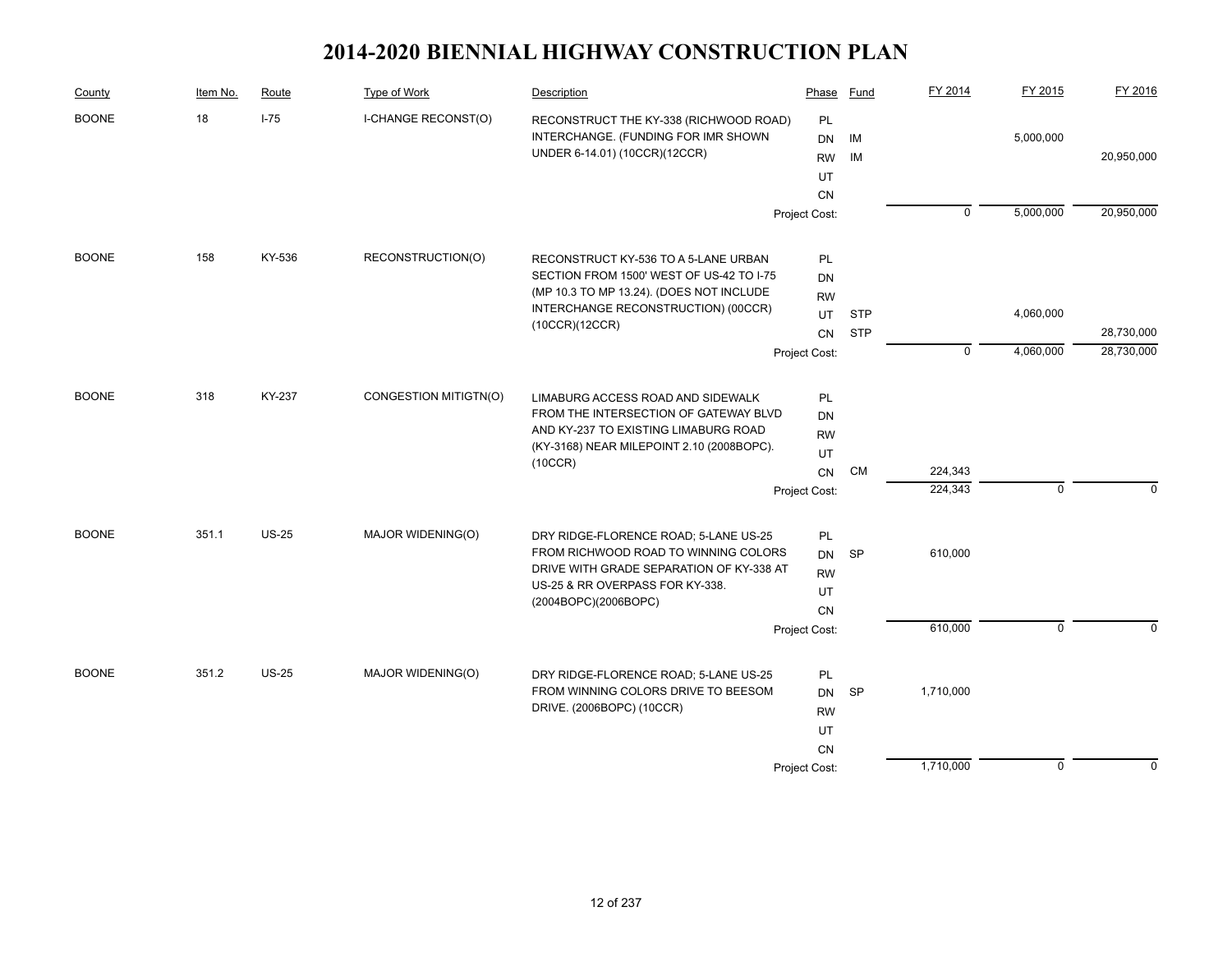# 2014-2020 BIENNIAL HIGHWAY CONSTRUCTION PLAN

| County | Item No. | Route | Type of Work | Description | Phase | Fund | FY 2014 | FY 2015 | FY 2016 |
|---|---|---|---|---|---|---|---|---|---|
| BOONE | 18 | I-75 | I-CHANGE RECONST(O) | RECONSTRUCT THE KY-338 (RICHWOOD ROAD) INTERCHANGE. (FUNDING FOR IMR SHOWN UNDER 6-14.01) (10CCR)(12CCR) | PL | | | | |
| | | | | | DN | IM | | 5,000,000 | |
| | | | | | RW | IM | | | 20,950,000 |
| | | | | | UT | | | | |
| | | | | | CN | | | | |
| | | | | | Project Cost: | | 0 | 5,000,000 | 20,950,000 |
| BOONE | 158 | KY-536 | RECONSTRUCTION(O) | RECONSTRUCT KY-536 TO A 5-LANE URBAN SECTION FROM 1500' WEST OF US-42 TO I-75 (MP 10.3 TO MP 13.24). (DOES NOT INCLUDE INTERCHANGE RECONSTRUCTION) (00CCR)(10CCR)(12CCR) | PL | | | | |
| | | | | | DN | | | | |
| | | | | | RW | | | | |
| | | | | | UT | STP | | 4,060,000 | |
| | | | | | CN | STP | | | 28,730,000 |
| | | | | | Project Cost: | | 0 | 4,060,000 | 28,730,000 |
| BOONE | 318 | KY-237 | CONGESTION MITIGTN(O) | LIMABURG ACCESS ROAD AND SIDEWALK FROM THE INTERSECTION OF GATEWAY BLVD AND KY-237 TO EXISTING LIMABURG ROAD (KY-3168) NEAR MILEPOINT 2.10 (2008BOPC). (10CCR) | PL | | | | |
| | | | | | DN | | | | |
| | | | | | RW | | | | |
| | | | | | UT | | | | |
| | | | | | CN | CM | 224,343 | | |
| | | | | | Project Cost: | | 224,343 | 0 | 0 |
| BOONE | 351.1 | US-25 | MAJOR WIDENING(O) | DRY RIDGE-FLORENCE ROAD; 5-LANE US-25 FROM RICHWOOD ROAD TO WINNING COLORS DRIVE WITH GRADE SEPARATION OF KY-338 AT US-25 & RR OVERPASS FOR KY-338. (2004BOPC)(2006BOPC) | PL | | | | |
| | | | | | DN | SP | 610,000 | | |
| | | | | | RW | | | | |
| | | | | | UT | | | | |
| | | | | | CN | | | | |
| | | | | | Project Cost: | | 610,000 | 0 | 0 |
| BOONE | 351.2 | US-25 | MAJOR WIDENING(O) | DRY RIDGE-FLORENCE ROAD; 5-LANE US-25 FROM WINNING COLORS DRIVE TO BEESOM DRIVE. (2006BOPC) (10CCR) | PL | | | | |
| | | | | | DN | SP | 1,710,000 | | |
| | | | | | RW | | | | |
| | | | | | UT | | | | |
| | | | | | CN | | | | |
| | | | | | Project Cost: | | 1,710,000 | 0 | 0 |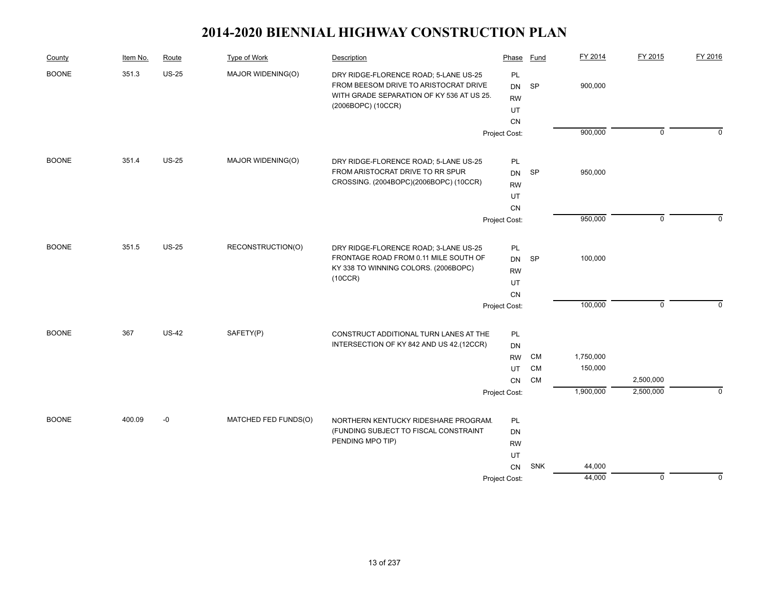# 2014-2020 BIENNIAL HIGHWAY CONSTRUCTION PLAN

| County | Item No. | Route | Type of Work | Description | Phase | Fund | FY 2014 | FY 2015 | FY 2016 |
|---|---|---|---|---|---|---|---|---|---|
| BOONE | 351.3 | US-25 | MAJOR WIDENING(O) | DRY RIDGE-FLORENCE ROAD; 5-LANE US-25 FROM BEESOM DRIVE TO ARISTOCRAT DRIVE WITH GRADE SEPARATION OF KY 536 AT US 25. (2006BOPC) (10CCR) | PL | | | | |
| | | | | | DN | SP | 900,000 | | |
| | | | | | RW | | | | |
| | | | | | UT | | | | |
| | | | | | CN | | | | |
| | | | | | Project Cost: | | 900,000 | 0 | 0 |
| BOONE | 351.4 | US-25 | MAJOR WIDENING(O) | DRY RIDGE-FLORENCE ROAD; 5-LANE US-25 FROM ARISTOCRAT DRIVE TO RR SPUR CROSSING. (2004BOPC)(2006BOPC) (10CCR) | PL | | | | |
| | | | | | DN | SP | 950,000 | | |
| | | | | | RW | | | | |
| | | | | | UT | | | | |
| | | | | | CN | | | | |
| | | | | | Project Cost: | | 950,000 | 0 | 0 |
| BOONE | 351.5 | US-25 | RECONSTRUCTION(O) | DRY RIDGE-FLORENCE ROAD; 3-LANE US-25 FRONTAGE ROAD FROM 0.11 MILE SOUTH OF KY 338 TO WINNING COLORS. (2006BOPC) (10CCR) | PL | | | | |
| | | | | | DN | SP | 100,000 | | |
| | | | | | RW | | | | |
| | | | | | UT | | | | |
| | | | | | CN | | | | |
| | | | | | Project Cost: | | 100,000 | 0 | 0 |
| BOONE | 367 | US-42 | SAFETY(P) | CONSTRUCT ADDITIONAL TURN LANES AT THE INTERSECTION OF KY 842 AND US 42.(12CCR) | PL | | | | |
| | | | | | DN | | | | |
| | | | | | RW | CM | 1,750,000 | | |
| | | | | | UT | CM | 150,000 | | |
| | | | | | CN | CM | | 2,500,000 | |
| | | | | | Project Cost: | | 1,900,000 | 2,500,000 | 0 |
| BOONE | 400.09 | -0 | MATCHED FED FUNDS(O) | NORTHERN KENTUCKY RIDESHARE PROGRAM. (FUNDING SUBJECT TO FISCAL CONSTRAINT PENDING MPO TIP) | PL | | | | |
| | | | | | DN | | | | |
| | | | | | RW | | | | |
| | | | | | UT | | | | |
| | | | | | CN | SNK | 44,000 | | |
| | | | | | Project Cost: | | 44,000 | 0 | 0 |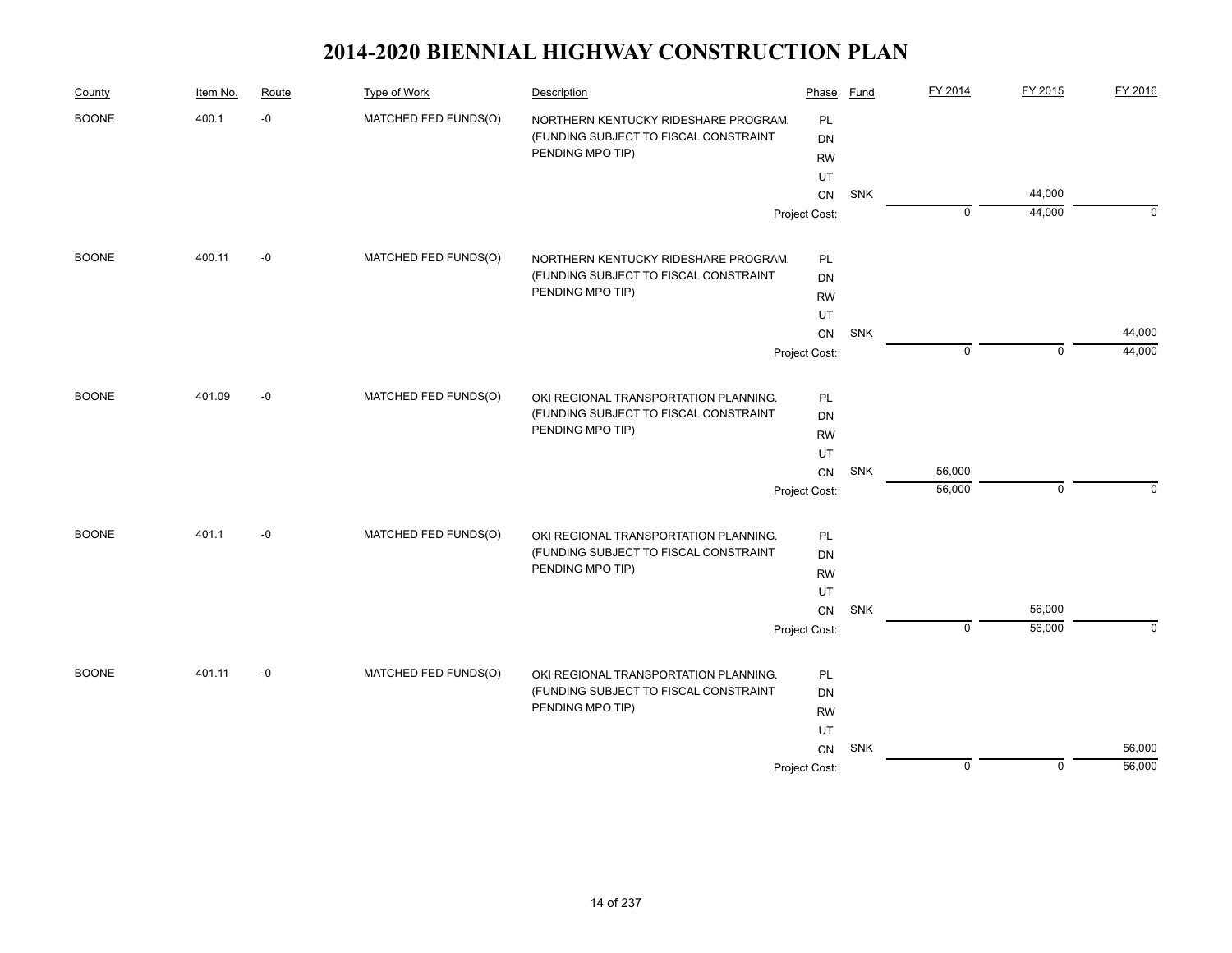# 2014-2020 BIENNIAL HIGHWAY CONSTRUCTION PLAN

| County | Item No. | Route | Type of Work | Description | Phase | Fund | FY 2014 | FY 2015 | FY 2016 |
|---|---|---|---|---|---|---|---|---|---|
| BOONE | 400.1 | -0 | MATCHED FED FUNDS(O) | NORTHERN KENTUCKY RIDESHARE PROGRAM. (FUNDING SUBJECT TO FISCAL CONSTRAINT PENDING MPO TIP) | PL | | | | |
| | | | | | DN | | | | |
| | | | | | RW | | | | |
| | | | | | UT | | | | |
| | | | | | CN | SNK | | 44,000 | |
| | | | | | Project Cost: | | 0 | 44,000 | 0 |
| BOONE | 400.11 | -0 | MATCHED FED FUNDS(O) | NORTHERN KENTUCKY RIDESHARE PROGRAM. (FUNDING SUBJECT TO FISCAL CONSTRAINT PENDING MPO TIP) | PL | | | | |
| | | | | | DN | | | | |
| | | | | | RW | | | | |
| | | | | | UT | | | | |
| | | | | | CN | SNK | | | 44,000 |
| | | | | | Project Cost: | | 0 | 0 | 44,000 |
| BOONE | 401.09 | -0 | MATCHED FED FUNDS(O) | OKI REGIONAL TRANSPORTATION PLANNING. (FUNDING SUBJECT TO FISCAL CONSTRAINT PENDING MPO TIP) | PL | | | | |
| | | | | | DN | | | | |
| | | | | | RW | | | | |
| | | | | | UT | | | | |
| | | | | | CN | SNK | 56,000 | | |
| | | | | | Project Cost: | | 56,000 | 0 | 0 |
| BOONE | 401.1 | -0 | MATCHED FED FUNDS(O) | OKI REGIONAL TRANSPORTATION PLANNING. (FUNDING SUBJECT TO FISCAL CONSTRAINT PENDING MPO TIP) | PL | | | | |
| | | | | | DN | | | | |
| | | | | | RW | | | | |
| | | | | | UT | | | | |
| | | | | | CN | SNK | | 56,000 | |
| | | | | | Project Cost: | | 0 | 56,000 | 0 |
| BOONE | 401.11 | -0 | MATCHED FED FUNDS(O) | OKI REGIONAL TRANSPORTATION PLANNING. (FUNDING SUBJECT TO FISCAL CONSTRAINT PENDING MPO TIP) | PL | | | | |
| | | | | | DN | | | | |
| | | | | | RW | | | | |
| | | | | | UT | | | | |
| | | | | | CN | SNK | | | 56,000 |
| | | | | | Project Cost: | | 0 | 0 | 56,000 |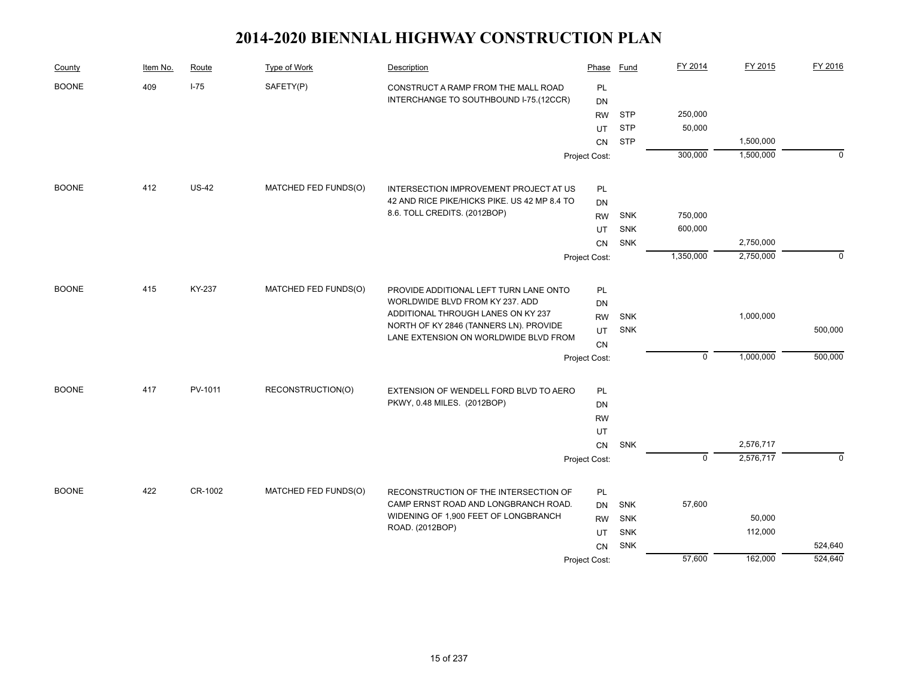# 2014-2020 BIENNIAL HIGHWAY CONSTRUCTION PLAN

| County | Item No. | Route | Type of Work | Description | Phase | Fund | FY 2014 | FY 2015 | FY 2016 |
|---|---|---|---|---|---|---|---|---|---|
| BOONE | 409 | I-75 | SAFETY(P) | CONSTRUCT A RAMP FROM THE MALL ROAD INTERCHANGE TO SOUTHBOUND I-75.(12CCR) | PL | | | | |
| | | | | | DN | | | | |
| | | | | | RW | STP | 250,000 | | |
| | | | | | UT | STP | 50,000 | | |
| | | | | | CN | STP | | 1,500,000 | |
| | | | | | Project Cost: | | 300,000 | 1,500,000 | 0 |
| BOONE | 412 | US-42 | MATCHED FED FUNDS(O) | INTERSECTION IMPROVEMENT PROJECT AT US 42 AND RICE PIKE/HICKS PIKE. US 42 MP 8.4 TO 8.6. TOLL CREDITS. (2012BOP) | PL | | | | |
| | | | | | DN | | | | |
| | | | | | RW | SNK | 750,000 | | |
| | | | | | UT | SNK | 600,000 | | |
| | | | | | CN | SNK | | 2,750,000 | |
| | | | | | Project Cost: | | 1,350,000 | 2,750,000 | 0 |
| BOONE | 415 | KY-237 | MATCHED FED FUNDS(O) | PROVIDE ADDITIONAL LEFT TURN LANE ONTO WORLDWIDE BLVD FROM KY 237. ADD ADDITIONAL THROUGH LANES ON KY 237 NORTH OF KY 2846 (TANNERS LN). PROVIDE LANE EXTENSION ON WORLDWIDE BLVD FROM | PL | | | | |
| | | | | | DN | | | | |
| | | | | | RW | SNK | | 1,000,000 | |
| | | | | | UT | SNK | | | 500,000 |
| | | | | | CN | | | | |
| | | | | | Project Cost: | | 0 | 1,000,000 | 500,000 |
| BOONE | 417 | PV-1011 | RECONSTRUCTION(O) | EXTENSION OF WENDELL FORD BLVD TO AERO PKWY, 0.48 MILES. (2012BOP) | PL | | | | |
| | | | | | DN | | | | |
| | | | | | RW | | | | |
| | | | | | UT | | | | |
| | | | | | CN | SNK | | 2,576,717 | |
| | | | | | Project Cost: | | 0 | 2,576,717 | 0 |
| BOONE | 422 | CR-1002 | MATCHED FED FUNDS(O) | RECONSTRUCTION OF THE INTERSECTION OF CAMP ERNST ROAD AND LONGBRANCH ROAD. WIDENING OF 1,900 FEET OF LONGBRANCH ROAD. (2012BOP) | PL | | | | |
| | | | | | DN | SNK | 57,600 | | |
| | | | | | RW | SNK | | 50,000 | |
| | | | | | UT | SNK | | 112,000 | |
| | | | | | CN | SNK | | | 524,640 |
| | | | | | Project Cost: | | 57,600 | 162,000 | 524,640 |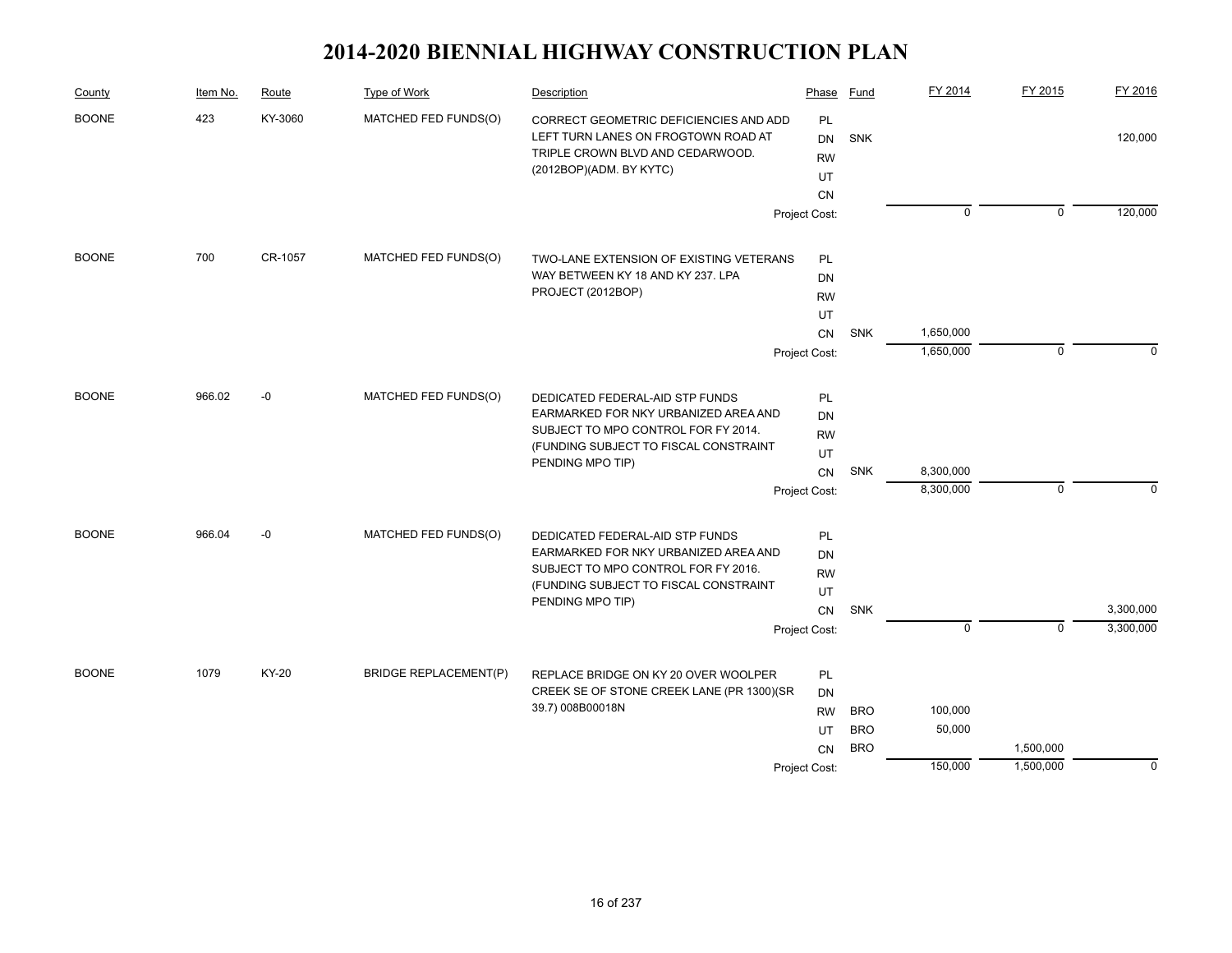# 2014-2020 BIENNIAL HIGHWAY CONSTRUCTION PLAN

| County | Item No. | Route | Type of Work | Description | Phase | Fund | FY 2014 | FY 2015 | FY 2016 |
|---|---|---|---|---|---|---|---|---|---|
| BOONE | 423 | KY-3060 | MATCHED FED FUNDS(O) | CORRECT GEOMETRIC DEFICIENCIES AND ADD LEFT TURN LANES ON FROGTOWN ROAD AT TRIPLE CROWN BLVD AND CEDARWOOD. (2012BOP)(ADM. BY KYTC) | PL | | | | |
| | | | | | DN | SNK | | | 120,000 |
| | | | | | RW | | | | |
| | | | | | UT | | | | |
| | | | | | CN | | | | |
| | | | | | Project Cost: | | 0 | 0 | 120,000 |
| BOONE | 700 | CR-1057 | MATCHED FED FUNDS(O) | TWO-LANE EXTENSION OF EXISTING VETERANS WAY BETWEEN KY 18 AND KY 237. LPA PROJECT (2012BOP) | PL | | | | |
| | | | | | DN | | | | |
| | | | | | RW | | | | |
| | | | | | UT | | | | |
| | | | | | CN | SNK | 1,650,000 | | |
| | | | | | Project Cost: | | 1,650,000 | 0 | 0 |
| BOONE | 966.02 | -0 | MATCHED FED FUNDS(O) | DEDICATED FEDERAL-AID STP FUNDS EARMARKED FOR NKY URBANIZED AREA AND SUBJECT TO MPO CONTROL FOR FY 2014. (FUNDING SUBJECT TO FISCAL CONSTRAINT PENDING MPO TIP) | PL | | | | |
| | | | | | DN | | | | |
| | | | | | RW | | | | |
| | | | | | UT | | | | |
| | | | | | CN | SNK | 8,300,000 | | |
| | | | | | Project Cost: | | 8,300,000 | 0 | 0 |
| BOONE | 966.04 | -0 | MATCHED FED FUNDS(O) | DEDICATED FEDERAL-AID STP FUNDS EARMARKED FOR NKY URBANIZED AREA AND SUBJECT TO MPO CONTROL FOR FY 2016. (FUNDING SUBJECT TO FISCAL CONSTRAINT PENDING MPO TIP) | PL | | | | |
| | | | | | DN | | | | |
| | | | | | RW | | | | |
| | | | | | UT | | | | |
| | | | | | CN | SNK | | | 3,300,000 |
| | | | | | Project Cost: | | 0 | 0 | 3,300,000 |
| BOONE | 1079 | KY-20 | BRIDGE REPLACEMENT(P) | REPLACE BRIDGE ON KY 20 OVER WOOLPER CREEK SE OF STONE CREEK LANE (PR 1300)(SR 39.7) 008B00018N | PL | | | | |
| | | | | | DN | | | | |
| | | | | | RW | BRO | 100,000 | | |
| | | | | | UT | BRO | 50,000 | | |
| | | | | | CN | BRO | | 1,500,000 | |
| | | | | | Project Cost: | | 150,000 | 1,500,000 | 0 |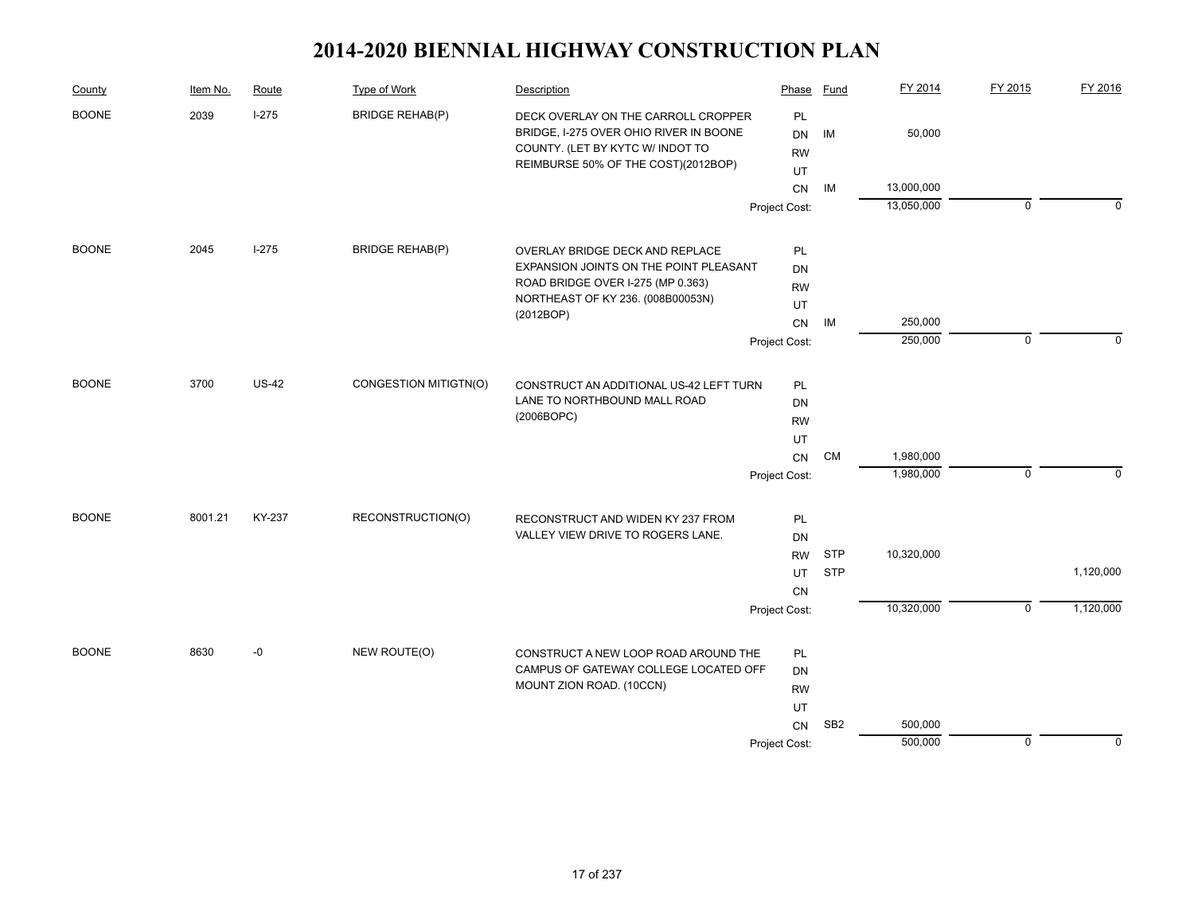# 2014-2020 BIENNIAL HIGHWAY CONSTRUCTION PLAN

| County | Item No. | Route | Type of Work | Description | Phase | Fund | FY 2014 | FY 2015 | FY 2016 |
|---|---|---|---|---|---|---|---|---|---|
| BOONE | 2039 | I-275 | BRIDGE REHAB(P) | DECK OVERLAY ON THE CARROLL CROPPER BRIDGE, I-275 OVER OHIO RIVER IN BOONE COUNTY. (LET BY KYTC W/ INDOT TO REIMBURSE 50% OF THE COST)(2012BOP) | PL | | | | |
| | | | | | DN | IM | 50,000 | | |
| | | | | | RW | | | | |
| | | | | | UT | | | | |
| | | | | | CN | IM | 13,000,000 | | |
| | | | | | Project Cost: | | 13,050,000 | 0 | 0 |
| BOONE | 2045 | I-275 | BRIDGE REHAB(P) | OVERLAY BRIDGE DECK AND REPLACE EXPANSION JOINTS ON THE POINT PLEASANT ROAD BRIDGE OVER I-275 (MP 0.363) NORTHEAST OF KY 236. (008B00053N) (2012BOP) | PL | | | | |
| | | | | | DN | | | | |
| | | | | | RW | | | | |
| | | | | | UT | | | | |
| | | | | | CN | IM | 250,000 | | |
| | | | | | Project Cost: | | 250,000 | 0 | 0 |
| BOONE | 3700 | US-42 | CONGESTION MITIGTN(O) | CONSTRUCT AN ADDITIONAL US-42 LEFT TURN LANE TO NORTHBOUND MALL ROAD (2006BOPC) | PL | | | | |
| | | | | | DN | | | | |
| | | | | | RW | | | | |
| | | | | | UT | | | | |
| | | | | | CN | CM | 1,980,000 | | |
| | | | | | Project Cost: | | 1,980,000 | 0 | 0 |
| BOONE | 8001.21 | KY-237 | RECONSTRUCTION(O) | RECONSTRUCT AND WIDEN KY 237 FROM VALLEY VIEW DRIVE TO ROGERS LANE. | PL | | | | |
| | | | | | DN | | | | |
| | | | | | RW | STP | 10,320,000 | | |
| | | | | | UT | STP | | | 1,120,000 |
| | | | | | CN | | | | |
| | | | | | Project Cost: | | 10,320,000 | 0 | 1,120,000 |
| BOONE | 8630 | -0 | NEW ROUTE(O) | CONSTRUCT A NEW LOOP ROAD AROUND THE CAMPUS OF GATEWAY COLLEGE LOCATED OFF MOUNT ZION ROAD. (10CCN) | PL | | | | |
| | | | | | DN | | | | |
| | | | | | RW | | | | |
| | | | | | UT | | | | |
| | | | | | CN | SB2 | 500,000 | | |
| | | | | | Project Cost: | | 500,000 | 0 | 0 |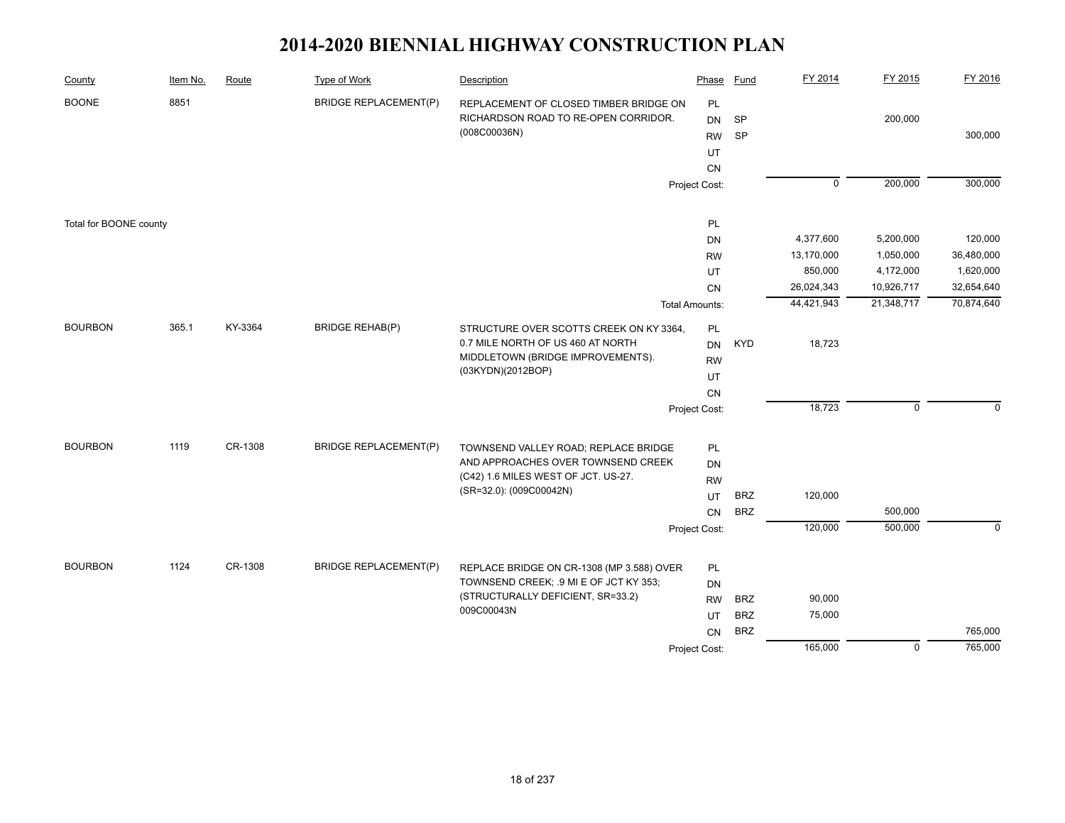# 2014-2020 BIENNIAL HIGHWAY CONSTRUCTION PLAN

| County | Item No. | Route | Type of Work | Description | Phase | Fund | FY 2014 | FY 2015 | FY 2016 |
|---|---|---|---|---|---|---|---|---|---|
| BOONE | 8851 | | BRIDGE REPLACEMENT(P) | REPLACEMENT OF CLOSED TIMBER BRIDGE ON RICHARDSON ROAD TO RE-OPEN CORRIDOR. (008C00036N) | PL | | | | |
| | | | | | DN | SP | | 200,000 | |
| | | | | | RW | SP | | | 300,000 |
| | | | | | UT | | | | |
| | | | | | CN | | | | |
| | | | | | Project Cost: | | 0 | 200,000 | 300,000 |
| Total for BOONE county | | | | | PL | | | | |
| | | | | | DN | | 4,377,600 | 5,200,000 | 120,000 |
| | | | | | RW | | 13,170,000 | 1,050,000 | 36,480,000 |
| | | | | | UT | | 850,000 | 4,172,000 | 1,620,000 |
| | | | | | CN | | 26,024,343 | 10,926,717 | 32,654,640 |
| | | | | | Total Amounts: | | 44,421,943 | 21,348,717 | 70,874,640 |
| BOURBON | 365.1 | KY-3364 | BRIDGE REHAB(P) | STRUCTURE OVER SCOTTS CREEK ON KY 3364, 0.7 MILE NORTH OF US 460 AT NORTH MIDDLETOWN (BRIDGE IMPROVEMENTS). (03KYDN)(2012BOP) | PL | | | | |
| | | | | | DN | KYD | 18,723 | | |
| | | | | | RW | | | | |
| | | | | | UT | | | | |
| | | | | | CN | | | | |
| | | | | | Project Cost: | | 18,723 | 0 | 0 |
| BOURBON | 1119 | CR-1308 | BRIDGE REPLACEMENT(P) | TOWNSEND VALLEY ROAD; REPLACE BRIDGE AND APPROACHES OVER TOWNSEND CREEK (C42) 1.6 MILES WEST OF JCT. US-27. (SR=32.0): (009C00042N) | PL | | | | |
| | | | | | DN | | | | |
| | | | | | RW | | | | |
| | | | | | UT | BRZ | 120,000 | | |
| | | | | | CN | BRZ | | 500,000 | |
| | | | | | Project Cost: | | 120,000 | 500,000 | 0 |
| BOURBON | 1124 | CR-1308 | BRIDGE REPLACEMENT(P) | REPLACE BRIDGE ON CR-1308 (MP 3.588) OVER TOWNSEND CREEK; .9 MI E OF JCT KY 353; (STRUCTURALLY DEFICIENT, SR=33.2) 009C00043N | PL | | | | |
| | | | | | DN | | | | |
| | | | | | RW | BRZ | 90,000 | | |
| | | | | | UT | BRZ | 75,000 | | |
| | | | | | CN | BRZ | | | 765,000 |
| | | | | | Project Cost: | | 165,000 | 0 | 765,000 |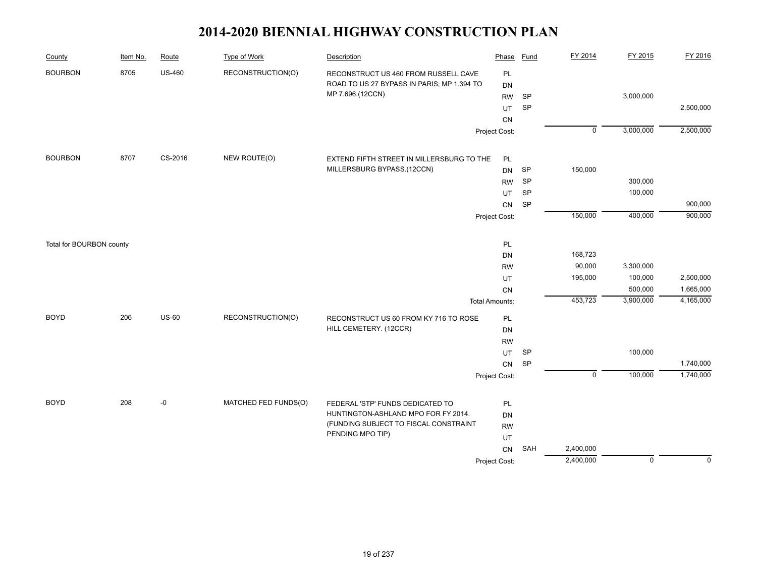# 2014-2020 BIENNIAL HIGHWAY CONSTRUCTION PLAN

| County | Item No. | Route | Type of Work | Description | Phase | Fund | FY 2014 | FY 2015 | FY 2016 |
|---|---|---|---|---|---|---|---|---|---|
| BOURBON | 8705 | US-460 | RECONSTRUCTION(O) | RECONSTRUCT US 460 FROM RUSSELL CAVE ROAD TO US 27 BYPASS IN PARIS; MP 1.394 TO MP 7.696.(12CCN) | PL | | | | |
| | | | | | DN | | | | |
| | | | | | RW | SP | | 3,000,000 | |
| | | | | | UT | SP | | | 2,500,000 |
| | | | | | CN | | | | |
| | | | | | Project Cost: | | 0 | 3,000,000 | 2,500,000 |
| BOURBON | 8707 | CS-2016 | NEW ROUTE(O) | EXTEND FIFTH STREET IN MILLERSBURG TO THE MILLERSBURG BYPASS.(12CCN) | PL | | | | |
| | | | | | DN | SP | 150,000 | | |
| | | | | | RW | SP | | 300,000 | |
| | | | | | UT | SP | | 100,000 | |
| | | | | | CN | SP | | | 900,000 |
| | | | | | Project Cost: | | 150,000 | 400,000 | 900,000 |
| Total for BOURBON county | | | | | PL | | | | |
| | | | | | DN | | 168,723 | | |
| | | | | | RW | | 90,000 | 3,300,000 | |
| | | | | | UT | | 195,000 | 100,000 | 2,500,000 |
| | | | | | CN | | | 500,000 | 1,665,000 |
| | | | | | Total Amounts: | | 453,723 | 3,900,000 | 4,165,000 |
| BOYD | 206 | US-60 | RECONSTRUCTION(O) | RECONSTRUCT US 60 FROM KY 716 TO ROSE HILL CEMETERY. (12CCR) | PL | | | | |
| | | | | | DN | | | | |
| | | | | | RW | | | | |
| | | | | | UT | SP | | 100,000 | |
| | | | | | CN | SP | | | 1,740,000 |
| | | | | | Project Cost: | | 0 | 100,000 | 1,740,000 |
| BOYD | 208 | -0 | MATCHED FED FUNDS(O) | FEDERAL 'STP' FUNDS DEDICATED TO HUNTINGTON-ASHLAND MPO FOR FY 2014. (FUNDING SUBJECT TO FISCAL CONSTRAINT PENDING MPO TIP) | PL | | | | |
| | | | | | DN | | | | |
| | | | | | RW | | | | |
| | | | | | UT | | | | |
| | | | | | CN | SAH | 2,400,000 | | |
| | | | | | Project Cost: | | 2,400,000 | 0 | 0 |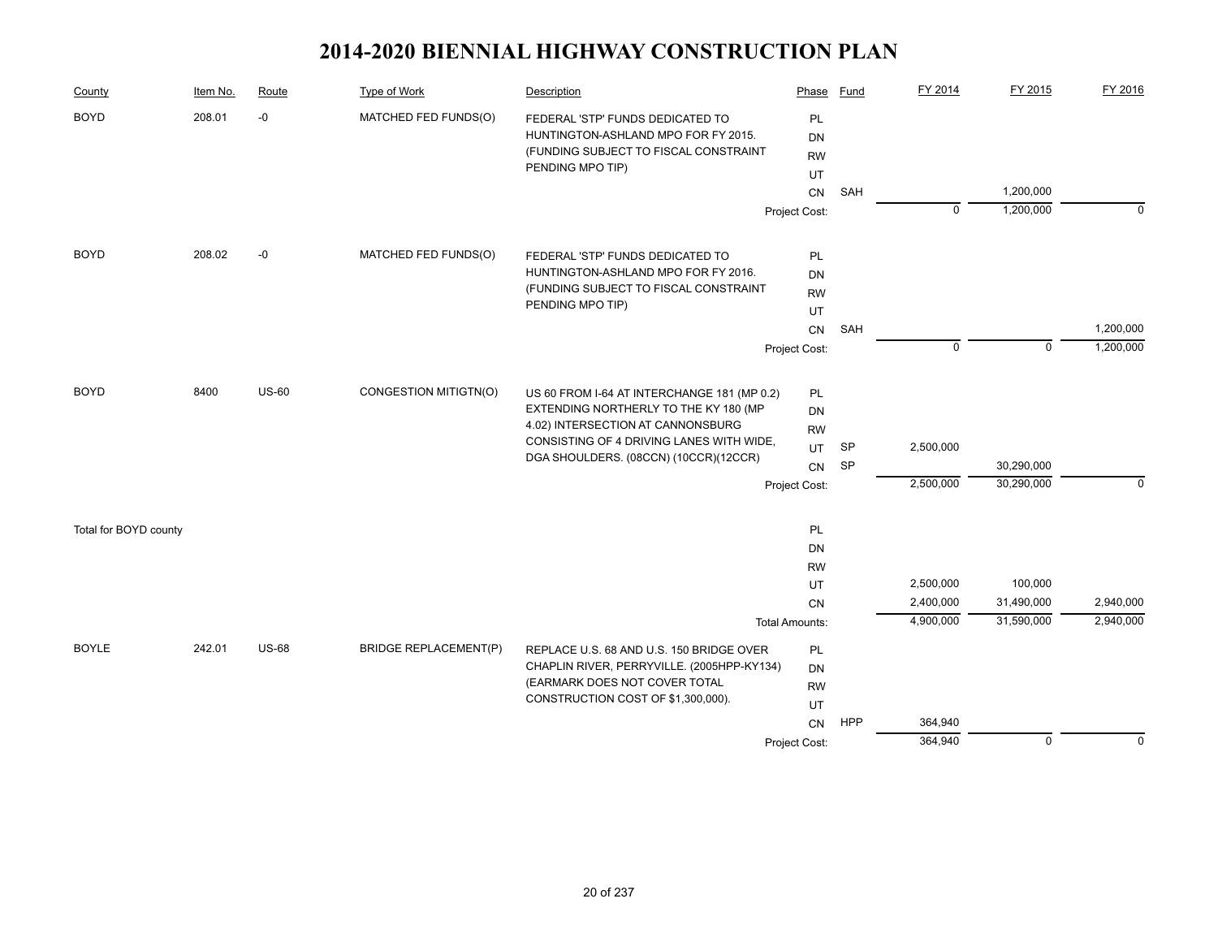# 2014-2020 BIENNIAL HIGHWAY CONSTRUCTION PLAN

| County | Item No. | Route | Type of Work | Description | Phase | Fund | FY 2014 | FY 2015 | FY 2016 |
|---|---|---|---|---|---|---|---|---|---|
| BOYD | 208.01 | -0 | MATCHED FED FUNDS(O) | FEDERAL 'STP' FUNDS DEDICATED TO HUNTINGTON-ASHLAND MPO FOR FY 2015. (FUNDING SUBJECT TO FISCAL CONSTRAINT PENDING MPO TIP) | PL | | | | |
| | | | | | DN | | | | |
| | | | | | RW | | | | |
| | | | | | UT | | | | |
| | | | | | CN | SAH | | 1,200,000 | |
| | | | | | Project Cost: | | 0 | 1,200,000 | 0 |
| BOYD | 208.02 | -0 | MATCHED FED FUNDS(O) | FEDERAL 'STP' FUNDS DEDICATED TO HUNTINGTON-ASHLAND MPO FOR FY 2016. (FUNDING SUBJECT TO FISCAL CONSTRAINT PENDING MPO TIP) | PL | | | | |
| | | | | | DN | | | | |
| | | | | | RW | | | | |
| | | | | | UT | | | | |
| | | | | | CN | SAH | | | 1,200,000 |
| | | | | | Project Cost: | | 0 | 0 | 1,200,000 |
| BOYD | 8400 | US-60 | CONGESTION MITIGTN(O) | US 60 FROM I-64 AT INTERCHANGE 181 (MP 0.2) EXTENDING NORTHERLY TO THE KY 180 (MP 4.02) INTERSECTION AT CANNONSBURG CONSISTING OF 4 DRIVING LANES WITH WIDE, DGA SHOULDERS. (08CCN) (10CCR)(12CCR) | PL | | | | |
| | | | | | DN | | | | |
| | | | | | RW | | | | |
| | | | | | UT | SP | 2,500,000 | | |
| | | | | | CN | SP | | 30,290,000 | |
| | | | | | Project Cost: | | 2,500,000 | 30,290,000 | 0 |
| Total for BOYD county | | | | | PL | | | | |
| | | | | | DN | | | | |
| | | | | | RW | | | | |
| | | | | | UT | | 2,500,000 | 100,000 | |
| | | | | | CN | | 2,400,000 | 31,490,000 | 2,940,000 |
| | | | | | Total Amounts: | | 4,900,000 | 31,590,000 | 2,940,000 |
| BOYLE | 242.01 | US-68 | BRIDGE REPLACEMENT(P) | REPLACE U.S. 68 AND U.S. 150 BRIDGE OVER CHAPLIN RIVER, PERRYVILLE. (2005HPP-KY134) (EARMARK DOES NOT COVER TOTAL CONSTRUCTION COST OF $1,300,000). | PL | | | | |
| | | | | | DN | | | | |
| | | | | | RW | | | | |
| | | | | | UT | | | | |
| | | | | | CN | HPP | 364,940 | | |
| | | | | | Project Cost: | | 364,940 | 0 | 0 |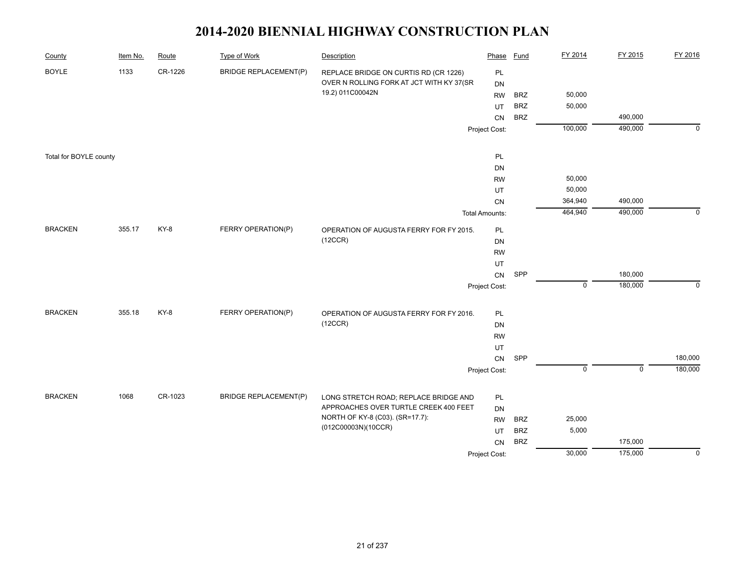# 2014-2020 BIENNIAL HIGHWAY CONSTRUCTION PLAN

| County | Item No. | Route | Type of Work | Description | Phase | Fund | FY 2014 | FY 2015 | FY 2016 |
|---|---|---|---|---|---|---|---|---|---|
| BOYLE | 1133 | CR-1226 | BRIDGE REPLACEMENT(P) | REPLACE BRIDGE ON CURTIS RD (CR 1226) OVER N ROLLING FORK AT JCT WITH KY 37(SR 19.2) 011C00042N | PL | | | | |
| | | | | | DN | | | | |
| | | | | | RW | BRZ | 50,000 | | |
| | | | | | UT | BRZ | 50,000 | | |
| | | | | | CN | BRZ | | 490,000 | |
| | | | | | Project Cost: | | 100,000 | 490,000 | 0 |
| Total for BOYLE county | | | | | PL | | | | |
| | | | | | DN | | | | |
| | | | | | RW | | 50,000 | | |
| | | | | | UT | | 50,000 | | |
| | | | | | CN | | 364,940 | 490,000 | |
| | | | | | Total Amounts: | | 464,940 | 490,000 | 0 |
| BRACKEN | 355.17 | KY-8 | FERRY OPERATION(P) | OPERATION OF AUGUSTA FERRY FOR FY 2015. (12CCR) | PL | | | | |
| | | | | | DN | | | | |
| | | | | | RW | | | | |
| | | | | | UT | | | | |
| | | | | | CN | SPP | | 180,000 | |
| | | | | | Project Cost: | | 0 | 180,000 | 0 |
| BRACKEN | 355.18 | KY-8 | FERRY OPERATION(P) | OPERATION OF AUGUSTA FERRY FOR FY 2016. (12CCR) | PL | | | | |
| | | | | | DN | | | | |
| | | | | | RW | | | | |
| | | | | | UT | | | | |
| | | | | | CN | SPP | | | 180,000 |
| | | | | | Project Cost: | | 0 | 0 | 180,000 |
| BRACKEN | 1068 | CR-1023 | BRIDGE REPLACEMENT(P) | LONG STRETCH ROAD; REPLACE BRIDGE AND APPROACHES OVER TURTLE CREEK 400 FEET NORTH OF KY-8 (C03). (SR=17.7): (012C00003N)(10CCR) | PL | | | | |
| | | | | | DN | | | | |
| | | | | | RW | BRZ | 25,000 | | |
| | | | | | UT | BRZ | 5,000 | | |
| | | | | | CN | BRZ | | 175,000 | |
| | | | | | Project Cost: | | 30,000 | 175,000 | 0 |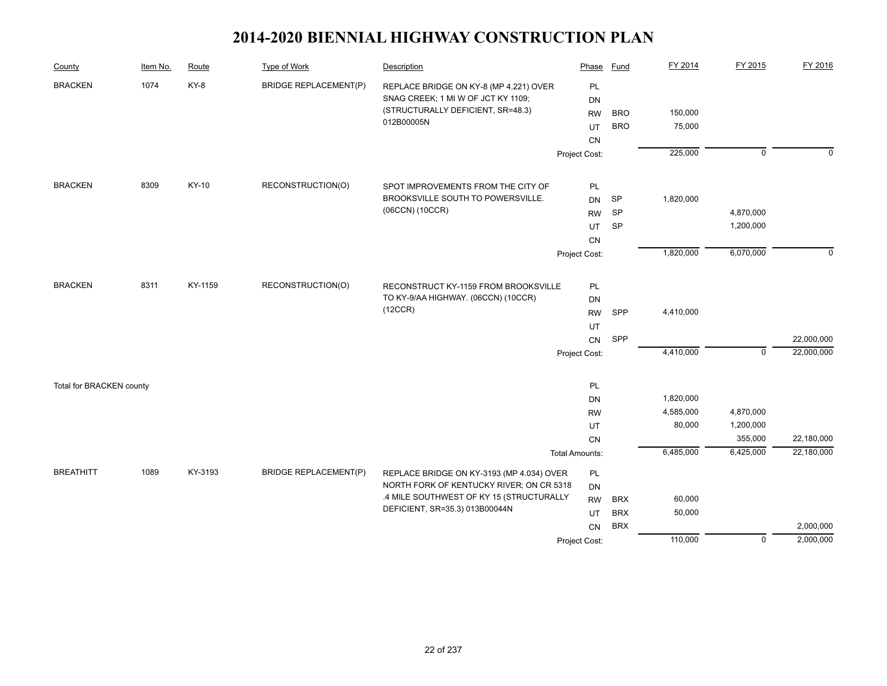# 2014-2020 BIENNIAL HIGHWAY CONSTRUCTION PLAN

| County | Item No. | Route | Type of Work | Description | Phase | Fund | FY 2014 | FY 2015 | FY 2016 |
|---|---|---|---|---|---|---|---|---|---|
| BRACKEN | 1074 | KY-8 | BRIDGE REPLACEMENT(P) | REPLACE BRIDGE ON KY-8 (MP 4.221) OVER SNAG CREEK; 1 MI W OF JCT KY 1109; (STRUCTURALLY DEFICIENT, SR=48.3) 012B00005N | PL | | | | |
| | | | | | DN | | | | |
| | | | | | RW | BRO | 150,000 | | |
| | | | | | UT | BRO | 75,000 | | |
| | | | | | CN | | | | |
| | | | | | Project Cost: | | 225,000 | 0 | 0 |
| BRACKEN | 8309 | KY-10 | RECONSTRUCTION(O) | SPOT IMPROVEMENTS FROM THE CITY OF BROOKSVILLE SOUTH TO POWERSVILLE. (06CCN) (10CCR) | PL | | | | |
| | | | | | DN | SP | 1,820,000 | | |
| | | | | | RW | SP | | 4,870,000 | |
| | | | | | UT | SP | | 1,200,000 | |
| | | | | | CN | | | | |
| | | | | | Project Cost: | | 1,820,000 | 6,070,000 | 0 |
| BRACKEN | 8311 | KY-1159 | RECONSTRUCTION(O) | RECONSTRUCT KY-1159 FROM BROOKSVILLE TO KY-9/AA HIGHWAY. (06CCN) (10CCR) (12CCR) | PL | | | | |
| | | | | | DN | | | | |
| | | | | | RW | SPP | 4,410,000 | | |
| | | | | | UT | | | | |
| | | | | | CN | SPP | | | 22,000,000 |
| | | | | | Project Cost: | | 4,410,000 | 0 | 22,000,000 |
| Total for BRACKEN county | | | | | PL | | | | |
| | | | | | DN | | 1,820,000 | | |
| | | | | | RW | | 4,585,000 | 4,870,000 | |
| | | | | | UT | | 80,000 | 1,200,000 | |
| | | | | | CN | | | 355,000 | 22,180,000 |
| | | | | | Total Amounts: | | 6,485,000 | 6,425,000 | 22,180,000 |
| BREATHITT | 1089 | KY-3193 | BRIDGE REPLACEMENT(P) | REPLACE BRIDGE ON KY-3193 (MP 4.034) OVER NORTH FORK OF KENTUCKY RIVER; ON CR 5318 .4 MILE SOUTHWEST OF KY 15 (STRUCTURALLY DEFICIENT, SR=35.3) 013B00044N | PL | | | | |
| | | | | | DN | | | | |
| | | | | | RW | BRX | 60,000 | | |
| | | | | | UT | BRX | 50,000 | | |
| | | | | | CN | BRX | | | 2,000,000 |
| | | | | | Project Cost: | | 110,000 | 0 | 2,000,000 |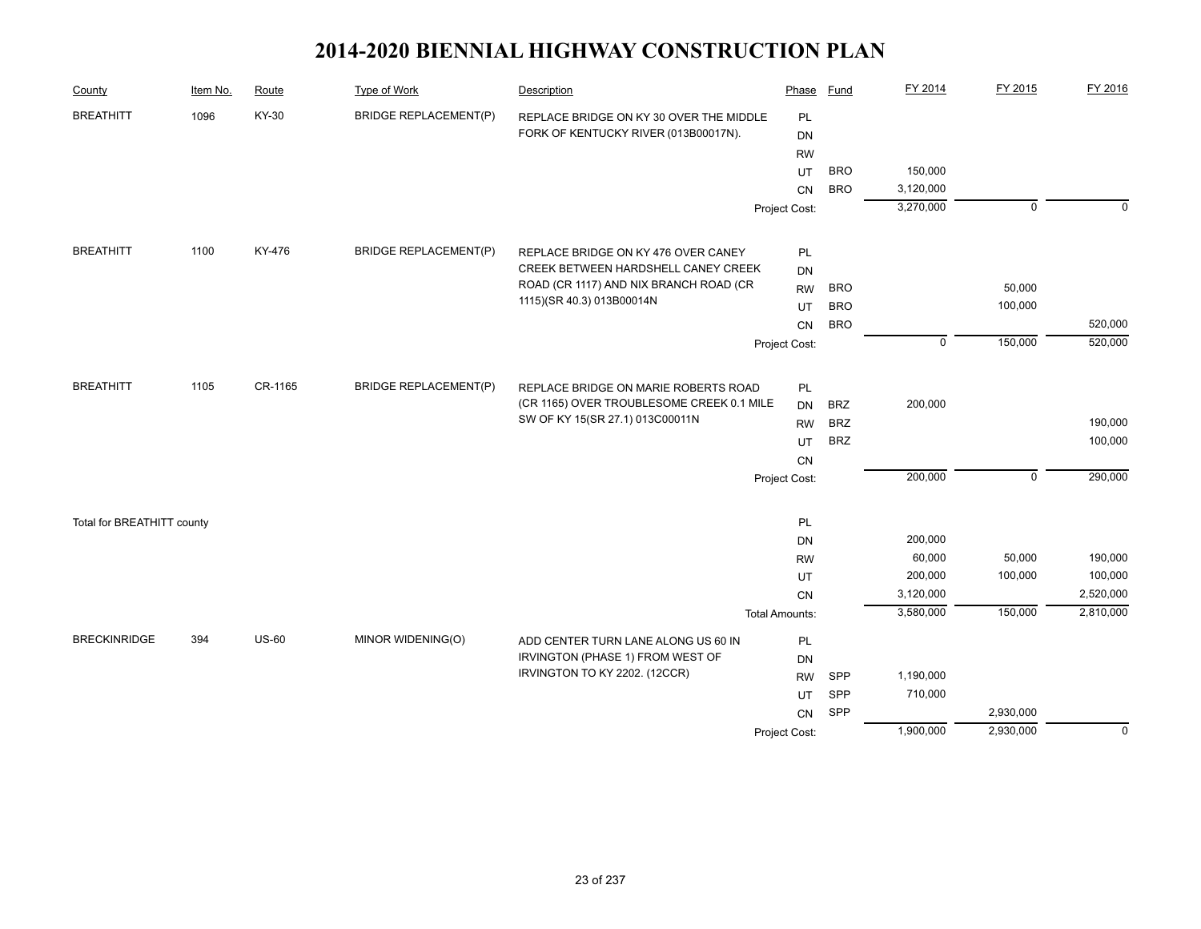# 2014-2020 BIENNIAL HIGHWAY CONSTRUCTION PLAN

| County | Item No. | Route | Type of Work | Description | Phase | Fund | FY 2014 | FY 2015 | FY 2016 |
|---|---|---|---|---|---|---|---|---|---|
| BREATHITT | 1096 | KY-30 | BRIDGE REPLACEMENT(P) | REPLACE BRIDGE ON KY 30 OVER THE MIDDLE FORK OF KENTUCKY RIVER (013B00017N). | PL | | | | |
| | | | | | DN | | | | |
| | | | | | RW | | | | |
| | | | | | UT | BRO | 150,000 | | |
| | | | | | CN | BRO | 3,120,000 | | |
| | | | | | Project Cost: | | 3,270,000 | 0 | 0 |
| BREATHITT | 1100 | KY-476 | BRIDGE REPLACEMENT(P) | REPLACE BRIDGE ON KY 476 OVER CANEY CREEK BETWEEN HARDSHELL CANEY CREEK ROAD (CR 1117) AND NIX BRANCH ROAD (CR 1115)(SR 40.3) 013B00014N | PL | | | | |
| | | | | | DN | | | | |
| | | | | | RW | BRO | | 50,000 | |
| | | | | | UT | BRO | | 100,000 | |
| | | | | | CN | BRO | | | 520,000 |
| | | | | | Project Cost: | | 0 | 150,000 | 520,000 |
| BREATHITT | 1105 | CR-1165 | BRIDGE REPLACEMENT(P) | REPLACE BRIDGE ON MARIE ROBERTS ROAD (CR 1165) OVER TROUBLESOME CREEK 0.1 MILE SW OF KY 15(SR 27.1) 013C00011N | PL | | | | |
| | | | | | DN | BRZ | 200,000 | | |
| | | | | | RW | BRZ | | | 190,000 |
| | | | | | UT | BRZ | | | 100,000 |
| | | | | | CN | | | | |
| | | | | | Project Cost: | | 200,000 | 0 | 290,000 |
| Total for BREATHITT county | | | | | PL | | | | |
| | | | | | DN | | 200,000 | | |
| | | | | | RW | | 60,000 | 50,000 | 190,000 |
| | | | | | UT | | 200,000 | 100,000 | 100,000 |
| | | | | | CN | | 3,120,000 | | 2,520,000 |
| | | | | | Total Amounts: | | 3,580,000 | 150,000 | 2,810,000 |
| BRECKINRIDGE | 394 | US-60 | MINOR WIDENING(O) | ADD CENTER TURN LANE ALONG US 60 IN IRVINGTON (PHASE 1) FROM WEST OF IRVINGTON TO KY 2202. (12CCR) | PL | | | | |
| | | | | | DN | | | | |
| | | | | | RW | SPP | 1,190,000 | | |
| | | | | | UT | SPP | 710,000 | | |
| | | | | | CN | SPP | | 2,930,000 | |
| | | | | | Project Cost: | | 1,900,000 | 2,930,000 | 0 |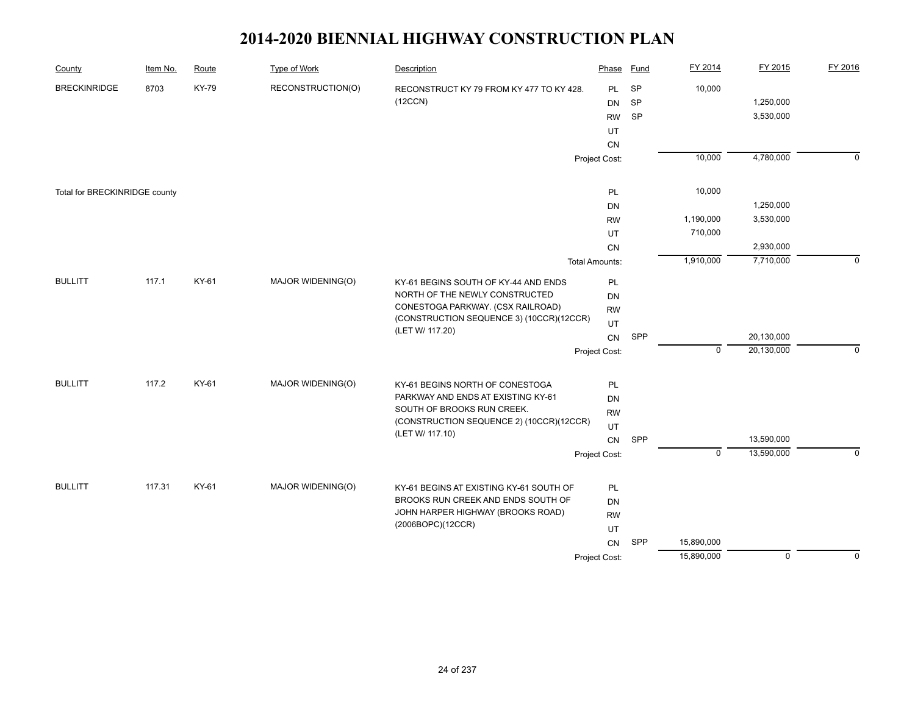# 2014-2020 BIENNIAL HIGHWAY CONSTRUCTION PLAN

| County | Item No. | Route | Type of Work | Description | Phase | Fund | FY 2014 | FY 2015 | FY 2016 |
|---|---|---|---|---|---|---|---|---|---|
| BRECKINRIDGE | 8703 | KY-79 | RECONSTRUCTION(O) | RECONSTRUCT KY 79 FROM KY 477 TO KY 428. (12CCN) | PL | SP | 10,000 | | |
| | | | | | DN | SP | | 1,250,000 | |
| | | | | | RW | SP | | 3,530,000 | |
| | | | | | UT | | | | |
| | | | | | CN | | | | |
| | | | | | Project Cost: | | 10,000 | 4,780,000 | 0 |
| Total for BRECKINRIDGE county | | | | | PL | | 10,000 | | |
| | | | | | DN | | | 1,250,000 | |
| | | | | | RW | | 1,190,000 | 3,530,000 | |
| | | | | | UT | | 710,000 | | |
| | | | | | CN | | | 2,930,000 | |
| | | | | | Total Amounts: | | 1,910,000 | 7,710,000 | 0 |
| BULLITT | 117.1 | KY-61 | MAJOR WIDENING(O) | KY-61 BEGINS SOUTH OF KY-44 AND ENDS NORTH OF THE NEWLY CONSTRUCTED CONESTOGA PARKWAY. (CSX RAILROAD) (CONSTRUCTION SEQUENCE 3) (10CCR)(12CCR) (LET W/ 117.20) | PL | | | | |
| | | | | | DN | | | | |
| | | | | | RW | | | | |
| | | | | | UT | | | | |
| | | | | | CN | SPP | | 20,130,000 | |
| | | | | | Project Cost: | | 0 | 20,130,000 | 0 |
| BULLITT | 117.2 | KY-61 | MAJOR WIDENING(O) | KY-61 BEGINS NORTH OF CONESTOGA PARKWAY AND ENDS AT EXISTING KY-61 SOUTH OF BROOKS RUN CREEK. (CONSTRUCTION SEQUENCE 2) (10CCR)(12CCR) (LET W/ 117.10) | PL | | | | |
| | | | | | DN | | | | |
| | | | | | RW | | | | |
| | | | | | UT | | | | |
| | | | | | CN | SPP | | 13,590,000 | |
| | | | | | Project Cost: | | 0 | 13,590,000 | 0 |
| BULLITT | 117.31 | KY-61 | MAJOR WIDENING(O) | KY-61 BEGINS AT EXISTING KY-61 SOUTH OF BROOKS RUN CREEK AND ENDS SOUTH OF JOHN HARPER HIGHWAY (BROOKS ROAD) (2006BOPC)(12CCR) | PL | | | | |
| | | | | | DN | | | | |
| | | | | | RW | | | | |
| | | | | | UT | | | | |
| | | | | | CN | SPP | 15,890,000 | | |
| | | | | | Project Cost: | | 15,890,000 | 0 | 0 |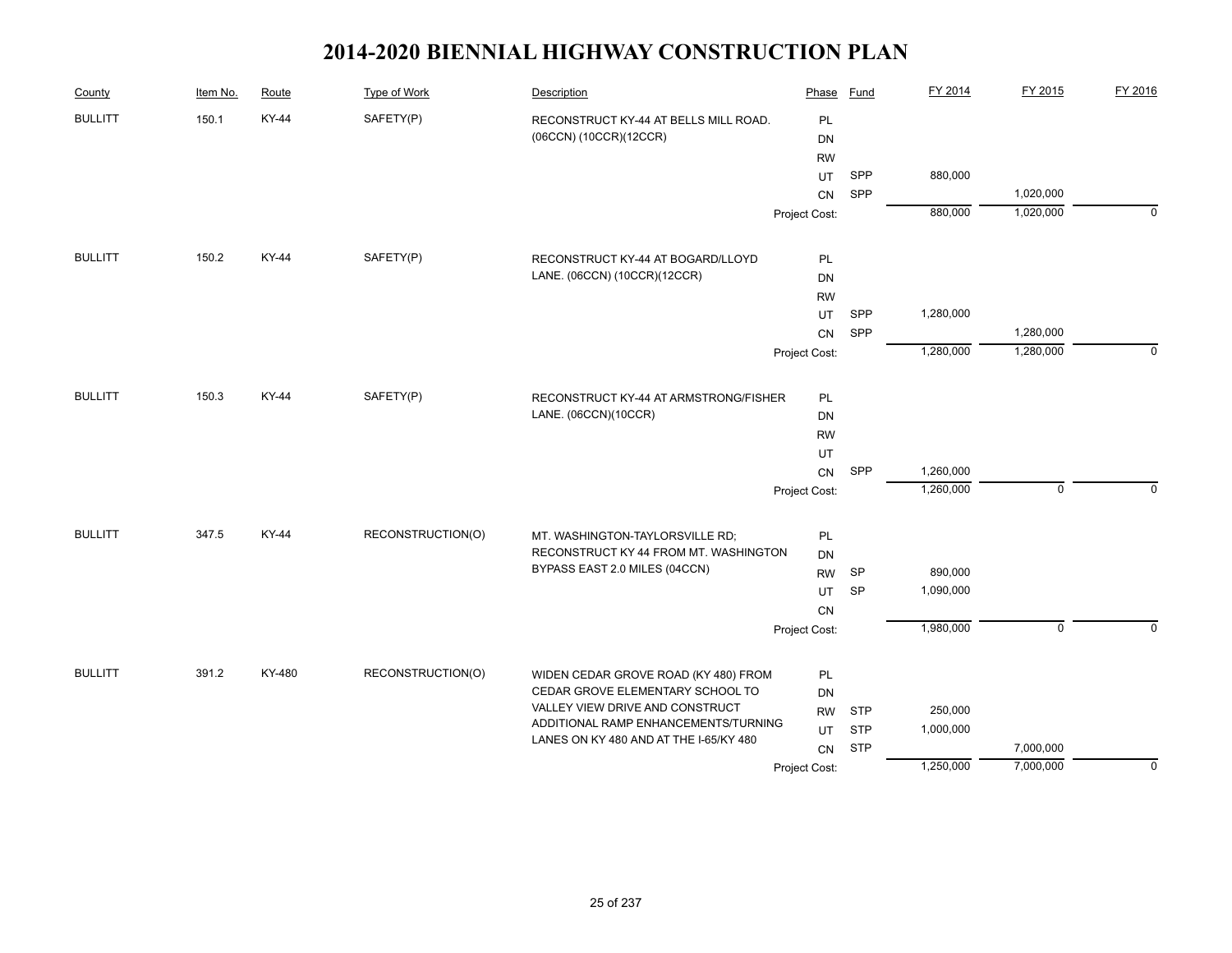# 2014-2020 BIENNIAL HIGHWAY CONSTRUCTION PLAN

| County | Item No. | Route | Type of Work | Description | Phase | Fund | FY 2014 | FY 2015 | FY 2016 |
|---|---|---|---|---|---|---|---|---|---|
| BULLITT | 150.1 | KY-44 | SAFETY(P) | RECONSTRUCT KY-44 AT BELLS MILL ROAD. (06CCN) (10CCR)(12CCR) | PL | | | | |
| | | | | | DN | | | | |
| | | | | | RW | | | | |
| | | | | | UT | SPP | 880,000 | | |
| | | | | | CN | SPP | | 1,020,000 | |
| | | | | | Project Cost: | | 880,000 | 1,020,000 | 0 |
| BULLITT | 150.2 | KY-44 | SAFETY(P) | RECONSTRUCT KY-44 AT BOGARD/LLOYD LANE. (06CCN) (10CCR)(12CCR) | PL | | | | |
| | | | | | DN | | | | |
| | | | | | RW | | | | |
| | | | | | UT | SPP | 1,280,000 | | |
| | | | | | CN | SPP | | 1,280,000 | |
| | | | | | Project Cost: | | 1,280,000 | 1,280,000 | 0 |
| BULLITT | 150.3 | KY-44 | SAFETY(P) | RECONSTRUCT KY-44 AT ARMSTRONG/FISHER LANE. (06CCN)(10CCR) | PL | | | | |
| | | | | | DN | | | | |
| | | | | | RW | | | | |
| | | | | | UT | | | | |
| | | | | | CN | SPP | 1,260,000 | | |
| | | | | | Project Cost: | | 1,260,000 | 0 | 0 |
| BULLITT | 347.5 | KY-44 | RECONSTRUCTION(O) | MT. WASHINGTON-TAYLORSVILLE RD; RECONSTRUCT KY 44 FROM MT. WASHINGTON BYPASS EAST 2.0 MILES (04CCN) | PL | | | | |
| | | | | | DN | | | | |
| | | | | | RW | SP | 890,000 | | |
| | | | | | UT | SP | 1,090,000 | | |
| | | | | | CN | | | | |
| | | | | | Project Cost: | | 1,980,000 | 0 | 0 |
| BULLITT | 391.2 | KY-480 | RECONSTRUCTION(O) | WIDEN CEDAR GROVE ROAD (KY 480) FROM CEDAR GROVE ELEMENTARY SCHOOL TO VALLEY VIEW DRIVE AND CONSTRUCT ADDITIONAL RAMP ENHANCEMENTS/TURNING LANES ON KY 480 AND AT THE I-65/KY 480 | PL | | | | |
| | | | | | DN | | | | |
| | | | | | RW | STP | 250,000 | | |
| | | | | | UT | STP | 1,000,000 | | |
| | | | | | CN | STP | | 7,000,000 | |
| | | | | | Project Cost: | | 1,250,000 | 7,000,000 | 0 |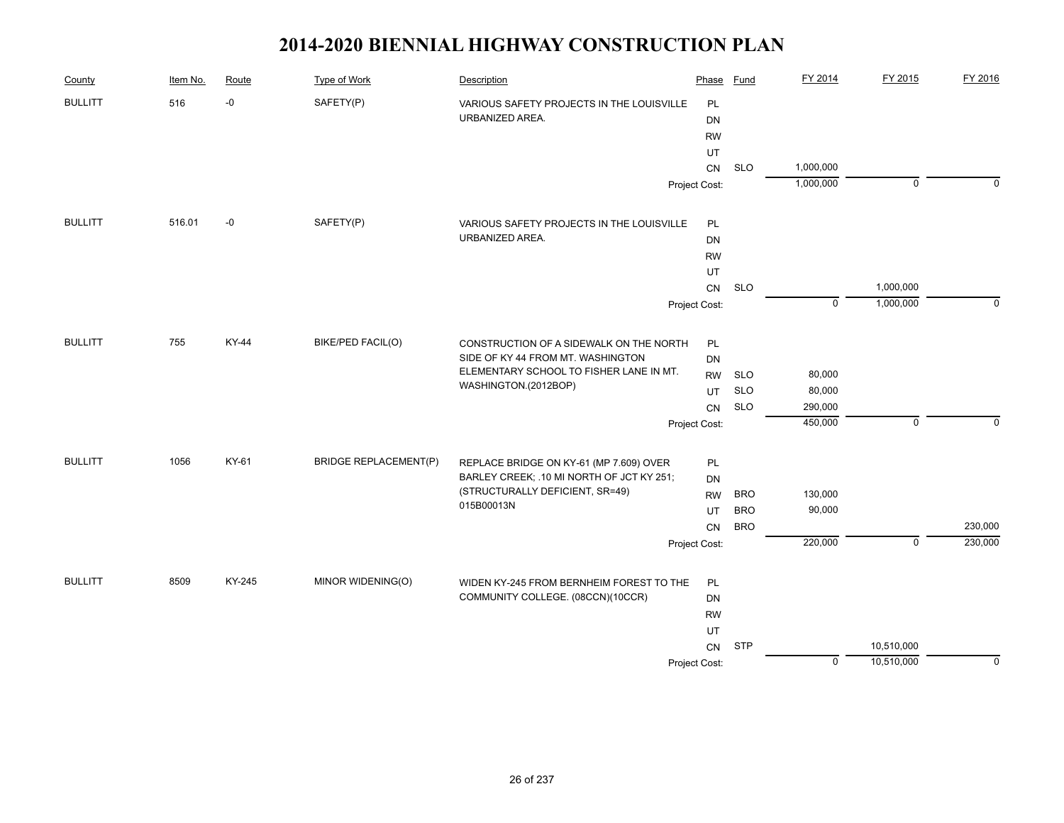# 2014-2020 BIENNIAL HIGHWAY CONSTRUCTION PLAN

| County | Item No. | Route | Type of Work | Description | Phase | Fund | FY 2014 | FY 2015 | FY 2016 |
|---|---|---|---|---|---|---|---|---|---|
| BULLITT | 516 | -0 | SAFETY(P) | VARIOUS SAFETY PROJECTS IN THE LOUISVILLE URBANIZED AREA. | PL | | | | |
| | | | | | DN | | | | |
| | | | | | RW | | | | |
| | | | | | UT | | | | |
| | | | | | CN | SLO | 1,000,000 | | |
| | | | | | Project Cost: | | 1,000,000 | 0 | 0 |
| BULLITT | 516.01 | -0 | SAFETY(P) | VARIOUS SAFETY PROJECTS IN THE LOUISVILLE URBANIZED AREA. | PL | | | | |
| | | | | | DN | | | | |
| | | | | | RW | | | | |
| | | | | | UT | | | | |
| | | | | | CN | SLO | | 1,000,000 | |
| | | | | | Project Cost: | | 0 | 1,000,000 | 0 |
| BULLITT | 755 | KY-44 | BIKE/PED FACIL(O) | CONSTRUCTION OF A SIDEWALK ON THE NORTH SIDE OF KY 44 FROM MT. WASHINGTON ELEMENTARY SCHOOL TO FISHER LANE IN MT. WASHINGTON.(2012BOP) | PL | | | | |
| | | | | | DN | | | | |
| | | | | | RW | SLO | 80,000 | | |
| | | | | | UT | SLO | 80,000 | | |
| | | | | | CN | SLO | 290,000 | | |
| | | | | | Project Cost: | | 450,000 | 0 | 0 |
| BULLITT | 1056 | KY-61 | BRIDGE REPLACEMENT(P) | REPLACE BRIDGE ON KY-61 (MP 7.609) OVER BARLEY CREEK; .10 MI NORTH OF JCT KY 251; (STRUCTURALLY DEFICIENT, SR=49) 015B00013N | PL | | | | |
| | | | | | DN | | | | |
| | | | | | RW | BRO | 130,000 | | |
| | | | | | UT | BRO | 90,000 | | |
| | | | | | CN | BRO | | | 230,000 |
| | | | | | Project Cost: | | 220,000 | 0 | 230,000 |
| BULLITT | 8509 | KY-245 | MINOR WIDENING(O) | WIDEN KY-245 FROM BERNHEIM FOREST TO THE COMMUNITY COLLEGE. (08CCN)(10CCR) | PL | | | | |
| | | | | | DN | | | | |
| | | | | | RW | | | | |
| | | | | | UT | | | | |
| | | | | | CN | STP | | 10,510,000 | |
| | | | | | Project Cost: | | 0 | 10,510,000 | 0 |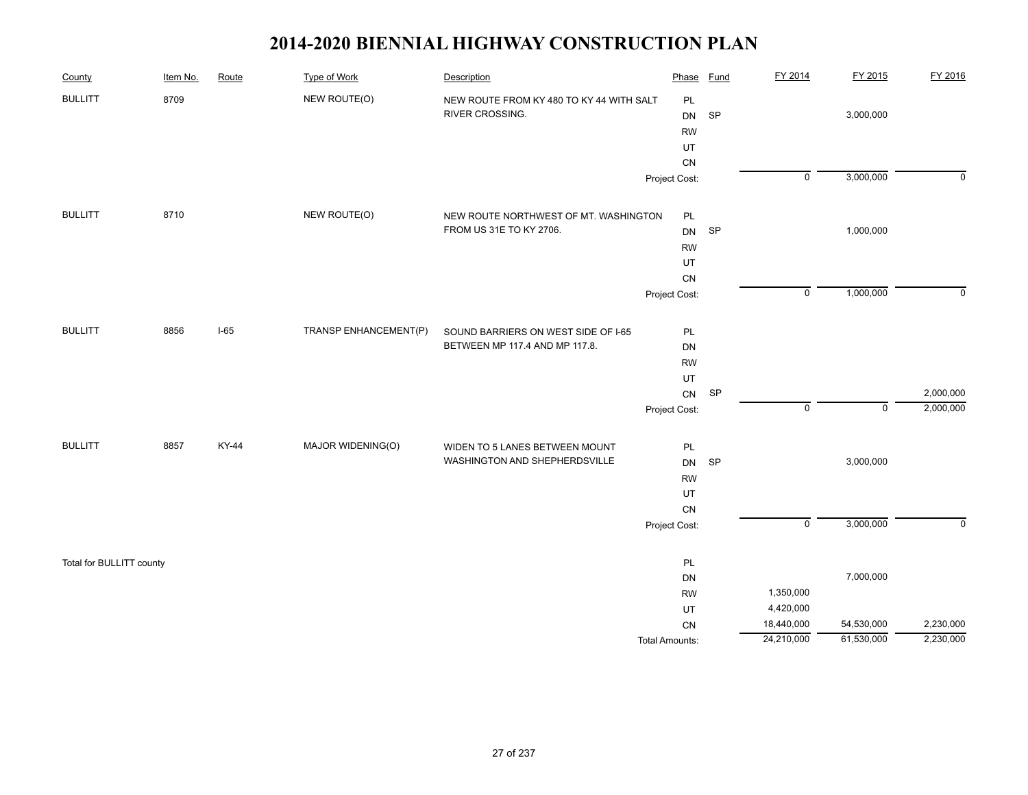# 2014-2020 BIENNIAL HIGHWAY CONSTRUCTION PLAN

| County | Item No. | Route | Type of Work | Description | Phase | Fund | FY 2014 | FY 2015 | FY 2016 |
|---|---|---|---|---|---|---|---|---|---|
| BULLITT | 8709 | | NEW ROUTE(O) | NEW ROUTE FROM KY 480 TO KY 44 WITH SALT RIVER CROSSING. | PL | | | | |
| | | | | | DN | SP | | 3,000,000 | |
| | | | | | RW | | | | |
| | | | | | UT | | | | |
| | | | | | CN | | | | |
| | | | | | Project Cost: | | 0 | 3,000,000 | 0 |
| BULLITT | 8710 | | NEW ROUTE(O) | NEW ROUTE NORTHWEST OF MT. WASHINGTON FROM US 31E TO KY 2706. | PL | | | | |
| | | | | | DN | SP | | 1,000,000 | |
| | | | | | RW | | | | |
| | | | | | UT | | | | |
| | | | | | CN | | | | |
| | | | | | Project Cost: | | 0 | 1,000,000 | 0 |
| BULLITT | 8856 | I-65 | TRANSP ENHANCEMENT(P) | SOUND BARRIERS ON WEST SIDE OF I-65 BETWEEN MP 117.4 AND MP 117.8. | PL | | | | |
| | | | | | DN | | | | |
| | | | | | RW | | | | |
| | | | | | UT | | | | |
| | | | | | CN | SP | | | 2,000,000 |
| | | | | | Project Cost: | | 0 | 0 | 2,000,000 |
| BULLITT | 8857 | KY-44 | MAJOR WIDENING(O) | WIDEN TO 5 LANES BETWEEN MOUNT WASHINGTON AND SHEPHERDSVILLE | PL | | | | |
| | | | | | DN | SP | | 3,000,000 | |
| | | | | | RW | | | | |
| | | | | | UT | | | | |
| | | | | | CN | | | | |
| | | | | | Project Cost: | | 0 | 3,000,000 | 0 |
| Total for BULLITT county | | | | | PL | | | | |
| | | | | | DN | | | 7,000,000 | |
| | | | | | RW | | 1,350,000 | | |
| | | | | | UT | | 4,420,000 | | |
| | | | | | CN | | 18,440,000 | 54,530,000 | 2,230,000 |
| | | | | | Total Amounts: | | 24,210,000 | 61,530,000 | 2,230,000 |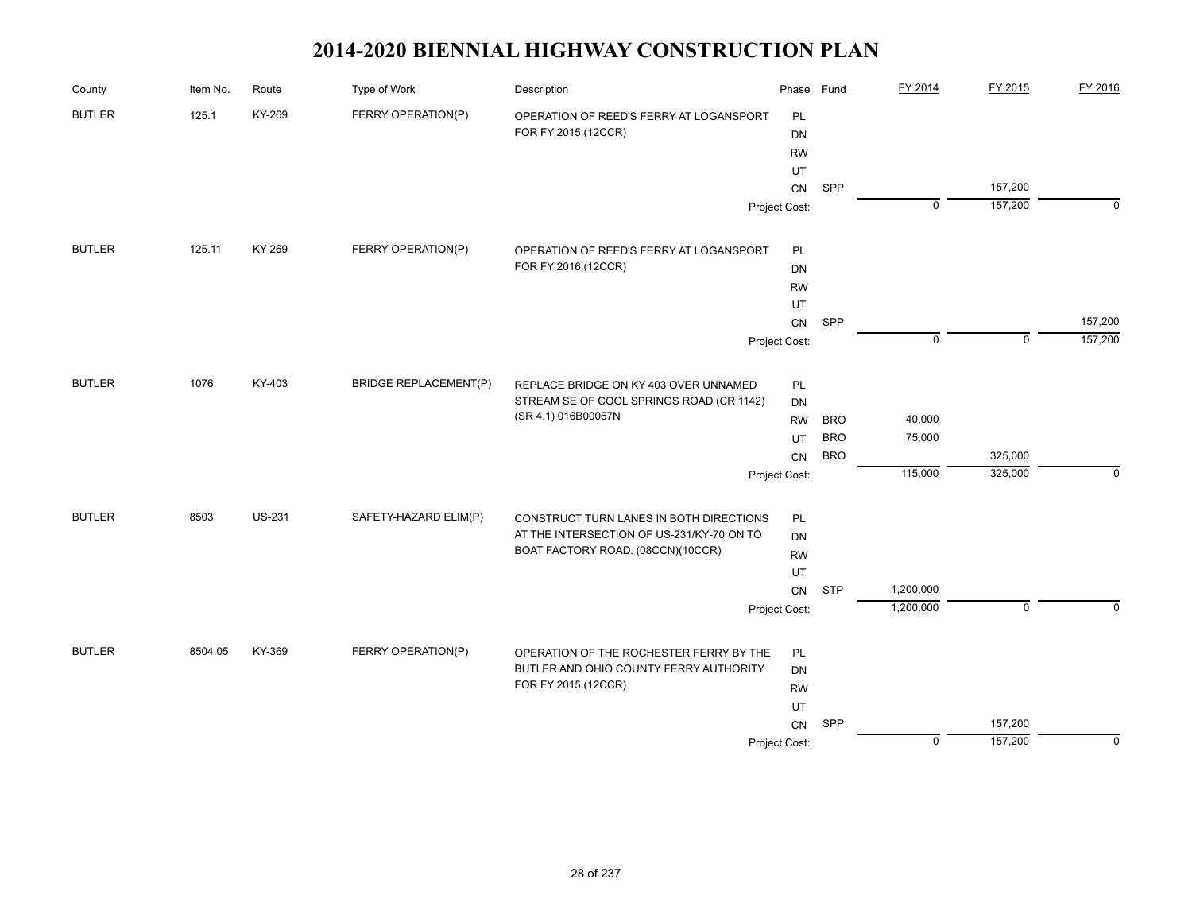# 2014-2020 BIENNIAL HIGHWAY CONSTRUCTION PLAN

| County | Item No. | Route | Type of Work | Description | Phase | Fund | FY 2014 | FY 2015 | FY 2016 |
|---|---|---|---|---|---|---|---|---|---|
| BUTLER | 125.1 | KY-269 | FERRY OPERATION(P) | OPERATION OF REED'S FERRY AT LOGANSPORT FOR FY 2015.(12CCR) | PL | | | | |
| | | | | | DN | | | | |
| | | | | | RW | | | | |
| | | | | | UT | | | | |
| | | | | | CN | SPP | | 157,200 | |
| | | | | | Project Cost: | | 0 | 157,200 | 0 |
| BUTLER | 125.11 | KY-269 | FERRY OPERATION(P) | OPERATION OF REED'S FERRY AT LOGANSPORT FOR FY 2016.(12CCR) | PL | | | | |
| | | | | | DN | | | | |
| | | | | | RW | | | | |
| | | | | | UT | | | | |
| | | | | | CN | SPP | | | 157,200 |
| | | | | | Project Cost: | | 0 | 0 | 157,200 |
| BUTLER | 1076 | KY-403 | BRIDGE REPLACEMENT(P) | REPLACE BRIDGE ON KY 403 OVER UNNAMED STREAM SE OF COOL SPRINGS ROAD (CR 1142) (SR 4.1) 016B00067N | PL | | | | |
| | | | | | DN | | | | |
| | | | | | RW | BRO | 40,000 | | |
| | | | | | UT | BRO | 75,000 | | |
| | | | | | CN | BRO | | 325,000 | |
| | | | | | Project Cost: | | 115,000 | 325,000 | 0 |
| BUTLER | 8503 | US-231 | SAFETY-HAZARD ELIM(P) | CONSTRUCT TURN LANES IN BOTH DIRECTIONS AT THE INTERSECTION OF US-231/KY-70 ON TO BOAT FACTORY ROAD. (08CCN)(10CCR) | PL | | | | |
| | | | | | DN | | | | |
| | | | | | RW | | | | |
| | | | | | UT | | | | |
| | | | | | CN | STP | 1,200,000 | | |
| | | | | | Project Cost: | | 1,200,000 | 0 | 0 |
| BUTLER | 8504.05 | KY-369 | FERRY OPERATION(P) | OPERATION OF THE ROCHESTER FERRY BY THE BUTLER AND OHIO COUNTY FERRY AUTHORITY FOR FY 2015.(12CCR) | PL | | | | |
| | | | | | DN | | | | |
| | | | | | RW | | | | |
| | | | | | UT | | | | |
| | | | | | CN | SPP | | 157,200 | |
| | | | | | Project Cost: | | 0 | 157,200 | 0 |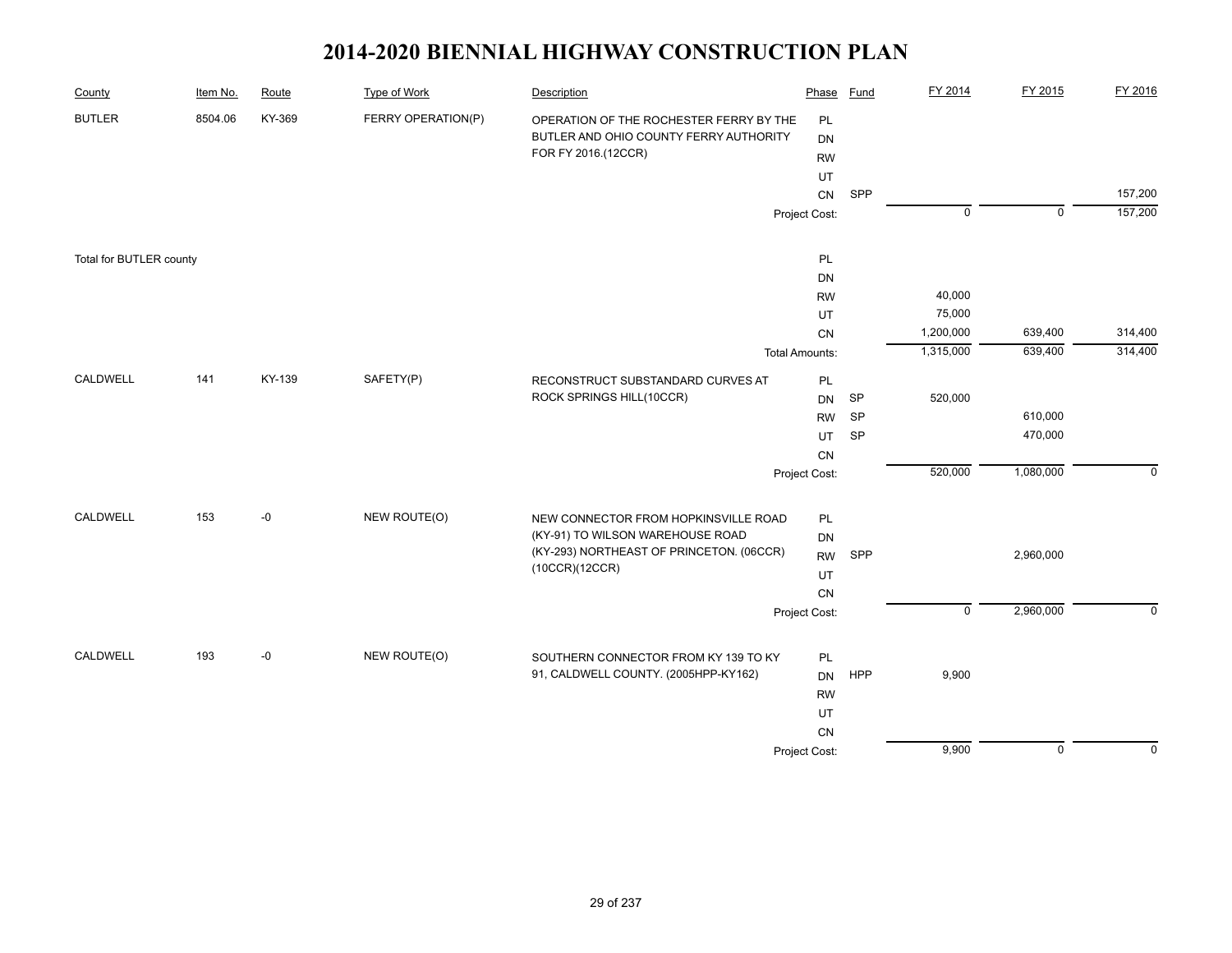# 2014-2020 BIENNIAL HIGHWAY CONSTRUCTION PLAN

| County | Item No. | Route | Type of Work | Description | Phase | Fund | FY 2014 | FY 2015 | FY 2016 |
|---|---|---|---|---|---|---|---|---|---|
| BUTLER | 8504.06 | KY-369 | FERRY OPERATION(P) | OPERATION OF THE ROCHESTER FERRY BY THE BUTLER AND OHIO COUNTY FERRY AUTHORITY FOR FY 2016.(12CCR) | PL | | | | |
| | | | | | DN | | | | |
| | | | | | RW | | | | |
| | | | | | UT | | | | |
| | | | | | CN | SPP | | | 157,200 |
| | | | | | Project Cost: | | 0 | 0 | 157,200 |
| Total for BUTLER county | | | | | PL | | | | |
| | | | | | DN | | | | |
| | | | | | RW | | 40,000 | | |
| | | | | | UT | | 75,000 | | |
| | | | | | CN | | 1,200,000 | 639,400 | 314,400 |
| | | | | | Total Amounts: | | 1,315,000 | 639,400 | 314,400 |
| CALDWELL | 141 | KY-139 | SAFETY(P) | RECONSTRUCT SUBSTANDARD CURVES AT ROCK SPRINGS HILL(10CCR) | PL | | | | |
| | | | | | DN | SP | 520,000 | | |
| | | | | | RW | SP | | 610,000 | |
| | | | | | UT | SP | | 470,000 | |
| | | | | | CN | | | | |
| | | | | | Project Cost: | | 520,000 | 1,080,000 | 0 |
| CALDWELL | 153 | -0 | NEW ROUTE(O) | NEW CONNECTOR FROM HOPKINSVILLE ROAD (KY-91) TO WILSON WAREHOUSE ROAD (KY-293) NORTHEAST OF PRINCETON. (06CCR)(10CCR)(12CCR) | PL | | | | |
| | | | | | DN | | | | |
| | | | | | RW | SPP | | 2,960,000 | |
| | | | | | UT | | | | |
| | | | | | CN | | | | |
| | | | | | Project Cost: | | 0 | 2,960,000 | 0 |
| CALDWELL | 193 | -0 | NEW ROUTE(O) | SOUTHERN CONNECTOR FROM KY 139 TO KY 91, CALDWELL COUNTY. (2005HPP-KY162) | PL | | | | |
| | | | | | DN | HPP | 9,900 | | |
| | | | | | RW | | | | |
| | | | | | UT | | | | |
| | | | | | CN | | | | |
| | | | | | Project Cost: | | 9,900 | 0 | 0 |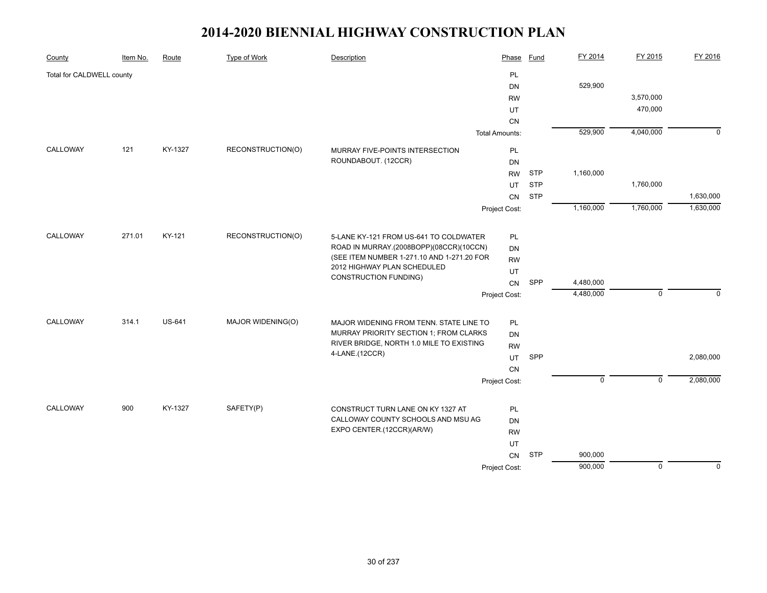# 2014-2020 BIENNIAL HIGHWAY CONSTRUCTION PLAN

| County | Item No. | Route | Type of Work | Description | Phase | Fund | FY 2014 | FY 2015 | FY 2016 |
|---|---|---|---|---|---|---|---|---|---|
| Total for CALDWELL county | | | | | PL | | | | |
| | | | | | DN | | 529,900 | | |
| | | | | | RW | | | 3,570,000 | |
| | | | | | UT | | | 470,000 | |
| | | | | | CN | | | | |
| | | | | | Total Amounts: | | 529,900 | 4,040,000 | 0 |
| CALLOWAY | 121 | KY-1327 | RECONSTRUCTION(O) | MURRAY FIVE-POINTS INTERSECTION ROUNDABOUT. (12CCR) | PL | | | | |
| | | | | | DN | | | | |
| | | | | | RW | STP | 1,160,000 | | |
| | | | | | UT | STP | | 1,760,000 | |
| | | | | | CN | STP | | | 1,630,000 |
| | | | | | Project Cost: | | 1,160,000 | 1,760,000 | 1,630,000 |
| CALLOWAY | 271.01 | KY-121 | RECONSTRUCTION(O) | 5-LANE KY-121 FROM US-641 TO COLDWATER ROAD IN MURRAY.(2008BOPP)(08CCR)(10CCN) (SEE ITEM NUMBER 1-271.10 AND 1-271.20 FOR 2012 HIGHWAY PLAN SCHEDULED CONSTRUCTION FUNDING) | PL | | | | |
| | | | | | DN | | | | |
| | | | | | RW | | | | |
| | | | | | UT | | | | |
| | | | | | CN | SPP | 4,480,000 | | |
| | | | | | Project Cost: | | 4,480,000 | 0 | 0 |
| CALLOWAY | 314.1 | US-641 | MAJOR WIDENING(O) | MAJOR WIDENING FROM TENN. STATE LINE TO MURRAY PRIORITY SECTION 1; FROM CLARKS RIVER BRIDGE, NORTH 1.0 MILE TO EXISTING 4-LANE.(12CCR) | PL | | | | |
| | | | | | DN | | | | |
| | | | | | RW | | | | |
| | | | | | UT | SPP | | | 2,080,000 |
| | | | | | CN | | | | |
| | | | | | Project Cost: | | 0 | 0 | 2,080,000 |
| CALLOWAY | 900 | KY-1327 | SAFETY(P) | CONSTRUCT TURN LANE ON KY 1327 AT CALLOWAY COUNTY SCHOOLS AND MSU AG EXPO CENTER.(12CCR)(AR/W) | PL | | | | |
| | | | | | DN | | | | |
| | | | | | RW | | | | |
| | | | | | UT | | | | |
| | | | | | CN | STP | 900,000 | | |
| | | | | | Project Cost: | | 900,000 | 0 | 0 |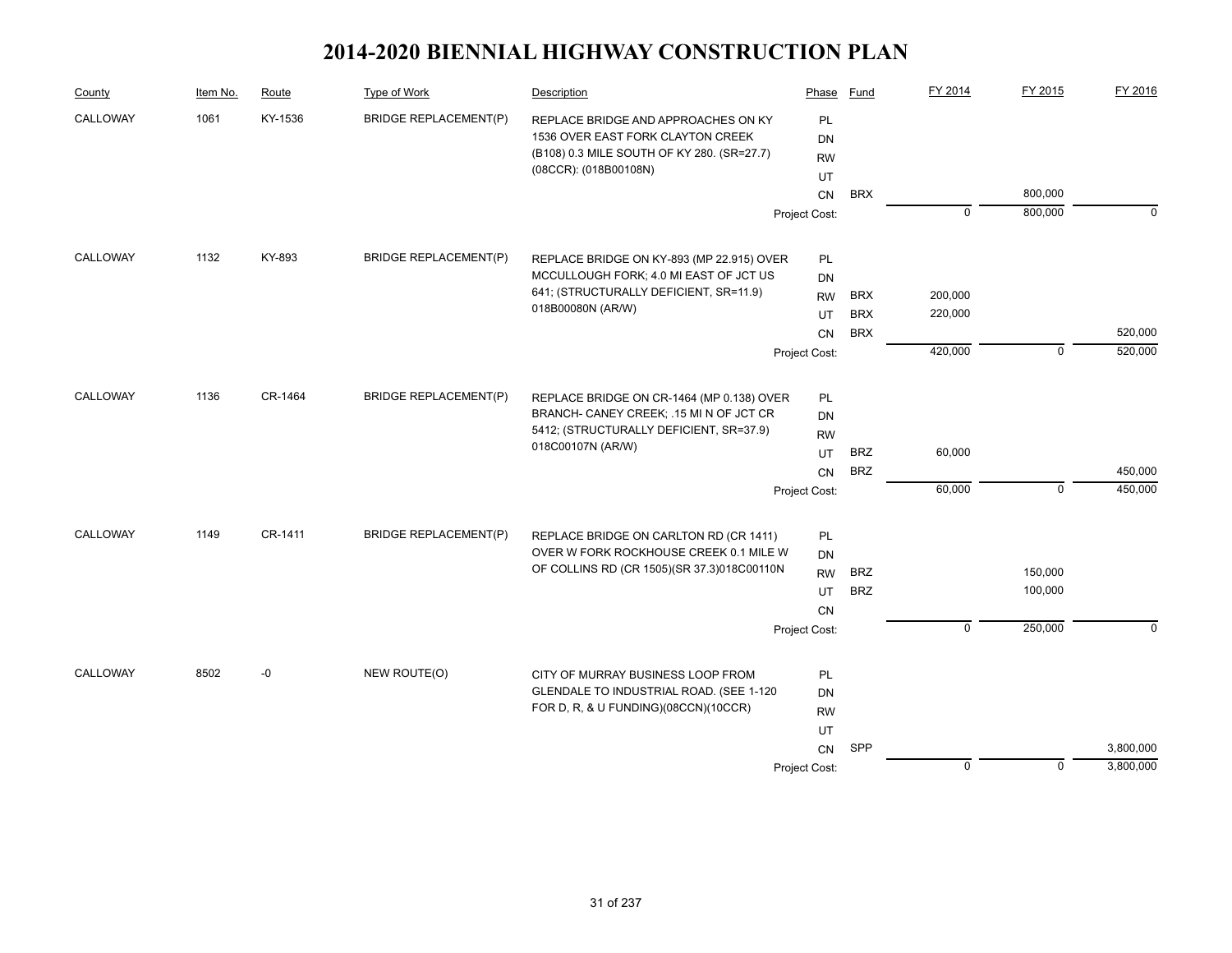# 2014-2020 BIENNIAL HIGHWAY CONSTRUCTION PLAN

| County | Item No. | Route | Type of Work | Description | Phase | Fund | FY 2014 | FY 2015 | FY 2016 |
|---|---|---|---|---|---|---|---|---|---|
| CALLOWAY | 1061 | KY-1536 | BRIDGE REPLACEMENT(P) | REPLACE BRIDGE AND APPROACHES ON KY 1536 OVER EAST FORK CLAYTON CREEK (B108) 0.3 MILE SOUTH OF KY 280. (SR=27.7) (08CCR): (018B00108N) | PL | | | | |
| | | | | | DN | | | | |
| | | | | | RW | | | | |
| | | | | | UT | | | | |
| | | | | | CN | BRX | | 800,000 | |
| | | | | | Project Cost: | | 0 | 800,000 | 0 |
| CALLOWAY | 1132 | KY-893 | BRIDGE REPLACEMENT(P) | REPLACE BRIDGE ON KY-893 (MP 22.915) OVER MCCULLOUGH FORK; 4.0 MI EAST OF JCT US 641; (STRUCTURALLY DEFICIENT, SR=11.9) 018B00080N (AR/W) | PL | | | | |
| | | | | | DN | | | | |
| | | | | | RW | BRX | 200,000 | | |
| | | | | | UT | BRX | 220,000 | | |
| | | | | | CN | BRX | | | 520,000 |
| | | | | | Project Cost: | | 420,000 | 0 | 520,000 |
| CALLOWAY | 1136 | CR-1464 | BRIDGE REPLACEMENT(P) | REPLACE BRIDGE ON CR-1464 (MP 0.138) OVER BRANCH- CANEY CREEK; .15 MI N OF JCT CR 5412; (STRUCTURALLY DEFICIENT, SR=37.9) 018C00107N (AR/W) | PL | | | | |
| | | | | | DN | | | | |
| | | | | | RW | | | | |
| | | | | | UT | BRZ | 60,000 | | |
| | | | | | CN | BRZ | | | 450,000 |
| | | | | | Project Cost: | | 60,000 | 0 | 450,000 |
| CALLOWAY | 1149 | CR-1411 | BRIDGE REPLACEMENT(P) | REPLACE BRIDGE ON CARLTON RD (CR 1411) OVER W FORK ROCKHOUSE CREEK 0.1 MILE W OF COLLINS RD (CR 1505)(SR 37.3)018C00110N | PL | | | | |
| | | | | | DN | | | | |
| | | | | | RW | BRZ | | 150,000 | |
| | | | | | UT | BRZ | | 100,000 | |
| | | | | | CN | | | | |
| | | | | | Project Cost: | | 0 | 250,000 | 0 |
| CALLOWAY | 8502 | -0 | NEW ROUTE(O) | CITY OF MURRAY BUSINESS LOOP FROM GLENDALE TO INDUSTRIAL ROAD. (SEE 1-120 FOR D, R, & U FUNDING)(08CCN)(10CCR) | PL | | | | |
| | | | | | DN | | | | |
| | | | | | RW | | | | |
| | | | | | UT | | | | |
| | | | | | CN | SPP | | | 3,800,000 |
| | | | | | Project Cost: | | 0 | 0 | 3,800,000 |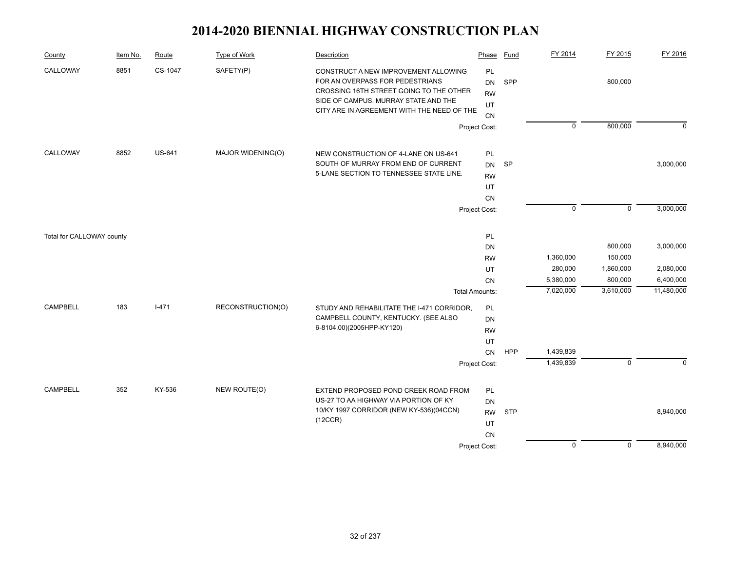# 2014-2020 BIENNIAL HIGHWAY CONSTRUCTION PLAN

| County | Item No. | Route | Type of Work | Description | Phase | Fund | FY 2014 | FY 2015 | FY 2016 |
|---|---|---|---|---|---|---|---|---|---|
| CALLOWAY | 8851 | CS-1047 | SAFETY(P) | CONSTRUCT A NEW IMPROVEMENT ALLOWING FOR AN OVERPASS FOR PEDESTRIANS CROSSING 16TH STREET GOING TO THE OTHER SIDE OF CAMPUS. MURRAY STATE AND THE CITY ARE IN AGREEMENT WITH THE NEED OF THE | PL | | | | |
| | | | | | DN | SPP | | 800,000 | |
| | | | | | RW | | | | |
| | | | | | UT | | | | |
| | | | | | CN | | | | |
| | | | | | Project Cost: | | 0 | 800,000 | 0 |
| CALLOWAY | 8852 | US-641 | MAJOR WIDENING(O) | NEW CONSTRUCTION OF 4-LANE ON US-641 SOUTH OF MURRAY FROM END OF CURRENT 5-LANE SECTION TO TENNESSEE STATE LINE. | PL | | | | |
| | | | | | DN | SP | | | 3,000,000 |
| | | | | | RW | | | | |
| | | | | | UT | | | | |
| | | | | | CN | | | | |
| | | | | | Project Cost: | | 0 | 0 | 3,000,000 |
| Total for CALLOWAY county | | | | | PL | | | | |
| | | | | | DN | | | 800,000 | 3,000,000 |
| | | | | | RW | | 1,360,000 | 150,000 | |
| | | | | | UT | | 280,000 | 1,860,000 | 2,080,000 |
| | | | | | CN | | 5,380,000 | 800,000 | 6,400,000 |
| | | | | | Total Amounts: | | 7,020,000 | 3,610,000 | 11,480,000 |
| CAMPBELL | 183 | I-471 | RECONSTRUCTION(O) | STUDY AND REHABILITATE THE I-471 CORRIDOR, CAMPBELL COUNTY, KENTUCKY. (SEE ALSO 6-8104.00)(2005HPP-KY120) | PL | | | | |
| | | | | | DN | | | | |
| | | | | | RW | | | | |
| | | | | | UT | | | | |
| | | | | | CN | HPP | 1,439,839 | | |
| | | | | | Project Cost: | | 1,439,839 | 0 | 0 |
| CAMPBELL | 352 | KY-536 | NEW ROUTE(O) | EXTEND PROPOSED POND CREEK ROAD FROM US-27 TO AA HIGHWAY VIA PORTION OF KY 10/KY 1997 CORRIDOR (NEW KY-536)(04CCN)(12CCR) | PL | | | | |
| | | | | | DN | | | | |
| | | | | | RW | STP | | | 8,940,000 |
| | | | | | UT | | | | |
| | | | | | CN | | | | |
| | | | | | Project Cost: | | 0 | 0 | 8,940,000 |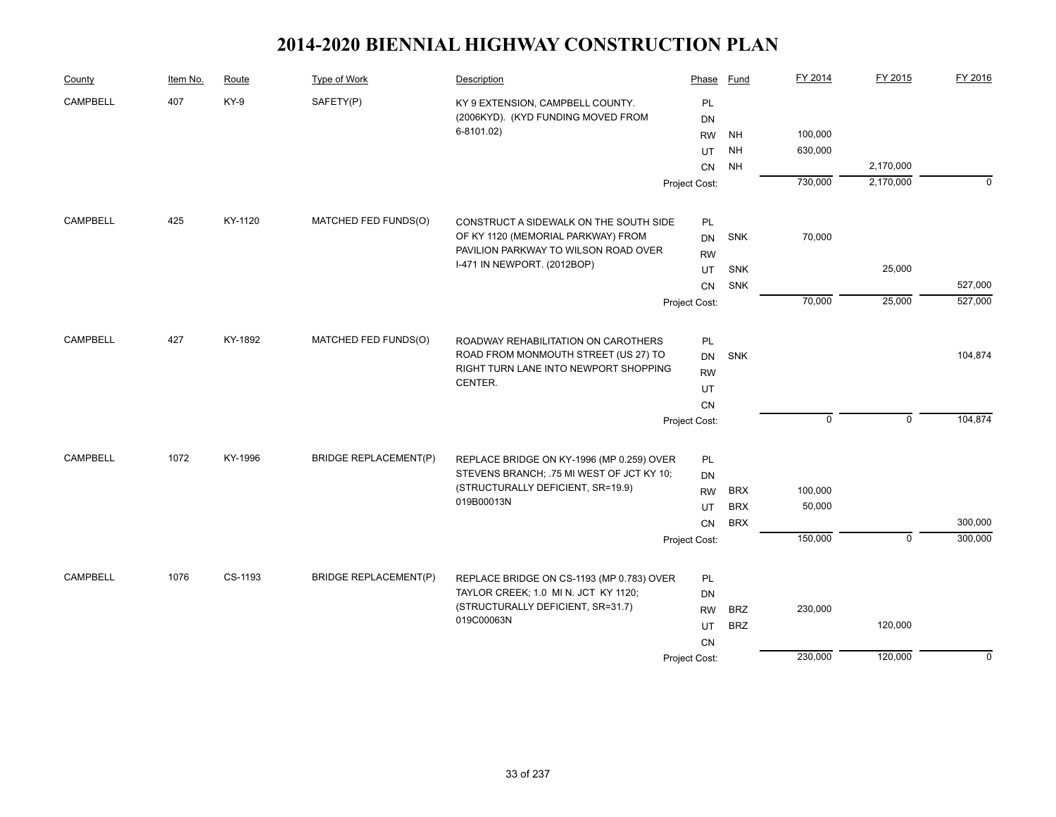# 2014-2020 BIENNIAL HIGHWAY CONSTRUCTION PLAN

| County | Item No. | Route | Type of Work | Description | Phase | Fund | FY 2014 | FY 2015 | FY 2016 |
|---|---|---|---|---|---|---|---|---|---|
| CAMPBELL | 407 | KY-9 | SAFETY(P) | KY 9 EXTENSION, CAMPBELL COUNTY. (2006KYD). (KYD FUNDING MOVED FROM 6-8101.02) | PL | | | | |
| | | | | | DN | | | | |
| | | | | | RW | NH | 100,000 | | |
| | | | | | UT | NH | 630,000 | | |
| | | | | | CN | NH | | 2,170,000 | |
| | | | | | Project Cost: | | 730,000 | 2,170,000 | 0 |
| CAMPBELL | 425 | KY-1120 | MATCHED FED FUNDS(O) | CONSTRUCT A SIDEWALK ON THE SOUTH SIDE OF KY 1120 (MEMORIAL PARKWAY) FROM PAVILION PARKWAY TO WILSON ROAD OVER I-471 IN NEWPORT. (2012BOP) | PL | | | | |
| | | | | | DN | SNK | 70,000 | | |
| | | | | | RW | | | | |
| | | | | | UT | SNK | | 25,000 | |
| | | | | | CN | SNK | | | 527,000 |
| | | | | | Project Cost: | | 70,000 | 25,000 | 527,000 |
| CAMPBELL | 427 | KY-1892 | MATCHED FED FUNDS(O) | ROADWAY REHABILITATION ON CAROTHERS ROAD FROM MONMOUTH STREET (US 27) TO RIGHT TURN LANE INTO NEWPORT SHOPPING CENTER. | PL | | | | |
| | | | | | DN | SNK | | | 104,874 |
| | | | | | RW | | | | |
| | | | | | UT | | | | |
| | | | | | CN | | | | |
| | | | | | Project Cost: | | 0 | 0 | 104,874 |
| CAMPBELL | 1072 | KY-1996 | BRIDGE REPLACEMENT(P) | REPLACE BRIDGE ON KY-1996 (MP 0.259) OVER STEVENS BRANCH; .75 MI WEST OF JCT KY 10; (STRUCTURALLY DEFICIENT, SR=19.9) 019B00013N | PL | | | | |
| | | | | | DN | | | | |
| | | | | | RW | BRX | 100,000 | | |
| | | | | | UT | BRX | 50,000 | | |
| | | | | | CN | BRX | | | 300,000 |
| | | | | | Project Cost: | | 150,000 | 0 | 300,000 |
| CAMPBELL | 1076 | CS-1193 | BRIDGE REPLACEMENT(P) | REPLACE BRIDGE ON CS-1193 (MP 0.783) OVER TAYLOR CREEK; 1.0 MI N. JCT KY 1120; (STRUCTURALLY DEFICIENT, SR=31.7) 019C00063N | PL | | | | |
| | | | | | DN | | | | |
| | | | | | RW | BRZ | 230,000 | | |
| | | | | | UT | BRZ | | 120,000 | |
| | | | | | CN | | | | |
| | | | | | Project Cost: | | 230,000 | 120,000 | 0 |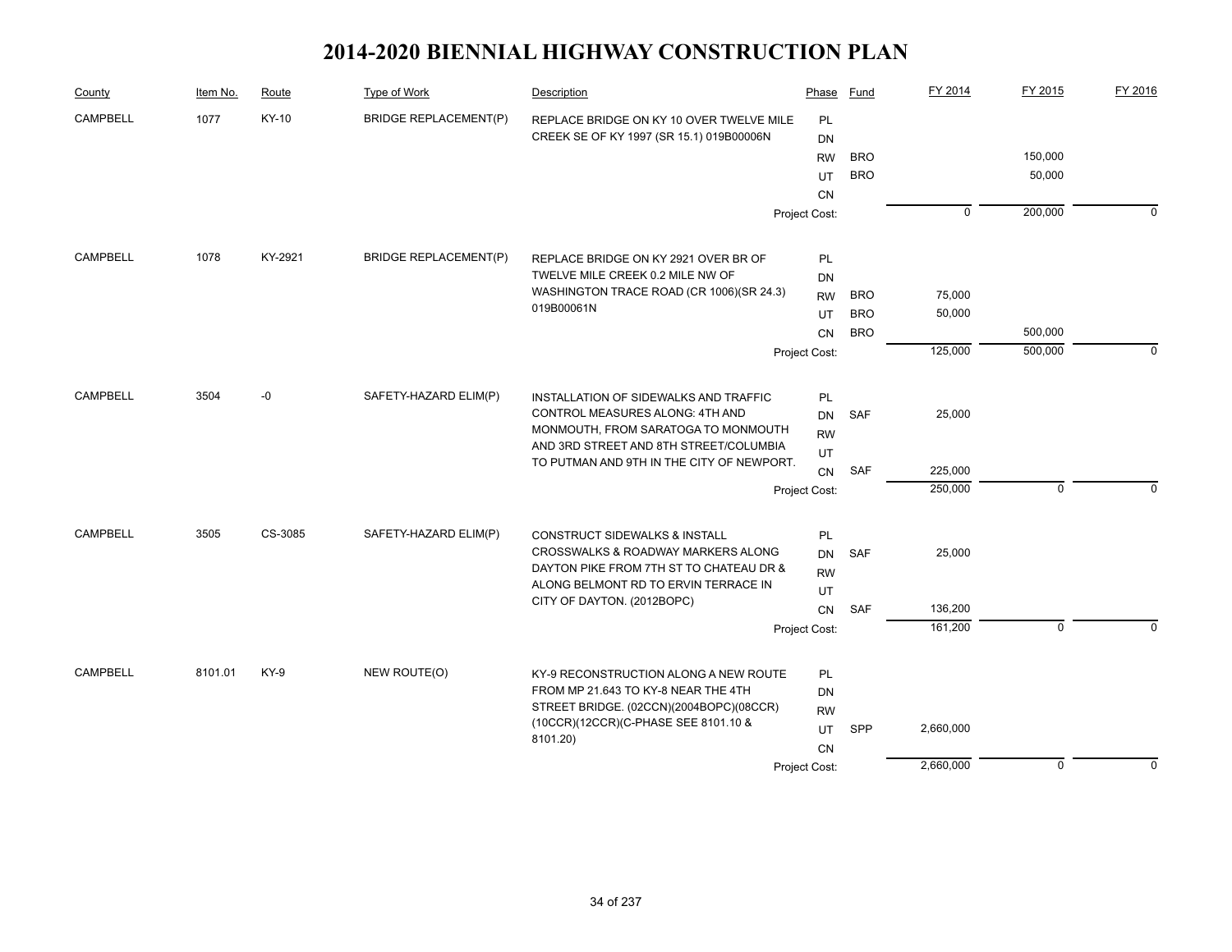# 2014-2020 BIENNIAL HIGHWAY CONSTRUCTION PLAN

| County | Item No. | Route | Type of Work | Description | Phase | Fund | FY 2014 | FY 2015 | FY 2016 |
|---|---|---|---|---|---|---|---|---|---|
| CAMPBELL | 1077 | KY-10 | BRIDGE REPLACEMENT(P) | REPLACE BRIDGE ON KY 10 OVER TWELVE MILE CREEK SE OF KY 1997 (SR 15.1) 019B00006N | PL | | | | |
| | | | | | DN | | | | |
| | | | | | RW | BRO | | 150,000 | |
| | | | | | UT | BRO | | 50,000 | |
| | | | | | CN | | | | |
| | | | | | Project Cost: | | 0 | 200,000 | 0 |
| CAMPBELL | 1078 | KY-2921 | BRIDGE REPLACEMENT(P) | REPLACE BRIDGE ON KY 2921 OVER BR OF TWELVE MILE CREEK 0.2 MILE NW OF WASHINGTON TRACE ROAD (CR 1006)(SR 24.3) 019B00061N | PL | | | | |
| | | | | | DN | | | | |
| | | | | | RW | BRO | 75,000 | | |
| | | | | | UT | BRO | 50,000 | | |
| | | | | | CN | BRO | | 500,000 | |
| | | | | | Project Cost: | | 125,000 | 500,000 | 0 |
| CAMPBELL | 3504 | -0 | SAFETY-HAZARD ELIM(P) | INSTALLATION OF SIDEWALKS AND TRAFFIC CONTROL MEASURES ALONG: 4TH AND MONMOUTH, FROM SARATOGA TO MONMOUTH AND 3RD STREET AND 8TH STREET/COLUMBIA TO PUTMAN AND 9TH IN THE CITY OF NEWPORT. | PL | | | | |
| | | | | | DN | SAF | 25,000 | | |
| | | | | | RW | | | | |
| | | | | | UT | | | | |
| | | | | | CN | SAF | 225,000 | | |
| | | | | | Project Cost: | | 250,000 | 0 | 0 |
| CAMPBELL | 3505 | CS-3085 | SAFETY-HAZARD ELIM(P) | CONSTRUCT SIDEWALKS & INSTALL CROSSWALKS & ROADWAY MARKERS ALONG DAYTON PIKE FROM 7TH ST TO CHATEAU DR & ALONG BELMONT RD TO ERVIN TERRACE IN CITY OF DAYTON. (2012BOPC) | PL | | | | |
| | | | | | DN | SAF | 25,000 | | |
| | | | | | RW | | | | |
| | | | | | UT | | | | |
| | | | | | CN | SAF | 136,200 | | |
| | | | | | Project Cost: | | 161,200 | 0 | 0 |
| CAMPBELL | 8101.01 | KY-9 | NEW ROUTE(O) | KY-9 RECONSTRUCTION ALONG A NEW ROUTE FROM MP 21.643 TO KY-8 NEAR THE 4TH STREET BRIDGE. (02CCN)(2004BOPC)(08CCR)(10CCR)(12CCR)(C-PHASE SEE 8101.10 & 8101.20) | PL | | | | |
| | | | | | DN | | | | |
| | | | | | RW | | | | |
| | | | | | UT | SPP | 2,660,000 | | |
| | | | | | CN | | | | |
| | | | | | Project Cost: | | 2,660,000 | 0 | 0 |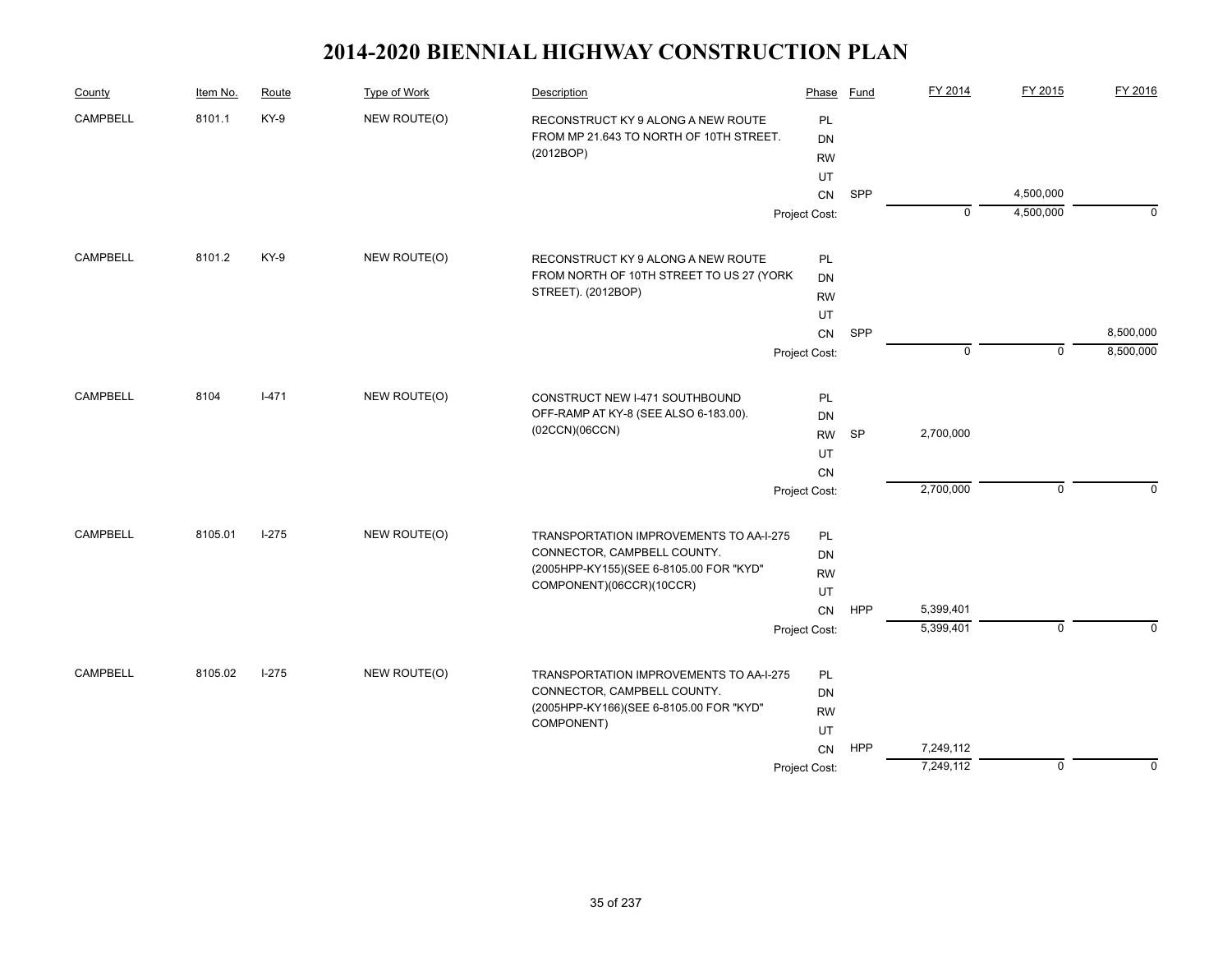# 2014-2020 BIENNIAL HIGHWAY CONSTRUCTION PLAN

| County | Item No. | Route | Type of Work | Description | Phase | Fund | FY 2014 | FY 2015 | FY 2016 |
|---|---|---|---|---|---|---|---|---|---|
| CAMPBELL | 8101.1 | KY-9 | NEW ROUTE(O) | RECONSTRUCT KY 9 ALONG A NEW ROUTE FROM MP 21.643 TO NORTH OF 10TH STREET. (2012BOP) | PL | | | | |
| | | | | | DN | | | | |
| | | | | | RW | | | | |
| | | | | | UT | | | | |
| | | | | | CN | SPP | | 4,500,000 | |
| | | | | | Project Cost: | | 0 | 4,500,000 | 0 |
| CAMPBELL | 8101.2 | KY-9 | NEW ROUTE(O) | RECONSTRUCT KY 9 ALONG A NEW ROUTE FROM NORTH OF 10TH STREET TO US 27 (YORK STREET). (2012BOP) | PL | | | | |
| | | | | | DN | | | | |
| | | | | | RW | | | | |
| | | | | | UT | | | | |
| | | | | | CN | SPP | | | 8,500,000 |
| | | | | | Project Cost: | | 0 | 0 | 8,500,000 |
| CAMPBELL | 8104 | I-471 | NEW ROUTE(O) | CONSTRUCT NEW I-471 SOUTHBOUND OFF-RAMP AT KY-8 (SEE ALSO 6-183.00). (02CCN)(06CCN) | PL | | | | |
| | | | | | DN | | | | |
| | | | | | RW | SP | 2,700,000 | | |
| | | | | | UT | | | | |
| | | | | | CN | | | | |
| | | | | | Project Cost: | | 2,700,000 | 0 | 0 |
| CAMPBELL | 8105.01 | I-275 | NEW ROUTE(O) | TRANSPORTATION IMPROVEMENTS TO AA-I-275 CONNECTOR, CAMPBELL COUNTY. (2005HPP-KY155)(SEE 6-8105.00 FOR "KYD" COMPONENT)(06CCR)(10CCR) | PL | | | | |
| | | | | | DN | | | | |
| | | | | | RW | | | | |
| | | | | | UT | | | | |
| | | | | | CN | HPP | 5,399,401 | | |
| | | | | | Project Cost: | | 5,399,401 | 0 | 0 |
| CAMPBELL | 8105.02 | I-275 | NEW ROUTE(O) | TRANSPORTATION IMPROVEMENTS TO AA-I-275 CONNECTOR, CAMPBELL COUNTY. (2005HPP-KY166)(SEE 6-8105.00 FOR "KYD" COMPONENT) | PL | | | | |
| | | | | | DN | | | | |
| | | | | | RW | | | | |
| | | | | | UT | | | | |
| | | | | | CN | HPP | 7,249,112 | | |
| | | | | | Project Cost: | | 7,249,112 | 0 | 0 |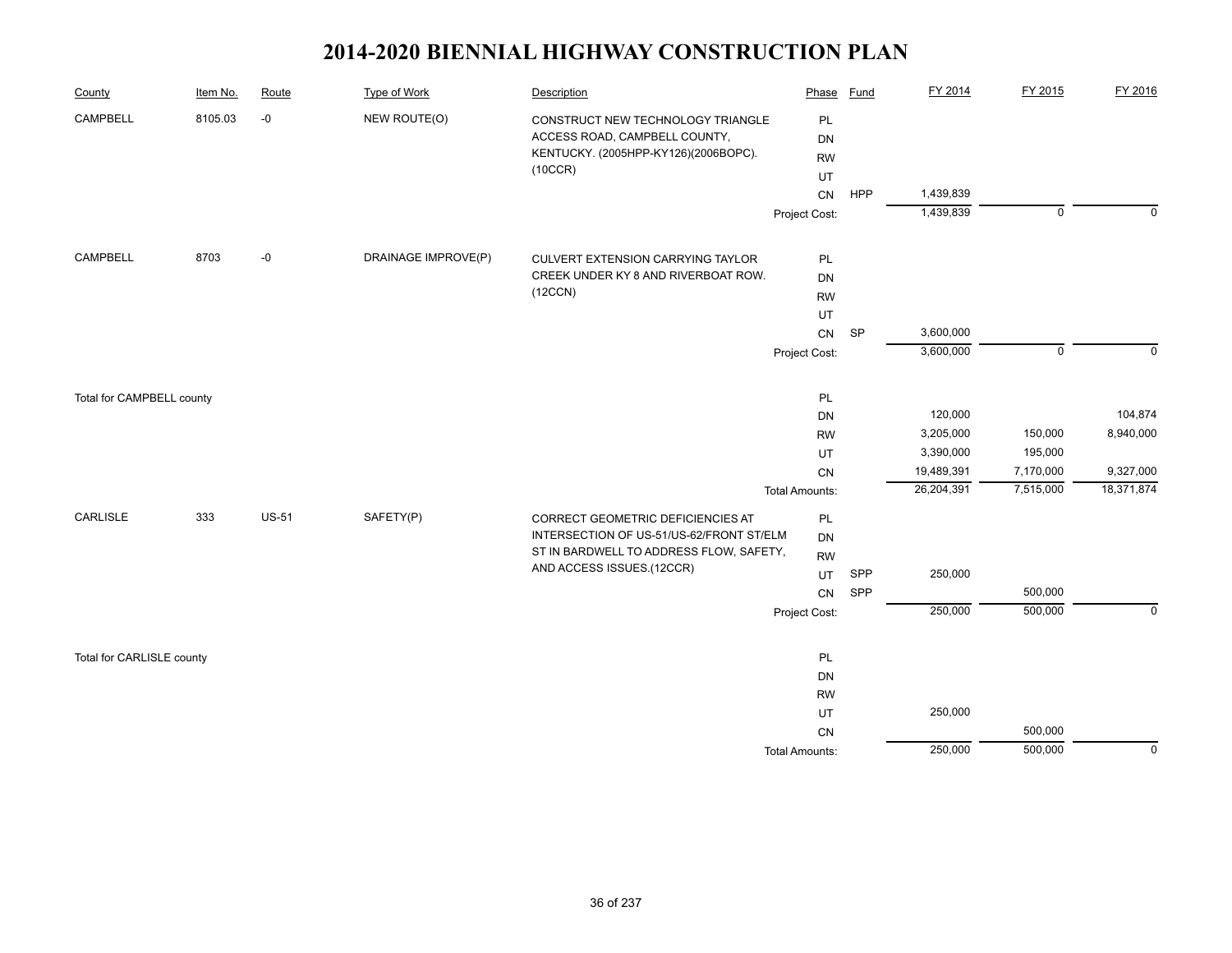# 2014-2020 BIENNIAL HIGHWAY CONSTRUCTION PLAN

| County | Item No. | Route | Type of Work | Description | Phase | Fund | FY 2014 | FY 2015 | FY 2016 |
|---|---|---|---|---|---|---|---|---|---|
| CAMPBELL | 8105.03 | -0 | NEW ROUTE(O) | CONSTRUCT NEW TECHNOLOGY TRIANGLE ACCESS ROAD, CAMPBELL COUNTY, KENTUCKY. (2005HPP-KY126)(2006BOPC).(10CCR) | PL | | | | |
| | | | | | DN | | | | |
| | | | | | RW | | | | |
| | | | | | UT | | | | |
| | | | | | CN | HPP | 1,439,839 | | |
| | | | | | Project Cost: | | 1,439,839 | 0 | 0 |
| CAMPBELL | 8703 | -0 | DRAINAGE IMPROVE(P) | CULVERT EXTENSION CARRYING TAYLOR CREEK UNDER KY 8 AND RIVERBOAT ROW.(12CCN) | PL | | | | |
| | | | | | DN | | | | |
| | | | | | RW | | | | |
| | | | | | UT | | | | |
| | | | | | CN | SP | 3,600,000 | | |
| | | | | | Project Cost: | | 3,600,000 | 0 | 0 |
| Total for CAMPBELL county | | | | | PL | | | | |
| | | | | | DN | | 120,000 | | 104,874 |
| | | | | | RW | | 3,205,000 | 150,000 | 8,940,000 |
| | | | | | UT | | 3,390,000 | 195,000 | |
| | | | | | CN | | 19,489,391 | 7,170,000 | 9,327,000 |
| | | | | | Total Amounts: | | 26,204,391 | 7,515,000 | 18,371,874 |
| CARLISLE | 333 | US-51 | SAFETY(P) | CORRECT GEOMETRIC DEFICIENCIES AT INTERSECTION OF US-51/US-62/FRONT ST/ELM ST IN BARDWELL TO ADDRESS FLOW, SAFETY, AND ACCESS ISSUES.(12CCR) | PL | | | | |
| | | | | | DN | | | | |
| | | | | | RW | | | | |
| | | | | | UT | SPP | 250,000 | | |
| | | | | | CN | SPP | | 500,000 | |
| | | | | | Project Cost: | | 250,000 | 500,000 | 0 |
| Total for CARLISLE county | | | | | PL | | | | |
| | | | | | DN | | | | |
| | | | | | RW | | | | |
| | | | | | UT | | 250,000 | | |
| | | | | | CN | | | 500,000 | |
| | | | | | Total Amounts: | | 250,000 | 500,000 | 0 |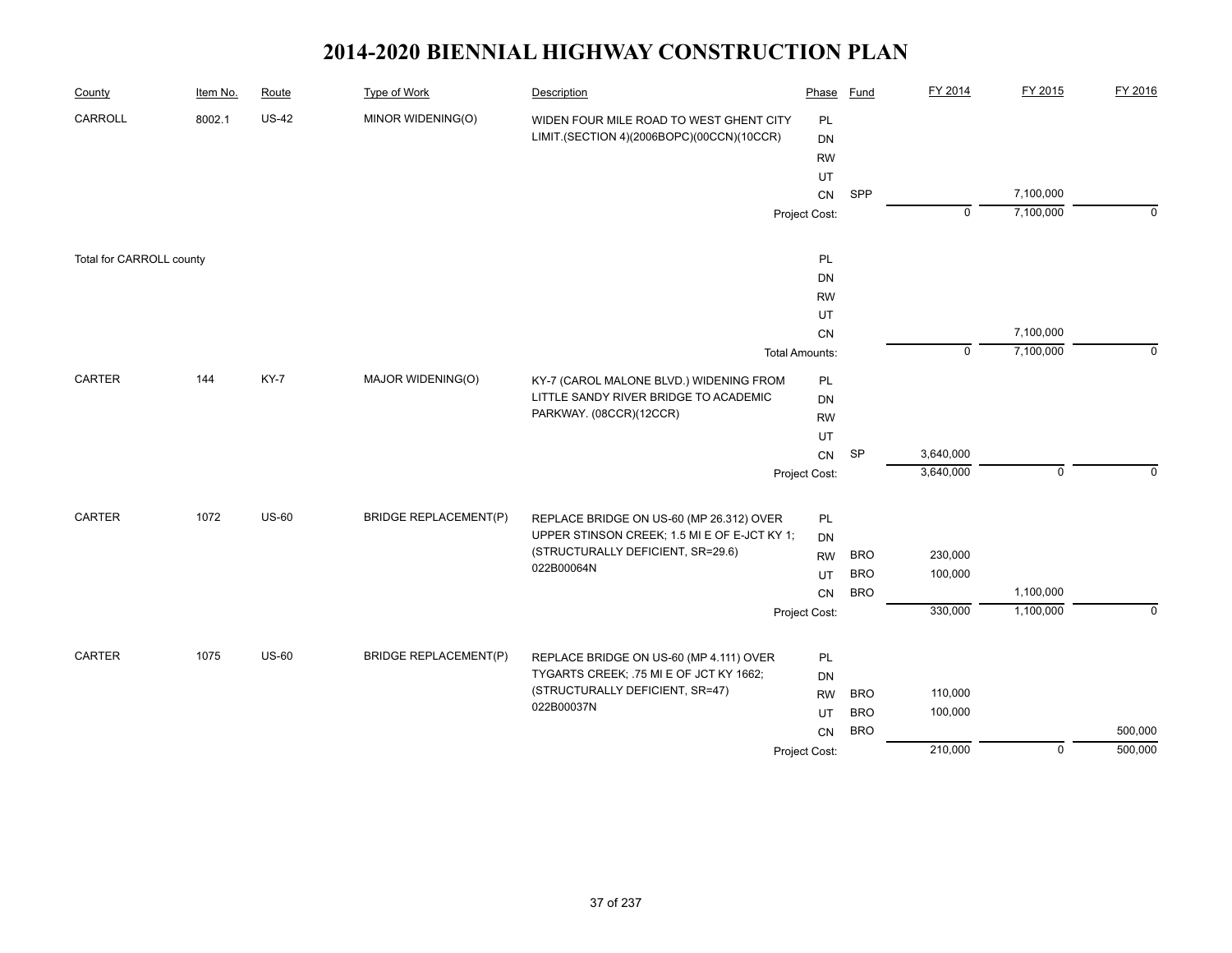# 2014-2020 BIENNIAL HIGHWAY CONSTRUCTION PLAN

| County | Item No. | Route | Type of Work | Description | Phase | Fund | FY 2014 | FY 2015 | FY 2016 |
|---|---|---|---|---|---|---|---|---|---|
| CARROLL | 8002.1 | US-42 | MINOR WIDENING(O) | WIDEN FOUR MILE ROAD TO WEST GHENT CITY LIMIT.(SECTION 4)(2006BOPC)(00CCN)(10CCR) | PL | | | | |
| | | | | | DN | | | | |
| | | | | | RW | | | | |
| | | | | | UT | | | | |
| | | | | | CN | SPP | | 7,100,000 | |
| | | | | | Project Cost: | | 0 | 7,100,000 | 0 |
| Total for CARROLL county | | | | | PL | | | | |
| | | | | | DN | | | | |
| | | | | | RW | | | | |
| | | | | | UT | | | | |
| | | | | | CN | | | 7,100,000 | |
| | | | | | Total Amounts: | | 0 | 7,100,000 | 0 |
| CARTER | 144 | KY-7 | MAJOR WIDENING(O) | KY-7 (CAROL MALONE BLVD.) WIDENING FROM LITTLE SANDY RIVER BRIDGE TO ACADEMIC PARKWAY. (08CCR)(12CCR) | PL | | | | |
| | | | | | DN | | | | |
| | | | | | RW | | | | |
| | | | | | UT | | | | |
| | | | | | CN | SP | 3,640,000 | | |
| | | | | | Project Cost: | | 3,640,000 | 0 | 0 |
| CARTER | 1072 | US-60 | BRIDGE REPLACEMENT(P) | REPLACE BRIDGE ON US-60 (MP 26.312) OVER UPPER STINSON CREEK; 1.5 MI E OF E-JCT KY 1; (STRUCTURALLY DEFICIENT, SR=29.6) 022B00064N | PL | | | | |
| | | | | | DN | | | | |
| | | | | | RW | BRO | 230,000 | | |
| | | | | | UT | BRO | 100,000 | | |
| | | | | | CN | BRO | | 1,100,000 | |
| | | | | | Project Cost: | | 330,000 | 1,100,000 | 0 |
| CARTER | 1075 | US-60 | BRIDGE REPLACEMENT(P) | REPLACE BRIDGE ON US-60 (MP 4.111) OVER TYGARTS CREEK; .75 MI E OF JCT KY 1662; (STRUCTURALLY DEFICIENT, SR=47) 022B00037N | PL | | | | |
| | | | | | DN | | | | |
| | | | | | RW | BRO | 110,000 | | |
| | | | | | UT | BRO | 100,000 | | |
| | | | | | CN | BRO | | | 500,000 |
| | | | | | Project Cost: | | 210,000 | 0 | 500,000 |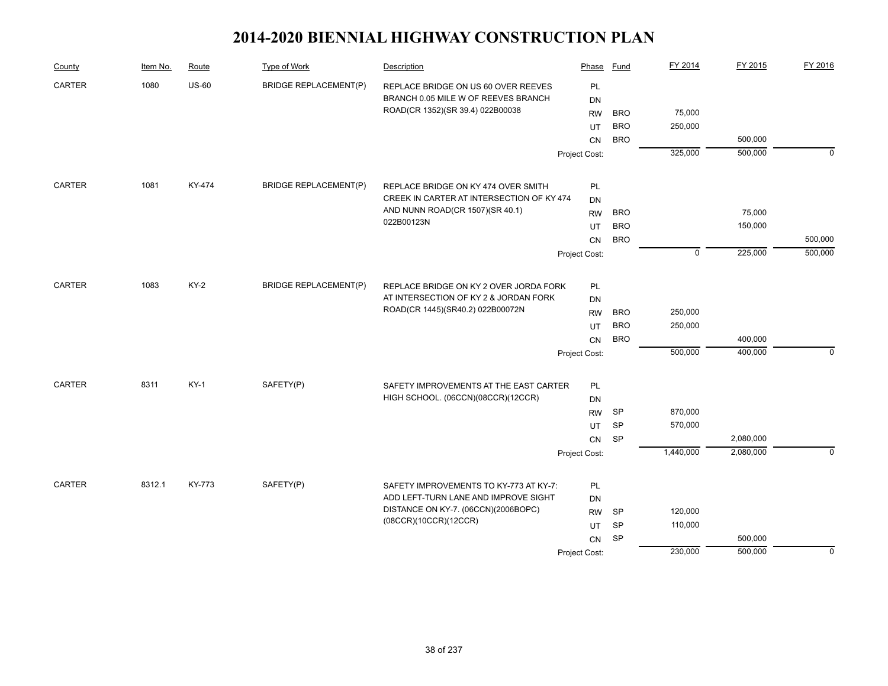# 2014-2020 BIENNIAL HIGHWAY CONSTRUCTION PLAN

| County | Item No. | Route | Type of Work | Description | Phase | Fund | FY 2014 | FY 2015 | FY 2016 |
|---|---|---|---|---|---|---|---|---|---|
| CARTER | 1080 | US-60 | BRIDGE REPLACEMENT(P) | REPLACE BRIDGE ON US 60 OVER REEVES BRANCH 0.05 MILE W OF REEVES BRANCH ROAD(CR 1352)(SR 39.4) 022B00038 | PL | | | | |
| | | | | | DN | | | | |
| | | | | | RW | BRO | 75,000 | | |
| | | | | | UT | BRO | 250,000 | | |
| | | | | | CN | BRO | | 500,000 | |
| | | | | | Project Cost: | | 325,000 | 500,000 | 0 |
| CARTER | 1081 | KY-474 | BRIDGE REPLACEMENT(P) | REPLACE BRIDGE ON KY 474 OVER SMITH CREEK IN CARTER AT INTERSECTION OF KY 474 AND NUNN ROAD(CR 1507)(SR 40.1) 022B00123N | PL | | | | |
| | | | | | DN | | | | |
| | | | | | RW | BRO | | 75,000 | |
| | | | | | UT | BRO | | 150,000 | |
| | | | | | CN | BRO | | | 500,000 |
| | | | | | Project Cost: | | 0 | 225,000 | 500,000 |
| CARTER | 1083 | KY-2 | BRIDGE REPLACEMENT(P) | REPLACE BRIDGE ON KY 2 OVER JORDA FORK AT INTERSECTION OF KY 2 & JORDAN FORK ROAD(CR 1445)(SR40.2) 022B00072N | PL | | | | |
| | | | | | DN | | | | |
| | | | | | RW | BRO | 250,000 | | |
| | | | | | UT | BRO | 250,000 | | |
| | | | | | CN | BRO | | 400,000 | |
| | | | | | Project Cost: | | 500,000 | 400,000 | 0 |
| CARTER | 8311 | KY-1 | SAFETY(P) | SAFETY IMPROVEMENTS AT THE EAST CARTER HIGH SCHOOL. (06CCN)(08CCR)(12CCR) | PL | | | | |
| | | | | | DN | | | | |
| | | | | | RW | SP | 870,000 | | |
| | | | | | UT | SP | 570,000 | | |
| | | | | | CN | SP | | 2,080,000 | |
| | | | | | Project Cost: | | 1,440,000 | 2,080,000 | 0 |
| CARTER | 8312.1 | KY-773 | SAFETY(P) | SAFETY IMPROVEMENTS TO KY-773 AT KY-7: ADD LEFT-TURN LANE AND IMPROVE SIGHT DISTANCE ON KY-7. (06CCN)(2006BOPC)(08CCR)(10CCR)(12CCR) | PL | | | | |
| | | | | | DN | | | | |
| | | | | | RW | SP | 120,000 | | |
| | | | | | UT | SP | 110,000 | | |
| | | | | | CN | SP | | 500,000 | |
| | | | | | Project Cost: | | 230,000 | 500,000 | 0 |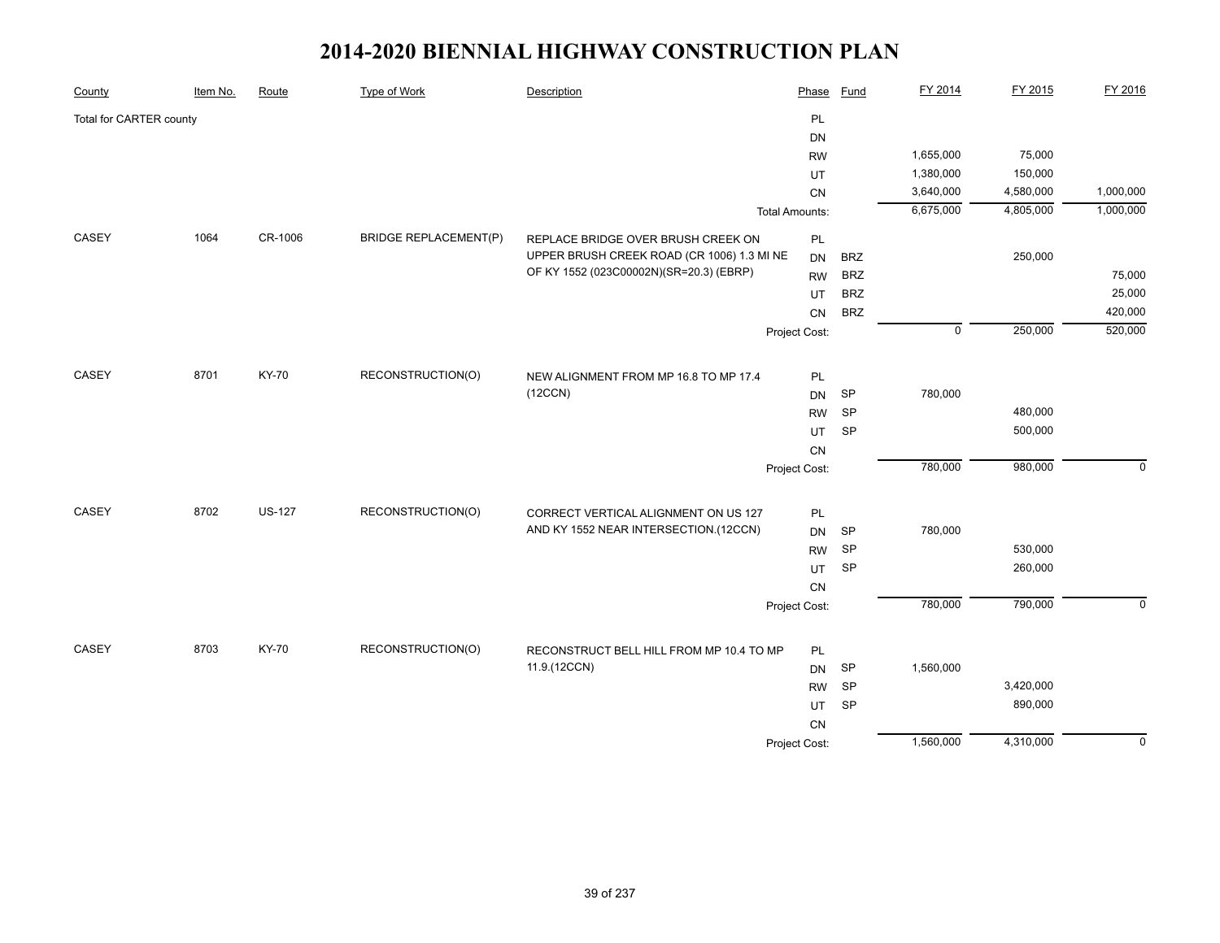# 2014-2020 BIENNIAL HIGHWAY CONSTRUCTION PLAN

| County | Item No. | Route | Type of Work | Description | Phase | Fund | FY 2014 | FY 2015 | FY 2016 |
|---|---|---|---|---|---|---|---|---|---|
| Total for CARTER county | | | | | PL | | | | |
| | | | | | DN | | | | |
| | | | | | RW | | 1,655,000 | 75,000 | |
| | | | | | UT | | 1,380,000 | 150,000 | |
| | | | | | CN | | 3,640,000 | 4,580,000 | 1,000,000 |
| | | | | | Total Amounts: | | 6,675,000 | 4,805,000 | 1,000,000 |
| CASEY | 1064 | CR-1006 | BRIDGE REPLACEMENT(P) | REPLACE BRIDGE OVER BRUSH CREEK ON UPPER BRUSH CREEK ROAD (CR 1006) 1.3 MI NE OF KY 1552 (023C00002N)(SR=20.3) (EBRP) | PL | | | | |
| | | | | | DN | BRZ | | 250,000 | |
| | | | | | RW | BRZ | | | 75,000 |
| | | | | | UT | BRZ | | | 25,000 |
| | | | | | CN | BRZ | | | 420,000 |
| | | | | | Project Cost: | | 0 | 250,000 | 520,000 |
| CASEY | 8701 | KY-70 | RECONSTRUCTION(O) | NEW ALIGNMENT FROM MP 16.8 TO MP 17.4 (12CCN) | PL | | | | |
| | | | | | DN | SP | 780,000 | | |
| | | | | | RW | SP | | 480,000 | |
| | | | | | UT | SP | | 500,000 | |
| | | | | | CN | | | | |
| | | | | | Project Cost: | | 780,000 | 980,000 | 0 |
| CASEY | 8702 | US-127 | RECONSTRUCTION(O) | CORRECT VERTICAL ALIGNMENT ON US 127 AND KY 1552 NEAR INTERSECTION.(12CCN) | PL | | | | |
| | | | | | DN | SP | 780,000 | | |
| | | | | | RW | SP | | 530,000 | |
| | | | | | UT | SP | | 260,000 | |
| | | | | | CN | | | | |
| | | | | | Project Cost: | | 780,000 | 790,000 | 0 |
| CASEY | 8703 | KY-70 | RECONSTRUCTION(O) | RECONSTRUCT BELL HILL FROM MP 10.4 TO MP 11.9.(12CCN) | PL | | | | |
| | | | | | DN | SP | 1,560,000 | | |
| | | | | | RW | SP | | 3,420,000 | |
| | | | | | UT | SP | | 890,000 | |
| | | | | | CN | | | | |
| | | | | | Project Cost: | | 1,560,000 | 4,310,000 | 0 |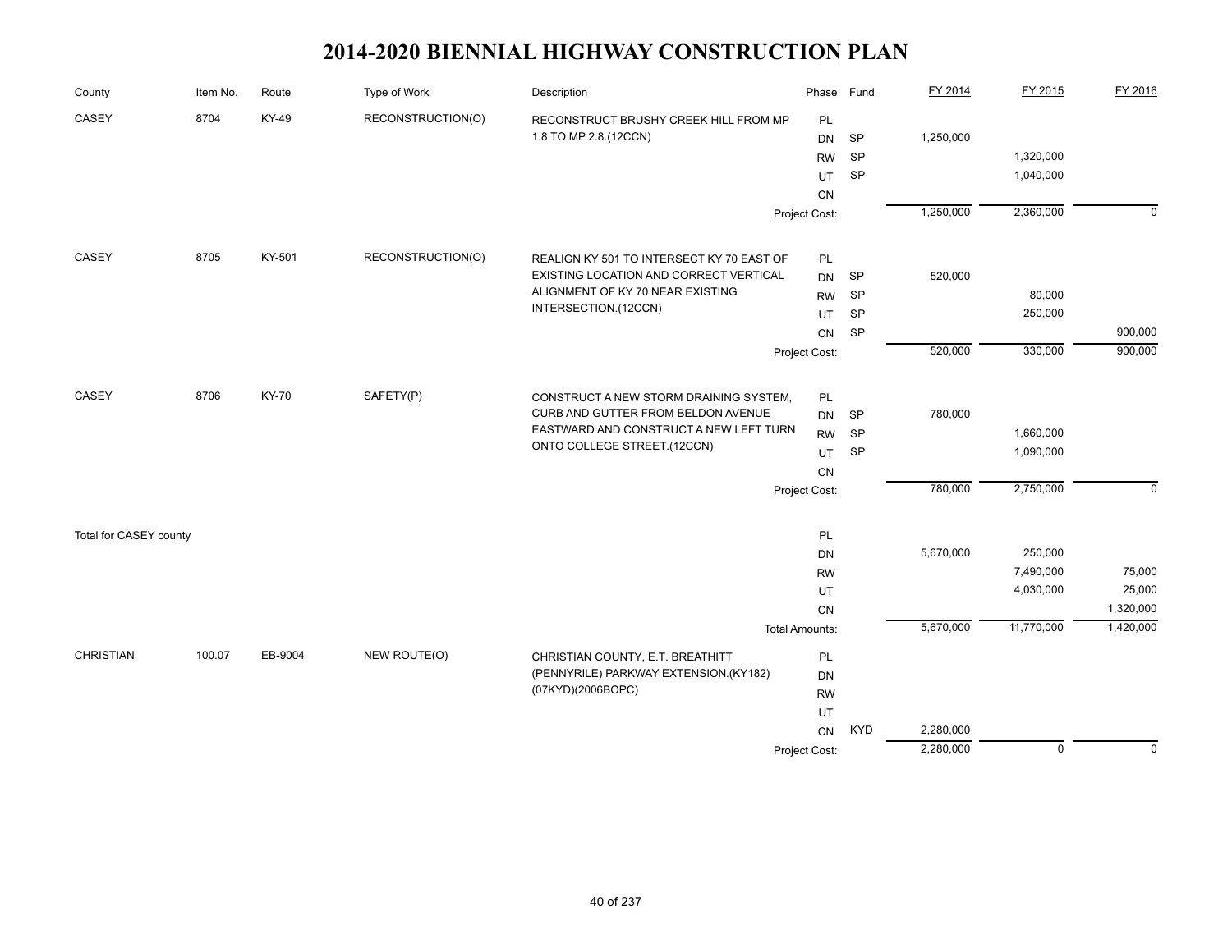# 2014-2020 BIENNIAL HIGHWAY CONSTRUCTION PLAN

| County | Item No. | Route | Type of Work | Description | Phase | Fund | FY 2014 | FY 2015 | FY 2016 |
|---|---|---|---|---|---|---|---|---|---|
| CASEY | 8704 | KY-49 | RECONSTRUCTION(O) | RECONSTRUCT BRUSHY CREEK HILL FROM MP 1.8 TO MP 2.8.(12CCN) | PL | | | | |
| | | | | | DN | SP | 1,250,000 | | |
| | | | | | RW | SP | | 1,320,000 | |
| | | | | | UT | SP | | 1,040,000 | |
| | | | | | CN | | | | |
| | | | | | Project Cost: | | 1,250,000 | 2,360,000 | 0 |
| CASEY | 8705 | KY-501 | RECONSTRUCTION(O) | REALIGN KY 501 TO INTERSECT KY 70 EAST OF EXISTING LOCATION AND CORRECT VERTICAL ALIGNMENT OF KY 70 NEAR EXISTING INTERSECTION.(12CCN) | PL | | | | |
| | | | | | DN | SP | 520,000 | | |
| | | | | | RW | SP | | 80,000 | |
| | | | | | UT | SP | | 250,000 | |
| | | | | | CN | SP | | | 900,000 |
| | | | | | Project Cost: | | 520,000 | 330,000 | 900,000 |
| CASEY | 8706 | KY-70 | SAFETY(P) | CONSTRUCT A NEW STORM DRAINING SYSTEM, CURB AND GUTTER FROM BELDON AVENUE EASTWARD AND CONSTRUCT A NEW LEFT TURN ONTO COLLEGE STREET.(12CCN) | PL | | | | |
| | | | | | DN | SP | 780,000 | | |
| | | | | | RW | SP | | 1,660,000 | |
| | | | | | UT | SP | | 1,090,000 | |
| | | | | | CN | | | | |
| | | | | | Project Cost: | | 780,000 | 2,750,000 | 0 |
| Total for CASEY county | | | | | PL | | | | |
| | | | | | DN | | 5,670,000 | 250,000 | |
| | | | | | RW | | | 7,490,000 | 75,000 |
| | | | | | UT | | | 4,030,000 | 25,000 |
| | | | | | CN | | | | 1,320,000 |
| | | | | | Total Amounts: | | 5,670,000 | 11,770,000 | 1,420,000 |
| CHRISTIAN | 100.07 | EB-9004 | NEW ROUTE(O) | CHRISTIAN COUNTY, E.T. BREATHITT (PENNYRILE) PARKWAY EXTENSION.(KY182)(07KYD)(2006BOPC) | PL | | | | |
| | | | | | DN | | | | |
| | | | | | RW | | | | |
| | | | | | UT | | | | |
| | | | | | CN | KYD | 2,280,000 | | |
| | | | | | Project Cost: | | 2,280,000 | 0 | 0 |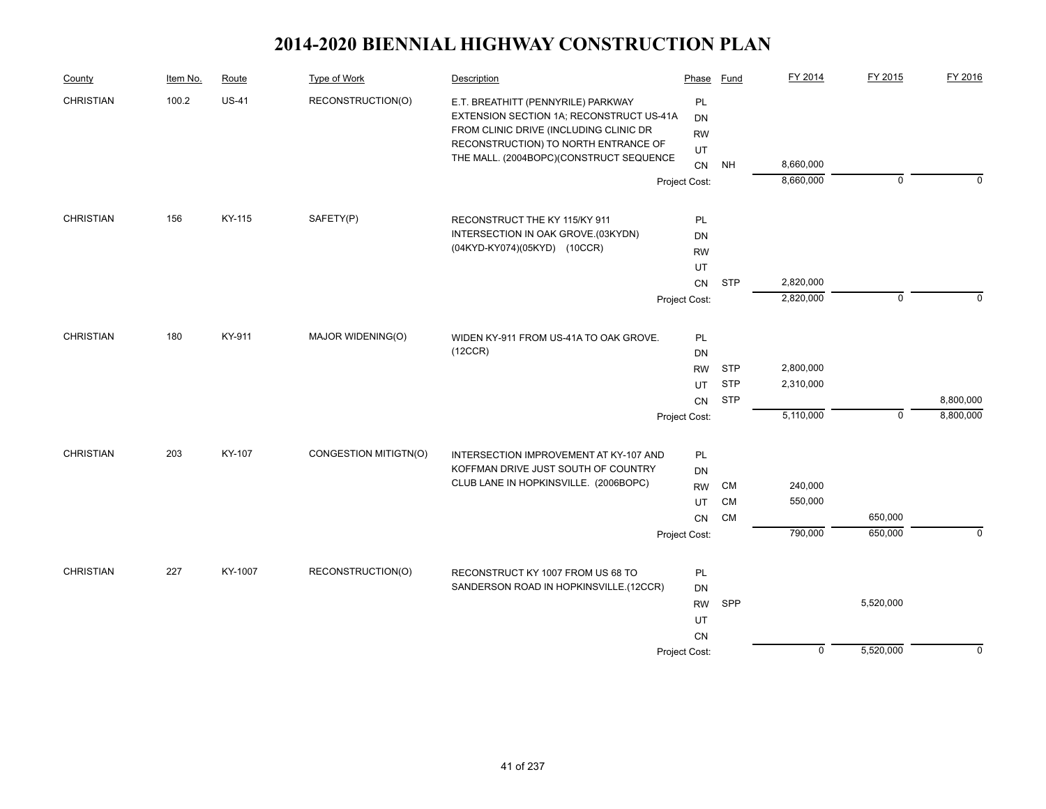# 2014-2020 BIENNIAL HIGHWAY CONSTRUCTION PLAN

| County | Item No. | Route | Type of Work | Description | Phase | Fund | FY 2014 | FY 2015 | FY 2016 |
|---|---|---|---|---|---|---|---|---|---|
| CHRISTIAN | 100.2 | US-41 | RECONSTRUCTION(O) | E.T. BREATHITT (PENNYRILE) PARKWAY EXTENSION SECTION 1A; RECONSTRUCT US-41A FROM CLINIC DRIVE (INCLUDING CLINIC DR RECONSTRUCTION) TO NORTH ENTRANCE OF THE MALL. (2004BOPC)(CONSTRUCT SEQUENCE | PL | | | | |
| | | | | | DN | | | | |
| | | | | | RW | | | | |
| | | | | | UT | | | | |
| | | | | | CN | NH | 8,660,000 | | |
| | | | | | Project Cost: | | 8,660,000 | 0 | 0 |
| CHRISTIAN | 156 | KY-115 | SAFETY(P) | RECONSTRUCT THE KY 115/KY 911 INTERSECTION IN OAK GROVE.(03KYDN)(04KYD-KY074)(05KYD) (10CCR) | PL | | | | |
| | | | | | DN | | | | |
| | | | | | RW | | | | |
| | | | | | UT | | | | |
| | | | | | CN | STP | 2,820,000 | | |
| | | | | | Project Cost: | | 2,820,000 | 0 | 0 |
| CHRISTIAN | 180 | KY-911 | MAJOR WIDENING(O) | WIDEN KY-911 FROM US-41A TO OAK GROVE. (12CCR) | PL | | | | |
| | | | | | DN | | | | |
| | | | | | RW | STP | 2,800,000 | | |
| | | | | | UT | STP | 2,310,000 | | |
| | | | | | CN | STP | | | 8,800,000 |
| | | | | | Project Cost: | | 5,110,000 | 0 | 8,800,000 |
| CHRISTIAN | 203 | KY-107 | CONGESTION MITIGTN(O) | INTERSECTION IMPROVEMENT AT KY-107 AND KOFFMAN DRIVE JUST SOUTH OF COUNTRY CLUB LANE IN HOPKINSVILLE. (2006BOPC) | PL | | | | |
| | | | | | DN | | | | |
| | | | | | RW | CM | 240,000 | | |
| | | | | | UT | CM | 550,000 | | |
| | | | | | CN | CM | | 650,000 | |
| | | | | | Project Cost: | | 790,000 | 650,000 | 0 |
| CHRISTIAN | 227 | KY-1007 | RECONSTRUCTION(O) | RECONSTRUCT KY 1007 FROM US 68 TO SANDERSON ROAD IN HOPKINSVILLE.(12CCR) | PL | | | | |
| | | | | | DN | | | | |
| | | | | | RW | SPP | | 5,520,000 | |
| | | | | | UT | | | | |
| | | | | | CN | | | | |
| | | | | | Project Cost: | | 0 | 5,520,000 | 0 |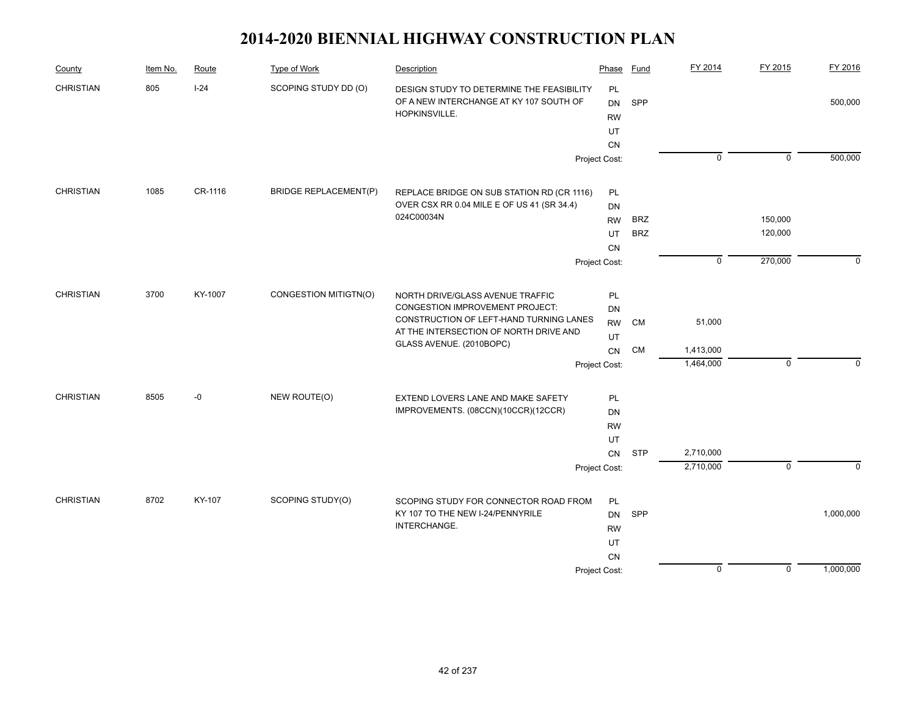# 2014-2020 BIENNIAL HIGHWAY CONSTRUCTION PLAN

| County | Item No. | Route | Type of Work | Description | Phase | Fund | FY 2014 | FY 2015 | FY 2016 |
|---|---|---|---|---|---|---|---|---|---|
| CHRISTIAN | 805 | I-24 | SCOPING STUDY DD (O) | DESIGN STUDY TO DETERMINE THE FEASIBILITY OF A NEW INTERCHANGE AT KY 107 SOUTH OF HOPKINSVILLE. | PL | | | | |
| | | | | | DN | SPP | | | 500,000 |
| | | | | | RW | | | | |
| | | | | | UT | | | | |
| | | | | | CN | | | | |
| | | | | | Project Cost: | | 0 | 0 | 500,000 |
| CHRISTIAN | 1085 | CR-1116 | BRIDGE REPLACEMENT(P) | REPLACE BRIDGE ON SUB STATION RD (CR 1116) OVER CSX RR 0.04 MILE E OF US 41 (SR 34.4) 024C00034N | PL | | | | |
| | | | | | DN | | | | |
| | | | | | RW | BRZ | | 150,000 | |
| | | | | | UT | BRZ | | 120,000 | |
| | | | | | CN | | | | |
| | | | | | Project Cost: | | 0 | 270,000 | 0 |
| CHRISTIAN | 3700 | KY-1007 | CONGESTION MITIGTN(O) | NORTH DRIVE/GLASS AVENUE TRAFFIC CONGESTION IMPROVEMENT PROJECT: CONSTRUCTION OF LEFT-HAND TURNING LANES AT THE INTERSECTION OF NORTH DRIVE AND GLASS AVENUE. (2010BOPC) | PL | | | | |
| | | | | | DN | | | | |
| | | | | | RW | CM | 51,000 | | |
| | | | | | UT | | | | |
| | | | | | CN | CM | 1,413,000 | | |
| | | | | | Project Cost: | | 1,464,000 | 0 | 0 |
| CHRISTIAN | 8505 | -0 | NEW ROUTE(O) | EXTEND LOVERS LANE AND MAKE SAFETY IMPROVEMENTS. (08CCN)(10CCR)(12CCR) | PL | | | | |
| | | | | | DN | | | | |
| | | | | | RW | | | | |
| | | | | | UT | | | | |
| | | | | | CN | STP | 2,710,000 | | |
| | | | | | Project Cost: | | 2,710,000 | 0 | 0 |
| CHRISTIAN | 8702 | KY-107 | SCOPING STUDY(O) | SCOPING STUDY FOR CONNECTOR ROAD FROM KY 107 TO THE NEW I-24/PENNYRILE INTERCHANGE. | PL | | | | |
| | | | | | DN | SPP | | | 1,000,000 |
| | | | | | RW | | | | |
| | | | | | UT | | | | |
| | | | | | CN | | | | |
| | | | | | Project Cost: | | 0 | 0 | 1,000,000 |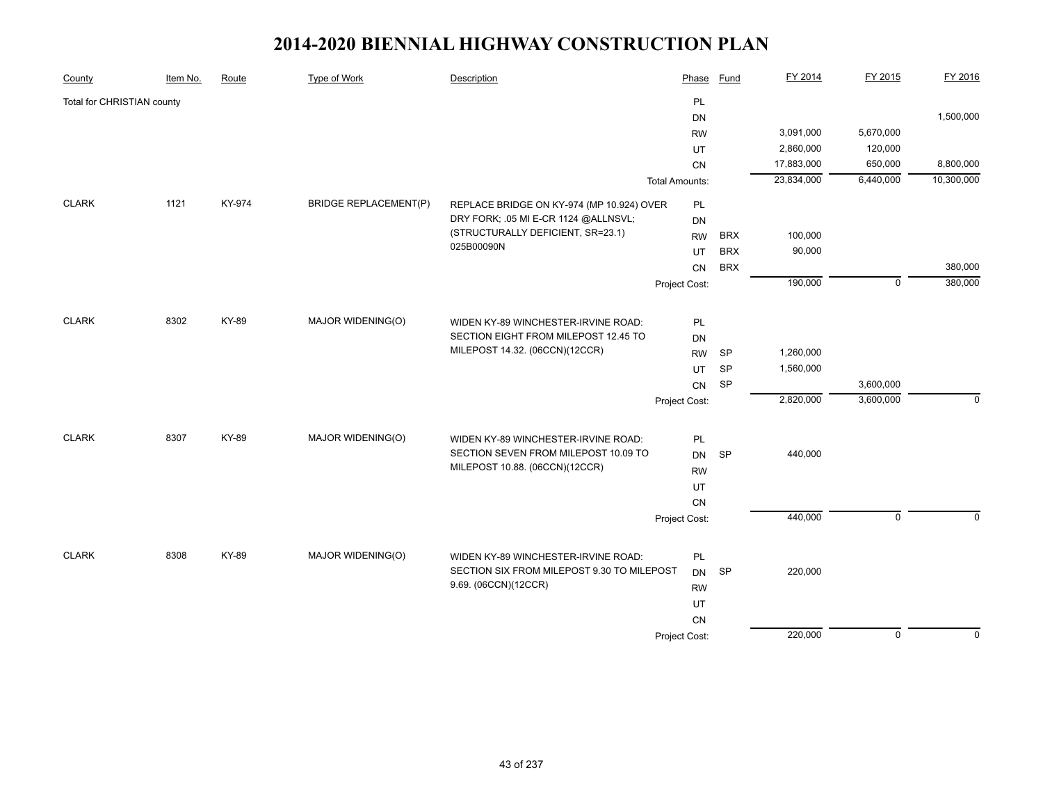# 2014-2020 BIENNIAL HIGHWAY CONSTRUCTION PLAN

| County | Item No. | Route | Type of Work | Description | Phase | Fund | FY 2014 | FY 2015 | FY 2016 |
|---|---|---|---|---|---|---|---|---|---|
| Total for CHRISTIAN county | | | | | PL | | | | |
| | | | | | DN | | | | 1,500,000 |
| | | | | | RW | | 3,091,000 | 5,670,000 | |
| | | | | | UT | | 2,860,000 | 120,000 | |
| | | | | | CN | | 17,883,000 | 650,000 | 8,800,000 |
| | | | | | Total Amounts: | | 23,834,000 | 6,440,000 | 10,300,000 |
| CLARK | 1121 | KY-974 | BRIDGE REPLACEMENT(P) | REPLACE BRIDGE ON KY-974 (MP 10.924) OVER DRY FORK; .05 MI E-CR 1124 @ALLNSVL; (STRUCTURALLY DEFICIENT, SR=23.1) 025B00090N | PL | | | | |
| | | | | | DN | | | | |
| | | | | | RW | BRX | 100,000 | | |
| | | | | | UT | BRX | 90,000 | | |
| | | | | | CN | BRX | | | 380,000 |
| | | | | | Project Cost: | | 190,000 | 0 | 380,000 |
| CLARK | 8302 | KY-89 | MAJOR WIDENING(O) | WIDEN KY-89 WINCHESTER-IRVINE ROAD: SECTION EIGHT FROM MILEPOST 12.45 TO MILEPOST 14.32. (06CCN)(12CCR) | PL | | | | |
| | | | | | DN | | | | |
| | | | | | RW | SP | 1,260,000 | | |
| | | | | | UT | SP | 1,560,000 | | |
| | | | | | CN | SP | | 3,600,000 | |
| | | | | | Project Cost: | | 2,820,000 | 3,600,000 | 0 |
| CLARK | 8307 | KY-89 | MAJOR WIDENING(O) | WIDEN KY-89 WINCHESTER-IRVINE ROAD: SECTION SEVEN FROM MILEPOST 10.09 TO MILEPOST 10.88. (06CCN)(12CCR) | PL | | | | |
| | | | | | DN | SP | 440,000 | | |
| | | | | | RW | | | | |
| | | | | | UT | | | | |
| | | | | | CN | | | | |
| | | | | | Project Cost: | | 440,000 | 0 | 0 |
| CLARK | 8308 | KY-89 | MAJOR WIDENING(O) | WIDEN KY-89 WINCHESTER-IRVINE ROAD: SECTION SIX FROM MILEPOST 9.30 TO MILEPOST 9.69. (06CCN)(12CCR) | PL | | | | |
| | | | | | DN | SP | 220,000 | | |
| | | | | | RW | | | | |
| | | | | | UT | | | | |
| | | | | | CN | | | | |
| | | | | | Project Cost: | | 220,000 | 0 | 0 |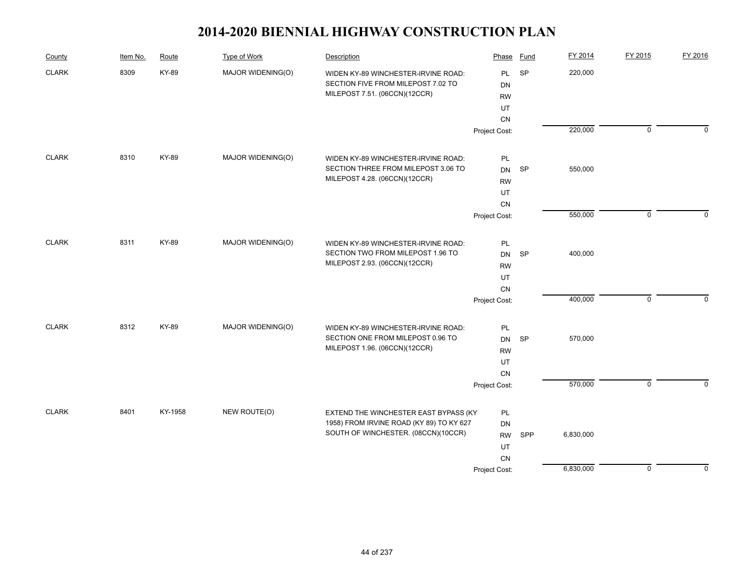# 2014-2020 BIENNIAL HIGHWAY CONSTRUCTION PLAN

| County | Item No. | Route | Type of Work | Description | Phase | Fund | FY 2014 | FY 2015 | FY 2016 |
|---|---|---|---|---|---|---|---|---|---|
| CLARK | 8309 | KY-89 | MAJOR WIDENING(O) | WIDEN KY-89 WINCHESTER-IRVINE ROAD: SECTION FIVE FROM MILEPOST 7.02 TO MILEPOST 7.51. (06CCN)(12CCR) | PL | SP | 220,000 | | |
| | | | | | DN | | | | |
| | | | | | RW | | | | |
| | | | | | UT | | | | |
| | | | | | CN | | | | |
| | | | | | Project Cost: | | 220,000 | 0 | 0 |
| CLARK | 8310 | KY-89 | MAJOR WIDENING(O) | WIDEN KY-89 WINCHESTER-IRVINE ROAD: SECTION THREE FROM MILEPOST 3.06 TO MILEPOST 4.28. (06CCN)(12CCR) | PL | | | | |
| | | | | | DN | SP | 550,000 | | |
| | | | | | RW | | | | |
| | | | | | UT | | | | |
| | | | | | CN | | | | |
| | | | | | Project Cost: | | 550,000 | 0 | 0 |
| CLARK | 8311 | KY-89 | MAJOR WIDENING(O) | WIDEN KY-89 WINCHESTER-IRVINE ROAD: SECTION TWO FROM MILEPOST 1.96 TO MILEPOST 2.93. (06CCN)(12CCR) | PL | | | | |
| | | | | | DN | SP | 400,000 | | |
| | | | | | RW | | | | |
| | | | | | UT | | | | |
| | | | | | CN | | | | |
| | | | | | Project Cost: | | 400,000 | 0 | 0 |
| CLARK | 8312 | KY-89 | MAJOR WIDENING(O) | WIDEN KY-89 WINCHESTER-IRVINE ROAD: SECTION ONE FROM MILEPOST 0.96 TO MILEPOST 1.96. (06CCN)(12CCR) | PL | | | | |
| | | | | | DN | SP | 570,000 | | |
| | | | | | RW | | | | |
| | | | | | UT | | | | |
| | | | | | CN | | | | |
| | | | | | Project Cost: | | 570,000 | 0 | 0 |
| CLARK | 8401 | KY-1958 | NEW ROUTE(O) | EXTEND THE WINCHESTER EAST BYPASS (KY 1958) FROM IRVINE ROAD (KY 89) TO KY 627 SOUTH OF WINCHESTER. (08CCN)(10CCR) | PL | | | | |
| | | | | | DN | | | | |
| | | | | | RW | SPP | 6,830,000 | | |
| | | | | | UT | | | | |
| | | | | | CN | | | | |
| | | | | | Project Cost: | | 6,830,000 | 0 | 0 |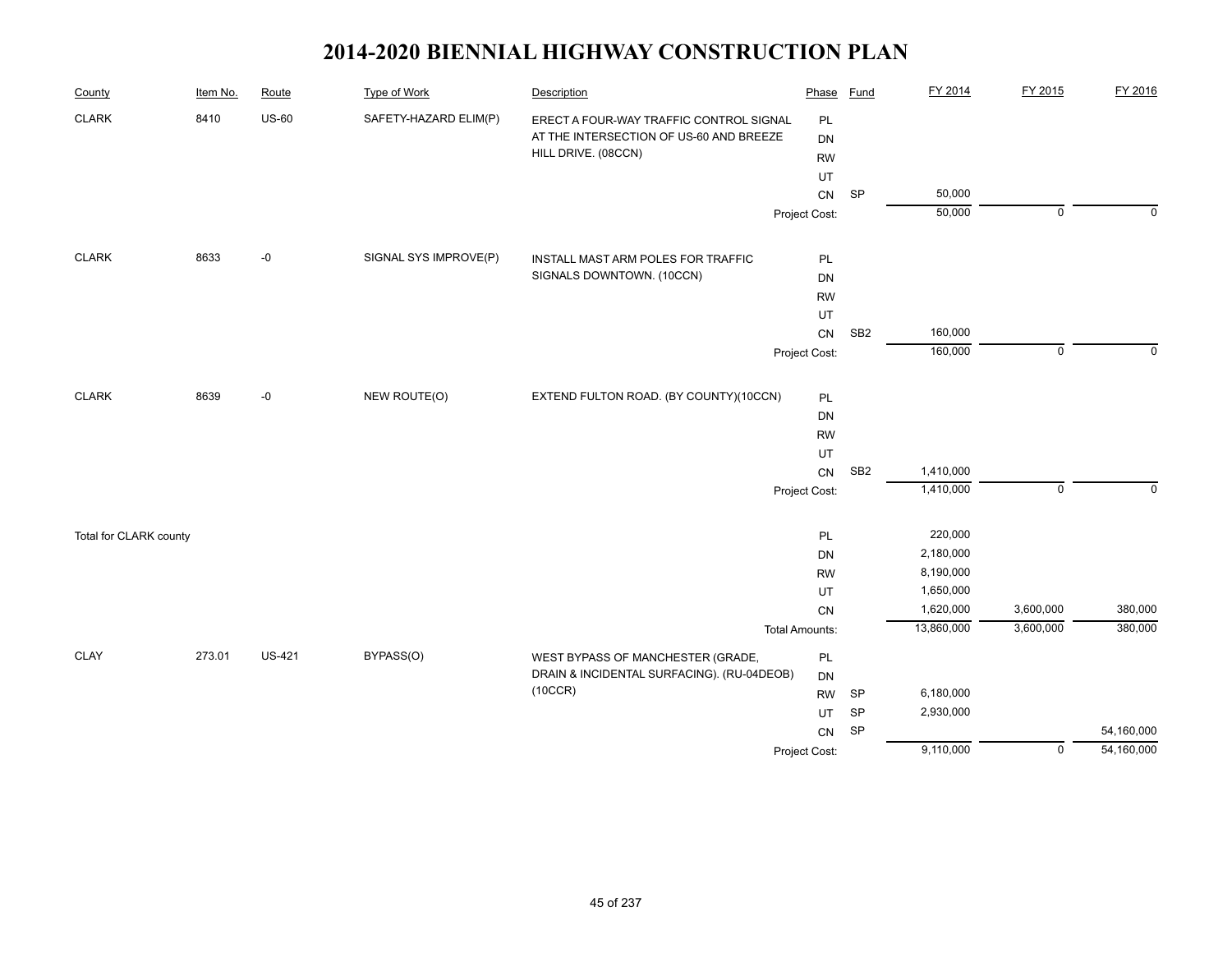# 2014-2020 BIENNIAL HIGHWAY CONSTRUCTION PLAN

| County | Item No. | Route | Type of Work | Description | Phase | Fund | FY 2014 | FY 2015 | FY 2016 |
|---|---|---|---|---|---|---|---|---|---|
| CLARK | 8410 | US-60 | SAFETY-HAZARD ELIM(P) | ERECT A FOUR-WAY TRAFFIC CONTROL SIGNAL AT THE INTERSECTION OF US-60 AND BREEZE HILL DRIVE. (08CCN) | PL | | | | |
| | | | | | DN | | | | |
| | | | | | RW | | | | |
| | | | | | UT | | | | |
| | | | | | CN | SP | 50,000 | | |
| | | | | | Project Cost: | | 50,000 | 0 | 0 |
| CLARK | 8633 | -0 | SIGNAL SYS IMPROVE(P) | INSTALL MAST ARM POLES FOR TRAFFIC SIGNALS DOWNTOWN. (10CCN) | PL | | | | |
| | | | | | DN | | | | |
| | | | | | RW | | | | |
| | | | | | UT | | | | |
| | | | | | CN | SB2 | 160,000 | | |
| | | | | | Project Cost: | | 160,000 | 0 | 0 |
| CLARK | 8639 | -0 | NEW ROUTE(O) | EXTEND FULTON ROAD. (BY COUNTY)(10CCN) | PL | | | | |
| | | | | | DN | | | | |
| | | | | | RW | | | | |
| | | | | | UT | | | | |
| | | | | | CN | SB2 | 1,410,000 | | |
| | | | | | Project Cost: | | 1,410,000 | 0 | 0 |
| Total for CLARK county | | | | | PL | | 220,000 | | |
| | | | | | DN | | 2,180,000 | | |
| | | | | | RW | | 8,190,000 | | |
| | | | | | UT | | 1,650,000 | | |
| | | | | | CN | | 1,620,000 | 3,600,000 | 380,000 |
| | | | | | Total Amounts: | | 13,860,000 | 3,600,000 | 380,000 |
| CLAY | 273.01 | US-421 | BYPASS(O) | WEST BYPASS OF MANCHESTER (GRADE, DRAIN & INCIDENTAL SURFACING). (RU-04DEOB) (10CCR) | PL | | | | |
| | | | | | DN | | | | |
| | | | | | RW | SP | 6,180,000 | | |
| | | | | | UT | SP | 2,930,000 | | |
| | | | | | CN | SP | | | 54,160,000 |
| | | | | | Project Cost: | | 9,110,000 | 0 | 54,160,000 |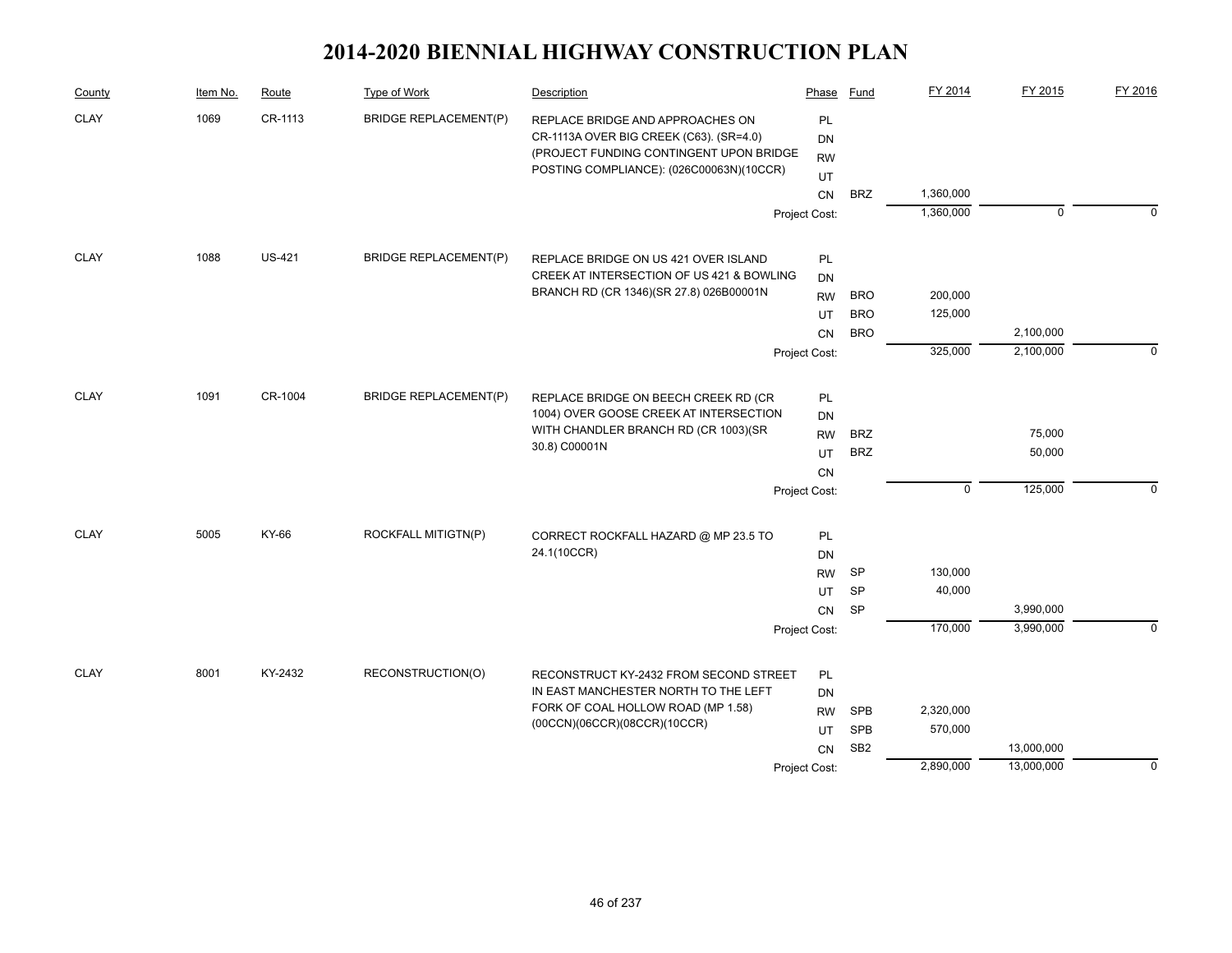# 2014-2020 BIENNIAL HIGHWAY CONSTRUCTION PLAN

| County | Item No. | Route | Type of Work | Description | Phase | Fund | FY 2014 | FY 2015 | FY 2016 |
|---|---|---|---|---|---|---|---|---|---|
| CLAY | 1069 | CR-1113 | BRIDGE REPLACEMENT(P) | REPLACE BRIDGE AND APPROACHES ON CR-1113A OVER BIG CREEK (C63). (SR=4.0) (PROJECT FUNDING CONTINGENT UPON BRIDGE POSTING COMPLIANCE): (026C00063N)(10CCR) | PL | | | | |
| | | | | | DN | | | | |
| | | | | | RW | | | | |
| | | | | | UT | | | | |
| | | | | | CN | BRZ | 1,360,000 | | |
| | | | | | Project Cost: | | 1,360,000 | 0 | 0 |
| CLAY | 1088 | US-421 | BRIDGE REPLACEMENT(P) | REPLACE BRIDGE ON US 421 OVER ISLAND CREEK AT INTERSECTION OF US 421 & BOWLING BRANCH RD (CR 1346)(SR 27.8) 026B00001N | PL | | | | |
| | | | | | DN | | | | |
| | | | | | RW | BRO | 200,000 | | |
| | | | | | UT | BRO | 125,000 | | |
| | | | | | CN | BRO | | 2,100,000 | |
| | | | | | Project Cost: | | 325,000 | 2,100,000 | 0 |
| CLAY | 1091 | CR-1004 | BRIDGE REPLACEMENT(P) | REPLACE BRIDGE ON BEECH CREEK RD (CR 1004) OVER GOOSE CREEK AT INTERSECTION WITH CHANDLER BRANCH RD (CR 1003)(SR 30.8) C00001N | PL | | | | |
| | | | | | DN | | | | |
| | | | | | RW | BRZ | | 75,000 | |
| | | | | | UT | BRZ | | 50,000 | |
| | | | | | CN | | | | |
| | | | | | Project Cost: | | 0 | 125,000 | 0 |
| CLAY | 5005 | KY-66 | ROCKFALL MITIGTN(P) | CORRECT ROCKFALL HAZARD @ MP 23.5 TO 24.1(10CCR) | PL | | | | |
| | | | | | DN | | | | |
| | | | | | RW | SP | 130,000 | | |
| | | | | | UT | SP | 40,000 | | |
| | | | | | CN | SP | | 3,990,000 | |
| | | | | | Project Cost: | | 170,000 | 3,990,000 | 0 |
| CLAY | 8001 | KY-2432 | RECONSTRUCTION(O) | RECONSTRUCT KY-2432 FROM SECOND STREET IN EAST MANCHESTER NORTH TO THE LEFT FORK OF COAL HOLLOW ROAD (MP 1.58) (00CCN)(06CCR)(08CCR)(10CCR) | PL | | | | |
| | | | | | DN | | | | |
| | | | | | RW | SPB | 2,320,000 | | |
| | | | | | UT | SPB | 570,000 | | |
| | | | | | CN | SB2 | | 13,000,000 | |
| | | | | | Project Cost: | | 2,890,000 | 13,000,000 | 0 |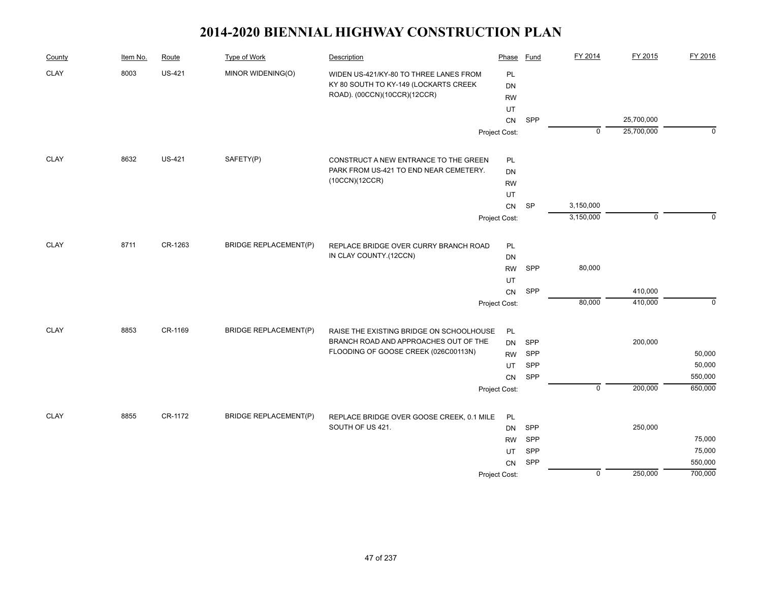# 2014-2020 BIENNIAL HIGHWAY CONSTRUCTION PLAN

| County | Item No. | Route | Type of Work | Description | Phase | Fund | FY 2014 | FY 2015 | FY 2016 |
|---|---|---|---|---|---|---|---|---|---|
| CLAY | 8003 | US-421 | MINOR WIDENING(O) | WIDEN US-421/KY-80 TO THREE LANES FROM KY 80 SOUTH TO KY-149 (LOCKARTS CREEK ROAD). (00CCN)(10CCR)(12CCR) | PL | | | | |
| | | | | | DN | | | | |
| | | | | | RW | | | | |
| | | | | | UT | | | | |
| | | | | | CN | SPP | | 25,700,000 | |
| | | | | | Project Cost: | | 0 | 25,700,000 | 0 |
| CLAY | 8632 | US-421 | SAFETY(P) | CONSTRUCT A NEW ENTRANCE TO THE GREEN PARK FROM US-421 TO END NEAR CEMETERY. (10CCN)(12CCR) | PL | | | | |
| | | | | | DN | | | | |
| | | | | | RW | | | | |
| | | | | | UT | | | | |
| | | | | | CN | SP | 3,150,000 | | |
| | | | | | Project Cost: | | 3,150,000 | 0 | 0 |
| CLAY | 8711 | CR-1263 | BRIDGE REPLACEMENT(P) | REPLACE BRIDGE OVER CURRY BRANCH ROAD IN CLAY COUNTY.(12CCN) | PL | | | | |
| | | | | | DN | | | | |
| | | | | | RW | SPP | 80,000 | | |
| | | | | | UT | | | | |
| | | | | | CN | SPP | | 410,000 | |
| | | | | | Project Cost: | | 80,000 | 410,000 | 0 |
| CLAY | 8853 | CR-1169 | BRIDGE REPLACEMENT(P) | RAISE THE EXISTING BRIDGE ON SCHOOLHOUSE BRANCH ROAD AND APPROACHES OUT OF THE FLOODING OF GOOSE CREEK (026C00113N) | PL | | | | |
| | | | | | DN | SPP | | 200,000 | |
| | | | | | RW | SPP | | | 50,000 |
| | | | | | UT | SPP | | | 50,000 |
| | | | | | CN | SPP | | | 550,000 |
| | | | | | Project Cost: | | 0 | 200,000 | 650,000 |
| CLAY | 8855 | CR-1172 | BRIDGE REPLACEMENT(P) | REPLACE BRIDGE OVER GOOSE CREEK, 0.1 MILE SOUTH OF US 421. | PL | | | | |
| | | | | | DN | SPP | | 250,000 | |
| | | | | | RW | SPP | | | 75,000 |
| | | | | | UT | SPP | | | 75,000 |
| | | | | | CN | SPP | | | 550,000 |
| | | | | | Project Cost: | | 0 | 250,000 | 700,000 |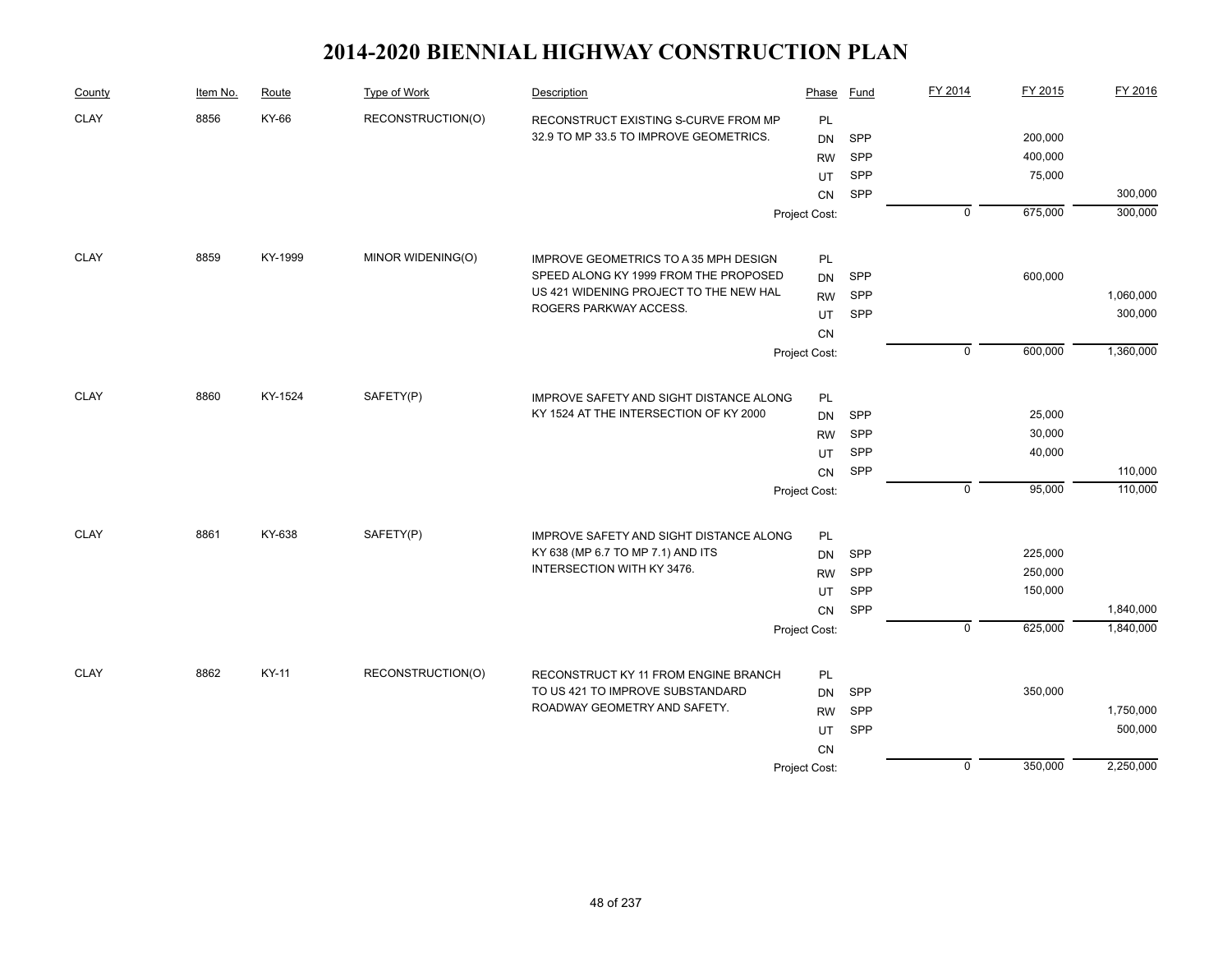# 2014-2020 BIENNIAL HIGHWAY CONSTRUCTION PLAN

| County | Item No. | Route | Type of Work | Description | Phase | Fund | FY 2014 | FY 2015 | FY 2016 |
|---|---|---|---|---|---|---|---|---|---|
| CLAY | 8856 | KY-66 | RECONSTRUCTION(O) | RECONSTRUCT EXISTING S-CURVE FROM MP 32.9 TO MP 33.5 TO IMPROVE GEOMETRICS. | PL | | | | |
| | | | | | DN | SPP | | 200,000 | |
| | | | | | RW | SPP | | 400,000 | |
| | | | | | UT | SPP | | 75,000 | |
| | | | | | CN | SPP | | | 300,000 |
| | | | | | Project Cost: | | 0 | 675,000 | 300,000 |
| CLAY | 8859 | KY-1999 | MINOR WIDENING(O) | IMPROVE GEOMETRICS TO A 35 MPH DESIGN SPEED ALONG KY 1999 FROM THE PROPOSED US 421 WIDENING PROJECT TO THE NEW HAL ROGERS PARKWAY ACCESS. | PL | | | | |
| | | | | | DN | SPP | | 600,000 | |
| | | | | | RW | SPP | | | 1,060,000 |
| | | | | | UT | SPP | | | 300,000 |
| | | | | | CN | | | | |
| | | | | | Project Cost: | | 0 | 600,000 | 1,360,000 |
| CLAY | 8860 | KY-1524 | SAFETY(P) | IMPROVE SAFETY AND SIGHT DISTANCE ALONG KY 1524 AT THE INTERSECTION OF KY 2000 | PL | | | | |
| | | | | | DN | SPP | | 25,000 | |
| | | | | | RW | SPP | | 30,000 | |
| | | | | | UT | SPP | | 40,000 | |
| | | | | | CN | SPP | | | 110,000 |
| | | | | | Project Cost: | | 0 | 95,000 | 110,000 |
| CLAY | 8861 | KY-638 | SAFETY(P) | IMPROVE SAFETY AND SIGHT DISTANCE ALONG KY 638 (MP 6.7 TO MP 7.1) AND ITS INTERSECTION WITH KY 3476. | PL | | | | |
| | | | | | DN | SPP | | 225,000 | |
| | | | | | RW | SPP | | 250,000 | |
| | | | | | UT | SPP | | 150,000 | |
| | | | | | CN | SPP | | | 1,840,000 |
| | | | | | Project Cost: | | 0 | 625,000 | 1,840,000 |
| CLAY | 8862 | KY-11 | RECONSTRUCTION(O) | RECONSTRUCT KY 11 FROM ENGINE BRANCH TO US 421 TO IMPROVE SUBSTANDARD ROADWAY GEOMETRY AND SAFETY. | PL | | | | |
| | | | | | DN | SPP | | 350,000 | |
| | | | | | RW | SPP | | | 1,750,000 |
| | | | | | UT | SPP | | | 500,000 |
| | | | | | CN | | | | |
| | | | | | Project Cost: | | 0 | 350,000 | 2,250,000 |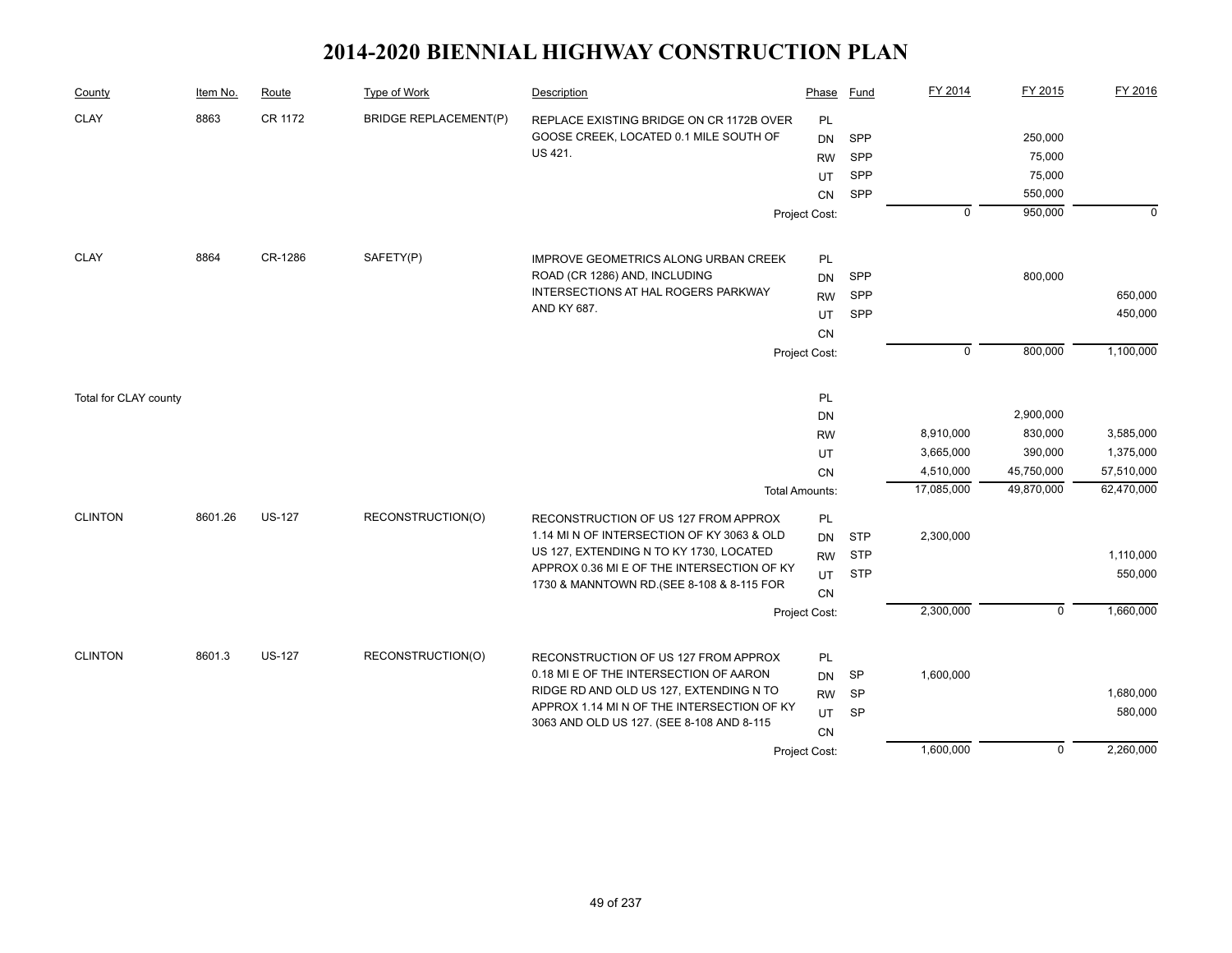# 2014-2020 BIENNIAL HIGHWAY CONSTRUCTION PLAN

| County | Item No. | Route | Type of Work | Description | Phase | Fund | FY 2014 | FY 2015 | FY 2016 |
|---|---|---|---|---|---|---|---|---|---|
| CLAY | 8863 | CR 1172 | BRIDGE REPLACEMENT(P) | REPLACE EXISTING BRIDGE ON CR 1172B OVER GOOSE CREEK, LOCATED 0.1 MILE SOUTH OF US 421. | PL | | | | |
| | | | | | DN | SPP | | 250,000 | |
| | | | | | RW | SPP | | 75,000 | |
| | | | | | UT | SPP | | 75,000 | |
| | | | | | CN | SPP | | 550,000 | |
| | | | | | Project Cost: | | 0 | 950,000 | 0 |
| CLAY | 8864 | CR-1286 | SAFETY(P) | IMPROVE GEOMETRICS ALONG URBAN CREEK ROAD (CR 1286) AND, INCLUDING INTERSECTIONS AT HAL ROGERS PARKWAY AND KY 687. | PL | | | | |
| | | | | | DN | SPP | | 800,000 | |
| | | | | | RW | SPP | | | 650,000 |
| | | | | | UT | SPP | | | 450,000 |
| | | | | | CN | | | | |
| | | | | | Project Cost: | | 0 | 800,000 | 1,100,000 |
| Total for CLAY county | | | | | PL | | | | |
| | | | | | DN | | | 2,900,000 | |
| | | | | | RW | | 8,910,000 | 830,000 | 3,585,000 |
| | | | | | UT | | 3,665,000 | 390,000 | 1,375,000 |
| | | | | | CN | | 4,510,000 | 45,750,000 | 57,510,000 |
| | | | | | Total Amounts: | | 17,085,000 | 49,870,000 | 62,470,000 |
| CLINTON | 8601.26 | US-127 | RECONSTRUCTION(O) | RECONSTRUCTION OF US 127 FROM APPROX 1.14 MI N OF INTERSECTION OF KY 3063 & OLD US 127, EXTENDING N TO KY 1730, LOCATED APPROX 0.36 MI E OF THE INTERSECTION OF KY 1730 & MANNTOWN RD.(SEE 8-108 & 8-115 FOR | PL | | | | |
| | | | | | DN | STP | 2,300,000 | | |
| | | | | | RW | STP | | | 1,110,000 |
| | | | | | UT | STP | | | 550,000 |
| | | | | | CN | | | | |
| | | | | | Project Cost: | | 2,300,000 | 0 | 1,660,000 |
| CLINTON | 8601.3 | US-127 | RECONSTRUCTION(O) | RECONSTRUCTION OF US 127 FROM APPROX 0.18 MI E OF THE INTERSECTION OF AARON RIDGE RD AND OLD US 127, EXTENDING N TO APPROX 1.14 MI N OF THE INTERSECTION OF KY 3063 AND OLD US 127. (SEE 8-108 AND 8-115 | PL | | | | |
| | | | | | DN | SP | 1,600,000 | | |
| | | | | | RW | SP | | | 1,680,000 |
| | | | | | UT | SP | | | 580,000 |
| | | | | | CN | | | | |
| | | | | | Project Cost: | | 1,600,000 | 0 | 2,260,000 |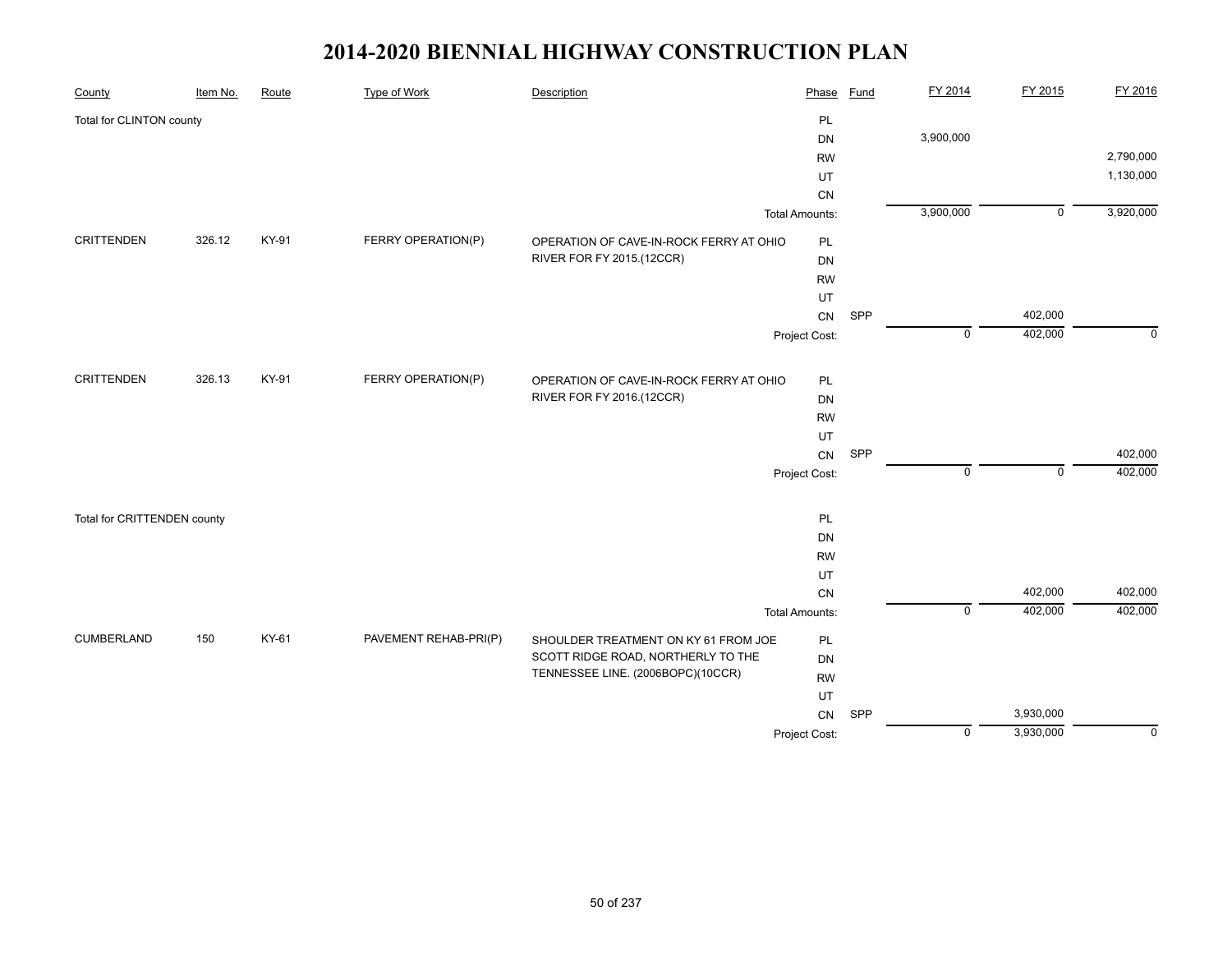# 2014-2020 BIENNIAL HIGHWAY CONSTRUCTION PLAN

| County | Item No. | Route | Type of Work | Description | Phase | Fund | FY 2014 | FY 2015 | FY 2016 |
|---|---|---|---|---|---|---|---|---|---|
| Total for CLINTON county | | | | | PL | | | | |
| | | | | | DN | | 3,900,000 | | |
| | | | | | RW | | | | 2,790,000 |
| | | | | | UT | | | | 1,130,000 |
| | | | | | CN | | | | |
| | | | | | Total Amounts: | | 3,900,000 | 0 | 3,920,000 |
| CRITTENDEN | 326.12 | KY-91 | FERRY OPERATION(P) | OPERATION OF CAVE-IN-ROCK FERRY AT OHIO RIVER FOR FY 2015.(12CCR) | PL | | | | |
| | | | | | DN | | | | |
| | | | | | RW | | | | |
| | | | | | UT | | | | |
| | | | | | CN | SPP | | 402,000 | |
| | | | | | Project Cost: | | 0 | 402,000 | 0 |
| CRITTENDEN | 326.13 | KY-91 | FERRY OPERATION(P) | OPERATION OF CAVE-IN-ROCK FERRY AT OHIO RIVER FOR FY 2016.(12CCR) | PL | | | | |
| | | | | | DN | | | | |
| | | | | | RW | | | | |
| | | | | | UT | | | | |
| | | | | | CN | SPP | | | 402,000 |
| | | | | | Project Cost: | | 0 | 0 | 402,000 |
| Total for CRITTENDEN county | | | | | PL | | | | |
| | | | | | DN | | | | |
| | | | | | RW | | | | |
| | | | | | UT | | | | |
| | | | | | CN | | | 402,000 | 402,000 |
| | | | | | Total Amounts: | | 0 | 402,000 | 402,000 |
| CUMBERLAND | 150 | KY-61 | PAVEMENT REHAB-PRI(P) | SHOULDER TREATMENT ON KY 61 FROM JOE SCOTT RIDGE ROAD, NORTHERLY TO THE TENNESSEE LINE. (2006BOPC)(10CCR) | PL | | | | |
| | | | | | DN | | | | |
| | | | | | RW | | | | |
| | | | | | UT | | | | |
| | | | | | CN | SPP | | 3,930,000 | |
| | | | | | Project Cost: | | 0 | 3,930,000 | 0 |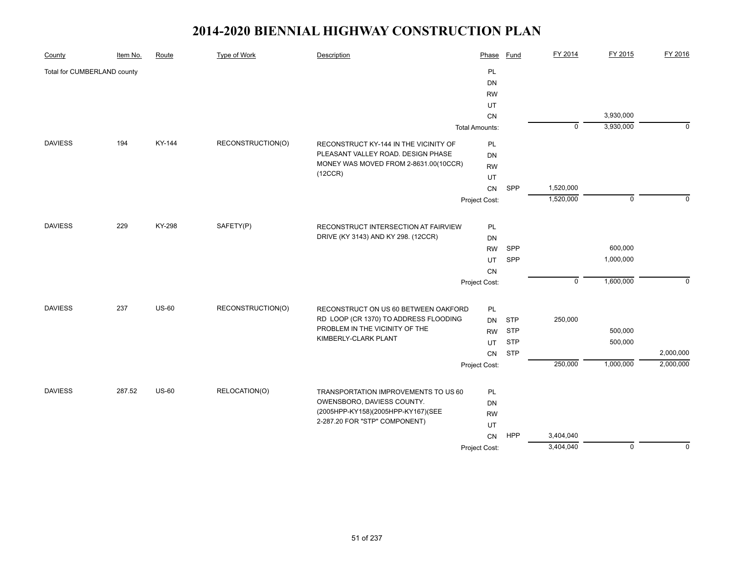# 2014-2020 BIENNIAL HIGHWAY CONSTRUCTION PLAN

| County | Item No. | Route | Type of Work | Description | Phase | Fund | FY 2014 | FY 2015 | FY 2016 |
|---|---|---|---|---|---|---|---|---|---|
| Total for CUMBERLAND county | | | | | PL | | | | |
| | | | | | DN | | | | |
| | | | | | RW | | | | |
| | | | | | UT | | | | |
| | | | | | CN | | | 3,930,000 | |
| | | | | | Total Amounts: | | 0 | 3,930,000 | 0 |
| DAVIESS | 194 | KY-144 | RECONSTRUCTION(O) | RECONSTRUCT KY-144 IN THE VICINITY OF PLEASANT VALLEY ROAD. DESIGN PHASE MONEY WAS MOVED FROM 2-8631.00(10CCR) (12CCR) | PL | | | | |
| | | | | | DN | | | | |
| | | | | | RW | | | | |
| | | | | | UT | | | | |
| | | | | | CN | SPP | 1,520,000 | | |
| | | | | | Project Cost: | | 1,520,000 | 0 | 0 |
| DAVIESS | 229 | KY-298 | SAFETY(P) | RECONSTRUCT INTERSECTION AT FAIRVIEW DRIVE (KY 3143) AND KY 298. (12CCR) | PL | | | | |
| | | | | | DN | | | | |
| | | | | | RW | SPP | | 600,000 | |
| | | | | | UT | SPP | | 1,000,000 | |
| | | | | | CN | | | | |
| | | | | | Project Cost: | | 0 | 1,600,000 | 0 |
| DAVIESS | 237 | US-60 | RECONSTRUCTION(O) | RECONSTRUCT ON US 60 BETWEEN OAKFORD RD LOOP (CR 1370) TO ADDRESS FLOODING PROBLEM IN THE VICINITY OF THE KIMBERLY-CLARK PLANT | PL | | | | |
| | | | | | DN | STP | 250,000 | | |
| | | | | | RW | STP | | 500,000 | |
| | | | | | UT | STP | | 500,000 | |
| | | | | | CN | STP | | | 2,000,000 |
| | | | | | Project Cost: | | 250,000 | 1,000,000 | 2,000,000 |
| DAVIESS | 287.52 | US-60 | RELOCATION(O) | TRANSPORTATION IMPROVEMENTS TO US 60 OWENSBORO, DAVIESS COUNTY. (2005HPP-KY158)(2005HPP-KY167)(SEE 2-287.20 FOR "STP" COMPONENT) | PL | | | | |
| | | | | | DN | | | | |
| | | | | | RW | | | | |
| | | | | | UT | | | | |
| | | | | | CN | HPP | 3,404,040 | | |
| | | | | | Project Cost: | | 3,404,040 | 0 | 0 |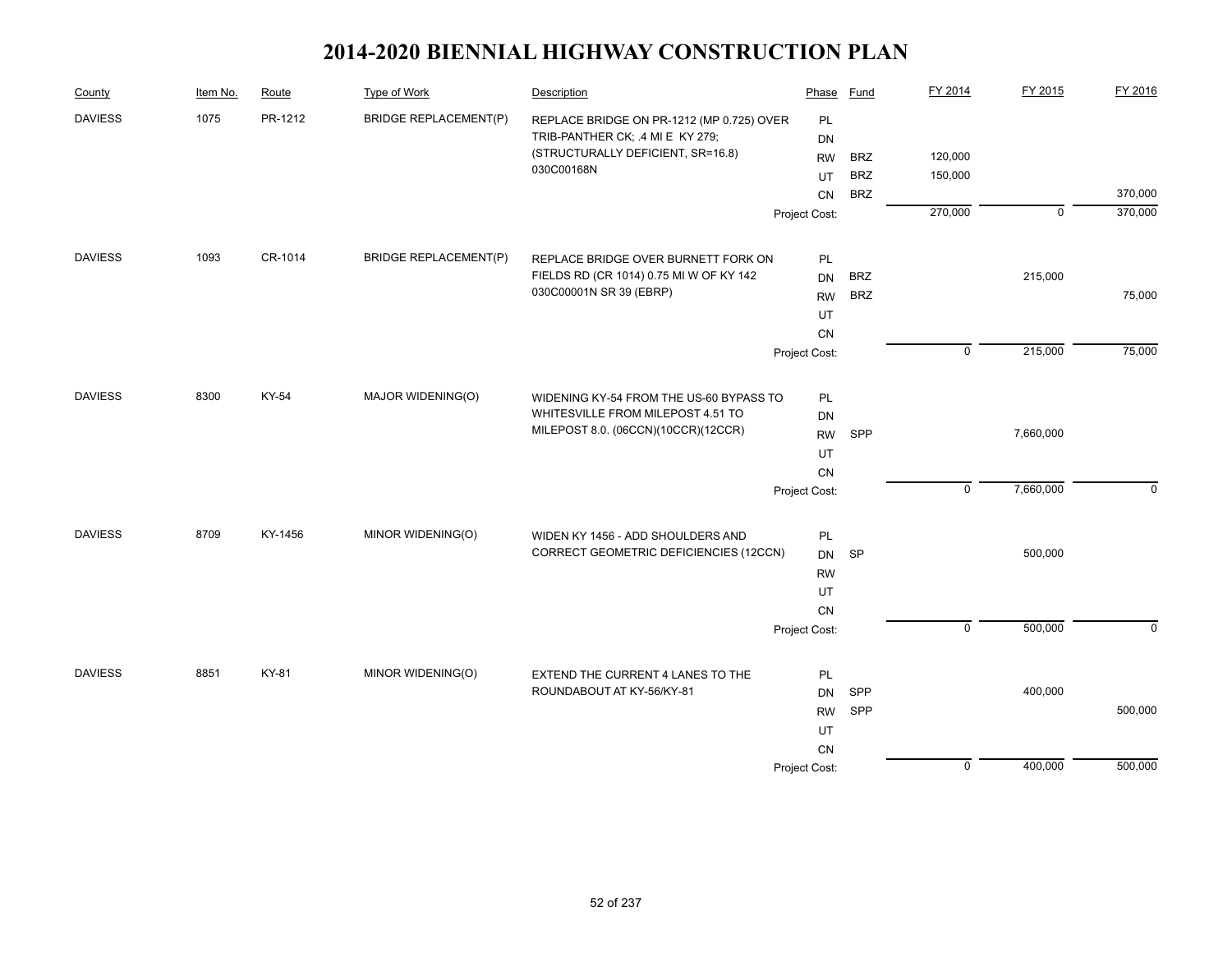# 2014-2020 BIENNIAL HIGHWAY CONSTRUCTION PLAN

| County | Item No. | Route | Type of Work | Description | Phase | Fund | FY 2014 | FY 2015 | FY 2016 |
|---|---|---|---|---|---|---|---|---|---|
| DAVIESS | 1075 | PR-1212 | BRIDGE REPLACEMENT(P) | REPLACE BRIDGE ON PR-1212 (MP 0.725) OVER TRIB-PANTHER CK; .4 MI E KY 279; (STRUCTURALLY DEFICIENT, SR=16.8) 030C00168N | PL | | | | |
| | | | | | DN | | | | |
| | | | | | RW | BRZ | 120,000 | | |
| | | | | | UT | BRZ | 150,000 | | |
| | | | | | CN | BRZ | | | 370,000 |
| | | | | | Project Cost: | | 270,000 | 0 | 370,000 |
| DAVIESS | 1093 | CR-1014 | BRIDGE REPLACEMENT(P) | REPLACE BRIDGE OVER BURNETT FORK ON FIELDS RD (CR 1014) 0.75 MI W OF KY 142 030C00001N SR 39 (EBRP) | PL | | | | |
| | | | | | DN | BRZ | | 215,000 | |
| | | | | | RW | BRZ | | | 75,000 |
| | | | | | UT | | | | |
| | | | | | CN | | | | |
| | | | | | Project Cost: | | 0 | 215,000 | 75,000 |
| DAVIESS | 8300 | KY-54 | MAJOR WIDENING(O) | WIDENING KY-54 FROM THE US-60 BYPASS TO WHITESVILLE FROM MILEPOST 4.51 TO MILEPOST 8.0. (06CCN)(10CCR)(12CCR) | PL | | | | |
| | | | | | DN | | | | |
| | | | | | RW | SPP | | 7,660,000 | |
| | | | | | UT | | | | |
| | | | | | CN | | | | |
| | | | | | Project Cost: | | 0 | 7,660,000 | 0 |
| DAVIESS | 8709 | KY-1456 | MINOR WIDENING(O) | WIDEN KY 1456 - ADD SHOULDERS AND CORRECT GEOMETRIC DEFICIENCIES (12CCN) | PL | | | | |
| | | | | | DN | SP | | 500,000 | |
| | | | | | RW | | | | |
| | | | | | UT | | | | |
| | | | | | CN | | | | |
| | | | | | Project Cost: | | 0 | 500,000 | 0 |
| DAVIESS | 8851 | KY-81 | MINOR WIDENING(O) | EXTEND THE CURRENT 4 LANES TO THE ROUNDABOUT AT KY-56/KY-81 | PL | | | | |
| | | | | | DN | SPP | | 400,000 | |
| | | | | | RW | SPP | | | 500,000 |
| | | | | | UT | | | | |
| | | | | | CN | | | | |
| | | | | | Project Cost: | | 0 | 400,000 | 500,000 |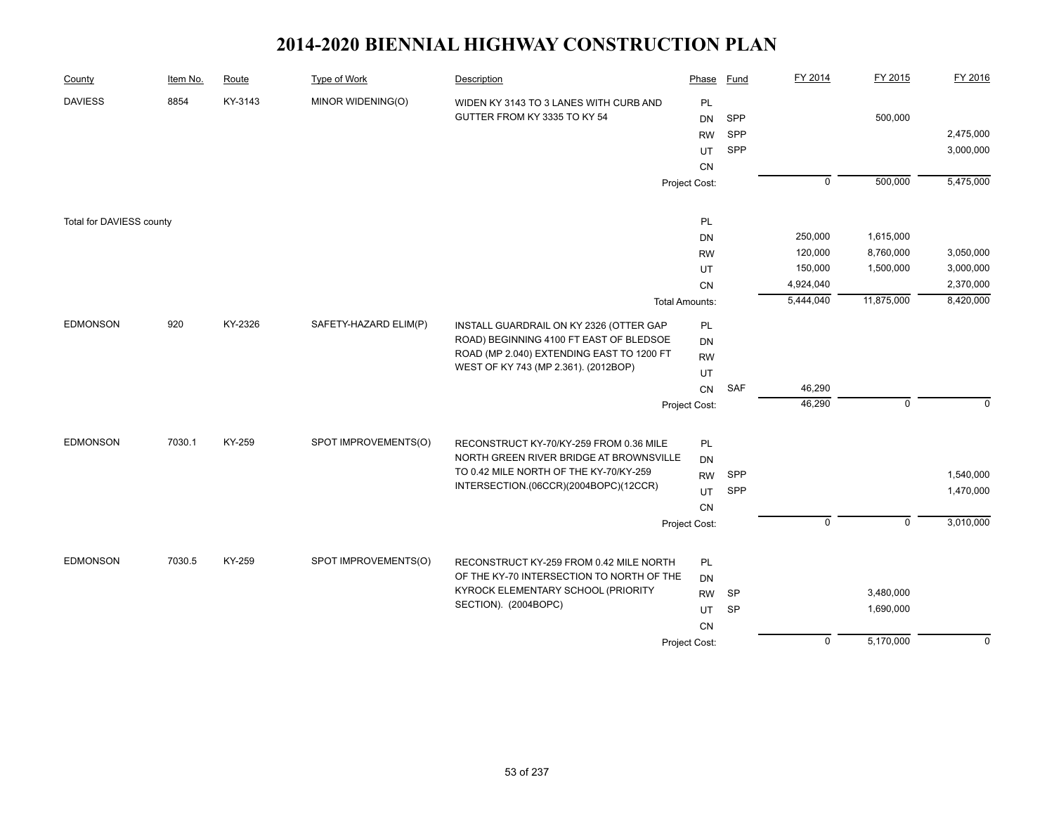# 2014-2020 BIENNIAL HIGHWAY CONSTRUCTION PLAN

| County | Item No. | Route | Type of Work | Description | Phase | Fund | FY 2014 | FY 2015 | FY 2016 |
|---|---|---|---|---|---|---|---|---|---|
| DAVIESS | 8854 | KY-3143 | MINOR WIDENING(O) | WIDEN KY 3143 TO 3 LANES WITH CURB AND GUTTER FROM KY 3335 TO KY 54 | PL | | | | |
| | | | | | DN | SPP | | 500,000 | |
| | | | | | RW | SPP | | | 2,475,000 |
| | | | | | UT | SPP | | | 3,000,000 |
| | | | | | CN | | | | |
| | | | | | Project Cost: | | 0 | 500,000 | 5,475,000 |
| Total for DAVIESS county | | | | | PL | | | | |
| | | | | | DN | | 250,000 | 1,615,000 | |
| | | | | | RW | | 120,000 | 8,760,000 | 3,050,000 |
| | | | | | UT | | 150,000 | 1,500,000 | 3,000,000 |
| | | | | | CN | | 4,924,040 | | 2,370,000 |
| | | | | | Total Amounts: | | 5,444,040 | 11,875,000 | 8,420,000 |
| EDMONSON | 920 | KY-2326 | SAFETY-HAZARD ELIM(P) | INSTALL GUARDRAIL ON KY 2326 (OTTER GAP ROAD) BEGINNING 4100 FT EAST OF BLEDSOE ROAD (MP 2.040) EXTENDING EAST TO 1200 FT WEST OF KY 743 (MP 2.361). (2012BOP) | PL | | | | |
| | | | | | DN | | | | |
| | | | | | RW | | | | |
| | | | | | UT | | | | |
| | | | | | CN | SAF | 46,290 | | |
| | | | | | Project Cost: | | 46,290 | 0 | 0 |
| EDMONSON | 7030.1 | KY-259 | SPOT IMPROVEMENTS(O) | RECONSTRUCT KY-70/KY-259 FROM 0.36 MILE NORTH GREEN RIVER BRIDGE AT BROWNSVILLE TO 0.42 MILE NORTH OF THE KY-70/KY-259 INTERSECTION.(06CCR)(2004BOPC)(12CCR) | PL | | | | |
| | | | | | DN | | | | |
| | | | | | RW | SPP | | | 1,540,000 |
| | | | | | UT | SPP | | | 1,470,000 |
| | | | | | CN | | | | |
| | | | | | Project Cost: | | 0 | 0 | 3,010,000 |
| EDMONSON | 7030.5 | KY-259 | SPOT IMPROVEMENTS(O) | RECONSTRUCT KY-259 FROM 0.42 MILE NORTH OF THE KY-70 INTERSECTION TO NORTH OF THE KYROCK ELEMENTARY SCHOOL (PRIORITY SECTION). (2004BOPC) | PL | | | | |
| | | | | | DN | | | | |
| | | | | | RW | SP | | 3,480,000 | |
| | | | | | UT | SP | | 1,690,000 | |
| | | | | | CN | | | | |
| | | | | | Project Cost: | | 0 | 5,170,000 | 0 |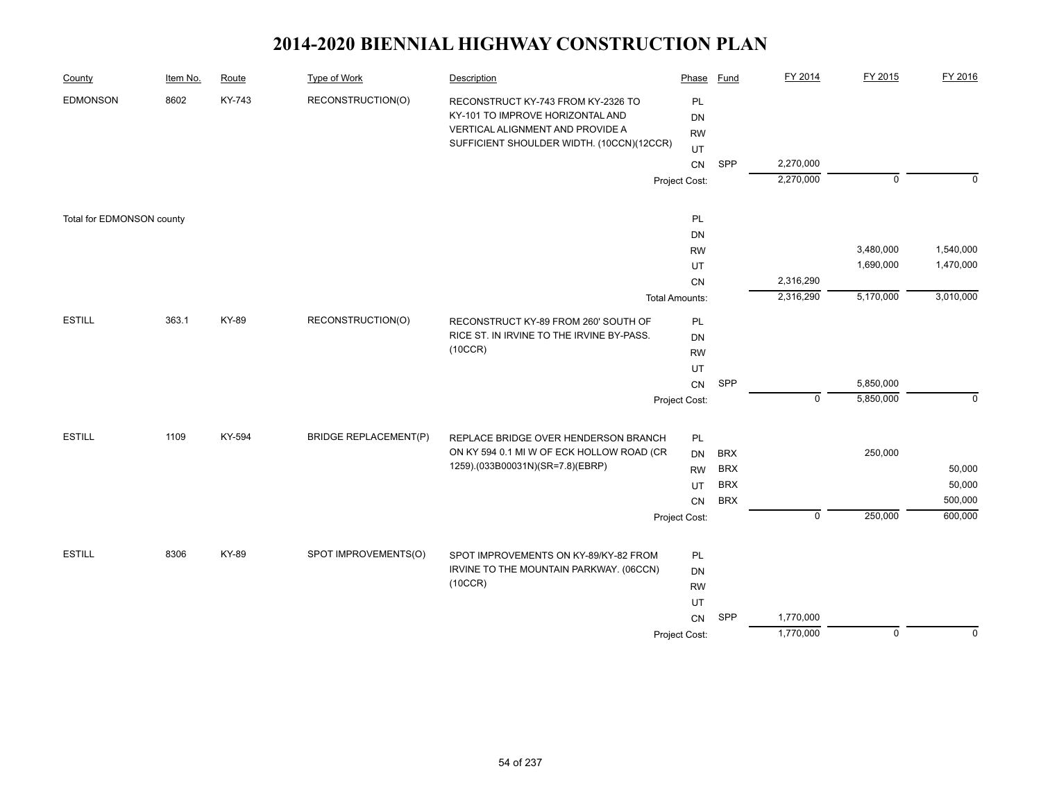# 2014-2020 BIENNIAL HIGHWAY CONSTRUCTION PLAN

| County | Item No. | Route | Type of Work | Description | Phase | Fund | FY 2014 | FY 2015 | FY 2016 |
|---|---|---|---|---|---|---|---|---|---|
| EDMONSON | 8602 | KY-743 | RECONSTRUCTION(O) | RECONSTRUCT KY-743 FROM KY-2326 TO KY-101 TO IMPROVE HORIZONTAL AND VERTICAL ALIGNMENT AND PROVIDE A SUFFICIENT SHOULDER WIDTH. (10CCN)(12CCR) | PL | | | | |
| | | | | | DN | | | | |
| | | | | | RW | | | | |
| | | | | | UT | | | | |
| | | | | | CN | SPP | 2,270,000 | | |
| | | | | | Project Cost: | | 2,270,000 | 0 | 0 |
| Total for EDMONSON county | | | | | PL | | | | |
| | | | | | DN | | | | |
| | | | | | RW | | | 3,480,000 | 1,540,000 |
| | | | | | UT | | | 1,690,000 | 1,470,000 |
| | | | | | CN | | 2,316,290 | | |
| | | | | | Total Amounts: | | 2,316,290 | 5,170,000 | 3,010,000 |
| ESTILL | 363.1 | KY-89 | RECONSTRUCTION(O) | RECONSTRUCT KY-89 FROM 260' SOUTH OF RICE ST. IN IRVINE TO THE IRVINE BY-PASS. (10CCR) | PL | | | | |
| | | | | | DN | | | | |
| | | | | | RW | | | | |
| | | | | | UT | | | | |
| | | | | | CN | SPP | | 5,850,000 | |
| | | | | | Project Cost: | | 0 | 5,850,000 | 0 |
| ESTILL | 1109 | KY-594 | BRIDGE REPLACEMENT(P) | REPLACE BRIDGE OVER HENDERSON BRANCH ON KY 594 0.1 MI W OF ECK HOLLOW ROAD (CR 1259).(033B00031N)(SR=7.8)(EBRP) | PL | | | | |
| | | | | | DN | BRX | | 250,000 | |
| | | | | | RW | BRX | | | 50,000 |
| | | | | | UT | BRX | | | 50,000 |
| | | | | | CN | BRX | | | 500,000 |
| | | | | | Project Cost: | | 0 | 250,000 | 600,000 |
| ESTILL | 8306 | KY-89 | SPOT IMPROVEMENTS(O) | SPOT IMPROVEMENTS ON KY-89/KY-82 FROM IRVINE TO THE MOUNTAIN PARKWAY. (06CCN) (10CCR) | PL | | | | |
| | | | | | DN | | | | |
| | | | | | RW | | | | |
| | | | | | UT | | | | |
| | | | | | CN | SPP | 1,770,000 | | |
| | | | | | Project Cost: | | 1,770,000 | 0 | 0 |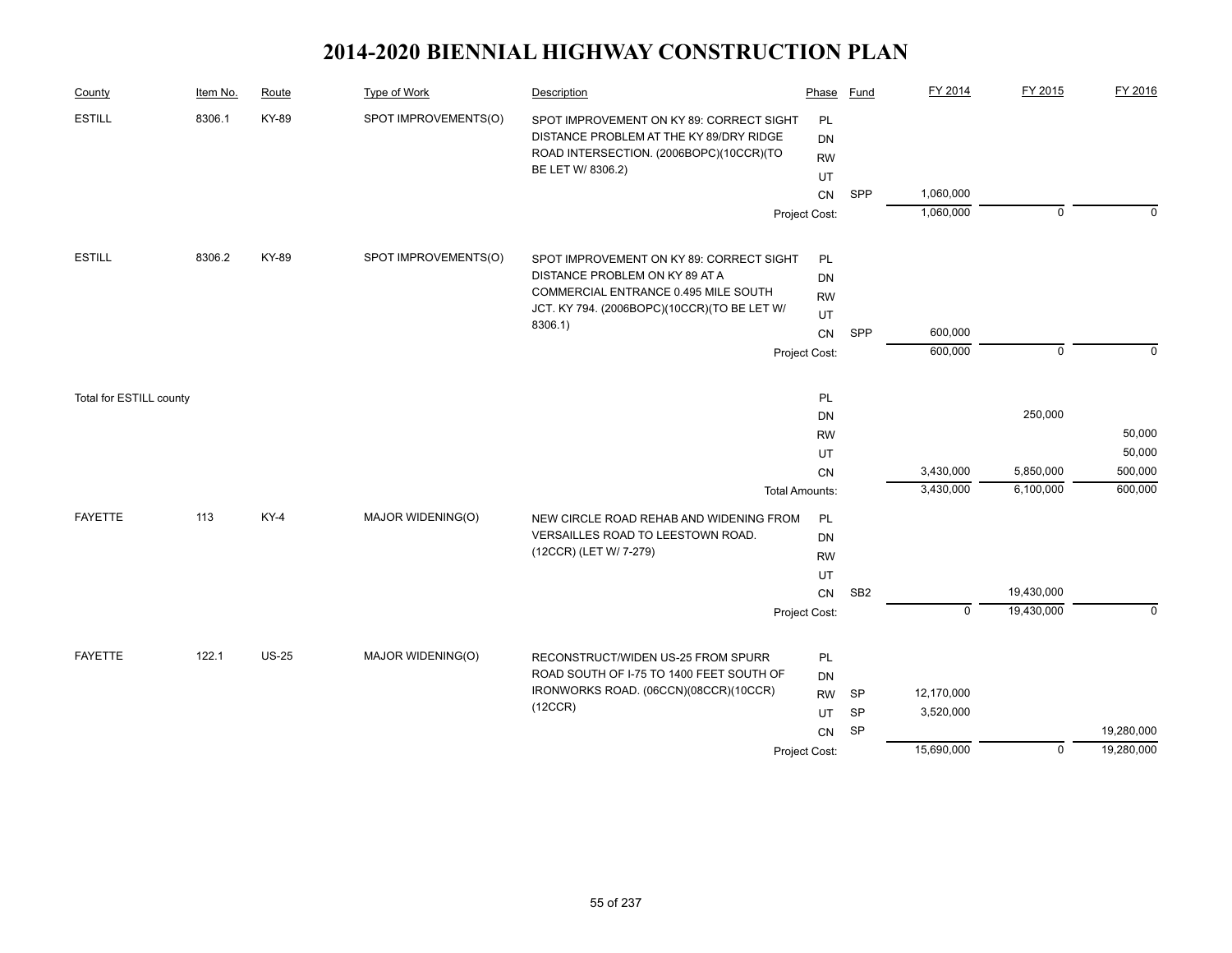# 2014-2020 BIENNIAL HIGHWAY CONSTRUCTION PLAN

| County | Item No. | Route | Type of Work | Description | Phase | Fund | FY 2014 | FY 2015 | FY 2016 |
|---|---|---|---|---|---|---|---|---|---|
| ESTILL | 8306.1 | KY-89 | SPOT IMPROVEMENTS(O) | SPOT IMPROVEMENT ON KY 89: CORRECT SIGHT DISTANCE PROBLEM AT THE KY 89/DRY RIDGE ROAD INTERSECTION. (2006BOPC)(10CCR)(TO BE LET W/ 8306.2) | PL | | | | |
| | | | | | DN | | | | |
| | | | | | RW | | | | |
| | | | | | UT | | | | |
| | | | | | CN | SPP | 1,060,000 | | |
| | | | | | Project Cost: | | 1,060,000 | 0 | 0 |
| ESTILL | 8306.2 | KY-89 | SPOT IMPROVEMENTS(O) | SPOT IMPROVEMENT ON KY 89: CORRECT SIGHT DISTANCE PROBLEM ON KY 89 AT A COMMERCIAL ENTRANCE 0.495 MILE SOUTH JCT. KY 794. (2006BOPC)(10CCR)(TO BE LET W/ 8306.1) | PL | | | | |
| | | | | | DN | | | | |
| | | | | | RW | | | | |
| | | | | | UT | | | | |
| | | | | | CN | SPP | 600,000 | | |
| | | | | | Project Cost: | | 600,000 | 0 | 0 |
| Total for ESTILL county | | | | | PL | | | | |
| | | | | | DN | | | 250,000 | |
| | | | | | RW | | | | 50,000 |
| | | | | | UT | | | | 50,000 |
| | | | | | CN | | 3,430,000 | 5,850,000 | 500,000 |
| | | | | | Total Amounts: | | 3,430,000 | 6,100,000 | 600,000 |
| FAYETTE | 113 | KY-4 | MAJOR WIDENING(O) | NEW CIRCLE ROAD REHAB AND WIDENING FROM VERSAILLES ROAD TO LEESTOWN ROAD. (12CCR) (LET W/ 7-279) | PL | | | | |
| | | | | | DN | | | | |
| | | | | | RW | | | | |
| | | | | | UT | | | | |
| | | | | | CN | SB2 | | 19,430,000 | |
| | | | | | Project Cost: | | 0 | 19,430,000 | 0 |
| FAYETTE | 122.1 | US-25 | MAJOR WIDENING(O) | RECONSTRUCT/WIDEN US-25 FROM SPURR ROAD SOUTH OF I-75 TO 1400 FEET SOUTH OF IRONWORKS ROAD. (06CCN)(08CCR)(10CCR)(12CCR) | PL | | | | |
| | | | | | DN | | | | |
| | | | | | RW | SP | 12,170,000 | | |
| | | | | | UT | SP | 3,520,000 | | |
| | | | | | CN | SP | | | 19,280,000 |
| | | | | | Project Cost: | | 15,690,000 | 0 | 19,280,000 |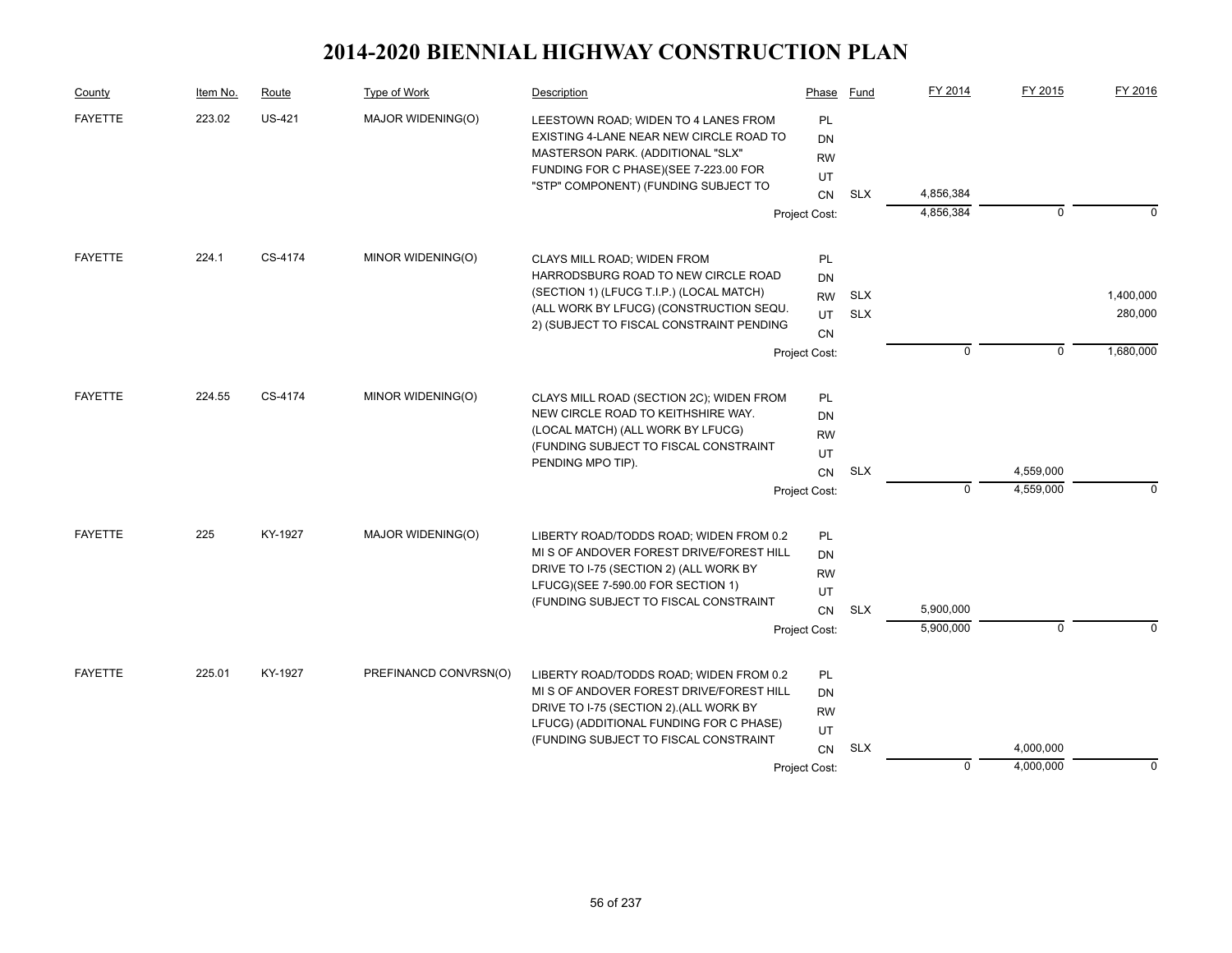# 2014-2020 BIENNIAL HIGHWAY CONSTRUCTION PLAN

| County | Item No. | Route | Type of Work | Description | Phase | Fund | FY 2014 | FY 2015 | FY 2016 |
|---|---|---|---|---|---|---|---|---|---|
| FAYETTE | 223.02 | US-421 | MAJOR WIDENING(O) | LEESTOWN ROAD; WIDEN TO 4 LANES FROM EXISTING 4-LANE NEAR NEW CIRCLE ROAD TO MASTERSON PARK. (ADDITIONAL "SLX" FUNDING FOR C PHASE)(SEE 7-223.00 FOR "STP" COMPONENT) (FUNDING SUBJECT TO | PL | | | | |
| | | | | | DN | | | | |
| | | | | | RW | | | | |
| | | | | | UT | | | | |
| | | | | | CN | SLX | 4,856,384 | | |
| | | | | | Project Cost: | | 4,856,384 | 0 | 0 |
| FAYETTE | 224.1 | CS-4174 | MINOR WIDENING(O) | CLAYS MILL ROAD; WIDEN FROM HARRODSBURG ROAD TO NEW CIRCLE ROAD (SECTION 1) (LFUCG T.I.P.) (LOCAL MATCH) (ALL WORK BY LFUCG) (CONSTRUCTION SEQU. 2) (SUBJECT TO FISCAL CONSTRAINT PENDING | PL | | | | |
| | | | | | DN | | | | |
| | | | | | RW | SLX | | | 1,400,000 |
| | | | | | UT | SLX | | | 280,000 |
| | | | | | CN | | | | |
| | | | | | Project Cost: | | 0 | 0 | 1,680,000 |
| FAYETTE | 224.55 | CS-4174 | MINOR WIDENING(O) | CLAYS MILL ROAD (SECTION 2C); WIDEN FROM NEW CIRCLE ROAD TO KEITHSHIRE WAY. (LOCAL MATCH) (ALL WORK BY LFUCG) (FUNDING SUBJECT TO FISCAL CONSTRAINT PENDING MPO TIP). | PL | | | | |
| | | | | | DN | | | | |
| | | | | | RW | | | | |
| | | | | | UT | | | | |
| | | | | | CN | SLX | | 4,559,000 | |
| | | | | | Project Cost: | | 0 | 4,559,000 | 0 |
| FAYETTE | 225 | KY-1927 | MAJOR WIDENING(O) | LIBERTY ROAD/TODDS ROAD; WIDEN FROM 0.2 MI S OF ANDOVER FOREST DRIVE/FOREST HILL DRIVE TO I-75 (SECTION 2) (ALL WORK BY LFUCG)(SEE 7-590.00 FOR SECTION 1) (FUNDING SUBJECT TO FISCAL CONSTRAINT | PL | | | | |
| | | | | | DN | | | | |
| | | | | | RW | | | | |
| | | | | | UT | | | | |
| | | | | | CN | SLX | 5,900,000 | | |
| | | | | | Project Cost: | | 5,900,000 | 0 | 0 |
| FAYETTE | 225.01 | KY-1927 | PREFINANCD CONVRSN(O) | LIBERTY ROAD/TODDS ROAD; WIDEN FROM 0.2 MI S OF ANDOVER FOREST DRIVE/FOREST HILL DRIVE TO I-75 (SECTION 2).(ALL WORK BY LFUCG) (ADDITIONAL FUNDING FOR C PHASE) (FUNDING SUBJECT TO FISCAL CONSTRAINT | PL | | | | |
| | | | | | DN | | | | |
| | | | | | RW | | | | |
| | | | | | UT | | | | |
| | | | | | CN | SLX | | 4,000,000 | |
| | | | | | Project Cost: | | 0 | 4,000,000 | 0 |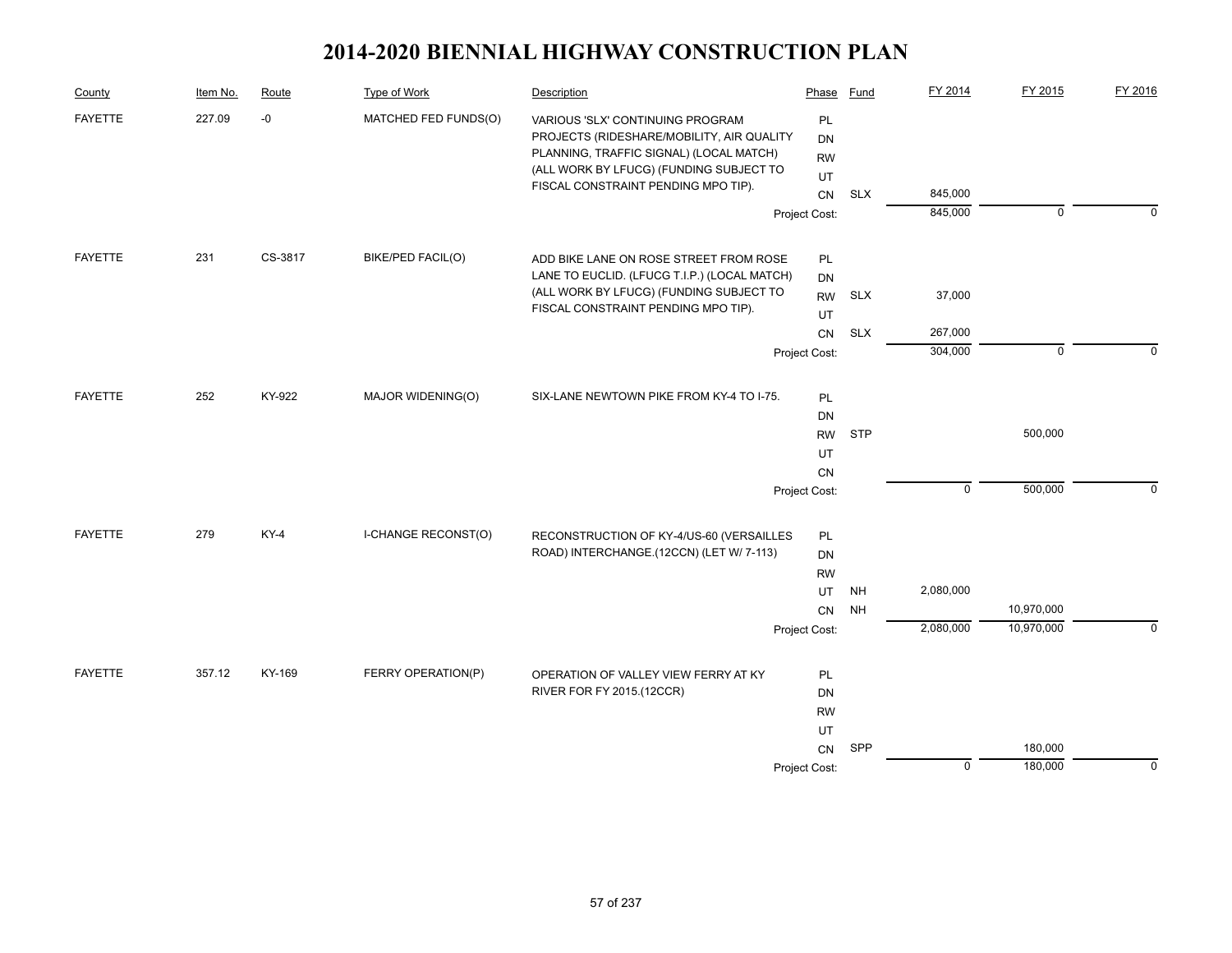# 2014-2020 BIENNIAL HIGHWAY CONSTRUCTION PLAN

| County | Item No. | Route | Type of Work | Description | Phase | Fund | FY 2014 | FY 2015 | FY 2016 |
|---|---|---|---|---|---|---|---|---|---|
| FAYETTE | 227.09 | -0 | MATCHED FED FUNDS(O) | VARIOUS 'SLX' CONTINUING PROGRAM PROJECTS (RIDESHARE/MOBILITY, AIR QUALITY PLANNING, TRAFFIC SIGNAL) (LOCAL MATCH) (ALL WORK BY LFUCG) (FUNDING SUBJECT TO FISCAL CONSTRAINT PENDING MPO TIP). | PL | | | | |
| | | | | | DN | | | | |
| | | | | | RW | | | | |
| | | | | | UT | | | | |
| | | | | | CN | SLX | 845,000 | | |
| | | | | | Project Cost: | | 845,000 | 0 | 0 |
| FAYETTE | 231 | CS-3817 | BIKE/PED FACIL(O) | ADD BIKE LANE ON ROSE STREET FROM ROSE LANE TO EUCLID. (LFUCG T.I.P.) (LOCAL MATCH) (ALL WORK BY LFUCG) (FUNDING SUBJECT TO FISCAL CONSTRAINT PENDING MPO TIP). | PL | | | | |
| | | | | | DN | | | | |
| | | | | | RW | SLX | 37,000 | | |
| | | | | | UT | | | | |
| | | | | | CN | SLX | 267,000 | | |
| | | | | | Project Cost: | | 304,000 | 0 | 0 |
| FAYETTE | 252 | KY-922 | MAJOR WIDENING(O) | SIX-LANE NEWTOWN PIKE FROM KY-4 TO I-75. | PL | | | | |
| | | | | | DN | | | | |
| | | | | | RW | STP | | 500,000 | |
| | | | | | UT | | | | |
| | | | | | CN | | | | |
| | | | | | Project Cost: | | 0 | 500,000 | 0 |
| FAYETTE | 279 | KY-4 | I-CHANGE RECONST(O) | RECONSTRUCTION OF KY-4/US-60 (VERSAILLES ROAD) INTERCHANGE.(12CCN) (LET W/ 7-113) | PL | | | | |
| | | | | | DN | | | | |
| | | | | | RW | | | | |
| | | | | | UT | NH | 2,080,000 | | |
| | | | | | CN | NH | | 10,970,000 | |
| | | | | | Project Cost: | | 2,080,000 | 10,970,000 | 0 |
| FAYETTE | 357.12 | KY-169 | FERRY OPERATION(P) | OPERATION OF VALLEY VIEW FERRY AT KY RIVER FOR FY 2015.(12CCR) | PL | | | | |
| | | | | | DN | | | | |
| | | | | | RW | | | | |
| | | | | | UT | | | | |
| | | | | | CN | SPP | | 180,000 | |
| | | | | | Project Cost: | | 0 | 180,000 | 0 |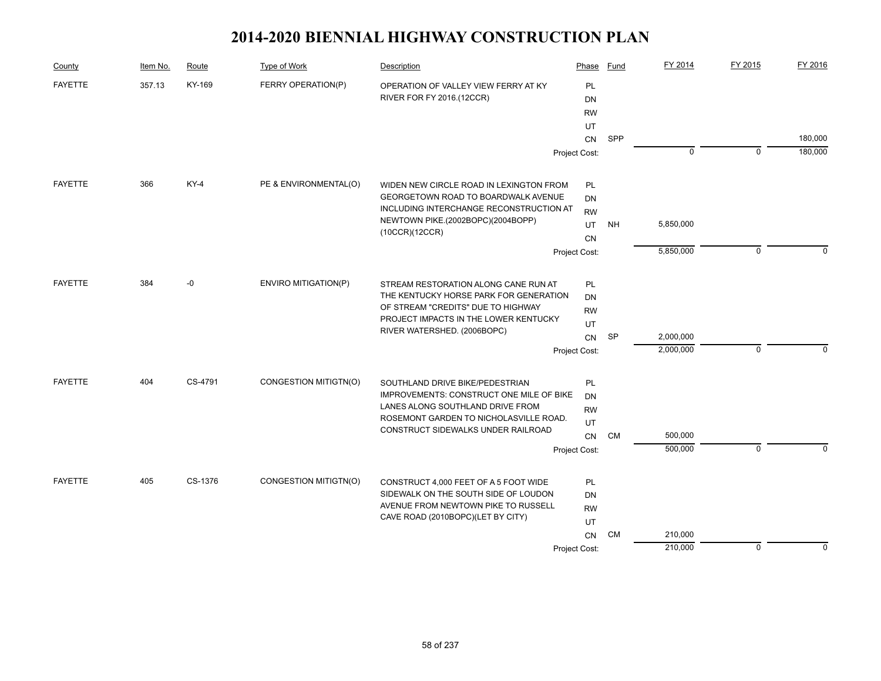# 2014-2020 BIENNIAL HIGHWAY CONSTRUCTION PLAN

| County | Item No. | Route | Type of Work | Description | Phase | Fund | FY 2014 | FY 2015 | FY 2016 |
|---|---|---|---|---|---|---|---|---|---|
| FAYETTE | 357.13 | KY-169 | FERRY OPERATION(P) | OPERATION OF VALLEY VIEW FERRY AT KY RIVER FOR FY 2016.(12CCR) | PL | | | | |
| | | | | | DN | | | | |
| | | | | | RW | | | | |
| | | | | | UT | | | | |
| | | | | | CN | SPP | | | 180,000 |
| | | | | | Project Cost: | | 0 | 0 | 180,000 |
| FAYETTE | 366 | KY-4 | PE & ENVIRONMENTAL(O) | WIDEN NEW CIRCLE ROAD IN LEXINGTON FROM GEORGETOWN ROAD TO BOARDWALK AVENUE INCLUDING INTERCHANGE RECONSTRUCTION AT NEWTOWN PIKE.(2002BOPC)(2004BOPP)(10CCR)(12CCR) | PL | | | | |
| | | | | | DN | | | | |
| | | | | | RW | | | | |
| | | | | | UT | NH | 5,850,000 | | |
| | | | | | CN | | | | |
| | | | | | Project Cost: | | 5,850,000 | 0 | 0 |
| FAYETTE | 384 | -0 | ENVIRO MITIGATION(P) | STREAM RESTORATION ALONG CANE RUN AT THE KENTUCKY HORSE PARK FOR GENERATION OF STREAM "CREDITS" DUE TO HIGHWAY PROJECT IMPACTS IN THE LOWER KENTUCKY RIVER WATERSHED. (2006BOPC) | PL | | | | |
| | | | | | DN | | | | |
| | | | | | RW | | | | |
| | | | | | UT | | | | |
| | | | | | CN | SP | 2,000,000 | | |
| | | | | | Project Cost: | | 2,000,000 | 0 | 0 |
| FAYETTE | 404 | CS-4791 | CONGESTION MITIGTN(O) | SOUTHLAND DRIVE BIKE/PEDESTRIAN IMPROVEMENTS: CONSTRUCT ONE MILE OF BIKE LANES ALONG SOUTHLAND DRIVE FROM ROSEMONT GARDEN TO NICHOLASVILLE ROAD. CONSTRUCT SIDEWALKS UNDER RAILROAD | PL | | | | |
| | | | | | DN | | | | |
| | | | | | RW | | | | |
| | | | | | UT | | | | |
| | | | | | CN | CM | 500,000 | | |
| | | | | | Project Cost: | | 500,000 | 0 | 0 |
| FAYETTE | 405 | CS-1376 | CONGESTION MITIGTN(O) | CONSTRUCT 4,000 FEET OF A 5 FOOT WIDE SIDEWALK ON THE SOUTH SIDE OF LOUDON AVENUE FROM NEWTOWN PIKE TO RUSSELL CAVE ROAD (2010BOPC)(LET BY CITY) | PL | | | | |
| | | | | | DN | | | | |
| | | | | | RW | | | | |
| | | | | | UT | | | | |
| | | | | | CN | CM | 210,000 | | |
| | | | | | Project Cost: | | 210,000 | 0 | 0 |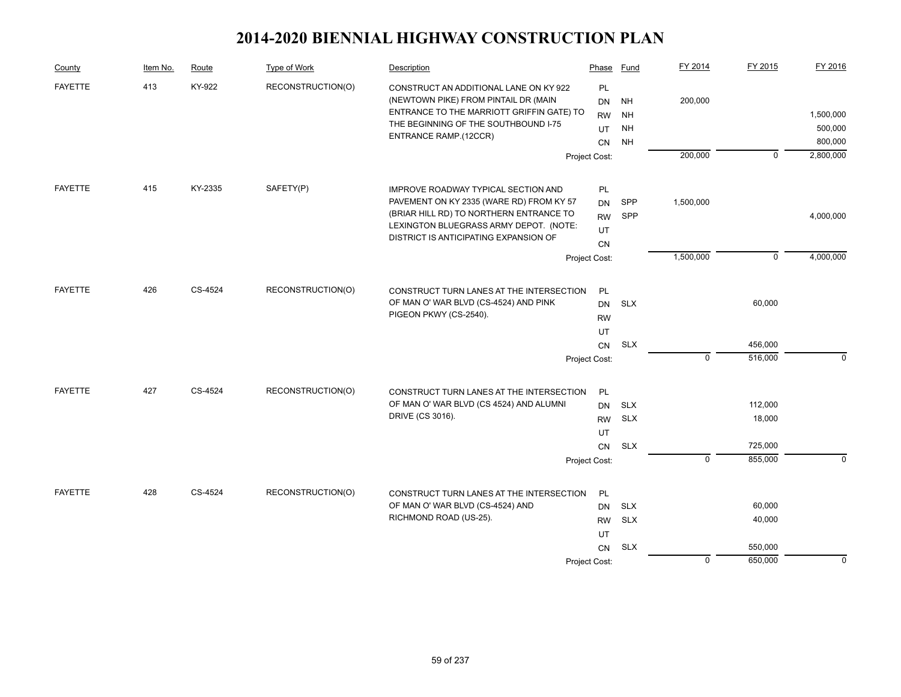# 2014-2020 BIENNIAL HIGHWAY CONSTRUCTION PLAN

| County | Item No. | Route | Type of Work | Description | Phase | Fund | FY 2014 | FY 2015 | FY 2016 |
|---|---|---|---|---|---|---|---|---|---|
| FAYETTE | 413 | KY-922 | RECONSTRUCTION(O) | CONSTRUCT AN ADDITIONAL LANE ON KY 922 (NEWTOWN PIKE) FROM PINTAIL DR (MAIN ENTRANCE TO THE MARRIOTT GRIFFIN GATE) TO THE BEGINNING OF THE SOUTHBOUND I-75 ENTRANCE RAMP.(12CCR) | PL | | | | |
| | | | | | DN | NH | 200,000 | | |
| | | | | | RW | NH | | | 1,500,000 |
| | | | | | UT | NH | | | 500,000 |
| | | | | | CN | NH | | | 800,000 |
| | | | | | Project Cost: | | 200,000 | 0 | 2,800,000 |
| FAYETTE | 415 | KY-2335 | SAFETY(P) | IMPROVE ROADWAY TYPICAL SECTION AND PAVEMENT ON KY 2335 (WARE RD) FROM KY 57 (BRIAR HILL RD) TO NORTHERN ENTRANCE TO LEXINGTON BLUEGRASS ARMY DEPOT. (NOTE: DISTRICT IS ANTICIPATING EXPANSION OF | PL | | | | |
| | | | | | DN | SPP | 1,500,000 | | |
| | | | | | RW | SPP | | | 4,000,000 |
| | | | | | UT | | | | |
| | | | | | CN | | | | |
| | | | | | Project Cost: | | 1,500,000 | 0 | 4,000,000 |
| FAYETTE | 426 | CS-4524 | RECONSTRUCTION(O) | CONSTRUCT TURN LANES AT THE INTERSECTION OF MAN O' WAR BLVD (CS-4524) AND PINK PIGEON PKWY (CS-2540). | PL | | | | |
| | | | | | DN | SLX | | 60,000 | |
| | | | | | RW | | | | |
| | | | | | UT | | | | |
| | | | | | CN | SLX | | 456,000 | |
| | | | | | Project Cost: | | 0 | 516,000 | 0 |
| FAYETTE | 427 | CS-4524 | RECONSTRUCTION(O) | CONSTRUCT TURN LANES AT THE INTERSECTION OF MAN O' WAR BLVD (CS 4524) AND ALUMNI DRIVE (CS 3016). | PL | | | | |
| | | | | | DN | SLX | | 112,000 | |
| | | | | | RW | SLX | | 18,000 | |
| | | | | | UT | | | | |
| | | | | | CN | SLX | | 725,000 | |
| | | | | | Project Cost: | | 0 | 855,000 | 0 |
| FAYETTE | 428 | CS-4524 | RECONSTRUCTION(O) | CONSTRUCT TURN LANES AT THE INTERSECTION OF MAN O' WAR BLVD (CS-4524) AND RICHMOND ROAD (US-25). | PL | | | | |
| | | | | | DN | SLX | | 60,000 | |
| | | | | | RW | SLX | | 40,000 | |
| | | | | | UT | | | | |
| | | | | | CN | SLX | | 550,000 | |
| | | | | | Project Cost: | | 0 | 650,000 | 0 |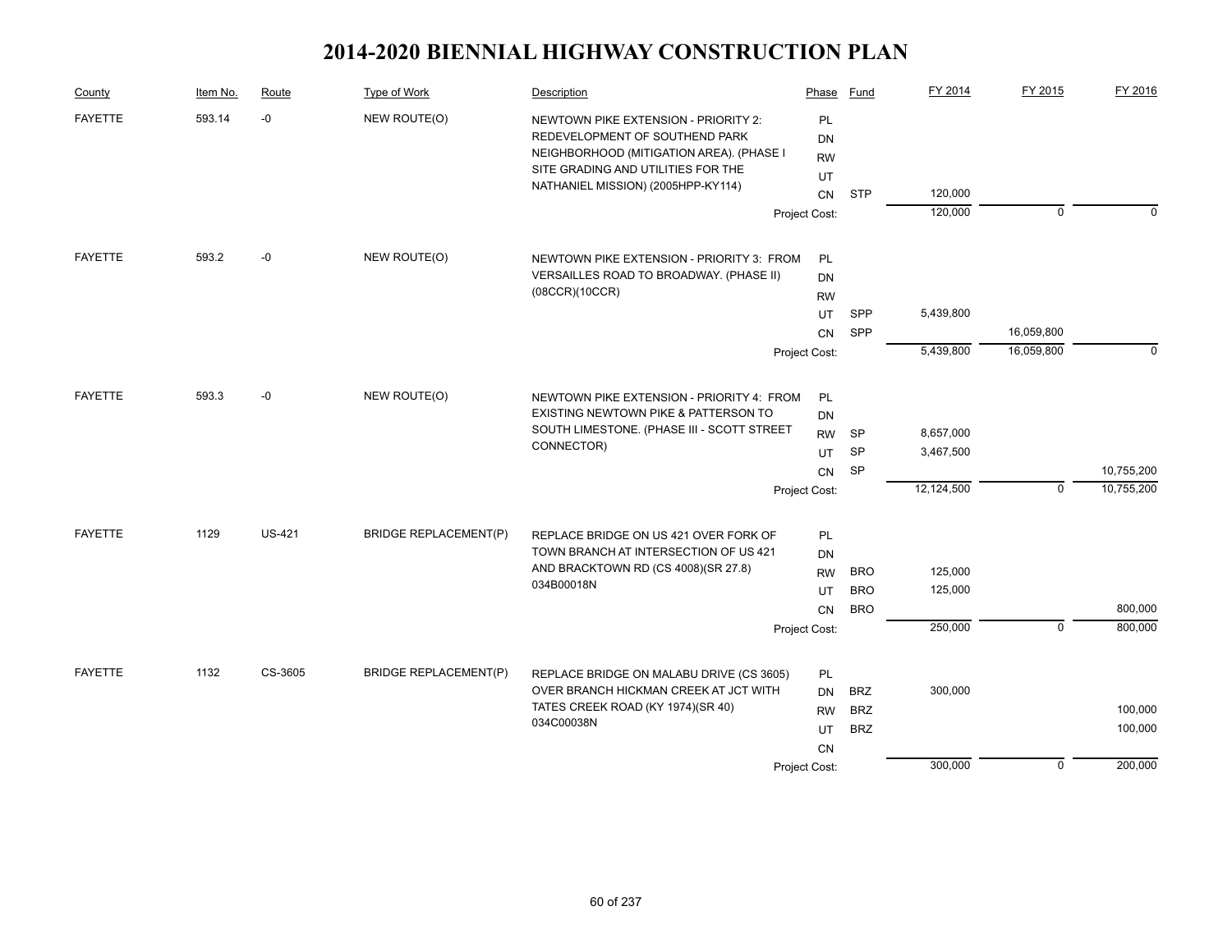# 2014-2020 BIENNIAL HIGHWAY CONSTRUCTION PLAN

| County | Item No. | Route | Type of Work | Description | Phase | Fund | FY 2014 | FY 2015 | FY 2016 |
|---|---|---|---|---|---|---|---|---|---|
| FAYETTE | 593.14 | -0 | NEW ROUTE(O) | NEWTOWN PIKE EXTENSION - PRIORITY 2: REDEVELOPMENT OF SOUTHEND PARK NEIGHBORHOOD (MITIGATION AREA). (PHASE I SITE GRADING AND UTILITIES FOR THE NATHANIEL MISSION) (2005HPP-KY114) | PL | | | | |
| | | | | | DN | | | | |
| | | | | | RW | | | | |
| | | | | | UT | | | | |
| | | | | | CN | STP | 120,000 | | |
| | | | | | Project Cost: | | 120,000 | 0 | 0 |
| FAYETTE | 593.2 | -0 | NEW ROUTE(O) | NEWTOWN PIKE EXTENSION - PRIORITY 3: FROM VERSAILLES ROAD TO BROADWAY. (PHASE II) (08CCR)(10CCR) | PL | | | | |
| | | | | | DN | | | | |
| | | | | | RW | | | | |
| | | | | | UT | SPP | 5,439,800 | | |
| | | | | | CN | SPP | | 16,059,800 | |
| | | | | | Project Cost: | | 5,439,800 | 16,059,800 | 0 |
| FAYETTE | 593.3 | -0 | NEW ROUTE(O) | NEWTOWN PIKE EXTENSION - PRIORITY 4: FROM EXISTING NEWTOWN PIKE & PATTERSON TO SOUTH LIMESTONE. (PHASE III - SCOTT STREET CONNECTOR) | PL | | | | |
| | | | | | DN | | | | |
| | | | | | RW | SP | 8,657,000 | | |
| | | | | | UT | SP | 3,467,500 | | |
| | | | | | CN | SP | | | 10,755,200 |
| | | | | | Project Cost: | | 12,124,500 | 0 | 10,755,200 |
| FAYETTE | 1129 | US-421 | BRIDGE REPLACEMENT(P) | REPLACE BRIDGE ON US 421 OVER FORK OF TOWN BRANCH AT INTERSECTION OF US 421 AND BRACKTOWN RD (CS 4008)(SR 27.8) 034B00018N | PL | | | | |
| | | | | | DN | | | | |
| | | | | | RW | BRO | 125,000 | | |
| | | | | | UT | BRO | 125,000 | | |
| | | | | | CN | BRO | | | 800,000 |
| | | | | | Project Cost: | | 250,000 | 0 | 800,000 |
| FAYETTE | 1132 | CS-3605 | BRIDGE REPLACEMENT(P) | REPLACE BRIDGE ON MALABU DRIVE (CS 3605) OVER BRANCH HICKMAN CREEK AT JCT WITH TATES CREEK ROAD (KY 1974)(SR 40) 034C00038N | PL | | | | |
| | | | | | DN | BRZ | 300,000 | | |
| | | | | | RW | BRZ | | | 100,000 |
| | | | | | UT | BRZ | | | 100,000 |
| | | | | | CN | | | | |
| | | | | | Project Cost: | | 300,000 | 0 | 200,000 |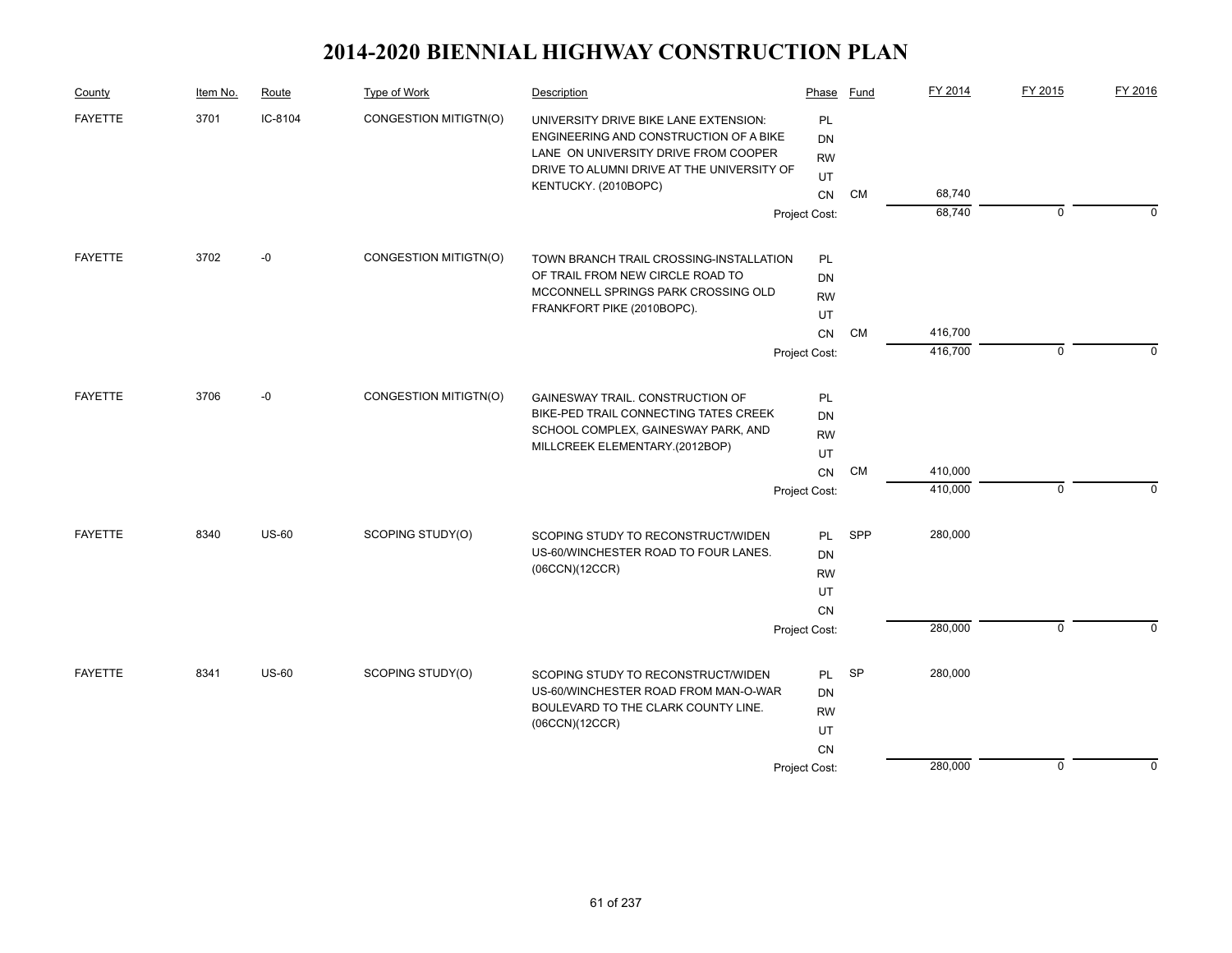# 2014-2020 BIENNIAL HIGHWAY CONSTRUCTION PLAN

| County | Item No. | Route | Type of Work | Description | Phase | Fund | FY 2014 | FY 2015 | FY 2016 |
|---|---|---|---|---|---|---|---|---|---|
| FAYETTE | 3701 | IC-8104 | CONGESTION MITIGTN(O) | UNIVERSITY DRIVE BIKE LANE EXTENSION: ENGINEERING AND CONSTRUCTION OF A BIKE LANE ON UNIVERSITY DRIVE FROM COOPER DRIVE TO ALUMNI DRIVE AT THE UNIVERSITY OF KENTUCKY. (2010BOPC) | PL | | | | |
| | | | | | DN | | | | |
| | | | | | RW | | | | |
| | | | | | UT | | | | |
| | | | | | CN | CM | 68,740 | | |
| | | | | | Project Cost: | | 68,740 | 0 | 0 |
| FAYETTE | 3702 | -0 | CONGESTION MITIGTN(O) | TOWN BRANCH TRAIL CROSSING-INSTALLATION OF TRAIL FROM NEW CIRCLE ROAD TO MCCONNELL SPRINGS PARK CROSSING OLD FRANKFORT PIKE (2010BOPC). | PL | | | | |
| | | | | | DN | | | | |
| | | | | | RW | | | | |
| | | | | | UT | | | | |
| | | | | | CN | CM | 416,700 | | |
| | | | | | Project Cost: | | 416,700 | 0 | 0 |
| FAYETTE | 3706 | -0 | CONGESTION MITIGTN(O) | GAINESWAY TRAIL. CONSTRUCTION OF BIKE-PED TRAIL CONNECTING TATES CREEK SCHOOL COMPLEX, GAINESWAY PARK, AND MILLCREEK ELEMENTARY.(2012BOP) | PL | | | | |
| | | | | | DN | | | | |
| | | | | | RW | | | | |
| | | | | | UT | | | | |
| | | | | | CN | CM | 410,000 | | |
| | | | | | Project Cost: | | 410,000 | 0 | 0 |
| FAYETTE | 8340 | US-60 | SCOPING STUDY(O) | SCOPING STUDY TO RECONSTRUCT/WIDEN US-60/WINCHESTER ROAD TO FOUR LANES. (06CCN)(12CCR) | PL | SPP | 280,000 | | |
| | | | | | DN | | | | |
| | | | | | RW | | | | |
| | | | | | UT | | | | |
| | | | | | CN | | | | |
| | | | | | Project Cost: | | 280,000 | 0 | 0 |
| FAYETTE | 8341 | US-60 | SCOPING STUDY(O) | SCOPING STUDY TO RECONSTRUCT/WIDEN US-60/WINCHESTER ROAD FROM MAN-O-WAR BOULEVARD TO THE CLARK COUNTY LINE. (06CCN)(12CCR) | PL | SP | 280,000 | | |
| | | | | | DN | | | | |
| | | | | | RW | | | | |
| | | | | | UT | | | | |
| | | | | | CN | | | | |
| | | | | | Project Cost: | | 280,000 | 0 | 0 |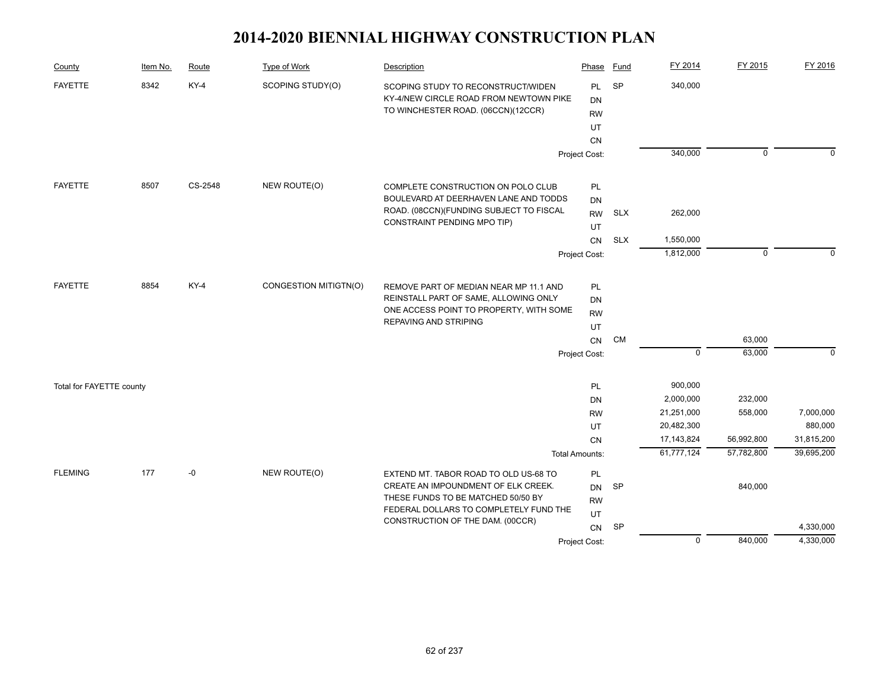# 2014-2020 BIENNIAL HIGHWAY CONSTRUCTION PLAN

| County | Item No. | Route | Type of Work | Description | Phase | Fund | FY 2014 | FY 2015 | FY 2016 |
|---|---|---|---|---|---|---|---|---|---|
| FAYETTE | 8342 | KY-4 | SCOPING STUDY(O) | SCOPING STUDY TO RECONSTRUCT/WIDEN KY-4/NEW CIRCLE ROAD FROM NEWTOWN PIKE TO WINCHESTER ROAD. (06CCN)(12CCR) | PL | SP | 340,000 | | |
| | | | | | DN | | | | |
| | | | | | RW | | | | |
| | | | | | UT | | | | |
| | | | | | CN | | | | |
| | | | | | Project Cost: | | 340,000 | 0 | 0 |
| FAYETTE | 8507 | CS-2548 | NEW ROUTE(O) | COMPLETE CONSTRUCTION ON POLO CLUB BOULEVARD AT DEERHAVEN LANE AND TODDS ROAD. (08CCN)(FUNDING SUBJECT TO FISCAL CONSTRAINT PENDING MPO TIP) | PL | | | | |
| | | | | | DN | | | | |
| | | | | | RW | SLX | 262,000 | | |
| | | | | | UT | | | | |
| | | | | | CN | SLX | 1,550,000 | | |
| | | | | | Project Cost: | | 1,812,000 | 0 | 0 |
| FAYETTE | 8854 | KY-4 | CONGESTION MITIGTN(O) | REMOVE PART OF MEDIAN NEAR MP 11.1 AND REINSTALL PART OF SAME, ALLOWING ONLY ONE ACCESS POINT TO PROPERTY, WITH SOME REPAVING AND STRIPING | PL | | | | |
| | | | | | DN | | | | |
| | | | | | RW | | | | |
| | | | | | UT | | | | |
| | | | | | CN | CM | | 63,000 | |
| | | | | | Project Cost: | | 0 | 63,000 | 0 |
| Total for FAYETTE county | | | | | PL | | 900,000 | | |
| | | | | | DN | | 2,000,000 | 232,000 | |
| | | | | | RW | | 21,251,000 | 558,000 | 7,000,000 |
| | | | | | UT | | 20,482,300 | | 880,000 |
| | | | | | CN | | 17,143,824 | 56,992,800 | 31,815,200 |
| | | | | | Total Amounts: | | 61,777,124 | 57,782,800 | 39,695,200 |
| FLEMING | 177 | -0 | NEW ROUTE(O) | EXTEND MT. TABOR ROAD TO OLD US-68 TO CREATE AN IMPOUNDMENT OF ELK CREEK. THESE FUNDS TO BE MATCHED 50/50 BY FEDERAL DOLLARS TO COMPLETELY FUND THE CONSTRUCTION OF THE DAM. (00CCR) | PL | | | | |
| | | | | | DN | SP | | 840,000 | |
| | | | | | RW | | | | |
| | | | | | UT | | | | |
| | | | | | CN | SP | | | 4,330,000 |
| | | | | | Project Cost: | | 0 | 840,000 | 4,330,000 |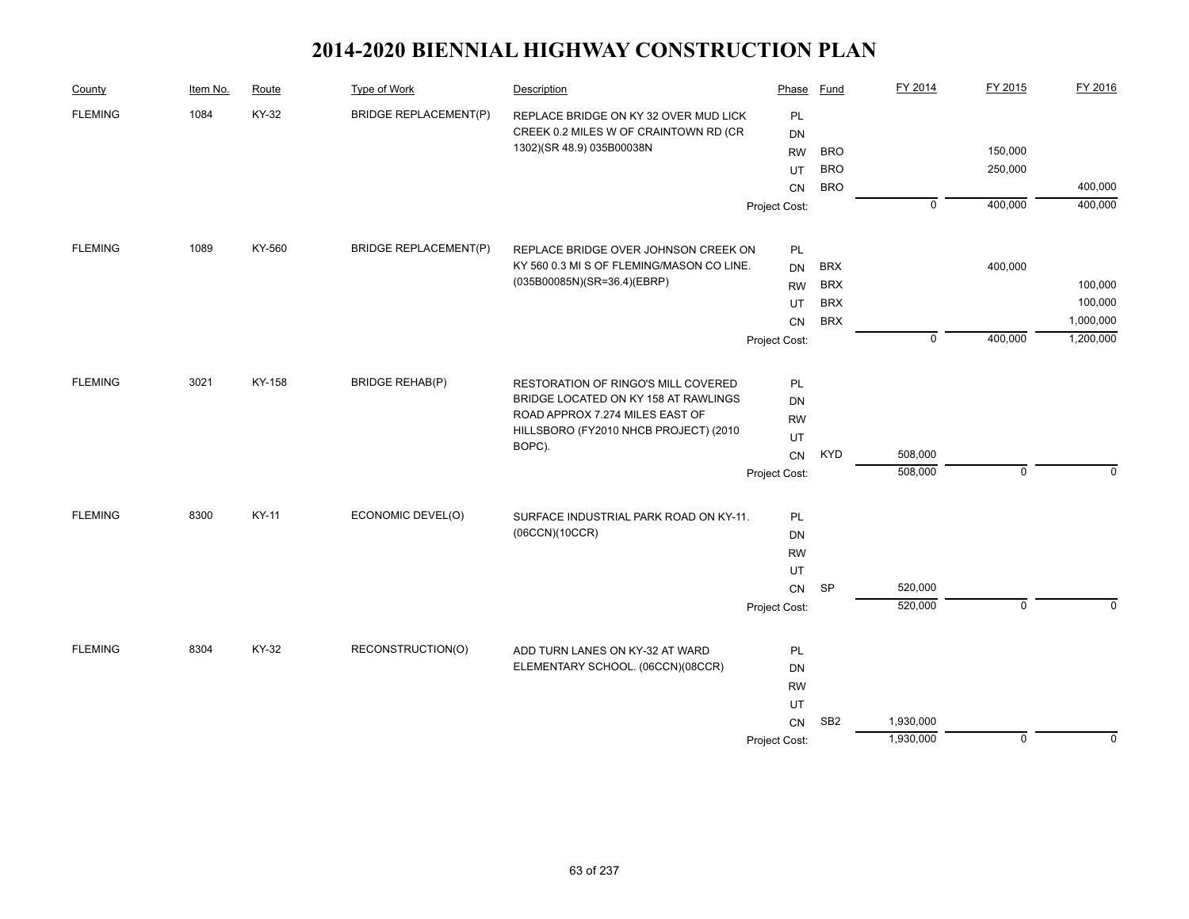# 2014-2020 BIENNIAL HIGHWAY CONSTRUCTION PLAN

| County | Item No. | Route | Type of Work | Description | Phase | Fund | FY 2014 | FY 2015 | FY 2016 |
|---|---|---|---|---|---|---|---|---|---|
| FLEMING | 1084 | KY-32 | BRIDGE REPLACEMENT(P) | REPLACE BRIDGE ON KY 32 OVER MUD LICK CREEK 0.2 MILES W OF CRAINTOWN RD (CR 1302)(SR 48.9) 035B00038N | PL | | | | |
| | | | | | DN | | | | |
| | | | | | RW | BRO | | 150,000 | |
| | | | | | UT | BRO | | 250,000 | |
| | | | | | CN | BRO | | | 400,000 |
| | | | | | Project Cost: | | 0 | 400,000 | 400,000 |
| FLEMING | 1089 | KY-560 | BRIDGE REPLACEMENT(P) | REPLACE BRIDGE OVER JOHNSON CREEK ON KY 560 0.3 MI S OF FLEMING/MASON CO LINE. (035B00085N)(SR=36.4)(EBRP) | PL | | | | |
| | | | | | DN | BRX | | 400,000 | |
| | | | | | RW | BRX | | | 100,000 |
| | | | | | UT | BRX | | | 100,000 |
| | | | | | CN | BRX | | | 1,000,000 |
| | | | | | Project Cost: | | 0 | 400,000 | 1,200,000 |
| FLEMING | 3021 | KY-158 | BRIDGE REHAB(P) | RESTORATION OF RINGO'S MILL COVERED BRIDGE LOCATED ON KY 158 AT RAWLINGS ROAD APPROX 7.274 MILES EAST OF HILLSBORO (FY2010 NHCB PROJECT) (2010 BOPC). | PL | | | | |
| | | | | | DN | | | | |
| | | | | | RW | | | | |
| | | | | | UT | | | | |
| | | | | | CN | KYD | 508,000 | | |
| | | | | | Project Cost: | | 508,000 | 0 | 0 |
| FLEMING | 8300 | KY-11 | ECONOMIC DEVEL(O) | SURFACE INDUSTRIAL PARK ROAD ON KY-11. (06CCN)(10CCR) | PL | | | | |
| | | | | | DN | | | | |
| | | | | | RW | | | | |
| | | | | | UT | | | | |
| | | | | | CN | SP | 520,000 | | |
| | | | | | Project Cost: | | 520,000 | 0 | 0 |
| FLEMING | 8304 | KY-32 | RECONSTRUCTION(O) | ADD TURN LANES ON KY-32 AT WARD ELEMENTARY SCHOOL. (06CCN)(08CCR) | PL | | | | |
| | | | | | DN | | | | |
| | | | | | RW | | | | |
| | | | | | UT | | | | |
| | | | | | CN | SB2 | 1,930,000 | | |
| | | | | | Project Cost: | | 1,930,000 | 0 | 0 |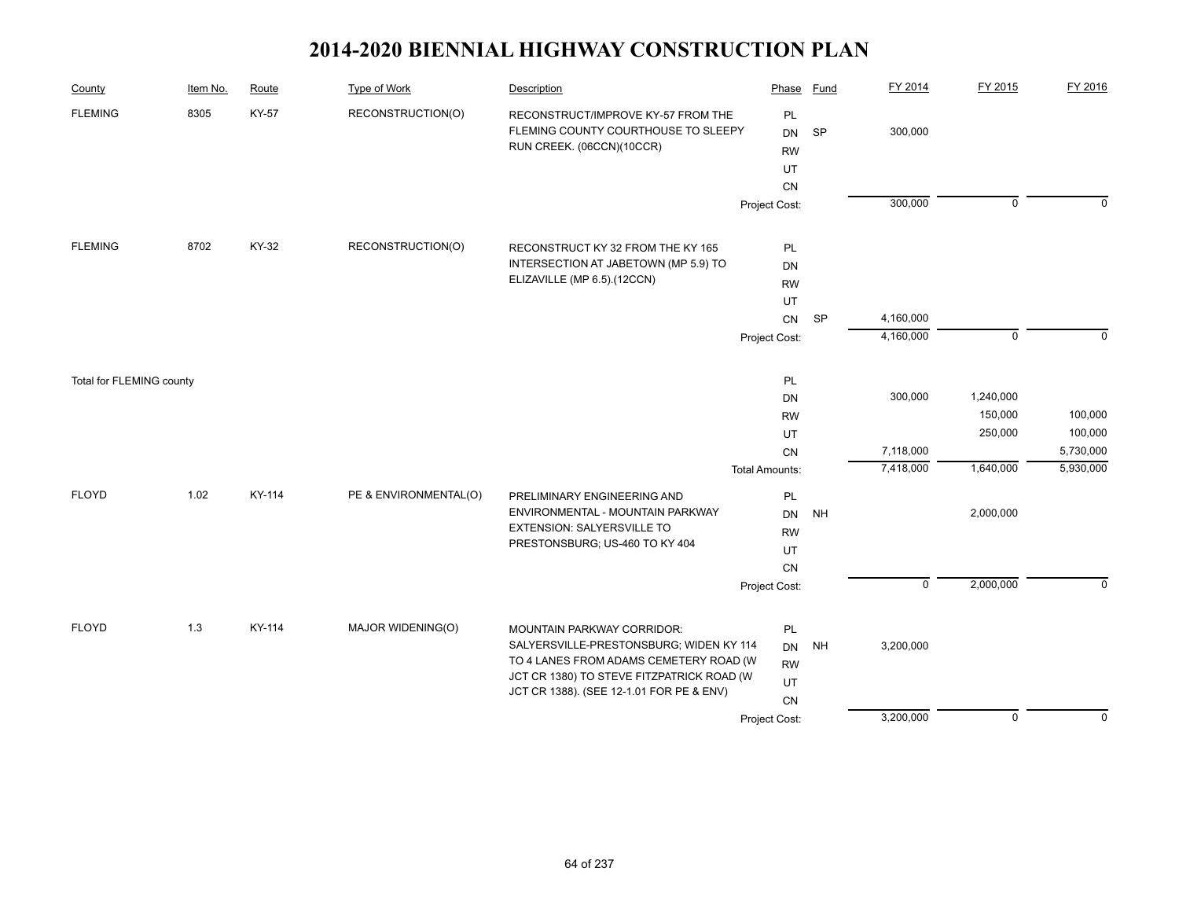# 2014-2020 BIENNIAL HIGHWAY CONSTRUCTION PLAN

| County | Item No. | Route | Type of Work | Description | Phase | Fund | FY 2014 | FY 2015 | FY 2016 |
|---|---|---|---|---|---|---|---|---|---|
| FLEMING | 8305 | KY-57 | RECONSTRUCTION(O) | RECONSTRUCT/IMPROVE KY-57 FROM THE FLEMING COUNTY COURTHOUSE TO SLEEPY RUN CREEK. (06CCN)(10CCR) | PL | | | | |
| | | | | | DN | SP | 300,000 | | |
| | | | | | RW | | | | |
| | | | | | UT | | | | |
| | | | | | CN | | | | |
| | | | | | Project Cost: | | 300,000 | 0 | 0 |
| FLEMING | 8702 | KY-32 | RECONSTRUCTION(O) | RECONSTRUCT KY 32 FROM THE KY 165 INTERSECTION AT JABETOWN (MP 5.9) TO ELIZAVILLE (MP 6.5).(12CCN) | PL | | | | |
| | | | | | DN | | | | |
| | | | | | RW | | | | |
| | | | | | UT | | | | |
| | | | | | CN | SP | 4,160,000 | | |
| | | | | | Project Cost: | | 4,160,000 | 0 | 0 |
| Total for FLEMING county | | | | | PL | | | | |
| | | | | | DN | | 300,000 | 1,240,000 | |
| | | | | | RW | | | 150,000 | 100,000 |
| | | | | | UT | | | 250,000 | 100,000 |
| | | | | | CN | | 7,118,000 | | 5,730,000 |
| | | | | | Total Amounts: | | 7,418,000 | 1,640,000 | 5,930,000 |
| FLOYD | 1.02 | KY-114 | PE & ENVIRONMENTAL(O) | PRELIMINARY ENGINEERING AND ENVIRONMENTAL - MOUNTAIN PARKWAY EXTENSION: SALYERSVILLE TO PRESTONSBURG; US-460 TO KY 404 | PL | | | | |
| | | | | | DN | NH | | 2,000,000 | |
| | | | | | RW | | | | |
| | | | | | UT | | | | |
| | | | | | CN | | | | |
| | | | | | Project Cost: | | 0 | 2,000,000 | 0 |
| FLOYD | 1.3 | KY-114 | MAJOR WIDENING(O) | MOUNTAIN PARKWAY CORRIDOR: SALYERSVILLE-PRESTONSBURG; WIDEN KY 114 TO 4 LANES FROM ADAMS CEMETERY ROAD (W JCT CR 1380) TO STEVE FITZPATRICK ROAD (W JCT CR 1388). (SEE 12-1.01 FOR PE & ENV) | PL | | | | |
| | | | | | DN | NH | 3,200,000 | | |
| | | | | | RW | | | | |
| | | | | | UT | | | | |
| | | | | | CN | | | | |
| | | | | | Project Cost: | | 3,200,000 | 0 | 0 |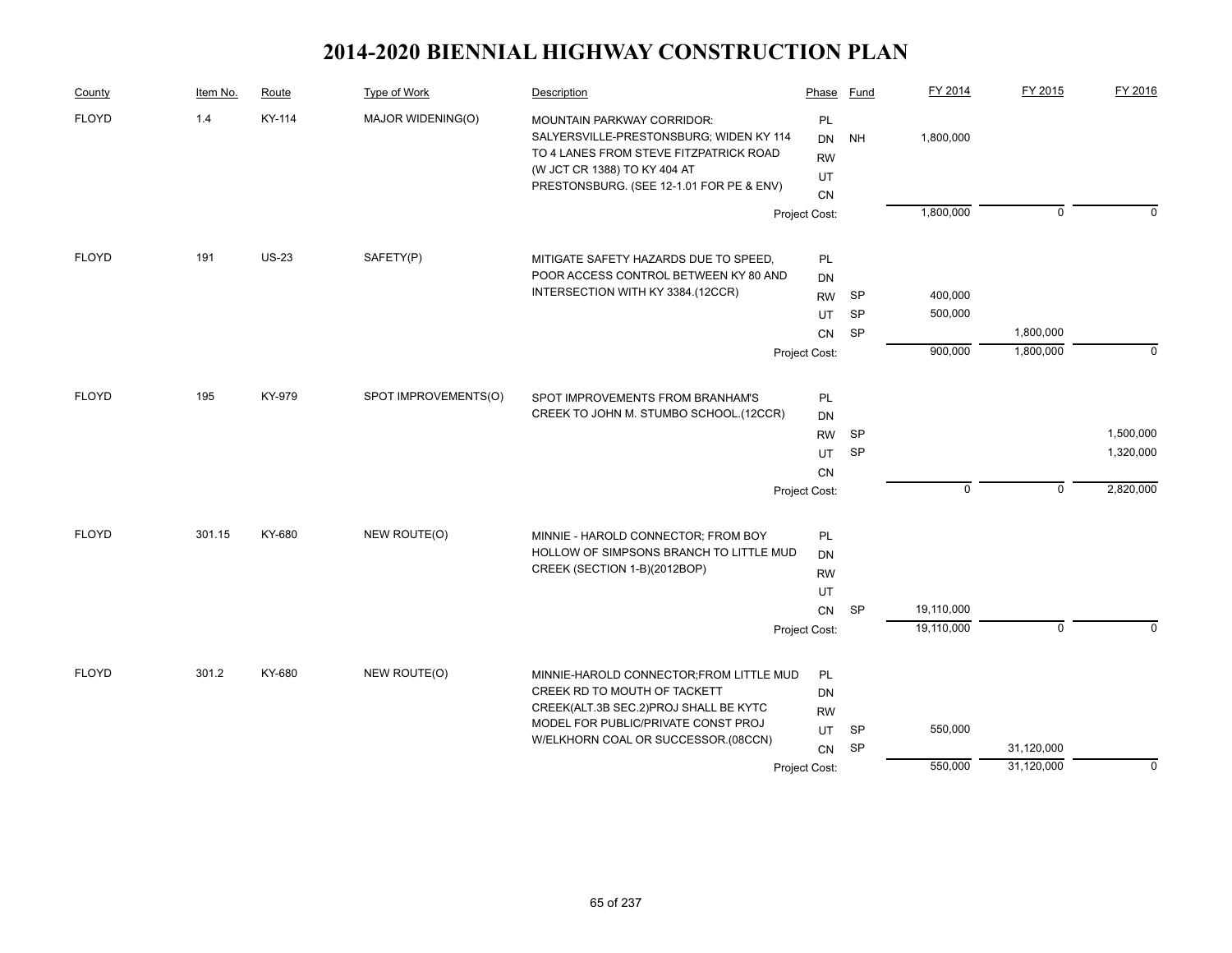# 2014-2020 BIENNIAL HIGHWAY CONSTRUCTION PLAN

| County | Item No. | Route | Type of Work | Description | Phase | Fund | FY 2014 | FY 2015 | FY 2016 |
|---|---|---|---|---|---|---|---|---|---|
| FLOYD | 1.4 | KY-114 | MAJOR WIDENING(O) | MOUNTAIN PARKWAY CORRIDOR: SALYERSVILLE-PRESTONSBURG; WIDEN KY 114 TO 4 LANES FROM STEVE FITZPATRICK ROAD (W JCT CR 1388) TO KY 404 AT PRESTONSBURG. (SEE 12-1.01 FOR PE & ENV) | PL | | | | |
| | | | | | DN | NH | 1,800,000 | | |
| | | | | | RW | | | | |
| | | | | | UT | | | | |
| | | | | | CN | | | | |
| | | | | | Project Cost: | | 1,800,000 | 0 | 0 |
| FLOYD | 191 | US-23 | SAFETY(P) | MITIGATE SAFETY HAZARDS DUE TO SPEED, POOR ACCESS CONTROL BETWEEN KY 80 AND INTERSECTION WITH KY 3384.(12CCR) | PL | | | | |
| | | | | | DN | | | | |
| | | | | | RW | SP | 400,000 | | |
| | | | | | UT | SP | 500,000 | | |
| | | | | | CN | SP | | 1,800,000 | |
| | | | | | Project Cost: | | 900,000 | 1,800,000 | 0 |
| FLOYD | 195 | KY-979 | SPOT IMPROVEMENTS(O) | SPOT IMPROVEMENTS FROM BRANHAM'S CREEK TO JOHN M. STUMBO SCHOOL.(12CCR) | PL | | | | |
| | | | | | DN | | | | |
| | | | | | RW | SP | | | 1,500,000 |
| | | | | | UT | SP | | | 1,320,000 |
| | | | | | CN | | | | |
| | | | | | Project Cost: | | 0 | 0 | 2,820,000 |
| FLOYD | 301.15 | KY-680 | NEW ROUTE(O) | MINNIE - HAROLD CONNECTOR; FROM BOY HOLLOW OF SIMPSONS BRANCH TO LITTLE MUD CREEK (SECTION 1-B)(2012BOP) | PL | | | | |
| | | | | | DN | | | | |
| | | | | | RW | | | | |
| | | | | | UT | | | | |
| | | | | | CN | SP | 19,110,000 | | |
| | | | | | Project Cost: | | 19,110,000 | 0 | 0 |
| FLOYD | 301.2 | KY-680 | NEW ROUTE(O) | MINNIE-HAROLD CONNECTOR;FROM LITTLE MUD CREEK RD TO MOUTH OF TACKETT CREEK(ALT.3B SEC.2)PROJ SHALL BE KYTC MODEL FOR PUBLIC/PRIVATE CONST PROJ W/ELKHORN COAL OR SUCCESSOR.(08CCN) | PL | | | | |
| | | | | | DN | | | | |
| | | | | | RW | | | | |
| | | | | | UT | SP | 550,000 | | |
| | | | | | CN | SP | | 31,120,000 | |
| | | | | | Project Cost: | | 550,000 | 31,120,000 | 0 |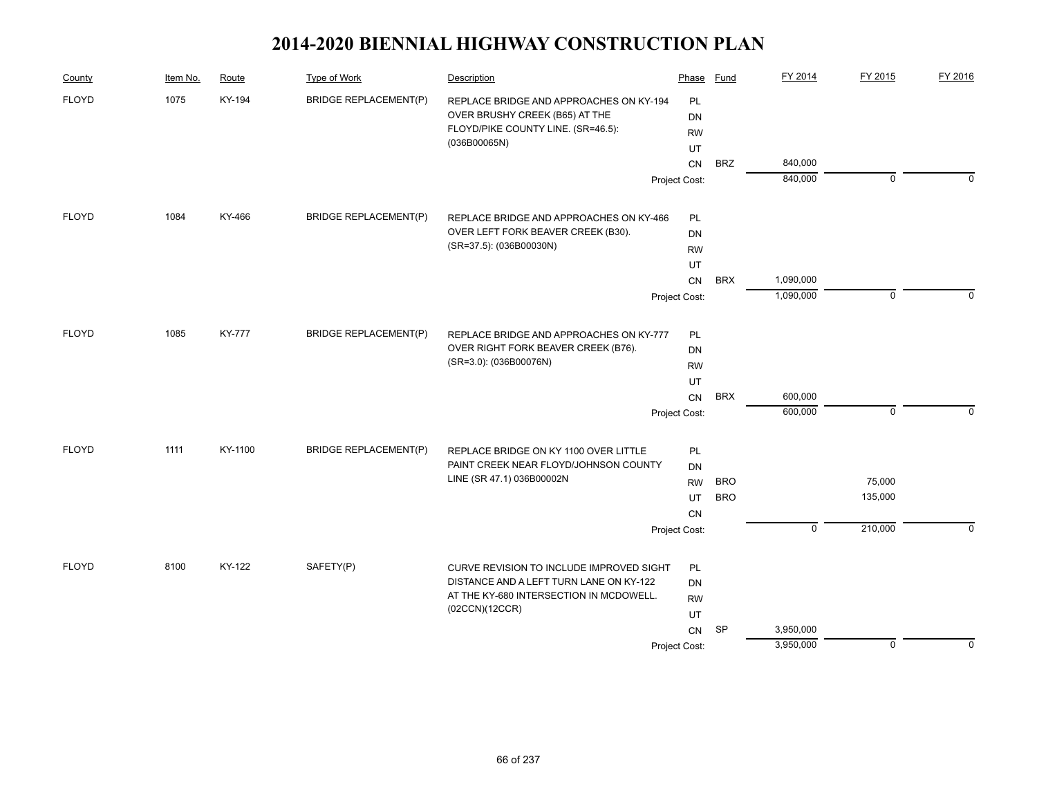# 2014-2020 BIENNIAL HIGHWAY CONSTRUCTION PLAN

| County | Item No. | Route | Type of Work | Description | Phase | Fund | FY 2014 | FY 2015 | FY 2016 |
|---|---|---|---|---|---|---|---|---|---|
| FLOYD | 1075 | KY-194 | BRIDGE REPLACEMENT(P) | REPLACE BRIDGE AND APPROACHES ON KY-194 OVER BRUSHY CREEK (B65) AT THE FLOYD/PIKE COUNTY LINE. (SR=46.5): (036B00065N) | PL | | | | |
| | | | | | DN | | | | |
| | | | | | RW | | | | |
| | | | | | UT | | | | |
| | | | | | CN | BRZ | 840,000 | | |
| | | | | | Project Cost: | | 840,000 | 0 | 0 |
| FLOYD | 1084 | KY-466 | BRIDGE REPLACEMENT(P) | REPLACE BRIDGE AND APPROACHES ON KY-466 OVER LEFT FORK BEAVER CREEK (B30). (SR=37.5): (036B00030N) | PL | | | | |
| | | | | | DN | | | | |
| | | | | | RW | | | | |
| | | | | | UT | | | | |
| | | | | | CN | BRX | 1,090,000 | | |
| | | | | | Project Cost: | | 1,090,000 | 0 | 0 |
| FLOYD | 1085 | KY-777 | BRIDGE REPLACEMENT(P) | REPLACE BRIDGE AND APPROACHES ON KY-777 OVER RIGHT FORK BEAVER CREEK (B76). (SR=3.0): (036B00076N) | PL | | | | |
| | | | | | DN | | | | |
| | | | | | RW | | | | |
| | | | | | UT | | | | |
| | | | | | CN | BRX | 600,000 | | |
| | | | | | Project Cost: | | 600,000 | 0 | 0 |
| FLOYD | 1111 | KY-1100 | BRIDGE REPLACEMENT(P) | REPLACE BRIDGE ON KY 1100 OVER LITTLE PAINT CREEK NEAR FLOYD/JOHNSON COUNTY LINE (SR 47.1) 036B00002N | PL | | | | |
| | | | | | DN | | | | |
| | | | | | RW | BRO | | 75,000 | |
| | | | | | UT | BRO | | 135,000 | |
| | | | | | CN | | | | |
| | | | | | Project Cost: | | 0 | 210,000 | 0 |
| FLOYD | 8100 | KY-122 | SAFETY(P) | CURVE REVISION TO INCLUDE IMPROVED SIGHT DISTANCE AND A LEFT TURN LANE ON KY-122 AT THE KY-680 INTERSECTION IN MCDOWELL. (02CCN)(12CCR) | PL | | | | |
| | | | | | DN | | | | |
| | | | | | RW | | | | |
| | | | | | UT | | | | |
| | | | | | CN | SP | 3,950,000 | | |
| | | | | | Project Cost: | | 3,950,000 | 0 | 0 |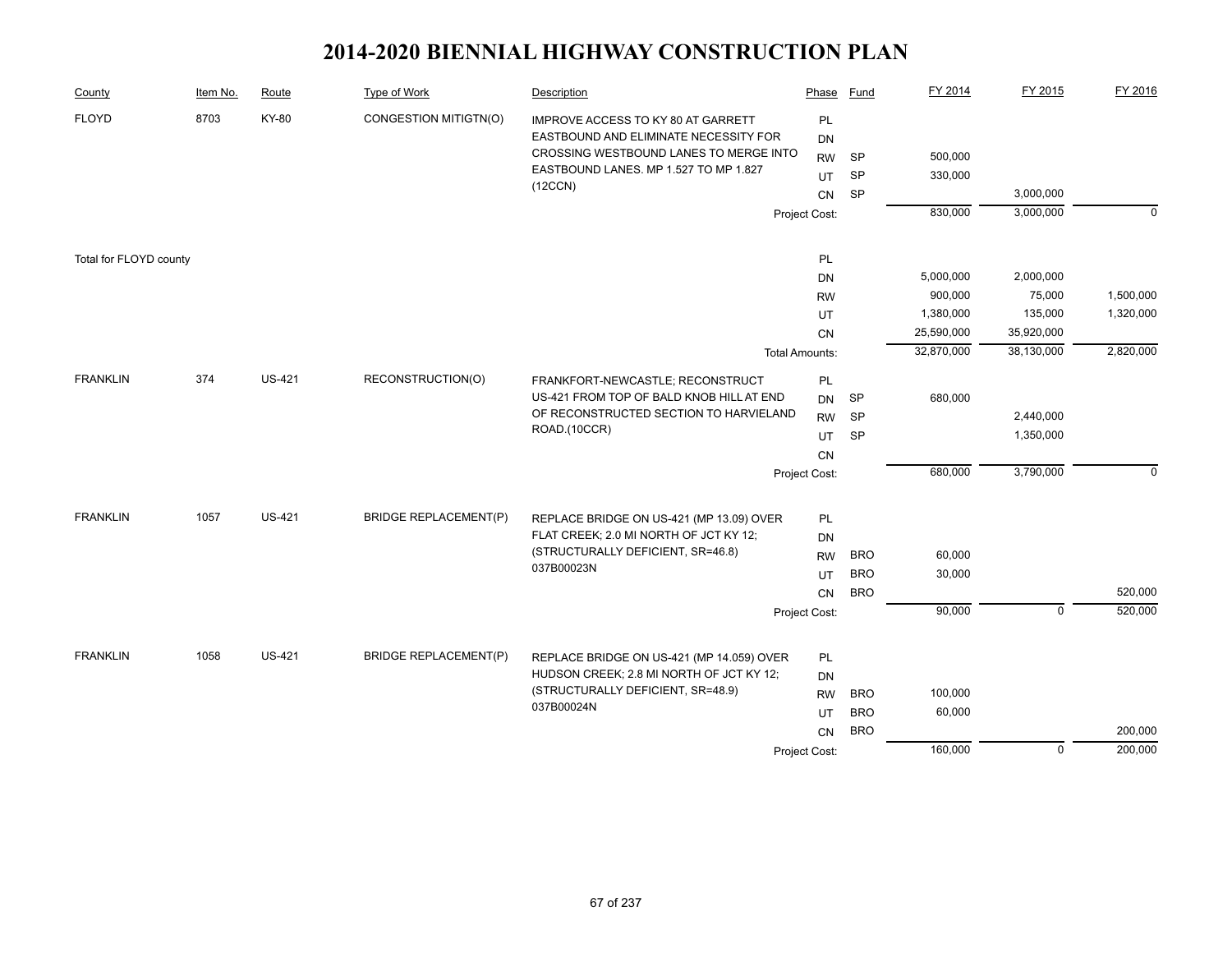# 2014-2020 BIENNIAL HIGHWAY CONSTRUCTION PLAN

| County | Item No. | Route | Type of Work | Description | Phase | Fund | FY 2014 | FY 2015 | FY 2016 |
|---|---|---|---|---|---|---|---|---|---|
| FLOYD | 8703 | KY-80 | CONGESTION MITIGTN(O) | IMPROVE ACCESS TO KY 80 AT GARRETT EASTBOUND AND ELIMINATE NECESSITY FOR CROSSING WESTBOUND LANES TO MERGE INTO EASTBOUND LANES. MP 1.527 TO MP 1.827 (12CCN) | PL | | | | |
| | | | | | DN | | | | |
| | | | | | RW | SP | 500,000 | | |
| | | | | | UT | SP | 330,000 | | |
| | | | | | CN | SP | | 3,000,000 | |
| | | | | | Project Cost: | | 830,000 | 3,000,000 | 0 |
| Total for FLOYD county | | | | | PL | | | | |
| | | | | | DN | | 5,000,000 | 2,000,000 | |
| | | | | | RW | | 900,000 | 75,000 | 1,500,000 |
| | | | | | UT | | 1,380,000 | 135,000 | 1,320,000 |
| | | | | | CN | | 25,590,000 | 35,920,000 | |
| | | | | | Total Amounts: | | 32,870,000 | 38,130,000 | 2,820,000 |
| FRANKLIN | 374 | US-421 | RECONSTRUCTION(O) | FRANKFORT-NEWCASTLE; RECONSTRUCT US-421 FROM TOP OF BALD KNOB HILL AT END OF RECONSTRUCTED SECTION TO HARVIELAND ROAD.(10CCR) | PL | | | | |
| | | | | | DN | SP | 680,000 | | |
| | | | | | RW | SP | | 2,440,000 | |
| | | | | | UT | SP | | 1,350,000 | |
| | | | | | CN | | | | |
| | | | | | Project Cost: | | 680,000 | 3,790,000 | 0 |
| FRANKLIN | 1057 | US-421 | BRIDGE REPLACEMENT(P) | REPLACE BRIDGE ON US-421 (MP 13.09) OVER FLAT CREEK; 2.0 MI NORTH OF JCT KY 12; (STRUCTURALLY DEFICIENT, SR=46.8) 037B00023N | PL | | | | |
| | | | | | DN | | | | |
| | | | | | RW | BRO | 60,000 | | |
| | | | | | UT | BRO | 30,000 | | |
| | | | | | CN | BRO | | | 520,000 |
| | | | | | Project Cost: | | 90,000 | 0 | 520,000 |
| FRANKLIN | 1058 | US-421 | BRIDGE REPLACEMENT(P) | REPLACE BRIDGE ON US-421 (MP 14.059) OVER HUDSON CREEK; 2.8 MI NORTH OF JCT KY 12; (STRUCTURALLY DEFICIENT, SR=48.9) 037B00024N | PL | | | | |
| | | | | | DN | | | | |
| | | | | | RW | BRO | 100,000 | | |
| | | | | | UT | BRO | 60,000 | | |
| | | | | | CN | BRO | | | 200,000 |
| | | | | | Project Cost: | | 160,000 | 0 | 200,000 |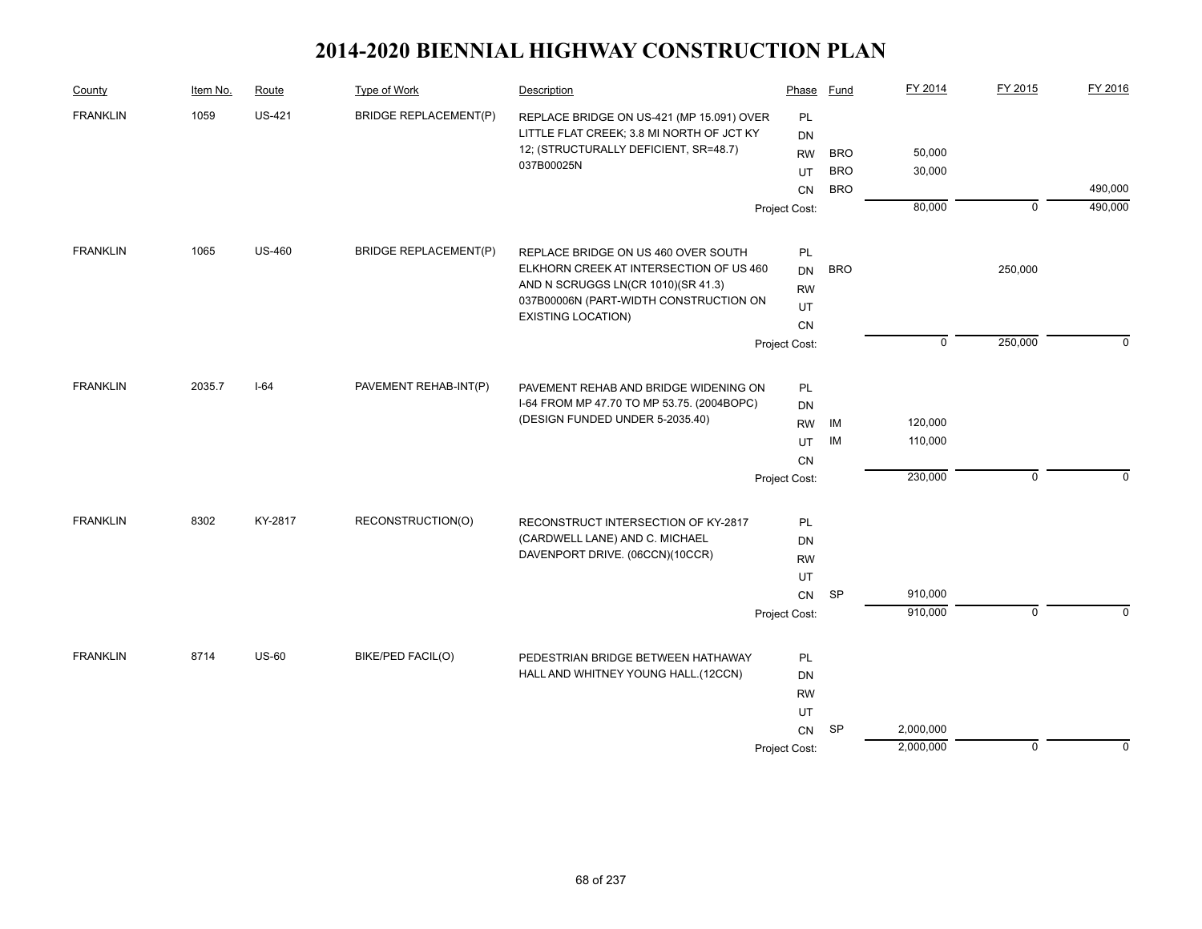# 2014-2020 BIENNIAL HIGHWAY CONSTRUCTION PLAN

| County | Item No. | Route | Type of Work | Description | Phase | Fund | FY 2014 | FY 2015 | FY 2016 |
|---|---|---|---|---|---|---|---|---|---|
| FRANKLIN | 1059 | US-421 | BRIDGE REPLACEMENT(P) | REPLACE BRIDGE ON US-421 (MP 15.091) OVER LITTLE FLAT CREEK; 3.8 MI NORTH OF JCT KY 12; (STRUCTURALLY DEFICIENT, SR=48.7) 037B00025N | PL | | | | |
| | | | | | DN | | | | |
| | | | | | RW | BRO | 50,000 | | |
| | | | | | UT | BRO | 30,000 | | |
| | | | | | CN | BRO | | | 490,000 |
| | | | | | Project Cost: | | 80,000 | 0 | 490,000 |
| FRANKLIN | 1065 | US-460 | BRIDGE REPLACEMENT(P) | REPLACE BRIDGE ON US 460 OVER SOUTH ELKHORN CREEK AT INTERSECTION OF US 460 AND N SCRUGGS LN(CR 1010)(SR 41.3) 037B00006N (PART-WIDTH CONSTRUCTION ON EXISTING LOCATION) | PL | | | | |
| | | | | | DN | BRO | | 250,000 | |
| | | | | | RW | | | | |
| | | | | | UT | | | | |
| | | | | | CN | | | | |
| | | | | | Project Cost: | | 0 | 250,000 | 0 |
| FRANKLIN | 2035.7 | I-64 | PAVEMENT REHAB-INT(P) | PAVEMENT REHAB AND BRIDGE WIDENING ON I-64 FROM MP 47.70 TO MP 53.75. (2004BOPC) (DESIGN FUNDED UNDER 5-2035.40) | PL | | | | |
| | | | | | DN | | | | |
| | | | | | RW | IM | 120,000 | | |
| | | | | | UT | IM | 110,000 | | |
| | | | | | CN | | | | |
| | | | | | Project Cost: | | 230,000 | 0 | 0 |
| FRANKLIN | 8302 | KY-2817 | RECONSTRUCTION(O) | RECONSTRUCT INTERSECTION OF KY-2817 (CARDWELL LANE) AND C. MICHAEL DAVENPORT DRIVE. (06CCN)(10CCR) | PL | | | | |
| | | | | | DN | | | | |
| | | | | | RW | | | | |
| | | | | | UT | | | | |
| | | | | | CN | SP | 910,000 | | |
| | | | | | Project Cost: | | 910,000 | 0 | 0 |
| FRANKLIN | 8714 | US-60 | BIKE/PED FACIL(O) | PEDESTRIAN BRIDGE BETWEEN HATHAWAY HALL AND WHITNEY YOUNG HALL.(12CCN) | PL | | | | |
| | | | | | DN | | | | |
| | | | | | RW | | | | |
| | | | | | UT | | | | |
| | | | | | CN | SP | 2,000,000 | | |
| | | | | | Project Cost: | | 2,000,000 | 0 | 0 |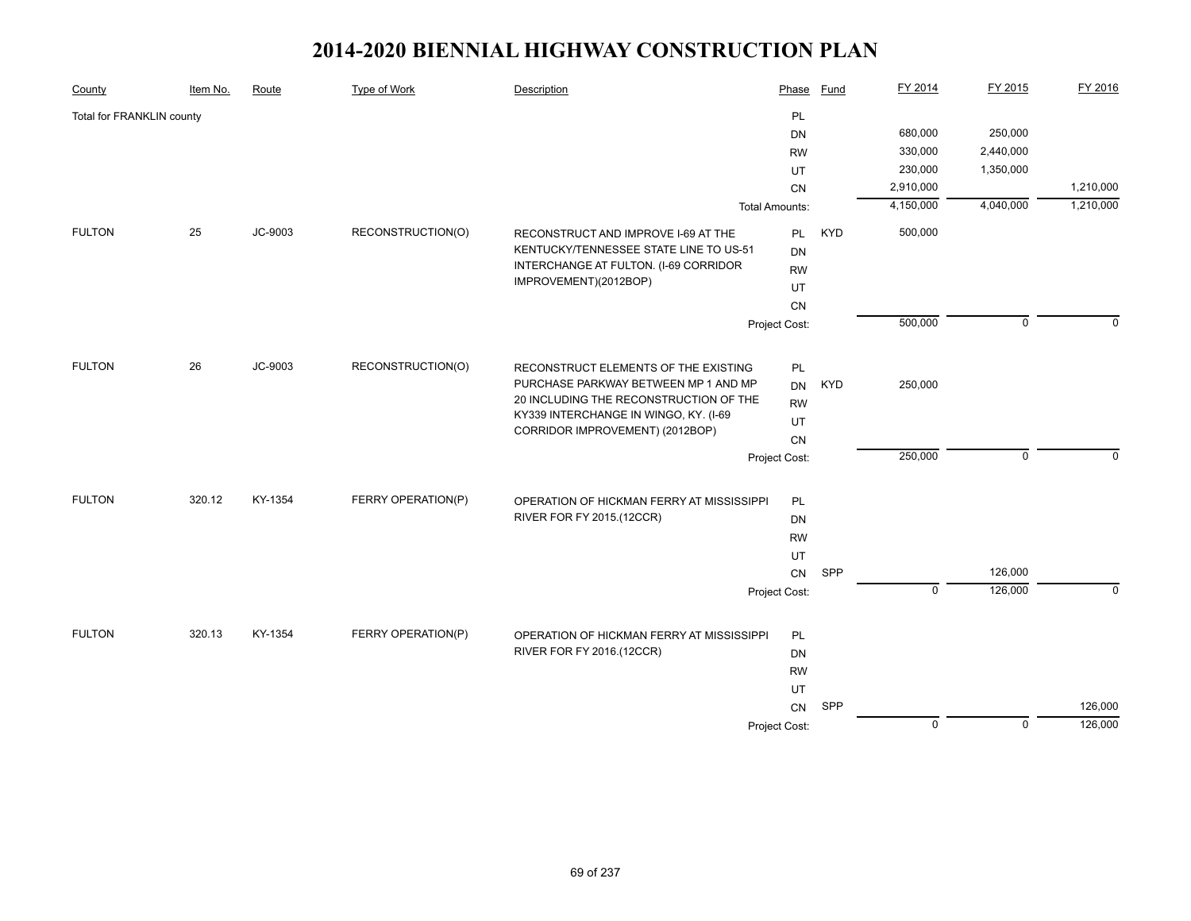# 2014-2020 BIENNIAL HIGHWAY CONSTRUCTION PLAN

| County | Item No. | Route | Type of Work | Description | Phase | Fund | FY 2014 | FY 2015 | FY 2016 |
|---|---|---|---|---|---|---|---|---|---|
| Total for FRANKLIN county | | | | | PL | | | | |
| | | | | | DN | | 680,000 | 250,000 | |
| | | | | | RW | | 330,000 | 2,440,000 | |
| | | | | | UT | | 230,000 | 1,350,000 | |
| | | | | | CN | | 2,910,000 | | 1,210,000 |
| | | | | | Total Amounts: | | 4,150,000 | 4,040,000 | 1,210,000 |
| FULTON | 25 | JC-9003 | RECONSTRUCTION(O) | RECONSTRUCT AND IMPROVE I-69 AT THE KENTUCKY/TENNESSEE STATE LINE TO US-51 INTERCHANGE AT FULTON. (I-69 CORRIDOR IMPROVEMENT)(2012BOP) | PL | KYD | 500,000 | | |
| | | | | | DN | | | | |
| | | | | | RW | | | | |
| | | | | | UT | | | | |
| | | | | | CN | | | | |
| | | | | | Project Cost: | | 500,000 | 0 | 0 |
| FULTON | 26 | JC-9003 | RECONSTRUCTION(O) | RECONSTRUCT ELEMENTS OF THE EXISTING PURCHASE PARKWAY BETWEEN MP 1 AND MP 20 INCLUDING THE RECONSTRUCTION OF THE KY339 INTERCHANGE IN WINGO, KY. (I-69 CORRIDOR IMPROVEMENT) (2012BOP) | PL | | | | |
| | | | | | DN | KYD | 250,000 | | |
| | | | | | RW | | | | |
| | | | | | UT | | | | |
| | | | | | CN | | | | |
| | | | | | Project Cost: | | 250,000 | 0 | 0 |
| FULTON | 320.12 | KY-1354 | FERRY OPERATION(P) | OPERATION OF HICKMAN FERRY AT MISSISSIPPI RIVER FOR FY 2015.(12CCR) | PL | | | | |
| | | | | | DN | | | | |
| | | | | | RW | | | | |
| | | | | | UT | | | | |
| | | | | | CN | SPP | | 126,000 | |
| | | | | | Project Cost: | | 0 | 126,000 | 0 |
| FULTON | 320.13 | KY-1354 | FERRY OPERATION(P) | OPERATION OF HICKMAN FERRY AT MISSISSIPPI RIVER FOR FY 2016.(12CCR) | PL | | | | |
| | | | | | DN | | | | |
| | | | | | RW | | | | |
| | | | | | UT | | | | |
| | | | | | CN | SPP | | | 126,000 |
| | | | | | Project Cost: | | 0 | 0 | 126,000 |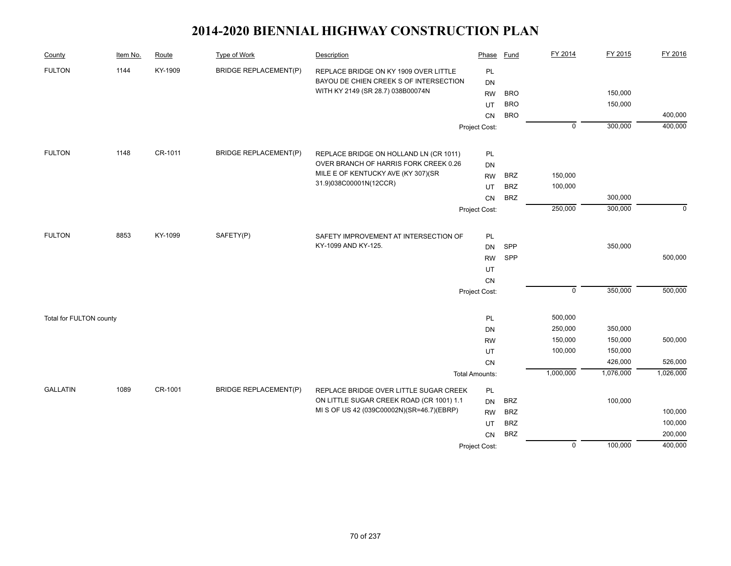# 2014-2020 BIENNIAL HIGHWAY CONSTRUCTION PLAN

| County | Item No. | Route | Type of Work | Description | Phase | Fund | FY 2014 | FY 2015 | FY 2016 |
|---|---|---|---|---|---|---|---|---|---|
| FULTON | 1144 | KY-1909 | BRIDGE REPLACEMENT(P) | REPLACE BRIDGE ON KY 1909 OVER LITTLE BAYOU DE CHIEN CREEK S OF INTERSECTION WITH KY 2149 (SR 28.7) 038B00074N | PL | | | | |
| | | | | | DN | | | | |
| | | | | | RW | BRO | | 150,000 | |
| | | | | | UT | BRO | | 150,000 | |
| | | | | | CN | BRO | | | 400,000 |
| | | | | | Project Cost: | | 0 | 300,000 | 400,000 |
| FULTON | 1148 | CR-1011 | BRIDGE REPLACEMENT(P) | REPLACE BRIDGE ON HOLLAND LN (CR 1011) OVER BRANCH OF HARRIS FORK CREEK 0.26 MILE E OF KENTUCKY AVE (KY 307)(SR 31.9)038C00001N(12CCR) | PL | | | | |
| | | | | | DN | | | | |
| | | | | | RW | BRZ | 150,000 | | |
| | | | | | UT | BRZ | 100,000 | | |
| | | | | | CN | BRZ | | 300,000 | |
| | | | | | Project Cost: | | 250,000 | 300,000 | 0 |
| FULTON | 8853 | KY-1099 | SAFETY(P) | SAFETY IMPROVEMENT AT INTERSECTION OF KY-1099 AND KY-125. | PL | | | | |
| | | | | | DN | SPP | | 350,000 | |
| | | | | | RW | SPP | | | 500,000 |
| | | | | | UT | | | | |
| | | | | | CN | | | | |
| | | | | | Project Cost: | | 0 | 350,000 | 500,000 |
| Total for FULTON county | | | | | PL | | 500,000 | | |
| | | | | | DN | | 250,000 | 350,000 | |
| | | | | | RW | | 150,000 | 150,000 | 500,000 |
| | | | | | UT | | 100,000 | 150,000 | |
| | | | | | CN | | | 426,000 | 526,000 |
| | | | | | Total Amounts: | | 1,000,000 | 1,076,000 | 1,026,000 |
| GALLATIN | 1089 | CR-1001 | BRIDGE REPLACEMENT(P) | REPLACE BRIDGE OVER LITTLE SUGAR CREEK ON LITTLE SUGAR CREEK ROAD (CR 1001) 1.1 MI S OF US 42 (039C00002N)(SR=46.7)(EBRP) | PL | | | | |
| | | | | | DN | BRZ | | 100,000 | |
| | | | | | RW | BRZ | | | 100,000 |
| | | | | | UT | BRZ | | | 100,000 |
| | | | | | CN | BRZ | | | 200,000 |
| | | | | | Project Cost: | | 0 | 100,000 | 400,000 |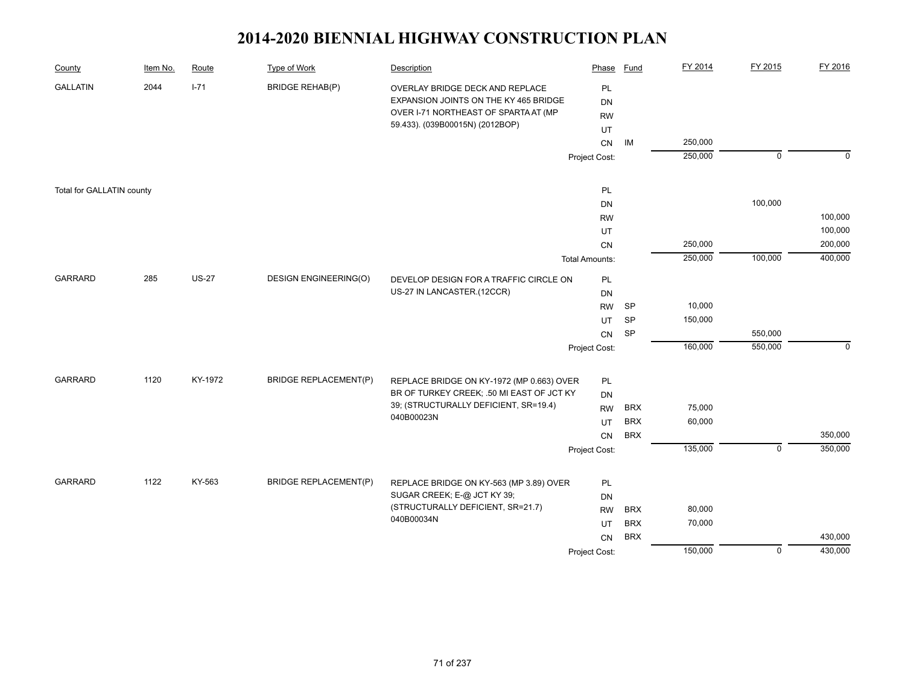# 2014-2020 BIENNIAL HIGHWAY CONSTRUCTION PLAN

| County | Item No. | Route | Type of Work | Description | Phase | Fund | FY 2014 | FY 2015 | FY 2016 |
|---|---|---|---|---|---|---|---|---|---|
| GALLATIN | 2044 | I-71 | BRIDGE REHAB(P) | OVERLAY BRIDGE DECK AND REPLACE EXPANSION JOINTS ON THE KY 465 BRIDGE OVER I-71 NORTHEAST OF SPARTA AT (MP 59.433). (039B00015N) (2012BOP) | PL | | | | |
| | | | | | DN | | | | |
| | | | | | RW | | | | |
| | | | | | UT | | | | |
| | | | | | CN | IM | 250,000 | | |
| | | | | | Project Cost: | | 250,000 | 0 | 0 |
| Total for GALLATIN county | | | | | PL | | | | |
| | | | | | DN | | | 100,000 | |
| | | | | | RW | | | | 100,000 |
| | | | | | UT | | | | 100,000 |
| | | | | | CN | | 250,000 | | 200,000 |
| | | | | | Total Amounts: | | 250,000 | 100,000 | 400,000 |
| GARRARD | 285 | US-27 | DESIGN ENGINEERING(O) | DEVELOP DESIGN FOR A TRAFFIC CIRCLE ON US-27 IN LANCASTER.(12CCR) | PL | | | | |
| | | | | | DN | | | | |
| | | | | | RW | SP | 10,000 | | |
| | | | | | UT | SP | 150,000 | | |
| | | | | | CN | SP | | 550,000 | |
| | | | | | Project Cost: | | 160,000 | 550,000 | 0 |
| GARRARD | 1120 | KY-1972 | BRIDGE REPLACEMENT(P) | REPLACE BRIDGE ON KY-1972 (MP 0.663) OVER BR OF TURKEY CREEK; .50 MI EAST OF JCT KY 39; (STRUCTURALLY DEFICIENT, SR=19.4) 040B00023N | PL | | | | |
| | | | | | DN | | | | |
| | | | | | RW | BRX | 75,000 | | |
| | | | | | UT | BRX | 60,000 | | |
| | | | | | CN | BRX | | | 350,000 |
| | | | | | Project Cost: | | 135,000 | 0 | 350,000 |
| GARRARD | 1122 | KY-563 | BRIDGE REPLACEMENT(P) | REPLACE BRIDGE ON KY-563 (MP 3.89) OVER SUGAR CREEK; E-@ JCT KY 39; (STRUCTURALLY DEFICIENT, SR=21.7) 040B00034N | PL | | | | |
| | | | | | DN | | | | |
| | | | | | RW | BRX | 80,000 | | |
| | | | | | UT | BRX | 70,000 | | |
| | | | | | CN | BRX | | | 430,000 |
| | | | | | Project Cost: | | 150,000 | 0 | 430,000 |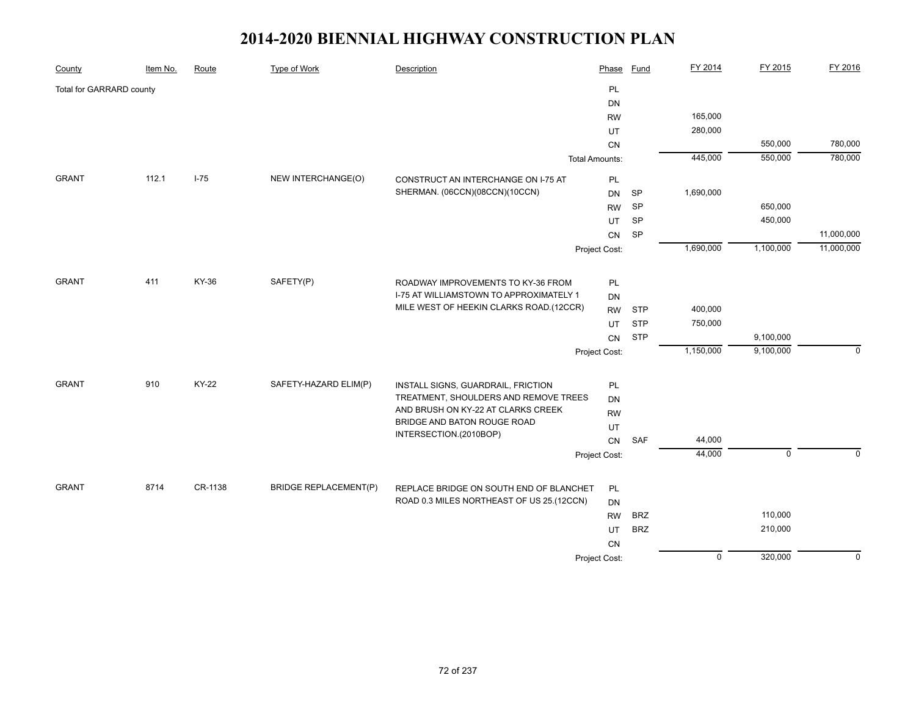# 2014-2020 BIENNIAL HIGHWAY CONSTRUCTION PLAN

| County | Item No. | Route | Type of Work | Description | Phase | Fund | FY 2014 | FY 2015 | FY 2016 |
|---|---|---|---|---|---|---|---|---|---|
| Total for GARRARD county | | | | | PL | | | | |
| | | | | | DN | | | | |
| | | | | | RW | | 165,000 | | |
| | | | | | UT | | 280,000 | | |
| | | | | | CN | | | 550,000 | 780,000 |
| | | | | | Total Amounts: | | 445,000 | 550,000 | 780,000 |
| GRANT | 112.1 | I-75 | NEW INTERCHANGE(O) | CONSTRUCT AN INTERCHANGE ON I-75 AT SHERMAN. (06CCN)(08CCN)(10CCN) | PL | | | | |
| | | | | | DN | SP | 1,690,000 | | |
| | | | | | RW | SP | | 650,000 | |
| | | | | | UT | SP | | 450,000 | |
| | | | | | CN | SP | | | 11,000,000 |
| | | | | | Project Cost: | | 1,690,000 | 1,100,000 | 11,000,000 |
| GRANT | 411 | KY-36 | SAFETY(P) | ROADWAY IMPROVEMENTS TO KY-36 FROM I-75 AT WILLIAMSTOWN TO APPROXIMATELY 1 MILE WEST OF HEEKIN CLARKS ROAD.(12CCR) | PL | | | | |
| | | | | | DN | | | | |
| | | | | | RW | STP | 400,000 | | |
| | | | | | UT | STP | 750,000 | | |
| | | | | | CN | STP | | 9,100,000 | |
| | | | | | Project Cost: | | 1,150,000 | 9,100,000 | 0 |
| GRANT | 910 | KY-22 | SAFETY-HAZARD ELIM(P) | INSTALL SIGNS, GUARDRAIL, FRICTION TREATMENT, SHOULDERS AND REMOVE TREES AND BRUSH ON KY-22 AT CLARKS CREEK BRIDGE AND BATON ROUGE ROAD INTERSECTION.(2010BOP) | PL | | | | |
| | | | | | DN | | | | |
| | | | | | RW | | | | |
| | | | | | UT | | | | |
| | | | | | CN | SAF | 44,000 | | |
| | | | | | Project Cost: | | 44,000 | 0 | 0 |
| GRANT | 8714 | CR-1138 | BRIDGE REPLACEMENT(P) | REPLACE BRIDGE ON SOUTH END OF BLANCHET ROAD 0.3 MILES NORTHEAST OF US 25.(12CCN) | PL | | | | |
| | | | | | DN | | | | |
| | | | | | RW | BRZ | | 110,000 | |
| | | | | | UT | BRZ | | 210,000 | |
| | | | | | CN | | | | |
| | | | | | Project Cost: | | 0 | 320,000 | 0 |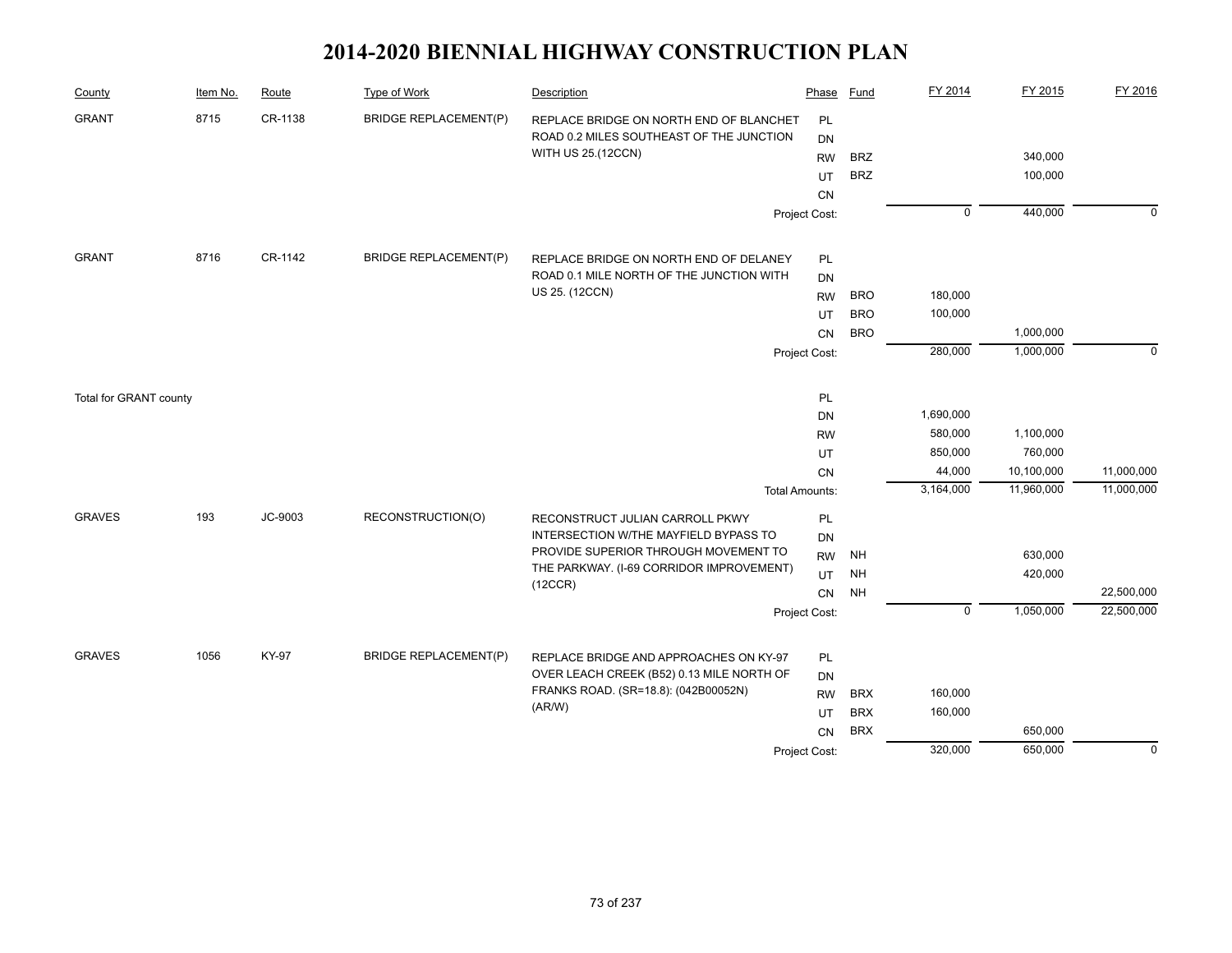# 2014-2020 BIENNIAL HIGHWAY CONSTRUCTION PLAN

| County | Item No. | Route | Type of Work | Description | Phase | Fund | FY 2014 | FY 2015 | FY 2016 |
|---|---|---|---|---|---|---|---|---|---|
| GRANT | 8715 | CR-1138 | BRIDGE REPLACEMENT(P) | REPLACE BRIDGE ON NORTH END OF BLANCHET ROAD 0.2 MILES SOUTHEAST OF THE JUNCTION WITH US 25.(12CCN) | PL | | | | |
| | | | | | DN | | | | |
| | | | | | RW | BRZ | | 340,000 | |
| | | | | | UT | BRZ | | 100,000 | |
| | | | | | CN | | | | |
| | | | | | Project Cost: | | 0 | 440,000 | 0 |
| GRANT | 8716 | CR-1142 | BRIDGE REPLACEMENT(P) | REPLACE BRIDGE ON NORTH END OF DELANEY ROAD 0.1 MILE NORTH OF THE JUNCTION WITH US 25. (12CCN) | PL | | | | |
| | | | | | DN | | | | |
| | | | | | RW | BRO | 180,000 | | |
| | | | | | UT | BRO | 100,000 | | |
| | | | | | CN | BRO | | 1,000,000 | |
| | | | | | Project Cost: | | 280,000 | 1,000,000 | 0 |
| Total for GRANT county | | | | | PL | | | | |
| | | | | | DN | | 1,690,000 | | |
| | | | | | RW | | 580,000 | 1,100,000 | |
| | | | | | UT | | 850,000 | 760,000 | |
| | | | | | CN | | 44,000 | 10,100,000 | 11,000,000 |
| | | | | | Total Amounts: | | 3,164,000 | 11,960,000 | 11,000,000 |
| GRAVES | 193 | JC-9003 | RECONSTRUCTION(O) | RECONSTRUCT JULIAN CARROLL PKWY INTERSECTION W/THE MAYFIELD BYPASS TO PROVIDE SUPERIOR THROUGH MOVEMENT TO THE PARKWAY. (I-69 CORRIDOR IMPROVEMENT) (12CCR) | PL | | | | |
| | | | | | DN | | | | |
| | | | | | RW | NH | | 630,000 | |
| | | | | | UT | NH | | 420,000 | |
| | | | | | CN | NH | | | 22,500,000 |
| | | | | | Project Cost: | | 0 | 1,050,000 | 22,500,000 |
| GRAVES | 1056 | KY-97 | BRIDGE REPLACEMENT(P) | REPLACE BRIDGE AND APPROACHES ON KY-97 OVER LEACH CREEK (B52) 0.13 MILE NORTH OF FRANKS ROAD. (SR=18.8): (042B00052N) (AR/W) | PL | | | | |
| | | | | | DN | | | | |
| | | | | | RW | BRX | 160,000 | | |
| | | | | | UT | BRX | 160,000 | | |
| | | | | | CN | BRX | | 650,000 | |
| | | | | | Project Cost: | | 320,000 | 650,000 | 0 |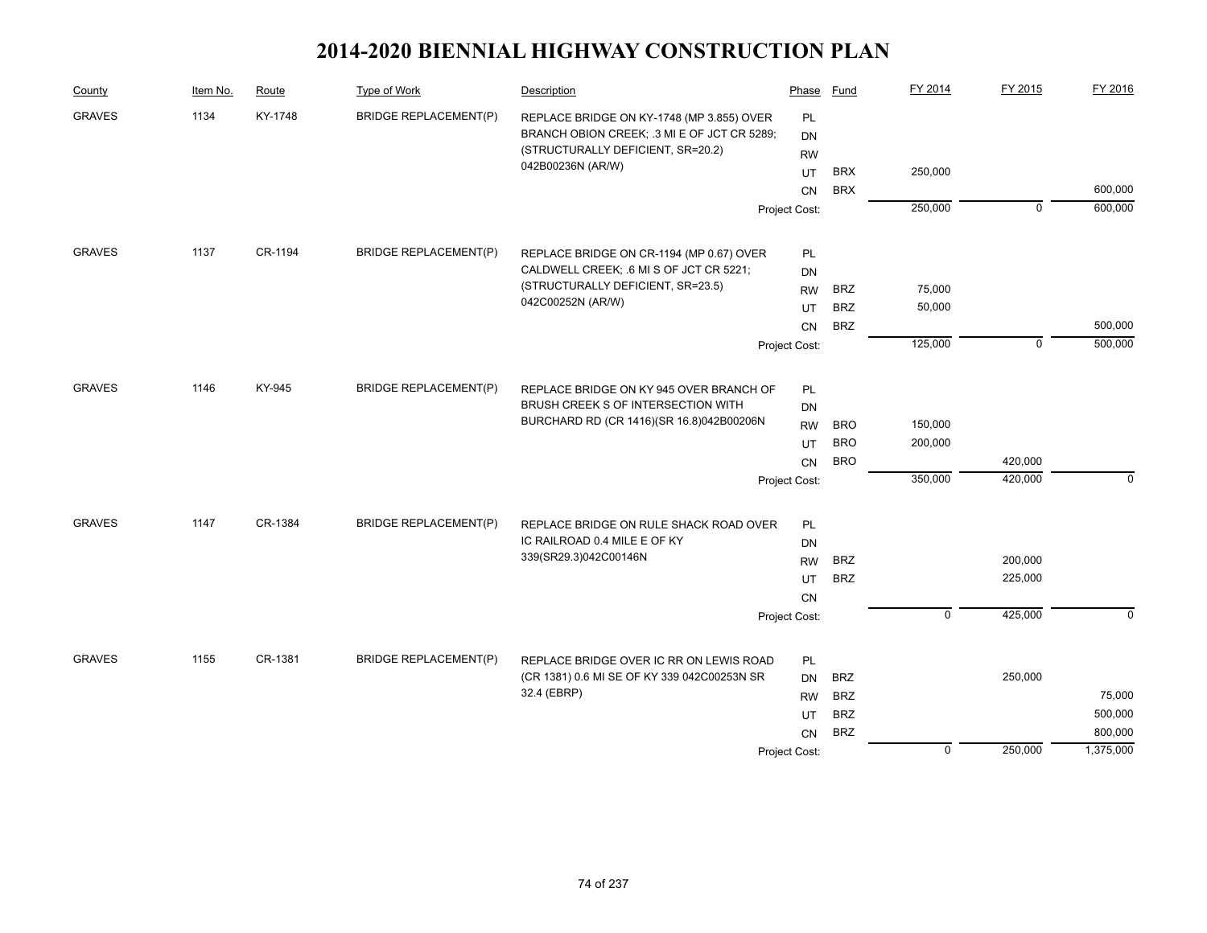# 2014-2020 BIENNIAL HIGHWAY CONSTRUCTION PLAN

| County | Item No. | Route | Type of Work | Description | Phase | Fund | FY 2014 | FY 2015 | FY 2016 |
|---|---|---|---|---|---|---|---|---|---|
| GRAVES | 1134 | KY-1748 | BRIDGE REPLACEMENT(P) | REPLACE BRIDGE ON KY-1748 (MP 3.855) OVER BRANCH OBION CREEK; .3 MI E OF JCT CR 5289; (STRUCTURALLY DEFICIENT, SR=20.2) 042B00236N (AR/W) | PL | | | | |
| | | | | | DN | | | | |
| | | | | | RW | | | | |
| | | | | | UT | BRX | 250,000 | | |
| | | | | | CN | BRX | | | 600,000 |
| | | | | | Project Cost: | | 250,000 | 0 | 600,000 |
| GRAVES | 1137 | CR-1194 | BRIDGE REPLACEMENT(P) | REPLACE BRIDGE ON CR-1194 (MP 0.67) OVER CALDWELL CREEK; .6 MI S OF JCT CR 5221; (STRUCTURALLY DEFICIENT, SR=23.5) 042C00252N (AR/W) | PL | | | | |
| | | | | | DN | | | | |
| | | | | | RW | BRZ | 75,000 | | |
| | | | | | UT | BRZ | 50,000 | | |
| | | | | | CN | BRZ | | | 500,000 |
| | | | | | Project Cost: | | 125,000 | 0 | 500,000 |
| GRAVES | 1146 | KY-945 | BRIDGE REPLACEMENT(P) | REPLACE BRIDGE ON KY 945 OVER BRANCH OF BRUSH CREEK S OF INTERSECTION WITH BURCHARD RD (CR 1416)(SR 16.8)042B00206N | PL | | | | |
| | | | | | DN | | | | |
| | | | | | RW | BRO | 150,000 | | |
| | | | | | UT | BRO | 200,000 | | |
| | | | | | CN | BRO | | 420,000 | |
| | | | | | Project Cost: | | 350,000 | 420,000 | 0 |
| GRAVES | 1147 | CR-1384 | BRIDGE REPLACEMENT(P) | REPLACE BRIDGE ON RULE SHACK ROAD OVER IC RAILROAD 0.4 MILE E OF KY 339(SR29.3)042C00146N | PL | | | | |
| | | | | | DN | | | | |
| | | | | | RW | BRZ | | 200,000 | |
| | | | | | UT | BRZ | | 225,000 | |
| | | | | | CN | | | | |
| | | | | | Project Cost: | | 0 | 425,000 | 0 |
| GRAVES | 1155 | CR-1381 | BRIDGE REPLACEMENT(P) | REPLACE BRIDGE OVER IC RR ON LEWIS ROAD (CR 1381) 0.6 MI SE OF KY 339 042C00253N SR 32.4 (EBRP) | PL | | | | |
| | | | | | DN | BRZ | | 250,000 | |
| | | | | | RW | BRZ | | | 75,000 |
| | | | | | UT | BRZ | | | 500,000 |
| | | | | | CN | BRZ | | | 800,000 |
| | | | | | Project Cost: | | 0 | 250,000 | 1,375,000 |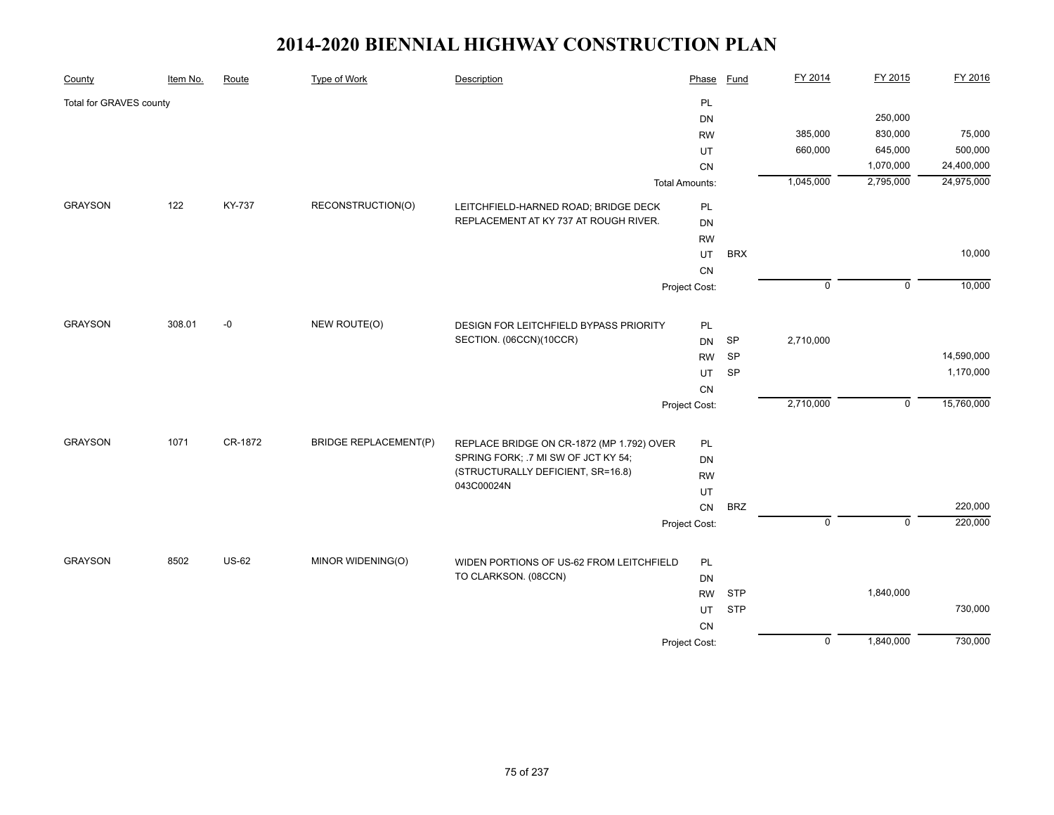# 2014-2020 BIENNIAL HIGHWAY CONSTRUCTION PLAN

| County | Item No. | Route | Type of Work | Description | Phase | Fund | FY 2014 | FY 2015 | FY 2016 |
|---|---|---|---|---|---|---|---|---|---|
| Total for GRAVES county | | | | | PL | | | | |
| | | | | | DN | | | 250,000 | |
| | | | | | RW | | 385,000 | 830,000 | 75,000 |
| | | | | | UT | | 660,000 | 645,000 | 500,000 |
| | | | | | CN | | | 1,070,000 | 24,400,000 |
| | | | | | Total Amounts: | | 1,045,000 | 2,795,000 | 24,975,000 |
| GRAYSON | 122 | KY-737 | RECONSTRUCTION(O) | LEITCHFIELD-HARNED ROAD; BRIDGE DECK REPLACEMENT AT KY 737 AT ROUGH RIVER. | PL | | | | |
| | | | | | DN | | | | |
| | | | | | RW | | | | |
| | | | | | UT | BRX | | | 10,000 |
| | | | | | CN | | | | |
| | | | | | Project Cost: | | 0 | 0 | 10,000 |
| GRAYSON | 308.01 | -0 | NEW ROUTE(O) | DESIGN FOR LEITCHFIELD BYPASS PRIORITY SECTION. (06CCN)(10CCR) | PL | | | | |
| | | | | | DN | SP | 2,710,000 | | |
| | | | | | RW | SP | | | 14,590,000 |
| | | | | | UT | SP | | | 1,170,000 |
| | | | | | CN | | | | |
| | | | | | Project Cost: | | 2,710,000 | 0 | 15,760,000 |
| GRAYSON | 1071 | CR-1872 | BRIDGE REPLACEMENT(P) | REPLACE BRIDGE ON CR-1872 (MP 1.792) OVER SPRING FORK; .7 MI SW OF JCT KY 54; (STRUCTURALLY DEFICIENT, SR=16.8) 043C00024N | PL | | | | |
| | | | | | DN | | | | |
| | | | | | RW | | | | |
| | | | | | UT | | | | |
| | | | | | CN | BRZ | | | 220,000 |
| | | | | | Project Cost: | | 0 | 0 | 220,000 |
| GRAYSON | 8502 | US-62 | MINOR WIDENING(O) | WIDEN PORTIONS OF US-62 FROM LEITCHFIELD TO CLARKSON. (08CCN) | PL | | | | |
| | | | | | DN | | | | |
| | | | | | RW | STP | | 1,840,000 | |
| | | | | | UT | STP | | | 730,000 |
| | | | | | CN | | | | |
| | | | | | Project Cost: | | 0 | 1,840,000 | 730,000 |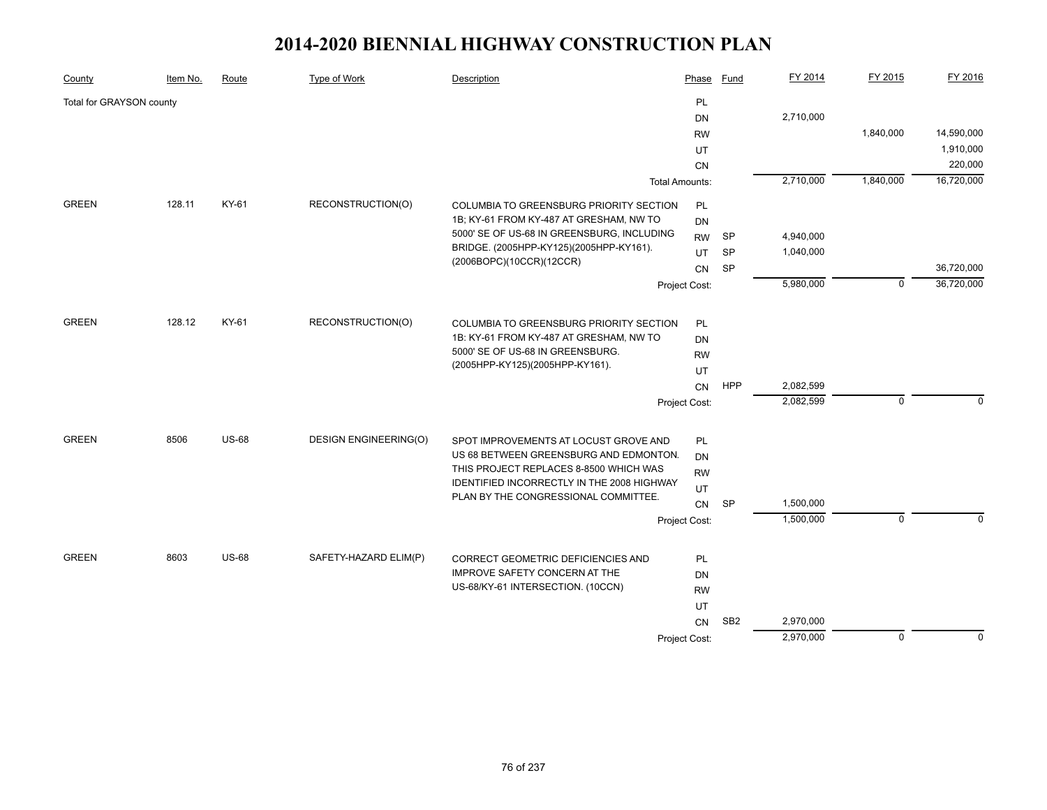# 2014-2020 BIENNIAL HIGHWAY CONSTRUCTION PLAN

| County | Item No. | Route | Type of Work | Description | Phase | Fund | FY 2014 | FY 2015 | FY 2016 |
|---|---|---|---|---|---|---|---|---|---|
| Total for GRAYSON county | | | | | PL | | | | |
| | | | | | DN | | 2,710,000 | | |
| | | | | | RW | | | 1,840,000 | 14,590,000 |
| | | | | | UT | | | | 1,910,000 |
| | | | | | CN | | | | 220,000 |
| | | | | | Total Amounts: | | 2,710,000 | 1,840,000 | 16,720,000 |
| GREEN | 128.11 | KY-61 | RECONSTRUCTION(O) | COLUMBIA TO GREENSBURG PRIORITY SECTION 1B; KY-61 FROM KY-487 AT GRESHAM, NW TO 5000' SE OF US-68 IN GREENSBURG, INCLUDING BRIDGE. (2005HPP-KY125)(2005HPP-KY161). (2006BOPC)(10CCR)(12CCR) | PL | | | | |
| | | | | | DN | | | | |
| | | | | | RW | SP | 4,940,000 | | |
| | | | | | UT | SP | 1,040,000 | | |
| | | | | | CN | SP | | | 36,720,000 |
| | | | | | Project Cost: | | 5,980,000 | 0 | 36,720,000 |
| GREEN | 128.12 | KY-61 | RECONSTRUCTION(O) | COLUMBIA TO GREENSBURG PRIORITY SECTION 1B: KY-61 FROM KY-487 AT GRESHAM, NW TO 5000' SE OF US-68 IN GREENSBURG. (2005HPP-KY125)(2005HPP-KY161). | PL | | | | |
| | | | | | DN | | | | |
| | | | | | RW | | | | |
| | | | | | UT | | | | |
| | | | | | CN | HPP | 2,082,599 | | |
| | | | | | Project Cost: | | 2,082,599 | 0 | 0 |
| GREEN | 8506 | US-68 | DESIGN ENGINEERING(O) | SPOT IMPROVEMENTS AT LOCUST GROVE AND US 68 BETWEEN GREENSBURG AND EDMONTON. THIS PROJECT REPLACES 8-8500 WHICH WAS IDENTIFIED INCORRECTLY IN THE 2008 HIGHWAY PLAN BY THE CONGRESSIONAL COMMITTEE. | PL | | | | |
| | | | | | DN | | | | |
| | | | | | RW | | | | |
| | | | | | UT | | | | |
| | | | | | CN | SP | 1,500,000 | | |
| | | | | | Project Cost: | | 1,500,000 | 0 | 0 |
| GREEN | 8603 | US-68 | SAFETY-HAZARD ELIM(P) | CORRECT GEOMETRIC DEFICIENCIES AND IMPROVE SAFETY CONCERN AT THE US-68/KY-61 INTERSECTION. (10CCN) | PL | | | | |
| | | | | | DN | | | | |
| | | | | | RW | | | | |
| | | | | | UT | | | | |
| | | | | | CN | SB2 | 2,970,000 | | |
| | | | | | Project Cost: | | 2,970,000 | 0 | 0 |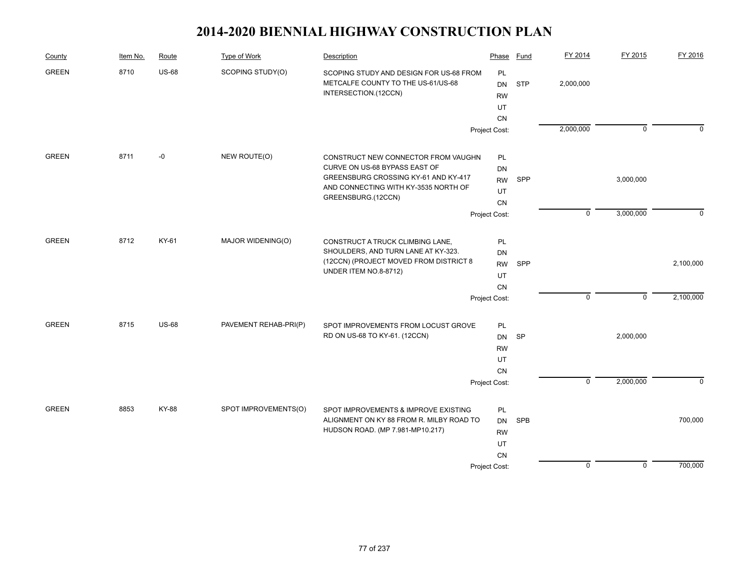# 2014-2020 BIENNIAL HIGHWAY CONSTRUCTION PLAN

| County | Item No. | Route | Type of Work | Description | Phase | Fund | FY 2014 | FY 2015 | FY 2016 |
|---|---|---|---|---|---|---|---|---|---|
| GREEN | 8710 | US-68 | SCOPING STUDY(O) | SCOPING STUDY AND DESIGN FOR US-68 FROM METCALFE COUNTY TO THE US-61/US-68 INTERSECTION.(12CCN) | PL | | | | |
| | | | | | DN | STP | 2,000,000 | | |
| | | | | | RW | | | | |
| | | | | | UT | | | | |
| | | | | | CN | | | | |
| | | | | | Project Cost: | | 2,000,000 | 0 | 0 |
| GREEN | 8711 | -0 | NEW ROUTE(O) | CONSTRUCT NEW CONNECTOR FROM VAUGHN CURVE ON US-68 BYPASS EAST OF GREENSBURG CROSSING KY-61 AND KY-417 AND CONNECTING WITH KY-3535 NORTH OF GREENSBURG.(12CCN) | PL | | | | |
| | | | | | DN | | | | |
| | | | | | RW | SPP | | 3,000,000 | |
| | | | | | UT | | | | |
| | | | | | CN | | | | |
| | | | | | Project Cost: | | 0 | 3,000,000 | 0 |
| GREEN | 8712 | KY-61 | MAJOR WIDENING(O) | CONSTRUCT A TRUCK CLIMBING LANE, SHOULDERS, AND TURN LANE AT KY-323. (12CCN) (PROJECT MOVED FROM DISTRICT 8 UNDER ITEM NO.8-8712) | PL | | | | |
| | | | | | DN | | | | |
| | | | | | RW | SPP | | | 2,100,000 |
| | | | | | UT | | | | |
| | | | | | CN | | | | |
| | | | | | Project Cost: | | 0 | 0 | 2,100,000 |
| GREEN | 8715 | US-68 | PAVEMENT REHAB-PRI(P) | SPOT IMPROVEMENTS FROM LOCUST GROVE RD ON US-68 TO KY-61. (12CCN) | PL | | | | |
| | | | | | DN | SP | | 2,000,000 | |
| | | | | | RW | | | | |
| | | | | | UT | | | | |
| | | | | | CN | | | | |
| | | | | | Project Cost: | | 0 | 2,000,000 | 0 |
| GREEN | 8853 | KY-88 | SPOT IMPROVEMENTS(O) | SPOT IMPROVEMENTS & IMPROVE EXISTING ALIGNMENT ON KY 88 FROM R. MILBY ROAD TO HUDSON ROAD. (MP 7.981-MP10.217) | PL | | | | |
| | | | | | DN | SPB | | | 700,000 |
| | | | | | RW | | | | |
| | | | | | UT | | | | |
| | | | | | CN | | | | |
| | | | | | Project Cost: | | 0 | 0 | 700,000 |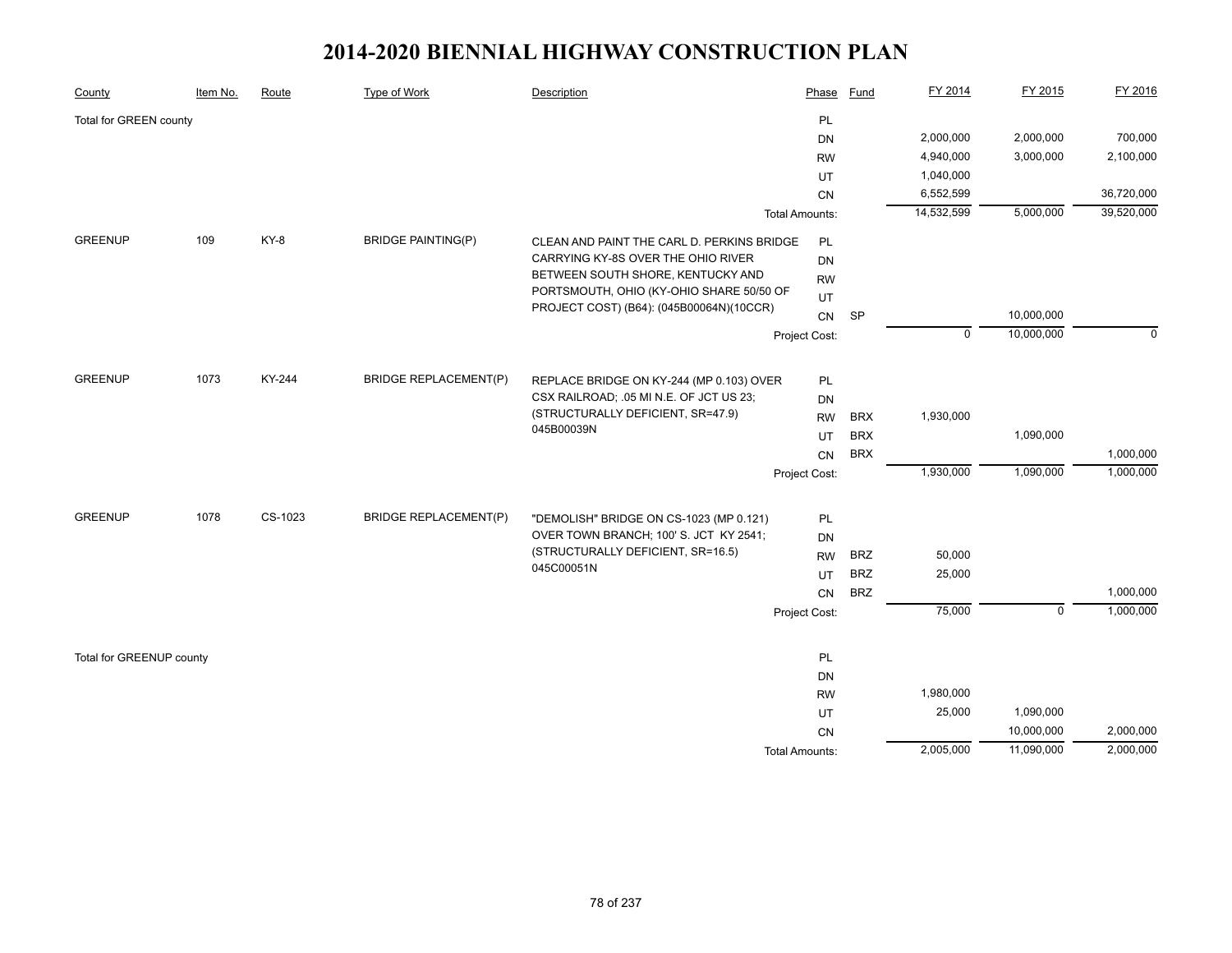# 2014-2020 BIENNIAL HIGHWAY CONSTRUCTION PLAN

| County | Item No. | Route | Type of Work | Description | Phase | Fund | FY 2014 | FY 2015 | FY 2016 |
|---|---|---|---|---|---|---|---|---|---|
| Total for GREEN county | | | | | PL | | | | |
| | | | | | DN | | 2,000,000 | 2,000,000 | 700,000 |
| | | | | | RW | | 4,940,000 | 3,000,000 | 2,100,000 |
| | | | | | UT | | 1,040,000 | | |
| | | | | | CN | | 6,552,599 | | 36,720,000 |
| | | | | | Total Amounts: | | 14,532,599 | 5,000,000 | 39,520,000 |
| GREENUP | 109 | KY-8 | BRIDGE PAINTING(P) | CLEAN AND PAINT THE CARL D. PERKINS BRIDGE CARRYING KY-8S OVER THE OHIO RIVER BETWEEN SOUTH SHORE, KENTUCKY AND PORTSMOUTH, OHIO (KY-OHIO SHARE 50/50 OF PROJECT COST) (B64): (045B00064N)(10CCR) | PL | | | | |
| | | | | | DN | | | | |
| | | | | | RW | | | | |
| | | | | | UT | | | | |
| | | | | | CN | SP | | 10,000,000 | |
| | | | | | Project Cost: | | 0 | 10,000,000 | 0 |
| GREENUP | 1073 | KY-244 | BRIDGE REPLACEMENT(P) | REPLACE BRIDGE ON KY-244 (MP 0.103) OVER CSX RAILROAD; .05 MI N.E. OF JCT US 23; (STRUCTURALLY DEFICIENT, SR=47.9) 045B00039N | PL | | | | |
| | | | | | DN | | | | |
| | | | | | RW | BRX | 1,930,000 | | |
| | | | | | UT | BRX | | 1,090,000 | |
| | | | | | CN | BRX | | | 1,000,000 |
| | | | | | Project Cost: | | 1,930,000 | 1,090,000 | 1,000,000 |
| GREENUP | 1078 | CS-1023 | BRIDGE REPLACEMENT(P) | "DEMOLISH" BRIDGE ON CS-1023 (MP 0.121) OVER TOWN BRANCH; 100' S. JCT KY 2541; (STRUCTURALLY DEFICIENT, SR=16.5) 045C00051N | PL | | | | |
| | | | | | DN | | | | |
| | | | | | RW | BRZ | 50,000 | | |
| | | | | | UT | BRZ | 25,000 | | |
| | | | | | CN | BRZ | | | 1,000,000 |
| | | | | | Project Cost: | | 75,000 | 0 | 1,000,000 |
| Total for GREENUP county | | | | | PL | | | | |
| | | | | | DN | | | | |
| | | | | | RW | | 1,980,000 | | |
| | | | | | UT | | 25,000 | 1,090,000 | |
| | | | | | CN | | | 10,000,000 | 2,000,000 |
| | | | | | Total Amounts: | | 2,005,000 | 11,090,000 | 2,000,000 |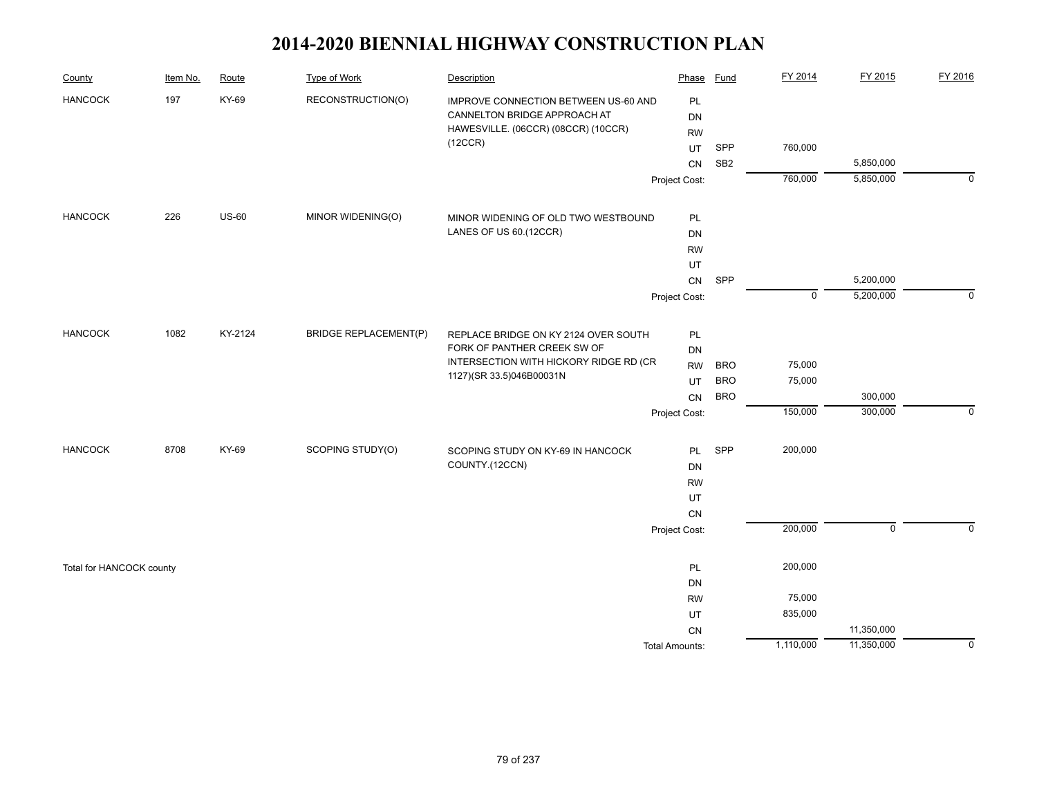# 2014-2020 BIENNIAL HIGHWAY CONSTRUCTION PLAN

| County | Item No. | Route | Type of Work | Description | Phase | Fund | FY 2014 | FY 2015 | FY 2016 |
|---|---|---|---|---|---|---|---|---|---|
| HANCOCK | 197 | KY-69 | RECONSTRUCTION(O) | IMPROVE CONNECTION BETWEEN US-60 AND CANNELTON BRIDGE APPROACH AT HAWESVILLE. (06CCR) (08CCR) (10CCR) (12CCR) | PL | | | | |
| | | | | | DN | | | | |
| | | | | | RW | | | | |
| | | | | | UT | SPP | 760,000 | | |
| | | | | | CN | SB2 | | 5,850,000 | |
| | | | | | Project Cost: | | 760,000 | 5,850,000 | 0 |
| HANCOCK | 226 | US-60 | MINOR WIDENING(O) | MINOR WIDENING OF OLD TWO WESTBOUND LANES OF US 60.(12CCR) | PL | | | | |
| | | | | | DN | | | | |
| | | | | | RW | | | | |
| | | | | | UT | | | | |
| | | | | | CN | SPP | | 5,200,000 | |
| | | | | | Project Cost: | | 0 | 5,200,000 | 0 |
| HANCOCK | 1082 | KY-2124 | BRIDGE REPLACEMENT(P) | REPLACE BRIDGE ON KY 2124 OVER SOUTH FORK OF PANTHER CREEK SW OF INTERSECTION WITH HICKORY RIDGE RD (CR 1127)(SR 33.5)046B00031N | PL | | | | |
| | | | | | DN | | | | |
| | | | | | RW | BRO | 75,000 | | |
| | | | | | UT | BRO | 75,000 | | |
| | | | | | CN | BRO | | 300,000 | |
| | | | | | Project Cost: | | 150,000 | 300,000 | 0 |
| HANCOCK | 8708 | KY-69 | SCOPING STUDY(O) | SCOPING STUDY ON KY-69 IN HANCOCK COUNTY.(12CCN) | PL | SPP | 200,000 | | |
| | | | | | DN | | | | |
| | | | | | RW | | | | |
| | | | | | UT | | | | |
| | | | | | CN | | | | |
| | | | | | Project Cost: | | 200,000 | 0 | 0 |
| Total for HANCOCK county | | | | | PL | | 200,000 | | |
| | | | | | DN | | | | |
| | | | | | RW | | 75,000 | | |
| | | | | | UT | | 835,000 | | |
| | | | | | CN | | | 11,350,000 | |
| | | | | | Total Amounts: | | 1,110,000 | 11,350,000 | 0 |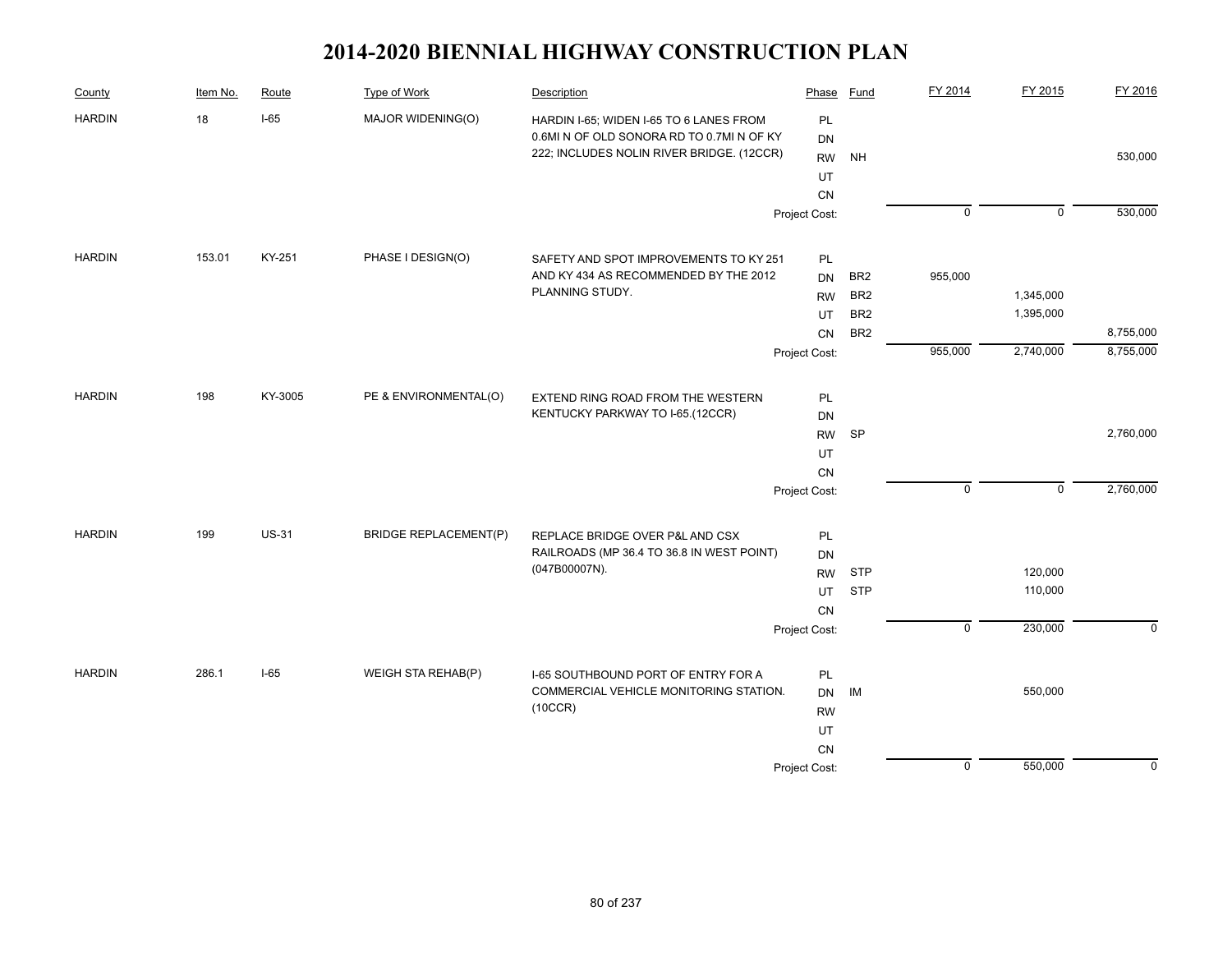# 2014-2020 BIENNIAL HIGHWAY CONSTRUCTION PLAN

| County | Item No. | Route | Type of Work | Description | Phase | Fund | FY 2014 | FY 2015 | FY 2016 |
|---|---|---|---|---|---|---|---|---|---|
| HARDIN | 18 | I-65 | MAJOR WIDENING(O) | HARDIN I-65; WIDEN I-65 TO 6 LANES FROM 0.6MI N OF OLD SONORA RD TO 0.7MI N OF KY 222; INCLUDES NOLIN RIVER BRIDGE. (12CCR) | PL | | | | |
| | | | | | DN | | | | |
| | | | | | RW | NH | | | 530,000 |
| | | | | | UT | | | | |
| | | | | | CN | | | | |
| | | | | | Project Cost: | | 0 | 0 | 530,000 |
| HARDIN | 153.01 | KY-251 | PHASE I DESIGN(O) | SAFETY AND SPOT IMPROVEMENTS TO KY 251 AND KY 434 AS RECOMMENDED BY THE 2012 PLANNING STUDY. | PL | | | | |
| | | | | | DN | BR2 | 955,000 | | |
| | | | | | RW | BR2 | | 1,345,000 | |
| | | | | | UT | BR2 | | 1,395,000 | |
| | | | | | CN | BR2 | | | 8,755,000 |
| | | | | | Project Cost: | | 955,000 | 2,740,000 | 8,755,000 |
| HARDIN | 198 | KY-3005 | PE & ENVIRONMENTAL(O) | EXTEND RING ROAD FROM THE WESTERN KENTUCKY PARKWAY TO I-65.(12CCR) | PL | | | | |
| | | | | | DN | | | | |
| | | | | | RW | SP | | | 2,760,000 |
| | | | | | UT | | | | |
| | | | | | CN | | | | |
| | | | | | Project Cost: | | 0 | 0 | 2,760,000 |
| HARDIN | 199 | US-31 | BRIDGE REPLACEMENT(P) | REPLACE BRIDGE OVER P&L AND CSX RAILROADS (MP 36.4 TO 36.8 IN WEST POINT) (047B00007N). | PL | | | | |
| | | | | | DN | | | | |
| | | | | | RW | STP | | 120,000 | |
| | | | | | UT | STP | | 110,000 | |
| | | | | | CN | | | | |
| | | | | | Project Cost: | | 0 | 230,000 | 0 |
| HARDIN | 286.1 | I-65 | WEIGH STA REHAB(P) | I-65 SOUTHBOUND PORT OF ENTRY FOR A COMMERCIAL VEHICLE MONITORING STATION. (10CCR) | PL | | | | |
| | | | | | DN | IM | | 550,000 | |
| | | | | | RW | | | | |
| | | | | | UT | | | | |
| | | | | | CN | | | | |
| | | | | | Project Cost: | | 0 | 550,000 | 0 |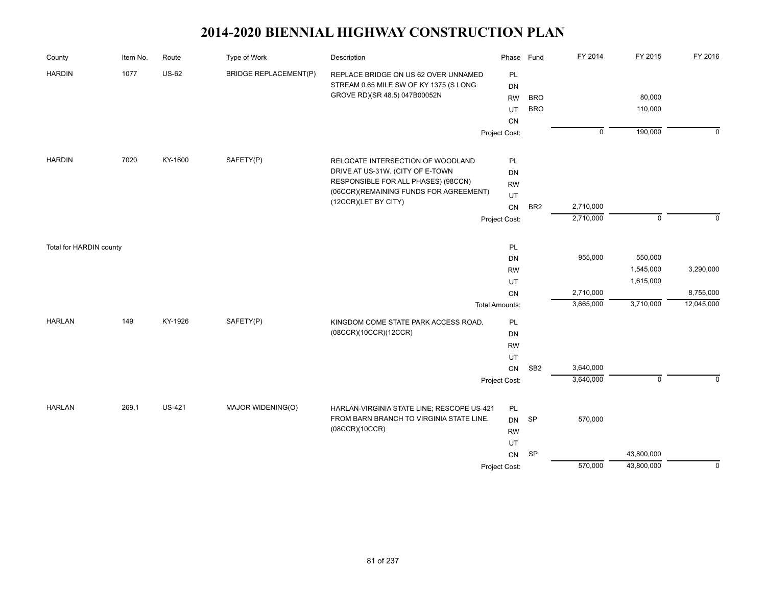# 2014-2020 BIENNIAL HIGHWAY CONSTRUCTION PLAN

| County | Item No. | Route | Type of Work | Description | Phase | Fund | FY 2014 | FY 2015 | FY 2016 |
|---|---|---|---|---|---|---|---|---|---|
| HARDIN | 1077 | US-62 | BRIDGE REPLACEMENT(P) | REPLACE BRIDGE ON US 62 OVER UNNAMED STREAM 0.65 MILE SW OF KY 1375 (S LONG GROVE RD)(SR 48.5) 047B00052N | PL | | | | |
| | | | | | DN | | | | |
| | | | | | RW | BRO | | 80,000 | |
| | | | | | UT | BRO | | 110,000 | |
| | | | | | CN | | | | |
| | | | | | Project Cost: | | 0 | 190,000 | 0 |
| HARDIN | 7020 | KY-1600 | SAFETY(P) | RELOCATE INTERSECTION OF WOODLAND DRIVE AT US-31W. (CITY OF E-TOWN RESPONSIBLE FOR ALL PHASES) (98CCN)(06CCR)(REMAINING FUNDS FOR AGREEMENT)(12CCR)(LET BY CITY) | PL | | | | |
| | | | | | DN | | | | |
| | | | | | RW | | | | |
| | | | | | UT | | | | |
| | | | | | CN | BR2 | 2,710,000 | | |
| | | | | | Project Cost: | | 2,710,000 | 0 | 0 |
| Total for HARDIN county | | | | | PL | | | | |
| | | | | | DN | | 955,000 | 550,000 | |
| | | | | | RW | | | 1,545,000 | 3,290,000 |
| | | | | | UT | | | 1,615,000 | |
| | | | | | CN | | 2,710,000 | | 8,755,000 |
| | | | | | Total Amounts: | | 3,665,000 | 3,710,000 | 12,045,000 |
| HARLAN | 149 | KY-1926 | SAFETY(P) | KINGDOM COME STATE PARK ACCESS ROAD. (08CCR)(10CCR)(12CCR) | PL | | | | |
| | | | | | DN | | | | |
| | | | | | RW | | | | |
| | | | | | UT | | | | |
| | | | | | CN | SB2 | 3,640,000 | | |
| | | | | | Project Cost: | | 3,640,000 | 0 | 0 |
| HARLAN | 269.1 | US-421 | MAJOR WIDENING(O) | HARLAN-VIRGINIA STATE LINE; RESCOPE US-421 FROM BARN BRANCH TO VIRGINIA STATE LINE. (08CCR)(10CCR) | PL | | | | |
| | | | | | DN | SP | 570,000 | | |
| | | | | | RW | | | | |
| | | | | | UT | | | | |
| | | | | | CN | SP | | 43,800,000 | |
| | | | | | Project Cost: | | 570,000 | 43,800,000 | 0 |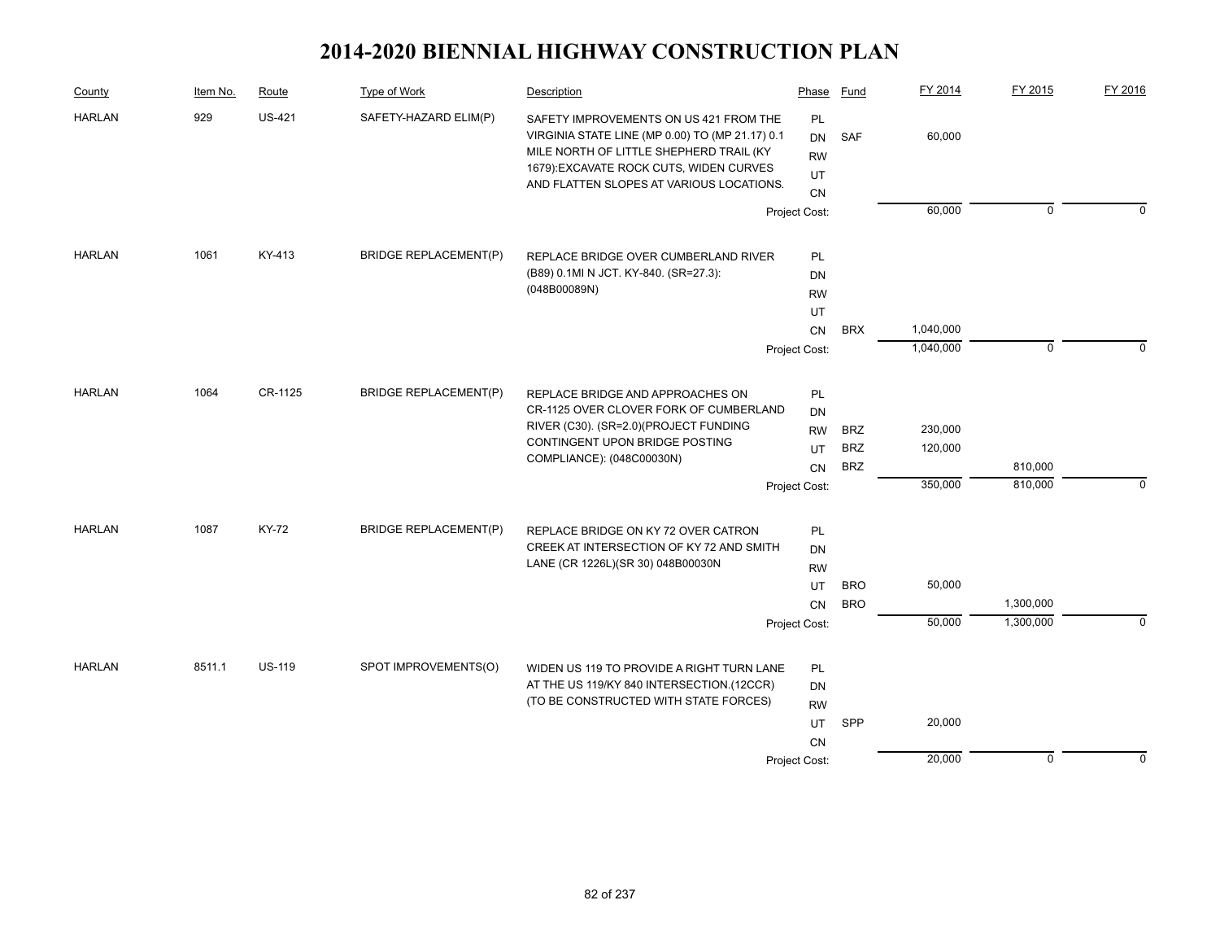# 2014-2020 BIENNIAL HIGHWAY CONSTRUCTION PLAN

| County | Item No. | Route | Type of Work | Description | Phase | Fund | FY 2014 | FY 2015 | FY 2016 |
|---|---|---|---|---|---|---|---|---|---|
| HARLAN | 929 | US-421 | SAFETY-HAZARD ELIM(P) | SAFETY IMPROVEMENTS ON US 421 FROM THE VIRGINIA STATE LINE (MP 0.00) TO (MP 21.17) 0.1 MILE NORTH OF LITTLE SHEPHERD TRAIL (KY 1679):EXCAVATE ROCK CUTS, WIDEN CURVES AND FLATTEN SLOPES AT VARIOUS LOCATIONS. | PL | | | | |
| | | | | | DN | SAF | 60,000 | | |
| | | | | | RW | | | | |
| | | | | | UT | | | | |
| | | | | | CN | | | | |
| | | | | | Project Cost: | | 60,000 | 0 | 0 |
| HARLAN | 1061 | KY-413 | BRIDGE REPLACEMENT(P) | REPLACE BRIDGE OVER CUMBERLAND RIVER (B89) 0.1MI N JCT. KY-840. (SR=27.3): (048B00089N) | PL | | | | |
| | | | | | DN | | | | |
| | | | | | RW | | | | |
| | | | | | UT | | | | |
| | | | | | CN | BRX | 1,040,000 | | |
| | | | | | Project Cost: | | 1,040,000 | 0 | 0 |
| HARLAN | 1064 | CR-1125 | BRIDGE REPLACEMENT(P) | REPLACE BRIDGE AND APPROACHES ON CR-1125 OVER CLOVER FORK OF CUMBERLAND RIVER (C30). (SR=2.0)(PROJECT FUNDING CONTINGENT UPON BRIDGE POSTING COMPLIANCE): (048C00030N) | PL | | | | |
| | | | | | DN | | | | |
| | | | | | RW | BRZ | 230,000 | | |
| | | | | | UT | BRZ | 120,000 | | |
| | | | | | CN | BRZ | | 810,000 | |
| | | | | | Project Cost: | | 350,000 | 810,000 | 0 |
| HARLAN | 1087 | KY-72 | BRIDGE REPLACEMENT(P) | REPLACE BRIDGE ON KY 72 OVER CATRON CREEK AT INTERSECTION OF KY 72 AND SMITH LANE (CR 1226L)(SR 30) 048B00030N | PL | | | | |
| | | | | | DN | | | | |
| | | | | | RW | | | | |
| | | | | | UT | BRO | 50,000 | | |
| | | | | | CN | BRO | | 1,300,000 | |
| | | | | | Project Cost: | | 50,000 | 1,300,000 | 0 |
| HARLAN | 8511.1 | US-119 | SPOT IMPROVEMENTS(O) | WIDEN US 119 TO PROVIDE A RIGHT TURN LANE AT THE US 119/KY 840 INTERSECTION.(12CCR) (TO BE CONSTRUCTED WITH STATE FORCES) | PL | | | | |
| | | | | | DN | | | | |
| | | | | | RW | | | | |
| | | | | | UT | SPP | 20,000 | | |
| | | | | | CN | | | | |
| | | | | | Project Cost: | | 20,000 | 0 | 0 |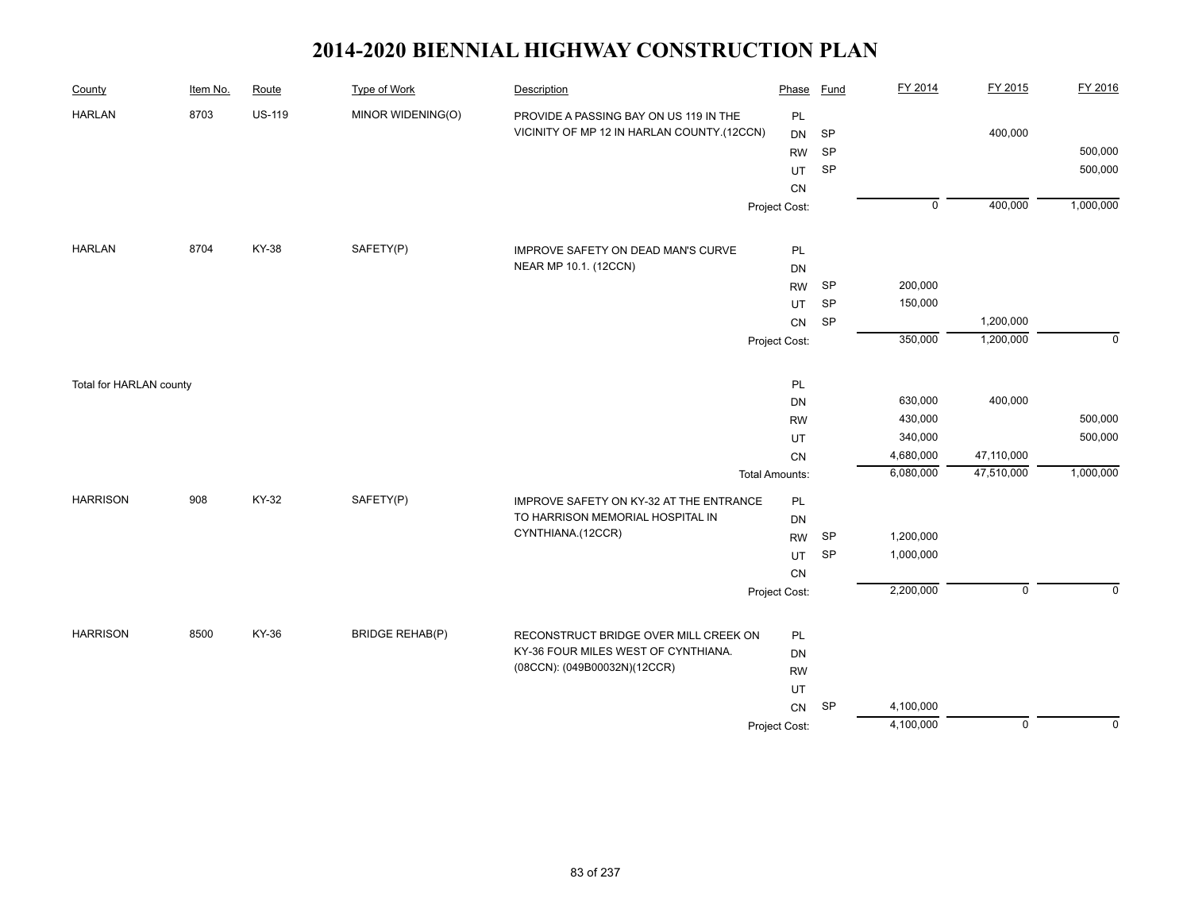# 2014-2020 BIENNIAL HIGHWAY CONSTRUCTION PLAN

| County | Item No. | Route | Type of Work | Description | Phase | Fund | FY 2014 | FY 2015 | FY 2016 |
|---|---|---|---|---|---|---|---|---|---|
| HARLAN | 8703 | US-119 | MINOR WIDENING(O) | PROVIDE A PASSING BAY ON US 119 IN THE VICINITY OF MP 12 IN HARLAN COUNTY.(12CCN) | PL | | | | |
| | | | | | DN | SP | | 400,000 | |
| | | | | | RW | SP | | | 500,000 |
| | | | | | UT | SP | | | 500,000 |
| | | | | | CN | | | | |
| | | | | | Project Cost: | | 0 | 400,000 | 1,000,000 |
| HARLAN | 8704 | KY-38 | SAFETY(P) | IMPROVE SAFETY ON DEAD MAN'S CURVE NEAR MP 10.1. (12CCN) | PL | | | | |
| | | | | | DN | | | | |
| | | | | | RW | SP | 200,000 | | |
| | | | | | UT | SP | 150,000 | | |
| | | | | | CN | SP | | 1,200,000 | |
| | | | | | Project Cost: | | 350,000 | 1,200,000 | 0 |
| Total for HARLAN county | | | | | PL | | | | |
| | | | | | DN | | 630,000 | 400,000 | |
| | | | | | RW | | 430,000 | | 500,000 |
| | | | | | UT | | 340,000 | | 500,000 |
| | | | | | CN | | 4,680,000 | 47,110,000 | |
| | | | | | Total Amounts: | | 6,080,000 | 47,510,000 | 1,000,000 |
| HARRISON | 908 | KY-32 | SAFETY(P) | IMPROVE SAFETY ON KY-32 AT THE ENTRANCE TO HARRISON MEMORIAL HOSPITAL IN CYNTHIANA.(12CCR) | PL | | | | |
| | | | | | DN | | | | |
| | | | | | RW | SP | 1,200,000 | | |
| | | | | | UT | SP | 1,000,000 | | |
| | | | | | CN | | | | |
| | | | | | Project Cost: | | 2,200,000 | 0 | 0 |
| HARRISON | 8500 | KY-36 | BRIDGE REHAB(P) | RECONSTRUCT BRIDGE OVER MILL CREEK ON KY-36 FOUR MILES WEST OF CYNTHIANA. (08CCN): (049B00032N)(12CCR) | PL | | | | |
| | | | | | DN | | | | |
| | | | | | RW | | | | |
| | | | | | UT | | | | |
| | | | | | CN | SP | 4,100,000 | | |
| | | | | | Project Cost: | | 4,100,000 | 0 | 0 |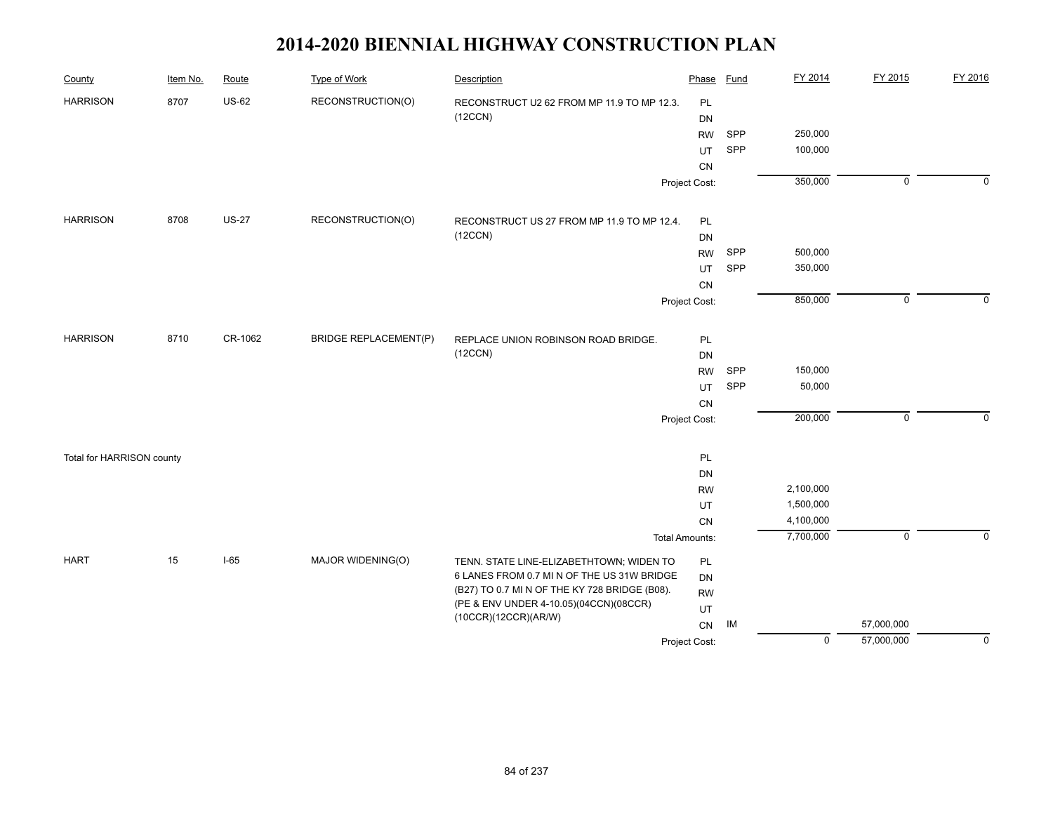# 2014-2020 BIENNIAL HIGHWAY CONSTRUCTION PLAN

| County | Item No. | Route | Type of Work | Description | Phase | Fund | FY 2014 | FY 2015 | FY 2016 |
|---|---|---|---|---|---|---|---|---|---|
| HARRISON | 8707 | US-62 | RECONSTRUCTION(O) | RECONSTRUCT U2 62 FROM MP 11.9 TO MP 12.3. (12CCN) | PL | | | | |
| | | | | | DN | | | | |
| | | | | | RW | SPP | 250,000 | | |
| | | | | | UT | SPP | 100,000 | | |
| | | | | | CN | | | | |
| | | | | | Project Cost: | | 350,000 | 0 | 0 |
| HARRISON | 8708 | US-27 | RECONSTRUCTION(O) | RECONSTRUCT US 27 FROM MP 11.9 TO MP 12.4. (12CCN) | PL | | | | |
| | | | | | DN | | | | |
| | | | | | RW | SPP | 500,000 | | |
| | | | | | UT | SPP | 350,000 | | |
| | | | | | CN | | | | |
| | | | | | Project Cost: | | 850,000 | 0 | 0 |
| HARRISON | 8710 | CR-1062 | BRIDGE REPLACEMENT(P) | REPLACE UNION ROBINSON ROAD BRIDGE. (12CCN) | PL | | | | |
| | | | | | DN | | | | |
| | | | | | RW | SPP | 150,000 | | |
| | | | | | UT | SPP | 50,000 | | |
| | | | | | CN | | | | |
| | | | | | Project Cost: | | 200,000 | 0 | 0 |
| Total for HARRISON county | | | | | PL | | | | |
| | | | | | DN | | | | |
| | | | | | RW | | 2,100,000 | | |
| | | | | | UT | | 1,500,000 | | |
| | | | | | CN | | 4,100,000 | | |
| | | | | | Total Amounts: | | 7,700,000 | 0 | 0 |
| HART | 15 | I-65 | MAJOR WIDENING(O) | TENN. STATE LINE-ELIZABETHTOWN; WIDEN TO 6 LANES FROM 0.7 MI N OF THE US 31W BRIDGE (B27) TO 0.7 MI N OF THE KY 728 BRIDGE (B08). (PE & ENV UNDER 4-10.05)(04CCN)(08CCR)(10CCR)(12CCR)(AR/W) | PL | | | | |
| | | | | | DN | | | | |
| | | | | | RW | | | | |
| | | | | | UT | | | | |
| | | | | | CN | IM | | 57,000,000 | |
| | | | | | Project Cost: | | 0 | 57,000,000 | 0 |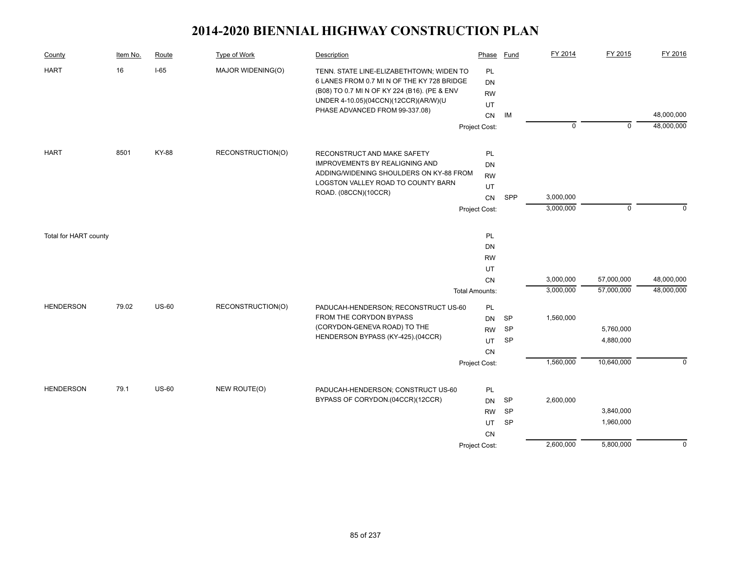# 2014-2020 BIENNIAL HIGHWAY CONSTRUCTION PLAN

| County | Item No. | Route | Type of Work | Description | Phase | Fund | FY 2014 | FY 2015 | FY 2016 |
|---|---|---|---|---|---|---|---|---|---|
| HART | 16 | I-65 | MAJOR WIDENING(O) | TENN. STATE LINE-ELIZABETHTOWN; WIDEN TO 6 LANES FROM 0.7 MI N OF THE KY 728 BRIDGE (B08) TO 0.7 MI N OF KY 224 (B16). (PE & ENV UNDER 4-10.05)(04CCN)(12CCR)(AR/W)(U PHASE ADVANCED FROM 99-337.08) | PL | | | | |
| | | | | | DN | | | | |
| | | | | | RW | | | | |
| | | | | | UT | | | | |
| | | | | | CN | IM | | | 48,000,000 |
| | | | | | Project Cost: | | 0 | 0 | 48,000,000 |
| HART | 8501 | KY-88 | RECONSTRUCTION(O) | RECONSTRUCT AND MAKE SAFETY IMPROVEMENTS BY REALIGNING AND ADDING/WIDENING SHOULDERS ON KY-88 FROM LOGSTON VALLEY ROAD TO COUNTY BARN ROAD. (08CCN)(10CCR) | PL | | | | |
| | | | | | DN | | | | |
| | | | | | RW | | | | |
| | | | | | UT | | | | |
| | | | | | CN | SPP | 3,000,000 | | |
| | | | | | Project Cost: | | 3,000,000 | 0 | 0 |
| Total for HART county | | | | | PL | | | | |
| | | | | | DN | | | | |
| | | | | | RW | | | | |
| | | | | | UT | | | | |
| | | | | | CN | | 3,000,000 | 57,000,000 | 48,000,000 |
| | | | | | Total Amounts: | | 3,000,000 | 57,000,000 | 48,000,000 |
| HENDERSON | 79.02 | US-60 | RECONSTRUCTION(O) | PADUCAH-HENDERSON; RECONSTRUCT US-60 FROM THE CORYDON BYPASS (CORYDON-GENEVA ROAD) TO THE HENDERSON BYPASS (KY-425).(04CCR) | PL | | | | |
| | | | | | DN | SP | 1,560,000 | | |
| | | | | | RW | SP | | 5,760,000 | |
| | | | | | UT | SP | | 4,880,000 | |
| | | | | | CN | | | | |
| | | | | | Project Cost: | | 1,560,000 | 10,640,000 | 0 |
| HENDERSON | 79.1 | US-60 | NEW ROUTE(O) | PADUCAH-HENDERSON; CONSTRUCT US-60 BYPASS OF CORYDON.(04CCR)(12CCR) | PL | | | | |
| | | | | | DN | SP | 2,600,000 | | |
| | | | | | RW | SP | | 3,840,000 | |
| | | | | | UT | SP | | 1,960,000 | |
| | | | | | CN | | | | |
| | | | | | Project Cost: | | 2,600,000 | 5,800,000 | 0 |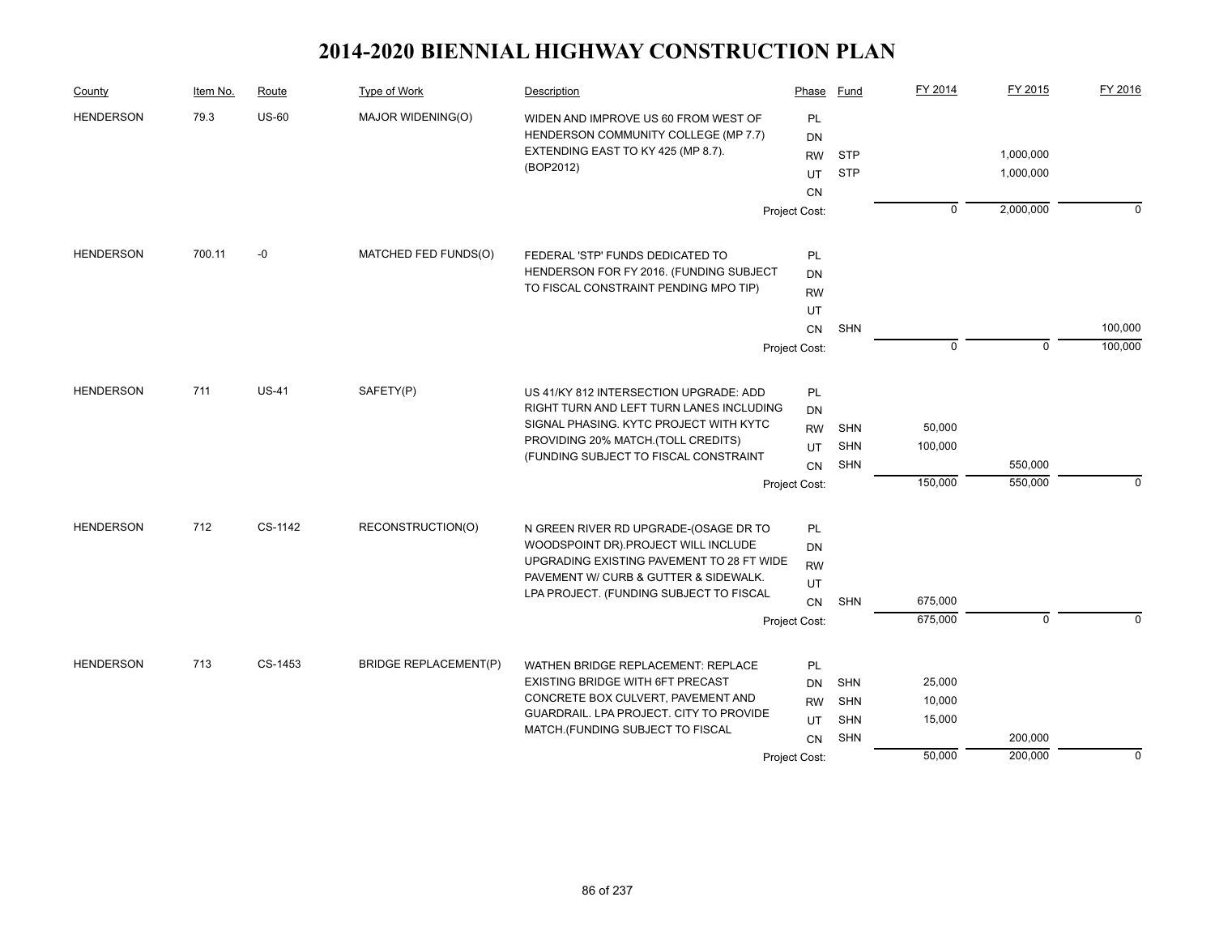# 2014-2020 BIENNIAL HIGHWAY CONSTRUCTION PLAN

| County | Item No. | Route | Type of Work | Description | Phase | Fund | FY 2014 | FY 2015 | FY 2016 |
|---|---|---|---|---|---|---|---|---|---|
| HENDERSON | 79.3 | US-60 | MAJOR WIDENING(O) | WIDEN AND IMPROVE US 60 FROM WEST OF HENDERSON COMMUNITY COLLEGE (MP 7.7) EXTENDING EAST TO KY 425 (MP 8.7). (BOP2012) | PL | | | | |
| | | | | | DN | | | | |
| | | | | | RW | STP | | 1,000,000 | |
| | | | | | UT | STP | | 1,000,000 | |
| | | | | | CN | | | | |
| | | | | | Project Cost: | | 0 | 2,000,000 | 0 |
| HENDERSON | 700.11 | -0 | MATCHED FED FUNDS(O) | FEDERAL 'STP' FUNDS DEDICATED TO HENDERSON FOR FY 2016. (FUNDING SUBJECT TO FISCAL CONSTRAINT PENDING MPO TIP) | PL | | | | |
| | | | | | DN | | | | |
| | | | | | RW | | | | |
| | | | | | UT | | | | |
| | | | | | CN | SHN | | | 100,000 |
| | | | | | Project Cost: | | 0 | 0 | 100,000 |
| HENDERSON | 711 | US-41 | SAFETY(P) | US 41/KY 812 INTERSECTION UPGRADE: ADD RIGHT TURN AND LEFT TURN LANES INCLUDING SIGNAL PHASING. KYTC PROJECT WITH KYTC PROVIDING 20% MATCH.(TOLL CREDITS) (FUNDING SUBJECT TO FISCAL CONSTRAINT | PL | | | | |
| | | | | | DN | | | | |
| | | | | | RW | SHN | 50,000 | | |
| | | | | | UT | SHN | 100,000 | | |
| | | | | | CN | SHN | | 550,000 | |
| | | | | | Project Cost: | | 150,000 | 550,000 | 0 |
| HENDERSON | 712 | CS-1142 | RECONSTRUCTION(O) | N GREEN RIVER RD UPGRADE-(OSAGE DR TO WOODSPOINT DR).PROJECT WILL INCLUDE UPGRADING EXISTING PAVEMENT TO 28 FT WIDE PAVEMENT W/ CURB & GUTTER & SIDEWALK. LPA PROJECT. (FUNDING SUBJECT TO FISCAL | PL | | | | |
| | | | | | DN | | | | |
| | | | | | RW | | | | |
| | | | | | UT | | | | |
| | | | | | CN | SHN | 675,000 | | |
| | | | | | Project Cost: | | 675,000 | 0 | 0 |
| HENDERSON | 713 | CS-1453 | BRIDGE REPLACEMENT(P) | WATHEN BRIDGE REPLACEMENT: REPLACE EXISTING BRIDGE WITH 6FT PRECAST CONCRETE BOX CULVERT, PAVEMENT AND GUARDRAIL. LPA PROJECT. CITY TO PROVIDE MATCH.(FUNDING SUBJECT TO FISCAL | PL | | | | |
| | | | | | DN | SHN | 25,000 | | |
| | | | | | RW | SHN | 10,000 | | |
| | | | | | UT | SHN | 15,000 | | |
| | | | | | CN | SHN | | 200,000 | |
| | | | | | Project Cost: | | 50,000 | 200,000 | 0 |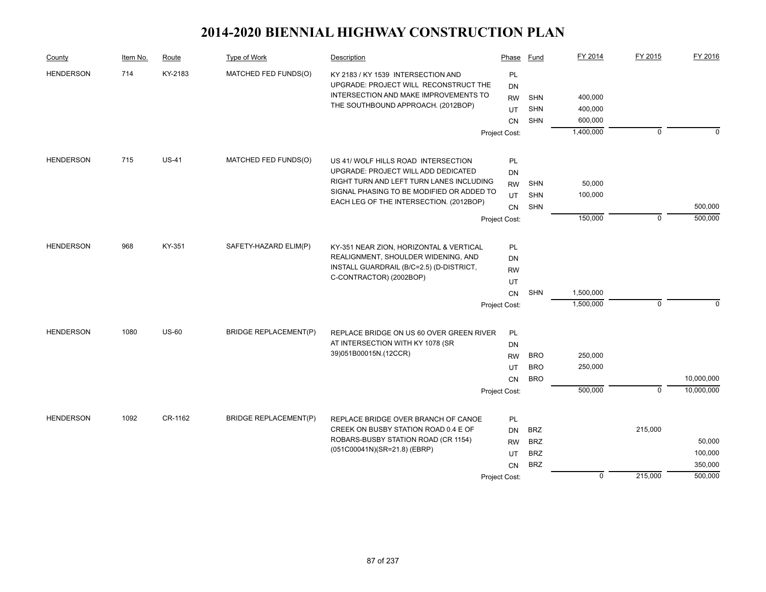# 2014-2020 BIENNIAL HIGHWAY CONSTRUCTION PLAN

| County | Item No. | Route | Type of Work | Description | Phase | Fund | FY 2014 | FY 2015 | FY 2016 |
|---|---|---|---|---|---|---|---|---|---|
| HENDERSON | 714 | KY-2183 | MATCHED FED FUNDS(O) | KY 2183 / KY 1539 INTERSECTION AND UPGRADE: PROJECT WILL RECONSTRUCT THE INTERSECTION AND MAKE IMPROVEMENTS TO THE SOUTHBOUND APPROACH. (2012BOP) | PL | | | | |
| | | | | | DN | | | | |
| | | | | | RW | SHN | 400,000 | | |
| | | | | | UT | SHN | 400,000 | | |
| | | | | | CN | SHN | 600,000 | | |
| | | | | | Project Cost: | | 1,400,000 | 0 | 0 |
| HENDERSON | 715 | US-41 | MATCHED FED FUNDS(O) | US 41/ WOLF HILLS ROAD INTERSECTION UPGRADE: PROJECT WILL ADD DEDICATED RIGHT TURN AND LEFT TURN LANES INCLUDING SIGNAL PHASING TO BE MODIFIED OR ADDED TO EACH LEG OF THE INTERSECTION. (2012BOP) | PL | | | | |
| | | | | | DN | | | | |
| | | | | | RW | SHN | 50,000 | | |
| | | | | | UT | SHN | 100,000 | | |
| | | | | | CN | SHN | | | 500,000 |
| | | | | | Project Cost: | | 150,000 | 0 | 500,000 |
| HENDERSON | 968 | KY-351 | SAFETY-HAZARD ELIM(P) | KY-351 NEAR ZION, HORIZONTAL & VERTICAL REALIGNMENT, SHOULDER WIDENING, AND INSTALL GUARDRAIL (B/C=2.5) (D-DISTRICT, C-CONTRACTOR) (2002BOP) | PL | | | | |
| | | | | | DN | | | | |
| | | | | | RW | | | | |
| | | | | | UT | | | | |
| | | | | | CN | SHN | 1,500,000 | | |
| | | | | | Project Cost: | | 1,500,000 | 0 | 0 |
| HENDERSON | 1080 | US-60 | BRIDGE REPLACEMENT(P) | REPLACE BRIDGE ON US 60 OVER GREEN RIVER AT INTERSECTION WITH KY 1078 (SR 39)051B00015N.(12CCR) | PL | | | | |
| | | | | | DN | | | | |
| | | | | | RW | BRO | 250,000 | | |
| | | | | | UT | BRO | 250,000 | | |
| | | | | | CN | BRO | | | 10,000,000 |
| | | | | | Project Cost: | | 500,000 | 0 | 10,000,000 |
| HENDERSON | 1092 | CR-1162 | BRIDGE REPLACEMENT(P) | REPLACE BRIDGE OVER BRANCH OF CANOE CREEK ON BUSBY STATION ROAD 0.4 E OF ROBARS-BUSBY STATION ROAD (CR 1154) (051C00041N)(SR=21.8) (EBRP) | PL | | | | |
| | | | | | DN | BRZ | | 215,000 | |
| | | | | | RW | BRZ | | | 50,000 |
| | | | | | UT | BRZ | | | 100,000 |
| | | | | | CN | BRZ | | | 350,000 |
| | | | | | Project Cost: | | 0 | 215,000 | 500,000 |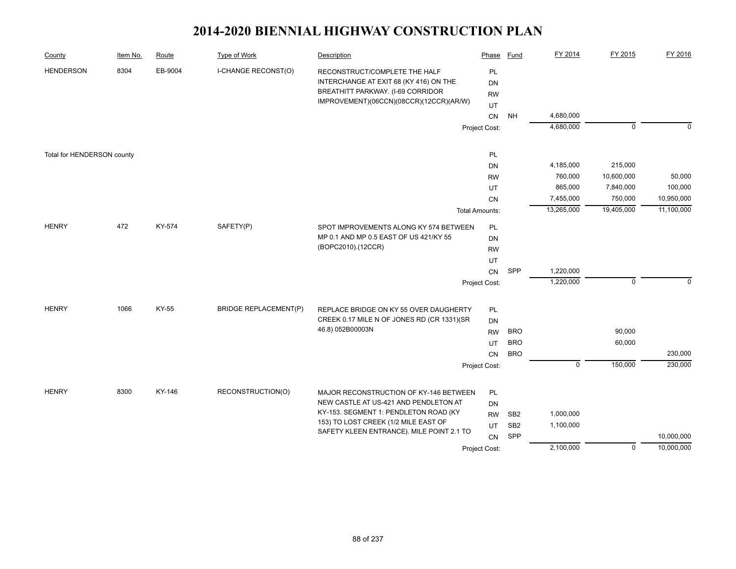# 2014-2020 BIENNIAL HIGHWAY CONSTRUCTION PLAN

| County | Item No. | Route | Type of Work | Description | Phase | Fund | FY 2014 | FY 2015 | FY 2016 |
|---|---|---|---|---|---|---|---|---|---|
| HENDERSON | 8304 | EB-9004 | I-CHANGE RECONST(O) | RECONSTRUCT/COMPLETE THE HALF INTERCHANGE AT EXIT 68 (KY 416) ON THE BREATHITT PARKWAY. (I-69 CORRIDOR IMPROVEMENT)(06CCN)(08CCR)(12CCR)(AR/W) | PL | | | | |
| | | | | | DN | | | | |
| | | | | | RW | | | | |
| | | | | | UT | | | | |
| | | | | | CN | NH | 4,680,000 | | |
| | | | | | Project Cost: | | 4,680,000 | 0 | 0 |
| Total for HENDERSON county | | | | | PL | | | | |
| | | | | | DN | | 4,185,000 | 215,000 | |
| | | | | | RW | | 760,000 | 10,600,000 | 50,000 |
| | | | | | UT | | 865,000 | 7,840,000 | 100,000 |
| | | | | | CN | | 7,455,000 | 750,000 | 10,950,000 |
| | | | | | Total Amounts: | | 13,265,000 | 19,405,000 | 11,100,000 |
| HENRY | 472 | KY-574 | SAFETY(P) | SPOT IMPROVEMENTS ALONG KY 574 BETWEEN MP 0.1 AND MP 0.5 EAST OF US 421/KY 55 (BOPC2010).(12CCR) | PL | | | | |
| | | | | | DN | | | | |
| | | | | | RW | | | | |
| | | | | | UT | | | | |
| | | | | | CN | SPP | 1,220,000 | | |
| | | | | | Project Cost: | | 1,220,000 | 0 | 0 |
| HENRY | 1066 | KY-55 | BRIDGE REPLACEMENT(P) | REPLACE BRIDGE ON KY 55 OVER DAUGHERTY CREEK 0.17 MILE N OF JONES RD (CR 1331)(SR 46.8) 052B00003N | PL | | | | |
| | | | | | DN | | | | |
| | | | | | RW | BRO | | 90,000 | |
| | | | | | UT | BRO | | 60,000 | |
| | | | | | CN | BRO | | | 230,000 |
| | | | | | Project Cost: | | 0 | 150,000 | 230,000 |
| HENRY | 8300 | KY-146 | RECONSTRUCTION(O) | MAJOR RECONSTRUCTION OF KY-146 BETWEEN NEW CASTLE AT US-421 AND PENDLETON AT KY-153. SEGMENT 1: PENDLETON ROAD (KY 153) TO LOST CREEK (1/2 MILE EAST OF SAFETY KLEEN ENTRANCE). MILE POINT 2.1 TO | PL | | | | |
| | | | | | DN | | | | |
| | | | | | RW | SB2 | 1,000,000 | | |
| | | | | | UT | SB2 | 1,100,000 | | |
| | | | | | CN | SPP | | | 10,000,000 |
| | | | | | Project Cost: | | 2,100,000 | 0 | 10,000,000 |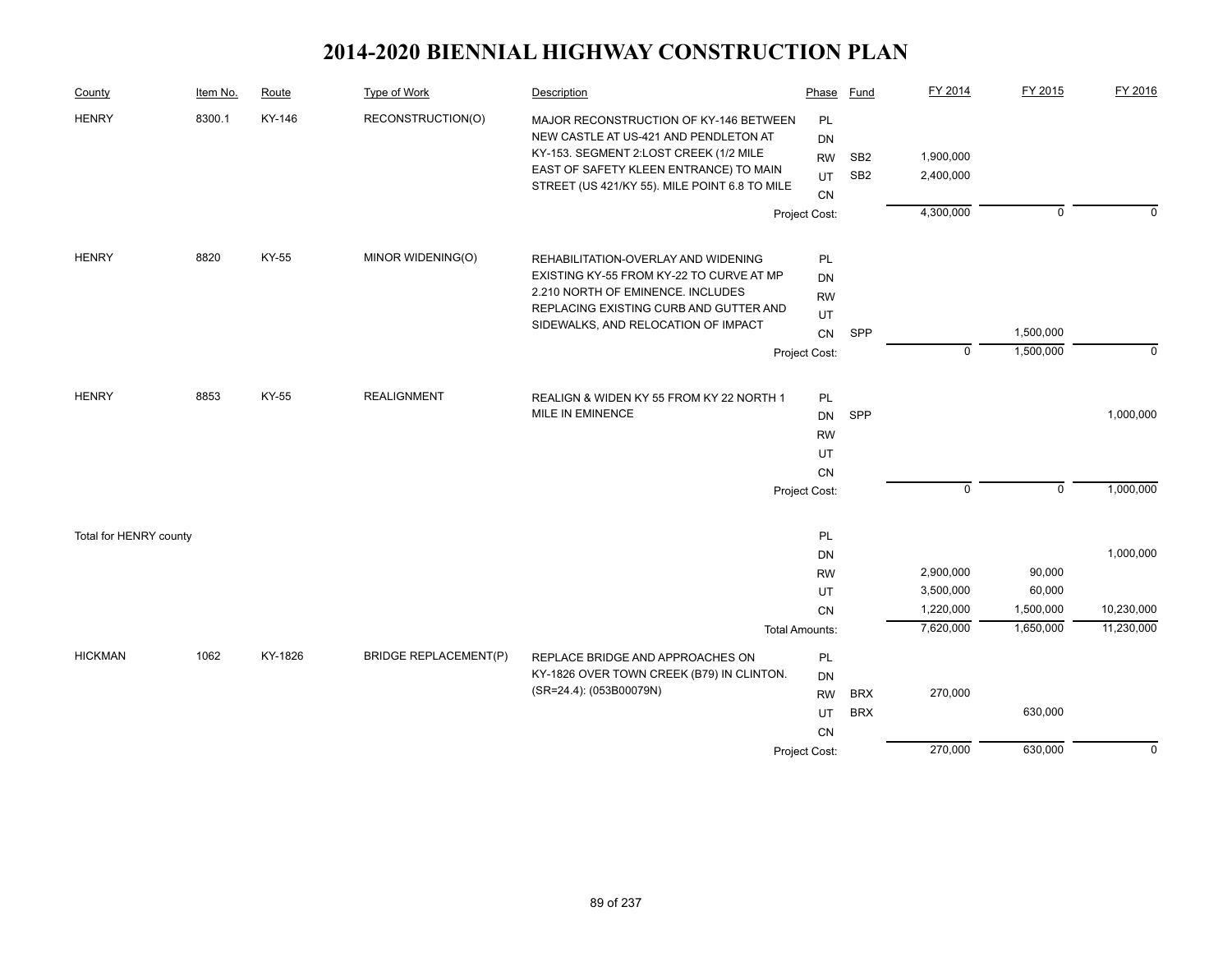# 2014-2020 BIENNIAL HIGHWAY CONSTRUCTION PLAN

| County | Item No. | Route | Type of Work | Description | Phase | Fund | FY 2014 | FY 2015 | FY 2016 |
|---|---|---|---|---|---|---|---|---|---|
| HENRY | 8300.1 | KY-146 | RECONSTRUCTION(O) | MAJOR RECONSTRUCTION OF KY-146 BETWEEN NEW CASTLE AT US-421 AND PENDLETON AT KY-153. SEGMENT 2:LOST CREEK (1/2 MILE EAST OF SAFETY KLEEN ENTRANCE) TO MAIN STREET (US 421/KY 55). MILE POINT 6.8 TO MILE | PL | | | | |
| | | | | | DN | | | | |
| | | | | | RW | SB2 | 1,900,000 | | |
| | | | | | UT | SB2 | 2,400,000 | | |
| | | | | | CN | | | | |
| | | | | | Project Cost: | | 4,300,000 | 0 | 0 |
| HENRY | 8820 | KY-55 | MINOR WIDENING(O) | REHABILITATION-OVERLAY AND WIDENING EXISTING KY-55 FROM KY-22 TO CURVE AT MP 2.210 NORTH OF EMINENCE. INCLUDES REPLACING EXISTING CURB AND GUTTER AND SIDEWALKS, AND RELOCATION OF IMPACT | PL | | | | |
| | | | | | DN | | | | |
| | | | | | RW | | | | |
| | | | | | UT | | | | |
| | | | | | CN | SPP | | 1,500,000 | |
| | | | | | Project Cost: | | 0 | 1,500,000 | 0 |
| HENRY | 8853 | KY-55 | REALIGNMENT | REALIGN & WIDEN KY 55 FROM KY 22 NORTH 1 MILE IN EMINENCE | PL | | | | |
| | | | | | DN | SPP | | | 1,000,000 |
| | | | | | RW | | | | |
| | | | | | UT | | | | |
| | | | | | CN | | | | |
| | | | | | Project Cost: | | 0 | 0 | 1,000,000 |
| Total for HENRY county | | | | | PL | | | | |
| | | | | | DN | | | | 1,000,000 |
| | | | | | RW | | 2,900,000 | 90,000 | |
| | | | | | UT | | 3,500,000 | 60,000 | |
| | | | | | CN | | 1,220,000 | 1,500,000 | 10,230,000 |
| | | | | | Total Amounts: | | 7,620,000 | 1,650,000 | 11,230,000 |
| HICKMAN | 1062 | KY-1826 | BRIDGE REPLACEMENT(P) | REPLACE BRIDGE AND APPROACHES ON KY-1826 OVER TOWN CREEK (B79) IN CLINTON. (SR=24.4): (053B00079N) | PL | | | | |
| | | | | | DN | | | | |
| | | | | | RW | BRX | 270,000 | | |
| | | | | | UT | BRX | | 630,000 | |
| | | | | | CN | | | | |
| | | | | | Project Cost: | | 270,000 | 630,000 | 0 |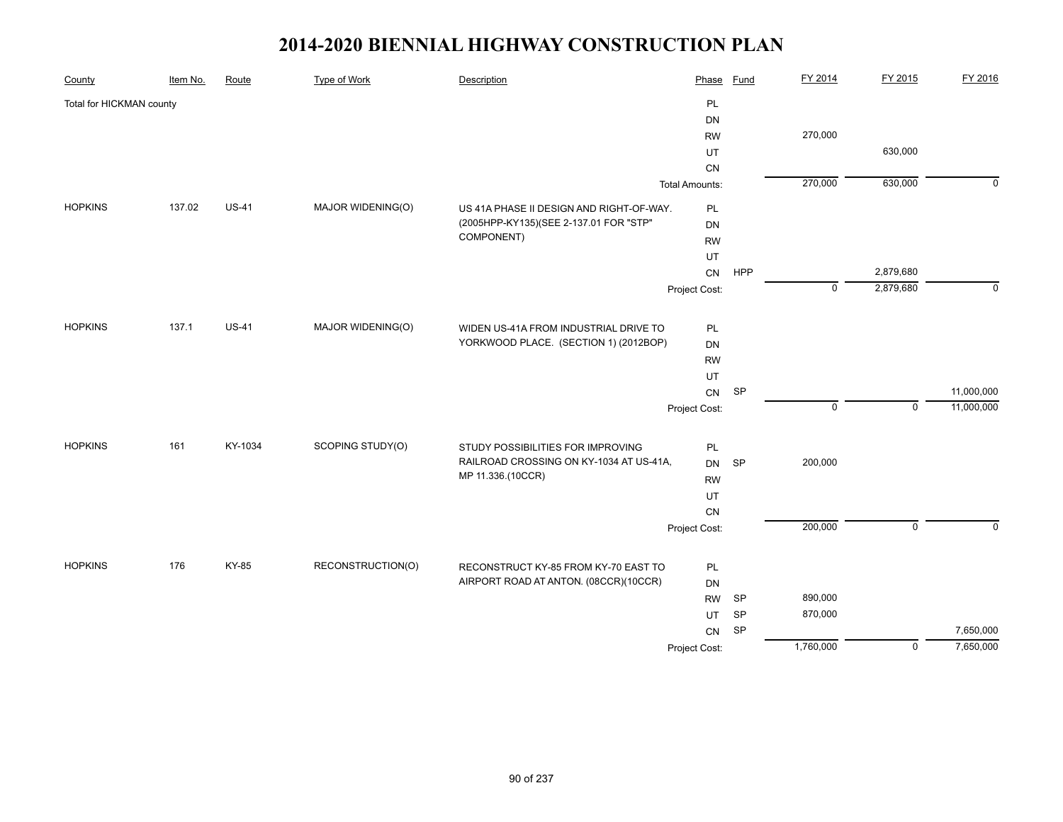# 2014-2020 BIENNIAL HIGHWAY CONSTRUCTION PLAN

| County | Item No. | Route | Type of Work | Description | Phase | Fund | FY 2014 | FY 2015 | FY 2016 |
|---|---|---|---|---|---|---|---|---|---|
| Total for HICKMAN county | | | | | PL | | | | |
| | | | | | DN | | | | |
| | | | | | RW | | 270,000 | | |
| | | | | | UT | | | 630,000 | |
| | | | | | CN | | | | |
| | | | | | Total Amounts: | | 270,000 | 630,000 | 0 |
| HOPKINS | 137.02 | US-41 | MAJOR WIDENING(O) | US 41A PHASE II DESIGN AND RIGHT-OF-WAY. (2005HPP-KY135)(SEE 2-137.01 FOR "STP" COMPONENT) | PL | | | | |
| | | | | | DN | | | | |
| | | | | | RW | | | | |
| | | | | | UT | | | | |
| | | | | | CN | HPP | | 2,879,680 | |
| | | | | | Project Cost: | | 0 | 2,879,680 | 0 |
| HOPKINS | 137.1 | US-41 | MAJOR WIDENING(O) | WIDEN US-41A FROM INDUSTRIAL DRIVE TO YORKWOOD PLACE. (SECTION 1) (2012BOP) | PL | | | | |
| | | | | | DN | | | | |
| | | | | | RW | | | | |
| | | | | | UT | | | | |
| | | | | | CN | SP | | | 11,000,000 |
| | | | | | Project Cost: | | 0 | 0 | 11,000,000 |
| HOPKINS | 161 | KY-1034 | SCOPING STUDY(O) | STUDY POSSIBILITIES FOR IMPROVING RAILROAD CROSSING ON KY-1034 AT US-41A, MP 11.336.(10CCR) | PL | | | | |
| | | | | | DN | SP | 200,000 | | |
| | | | | | RW | | | | |
| | | | | | UT | | | | |
| | | | | | CN | | | | |
| | | | | | Project Cost: | | 200,000 | 0 | 0 |
| HOPKINS | 176 | KY-85 | RECONSTRUCTION(O) | RECONSTRUCT KY-85 FROM KY-70 EAST TO AIRPORT ROAD AT ANTON. (08CCR)(10CCR) | PL | | | | |
| | | | | | DN | | | | |
| | | | | | RW | SP | 890,000 | | |
| | | | | | UT | SP | 870,000 | | |
| | | | | | CN | SP | | | 7,650,000 |
| | | | | | Project Cost: | | 1,760,000 | 0 | 7,650,000 |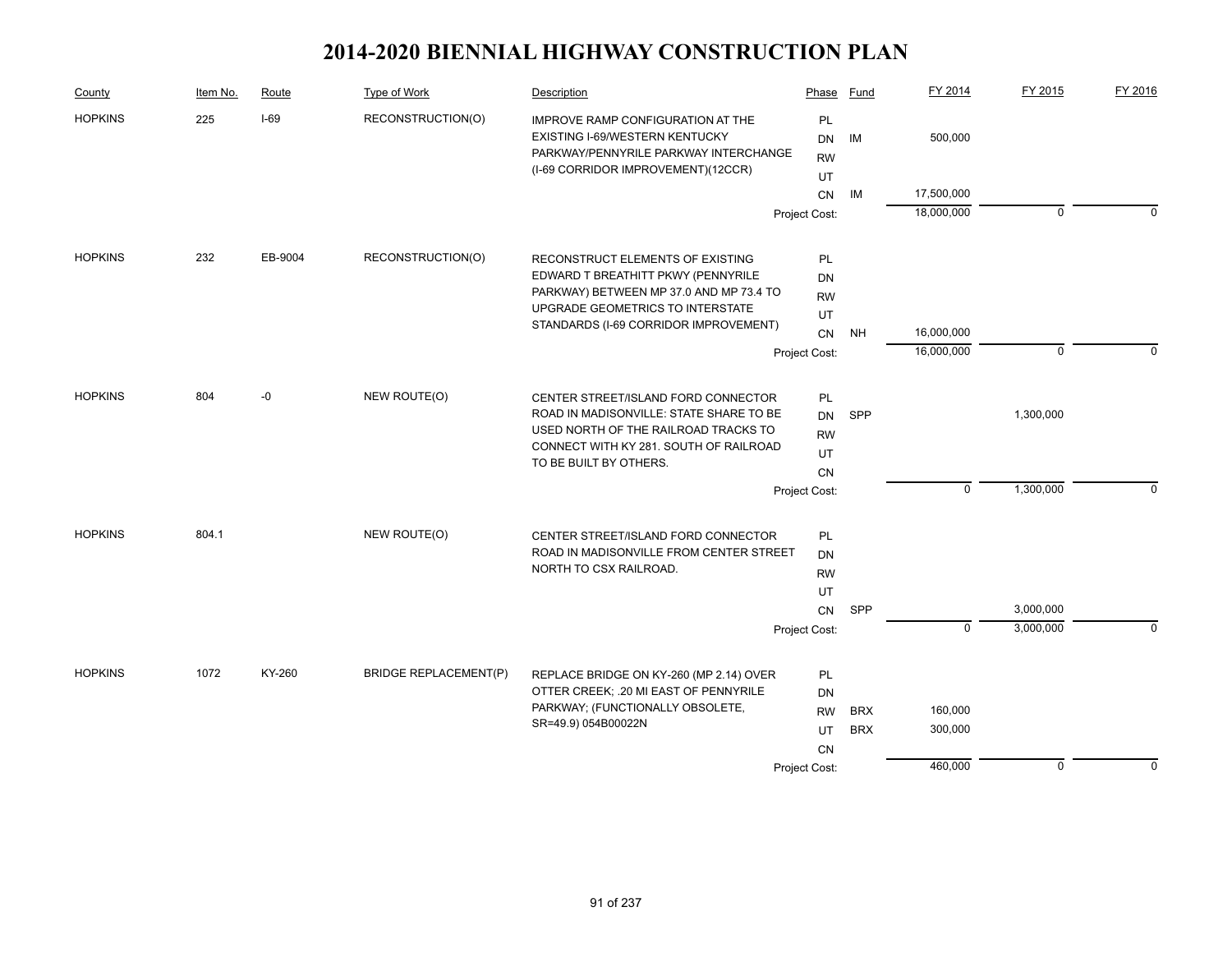# 2014-2020 BIENNIAL HIGHWAY CONSTRUCTION PLAN

| County | Item No. | Route | Type of Work | Description | Phase | Fund | FY 2014 | FY 2015 | FY 2016 |
|---|---|---|---|---|---|---|---|---|---|
| HOPKINS | 225 | I-69 | RECONSTRUCTION(O) | IMPROVE RAMP CONFIGURATION AT THE EXISTING I-69/WESTERN KENTUCKY PARKWAY/PENNYRILE PARKWAY INTERCHANGE (I-69 CORRIDOR IMPROVEMENT)(12CCR) | PL | | | | |
| | | | | | DN | IM | 500,000 | | |
| | | | | | RW | | | | |
| | | | | | UT | | | | |
| | | | | | CN | IM | 17,500,000 | | |
| | | | | | Project Cost: | | 18,000,000 | 0 | 0 |
| HOPKINS | 232 | EB-9004 | RECONSTRUCTION(O) | RECONSTRUCT ELEMENTS OF EXISTING EDWARD T BREATHITT PKWY (PENNYRILE PARKWAY) BETWEEN MP 37.0 AND MP 73.4 TO UPGRADE GEOMETRICS TO INTERSTATE STANDARDS (I-69 CORRIDOR IMPROVEMENT) | PL | | | | |
| | | | | | DN | | | | |
| | | | | | RW | | | | |
| | | | | | UT | | | | |
| | | | | | CN | NH | 16,000,000 | | |
| | | | | | Project Cost: | | 16,000,000 | 0 | 0 |
| HOPKINS | 804 | -0 | NEW ROUTE(O) | CENTER STREET/ISLAND FORD CONNECTOR ROAD IN MADISONVILLE: STATE SHARE TO BE USED NORTH OF THE RAILROAD TRACKS TO CONNECT WITH KY 281. SOUTH OF RAILROAD TO BE BUILT BY OTHERS. | PL | | | | |
| | | | | | DN | SPP | | 1,300,000 | |
| | | | | | RW | | | | |
| | | | | | UT | | | | |
| | | | | | CN | | | | |
| | | | | | Project Cost: | | 0 | 1,300,000 | 0 |
| HOPKINS | 804.1 | | NEW ROUTE(O) | CENTER STREET/ISLAND FORD CONNECTOR ROAD IN MADISONVILLE FROM CENTER STREET NORTH TO CSX RAILROAD. | PL | | | | |
| | | | | | DN | | | | |
| | | | | | RW | | | | |
| | | | | | UT | | | | |
| | | | | | CN | SPP | | 3,000,000 | |
| | | | | | Project Cost: | | 0 | 3,000,000 | 0 |
| HOPKINS | 1072 | KY-260 | BRIDGE REPLACEMENT(P) | REPLACE BRIDGE ON KY-260 (MP 2.14) OVER OTTER CREEK; .20 MI EAST OF PENNYRILE PARKWAY; (FUNCTIONALLY OBSOLETE, SR=49.9) 054B00022N | PL | | | | |
| | | | | | DN | | | | |
| | | | | | RW | BRX | 160,000 | | |
| | | | | | UT | BRX | 300,000 | | |
| | | | | | CN | | | | |
| | | | | | Project Cost: | | 460,000 | 0 | 0 |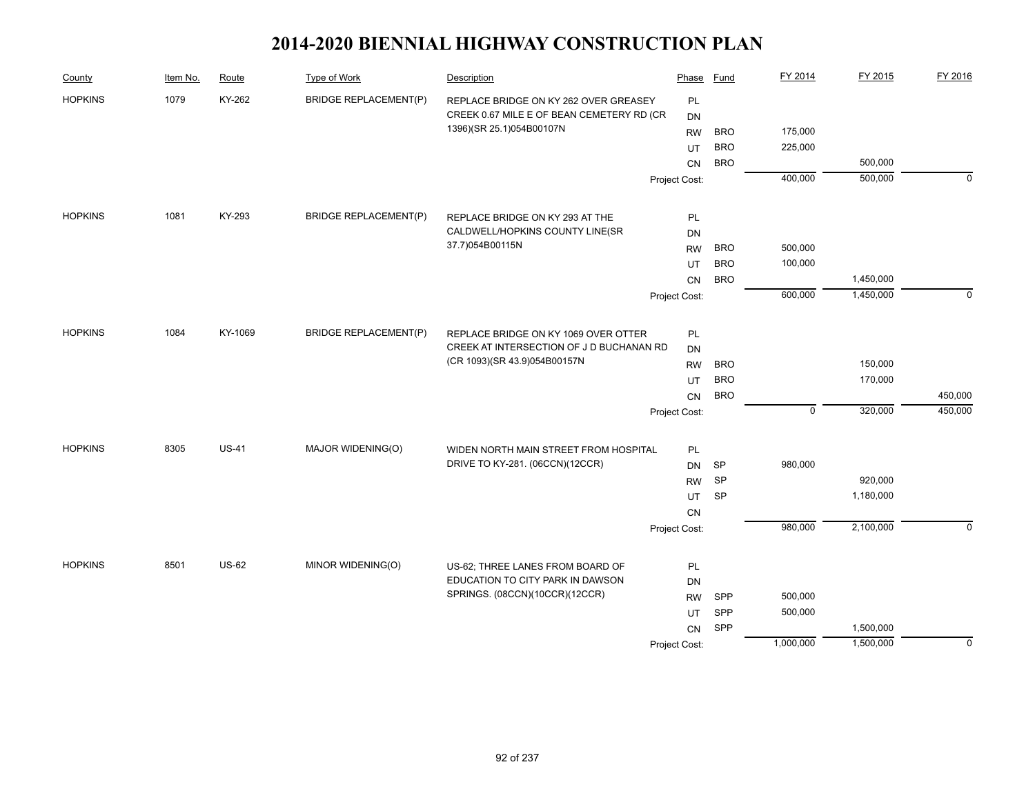# 2014-2020 BIENNIAL HIGHWAY CONSTRUCTION PLAN

| County | Item No. | Route | Type of Work | Description | Phase | Fund | FY 2014 | FY 2015 | FY 2016 |
|---|---|---|---|---|---|---|---|---|---|
| HOPKINS | 1079 | KY-262 | BRIDGE REPLACEMENT(P) | REPLACE BRIDGE ON KY 262 OVER GREASEY CREEK 0.67 MILE E OF BEAN CEMETERY RD (CR 1396)(SR 25.1)054B00107N | PL | | | | |
| | | | | | DN | | | | |
| | | | | | RW | BRO | 175,000 | | |
| | | | | | UT | BRO | 225,000 | | |
| | | | | | CN | BRO | | 500,000 | |
| | | | | | Project Cost: | | 400,000 | 500,000 | 0 |
| HOPKINS | 1081 | KY-293 | BRIDGE REPLACEMENT(P) | REPLACE BRIDGE ON KY 293 AT THE CALDWELL/HOPKINS COUNTY LINE(SR 37.7)054B00115N | PL | | | | |
| | | | | | DN | | | | |
| | | | | | RW | BRO | 500,000 | | |
| | | | | | UT | BRO | 100,000 | | |
| | | | | | CN | BRO | | 1,450,000 | |
| | | | | | Project Cost: | | 600,000 | 1,450,000 | 0 |
| HOPKINS | 1084 | KY-1069 | BRIDGE REPLACEMENT(P) | REPLACE BRIDGE ON KY 1069 OVER OTTER CREEK AT INTERSECTION OF J D BUCHANAN RD (CR 1093)(SR 43.9)054B00157N | PL | | | | |
| | | | | | DN | | | | |
| | | | | | RW | BRO | | 150,000 | |
| | | | | | UT | BRO | | 170,000 | |
| | | | | | CN | BRO | | | 450,000 |
| | | | | | Project Cost: | | 0 | 320,000 | 450,000 |
| HOPKINS | 8305 | US-41 | MAJOR WIDENING(O) | WIDEN NORTH MAIN STREET FROM HOSPITAL DRIVE TO KY-281. (06CCN)(12CCR) | PL | | | | |
| | | | | | DN | SP | 980,000 | | |
| | | | | | RW | SP | | 920,000 | |
| | | | | | UT | SP | | 1,180,000 | |
| | | | | | CN | | | | |
| | | | | | Project Cost: | | 980,000 | 2,100,000 | 0 |
| HOPKINS | 8501 | US-62 | MINOR WIDENING(O) | US-62; THREE LANES FROM BOARD OF EDUCATION TO CITY PARK IN DAWSON SPRINGS. (08CCN)(10CCR)(12CCR) | PL | | | | |
| | | | | | DN | | | | |
| | | | | | RW | SPP | 500,000 | | |
| | | | | | UT | SPP | 500,000 | | |
| | | | | | CN | SPP | | 1,500,000 | |
| | | | | | Project Cost: | | 1,000,000 | 1,500,000 | 0 |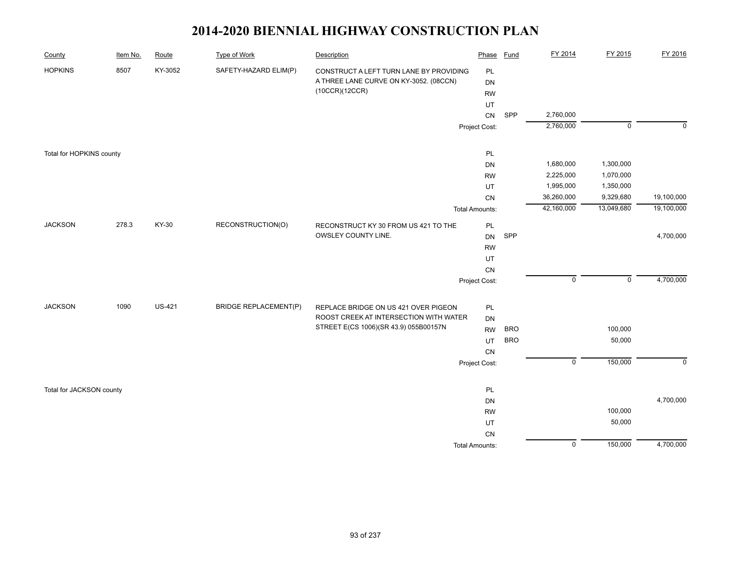# 2014-2020 BIENNIAL HIGHWAY CONSTRUCTION PLAN

| County | Item No. | Route | Type of Work | Description | Phase | Fund | FY 2014 | FY 2015 | FY 2016 |
|---|---|---|---|---|---|---|---|---|---|
| HOPKINS | 8507 | KY-3052 | SAFETY-HAZARD ELIM(P) | CONSTRUCT A LEFT TURN LANE BY PROVIDING A THREE LANE CURVE ON KY-3052. (08CCN)(10CCR)(12CCR) | PL | | | | |
| | | | | | DN | | | | |
| | | | | | RW | | | | |
| | | | | | UT | | | | |
| | | | | | CN | SPP | 2,760,000 | | |
| | | | | | Project Cost: | | 2,760,000 | 0 | 0 |
| Total for HOPKINS county | | | | | PL | | | | |
| | | | | | DN | | 1,680,000 | 1,300,000 | |
| | | | | | RW | | 2,225,000 | 1,070,000 | |
| | | | | | UT | | 1,995,000 | 1,350,000 | |
| | | | | | CN | | 36,260,000 | 9,329,680 | 19,100,000 |
| | | | | | Total Amounts: | | 42,160,000 | 13,049,680 | 19,100,000 |
| JACKSON | 278.3 | KY-30 | RECONSTRUCTION(O) | RECONSTRUCT KY 30 FROM US 421 TO THE OWSLEY COUNTY LINE. | PL | | | | |
| | | | | | DN | SPP | | | 4,700,000 |
| | | | | | RW | | | | |
| | | | | | UT | | | | |
| | | | | | CN | | | | |
| | | | | | Project Cost: | | 0 | 0 | 4,700,000 |
| JACKSON | 1090 | US-421 | BRIDGE REPLACEMENT(P) | REPLACE BRIDGE ON US 421 OVER PIGEON ROOST CREEK AT INTERSECTION WITH WATER STREET E(CS 1006)(SR 43.9) 055B00157N | PL | | | | |
| | | | | | DN | | | | |
| | | | | | RW | BRO | | 100,000 | |
| | | | | | UT | BRO | | 50,000 | |
| | | | | | CN | | | | |
| | | | | | Project Cost: | | 0 | 150,000 | 0 |
| Total for JACKSON county | | | | | PL | | | | |
| | | | | | DN | | | | 4,700,000 |
| | | | | | RW | | | 100,000 | |
| | | | | | UT | | | 50,000 | |
| | | | | | CN | | | | |
| | | | | | Total Amounts: | | 0 | 150,000 | 4,700,000 |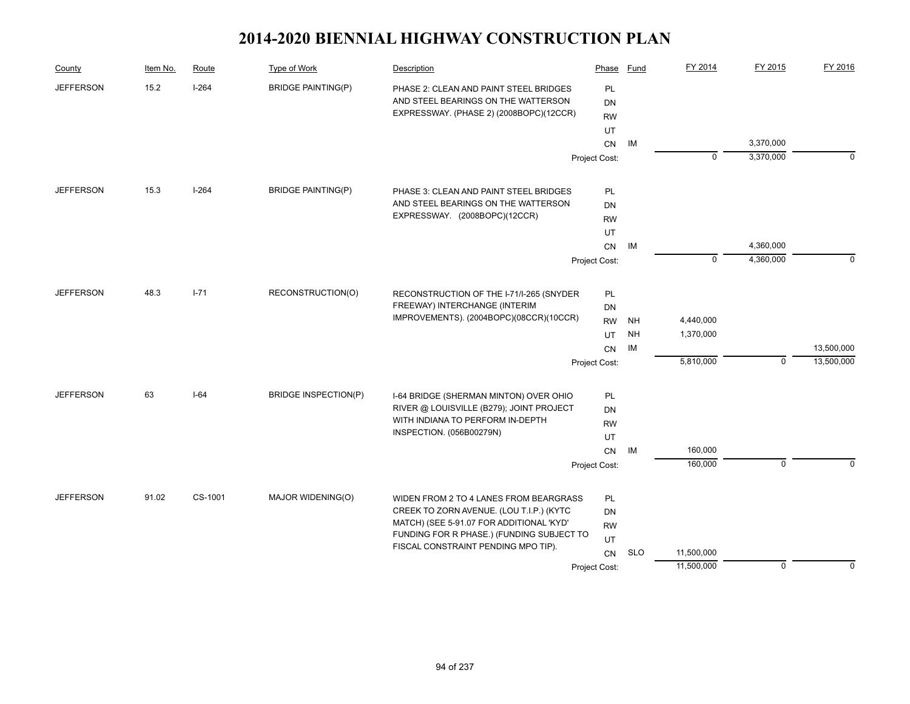# 2014-2020 BIENNIAL HIGHWAY CONSTRUCTION PLAN

| County | Item No. | Route | Type of Work | Description | Phase | Fund | FY 2014 | FY 2015 | FY 2016 |
|---|---|---|---|---|---|---|---|---|---|
| JEFFERSON | 15.2 | I-264 | BRIDGE PAINTING(P) | PHASE 2: CLEAN AND PAINT STEEL BRIDGES AND STEEL BEARINGS ON THE WATTERSON EXPRESSWAY. (PHASE 2) (2008BOPC)(12CCR) | PL | | | | |
| | | | | | DN | | | | |
| | | | | | RW | | | | |
| | | | | | UT | | | | |
| | | | | | CN | IM | | 3,370,000 | |
| | | | | | Project Cost: | | 0 | 3,370,000 | 0 |
| JEFFERSON | 15.3 | I-264 | BRIDGE PAINTING(P) | PHASE 3: CLEAN AND PAINT STEEL BRIDGES AND STEEL BEARINGS ON THE WATTERSON EXPRESSWAY. (2008BOPC)(12CCR) | PL | | | | |
| | | | | | DN | | | | |
| | | | | | RW | | | | |
| | | | | | UT | | | | |
| | | | | | CN | IM | | 4,360,000 | |
| | | | | | Project Cost: | | 0 | 4,360,000 | 0 |
| JEFFERSON | 48.3 | I-71 | RECONSTRUCTION(O) | RECONSTRUCTION OF THE I-71/I-265 (SNYDER FREEWAY) INTERCHANGE (INTERIM IMPROVEMENTS). (2004BOPC)(08CCR)(10CCR) | PL | | | | |
| | | | | | DN | | | | |
| | | | | | RW | NH | 4,440,000 | | |
| | | | | | UT | NH | 1,370,000 | | |
| | | | | | CN | IM | | | 13,500,000 |
| | | | | | Project Cost: | | 5,810,000 | 0 | 13,500,000 |
| JEFFERSON | 63 | I-64 | BRIDGE INSPECTION(P) | I-64 BRIDGE (SHERMAN MINTON) OVER OHIO RIVER @ LOUISVILLE (B279); JOINT PROJECT WITH INDIANA TO PERFORM IN-DEPTH INSPECTION. (056B00279N) | PL | | | | |
| | | | | | DN | | | | |
| | | | | | RW | | | | |
| | | | | | UT | | | | |
| | | | | | CN | IM | 160,000 | | |
| | | | | | Project Cost: | | 160,000 | 0 | 0 |
| JEFFERSON | 91.02 | CS-1001 | MAJOR WIDENING(O) | WIDEN FROM 2 TO 4 LANES FROM BEARGRASS CREEK TO ZORN AVENUE. (LOU T.I.P.) (KYTC MATCH) (SEE 5-91.07 FOR ADDITIONAL 'KYD' FUNDING FOR R PHASE.) (FUNDING SUBJECT TO FISCAL CONSTRAINT PENDING MPO TIP). | PL | | | | |
| | | | | | DN | | | | |
| | | | | | RW | | | | |
| | | | | | UT | | | | |
| | | | | | CN | SLO | 11,500,000 | | |
| | | | | | Project Cost: | | 11,500,000 | 0 | 0 |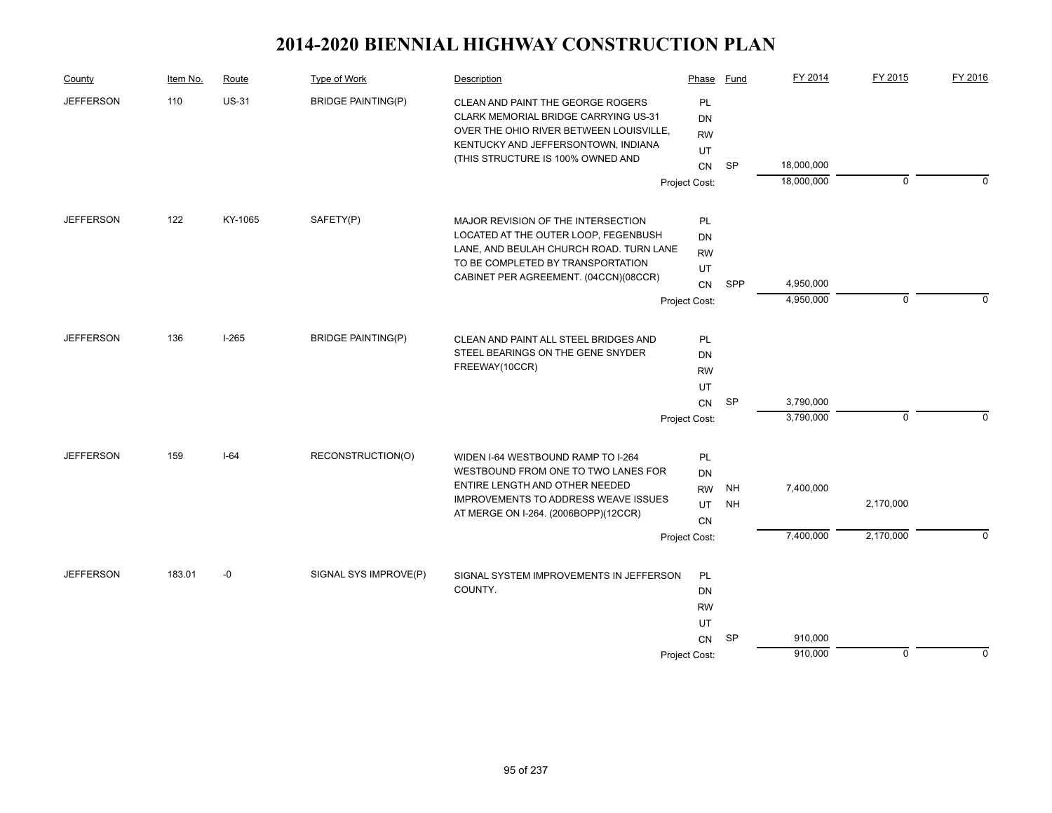# 2014-2020 BIENNIAL HIGHWAY CONSTRUCTION PLAN

| County | Item No. | Route | Type of Work | Description | Phase | Fund | FY 2014 | FY 2015 | FY 2016 |
|---|---|---|---|---|---|---|---|---|---|
| JEFFERSON | 110 | US-31 | BRIDGE PAINTING(P) | CLEAN AND PAINT THE GEORGE ROGERS CLARK MEMORIAL BRIDGE CARRYING US-31 OVER THE OHIO RIVER BETWEEN LOUISVILLE, KENTUCKY AND JEFFERSONTOWN, INDIANA (THIS STRUCTURE IS 100% OWNED AND | PL | | | | |
| | | | | | DN | | | | |
| | | | | | RW | | | | |
| | | | | | UT | | | | |
| | | | | | CN | SP | 18,000,000 | | |
| | | | | | Project Cost: | | 18,000,000 | 0 | 0 |
| JEFFERSON | 122 | KY-1065 | SAFETY(P) | MAJOR REVISION OF THE INTERSECTION LOCATED AT THE OUTER LOOP, FEGENBUSH LANE, AND BEULAH CHURCH ROAD. TURN LANE TO BE COMPLETED BY TRANSPORTATION CABINET PER AGREEMENT. (04CCN)(08CCR) | PL | | | | |
| | | | | | DN | | | | |
| | | | | | RW | | | | |
| | | | | | UT | | | | |
| | | | | | CN | SPP | 4,950,000 | | |
| | | | | | Project Cost: | | 4,950,000 | 0 | 0 |
| JEFFERSON | 136 | I-265 | BRIDGE PAINTING(P) | CLEAN AND PAINT ALL STEEL BRIDGES AND STEEL BEARINGS ON THE GENE SNYDER FREEWAY(10CCR) | PL | | | | |
| | | | | | DN | | | | |
| | | | | | RW | | | | |
| | | | | | UT | | | | |
| | | | | | CN | SP | 3,790,000 | | |
| | | | | | Project Cost: | | 3,790,000 | 0 | 0 |
| JEFFERSON | 159 | I-64 | RECONSTRUCTION(O) | WIDEN I-64 WESTBOUND RAMP TO I-264 WESTBOUND FROM ONE TO TWO LANES FOR ENTIRE LENGTH AND OTHER NEEDED IMPROVEMENTS TO ADDRESS WEAVE ISSUES AT MERGE ON I-264. (2006BOPP)(12CCR) | PL | | | | |
| | | | | | DN | | | | |
| | | | | | RW | NH | 7,400,000 | | |
| | | | | | UT | NH | | 2,170,000 | |
| | | | | | CN | | | | |
| | | | | | Project Cost: | | 7,400,000 | 2,170,000 | 0 |
| JEFFERSON | 183.01 | -0 | SIGNAL SYS IMPROVE(P) | SIGNAL SYSTEM IMPROVEMENTS IN JEFFERSON COUNTY. | PL | | | | |
| | | | | | DN | | | | |
| | | | | | RW | | | | |
| | | | | | UT | | | | |
| | | | | | CN | SP | 910,000 | | |
| | | | | | Project Cost: | | 910,000 | 0 | 0 |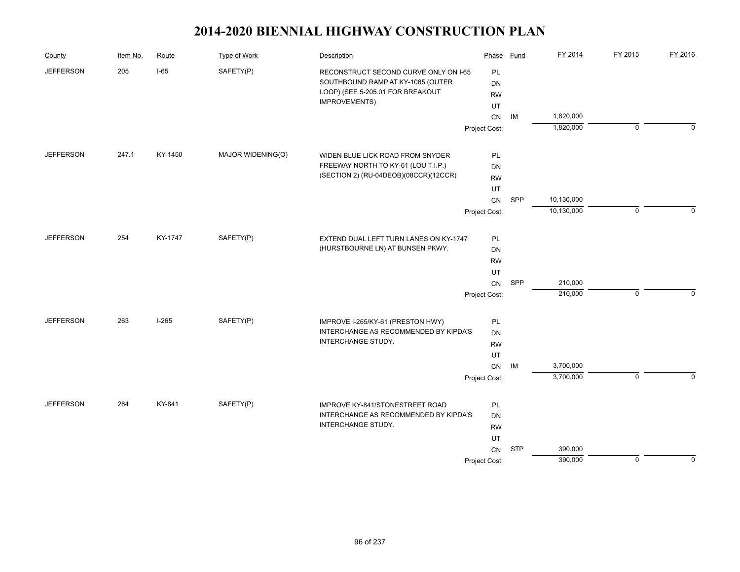# 2014-2020 BIENNIAL HIGHWAY CONSTRUCTION PLAN

| County | Item No. | Route | Type of Work | Description | Phase | Fund | FY 2014 | FY 2015 | FY 2016 |
|---|---|---|---|---|---|---|---|---|---|
| JEFFERSON | 205 | I-65 | SAFETY(P) | RECONSTRUCT SECOND CURVE ONLY ON I-65 SOUTHBOUND RAMP AT KY-1065 (OUTER LOOP).(SEE 5-205.01 FOR BREAKOUT IMPROVEMENTS) | PL | | | | |
| | | | | | DN | | | | |
| | | | | | RW | | | | |
| | | | | | UT | | | | |
| | | | | | CN | IM | 1,820,000 | | |
| | | | | | Project Cost: | | 1,820,000 | 0 | 0 |
| JEFFERSON | 247.1 | KY-1450 | MAJOR WIDENING(O) | WIDEN BLUE LICK ROAD FROM SNYDER FREEWAY NORTH TO KY-61 (LOU T.I.P.) (SECTION 2) (RU-04DEOB)(08CCR)(12CCR) | PL | | | | |
| | | | | | DN | | | | |
| | | | | | RW | | | | |
| | | | | | UT | | | | |
| | | | | | CN | SPP | 10,130,000 | | |
| | | | | | Project Cost: | | 10,130,000 | 0 | 0 |
| JEFFERSON | 254 | KY-1747 | SAFETY(P) | EXTEND DUAL LEFT TURN LANES ON KY-1747 (HURSTBOURNE LN) AT BUNSEN PKWY. | PL | | | | |
| | | | | | DN | | | | |
| | | | | | RW | | | | |
| | | | | | UT | | | | |
| | | | | | CN | SPP | 210,000 | | |
| | | | | | Project Cost: | | 210,000 | 0 | 0 |
| JEFFERSON | 263 | I-265 | SAFETY(P) | IMPROVE I-265/KY-61 (PRESTON HWY) INTERCHANGE AS RECOMMENDED BY KIPDA'S INTERCHANGE STUDY. | PL | | | | |
| | | | | | DN | | | | |
| | | | | | RW | | | | |
| | | | | | UT | | | | |
| | | | | | CN | IM | 3,700,000 | | |
| | | | | | Project Cost: | | 3,700,000 | 0 | 0 |
| JEFFERSON | 284 | KY-841 | SAFETY(P) | IMPROVE KY-841/STONESTREET ROAD INTERCHANGE AS RECOMMENDED BY KIPDA'S INTERCHANGE STUDY. | PL | | | | |
| | | | | | DN | | | | |
| | | | | | RW | | | | |
| | | | | | UT | | | | |
| | | | | | CN | STP | 390,000 | | |
| | | | | | Project Cost: | | 390,000 | 0 | 0 |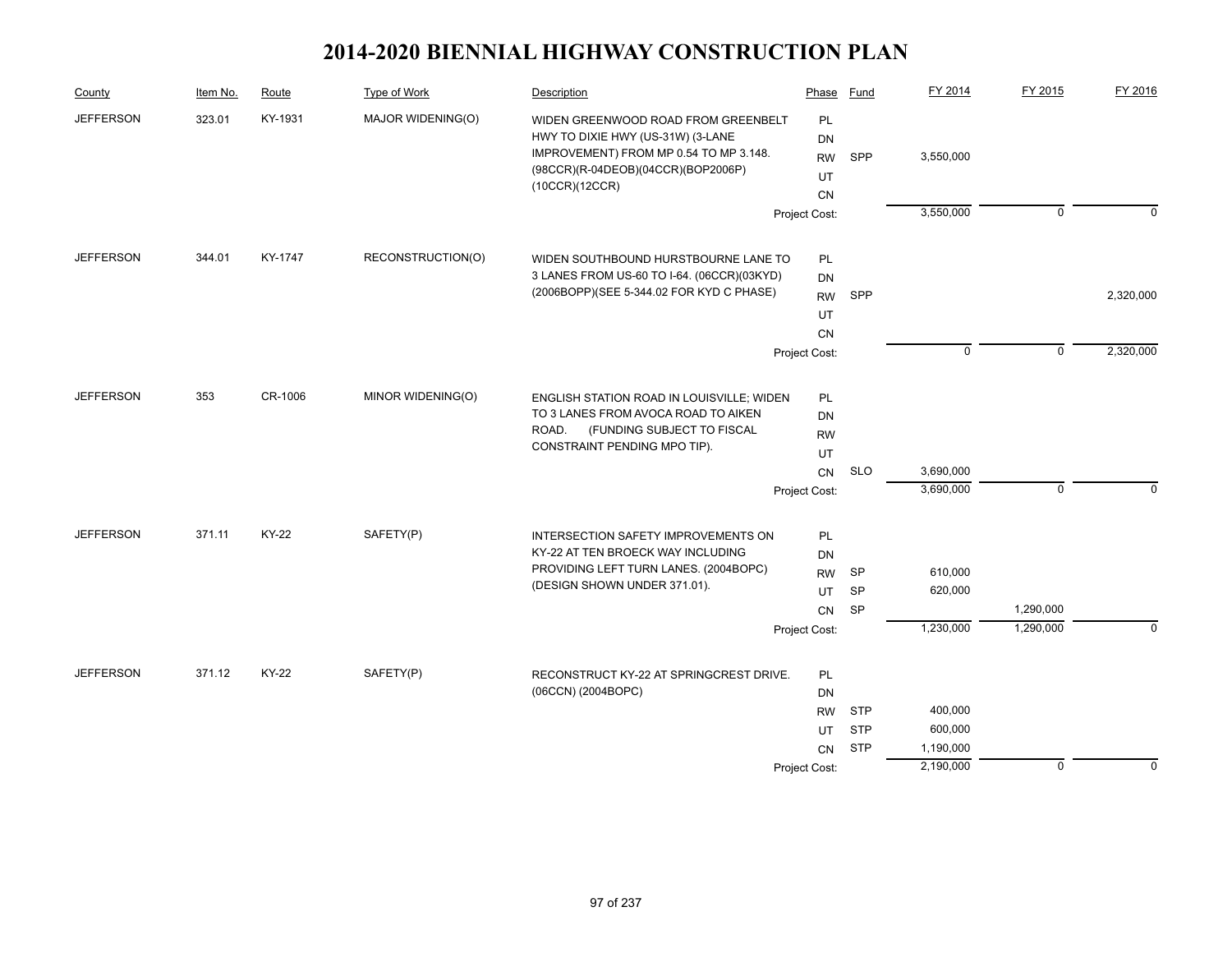# 2014-2020 BIENNIAL HIGHWAY CONSTRUCTION PLAN

| County | Item No. | Route | Type of Work | Description | Phase | Fund | FY 2014 | FY 2015 | FY 2016 |
|---|---|---|---|---|---|---|---|---|---|
| JEFFERSON | 323.01 | KY-1931 | MAJOR WIDENING(O) | WIDEN GREENWOOD ROAD FROM GREENBELT HWY TO DIXIE HWY (US-31W) (3-LANE IMPROVEMENT) FROM MP 0.54 TO MP 3.148. (98CCR)(R-04DEOB)(04CCR)(BOP2006P)(10CCR)(12CCR) | PL | | | | |
| | | | | | DN | | | | |
| | | | | | RW | SPP | 3,550,000 | | |
| | | | | | UT | | | | |
| | | | | | CN | | | | |
| | | | | | Project Cost: | | 3,550,000 | 0 | 0 |
| JEFFERSON | 344.01 | KY-1747 | RECONSTRUCTION(O) | WIDEN SOUTHBOUND HURSTBOURNE LANE TO 3 LANES FROM US-60 TO I-64. (06CCR)(03KYD)(2006BOPP)(SEE 5-344.02 FOR KYD C PHASE) | PL | | | | |
| | | | | | DN | | | | |
| | | | | | RW | SPP | | | 2,320,000 |
| | | | | | UT | | | | |
| | | | | | CN | | | | |
| | | | | | Project Cost: | | 0 | 0 | 2,320,000 |
| JEFFERSON | 353 | CR-1006 | MINOR WIDENING(O) | ENGLISH STATION ROAD IN LOUISVILLE; WIDEN TO 3 LANES FROM AVOCA ROAD TO AIKEN ROAD. (FUNDING SUBJECT TO FISCAL CONSTRAINT PENDING MPO TIP). | PL | | | | |
| | | | | | DN | | | | |
| | | | | | RW | | | | |
| | | | | | UT | | | | |
| | | | | | CN | SLO | 3,690,000 | | |
| | | | | | Project Cost: | | 3,690,000 | 0 | 0 |
| JEFFERSON | 371.11 | KY-22 | SAFETY(P) | INTERSECTION SAFETY IMPROVEMENTS ON KY-22 AT TEN BROECK WAY INCLUDING PROVIDING LEFT TURN LANES. (2004BOPC)(DESIGN SHOWN UNDER 371.01). | PL | | | | |
| | | | | | DN | | | | |
| | | | | | RW | SP | 610,000 | | |
| | | | | | UT | SP | 620,000 | | |
| | | | | | CN | SP | | 1,290,000 | |
| | | | | | Project Cost: | | 1,230,000 | 1,290,000 | 0 |
| JEFFERSON | 371.12 | KY-22 | SAFETY(P) | RECONSTRUCT KY-22 AT SPRINGCREST DRIVE. (06CCN) (2004BOPC) | PL | | | | |
| | | | | | DN | | | | |
| | | | | | RW | STP | 400,000 | | |
| | | | | | UT | STP | 600,000 | | |
| | | | | | CN | STP | 1,190,000 | | |
| | | | | | Project Cost: | | 2,190,000 | 0 | 0 |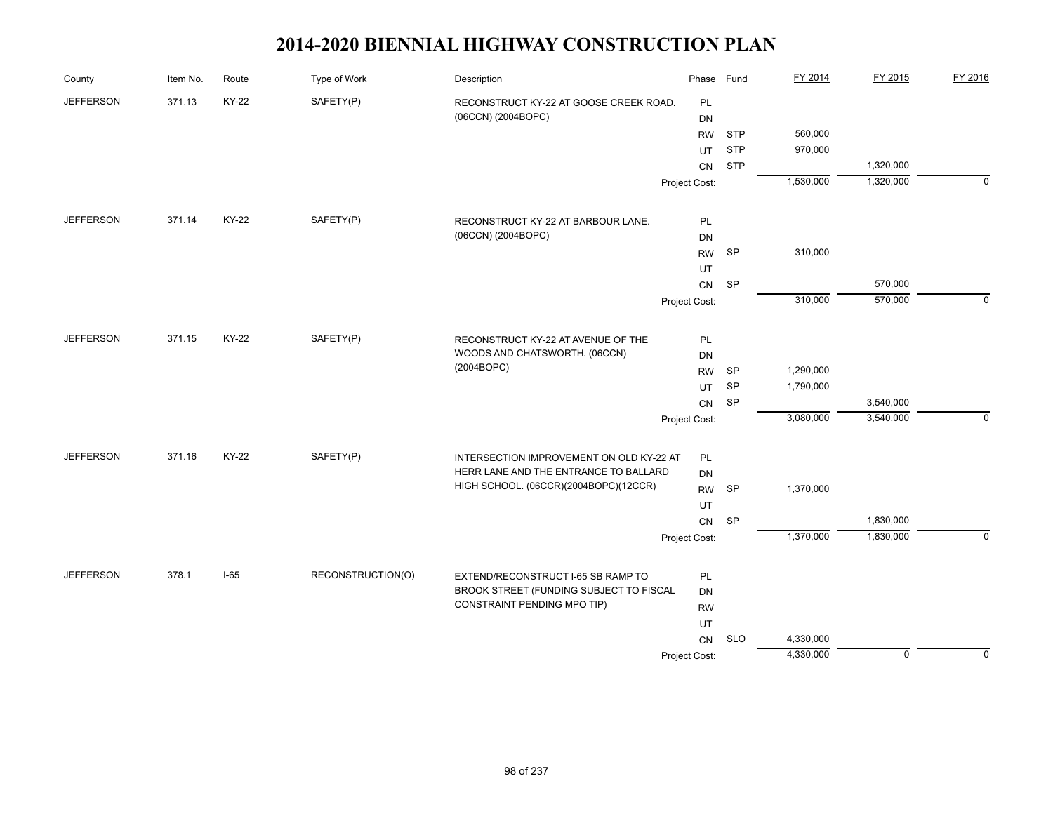# 2014-2020 BIENNIAL HIGHWAY CONSTRUCTION PLAN

| County | Item No. | Route | Type of Work | Description | Phase | Fund | FY 2014 | FY 2015 | FY 2016 |
|---|---|---|---|---|---|---|---|---|---|
| JEFFERSON | 371.13 | KY-22 | SAFETY(P) | RECONSTRUCT KY-22 AT GOOSE CREEK ROAD. (06CCN) (2004BOPC) | PL | | | | |
| | | | | | DN | | | | |
| | | | | | RW | STP | 560,000 | | |
| | | | | | UT | STP | 970,000 | | |
| | | | | | CN | STP | | 1,320,000 | |
| | | | | | Project Cost: | | 1,530,000 | 1,320,000 | 0 |
| JEFFERSON | 371.14 | KY-22 | SAFETY(P) | RECONSTRUCT KY-22 AT BARBOUR LANE. (06CCN) (2004BOPC) | PL | | | | |
| | | | | | DN | | | | |
| | | | | | RW | SP | 310,000 | | |
| | | | | | UT | | | | |
| | | | | | CN | SP | | 570,000 | |
| | | | | | Project Cost: | | 310,000 | 570,000 | 0 |
| JEFFERSON | 371.15 | KY-22 | SAFETY(P) | RECONSTRUCT KY-22 AT AVENUE OF THE WOODS AND CHATSWORTH. (06CCN) (2004BOPC) | PL | | | | |
| | | | | | DN | | | | |
| | | | | | RW | SP | 1,290,000 | | |
| | | | | | UT | SP | 1,790,000 | | |
| | | | | | CN | SP | | 3,540,000 | |
| | | | | | Project Cost: | | 3,080,000 | 3,540,000 | 0 |
| JEFFERSON | 371.16 | KY-22 | SAFETY(P) | INTERSECTION IMPROVEMENT ON OLD KY-22 AT HERR LANE AND THE ENTRANCE TO BALLARD HIGH SCHOOL. (06CCR)(2004BOPC)(12CCR) | PL | | | | |
| | | | | | DN | | | | |
| | | | | | RW | SP | 1,370,000 | | |
| | | | | | UT | | | | |
| | | | | | CN | SP | | 1,830,000 | |
| | | | | | Project Cost: | | 1,370,000 | 1,830,000 | 0 |
| JEFFERSON | 378.1 | I-65 | RECONSTRUCTION(O) | EXTEND/RECONSTRUCT I-65 SB RAMP TO BROOK STREET (FUNDING SUBJECT TO FISCAL CONSTRAINT PENDING MPO TIP) | PL | | | | |
| | | | | | DN | | | | |
| | | | | | RW | | | | |
| | | | | | UT | | | | |
| | | | | | CN | SLO | 4,330,000 | | |
| | | | | | Project Cost: | | 4,330,000 | 0 | 0 |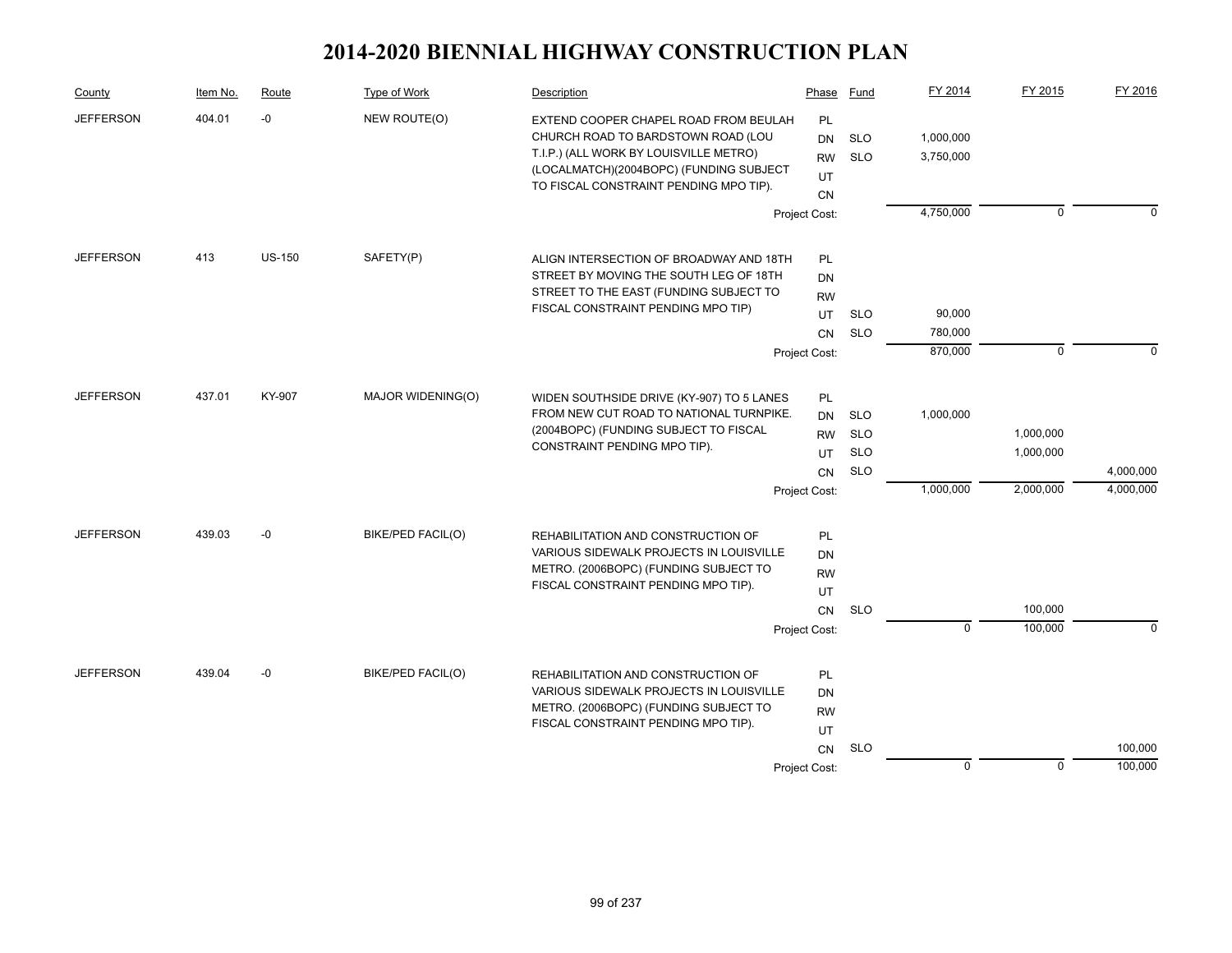# 2014-2020 BIENNIAL HIGHWAY CONSTRUCTION PLAN

| County | Item No. | Route | Type of Work | Description | Phase | Fund | FY 2014 | FY 2015 | FY 2016 |
|---|---|---|---|---|---|---|---|---|---|
| JEFFERSON | 404.01 | -0 | NEW ROUTE(O) | EXTEND COOPER CHAPEL ROAD FROM BEULAH CHURCH ROAD TO BARDSTOWN ROAD (LOU T.I.P.) (ALL WORK BY LOUISVILLE METRO) (LOCALMATCH)(2004BOPC) (FUNDING SUBJECT TO FISCAL CONSTRAINT PENDING MPO TIP). | PL | | | | |
| | | | | | DN | SLO | 1,000,000 | | |
| | | | | | RW | SLO | 3,750,000 | | |
| | | | | | UT | | | | |
| | | | | | CN | | | | |
| | | | | | Project Cost: | | 4,750,000 | 0 | 0 |
| JEFFERSON | 413 | US-150 | SAFETY(P) | ALIGN INTERSECTION OF BROADWAY AND 18TH STREET BY MOVING THE SOUTH LEG OF 18TH STREET TO THE EAST (FUNDING SUBJECT TO FISCAL CONSTRAINT PENDING MPO TIP) | PL | | | | |
| | | | | | DN | | | | |
| | | | | | RW | | | | |
| | | | | | UT | SLO | 90,000 | | |
| | | | | | CN | SLO | 780,000 | | |
| | | | | | Project Cost: | | 870,000 | 0 | 0 |
| JEFFERSON | 437.01 | KY-907 | MAJOR WIDENING(O) | WIDEN SOUTHSIDE DRIVE (KY-907) TO 5 LANES FROM NEW CUT ROAD TO NATIONAL TURNPIKE. (2004BOPC) (FUNDING SUBJECT TO FISCAL CONSTRAINT PENDING MPO TIP). | PL | | | | |
| | | | | | DN | SLO | 1,000,000 | | |
| | | | | | RW | SLO | | 1,000,000 | |
| | | | | | UT | SLO | | 1,000,000 | |
| | | | | | CN | SLO | | | 4,000,000 |
| | | | | | Project Cost: | | 1,000,000 | 2,000,000 | 4,000,000 |
| JEFFERSON | 439.03 | -0 | BIKE/PED FACIL(O) | REHABILITATION AND CONSTRUCTION OF VARIOUS SIDEWALK PROJECTS IN LOUISVILLE METRO. (2006BOPC) (FUNDING SUBJECT TO FISCAL CONSTRAINT PENDING MPO TIP). | PL | | | | |
| | | | | | DN | | | | |
| | | | | | RW | | | | |
| | | | | | UT | | | | |
| | | | | | CN | SLO | | 100,000 | |
| | | | | | Project Cost: | | 0 | 100,000 | 0 |
| JEFFERSON | 439.04 | -0 | BIKE/PED FACIL(O) | REHABILITATION AND CONSTRUCTION OF VARIOUS SIDEWALK PROJECTS IN LOUISVILLE METRO. (2006BOPC) (FUNDING SUBJECT TO FISCAL CONSTRAINT PENDING MPO TIP). | PL | | | | |
| | | | | | DN | | | | |
| | | | | | RW | | | | |
| | | | | | UT | | | | |
| | | | | | CN | SLO | | | 100,000 |
| | | | | | Project Cost: | | 0 | 0 | 100,000 |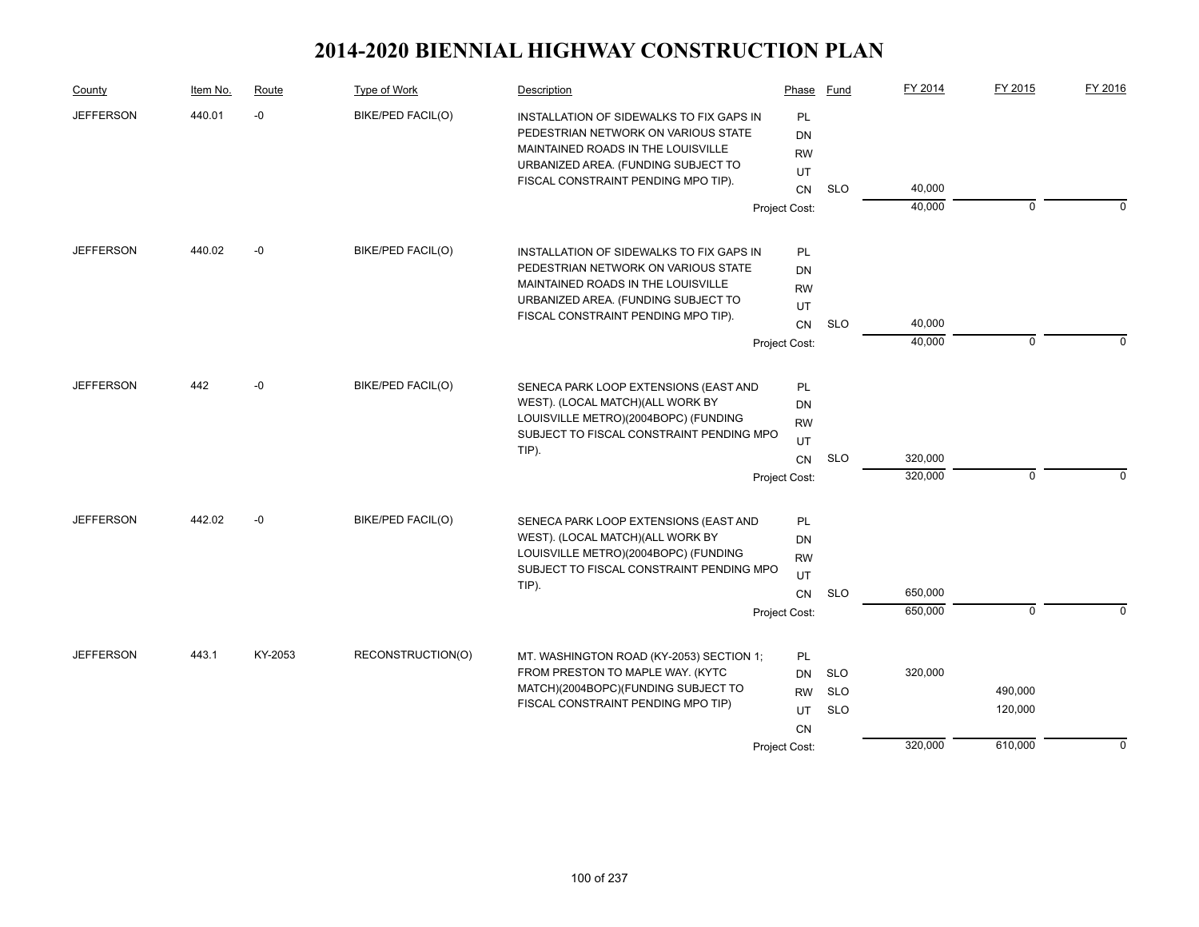# 2014-2020 BIENNIAL HIGHWAY CONSTRUCTION PLAN

| County | Item No. | Route | Type of Work | Description | Phase | Fund | FY 2014 | FY 2015 | FY 2016 |
|---|---|---|---|---|---|---|---|---|---|
| JEFFERSON | 440.01 | -0 | BIKE/PED FACIL(O) | INSTALLATION OF SIDEWALKS TO FIX GAPS IN PEDESTRIAN NETWORK ON VARIOUS STATE MAINTAINED ROADS IN THE LOUISVILLE URBANIZED AREA. (FUNDING SUBJECT TO FISCAL CONSTRAINT PENDING MPO TIP). | PL | | | | |
| | | | | | DN | | | | |
| | | | | | RW | | | | |
| | | | | | UT | | | | |
| | | | | | CN | SLO | 40,000 | | |
| | | | | | Project Cost: | | 40,000 | 0 | 0 |
| JEFFERSON | 440.02 | -0 | BIKE/PED FACIL(O) | INSTALLATION OF SIDEWALKS TO FIX GAPS IN PEDESTRIAN NETWORK ON VARIOUS STATE MAINTAINED ROADS IN THE LOUISVILLE URBANIZED AREA. (FUNDING SUBJECT TO FISCAL CONSTRAINT PENDING MPO TIP). | PL | | | | |
| | | | | | DN | | | | |
| | | | | | RW | | | | |
| | | | | | UT | | | | |
| | | | | | CN | SLO | 40,000 | | |
| | | | | | Project Cost: | | 40,000 | 0 | 0 |
| JEFFERSON | 442 | -0 | BIKE/PED FACIL(O) | SENECA PARK LOOP EXTENSIONS (EAST AND WEST). (LOCAL MATCH)(ALL WORK BY LOUISVILLE METRO)(2004BOPC) (FUNDING SUBJECT TO FISCAL CONSTRAINT PENDING MPO TIP). | PL | | | | |
| | | | | | DN | | | | |
| | | | | | RW | | | | |
| | | | | | UT | | | | |
| | | | | | CN | SLO | 320,000 | | |
| | | | | | Project Cost: | | 320,000 | 0 | 0 |
| JEFFERSON | 442.02 | -0 | BIKE/PED FACIL(O) | SENECA PARK LOOP EXTENSIONS (EAST AND WEST). (LOCAL MATCH)(ALL WORK BY LOUISVILLE METRO)(2004BOPC) (FUNDING SUBJECT TO FISCAL CONSTRAINT PENDING MPO TIP). | PL | | | | |
| | | | | | DN | | | | |
| | | | | | RW | | | | |
| | | | | | UT | | | | |
| | | | | | CN | SLO | 650,000 | | |
| | | | | | Project Cost: | | 650,000 | 0 | 0 |
| JEFFERSON | 443.1 | KY-2053 | RECONSTRUCTION(O) | MT. WASHINGTON ROAD (KY-2053) SECTION 1; FROM PRESTON TO MAPLE WAY. (KYTC MATCH)(2004BOPC)(FUNDING SUBJECT TO FISCAL CONSTRAINT PENDING MPO TIP) | PL | | | | |
| | | | | | DN | SLO | 320,000 | | |
| | | | | | RW | SLO | | 490,000 | |
| | | | | | UT | SLO | | 120,000 | |
| | | | | | CN | | | | |
| | | | | | Project Cost: | | 320,000 | 610,000 | 0 |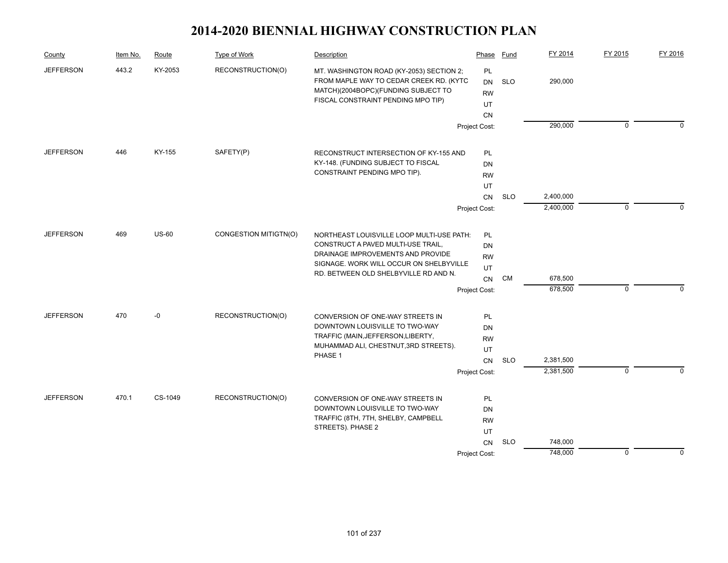# 2014-2020 BIENNIAL HIGHWAY CONSTRUCTION PLAN

| County | Item No. | Route | Type of Work | Description | Phase | Fund | FY 2014 | FY 2015 | FY 2016 |
|---|---|---|---|---|---|---|---|---|---|
| JEFFERSON | 443.2 | KY-2053 | RECONSTRUCTION(O) | MT. WASHINGTON ROAD (KY-2053) SECTION 2; FROM MAPLE WAY TO CEDAR CREEK RD. (KYTC MATCH)(2004BOPC)(FUNDING SUBJECT TO FISCAL CONSTRAINT PENDING MPO TIP) | PL | | | | |
| | | | | | DN | SLO | 290,000 | | |
| | | | | | RW | | | | |
| | | | | | UT | | | | |
| | | | | | CN | | | | |
| | | | | | Project Cost: | | 290,000 | 0 | 0 |
| JEFFERSON | 446 | KY-155 | SAFETY(P) | RECONSTRUCT INTERSECTION OF KY-155 AND KY-148. (FUNDING SUBJECT TO FISCAL CONSTRAINT PENDING MPO TIP). | PL | | | | |
| | | | | | DN | | | | |
| | | | | | RW | | | | |
| | | | | | UT | | | | |
| | | | | | CN | SLO | 2,400,000 | | |
| | | | | | Project Cost: | | 2,400,000 | 0 | 0 |
| JEFFERSON | 469 | US-60 | CONGESTION MITIGTN(O) | NORTHEAST LOUISVILLE LOOP MULTI-USE PATH: CONSTRUCT A PAVED MULTI-USE TRAIL, DRAINAGE IMPROVEMENTS AND PROVIDE SIGNAGE. WORK WILL OCCUR ON SHELBYVILLE RD. BETWEEN OLD SHELBYVILLE RD AND N. | PL | | | | |
| | | | | | DN | | | | |
| | | | | | RW | | | | |
| | | | | | UT | | | | |
| | | | | | CN | CM | 678,500 | | |
| | | | | | Project Cost: | | 678,500 | 0 | 0 |
| JEFFERSON | 470 | -0 | RECONSTRUCTION(O) | CONVERSION OF ONE-WAY STREETS IN DOWNTOWN LOUISVILLE TO TWO-WAY TRAFFIC (MAIN,JEFFERSON,LIBERTY, MUHAMMAD ALI, CHESTNUT,3RD STREETS). PHASE 1 | PL | | | | |
| | | | | | DN | | | | |
| | | | | | RW | | | | |
| | | | | | UT | | | | |
| | | | | | CN | SLO | 2,381,500 | | |
| | | | | | Project Cost: | | 2,381,500 | 0 | 0 |
| JEFFERSON | 470.1 | CS-1049 | RECONSTRUCTION(O) | CONVERSION OF ONE-WAY STREETS IN DOWNTOWN LOUISVILLE TO TWO-WAY TRAFFIC (8TH, 7TH, SHELBY, CAMPBELL STREETS). PHASE 2 | PL | | | | |
| | | | | | DN | | | | |
| | | | | | RW | | | | |
| | | | | | UT | | | | |
| | | | | | CN | SLO | 748,000 | | |
| | | | | | Project Cost: | | 748,000 | 0 | 0 |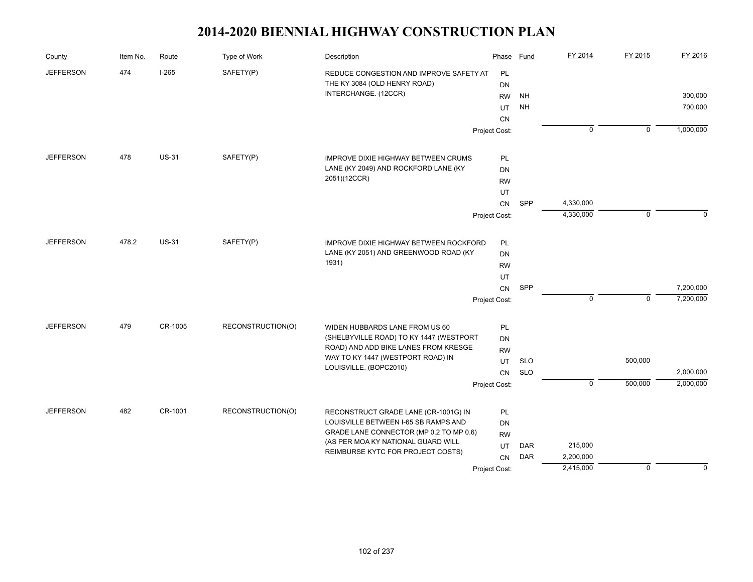# 2014-2020 BIENNIAL HIGHWAY CONSTRUCTION PLAN

| County | Item No. | Route | Type of Work | Description | Phase | Fund | FY 2014 | FY 2015 | FY 2016 |
|---|---|---|---|---|---|---|---|---|---|
| JEFFERSON | 474 | I-265 | SAFETY(P) | REDUCE CONGESTION AND IMPROVE SAFETY AT THE KY 3084 (OLD HENRY ROAD) INTERCHANGE. (12CCR) | PL | | | | |
| | | | | | DN | | | | |
| | | | | | RW | NH | | | 300,000 |
| | | | | | UT | NH | | | 700,000 |
| | | | | | CN | | | | |
| | | | | | Project Cost: | | 0 | 0 | 1,000,000 |
| JEFFERSON | 478 | US-31 | SAFETY(P) | IMPROVE DIXIE HIGHWAY BETWEEN CRUMS LANE (KY 2049) AND ROCKFORD LANE (KY 2051)(12CCR) | PL | | | | |
| | | | | | DN | | | | |
| | | | | | RW | | | | |
| | | | | | UT | | | | |
| | | | | | CN | SPP | 4,330,000 | | |
| | | | | | Project Cost: | | 4,330,000 | 0 | 0 |
| JEFFERSON | 478.2 | US-31 | SAFETY(P) | IMPROVE DIXIE HIGHWAY BETWEEN ROCKFORD LANE (KY 2051) AND GREENWOOD ROAD (KY 1931) | PL | | | | |
| | | | | | DN | | | | |
| | | | | | RW | | | | |
| | | | | | UT | | | | |
| | | | | | CN | SPP | | | 7,200,000 |
| | | | | | Project Cost: | | 0 | 0 | 7,200,000 |
| JEFFERSON | 479 | CR-1005 | RECONSTRUCTION(O) | WIDEN HUBBARDS LANE FROM US 60 (SHELBYVILLE ROAD) TO KY 1447 (WESTPORT ROAD) AND ADD BIKE LANES FROM KRESGE WAY TO KY 1447 (WESTPORT ROAD) IN LOUISVILLE. (BOPC2010) | PL | | | | |
| | | | | | DN | | | | |
| | | | | | RW | | | | |
| | | | | | UT | SLO | | 500,000 | |
| | | | | | CN | SLO | | | 2,000,000 |
| | | | | | Project Cost: | | 0 | 500,000 | 2,000,000 |
| JEFFERSON | 482 | CR-1001 | RECONSTRUCTION(O) | RECONSTRUCT GRADE LANE (CR-1001G) IN LOUISVILLE BETWEEN I-65 SB RAMPS AND GRADE LANE CONNECTOR (MP 0.2 TO MP 0.6) (AS PER MOA KY NATIONAL GUARD WILL REIMBURSE KYTC FOR PROJECT COSTS) | PL | | | | |
| | | | | | DN | | | | |
| | | | | | RW | | | | |
| | | | | | UT | DAR | 215,000 | | |
| | | | | | CN | DAR | 2,200,000 | | |
| | | | | | Project Cost: | | 2,415,000 | 0 | 0 |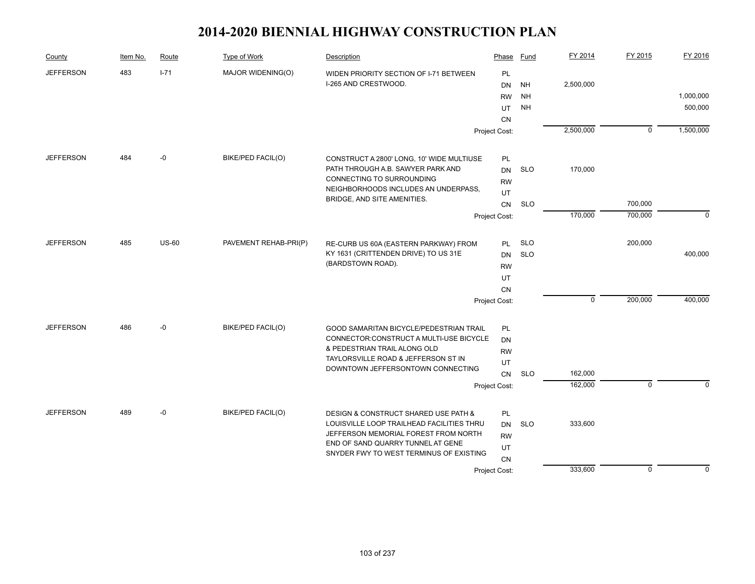# 2014-2020 BIENNIAL HIGHWAY CONSTRUCTION PLAN

| County | Item No. | Route | Type of Work | Description | Phase | Fund | FY 2014 | FY 2015 | FY 2016 |
|---|---|---|---|---|---|---|---|---|---|
| JEFFERSON | 483 | I-71 | MAJOR WIDENING(O) | WIDEN PRIORITY SECTION OF I-71 BETWEEN I-265 AND CRESTWOOD. | PL | | | | |
| | | | | | DN | NH | 2,500,000 | | |
| | | | | | RW | NH | | | 1,000,000 |
| | | | | | UT | NH | | | 500,000 |
| | | | | | CN | | | | |
| | | | | | Project Cost: | | 2,500,000 | 0 | 1,500,000 |
| JEFFERSON | 484 | -0 | BIKE/PED FACIL(O) | CONSTRUCT A 2800' LONG, 10' WIDE MULTIUSE PATH THROUGH A.B. SAWYER PARK AND CONNECTING TO SURROUNDING NEIGHBORHOODS INCLUDES AN UNDERPASS, BRIDGE, AND SITE AMENITIES. | PL | | | | |
| | | | | | DN | SLO | 170,000 | | |
| | | | | | RW | | | | |
| | | | | | UT | | | | |
| | | | | | CN | SLO | | 700,000 | |
| | | | | | Project Cost: | | 170,000 | 700,000 | 0 |
| JEFFERSON | 485 | US-60 | PAVEMENT REHAB-PRI(P) | RE-CURB US 60A (EASTERN PARKWAY) FROM KY 1631 (CRITTENDEN DRIVE) TO US 31E (BARDSTOWN ROAD). | PL | SLO | | 200,000 | |
| | | | | | DN | SLO | | | 400,000 |
| | | | | | RW | | | | |
| | | | | | UT | | | | |
| | | | | | CN | | | | |
| | | | | | Project Cost: | | 0 | 200,000 | 400,000 |
| JEFFERSON | 486 | -0 | BIKE/PED FACIL(O) | GOOD SAMARITAN BICYCLE/PEDESTRIAN TRAIL CONNECTOR:CONSTRUCT A MULTI-USE BICYCLE & PEDESTRIAN TRAIL ALONG OLD TAYLORSVILLE ROAD & JEFFERSON ST IN DOWNTOWN JEFFERSONTOWN CONNECTING | PL | | | | |
| | | | | | DN | | | | |
| | | | | | RW | | | | |
| | | | | | UT | | | | |
| | | | | | CN | SLO | 162,000 | | |
| | | | | | Project Cost: | | 162,000 | 0 | 0 |
| JEFFERSON | 489 | -0 | BIKE/PED FACIL(O) | DESIGN & CONSTRUCT SHARED USE PATH & LOUISVILLE LOOP TRAILHEAD FACILITIES THRU JEFFERSON MEMORIAL FOREST FROM NORTH END OF SAND QUARRY TUNNEL AT GENE SNYDER FWY TO WEST TERMINUS OF EXISTING | PL | | | | |
| | | | | | DN | SLO | 333,600 | | |
| | | | | | RW | | | | |
| | | | | | UT | | | | |
| | | | | | CN | | | | |
| | | | | | Project Cost: | | 333,600 | 0 | 0 |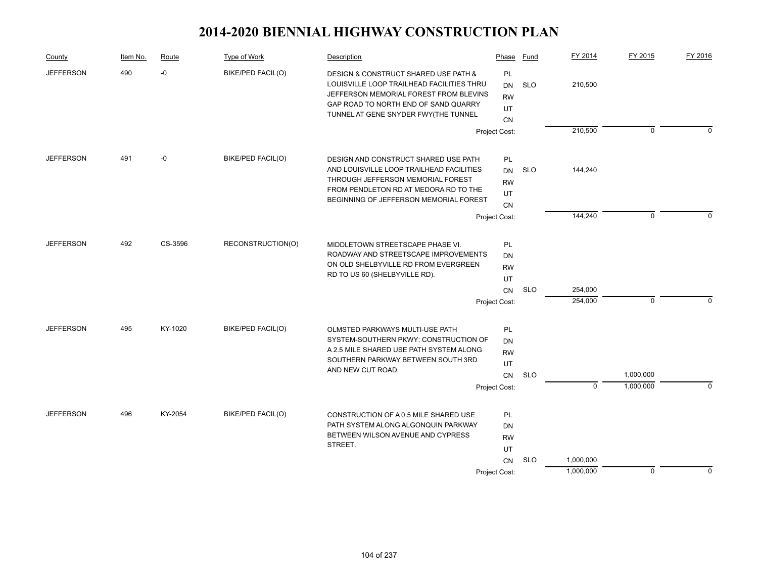# 2014-2020 BIENNIAL HIGHWAY CONSTRUCTION PLAN

| County | Item No. | Route | Type of Work | Description | Phase | Fund | FY 2014 | FY 2015 | FY 2016 |
|---|---|---|---|---|---|---|---|---|---|
| JEFFERSON | 490 | -0 | BIKE/PED FACIL(O) | DESIGN & CONSTRUCT SHARED USE PATH & LOUISVILLE LOOP TRAILHEAD FACILITIES THRU JEFFERSON MEMORIAL FOREST FROM BLEVINS GAP ROAD TO NORTH END OF SAND QUARRY TUNNEL AT GENE SNYDER FWY(THE TUNNEL | PL | | | | |
| | | | | | DN | SLO | 210,500 | | |
| | | | | | RW | | | | |
| | | | | | UT | | | | |
| | | | | | CN | | | | |
| | | | | | Project Cost: | | 210,500 | 0 | 0 |
| JEFFERSON | 491 | -0 | BIKE/PED FACIL(O) | DESIGN AND CONSTRUCT SHARED USE PATH AND LOUISVILLE LOOP TRAILHEAD FACILITIES THROUGH JEFFERSON MEMORIAL FOREST FROM PENDLETON RD AT MEDORA RD TO THE BEGINNING OF JEFFERSON MEMORIAL FOREST | PL | | | | |
| | | | | | DN | SLO | 144,240 | | |
| | | | | | RW | | | | |
| | | | | | UT | | | | |
| | | | | | CN | | | | |
| | | | | | Project Cost: | | 144,240 | 0 | 0 |
| JEFFERSON | 492 | CS-3596 | RECONSTRUCTION(O) | MIDDLETOWN STREETSCAPE PHASE VI. ROADWAY AND STREETSCAPE IMPROVEMENTS ON OLD SHELBYVILLE RD FROM EVERGREEN RD TO US 60 (SHELBYVILLE RD). | PL | | | | |
| | | | | | DN | | | | |
| | | | | | RW | | | | |
| | | | | | UT | | | | |
| | | | | | CN | SLO | 254,000 | | |
| | | | | | Project Cost: | | 254,000 | 0 | 0 |
| JEFFERSON | 495 | KY-1020 | BIKE/PED FACIL(O) | OLMSTED PARKWAYS MULTI-USE PATH SYSTEM-SOUTHERN PKWY: CONSTRUCTION OF A 2.5 MILE SHARED USE PATH SYSTEM ALONG SOUTHERN PARKWAY BETWEEN SOUTH 3RD AND NEW CUT ROAD. | PL | | | | |
| | | | | | DN | | | | |
| | | | | | RW | | | | |
| | | | | | UT | | | | |
| | | | | | CN | SLO | | 1,000,000 | |
| | | | | | Project Cost: | | 0 | 1,000,000 | 0 |
| JEFFERSON | 496 | KY-2054 | BIKE/PED FACIL(O) | CONSTRUCTION OF A 0.5 MILE SHARED USE PATH SYSTEM ALONG ALGONQUIN PARKWAY BETWEEN WILSON AVENUE AND CYPRESS STREET. | PL | | | | |
| | | | | | DN | | | | |
| | | | | | RW | | | | |
| | | | | | UT | | | | |
| | | | | | CN | SLO | 1,000,000 | | |
| | | | | | Project Cost: | | 1,000,000 | 0 | 0 |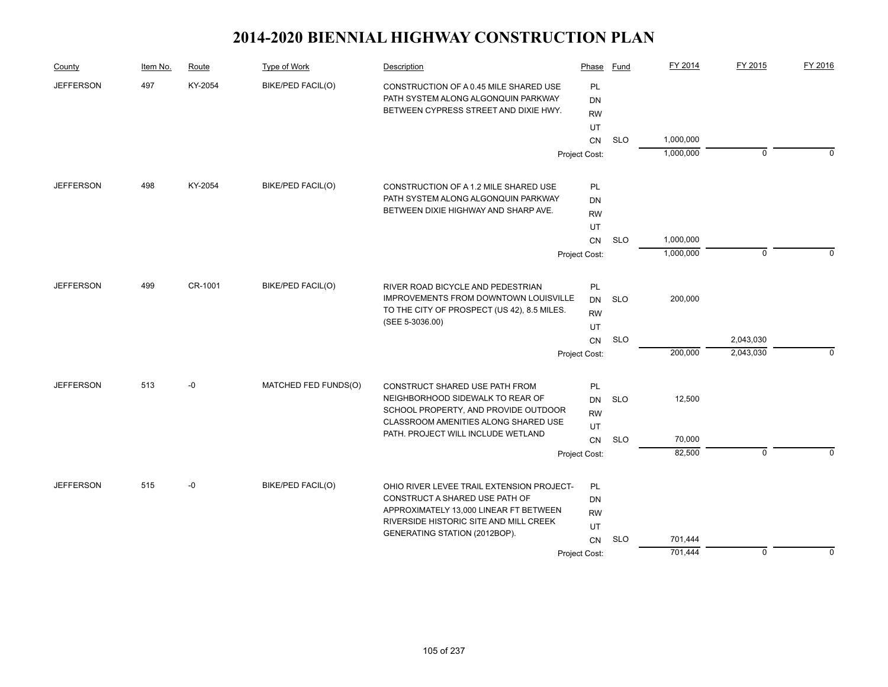# 2014-2020 BIENNIAL HIGHWAY CONSTRUCTION PLAN

| County | Item No. | Route | Type of Work | Description | Phase | Fund | FY 2014 | FY 2015 | FY 2016 |
|---|---|---|---|---|---|---|---|---|---|
| JEFFERSON | 497 | KY-2054 | BIKE/PED FACIL(O) | CONSTRUCTION OF A 0.45 MILE SHARED USE PATH SYSTEM ALONG ALGONQUIN PARKWAY BETWEEN CYPRESS STREET AND DIXIE HWY. | PL | | | | |
| | | | | | DN | | | | |
| | | | | | RW | | | | |
| | | | | | UT | | | | |
| | | | | | CN | SLO | 1,000,000 | | |
| | | | | | Project Cost: | | 1,000,000 | 0 | 0 |
| JEFFERSON | 498 | KY-2054 | BIKE/PED FACIL(O) | CONSTRUCTION OF A 1.2 MILE SHARED USE PATH SYSTEM ALONG ALGONQUIN PARKWAY BETWEEN DIXIE HIGHWAY AND SHARP AVE. | PL | | | | |
| | | | | | DN | | | | |
| | | | | | RW | | | | |
| | | | | | UT | | | | |
| | | | | | CN | SLO | 1,000,000 | | |
| | | | | | Project Cost: | | 1,000,000 | 0 | 0 |
| JEFFERSON | 499 | CR-1001 | BIKE/PED FACIL(O) | RIVER ROAD BICYCLE AND PEDESTRIAN IMPROVEMENTS FROM DOWNTOWN LOUISVILLE TO THE CITY OF PROSPECT (US 42), 8.5 MILES. (SEE 5-3036.00) | PL | | | | |
| | | | | | DN | SLO | 200,000 | | |
| | | | | | RW | | | | |
| | | | | | UT | | | | |
| | | | | | CN | SLO | | 2,043,030 | |
| | | | | | Project Cost: | | 200,000 | 2,043,030 | 0 |
| JEFFERSON | 513 | -0 | MATCHED FED FUNDS(O) | CONSTRUCT SHARED USE PATH FROM NEIGHBORHOOD SIDEWALK TO REAR OF SCHOOL PROPERTY, AND PROVIDE OUTDOOR CLASSROOM AMENITIES ALONG SHARED USE PATH. PROJECT WILL INCLUDE WETLAND | PL | | | | |
| | | | | | DN | SLO | 12,500 | | |
| | | | | | RW | | | | |
| | | | | | UT | | | | |
| | | | | | CN | SLO | 70,000 | | |
| | | | | | Project Cost: | | 82,500 | 0 | 0 |
| JEFFERSON | 515 | -0 | BIKE/PED FACIL(O) | OHIO RIVER LEVEE TRAIL EXTENSION PROJECT- CONSTRUCT A SHARED USE PATH OF APPROXIMATELY 13,000 LINEAR FT BETWEEN RIVERSIDE HISTORIC SITE AND MILL CREEK GENERATING STATION (2012BOP). | PL | | | | |
| | | | | | DN | | | | |
| | | | | | RW | | | | |
| | | | | | UT | | | | |
| | | | | | CN | SLO | 701,444 | | |
| | | | | | Project Cost: | | 701,444 | 0 | 0 |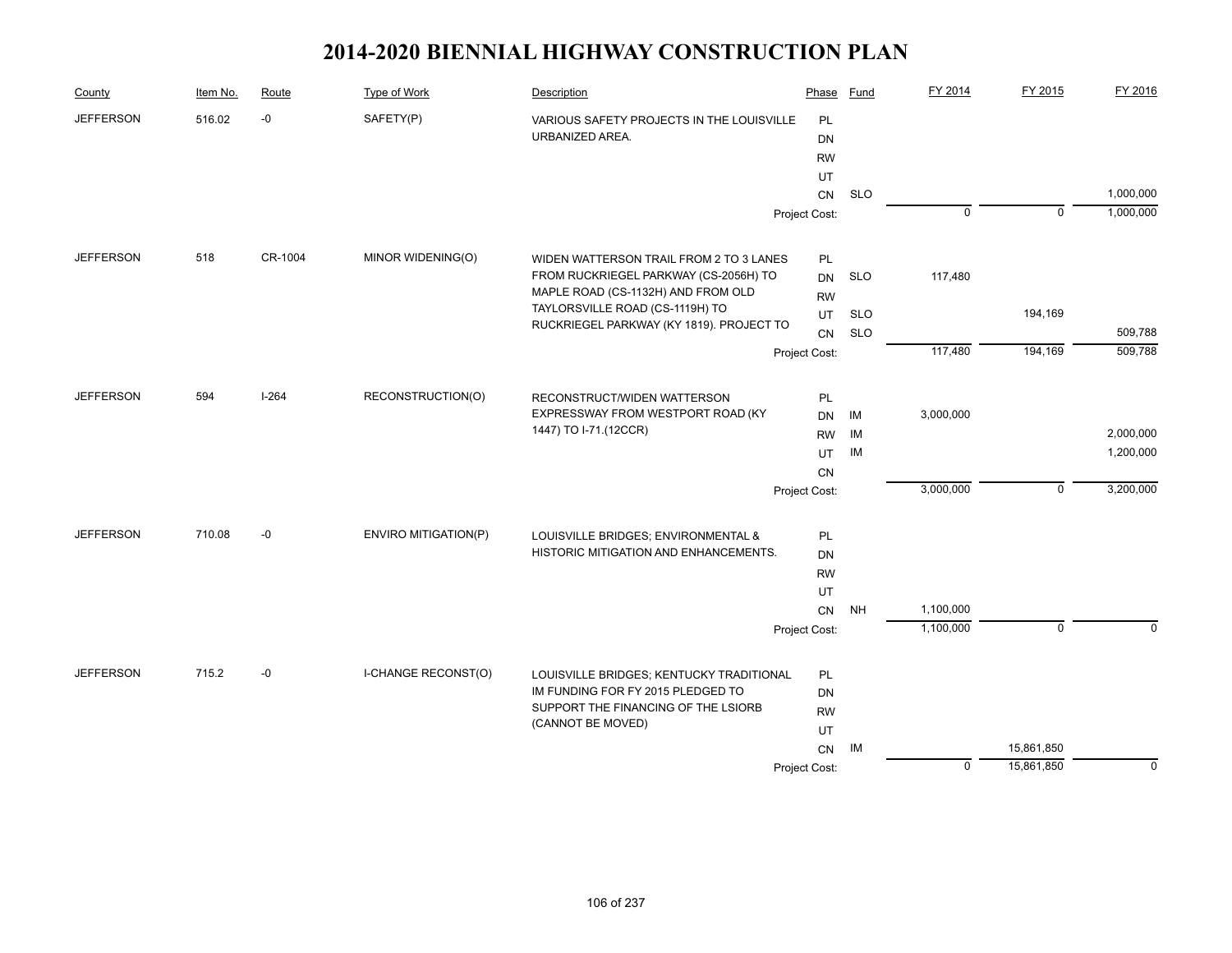# 2014-2020 BIENNIAL HIGHWAY CONSTRUCTION PLAN

| County | Item No. | Route | Type of Work | Description | Phase | Fund | FY 2014 | FY 2015 | FY 2016 |
|---|---|---|---|---|---|---|---|---|---|
| JEFFERSON | 516.02 | -0 | SAFETY(P) | VARIOUS SAFETY PROJECTS IN THE LOUISVILLE URBANIZED AREA. | PL | | | | |
| | | | | | DN | | | | |
| | | | | | RW | | | | |
| | | | | | UT | | | | |
| | | | | | CN | SLO | | | 1,000,000 |
| | | | | | Project Cost: | | 0 | 0 | 1,000,000 |
| JEFFERSON | 518 | CR-1004 | MINOR WIDENING(O) | WIDEN WATTERSON TRAIL FROM 2 TO 3 LANES FROM RUCKRIEGEL PARKWAY (CS-2056H) TO MAPLE ROAD (CS-1132H) AND FROM OLD TAYLORSVILLE ROAD (CS-1119H) TO RUCKRIEGEL PARKWAY (KY 1819). PROJECT TO | PL | | | | |
| | | | | | DN | SLO | 117,480 | | |
| | | | | | RW | | | | |
| | | | | | UT | SLO | | 194,169 | |
| | | | | | CN | SLO | | | 509,788 |
| | | | | | Project Cost: | | 117,480 | 194,169 | 509,788 |
| JEFFERSON | 594 | I-264 | RECONSTRUCTION(O) | RECONSTRUCT/WIDEN WATTERSON EXPRESSWAY FROM WESTPORT ROAD (KY 1447) TO I-71.(12CCR) | PL | | | | |
| | | | | | DN | IM | 3,000,000 | | |
| | | | | | RW | IM | | | 2,000,000 |
| | | | | | UT | IM | | | 1,200,000 |
| | | | | | CN | | | | |
| | | | | | Project Cost: | | 3,000,000 | 0 | 3,200,000 |
| JEFFERSON | 710.08 | -0 | ENVIRO MITIGATION(P) | LOUISVILLE BRIDGES; ENVIRONMENTAL & HISTORIC MITIGATION AND ENHANCEMENTS. | PL | | | | |
| | | | | | DN | | | | |
| | | | | | RW | | | | |
| | | | | | UT | | | | |
| | | | | | CN | NH | 1,100,000 | | |
| | | | | | Project Cost: | | 1,100,000 | 0 | 0 |
| JEFFERSON | 715.2 | -0 | I-CHANGE RECONST(O) | LOUISVILLE BRIDGES; KENTUCKY TRADITIONAL IM FUNDING FOR FY 2015 PLEDGED TO SUPPORT THE FINANCING OF THE LSIORB (CANNOT BE MOVED) | PL | | | | |
| | | | | | DN | | | | |
| | | | | | RW | | | | |
| | | | | | UT | | | | |
| | | | | | CN | IM | | 15,861,850 | |
| | | | | | Project Cost: | | 0 | 15,861,850 | 0 |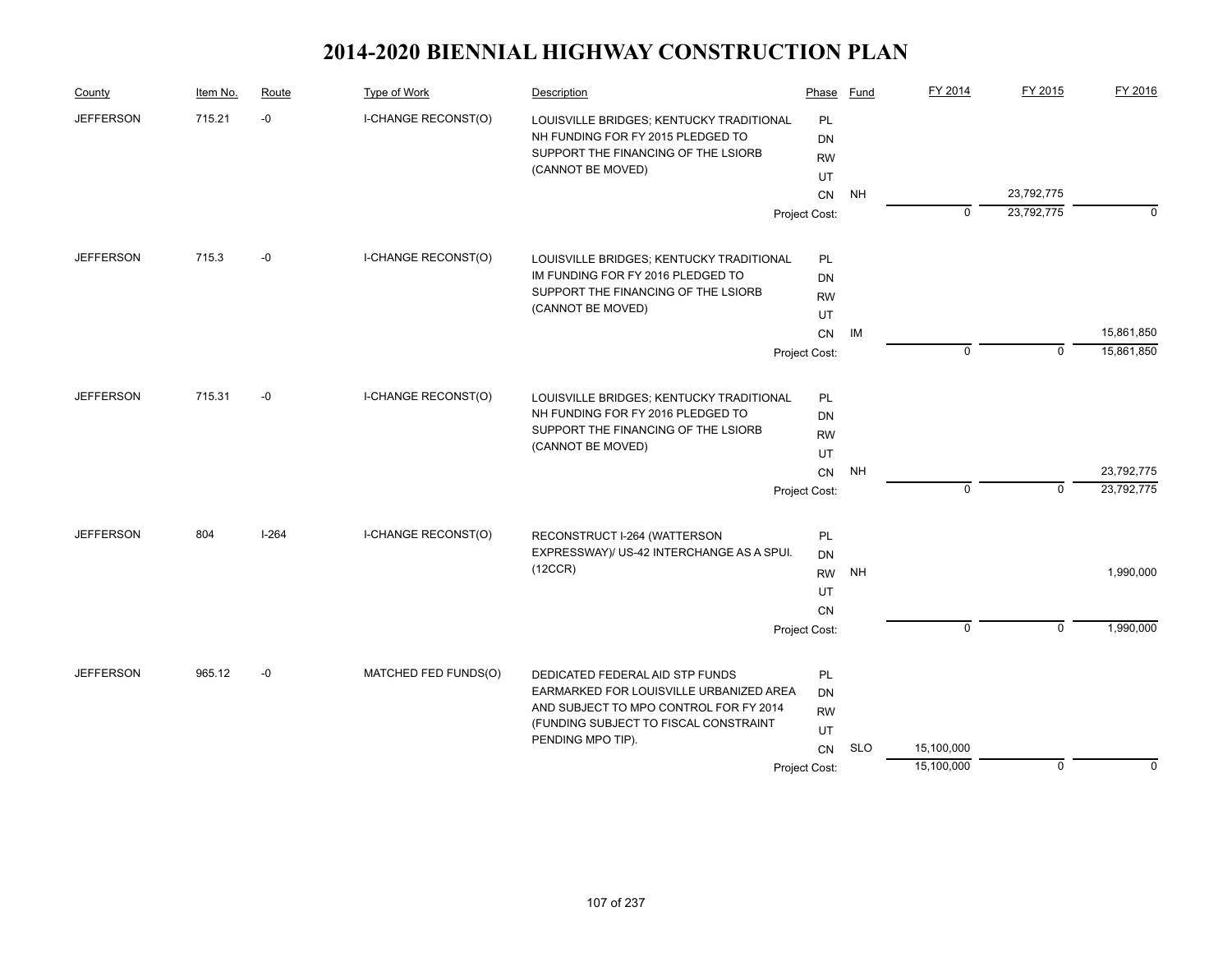# 2014-2020 BIENNIAL HIGHWAY CONSTRUCTION PLAN

| County | Item No. | Route | Type of Work | Description | Phase | Fund | FY 2014 | FY 2015 | FY 2016 |
|---|---|---|---|---|---|---|---|---|---|
| JEFFERSON | 715.21 | -0 | I-CHANGE RECONST(O) | LOUISVILLE BRIDGES; KENTUCKY TRADITIONAL NH FUNDING FOR FY 2015 PLEDGED TO SUPPORT THE FINANCING OF THE LSIORB (CANNOT BE MOVED) | PL | | | | |
| | | | | | DN | | | | |
| | | | | | RW | | | | |
| | | | | | UT | | | | |
| | | | | | CN | NH | | 23,792,775 | |
| | | | | | Project Cost: | | 0 | 23,792,775 | 0 |
| JEFFERSON | 715.3 | -0 | I-CHANGE RECONST(O) | LOUISVILLE BRIDGES; KENTUCKY TRADITIONAL IM FUNDING FOR FY 2016 PLEDGED TO SUPPORT THE FINANCING OF THE LSIORB (CANNOT BE MOVED) | PL | | | | |
| | | | | | DN | | | | |
| | | | | | RW | | | | |
| | | | | | UT | | | | |
| | | | | | CN | IM | | | 15,861,850 |
| | | | | | Project Cost: | | 0 | 0 | 15,861,850 |
| JEFFERSON | 715.31 | -0 | I-CHANGE RECONST(O) | LOUISVILLE BRIDGES; KENTUCKY TRADITIONAL NH FUNDING FOR FY 2016 PLEDGED TO SUPPORT THE FINANCING OF THE LSIORB (CANNOT BE MOVED) | PL | | | | |
| | | | | | DN | | | | |
| | | | | | RW | | | | |
| | | | | | UT | | | | |
| | | | | | CN | NH | | | 23,792,775 |
| | | | | | Project Cost: | | 0 | 0 | 23,792,775 |
| JEFFERSON | 804 | I-264 | I-CHANGE RECONST(O) | RECONSTRUCT I-264 (WATTERSON EXPRESSWAY)/ US-42 INTERCHANGE AS A SPUI. (12CCR) | PL | | | | |
| | | | | | DN | | | | |
| | | | | | RW | NH | | | 1,990,000 |
| | | | | | UT | | | | |
| | | | | | CN | | | | |
| | | | | | Project Cost: | | 0 | 0 | 1,990,000 |
| JEFFERSON | 965.12 | -0 | MATCHED FED FUNDS(O) | DEDICATED FEDERAL AID STP FUNDS EARMARKED FOR LOUISVILLE URBANIZED AREA AND SUBJECT TO MPO CONTROL FOR FY 2014 (FUNDING SUBJECT TO FISCAL CONSTRAINT PENDING MPO TIP). | PL | | | | |
| | | | | | DN | | | | |
| | | | | | RW | | | | |
| | | | | | UT | | | | |
| | | | | | CN | SLO | 15,100,000 | | |
| | | | | | Project Cost: | | 15,100,000 | 0 | 0 |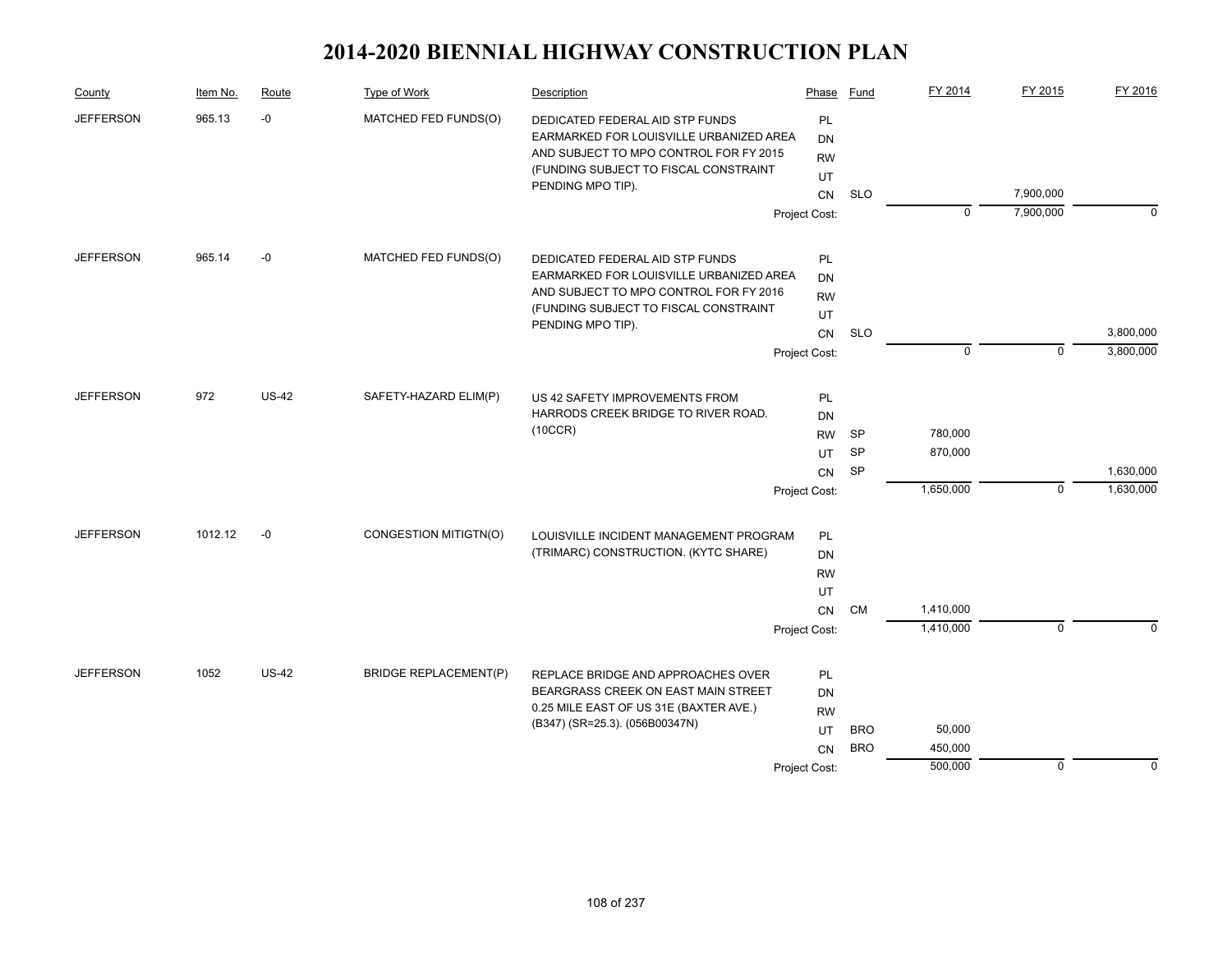# 2014-2020 BIENNIAL HIGHWAY CONSTRUCTION PLAN

| County | Item No. | Route | Type of Work | Description | Phase | Fund | FY 2014 | FY 2015 | FY 2016 |
|---|---|---|---|---|---|---|---|---|---|
| JEFFERSON | 965.13 | -0 | MATCHED FED FUNDS(O) | DEDICATED FEDERAL AID STP FUNDS EARMARKED FOR LOUISVILLE URBANIZED AREA AND SUBJECT TO MPO CONTROL FOR FY 2015 (FUNDING SUBJECT TO FISCAL CONSTRAINT PENDING MPO TIP). | PL | | | | |
| | | | | | DN | | | | |
| | | | | | RW | | | | |
| | | | | | UT | | | | |
| | | | | | CN | SLO | | 7,900,000 | |
| | | | | | Project Cost: | | 0 | 7,900,000 | 0 |
| JEFFERSON | 965.14 | -0 | MATCHED FED FUNDS(O) | DEDICATED FEDERAL AID STP FUNDS EARMARKED FOR LOUISVILLE URBANIZED AREA AND SUBJECT TO MPO CONTROL FOR FY 2016 (FUNDING SUBJECT TO FISCAL CONSTRAINT PENDING MPO TIP). | PL | | | | |
| | | | | | DN | | | | |
| | | | | | RW | | | | |
| | | | | | UT | | | | |
| | | | | | CN | SLO | | | 3,800,000 |
| | | | | | Project Cost: | | 0 | 0 | 3,800,000 |
| JEFFERSON | 972 | US-42 | SAFETY-HAZARD ELIM(P) | US 42 SAFETY IMPROVEMENTS FROM HARRODS CREEK BRIDGE TO RIVER ROAD. (10CCR) | PL | | | | |
| | | | | | DN | | | | |
| | | | | | RW | SP | 780,000 | | |
| | | | | | UT | SP | 870,000 | | |
| | | | | | CN | SP | | | 1,630,000 |
| | | | | | Project Cost: | | 1,650,000 | 0 | 1,630,000 |
| JEFFERSON | 1012.12 | -0 | CONGESTION MITIGTN(O) | LOUISVILLE INCIDENT MANAGEMENT PROGRAM (TRIMARC) CONSTRUCTION. (KYTC SHARE) | PL | | | | |
| | | | | | DN | | | | |
| | | | | | RW | | | | |
| | | | | | UT | | | | |
| | | | | | CN | CM | 1,410,000 | | |
| | | | | | Project Cost: | | 1,410,000 | 0 | 0 |
| JEFFERSON | 1052 | US-42 | BRIDGE REPLACEMENT(P) | REPLACE BRIDGE AND APPROACHES OVER BEARGRASS CREEK ON EAST MAIN STREET 0.25 MILE EAST OF US 31E (BAXTER AVE.) (B347) (SR=25.3). (056B00347N) | PL | | | | |
| | | | | | DN | | | | |
| | | | | | RW | | | | |
| | | | | | UT | BRO | 50,000 | | |
| | | | | | CN | BRO | 450,000 | | |
| | | | | | Project Cost: | | 500,000 | 0 | 0 |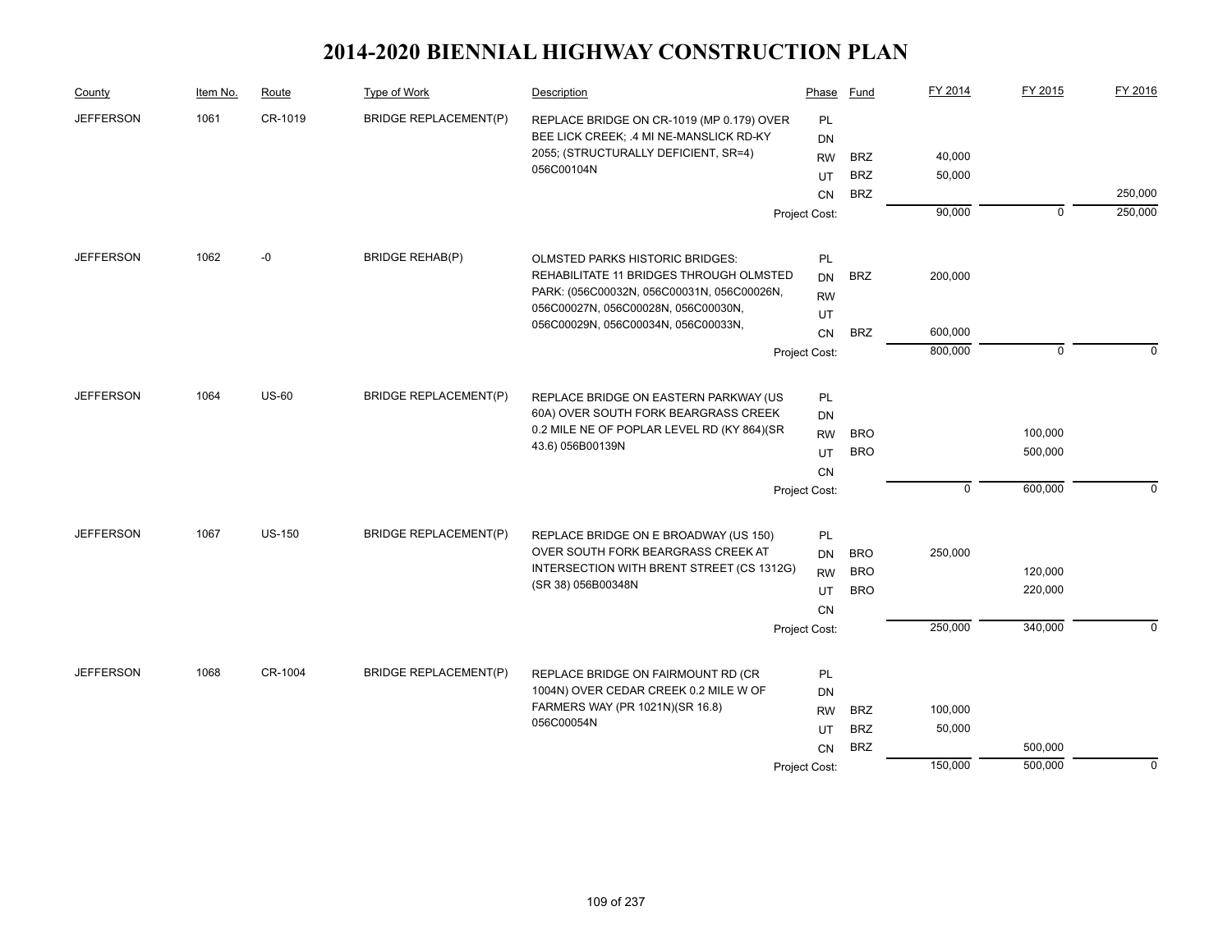# 2014-2020 BIENNIAL HIGHWAY CONSTRUCTION PLAN

| County | Item No. | Route | Type of Work | Description | Phase | Fund | FY 2014 | FY 2015 | FY 2016 |
|---|---|---|---|---|---|---|---|---|---|
| JEFFERSON | 1061 | CR-1019 | BRIDGE REPLACEMENT(P) | REPLACE BRIDGE ON CR-1019 (MP 0.179) OVER BEE LICK CREEK; .4 MI NE-MANSLICK RD-KY 2055; (STRUCTURALLY DEFICIENT, SR=4) 056C00104N | PL | | | | |
| | | | | | DN | | | | |
| | | | | | RW | BRZ | 40,000 | | |
| | | | | | UT | BRZ | 50,000 | | |
| | | | | | CN | BRZ | | | 250,000 |
| | | | | | Project Cost: | | 90,000 | 0 | 250,000 |
| JEFFERSON | 1062 | -0 | BRIDGE REHAB(P) | OLMSTED PARKS HISTORIC BRIDGES: REHABILITATE 11 BRIDGES THROUGH OLMSTED PARK: (056C00032N, 056C00031N, 056C00026N, 056C00027N, 056C00028N, 056C00030N, 056C00029N, 056C00034N, 056C00033N, | PL | | | | |
| | | | | | DN | BRZ | 200,000 | | |
| | | | | | RW | | | | |
| | | | | | UT | | | | |
| | | | | | CN | BRZ | 600,000 | | |
| | | | | | Project Cost: | | 800,000 | 0 | 0 |
| JEFFERSON | 1064 | US-60 | BRIDGE REPLACEMENT(P) | REPLACE BRIDGE ON EASTERN PARKWAY (US 60A) OVER SOUTH FORK BEARGRASS CREEK 0.2 MILE NE OF POPLAR LEVEL RD (KY 864)(SR 43.6) 056B00139N | PL | | | | |
| | | | | | DN | | | | |
| | | | | | RW | BRO | | 100,000 | |
| | | | | | UT | BRO | | 500,000 | |
| | | | | | CN | | | | |
| | | | | | Project Cost: | | 0 | 600,000 | 0 |
| JEFFERSON | 1067 | US-150 | BRIDGE REPLACEMENT(P) | REPLACE BRIDGE ON E BROADWAY (US 150) OVER SOUTH FORK BEARGRASS CREEK AT INTERSECTION WITH BRENT STREET (CS 1312G) (SR 38) 056B00348N | PL | | | | |
| | | | | | DN | BRO | 250,000 | | |
| | | | | | RW | BRO | | 120,000 | |
| | | | | | UT | BRO | | 220,000 | |
| | | | | | CN | | | | |
| | | | | | Project Cost: | | 250,000 | 340,000 | 0 |
| JEFFERSON | 1068 | CR-1004 | BRIDGE REPLACEMENT(P) | REPLACE BRIDGE ON FAIRMOUNT RD (CR 1004N) OVER CEDAR CREEK 0.2 MILE W OF FARMERS WAY (PR 1021N)(SR 16.8) 056C00054N | PL | | | | |
| | | | | | DN | | | | |
| | | | | | RW | BRZ | 100,000 | | |
| | | | | | UT | BRZ | 50,000 | | |
| | | | | | CN | BRZ | | 500,000 | |
| | | | | | Project Cost: | | 150,000 | 500,000 | 0 |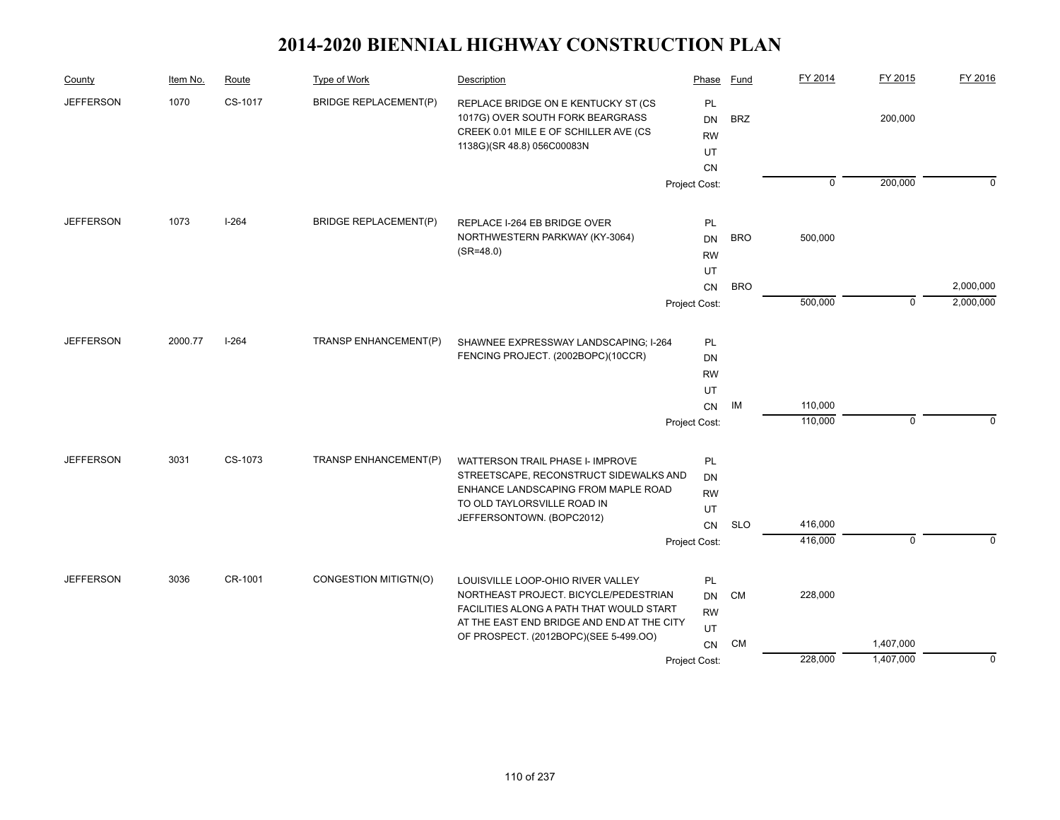# 2014-2020 BIENNIAL HIGHWAY CONSTRUCTION PLAN

| County | Item No. | Route | Type of Work | Description | Phase | Fund | FY 2014 | FY 2015 | FY 2016 |
|---|---|---|---|---|---|---|---|---|---|
| JEFFERSON | 1070 | CS-1017 | BRIDGE REPLACEMENT(P) | REPLACE BRIDGE ON E KENTUCKY ST (CS 1017G) OVER SOUTH FORK BEARGRASS CREEK 0.01 MILE E OF SCHILLER AVE (CS 1138G)(SR 48.8) 056C00083N | PL | | | | |
| | | | | | DN | BRZ | | 200,000 | |
| | | | | | RW | | | | |
| | | | | | UT | | | | |
| | | | | | CN | | | | |
| | | | | | Project Cost: | | 0 | 200,000 | 0 |
| JEFFERSON | 1073 | I-264 | BRIDGE REPLACEMENT(P) | REPLACE I-264 EB BRIDGE OVER NORTHWESTERN PARKWAY (KY-3064) (SR=48.0) | PL | | | | |
| | | | | | DN | BRO | 500,000 | | |
| | | | | | RW | | | | |
| | | | | | UT | | | | |
| | | | | | CN | BRO | | | 2,000,000 |
| | | | | | Project Cost: | | 500,000 | 0 | 2,000,000 |
| JEFFERSON | 2000.77 | I-264 | TRANSP ENHANCEMENT(P) | SHAWNEE EXPRESSWAY LANDSCAPING; I-264 FENCING PROJECT. (2002BOPC)(10CCR) | PL | | | | |
| | | | | | DN | | | | |
| | | | | | RW | | | | |
| | | | | | UT | | | | |
| | | | | | CN | IM | 110,000 | | |
| | | | | | Project Cost: | | 110,000 | 0 | 0 |
| JEFFERSON | 3031 | CS-1073 | TRANSP ENHANCEMENT(P) | WATTERSON TRAIL PHASE I- IMPROVE STREETSCAPE, RECONSTRUCT SIDEWALKS AND ENHANCE LANDSCAPING FROM MAPLE ROAD TO OLD TAYLORSVILLE ROAD IN JEFFERSONTOWN. (BOPC2012) | PL | | | | |
| | | | | | DN | | | | |
| | | | | | RW | | | | |
| | | | | | UT | | | | |
| | | | | | CN | SLO | 416,000 | | |
| | | | | | Project Cost: | | 416,000 | 0 | 0 |
| JEFFERSON | 3036 | CR-1001 | CONGESTION MITIGTN(O) | LOUISVILLE LOOP-OHIO RIVER VALLEY NORTHEAST PROJECT. BICYCLE/PEDESTRIAN FACILITIES ALONG A PATH THAT WOULD START AT THE EAST END BRIDGE AND END AT THE CITY OF PROSPECT. (2012BOPC)(SEE 5-499.OO) | PL | | | | |
| | | | | | DN | CM | 228,000 | | |
| | | | | | RW | | | | |
| | | | | | UT | | | | |
| | | | | | CN | CM | | 1,407,000 | |
| | | | | | Project Cost: | | 228,000 | 1,407,000 | 0 |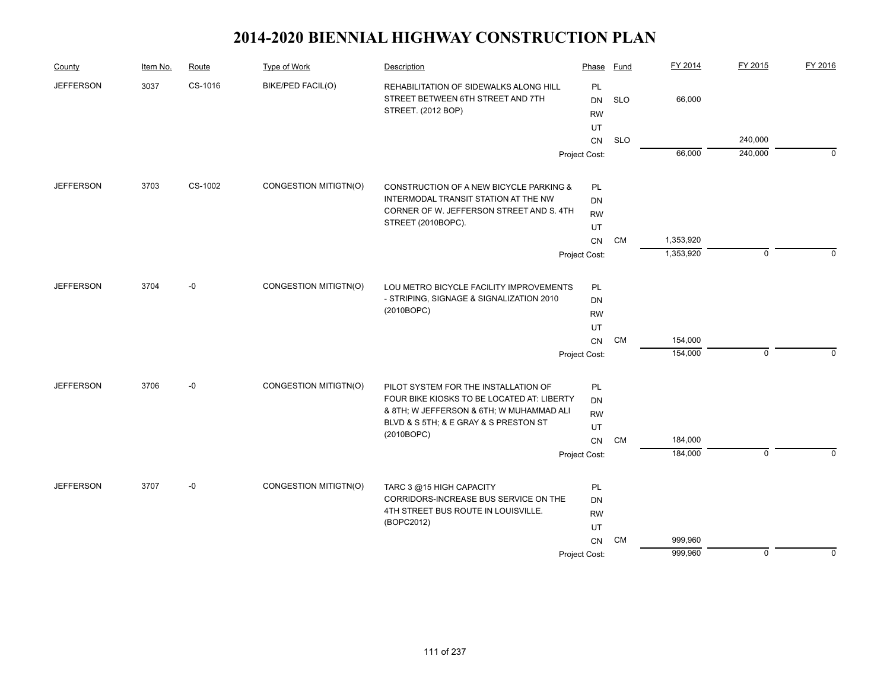# 2014-2020 BIENNIAL HIGHWAY CONSTRUCTION PLAN

| County | Item No. | Route | Type of Work | Description | Phase | Fund | FY 2014 | FY 2015 | FY 2016 |
|---|---|---|---|---|---|---|---|---|---|
| JEFFERSON | 3037 | CS-1016 | BIKE/PED FACIL(O) | REHABILITATION OF SIDEWALKS ALONG HILL STREET BETWEEN 6TH STREET AND 7TH STREET. (2012 BOP) | PL | | | | |
| | | | | | DN | SLO | 66,000 | | |
| | | | | | RW | | | | |
| | | | | | UT | | | | |
| | | | | | CN | SLO | | 240,000 | |
| | | | | | Project Cost: | | 66,000 | 240,000 | 0 |
| JEFFERSON | 3703 | CS-1002 | CONGESTION MITIGTN(O) | CONSTRUCTION OF A NEW BICYCLE PARKING & INTERMODAL TRANSIT STATION AT THE NW CORNER OF W. JEFFERSON STREET AND S. 4TH STREET (2010BOPC). | PL | | | | |
| | | | | | DN | | | | |
| | | | | | RW | | | | |
| | | | | | UT | | | | |
| | | | | | CN | CM | 1,353,920 | | |
| | | | | | Project Cost: | | 1,353,920 | 0 | 0 |
| JEFFERSON | 3704 | -0 | CONGESTION MITIGTN(O) | LOU METRO BICYCLE FACILITY IMPROVEMENTS - STRIPING, SIGNAGE & SIGNALIZATION 2010 (2010BOPC) | PL | | | | |
| | | | | | DN | | | | |
| | | | | | RW | | | | |
| | | | | | UT | | | | |
| | | | | | CN | CM | 154,000 | | |
| | | | | | Project Cost: | | 154,000 | 0 | 0 |
| JEFFERSON | 3706 | -0 | CONGESTION MITIGTN(O) | PILOT SYSTEM FOR THE INSTALLATION OF FOUR BIKE KIOSKS TO BE LOCATED AT: LIBERTY & 8TH; W JEFFERSON & 6TH; W MUHAMMAD ALI BLVD & S 5TH; & E GRAY & S PRESTON ST (2010BOPC) | PL | | | | |
| | | | | | DN | | | | |
| | | | | | RW | | | | |
| | | | | | UT | | | | |
| | | | | | CN | CM | 184,000 | | |
| | | | | | Project Cost: | | 184,000 | 0 | 0 |
| JEFFERSON | 3707 | -0 | CONGESTION MITIGTN(O) | TARC 3 @15 HIGH CAPACITY CORRIDORS-INCREASE BUS SERVICE ON THE 4TH STREET BUS ROUTE IN LOUISVILLE. (BOPC2012) | PL | | | | |
| | | | | | DN | | | | |
| | | | | | RW | | | | |
| | | | | | UT | | | | |
| | | | | | CN | CM | 999,960 | | |
| | | | | | Project Cost: | | 999,960 | 0 | 0 |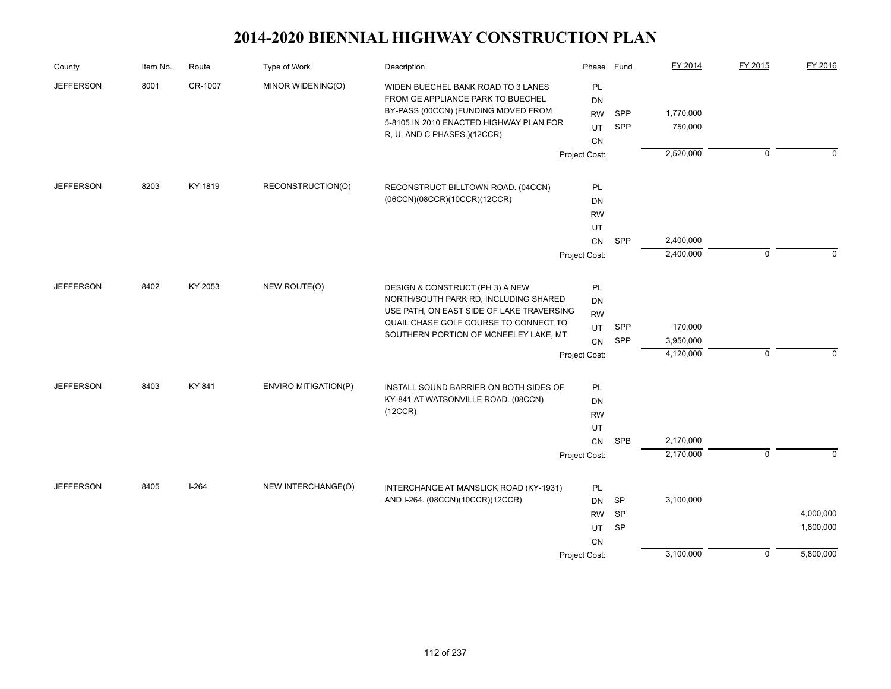# 2014-2020 BIENNIAL HIGHWAY CONSTRUCTION PLAN

| County | Item No. | Route | Type of Work | Description | Phase | Fund | FY 2014 | FY 2015 | FY 2016 |
|---|---|---|---|---|---|---|---|---|---|
| JEFFERSON | 8001 | CR-1007 | MINOR WIDENING(O) | WIDEN BUECHEL BANK ROAD TO 3 LANES FROM GE APPLIANCE PARK TO BUECHEL BY-PASS (00CCN) (FUNDING MOVED FROM 5-8105 IN 2010 ENACTED HIGHWAY PLAN FOR R, U, AND C PHASES.)(12CCR) | PL | | | | |
| | | | | | DN | | | | |
| | | | | | RW | SPP | 1,770,000 | | |
| | | | | | UT | SPP | 750,000 | | |
| | | | | | CN | | | | |
| | | | | | Project Cost: | | 2,520,000 | 0 | 0 |
| JEFFERSON | 8203 | KY-1819 | RECONSTRUCTION(O) | RECONSTRUCT BILLTOWN ROAD. (04CCN)(06CCN)(08CCR)(10CCR)(12CCR) | PL | | | | |
| | | | | | DN | | | | |
| | | | | | RW | | | | |
| | | | | | UT | | | | |
| | | | | | CN | SPP | 2,400,000 | | |
| | | | | | Project Cost: | | 2,400,000 | 0 | 0 |
| JEFFERSON | 8402 | KY-2053 | NEW ROUTE(O) | DESIGN & CONSTRUCT (PH 3) A NEW NORTH/SOUTH PARK RD, INCLUDING SHARED USE PATH, ON EAST SIDE OF LAKE TRAVERSING QUAIL CHASE GOLF COURSE TO CONNECT TO SOUTHERN PORTION OF MCNEELEY LAKE, MT. | PL | | | | |
| | | | | | DN | | | | |
| | | | | | RW | | | | |
| | | | | | UT | SPP | 170,000 | | |
| | | | | | CN | SPP | 3,950,000 | | |
| | | | | | Project Cost: | | 4,120,000 | 0 | 0 |
| JEFFERSON | 8403 | KY-841 | ENVIRO MITIGATION(P) | INSTALL SOUND BARRIER ON BOTH SIDES OF KY-841 AT WATSONVILLE ROAD. (08CCN)(12CCR) | PL | | | | |
| | | | | | DN | | | | |
| | | | | | RW | | | | |
| | | | | | UT | | | | |
| | | | | | CN | SPB | 2,170,000 | | |
| | | | | | Project Cost: | | 2,170,000 | 0 | 0 |
| JEFFERSON | 8405 | I-264 | NEW INTERCHANGE(O) | INTERCHANGE AT MANSLICK ROAD (KY-1931) AND I-264. (08CCN)(10CCR)(12CCR) | PL | | | | |
| | | | | | DN | SP | 3,100,000 | | |
| | | | | | RW | SP | | | 4,000,000 |
| | | | | | UT | SP | | | 1,800,000 |
| | | | | | CN | | | | |
| | | | | | Project Cost: | | 3,100,000 | 0 | 5,800,000 |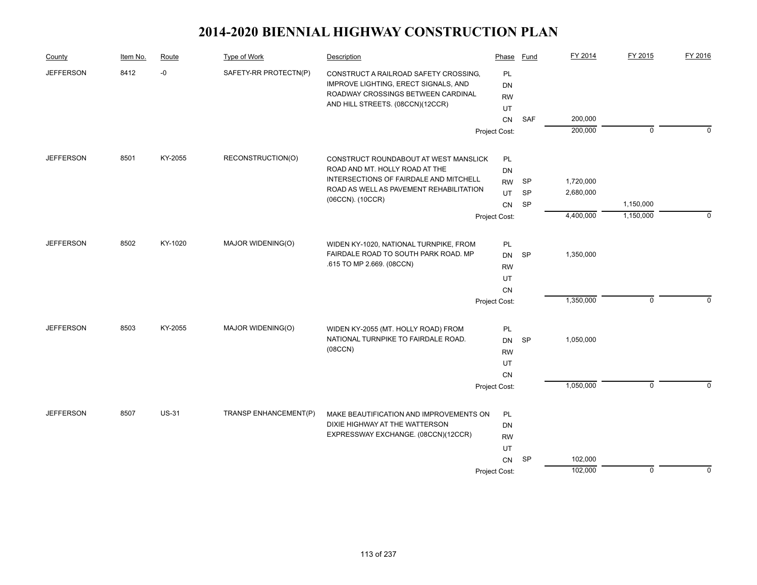# 2014-2020 BIENNIAL HIGHWAY CONSTRUCTION PLAN

| County | Item No. | Route | Type of Work | Description | Phase | Fund | FY 2014 | FY 2015 | FY 2016 |
|---|---|---|---|---|---|---|---|---|---|
| JEFFERSON | 8412 | -0 | SAFETY-RR PROTECTN(P) | CONSTRUCT A RAILROAD SAFETY CROSSING, IMPROVE LIGHTING, ERECT SIGNALS, AND ROADWAY CROSSINGS BETWEEN CARDINAL AND HILL STREETS. (08CCN)(12CCR) | PL | | | | |
| | | | | | DN | | | | |
| | | | | | RW | | | | |
| | | | | | UT | | | | |
| | | | | | CN | SAF | 200,000 | | |
| | | | | | Project Cost: | | 200,000 | 0 | 0 |
| JEFFERSON | 8501 | KY-2055 | RECONSTRUCTION(O) | CONSTRUCT ROUNDABOUT AT WEST MANSLICK ROAD AND MT. HOLLY ROAD AT THE INTERSECTIONS OF FAIRDALE AND MITCHELL ROAD AS WELL AS PAVEMENT REHABILITATION (06CCN). (10CCR) | PL | | | | |
| | | | | | DN | | | | |
| | | | | | RW | SP | 1,720,000 | | |
| | | | | | UT | SP | 2,680,000 | | |
| | | | | | CN | SP | | 1,150,000 | |
| | | | | | Project Cost: | | 4,400,000 | 1,150,000 | 0 |
| JEFFERSON | 8502 | KY-1020 | MAJOR WIDENING(O) | WIDEN KY-1020, NATIONAL TURNPIKE, FROM FAIRDALE ROAD TO SOUTH PARK ROAD. MP .615 TO MP 2.669. (08CCN) | PL | | | | |
| | | | | | DN | SP | 1,350,000 | | |
| | | | | | RW | | | | |
| | | | | | UT | | | | |
| | | | | | CN | | | | |
| | | | | | Project Cost: | | 1,350,000 | 0 | 0 |
| JEFFERSON | 8503 | KY-2055 | MAJOR WIDENING(O) | WIDEN KY-2055 (MT. HOLLY ROAD) FROM NATIONAL TURNPIKE TO FAIRDALE ROAD. (08CCN) | PL | | | | |
| | | | | | DN | SP | 1,050,000 | | |
| | | | | | RW | | | | |
| | | | | | UT | | | | |
| | | | | | CN | | | | |
| | | | | | Project Cost: | | 1,050,000 | 0 | 0 |
| JEFFERSON | 8507 | US-31 | TRANSP ENHANCEMENT(P) | MAKE BEAUTIFICATION AND IMPROVEMENTS ON DIXIE HIGHWAY AT THE WATTERSON EXPRESSWAY EXCHANGE. (08CCN)(12CCR) | PL | | | | |
| | | | | | DN | | | | |
| | | | | | RW | | | | |
| | | | | | UT | | | | |
| | | | | | CN | SP | 102,000 | | |
| | | | | | Project Cost: | | 102,000 | 0 | 0 |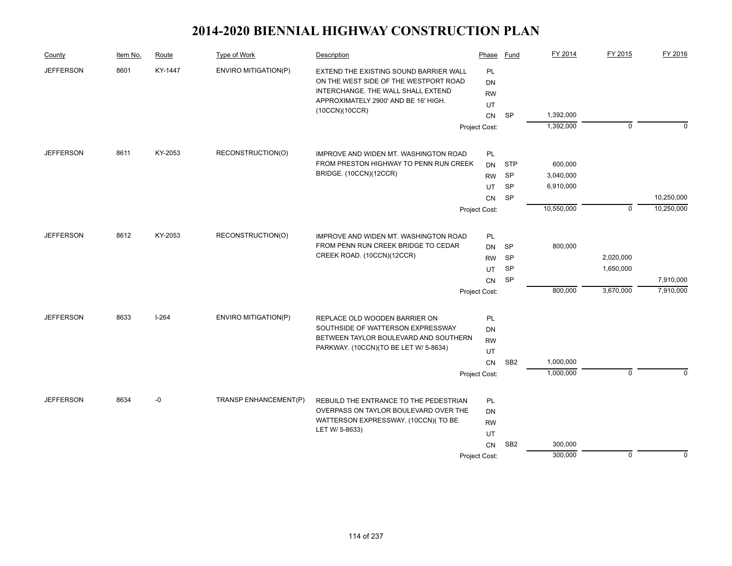# 2014-2020 BIENNIAL HIGHWAY CONSTRUCTION PLAN

| County | Item No. | Route | Type of Work | Description | Phase | Fund | FY 2014 | FY 2015 | FY 2016 |
|---|---|---|---|---|---|---|---|---|---|
| JEFFERSON | 8601 | KY-1447 | ENVIRO MITIGATION(P) | EXTEND THE EXISTING SOUND BARRIER WALL ON THE WEST SIDE OF THE WESTPORT ROAD INTERCHANGE. THE WALL SHALL EXTEND APPROXIMATELY 2900' AND BE 16' HIGH. (10CCN)(10CCR) | PL | | | | |
| | | | | | DN | | | | |
| | | | | | RW | | | | |
| | | | | | UT | | | | |
| | | | | | CN | SP | 1,392,000 | | |
| | | | | | Project Cost: | | 1,392,000 | 0 | 0 |
| JEFFERSON | 8611 | KY-2053 | RECONSTRUCTION(O) | IMPROVE AND WIDEN MT. WASHINGTON ROAD FROM PRESTON HIGHWAY TO PENN RUN CREEK BRIDGE. (10CCN)(12CCR) | PL | | | | |
| | | | | | DN | STP | 600,000 | | |
| | | | | | RW | SP | 3,040,000 | | |
| | | | | | UT | SP | 6,910,000 | | |
| | | | | | CN | SP | | | 10,250,000 |
| | | | | | Project Cost: | | 10,550,000 | 0 | 10,250,000 |
| JEFFERSON | 8612 | KY-2053 | RECONSTRUCTION(O) | IMPROVE AND WIDEN MT. WASHINGTON ROAD FROM PENN RUN CREEK BRIDGE TO CEDAR CREEK ROAD. (10CCN)(12CCR) | PL | | | | |
| | | | | | DN | SP | 800,000 | | |
| | | | | | RW | SP | | 2,020,000 | |
| | | | | | UT | SP | | 1,650,000 | |
| | | | | | CN | SP | | | 7,910,000 |
| | | | | | Project Cost: | | 800,000 | 3,670,000 | 7,910,000 |
| JEFFERSON | 8633 | I-264 | ENVIRO MITIGATION(P) | REPLACE OLD WOODEN BARRIER ON SOUTHSIDE OF WATTERSON EXPRESSWAY BETWEEN TAYLOR BOULEVARD AND SOUTHERN PARKWAY. (10CCN)(TO BE LET W/ 5-8634) | PL | | | | |
| | | | | | DN | | | | |
| | | | | | RW | | | | |
| | | | | | UT | | | | |
| | | | | | CN | SB2 | 1,000,000 | | |
| | | | | | Project Cost: | | 1,000,000 | 0 | 0 |
| JEFFERSON | 8634 | -0 | TRANSP ENHANCEMENT(P) | REBUILD THE ENTRANCE TO THE PEDESTRIAN OVERPASS ON TAYLOR BOULEVARD OVER THE WATTERSON EXPRESSWAY. (10CCN)( TO BE LET W/ 5-8633) | PL | | | | |
| | | | | | DN | | | | |
| | | | | | RW | | | | |
| | | | | | UT | | | | |
| | | | | | CN | SB2 | 300,000 | | |
| | | | | | Project Cost: | | 300,000 | 0 | 0 |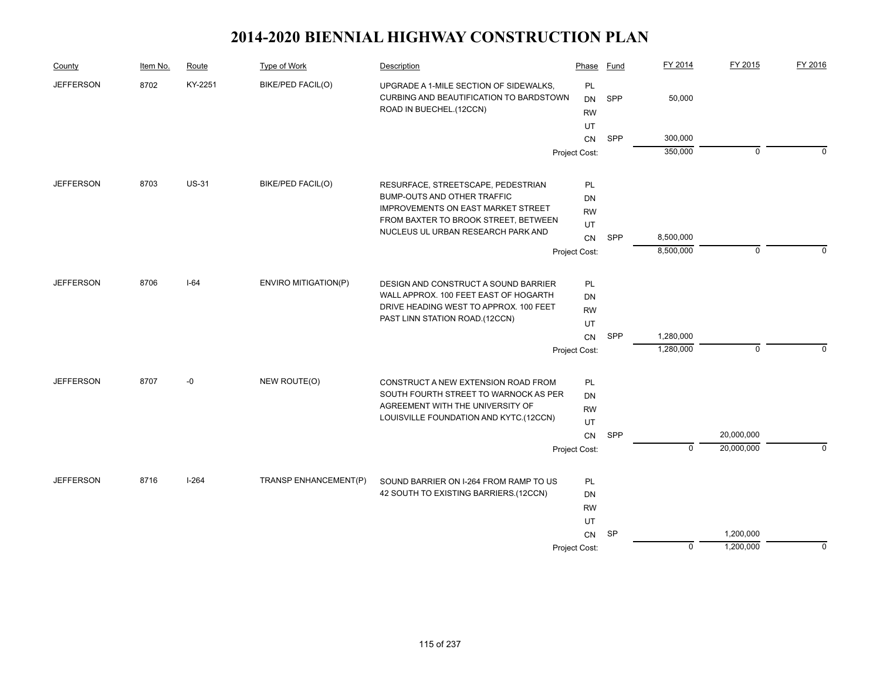# 2014-2020 BIENNIAL HIGHWAY CONSTRUCTION PLAN

| County | Item No. | Route | Type of Work | Description | Phase | Fund | FY 2014 | FY 2015 | FY 2016 |
|---|---|---|---|---|---|---|---|---|---|
| JEFFERSON | 8702 | KY-2251 | BIKE/PED FACIL(O) | UPGRADE A 1-MILE SECTION OF SIDEWALKS, CURBING AND BEAUTIFICATION TO BARDSTOWN ROAD IN BUECHEL.(12CCN) | PL | | | | |
| | | | | | DN | SPP | 50,000 | | |
| | | | | | RW | | | | |
| | | | | | UT | | | | |
| | | | | | CN | SPP | 300,000 | | |
| | | | | | Project Cost: | | 350,000 | 0 | 0 |
| JEFFERSON | 8703 | US-31 | BIKE/PED FACIL(O) | RESURFACE, STREETSCAPE, PEDESTRIAN BUMP-OUTS AND OTHER TRAFFIC IMPROVEMENTS ON EAST MARKET STREET FROM BAXTER TO BROOK STREET, BETWEEN NUCLEUS UL URBAN RESEARCH PARK AND | PL | | | | |
| | | | | | DN | | | | |
| | | | | | RW | | | | |
| | | | | | UT | | | | |
| | | | | | CN | SPP | 8,500,000 | | |
| | | | | | Project Cost: | | 8,500,000 | 0 | 0 |
| JEFFERSON | 8706 | I-64 | ENVIRO MITIGATION(P) | DESIGN AND CONSTRUCT A SOUND BARRIER WALL APPROX. 100 FEET EAST OF HOGARTH DRIVE HEADING WEST TO APPROX. 100 FEET PAST LINN STATION ROAD.(12CCN) | PL | | | | |
| | | | | | DN | | | | |
| | | | | | RW | | | | |
| | | | | | UT | | | | |
| | | | | | CN | SPP | 1,280,000 | | |
| | | | | | Project Cost: | | 1,280,000 | 0 | 0 |
| JEFFERSON | 8707 | -0 | NEW ROUTE(O) | CONSTRUCT A NEW EXTENSION ROAD FROM SOUTH FOURTH STREET TO WARNOCK AS PER AGREEMENT WITH THE UNIVERSITY OF LOUISVILLE FOUNDATION AND KYTC.(12CCN) | PL | | | | |
| | | | | | DN | | | | |
| | | | | | RW | | | | |
| | | | | | UT | | | | |
| | | | | | CN | SPP | | 20,000,000 | |
| | | | | | Project Cost: | | 0 | 20,000,000 | 0 |
| JEFFERSON | 8716 | I-264 | TRANSP ENHANCEMENT(P) | SOUND BARRIER ON I-264 FROM RAMP TO US 42 SOUTH TO EXISTING BARRIERS.(12CCN) | PL | | | | |
| | | | | | DN | | | | |
| | | | | | RW | | | | |
| | | | | | UT | | | | |
| | | | | | CN | SP | | 1,200,000 | |
| | | | | | Project Cost: | | 0 | 1,200,000 | 0 |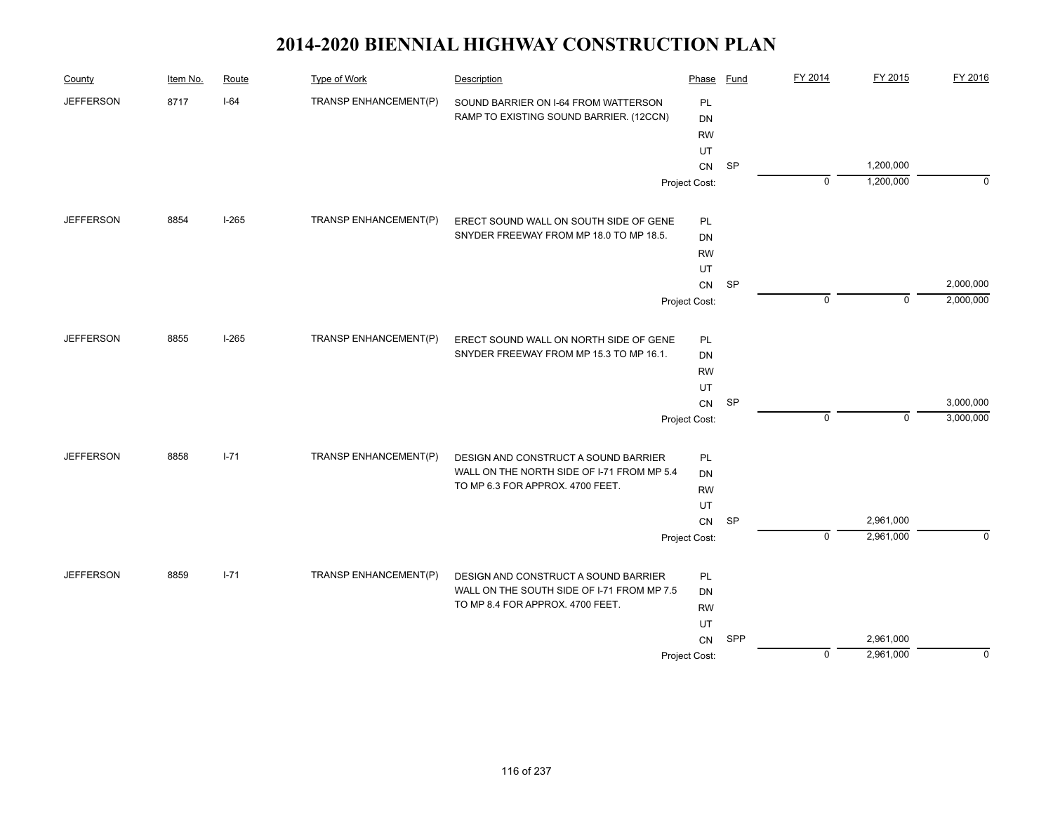# 2014-2020 BIENNIAL HIGHWAY CONSTRUCTION PLAN

| County | Item No. | Route | Type of Work | Description | Phase | Fund | FY 2014 | FY 2015 | FY 2016 |
|---|---|---|---|---|---|---|---|---|---|
| JEFFERSON | 8717 | I-64 | TRANSP ENHANCEMENT(P) | SOUND BARRIER ON I-64 FROM WATTERSON RAMP TO EXISTING SOUND BARRIER. (12CCN) | PL | | | | |
| | | | | | DN | | | | |
| | | | | | RW | | | | |
| | | | | | UT | | | | |
| | | | | | CN | SP | | 1,200,000 | |
| | | | | | Project Cost: | | 0 | 1,200,000 | 0 |
| JEFFERSON | 8854 | I-265 | TRANSP ENHANCEMENT(P) | ERECT SOUND WALL ON SOUTH SIDE OF GENE SNYDER FREEWAY FROM MP 18.0 TO MP 18.5. | PL | | | | |
| | | | | | DN | | | | |
| | | | | | RW | | | | |
| | | | | | UT | | | | |
| | | | | | CN | SP | | | 2,000,000 |
| | | | | | Project Cost: | | 0 | 0 | 2,000,000 |
| JEFFERSON | 8855 | I-265 | TRANSP ENHANCEMENT(P) | ERECT SOUND WALL ON NORTH SIDE OF GENE SNYDER FREEWAY FROM MP 15.3 TO MP 16.1. | PL | | | | |
| | | | | | DN | | | | |
| | | | | | RW | | | | |
| | | | | | UT | | | | |
| | | | | | CN | SP | | | 3,000,000 |
| | | | | | Project Cost: | | 0 | 0 | 3,000,000 |
| JEFFERSON | 8858 | I-71 | TRANSP ENHANCEMENT(P) | DESIGN AND CONSTRUCT A SOUND BARRIER WALL ON THE NORTH SIDE OF I-71 FROM MP 5.4 TO MP 6.3 FOR APPROX. 4700 FEET. | PL | | | | |
| | | | | | DN | | | | |
| | | | | | RW | | | | |
| | | | | | UT | | | | |
| | | | | | CN | SP | | 2,961,000 | |
| | | | | | Project Cost: | | 0 | 2,961,000 | 0 |
| JEFFERSON | 8859 | I-71 | TRANSP ENHANCEMENT(P) | DESIGN AND CONSTRUCT A SOUND BARRIER WALL ON THE SOUTH SIDE OF I-71 FROM MP 7.5 TO MP 8.4 FOR APPROX. 4700 FEET. | PL | | | | |
| | | | | | DN | | | | |
| | | | | | RW | | | | |
| | | | | | UT | | | | |
| | | | | | CN | SPP | | 2,961,000 | |
| | | | | | Project Cost: | | 0 | 2,961,000 | 0 |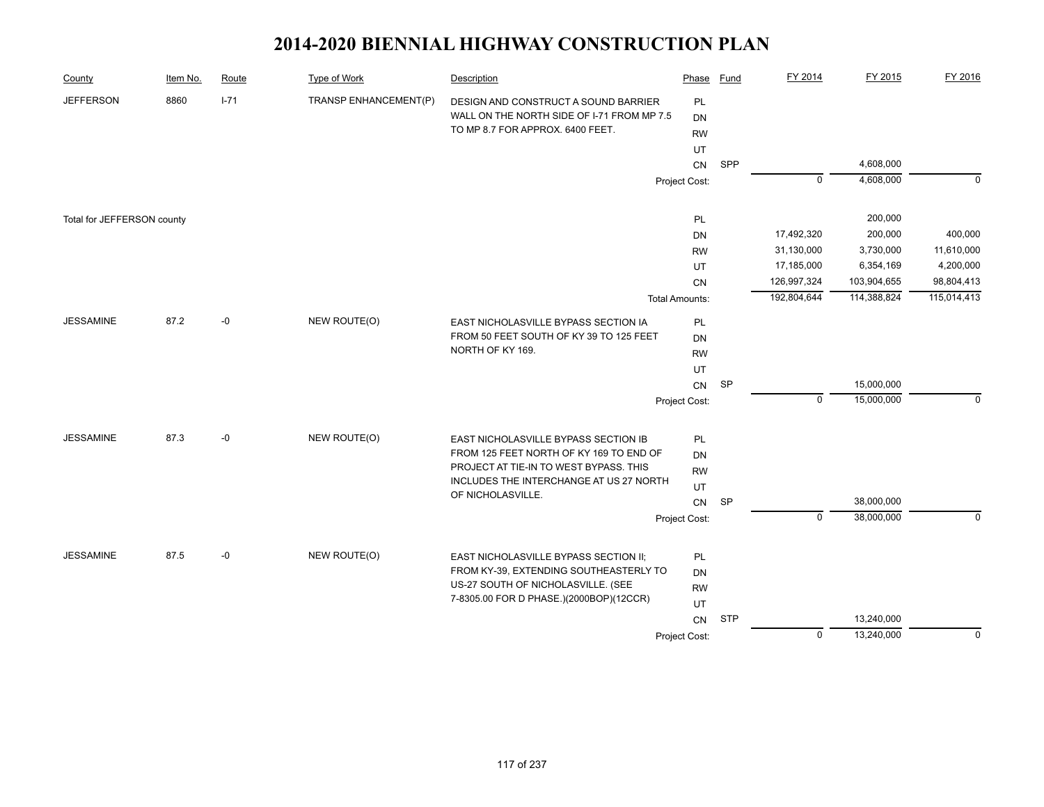# 2014-2020 BIENNIAL HIGHWAY CONSTRUCTION PLAN

| County | Item No. | Route | Type of Work | Description | Phase | Fund | FY 2014 | FY 2015 | FY 2016 |
|---|---|---|---|---|---|---|---|---|---|
| JEFFERSON | 8860 | I-71 | TRANSP ENHANCEMENT(P) | DESIGN AND CONSTRUCT A SOUND BARRIER WALL ON THE NORTH SIDE OF I-71 FROM MP 7.5 TO MP 8.7 FOR APPROX. 6400 FEET. | PL | | | | |
| | | | | | DN | | | | |
| | | | | | RW | | | | |
| | | | | | UT | | | | |
| | | | | | CN | SPP | | 4,608,000 | |
| | | | | | Project Cost: | | 0 | 4,608,000 | 0 |
| Total for JEFFERSON county | | | | | PL | | | 200,000 | |
| | | | | | DN | | 17,492,320 | 200,000 | 400,000 |
| | | | | | RW | | 31,130,000 | 3,730,000 | 11,610,000 |
| | | | | | UT | | 17,185,000 | 6,354,169 | 4,200,000 |
| | | | | | CN | | 126,997,324 | 103,904,655 | 98,804,413 |
| | | | | | Total Amounts: | | 192,804,644 | 114,388,824 | 115,014,413 |
| JESSAMINE | 87.2 | -0 | NEW ROUTE(O) | EAST NICHOLASVILLE BYPASS SECTION IA FROM 50 FEET SOUTH OF KY 39 TO 125 FEET NORTH OF KY 169. | PL | | | | |
| | | | | | DN | | | | |
| | | | | | RW | | | | |
| | | | | | UT | | | | |
| | | | | | CN | SP | | 15,000,000 | |
| | | | | | Project Cost: | | 0 | 15,000,000 | 0 |
| JESSAMINE | 87.3 | -0 | NEW ROUTE(O) | EAST NICHOLASVILLE BYPASS SECTION IB FROM 125 FEET NORTH OF KY 169 TO END OF PROJECT AT TIE-IN TO WEST BYPASS. THIS INCLUDES THE INTERCHANGE AT US 27 NORTH OF NICHOLASVILLE. | PL | | | | |
| | | | | | DN | | | | |
| | | | | | RW | | | | |
| | | | | | UT | | | | |
| | | | | | CN | SP | | 38,000,000 | |
| | | | | | Project Cost: | | 0 | 38,000,000 | 0 |
| JESSAMINE | 87.5 | -0 | NEW ROUTE(O) | EAST NICHOLASVILLE BYPASS SECTION II; FROM KY-39, EXTENDING SOUTHEASTERLY TO US-27 SOUTH OF NICHOLASVILLE. (SEE 7-8305.00 FOR D PHASE.)(2000BOP)(12CCR) | PL | | | | |
| | | | | | DN | | | | |
| | | | | | RW | | | | |
| | | | | | UT | | | | |
| | | | | | CN | STP | | 13,240,000 | |
| | | | | | Project Cost: | | 0 | 13,240,000 | 0 |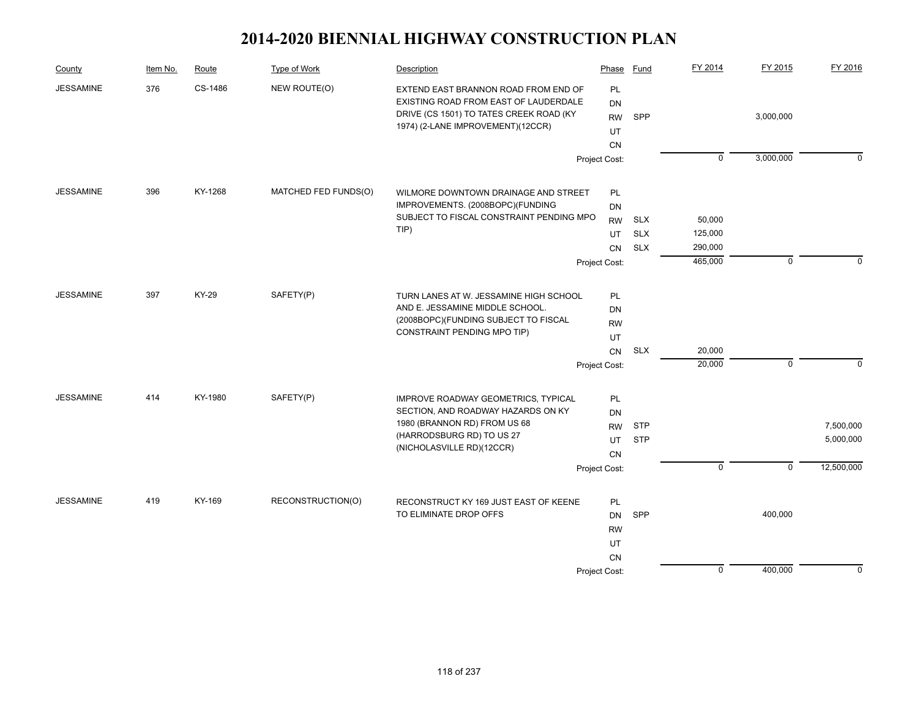# 2014-2020 BIENNIAL HIGHWAY CONSTRUCTION PLAN

| County | Item No. | Route | Type of Work | Description | Phase | Fund | FY 2014 | FY 2015 | FY 2016 |
|---|---|---|---|---|---|---|---|---|---|
| JESSAMINE | 376 | CS-1486 | NEW ROUTE(O) | EXTEND EAST BRANNON ROAD FROM END OF EXISTING ROAD FROM EAST OF LAUDERDALE DRIVE (CS 1501) TO TATES CREEK ROAD (KY 1974) (2-LANE IMPROVEMENT)(12CCR) | PL | | | | |
| | | | | | DN | | | | |
| | | | | | RW | SPP | | 3,000,000 | |
| | | | | | UT | | | | |
| | | | | | CN | | | | |
| | | | | | Project Cost: | | 0 | 3,000,000 | 0 |
| JESSAMINE | 396 | KY-1268 | MATCHED FED FUNDS(O) | WILMORE DOWNTOWN DRAINAGE AND STREET IMPROVEMENTS. (2008BOPC)(FUNDING SUBJECT TO FISCAL CONSTRAINT PENDING MPO TIP) | PL | | | | |
| | | | | | DN | | | | |
| | | | | | RW | SLX | 50,000 | | |
| | | | | | UT | SLX | 125,000 | | |
| | | | | | CN | SLX | 290,000 | | |
| | | | | | Project Cost: | | 465,000 | 0 | 0 |
| JESSAMINE | 397 | KY-29 | SAFETY(P) | TURN LANES AT W. JESSAMINE HIGH SCHOOL AND E. JESSAMINE MIDDLE SCHOOL. (2008BOPC)(FUNDING SUBJECT TO FISCAL CONSTRAINT PENDING MPO TIP) | PL | | | | |
| | | | | | DN | | | | |
| | | | | | RW | | | | |
| | | | | | UT | | | | |
| | | | | | CN | SLX | 20,000 | | |
| | | | | | Project Cost: | | 20,000 | 0 | 0 |
| JESSAMINE | 414 | KY-1980 | SAFETY(P) | IMPROVE ROADWAY GEOMETRICS, TYPICAL SECTION, AND ROADWAY HAZARDS ON KY 1980 (BRANNON RD) FROM US 68 (HARRODSBURG RD) TO US 27 (NICHOLASVILLE RD)(12CCR) | PL | | | | |
| | | | | | DN | | | | |
| | | | | | RW | STP | | | 7,500,000 |
| | | | | | UT | STP | | | 5,000,000 |
| | | | | | CN | | | | |
| | | | | | Project Cost: | | 0 | 0 | 12,500,000 |
| JESSAMINE | 419 | KY-169 | RECONSTRUCTION(O) | RECONSTRUCT KY 169 JUST EAST OF KEENE TO ELIMINATE DROP OFFS | PL | | | | |
| | | | | | DN | SPP | | 400,000 | |
| | | | | | RW | | | | |
| | | | | | UT | | | | |
| | | | | | CN | | | | |
| | | | | | Project Cost: | | 0 | 400,000 | 0 |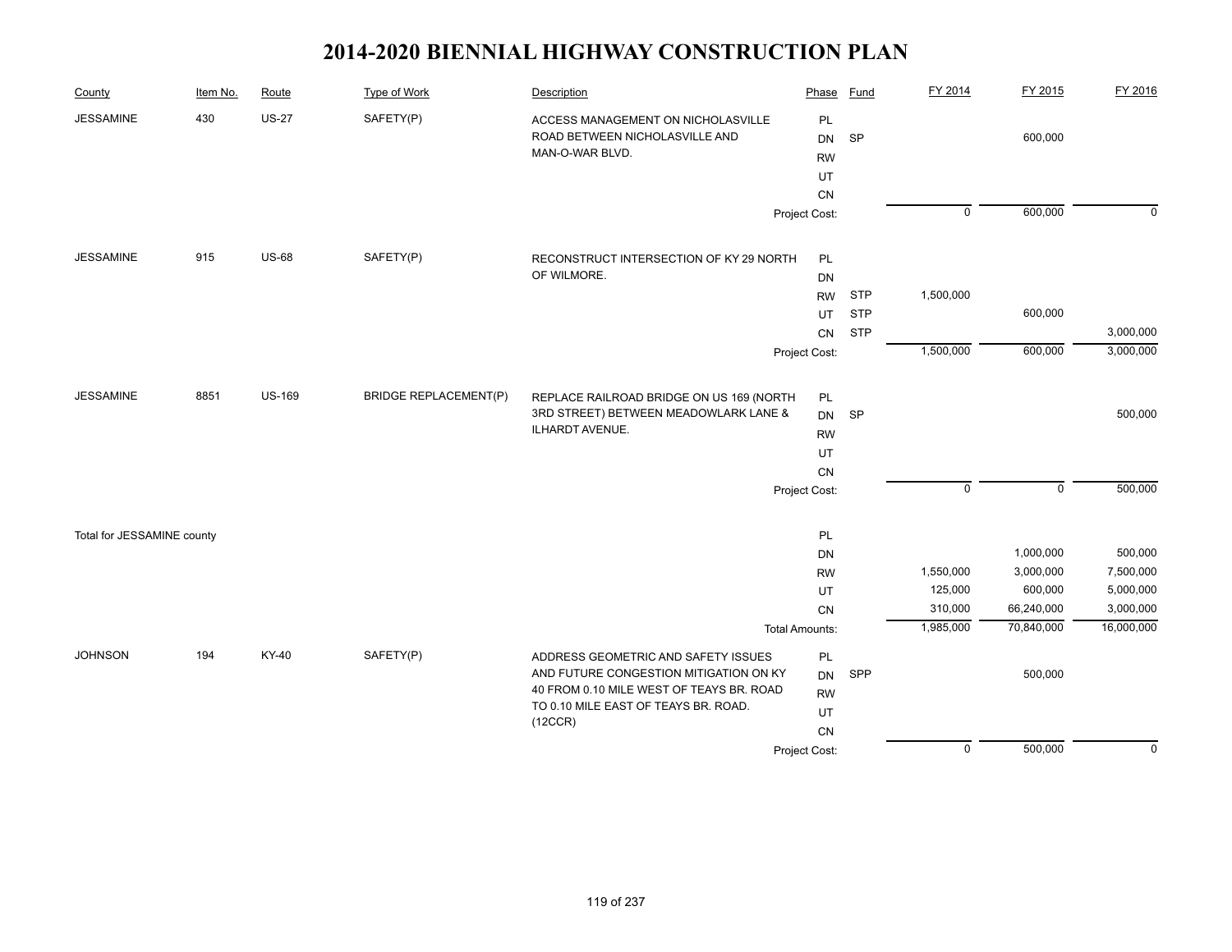# 2014-2020 BIENNIAL HIGHWAY CONSTRUCTION PLAN

| County | Item No. | Route | Type of Work | Description | Phase | Fund | FY 2014 | FY 2015 | FY 2016 |
|---|---|---|---|---|---|---|---|---|---|
| JESSAMINE | 430 | US-27 | SAFETY(P) | ACCESS MANAGEMENT ON NICHOLASVILLE ROAD BETWEEN NICHOLASVILLE AND MAN-O-WAR BLVD. | PL | | | | |
| | | | | | DN | SP | | 600,000 | |
| | | | | | RW | | | | |
| | | | | | UT | | | | |
| | | | | | CN | | | | |
| | | | | | Project Cost: | | 0 | 600,000 | 0 |
| JESSAMINE | 915 | US-68 | SAFETY(P) | RECONSTRUCT INTERSECTION OF KY 29 NORTH OF WILMORE. | PL | | | | |
| | | | | | DN | | | | |
| | | | | | RW | STP | 1,500,000 | | |
| | | | | | UT | STP | | 600,000 | |
| | | | | | CN | STP | | | 3,000,000 |
| | | | | | Project Cost: | | 1,500,000 | 600,000 | 3,000,000 |
| JESSAMINE | 8851 | US-169 | BRIDGE REPLACEMENT(P) | REPLACE RAILROAD BRIDGE ON US 169 (NORTH 3RD STREET) BETWEEN MEADOWLARK LANE & ILHARDT AVENUE. | PL | | | | |
| | | | | | DN | SP | | | 500,000 |
| | | | | | RW | | | | |
| | | | | | UT | | | | |
| | | | | | CN | | | | |
| | | | | | Project Cost: | | 0 | 0 | 500,000 |
| Total for JESSAMINE county | | | | | PL | | | | |
| | | | | | DN | | | 1,000,000 | 500,000 |
| | | | | | RW | | 1,550,000 | 3,000,000 | 7,500,000 |
| | | | | | UT | | 125,000 | 600,000 | 5,000,000 |
| | | | | | CN | | 310,000 | 66,240,000 | 3,000,000 |
| | | | | | Total Amounts: | | 1,985,000 | 70,840,000 | 16,000,000 |
| JOHNSON | 194 | KY-40 | SAFETY(P) | ADDRESS GEOMETRIC AND SAFETY ISSUES AND FUTURE CONGESTION MITIGATION ON KY 40 FROM 0.10 MILE WEST OF TEAYS BR. ROAD TO 0.10 MILE EAST OF TEAYS BR. ROAD. (12CCR) | PL | | | | |
| | | | | | DN | SPP | | 500,000 | |
| | | | | | RW | | | | |
| | | | | | UT | | | | |
| | | | | | CN | | | | |
| | | | | | Project Cost: | | 0 | 500,000 | 0 |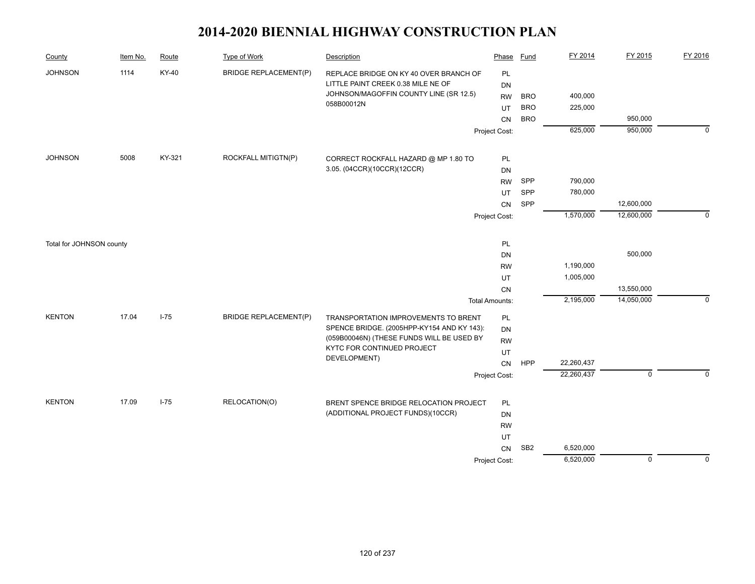# 2014-2020 BIENNIAL HIGHWAY CONSTRUCTION PLAN

| County | Item No. | Route | Type of Work | Description | Phase | Fund | FY 2014 | FY 2015 | FY 2016 |
|---|---|---|---|---|---|---|---|---|---|
| JOHNSON | 1114 | KY-40 | BRIDGE REPLACEMENT(P) | REPLACE BRIDGE ON KY 40 OVER BRANCH OF LITTLE PAINT CREEK 0.38 MILE NE OF JOHNSON/MAGOFFIN COUNTY LINE (SR 12.5) 058B00012N | PL | | | | |
| | | | | | DN | | | | |
| | | | | | RW | BRO | 400,000 | | |
| | | | | | UT | BRO | 225,000 | | |
| | | | | | CN | BRO | | 950,000 | |
| | | | | | Project Cost: | | 625,000 | 950,000 | 0 |
| JOHNSON | 5008 | KY-321 | ROCKFALL MITIGTN(P) | CORRECT ROCKFALL HAZARD @ MP 1.80 TO 3.05. (04CCR)(10CCR)(12CCR) | PL | | | | |
| | | | | | DN | | | | |
| | | | | | RW | SPP | 790,000 | | |
| | | | | | UT | SPP | 780,000 | | |
| | | | | | CN | SPP | | 12,600,000 | |
| | | | | | Project Cost: | | 1,570,000 | 12,600,000 | 0 |
| Total for JOHNSON county | | | | | PL | | | | |
| | | | | | DN | | | 500,000 | |
| | | | | | RW | | 1,190,000 | | |
| | | | | | UT | | 1,005,000 | | |
| | | | | | CN | | | 13,550,000 | |
| | | | | | Total Amounts: | | 2,195,000 | 14,050,000 | 0 |
| KENTON | 17.04 | I-75 | BRIDGE REPLACEMENT(P) | TRANSPORTATION IMPROVEMENTS TO BRENT SPENCE BRIDGE. (2005HPP-KY154 AND KY 143): (059B00046N) (THESE FUNDS WILL BE USED BY KYTC FOR CONTINUED PROJECT DEVELOPMENT) | PL | | | | |
| | | | | | DN | | | | |
| | | | | | RW | | | | |
| | | | | | UT | | | | |
| | | | | | CN | HPP | 22,260,437 | | |
| | | | | | Project Cost: | | 22,260,437 | 0 | 0 |
| KENTON | 17.09 | I-75 | RELOCATION(O) | BRENT SPENCE BRIDGE RELOCATION PROJECT (ADDITIONAL PROJECT FUNDS)(10CCR) | PL | | | | |
| | | | | | DN | | | | |
| | | | | | RW | | | | |
| | | | | | UT | | | | |
| | | | | | CN | SB2 | 6,520,000 | | |
| | | | | | Project Cost: | | 6,520,000 | 0 | 0 |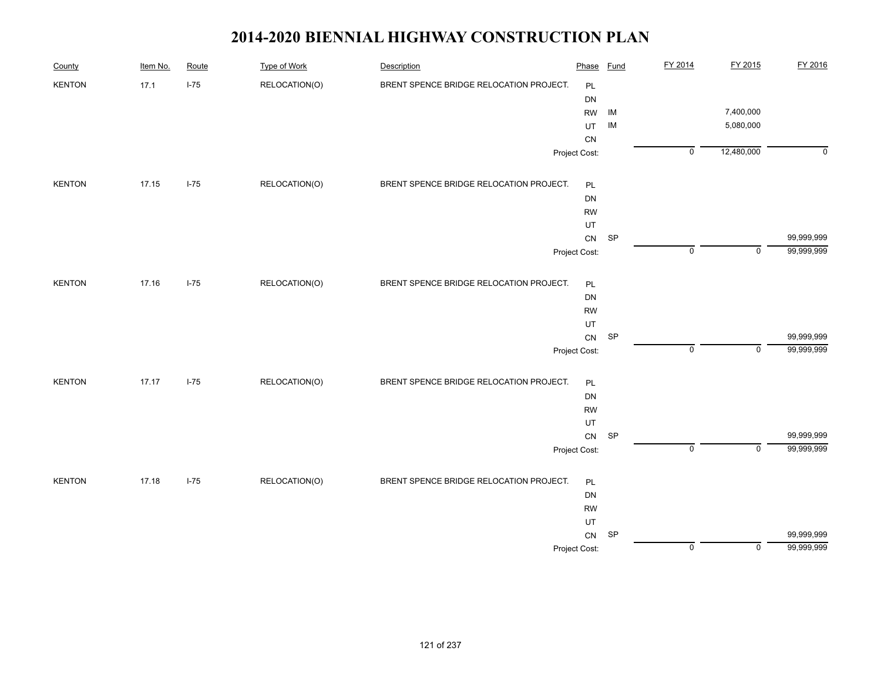# 2014-2020 BIENNIAL HIGHWAY CONSTRUCTION PLAN

| County | Item No. | Route | Type of Work | Description | Phase | Fund | FY 2014 | FY 2015 | FY 2016 |
|---|---|---|---|---|---|---|---|---|---|
| KENTON | 17.1 | I-75 | RELOCATION(O) | BRENT SPENCE BRIDGE RELOCATION PROJECT. | PL | | | | |
| | | | | | DN | | | | |
| | | | | | RW | IM | | 7,400,000 | |
| | | | | | UT | IM | | 5,080,000 | |
| | | | | | CN | | | | |
| | | | | | Project Cost: | | 0 | 12,480,000 | 0 |
| KENTON | 17.15 | I-75 | RELOCATION(O) | BRENT SPENCE BRIDGE RELOCATION PROJECT. | PL | | | | |
| | | | | | DN | | | | |
| | | | | | RW | | | | |
| | | | | | UT | | | | |
| | | | | | CN | SP | | | 99,999,999 |
| | | | | | Project Cost: | | 0 | 0 | 99,999,999 |
| KENTON | 17.16 | I-75 | RELOCATION(O) | BRENT SPENCE BRIDGE RELOCATION PROJECT. | PL | | | | |
| | | | | | DN | | | | |
| | | | | | RW | | | | |
| | | | | | UT | | | | |
| | | | | | CN | SP | | | 99,999,999 |
| | | | | | Project Cost: | | 0 | 0 | 99,999,999 |
| KENTON | 17.17 | I-75 | RELOCATION(O) | BRENT SPENCE BRIDGE RELOCATION PROJECT. | PL | | | | |
| | | | | | DN | | | | |
| | | | | | RW | | | | |
| | | | | | UT | | | | |
| | | | | | CN | SP | | | 99,999,999 |
| | | | | | Project Cost: | | 0 | 0 | 99,999,999 |
| KENTON | 17.18 | I-75 | RELOCATION(O) | BRENT SPENCE BRIDGE RELOCATION PROJECT. | PL | | | | |
| | | | | | DN | | | | |
| | | | | | RW | | | | |
| | | | | | UT | | | | |
| | | | | | CN | SP | | | 99,999,999 |
| | | | | | Project Cost: | | 0 | 0 | 99,999,999 |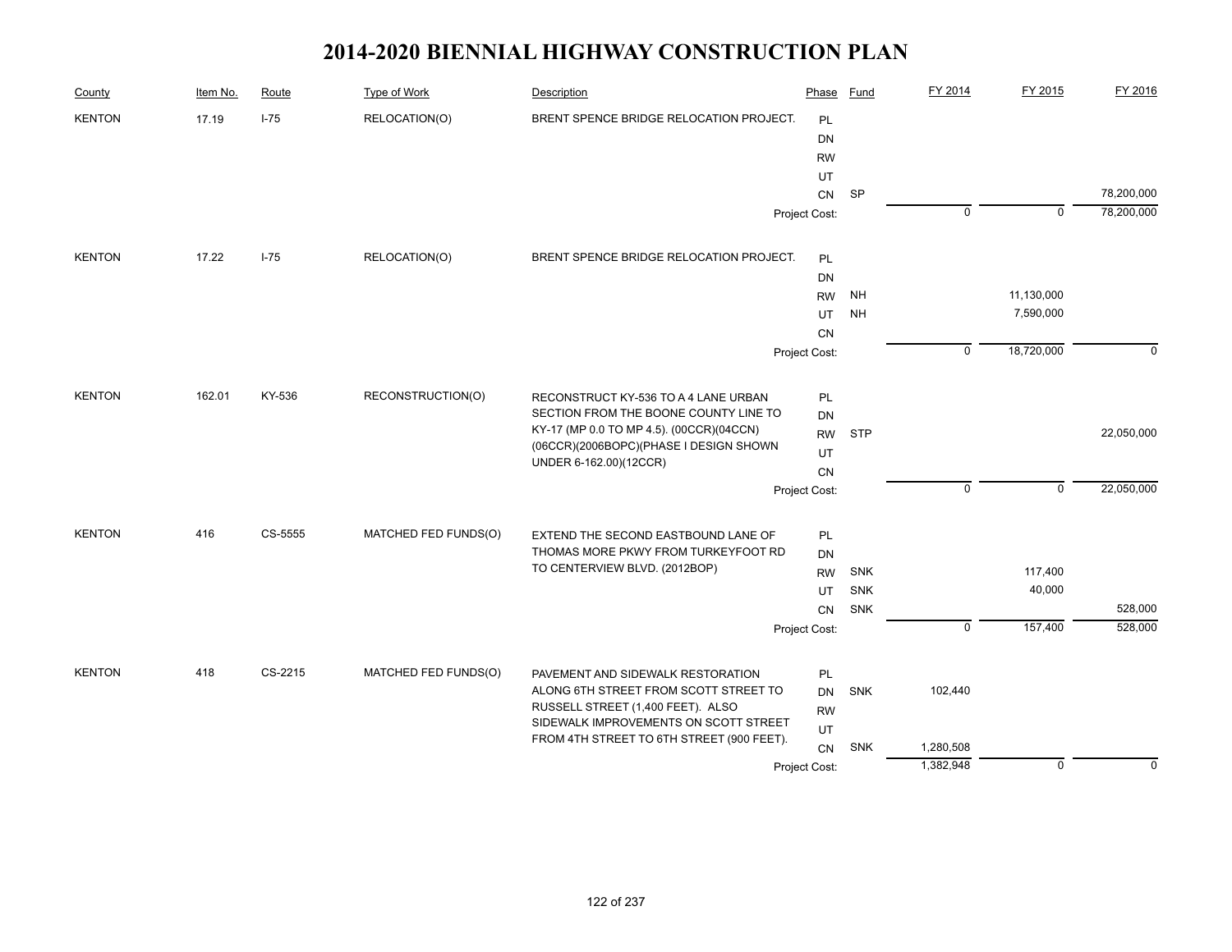# 2014-2020 BIENNIAL HIGHWAY CONSTRUCTION PLAN

| County | Item No. | Route | Type of Work | Description | Phase | Fund | FY 2014 | FY 2015 | FY 2016 |
|---|---|---|---|---|---|---|---|---|---|
| KENTON | 17.19 | I-75 | RELOCATION(O) | BRENT SPENCE BRIDGE RELOCATION PROJECT. | PL | | | | |
| | | | | | DN | | | | |
| | | | | | RW | | | | |
| | | | | | UT | | | | |
| | | | | | CN | SP | | | 78,200,000 |
| | | | | | Project Cost: | | 0 | 0 | 78,200,000 |
| KENTON | 17.22 | I-75 | RELOCATION(O) | BRENT SPENCE BRIDGE RELOCATION PROJECT. | PL | | | | |
| | | | | | DN | | | | |
| | | | | | RW | NH | | 11,130,000 | |
| | | | | | UT | NH | | 7,590,000 | |
| | | | | | CN | | | | |
| | | | | | Project Cost: | | 0 | 18,720,000 | 0 |
| KENTON | 162.01 | KY-536 | RECONSTRUCTION(O) | RECONSTRUCT KY-536 TO A 4 LANE URBAN SECTION FROM THE BOONE COUNTY LINE TO KY-17 (MP 0.0 TO MP 4.5). (00CCR)(04CCN)(06CCR)(2006BOPC)(PHASE I DESIGN SHOWN UNDER 6-162.00)(12CCR) | PL | | | | |
| | | | | | DN | | | | |
| | | | | | RW | STP | | | 22,050,000 |
| | | | | | UT | | | | |
| | | | | | CN | | | | |
| | | | | | Project Cost: | | 0 | 0 | 22,050,000 |
| KENTON | 416 | CS-5555 | MATCHED FED FUNDS(O) | EXTEND THE SECOND EASTBOUND LANE OF THOMAS MORE PKWY FROM TURKEYFOOT RD TO CENTERVIEW BLVD. (2012BOP) | PL | | | | |
| | | | | | DN | | | | |
| | | | | | RW | SNK | | 117,400 | |
| | | | | | UT | SNK | | 40,000 | |
| | | | | | CN | SNK | | | 528,000 |
| | | | | | Project Cost: | | 0 | 157,400 | 528,000 |
| KENTON | 418 | CS-2215 | MATCHED FED FUNDS(O) | PAVEMENT AND SIDEWALK RESTORATION ALONG 6TH STREET FROM SCOTT STREET TO RUSSELL STREET (1,400 FEET). ALSO SIDEWALK IMPROVEMENTS ON SCOTT STREET FROM 4TH STREET TO 6TH STREET (900 FEET). | PL | | | | |
| | | | | | DN | SNK | 102,440 | | |
| | | | | | RW | | | | |
| | | | | | UT | | | | |
| | | | | | CN | SNK | 1,280,508 | | |
| | | | | | Project Cost: | | 1,382,948 | 0 | 0 |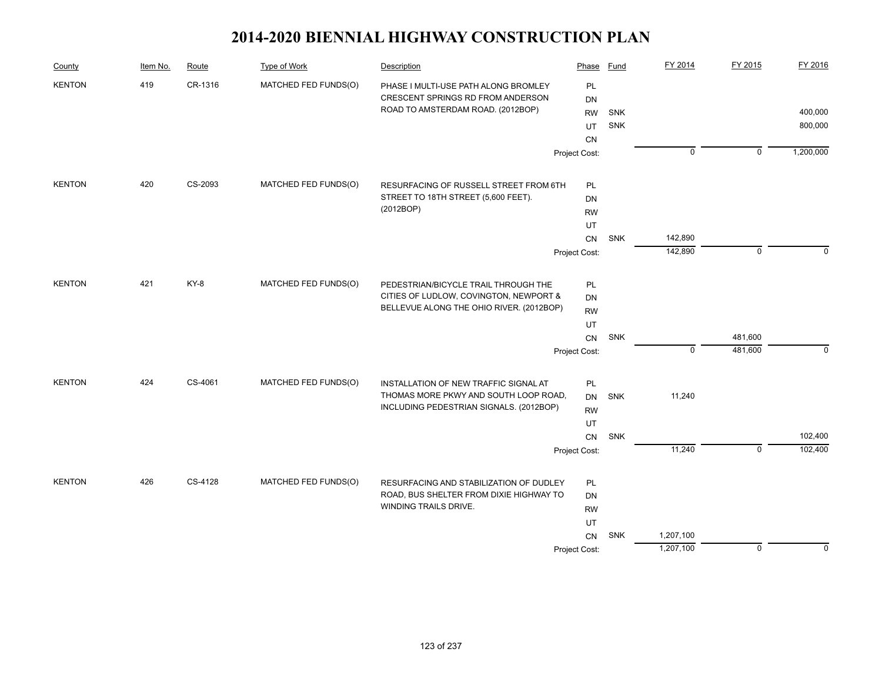# 2014-2020 BIENNIAL HIGHWAY CONSTRUCTION PLAN

| County | Item No. | Route | Type of Work | Description | Phase | Fund | FY 2014 | FY 2015 | FY 2016 |
|---|---|---|---|---|---|---|---|---|---|
| KENTON | 419 | CR-1316 | MATCHED FED FUNDS(O) | PHASE I MULTI-USE PATH ALONG BROMLEY CRESCENT SPRINGS RD FROM ANDERSON ROAD TO AMSTERDAM ROAD. (2012BOP) | PL | | | | |
| | | | | | DN | | | | |
| | | | | | RW | SNK | | | 400,000 |
| | | | | | UT | SNK | | | 800,000 |
| | | | | | CN | | | | |
| | | | | | Project Cost: | | 0 | 0 | 1,200,000 |
| KENTON | 420 | CS-2093 | MATCHED FED FUNDS(O) | RESURFACING OF RUSSELL STREET FROM 6TH STREET TO 18TH STREET (5,600 FEET). (2012BOP) | PL | | | | |
| | | | | | DN | | | | |
| | | | | | RW | | | | |
| | | | | | UT | | | | |
| | | | | | CN | SNK | 142,890 | | |
| | | | | | Project Cost: | | 142,890 | 0 | 0 |
| KENTON | 421 | KY-8 | MATCHED FED FUNDS(O) | PEDESTRIAN/BICYCLE TRAIL THROUGH THE CITIES OF LUDLOW, COVINGTON, NEWPORT & BELLEVUE ALONG THE OHIO RIVER. (2012BOP) | PL | | | | |
| | | | | | DN | | | | |
| | | | | | RW | | | | |
| | | | | | UT | | | | |
| | | | | | CN | SNK | | 481,600 | |
| | | | | | Project Cost: | | 0 | 481,600 | 0 |
| KENTON | 424 | CS-4061 | MATCHED FED FUNDS(O) | INSTALLATION OF NEW TRAFFIC SIGNAL AT THOMAS MORE PKWY AND SOUTH LOOP ROAD, INCLUDING PEDESTRIAN SIGNALS. (2012BOP) | PL | | | | |
| | | | | | DN | SNK | 11,240 | | |
| | | | | | RW | | | | |
| | | | | | UT | | | | |
| | | | | | CN | SNK | | | 102,400 |
| | | | | | Project Cost: | | 11,240 | 0 | 102,400 |
| KENTON | 426 | CS-4128 | MATCHED FED FUNDS(O) | RESURFACING AND STABILIZATION OF DUDLEY ROAD, BUS SHELTER FROM DIXIE HIGHWAY TO WINDING TRAILS DRIVE. | PL | | | | |
| | | | | | DN | | | | |
| | | | | | RW | | | | |
| | | | | | UT | | | | |
| | | | | | CN | SNK | 1,207,100 | | |
| | | | | | Project Cost: | | 1,207,100 | 0 | 0 |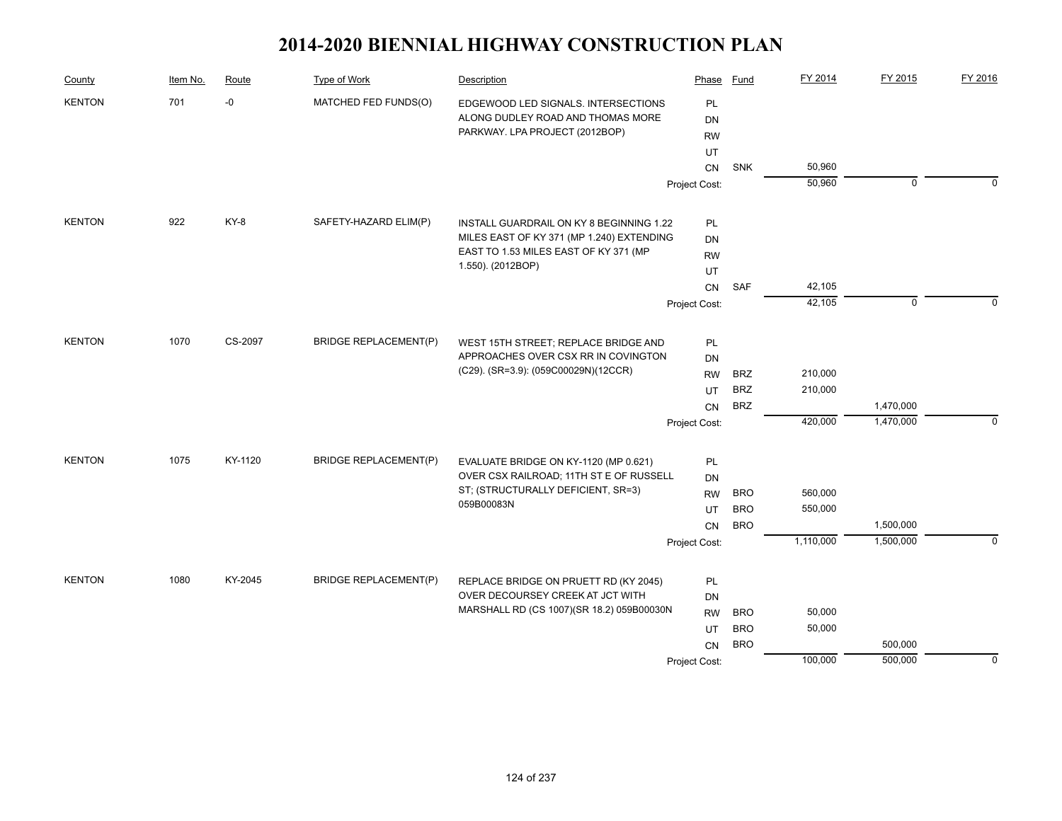# 2014-2020 BIENNIAL HIGHWAY CONSTRUCTION PLAN

| County | Item No. | Route | Type of Work | Description | Phase | Fund | FY 2014 | FY 2015 | FY 2016 |
|---|---|---|---|---|---|---|---|---|---|
| KENTON | 701 | -0 | MATCHED FED FUNDS(O) | EDGEWOOD LED SIGNALS. INTERSECTIONS ALONG DUDLEY ROAD AND THOMAS MORE PARKWAY. LPA PROJECT (2012BOP) | PL | | | | |
| | | | | | DN | | | | |
| | | | | | RW | | | | |
| | | | | | UT | | | | |
| | | | | | CN | SNK | 50,960 | | |
| | | | | | Project Cost: | | 50,960 | 0 | 0 |
| KENTON | 922 | KY-8 | SAFETY-HAZARD ELIM(P) | INSTALL GUARDRAIL ON KY 8 BEGINNING 1.22 MILES EAST OF KY 371 (MP 1.240) EXTENDING EAST TO 1.53 MILES EAST OF KY 371 (MP 1.550). (2012BOP) | PL | | | | |
| | | | | | DN | | | | |
| | | | | | RW | | | | |
| | | | | | UT | | | | |
| | | | | | CN | SAF | 42,105 | | |
| | | | | | Project Cost: | | 42,105 | 0 | 0 |
| KENTON | 1070 | CS-2097 | BRIDGE REPLACEMENT(P) | WEST 15TH STREET; REPLACE BRIDGE AND APPROACHES OVER CSX RR IN COVINGTON (C29). (SR=3.9): (059C00029N)(12CCR) | PL | | | | |
| | | | | | DN | | | | |
| | | | | | RW | BRZ | 210,000 | | |
| | | | | | UT | BRZ | 210,000 | | |
| | | | | | CN | BRZ | | 1,470,000 | |
| | | | | | Project Cost: | | 420,000 | 1,470,000 | 0 |
| KENTON | 1075 | KY-1120 | BRIDGE REPLACEMENT(P) | EVALUATE BRIDGE ON KY-1120 (MP 0.621) OVER CSX RAILROAD; 11TH ST E OF RUSSELL ST; (STRUCTURALLY DEFICIENT, SR=3) 059B00083N | PL | | | | |
| | | | | | DN | | | | |
| | | | | | RW | BRO | 560,000 | | |
| | | | | | UT | BRO | 550,000 | | |
| | | | | | CN | BRO | | 1,500,000 | |
| | | | | | Project Cost: | | 1,110,000 | 1,500,000 | 0 |
| KENTON | 1080 | KY-2045 | BRIDGE REPLACEMENT(P) | REPLACE BRIDGE ON PRUETT RD (KY 2045) OVER DECOURSEY CREEK AT JCT WITH MARSHALL RD (CS 1007)(SR 18.2) 059B00030N | PL | | | | |
| | | | | | DN | | | | |
| | | | | | RW | BRO | 50,000 | | |
| | | | | | UT | BRO | 50,000 | | |
| | | | | | CN | BRO | | 500,000 | |
| | | | | | Project Cost: | | 100,000 | 500,000 | 0 |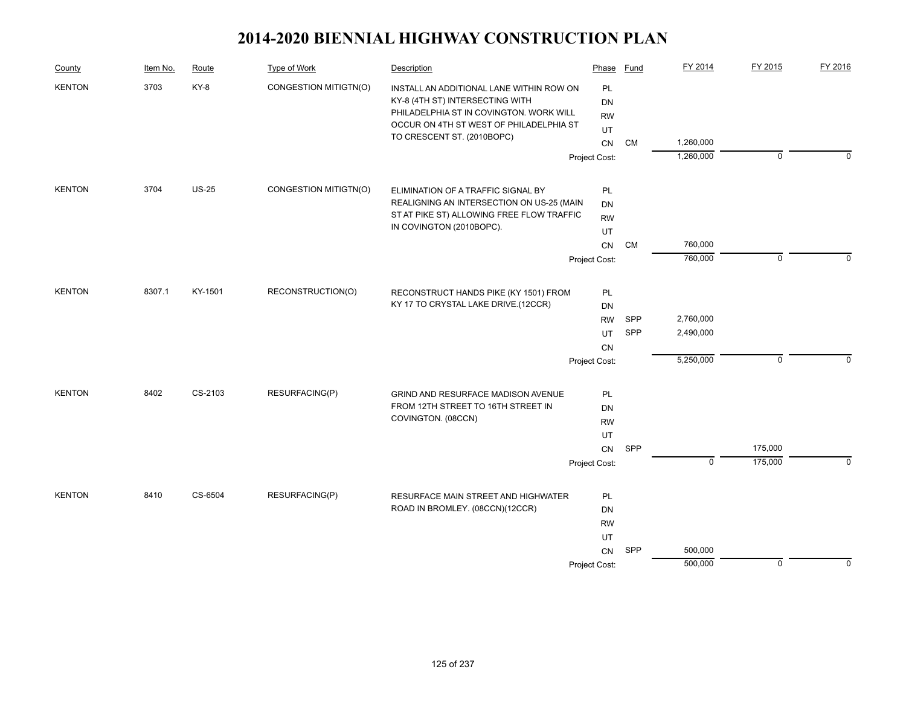# 2014-2020 BIENNIAL HIGHWAY CONSTRUCTION PLAN

| County | Item No. | Route | Type of Work | Description | Phase | Fund | FY 2014 | FY 2015 | FY 2016 |
|---|---|---|---|---|---|---|---|---|---|
| KENTON | 3703 | KY-8 | CONGESTION MITIGTN(O) | INSTALL AN ADDITIONAL LANE WITHIN ROW ON KY-8 (4TH ST) INTERSECTING WITH PHILADELPHIA ST IN COVINGTON. WORK WILL OCCUR ON 4TH ST WEST OF PHILADELPHIA ST TO CRESCENT ST. (2010BOPC) | PL | | | | |
| | | | | | DN | | | | |
| | | | | | RW | | | | |
| | | | | | UT | | | | |
| | | | | | CN | CM | 1,260,000 | | |
| | | | | | Project Cost: | | 1,260,000 | 0 | 0 |
| KENTON | 3704 | US-25 | CONGESTION MITIGTN(O) | ELIMINATION OF A TRAFFIC SIGNAL BY REALIGNING AN INTERSECTION ON US-25 (MAIN ST AT PIKE ST) ALLOWING FREE FLOW TRAFFIC IN COVINGTON (2010BOPC). | PL | | | | |
| | | | | | DN | | | | |
| | | | | | RW | | | | |
| | | | | | UT | | | | |
| | | | | | CN | CM | 760,000 | | |
| | | | | | Project Cost: | | 760,000 | 0 | 0 |
| KENTON | 8307.1 | KY-1501 | RECONSTRUCTION(O) | RECONSTRUCT HANDS PIKE (KY 1501) FROM KY 17 TO CRYSTAL LAKE DRIVE.(12CCR) | PL | | | | |
| | | | | | DN | | | | |
| | | | | | RW | SPP | 2,760,000 | | |
| | | | | | UT | SPP | 2,490,000 | | |
| | | | | | CN | | | | |
| | | | | | Project Cost: | | 5,250,000 | 0 | 0 |
| KENTON | 8402 | CS-2103 | RESURFACING(P) | GRIND AND RESURFACE MADISON AVENUE FROM 12TH STREET TO 16TH STREET IN COVINGTON. (08CCN) | PL | | | | |
| | | | | | DN | | | | |
| | | | | | RW | | | | |
| | | | | | UT | | | | |
| | | | | | CN | SPP | | 175,000 | |
| | | | | | Project Cost: | | 0 | 175,000 | 0 |
| KENTON | 8410 | CS-6504 | RESURFACING(P) | RESURFACE MAIN STREET AND HIGHWATER ROAD IN BROMLEY. (08CCN)(12CCR) | PL | | | | |
| | | | | | DN | | | | |
| | | | | | RW | | | | |
| | | | | | UT | | | | |
| | | | | | CN | SPP | 500,000 | | |
| | | | | | Project Cost: | | 500,000 | 0 | 0 |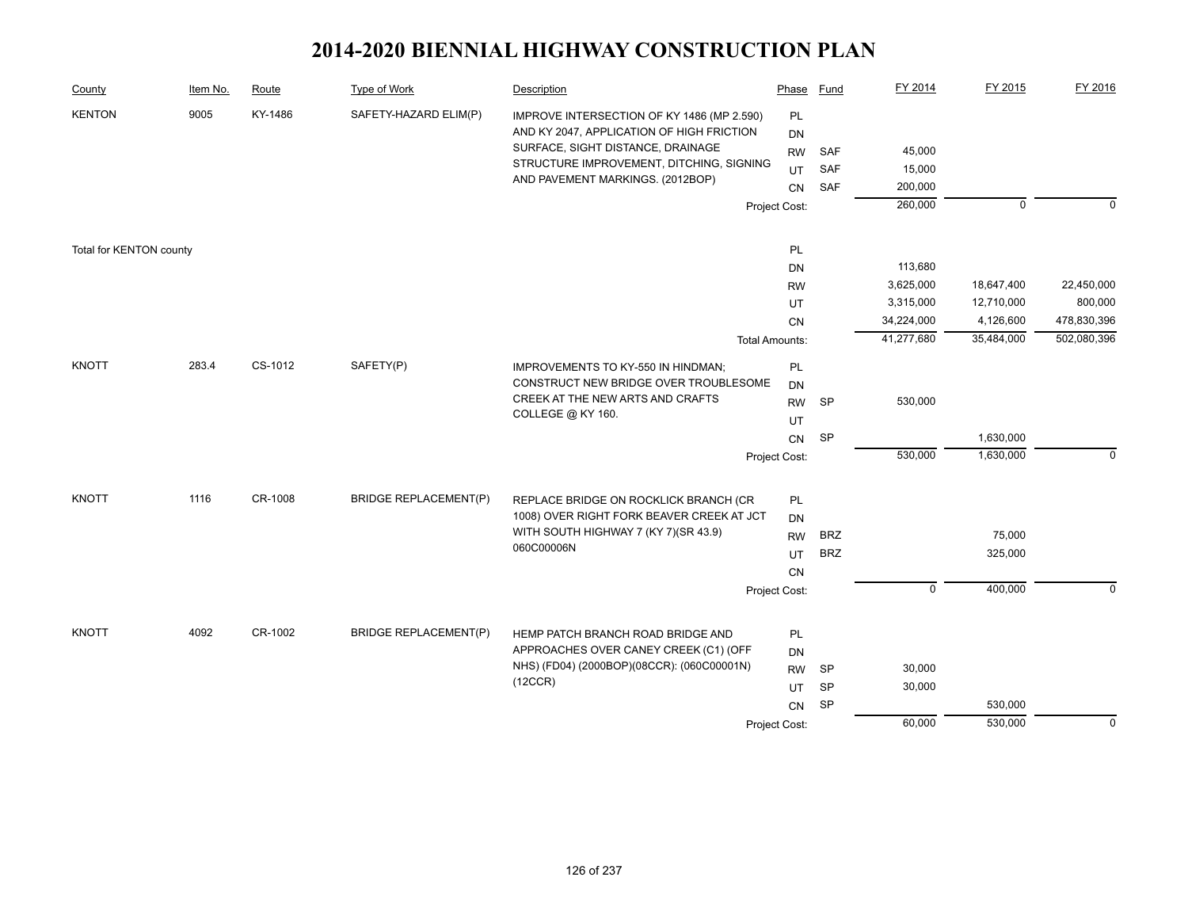# 2014-2020 BIENNIAL HIGHWAY CONSTRUCTION PLAN

| County | Item No. | Route | Type of Work | Description | Phase | Fund | FY 2014 | FY 2015 | FY 2016 |
|---|---|---|---|---|---|---|---|---|---|
| KENTON | 9005 | KY-1486 | SAFETY-HAZARD ELIM(P) | IMPROVE INTERSECTION OF KY 1486 (MP 2.590) AND KY 2047, APPLICATION OF HIGH FRICTION SURFACE, SIGHT DISTANCE, DRAINAGE STRUCTURE IMPROVEMENT, DITCHING, SIGNING AND PAVEMENT MARKINGS. (2012BOP) | PL | | | | |
| | | | | | DN | | | | |
| | | | | | RW | SAF | 45,000 | | |
| | | | | | UT | SAF | 15,000 | | |
| | | | | | CN | SAF | 200,000 | | |
| | | | | | Project Cost: | | 260,000 | 0 | 0 |
| Total for KENTON county | | | | | PL | | | | |
| | | | | | DN | | 113,680 | | |
| | | | | | RW | | 3,625,000 | 18,647,400 | 22,450,000 |
| | | | | | UT | | 3,315,000 | 12,710,000 | 800,000 |
| | | | | | CN | | 34,224,000 | 4,126,600 | 478,830,396 |
| | | | | | Total Amounts: | | 41,277,680 | 35,484,000 | 502,080,396 |
| KNOTT | 283.4 | CS-1012 | SAFETY(P) | IMPROVEMENTS TO KY-550 IN HINDMAN; CONSTRUCT NEW BRIDGE OVER TROUBLESOME CREEK AT THE NEW ARTS AND CRAFTS COLLEGE @ KY 160. | PL | | | | |
| | | | | | DN | | | | |
| | | | | | RW | SP | 530,000 | | |
| | | | | | UT | | | | |
| | | | | | CN | SP | | 1,630,000 | |
| | | | | | Project Cost: | | 530,000 | 1,630,000 | 0 |
| KNOTT | 1116 | CR-1008 | BRIDGE REPLACEMENT(P) | REPLACE BRIDGE ON ROCKLICK BRANCH (CR 1008) OVER RIGHT FORK BEAVER CREEK AT JCT WITH SOUTH HIGHWAY 7 (KY 7)(SR 43.9) 060C00006N | PL | | | | |
| | | | | | DN | | | | |
| | | | | | RW | BRZ | | 75,000 | |
| | | | | | UT | BRZ | | 325,000 | |
| | | | | | CN | | | | |
| | | | | | Project Cost: | | 0 | 400,000 | 0 |
| KNOTT | 4092 | CR-1002 | BRIDGE REPLACEMENT(P) | HEMP PATCH BRANCH ROAD BRIDGE AND APPROACHES OVER CANEY CREEK (C1) (OFF NHS) (FD04) (2000BOP)(08CCR): (060C00001N) (12CCR) | PL | | | | |
| | | | | | DN | | | | |
| | | | | | RW | SP | 30,000 | | |
| | | | | | UT | SP | 30,000 | | |
| | | | | | CN | SP | | 530,000 | |
| | | | | | Project Cost: | | 60,000 | 530,000 | 0 |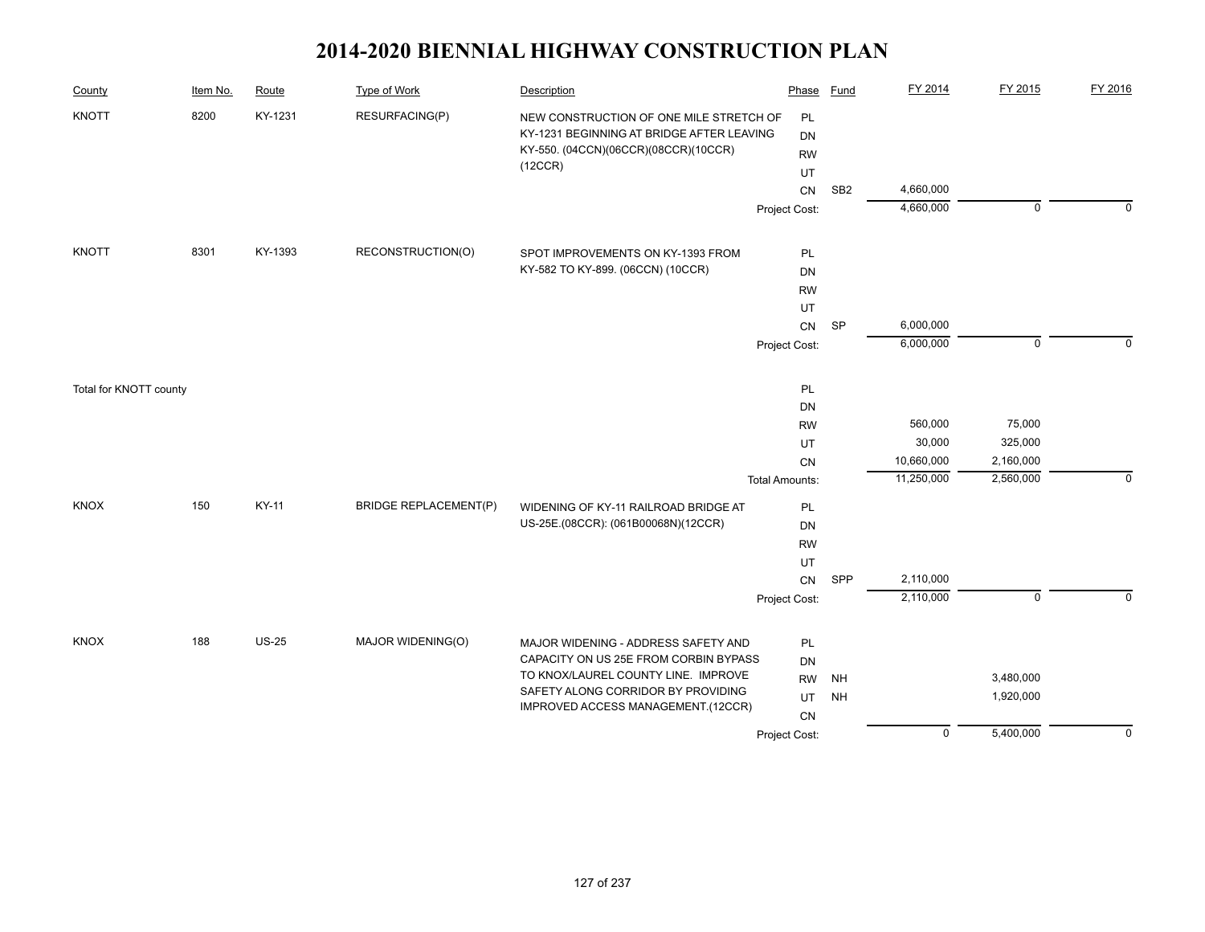# 2014-2020 BIENNIAL HIGHWAY CONSTRUCTION PLAN

| County | Item No. | Route | Type of Work | Description | Phase | Fund | FY 2014 | FY 2015 | FY 2016 |
|---|---|---|---|---|---|---|---|---|---|
| KNOTT | 8200 | KY-1231 | RESURFACING(P) | NEW CONSTRUCTION OF ONE MILE STRETCH OF KY-1231 BEGINNING AT BRIDGE AFTER LEAVING KY-550. (04CCN)(06CCR)(08CCR)(10CCR)(12CCR) | PL | | | | |
| | | | | | DN | | | | |
| | | | | | RW | | | | |
| | | | | | UT | | | | |
| | | | | | CN | SB2 | 4,660,000 | | |
| | | | | | Project Cost: | | 4,660,000 | 0 | 0 |
| KNOTT | 8301 | KY-1393 | RECONSTRUCTION(O) | SPOT IMPROVEMENTS ON KY-1393 FROM KY-582 TO KY-899. (06CCN) (10CCR) | PL | | | | |
| | | | | | DN | | | | |
| | | | | | RW | | | | |
| | | | | | UT | | | | |
| | | | | | CN | SP | 6,000,000 | | |
| | | | | | Project Cost: | | 6,000,000 | 0 | 0 |
| Total for KNOTT county | | | | | PL | | | | |
| | | | | | DN | | | | |
| | | | | | RW | | 560,000 | 75,000 | |
| | | | | | UT | | 30,000 | 325,000 | |
| | | | | | CN | | 10,660,000 | 2,160,000 | |
| | | | | | Total Amounts: | | 11,250,000 | 2,560,000 | 0 |
| KNOX | 150 | KY-11 | BRIDGE REPLACEMENT(P) | WIDENING OF KY-11 RAILROAD BRIDGE AT US-25E.(08CCR): (061B00068N)(12CCR) | PL | | | | |
| | | | | | DN | | | | |
| | | | | | RW | | | | |
| | | | | | UT | | | | |
| | | | | | CN | SPP | 2,110,000 | | |
| | | | | | Project Cost: | | 2,110,000 | 0 | 0 |
| KNOX | 188 | US-25 | MAJOR WIDENING(O) | MAJOR WIDENING - ADDRESS SAFETY AND CAPACITY ON US 25E FROM CORBIN BYPASS TO KNOX/LAUREL COUNTY LINE. IMPROVE SAFETY ALONG CORRIDOR BY PROVIDING IMPROVED ACCESS MANAGEMENT.(12CCR) | PL | | | | |
| | | | | | DN | | | | |
| | | | | | RW | NH | | 3,480,000 | |
| | | | | | UT | NH | | 1,920,000 | |
| | | | | | CN | | | | |
| | | | | | Project Cost: | | 0 | 5,400,000 | 0 |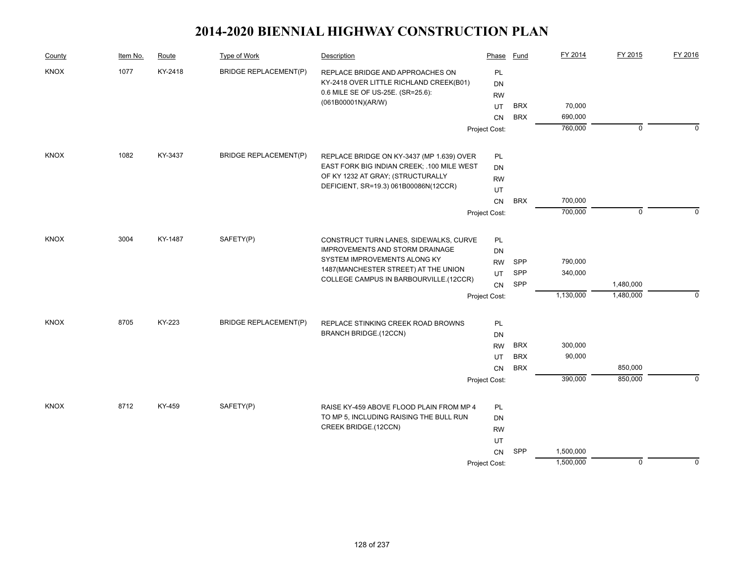# 2014-2020 BIENNIAL HIGHWAY CONSTRUCTION PLAN

| County | Item No. | Route | Type of Work | Description | Phase | Fund | FY 2014 | FY 2015 | FY 2016 |
|---|---|---|---|---|---|---|---|---|---|
| KNOX | 1077 | KY-2418 | BRIDGE REPLACEMENT(P) | REPLACE BRIDGE AND APPROACHES ON KY-2418 OVER LITTLE RICHLAND CREEK(B01) 0.6 MILE SE OF US-25E. (SR=25.6): (061B00001N)(AR/W) | PL | | | | |
| | | | | | DN | | | | |
| | | | | | RW | | | | |
| | | | | | UT | BRX | 70,000 | | |
| | | | | | CN | BRX | 690,000 | | |
| | | | | | Project Cost: | | 760,000 | 0 | 0 |
| KNOX | 1082 | KY-3437 | BRIDGE REPLACEMENT(P) | REPLACE BRIDGE ON KY-3437 (MP 1.639) OVER EAST FORK BIG INDIAN CREEK; .100 MILE WEST OF KY 1232 AT GRAY; (STRUCTURALLY DEFICIENT, SR=19.3) 061B00086N(12CCR) | PL | | | | |
| | | | | | DN | | | | |
| | | | | | RW | | | | |
| | | | | | UT | | | | |
| | | | | | CN | BRX | 700,000 | | |
| | | | | | Project Cost: | | 700,000 | 0 | 0 |
| KNOX | 3004 | KY-1487 | SAFETY(P) | CONSTRUCT TURN LANES, SIDEWALKS, CURVE IMPROVEMENTS AND STORM DRAINAGE SYSTEM IMPROVEMENTS ALONG KY 1487(MANCHESTER STREET) AT THE UNION COLLEGE CAMPUS IN BARBOURVILLE.(12CCR) | PL | | | | |
| | | | | | DN | | | | |
| | | | | | RW | SPP | 790,000 | | |
| | | | | | UT | SPP | 340,000 | | |
| | | | | | CN | SPP | | 1,480,000 | |
| | | | | | Project Cost: | | 1,130,000 | 1,480,000 | 0 |
| KNOX | 8705 | KY-223 | BRIDGE REPLACEMENT(P) | REPLACE STINKING CREEK ROAD BROWNS BRANCH BRIDGE.(12CCN) | PL | | | | |
| | | | | | DN | | | | |
| | | | | | RW | BRX | 300,000 | | |
| | | | | | UT | BRX | 90,000 | | |
| | | | | | CN | BRX | | 850,000 | |
| | | | | | Project Cost: | | 390,000 | 850,000 | 0 |
| KNOX | 8712 | KY-459 | SAFETY(P) | RAISE KY-459 ABOVE FLOOD PLAIN FROM MP 4 TO MP 5, INCLUDING RAISING THE BULL RUN CREEK BRIDGE.(12CCN) | PL | | | | |
| | | | | | DN | | | | |
| | | | | | RW | | | | |
| | | | | | UT | | | | |
| | | | | | CN | SPP | 1,500,000 | | |
| | | | | | Project Cost: | | 1,500,000 | 0 | 0 |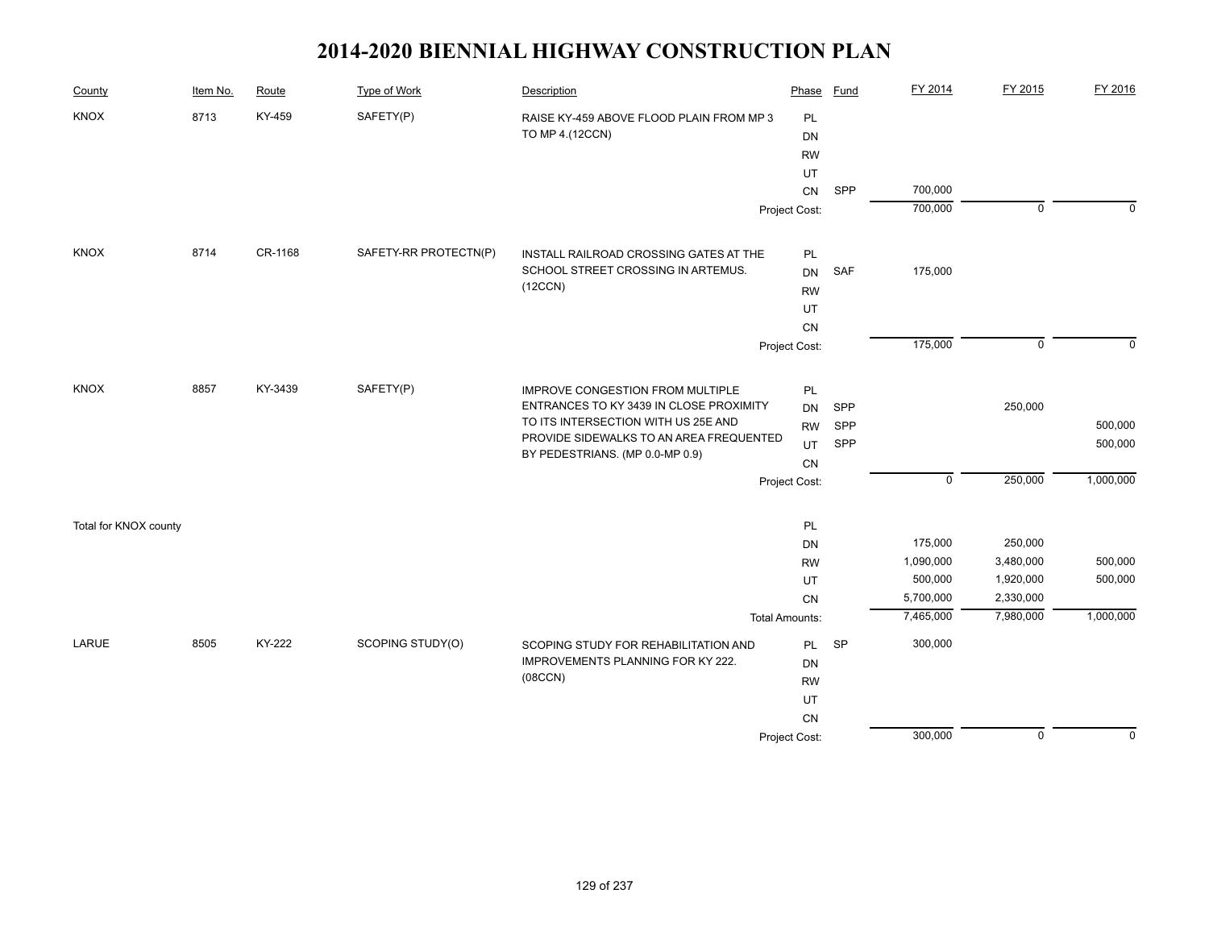# 2014-2020 BIENNIAL HIGHWAY CONSTRUCTION PLAN

| County | Item No. | Route | Type of Work | Description | Phase | Fund | FY 2014 | FY 2015 | FY 2016 |
|---|---|---|---|---|---|---|---|---|---|
| KNOX | 8713 | KY-459 | SAFETY(P) | RAISE KY-459 ABOVE FLOOD PLAIN FROM MP 3 TO MP 4.(12CCN) | PL | | | | |
| | | | | | DN | | | | |
| | | | | | RW | | | | |
| | | | | | UT | | | | |
| | | | | | CN | SPP | 700,000 | | |
| | | | | | Project Cost: | | 700,000 | 0 | 0 |
| KNOX | 8714 | CR-1168 | SAFETY-RR PROTECTN(P) | INSTALL RAILROAD CROSSING GATES AT THE SCHOOL STREET CROSSING IN ARTEMUS. (12CCN) | PL | | | | |
| | | | | | DN | SAF | 175,000 | | |
| | | | | | RW | | | | |
| | | | | | UT | | | | |
| | | | | | CN | | | | |
| | | | | | Project Cost: | | 175,000 | 0 | 0 |
| KNOX | 8857 | KY-3439 | SAFETY(P) | IMPROVE CONGESTION FROM MULTIPLE ENTRANCES TO KY 3439 IN CLOSE PROXIMITY TO ITS INTERSECTION WITH US 25E AND PROVIDE SIDEWALKS TO AN AREA FREQUENTED BY PEDESTRIANS. (MP 0.0-MP 0.9) | PL | | | | |
| | | | | | DN | SPP | | 250,000 | |
| | | | | | RW | SPP | | | 500,000 |
| | | | | | UT | SPP | | | 500,000 |
| | | | | | CN | | | | |
| | | | | | Project Cost: | | 0 | 250,000 | 1,000,000 |
| Total for KNOX county | | | | | PL | | | | |
| | | | | | DN | | 175,000 | 250,000 | |
| | | | | | RW | | 1,090,000 | 3,480,000 | 500,000 |
| | | | | | UT | | 500,000 | 1,920,000 | 500,000 |
| | | | | | CN | | 5,700,000 | 2,330,000 | |
| | | | | | Total Amounts: | | 7,465,000 | 7,980,000 | 1,000,000 |
| LARUE | 8505 | KY-222 | SCOPING STUDY(O) | SCOPING STUDY FOR REHABILITATION AND IMPROVEMENTS PLANNING FOR KY 222. (08CCN) | PL | SP | 300,000 | | |
| | | | | | DN | | | | |
| | | | | | RW | | | | |
| | | | | | UT | | | | |
| | | | | | CN | | | | |
| | | | | | Project Cost: | | 300,000 | 0 | 0 |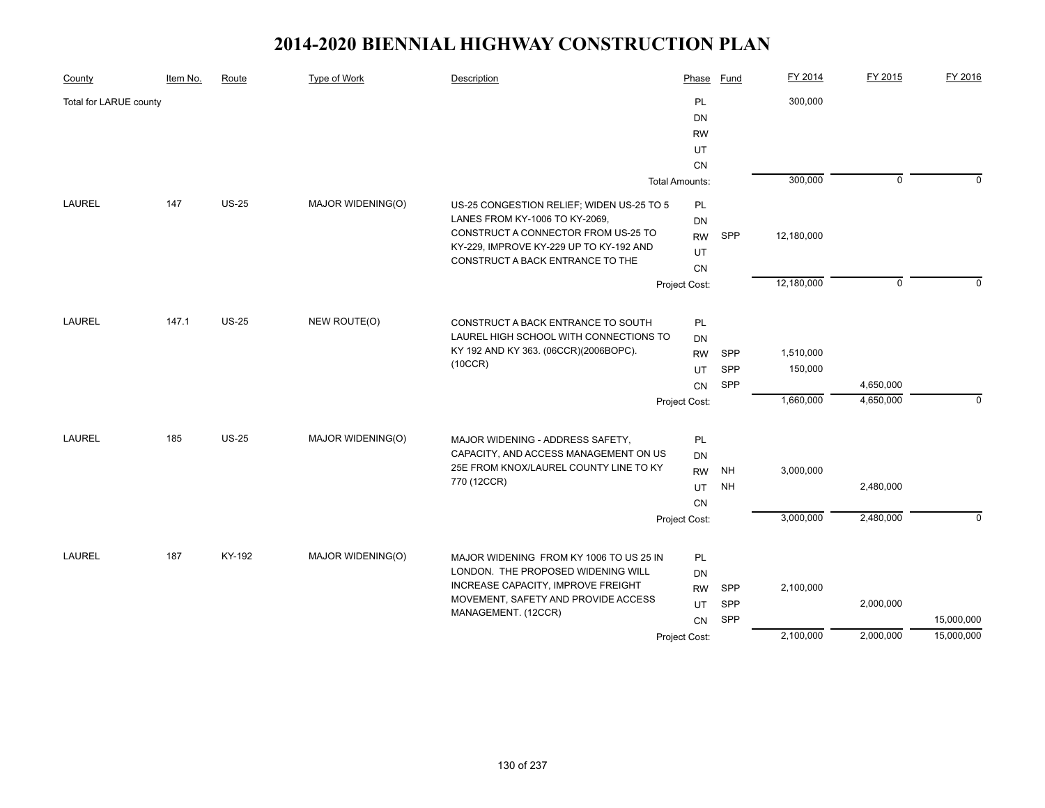# 2014-2020 BIENNIAL HIGHWAY CONSTRUCTION PLAN

| County | Item No. | Route | Type of Work | Description | Phase | Fund | FY 2014 | FY 2015 | FY 2016 |
|---|---|---|---|---|---|---|---|---|---|
| Total for LARUE county | | | | | PL | | 300,000 | | |
| | | | | | DN | | | | |
| | | | | | RW | | | | |
| | | | | | UT | | | | |
| | | | | | CN | | | | |
| | | | | | Total Amounts: | | 300,000 | 0 | 0 |
| LAUREL | 147 | US-25 | MAJOR WIDENING(O) | US-25 CONGESTION RELIEF; WIDEN US-25 TO 5 LANES FROM KY-1006 TO KY-2069, CONSTRUCT A CONNECTOR FROM US-25 TO KY-229, IMPROVE KY-229 UP TO KY-192 AND CONSTRUCT A BACK ENTRANCE TO THE | PL | | | | |
| | | | | | DN | | | | |
| | | | | | RW | SPP | 12,180,000 | | |
| | | | | | UT | | | | |
| | | | | | CN | | | | |
| | | | | | Project Cost: | | 12,180,000 | 0 | 0 |
| LAUREL | 147.1 | US-25 | NEW ROUTE(O) | CONSTRUCT A BACK ENTRANCE TO SOUTH LAUREL HIGH SCHOOL WITH CONNECTIONS TO KY 192 AND KY 363. (06CCR)(2006BOPC). (10CCR) | PL | | | | |
| | | | | | DN | | | | |
| | | | | | RW | SPP | 1,510,000 | | |
| | | | | | UT | SPP | 150,000 | | |
| | | | | | CN | SPP | | 4,650,000 | |
| | | | | | Project Cost: | | 1,660,000 | 4,650,000 | 0 |
| LAUREL | 185 | US-25 | MAJOR WIDENING(O) | MAJOR WIDENING - ADDRESS SAFETY, CAPACITY, AND ACCESS MANAGEMENT ON US 25E FROM KNOX/LAUREL COUNTY LINE TO KY 770 (12CCR) | PL | | | | |
| | | | | | DN | | | | |
| | | | | | RW | NH | 3,000,000 | | |
| | | | | | UT | NH | | 2,480,000 | |
| | | | | | CN | | | | |
| | | | | | Project Cost: | | 3,000,000 | 2,480,000 | 0 |
| LAUREL | 187 | KY-192 | MAJOR WIDENING(O) | MAJOR WIDENING FROM KY 1006 TO US 25 IN LONDON. THE PROPOSED WIDENING WILL INCREASE CAPACITY, IMPROVE FREIGHT MOVEMENT, SAFETY AND PROVIDE ACCESS MANAGEMENT. (12CCR) | PL | | | | |
| | | | | | DN | | | | |
| | | | | | RW | SPP | 2,100,000 | | |
| | | | | | UT | SPP | | 2,000,000 | |
| | | | | | CN | SPP | | | 15,000,000 |
| | | | | | Project Cost: | | 2,100,000 | 2,000,000 | 15,000,000 |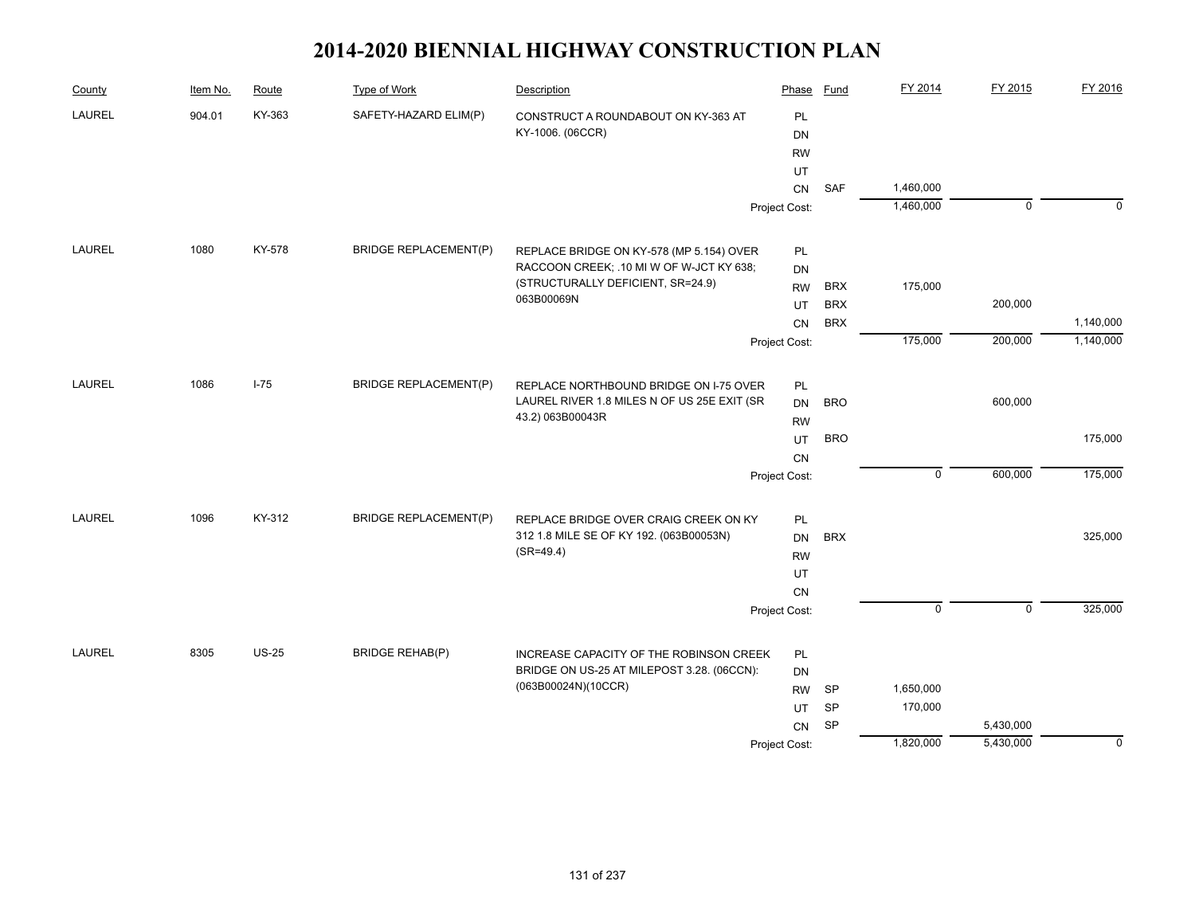# 2014-2020 BIENNIAL HIGHWAY CONSTRUCTION PLAN

| County | Item No. | Route | Type of Work | Description | Phase | Fund | FY 2014 | FY 2015 | FY 2016 |
|---|---|---|---|---|---|---|---|---|---|
| LAUREL | 904.01 | KY-363 | SAFETY-HAZARD ELIM(P) | CONSTRUCT A ROUNDABOUT ON KY-363 AT KY-1006. (06CCR) | PL | | | | |
| | | | | | DN | | | | |
| | | | | | RW | | | | |
| | | | | | UT | | | | |
| | | | | | CN | SAF | 1,460,000 | | |
| | | | | | Project Cost: | | 1,460,000 | 0 | 0 |
| LAUREL | 1080 | KY-578 | BRIDGE REPLACEMENT(P) | REPLACE BRIDGE ON KY-578 (MP 5.154) OVER RACCOON CREEK; .10 MI W OF W-JCT KY 638; (STRUCTURALLY DEFICIENT, SR=24.9) 063B00069N | PL | | | | |
| | | | | | DN | | | | |
| | | | | | RW | BRX | 175,000 | | |
| | | | | | UT | BRX | | 200,000 | |
| | | | | | CN | BRX | | | 1,140,000 |
| | | | | | Project Cost: | | 175,000 | 200,000 | 1,140,000 |
| LAUREL | 1086 | I-75 | BRIDGE REPLACEMENT(P) | REPLACE NORTHBOUND BRIDGE ON I-75 OVER LAUREL RIVER 1.8 MILES N OF US 25E EXIT (SR 43.2) 063B00043R | PL | | | | |
| | | | | | DN | BRO | | 600,000 | |
| | | | | | RW | | | | |
| | | | | | UT | BRO | | | 175,000 |
| | | | | | CN | | | | |
| | | | | | Project Cost: | | 0 | 600,000 | 175,000 |
| LAUREL | 1096 | KY-312 | BRIDGE REPLACEMENT(P) | REPLACE BRIDGE OVER CRAIG CREEK ON KY 312 1.8 MILE SE OF KY 192. (063B00053N) (SR=49.4) | PL | | | | |
| | | | | | DN | BRX | | | 325,000 |
| | | | | | RW | | | | |
| | | | | | UT | | | | |
| | | | | | CN | | | | |
| | | | | | Project Cost: | | 0 | 0 | 325,000 |
| LAUREL | 8305 | US-25 | BRIDGE REHAB(P) | INCREASE CAPACITY OF THE ROBINSON CREEK BRIDGE ON US-25 AT MILEPOST 3.28. (06CCN): (063B00024N)(10CCR) | PL | | | | |
| | | | | | DN | | | | |
| | | | | | RW | SP | 1,650,000 | | |
| | | | | | UT | SP | 170,000 | | |
| | | | | | CN | SP | | 5,430,000 | |
| | | | | | Project Cost: | | 1,820,000 | 5,430,000 | 0 |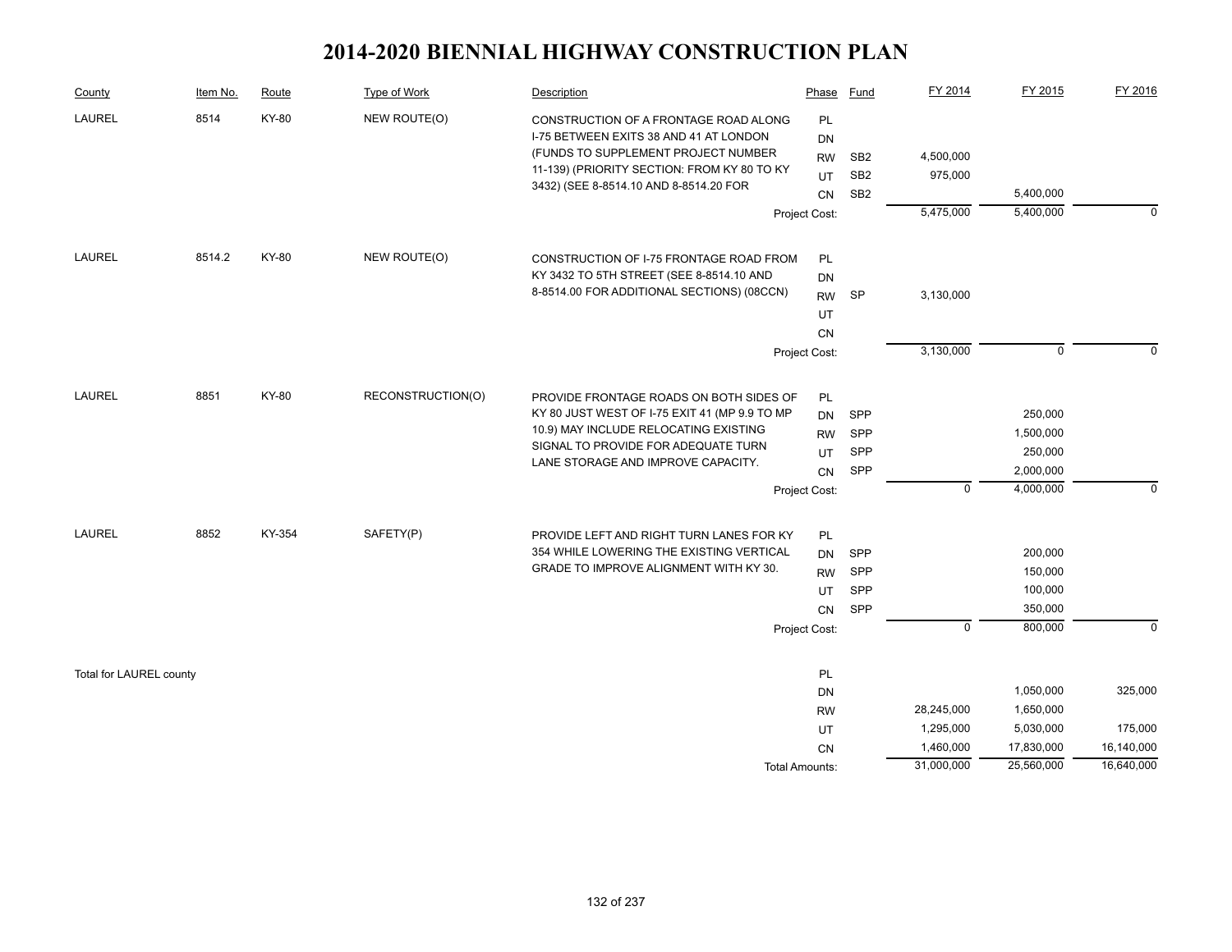# 2014-2020 BIENNIAL HIGHWAY CONSTRUCTION PLAN

| County | Item No. | Route | Type of Work | Description | Phase | Fund | FY 2014 | FY 2015 | FY 2016 |
|---|---|---|---|---|---|---|---|---|---|
| LAUREL | 8514 | KY-80 | NEW ROUTE(O) | CONSTRUCTION OF A FRONTAGE ROAD ALONG I-75 BETWEEN EXITS 38 AND 41 AT LONDON (FUNDS TO SUPPLEMENT PROJECT NUMBER 11-139) (PRIORITY SECTION: FROM KY 80 TO KY 3432) (SEE 8-8514.10 AND 8-8514.20 FOR | PL | | | | |
| | | | | | DN | | | | |
| | | | | | RW | SB2 | 4,500,000 | | |
| | | | | | UT | SB2 | 975,000 | | |
| | | | | | CN | SB2 | | 5,400,000 | |
| | | | | | Project Cost: | | 5,475,000 | 5,400,000 | 0 |
| LAUREL | 8514.2 | KY-80 | NEW ROUTE(O) | CONSTRUCTION OF I-75 FRONTAGE ROAD FROM KY 3432 TO 5TH STREET (SEE 8-8514.10 AND 8-8514.00 FOR ADDITIONAL SECTIONS) (08CCN) | PL | | | | |
| | | | | | DN | | | | |
| | | | | | RW | SP | 3,130,000 | | |
| | | | | | UT | | | | |
| | | | | | CN | | | | |
| | | | | | Project Cost: | | 3,130,000 | 0 | 0 |
| LAUREL | 8851 | KY-80 | RECONSTRUCTION(O) | PROVIDE FRONTAGE ROADS ON BOTH SIDES OF KY 80 JUST WEST OF I-75 EXIT 41 (MP 9.9 TO MP 10.9) MAY INCLUDE RELOCATING EXISTING SIGNAL TO PROVIDE FOR ADEQUATE TURN LANE STORAGE AND IMPROVE CAPACITY. | PL | | | | |
| | | | | | DN | SPP | | 250,000 | |
| | | | | | RW | SPP | | 1,500,000 | |
| | | | | | UT | SPP | | 250,000 | |
| | | | | | CN | SPP | | 2,000,000 | |
| | | | | | Project Cost: | | 0 | 4,000,000 | 0 |
| LAUREL | 8852 | KY-354 | SAFETY(P) | PROVIDE LEFT AND RIGHT TURN LANES FOR KY 354 WHILE LOWERING THE EXISTING VERTICAL GRADE TO IMPROVE ALIGNMENT WITH KY 30. | PL | | | | |
| | | | | | DN | SPP | | 200,000 | |
| | | | | | RW | SPP | | 150,000 | |
| | | | | | UT | SPP | | 100,000 | |
| | | | | | CN | SPP | | 350,000 | |
| | | | | | Project Cost: | | 0 | 800,000 | 0 |
| Total for LAUREL county | | | | | PL | | | | |
| | | | | | DN | | | 1,050,000 | 325,000 |
| | | | | | RW | | 28,245,000 | 1,650,000 | |
| | | | | | UT | | 1,295,000 | 5,030,000 | 175,000 |
| | | | | | CN | | 1,460,000 | 17,830,000 | 16,140,000 |
| | | | | | Total Amounts: | | 31,000,000 | 25,560,000 | 16,640,000 |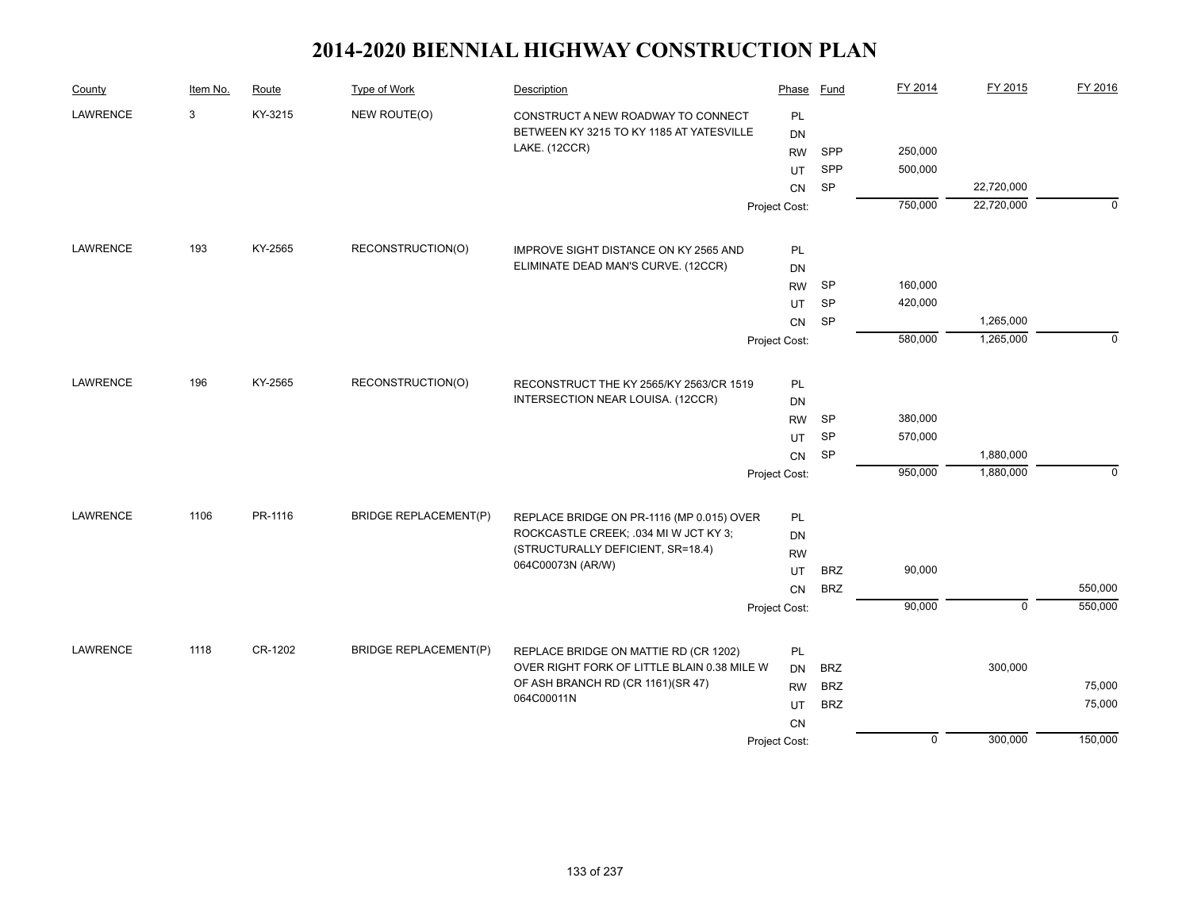# 2014-2020 BIENNIAL HIGHWAY CONSTRUCTION PLAN

| County | Item No. | Route | Type of Work | Description | Phase | Fund | FY 2014 | FY 2015 | FY 2016 |
|---|---|---|---|---|---|---|---|---|---|
| LAWRENCE | 3 | KY-3215 | NEW ROUTE(O) | CONSTRUCT A NEW ROADWAY TO CONNECT BETWEEN KY 3215 TO KY 1185 AT YATESVILLE LAKE. (12CCR) | PL | | | | |
| | | | | | DN | | | | |
| | | | | | RW | SPP | 250,000 | | |
| | | | | | UT | SPP | 500,000 | | |
| | | | | | CN | SP | | 22,720,000 | |
| | | | | | Project Cost: | | 750,000 | 22,720,000 | 0 |
| LAWRENCE | 193 | KY-2565 | RECONSTRUCTION(O) | IMPROVE SIGHT DISTANCE ON KY 2565 AND ELIMINATE DEAD MAN'S CURVE. (12CCR) | PL | | | | |
| | | | | | DN | | | | |
| | | | | | RW | SP | 160,000 | | |
| | | | | | UT | SP | 420,000 | | |
| | | | | | CN | SP | | 1,265,000 | |
| | | | | | Project Cost: | | 580,000 | 1,265,000 | 0 |
| LAWRENCE | 196 | KY-2565 | RECONSTRUCTION(O) | RECONSTRUCT THE KY 2565/KY 2563/CR 1519 INTERSECTION NEAR LOUISA. (12CCR) | PL | | | | |
| | | | | | DN | | | | |
| | | | | | RW | SP | 380,000 | | |
| | | | | | UT | SP | 570,000 | | |
| | | | | | CN | SP | | 1,880,000 | |
| | | | | | Project Cost: | | 950,000 | 1,880,000 | 0 |
| LAWRENCE | 1106 | PR-1116 | BRIDGE REPLACEMENT(P) | REPLACE BRIDGE ON PR-1116 (MP 0.015) OVER ROCKCASTLE CREEK; .034 MI W JCT KY 3; (STRUCTURALLY DEFICIENT, SR=18.4) 064C00073N (AR/W) | PL | | | | |
| | | | | | DN | | | | |
| | | | | | RW | | | | |
| | | | | | UT | BRZ | 90,000 | | |
| | | | | | CN | BRZ | | | 550,000 |
| | | | | | Project Cost: | | 90,000 | 0 | 550,000 |
| LAWRENCE | 1118 | CR-1202 | BRIDGE REPLACEMENT(P) | REPLACE BRIDGE ON MATTIE RD (CR 1202) OVER RIGHT FORK OF LITTLE BLAIN 0.38 MILE W OF ASH BRANCH RD (CR 1161)(SR 47) 064C00011N | PL | | | | |
| | | | | | DN | BRZ | | 300,000 | |
| | | | | | RW | BRZ | | | 75,000 |
| | | | | | UT | BRZ | | | 75,000 |
| | | | | | CN | | | | |
| | | | | | Project Cost: | | 0 | 300,000 | 150,000 |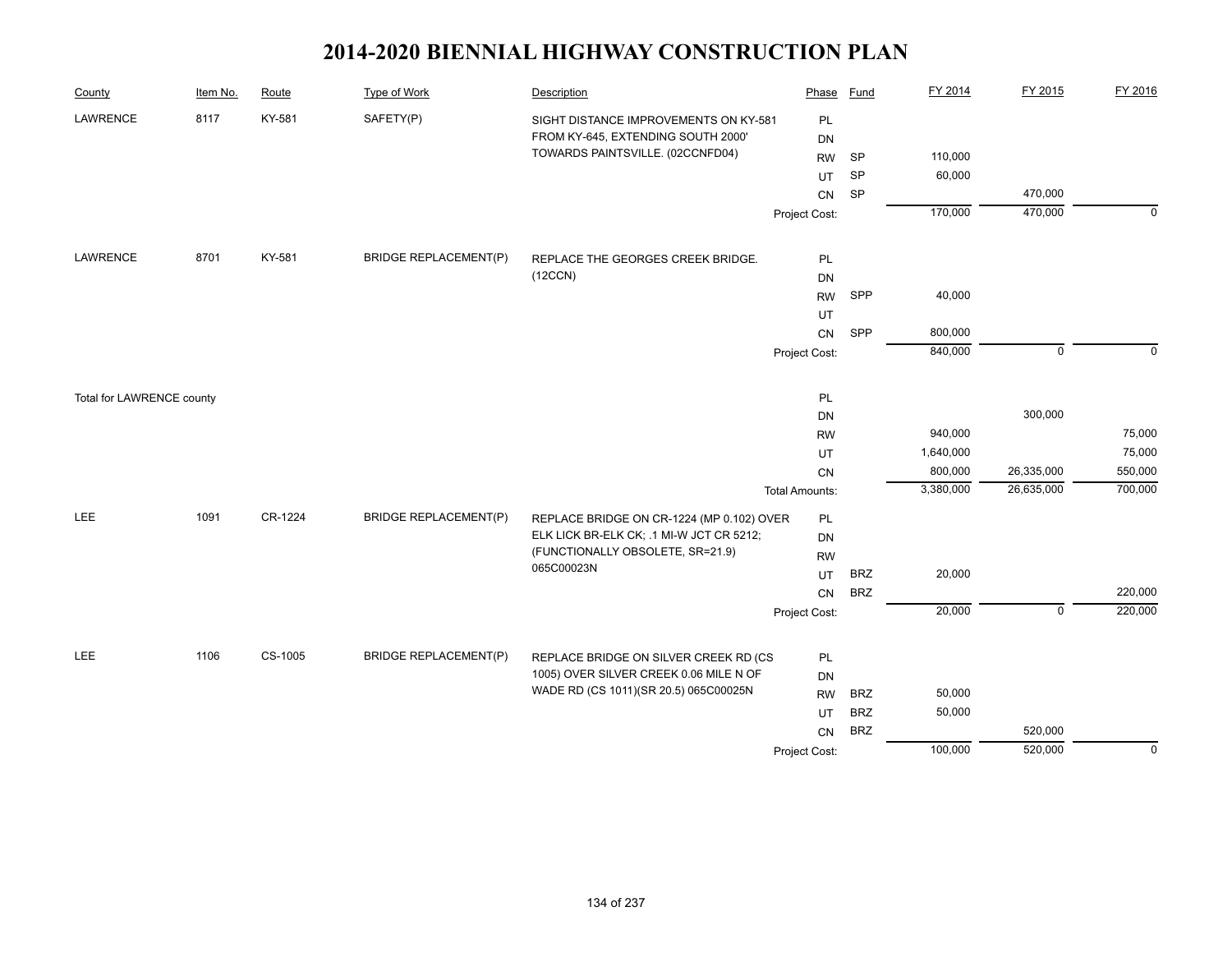# 2014-2020 BIENNIAL HIGHWAY CONSTRUCTION PLAN

| County | Item No. | Route | Type of Work | Description | Phase | Fund | FY 2014 | FY 2015 | FY 2016 |
|---|---|---|---|---|---|---|---|---|---|
| LAWRENCE | 8117 | KY-581 | SAFETY(P) | SIGHT DISTANCE IMPROVEMENTS ON KY-581 FROM KY-645, EXTENDING SOUTH 2000' TOWARDS PAINTSVILLE. (02CCNFD04) | PL | | | | |
| | | | | | DN | | | | |
| | | | | | RW | SP | 110,000 | | |
| | | | | | UT | SP | 60,000 | | |
| | | | | | CN | SP | | 470,000 | |
| | | | | | Project Cost: | | 170,000 | 470,000 | 0 |
| LAWRENCE | 8701 | KY-581 | BRIDGE REPLACEMENT(P) | REPLACE THE GEORGES CREEK BRIDGE. (12CCN) | PL | | | | |
| | | | | | DN | | | | |
| | | | | | RW | SPP | 40,000 | | |
| | | | | | UT | | | | |
| | | | | | CN | SPP | 800,000 | | |
| | | | | | Project Cost: | | 840,000 | 0 | 0 |
| Total for LAWRENCE county | | | | | PL | | | | |
| | | | | | DN | | | 300,000 | |
| | | | | | RW | | 940,000 | | 75,000 |
| | | | | | UT | | 1,640,000 | | 75,000 |
| | | | | | CN | | 800,000 | 26,335,000 | 550,000 |
| | | | | | Total Amounts: | | 3,380,000 | 26,635,000 | 700,000 |
| LEE | 1091 | CR-1224 | BRIDGE REPLACEMENT(P) | REPLACE BRIDGE ON CR-1224 (MP 0.102) OVER ELK LICK BR-ELK CK; .1 MI-W JCT CR 5212; (FUNCTIONALLY OBSOLETE, SR=21.9) 065C00023N | PL | | | | |
| | | | | | DN | | | | |
| | | | | | RW | | | | |
| | | | | | UT | BRZ | 20,000 | | |
| | | | | | CN | BRZ | | | 220,000 |
| | | | | | Project Cost: | | 20,000 | 0 | 220,000 |
| LEE | 1106 | CS-1005 | BRIDGE REPLACEMENT(P) | REPLACE BRIDGE ON SILVER CREEK RD (CS 1005) OVER SILVER CREEK 0.06 MILE N OF WADE RD (CS 1011)(SR 20.5) 065C00025N | PL | | | | |
| | | | | | DN | | | | |
| | | | | | RW | BRZ | 50,000 | | |
| | | | | | UT | BRZ | 50,000 | | |
| | | | | | CN | BRZ | | 520,000 | |
| | | | | | Project Cost: | | 100,000 | 520,000 | 0 |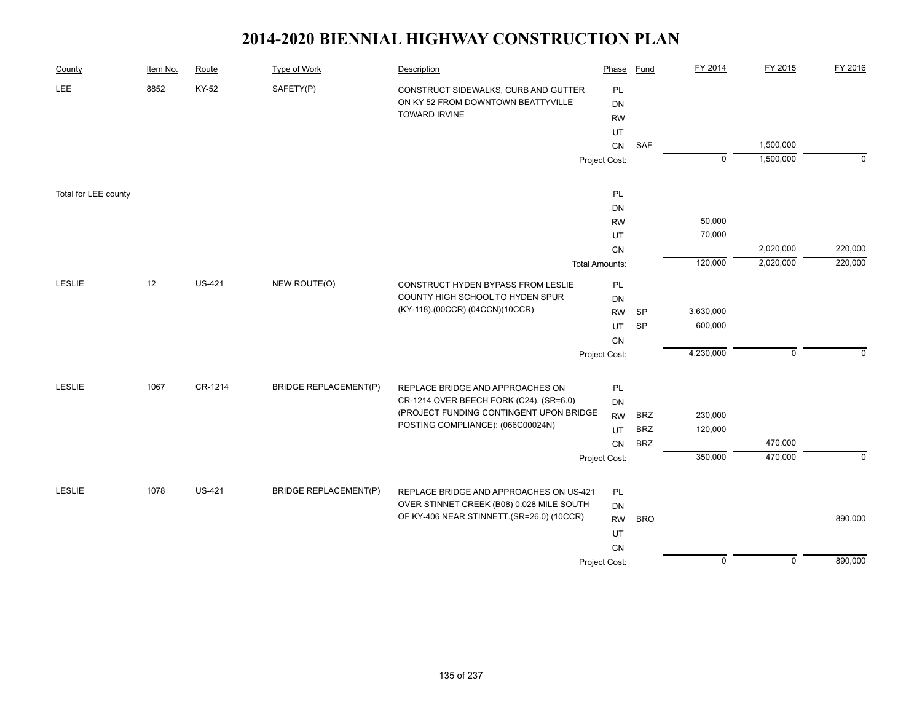# 2014-2020 BIENNIAL HIGHWAY CONSTRUCTION PLAN

| County | Item No. | Route | Type of Work | Description | Phase | Fund | FY 2014 | FY 2015 | FY 2016 |
|---|---|---|---|---|---|---|---|---|---|
| LEE | 8852 | KY-52 | SAFETY(P) | CONSTRUCT SIDEWALKS, CURB AND GUTTER ON KY 52 FROM DOWNTOWN BEATTYVILLE TOWARD IRVINE | PL | | | | |
| | | | | | DN | | | | |
| | | | | | RW | | | | |
| | | | | | UT | | | | |
| | | | | | CN | SAF | | 1,500,000 | |
| | | | | | Project Cost: | | 0 | 1,500,000 | 0 |
| Total for LEE county | | | | | PL | | | | |
| | | | | | DN | | | | |
| | | | | | RW | | 50,000 | | |
| | | | | | UT | | 70,000 | | |
| | | | | | CN | | | 2,020,000 | 220,000 |
| | | | | | Total Amounts: | | 120,000 | 2,020,000 | 220,000 |
| LESLIE | 12 | US-421 | NEW ROUTE(O) | CONSTRUCT HYDEN BYPASS FROM LESLIE COUNTY HIGH SCHOOL TO HYDEN SPUR (KY-118).(00CCR) (04CCN)(10CCR) | PL | | | | |
| | | | | | DN | | | | |
| | | | | | RW | SP | 3,630,000 | | |
| | | | | | UT | SP | 600,000 | | |
| | | | | | CN | | | | |
| | | | | | Project Cost: | | 4,230,000 | 0 | 0 |
| LESLIE | 1067 | CR-1214 | BRIDGE REPLACEMENT(P) | REPLACE BRIDGE AND APPROACHES ON CR-1214 OVER BEECH FORK (C24). (SR=6.0) (PROJECT FUNDING CONTINGENT UPON BRIDGE POSTING COMPLIANCE): (066C00024N) | PL | | | | |
| | | | | | DN | | | | |
| | | | | | RW | BRZ | 230,000 | | |
| | | | | | UT | BRZ | 120,000 | | |
| | | | | | CN | BRZ | | 470,000 | |
| | | | | | Project Cost: | | 350,000 | 470,000 | 0 |
| LESLIE | 1078 | US-421 | BRIDGE REPLACEMENT(P) | REPLACE BRIDGE AND APPROACHES ON US-421 OVER STINNET CREEK (B08) 0.028 MILE SOUTH OF KY-406 NEAR STINNETT.(SR=26.0) (10CCR) | PL | | | | |
| | | | | | DN | | | | |
| | | | | | RW | BRO | | | 890,000 |
| | | | | | UT | | | | |
| | | | | | CN | | | | |
| | | | | | Project Cost: | | 0 | 0 | 890,000 |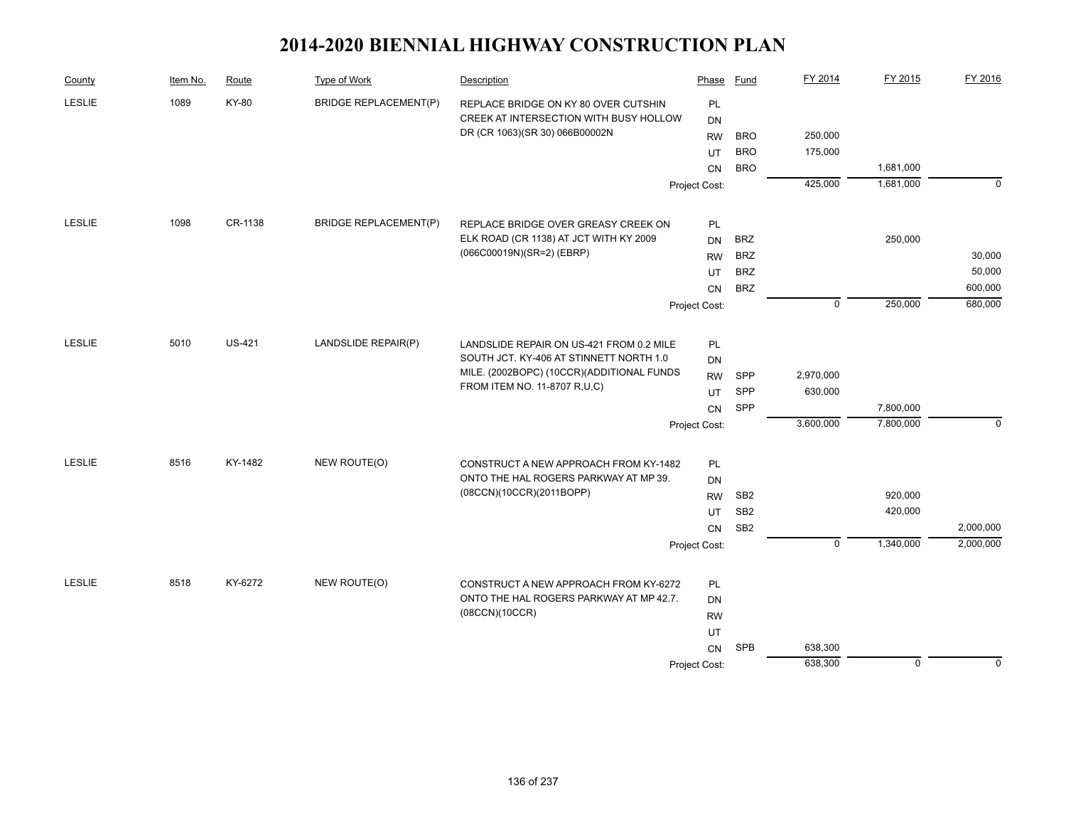# 2014-2020 BIENNIAL HIGHWAY CONSTRUCTION PLAN

| County | Item No. | Route | Type of Work | Description | Phase | Fund | FY 2014 | FY 2015 | FY 2016 |
|---|---|---|---|---|---|---|---|---|---|
| LESLIE | 1089 | KY-80 | BRIDGE REPLACEMENT(P) | REPLACE BRIDGE ON KY 80 OVER CUTSHIN CREEK AT INTERSECTION WITH BUSY HOLLOW DR (CR 1063)(SR 30) 066B00002N | PL | | | | |
| | | | | | DN | | | | |
| | | | | | RW | BRO | 250,000 | | |
| | | | | | UT | BRO | 175,000 | | |
| | | | | | CN | BRO | | 1,681,000 | |
| | | | | | Project Cost: | | 425,000 | 1,681,000 | 0 |
| LESLIE | 1098 | CR-1138 | BRIDGE REPLACEMENT(P) | REPLACE BRIDGE OVER GREASY CREEK ON ELK ROAD (CR 1138) AT JCT WITH KY 2009 (066C00019N)(SR=2) (EBRP) | PL | | | | |
| | | | | | DN | BRZ | | 250,000 | |
| | | | | | RW | BRZ | | | 30,000 |
| | | | | | UT | BRZ | | | 50,000 |
| | | | | | CN | BRZ | | | 600,000 |
| | | | | | Project Cost: | | 0 | 250,000 | 680,000 |
| LESLIE | 5010 | US-421 | LANDSLIDE REPAIR(P) | LANDSLIDE REPAIR ON US-421 FROM 0.2 MILE SOUTH JCT. KY-406 AT STINNETT NORTH 1.0 MILE. (2002BOPC) (10CCR)(ADDITIONAL FUNDS FROM ITEM NO. 11-8707 R,U,C) | PL | | | | |
| | | | | | DN | | | | |
| | | | | | RW | SPP | 2,970,000 | | |
| | | | | | UT | SPP | 630,000 | | |
| | | | | | CN | SPP | | 7,800,000 | |
| | | | | | Project Cost: | | 3,600,000 | 7,800,000 | 0 |
| LESLIE | 8516 | KY-1482 | NEW ROUTE(O) | CONSTRUCT A NEW APPROACH FROM KY-1482 ONTO THE HAL ROGERS PARKWAY AT MP 39. (08CCN)(10CCR)(2011BOPP) | PL | | | | |
| | | | | | DN | | | | |
| | | | | | RW | SB2 | | 920,000 | |
| | | | | | UT | SB2 | | 420,000 | |
| | | | | | CN | SB2 | | | 2,000,000 |
| | | | | | Project Cost: | | 0 | 1,340,000 | 2,000,000 |
| LESLIE | 8518 | KY-6272 | NEW ROUTE(O) | CONSTRUCT A NEW APPROACH FROM KY-6272 ONTO THE HAL ROGERS PARKWAY AT MP 42.7. (08CCN)(10CCR) | PL | | | | |
| | | | | | DN | | | | |
| | | | | | RW | | | | |
| | | | | | UT | | | | |
| | | | | | CN | SPB | 638,300 | | |
| | | | | | Project Cost: | | 638,300 | 0 | 0 |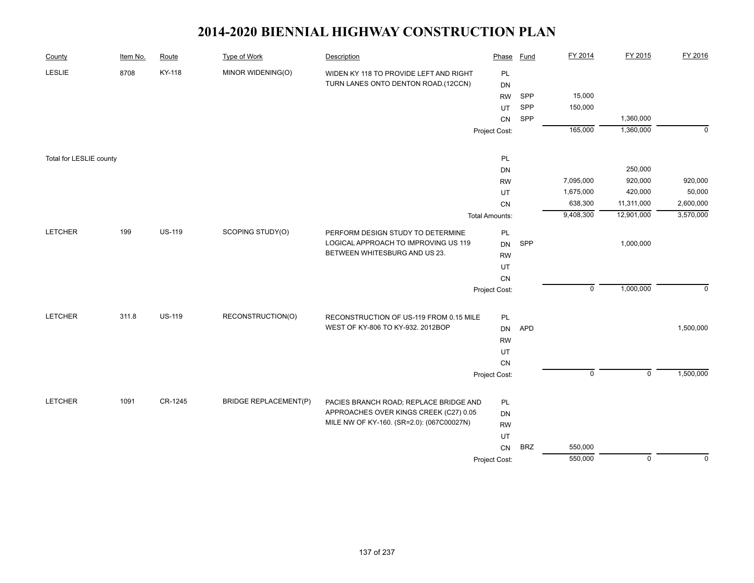# 2014-2020 BIENNIAL HIGHWAY CONSTRUCTION PLAN

| County | Item No. | Route | Type of Work | Description | Phase | Fund | FY 2014 | FY 2015 | FY 2016 |
|---|---|---|---|---|---|---|---|---|---|
| LESLIE | 8708 | KY-118 | MINOR WIDENING(O) | WIDEN KY 118 TO PROVIDE LEFT AND RIGHT TURN LANES ONTO DENTON ROAD.(12CCN) | PL | | | | |
| | | | | | DN | | | | |
| | | | | | RW | SPP | 15,000 | | |
| | | | | | UT | SPP | 150,000 | | |
| | | | | | CN | SPP | | 1,360,000 | |
| | | | | | Project Cost: | | 165,000 | 1,360,000 | 0 |
| Total for LESLIE county | | | | | PL | | | | |
| | | | | | DN | | | 250,000 | |
| | | | | | RW | | 7,095,000 | 920,000 | 920,000 |
| | | | | | UT | | 1,675,000 | 420,000 | 50,000 |
| | | | | | CN | | 638,300 | 11,311,000 | 2,600,000 |
| | | | | | Total Amounts: | | 9,408,300 | 12,901,000 | 3,570,000 |
| LETCHER | 199 | US-119 | SCOPING STUDY(O) | PERFORM DESIGN STUDY TO DETERMINE LOGICAL APPROACH TO IMPROVING US 119 BETWEEN WHITESBURG AND US 23. | PL | | | | |
| | | | | | DN | SPP | | 1,000,000 | |
| | | | | | RW | | | | |
| | | | | | UT | | | | |
| | | | | | CN | | | | |
| | | | | | Project Cost: | | 0 | 1,000,000 | 0 |
| LETCHER | 311.8 | US-119 | RECONSTRUCTION(O) | RECONSTRUCTION OF US-119 FROM 0.15 MILE WEST OF KY-806 TO KY-932. 2012BOP | PL | | | | |
| | | | | | DN | APD | | | 1,500,000 |
| | | | | | RW | | | | |
| | | | | | UT | | | | |
| | | | | | CN | | | | |
| | | | | | Project Cost: | | 0 | 0 | 1,500,000 |
| LETCHER | 1091 | CR-1245 | BRIDGE REPLACEMENT(P) | PACIES BRANCH ROAD; REPLACE BRIDGE AND APPROACHES OVER KINGS CREEK (C27) 0.05 MILE NW OF KY-160. (SR=2.0): (067C00027N) | PL | | | | |
| | | | | | DN | | | | |
| | | | | | RW | | | | |
| | | | | | UT | | | | |
| | | | | | CN | BRZ | 550,000 | | |
| | | | | | Project Cost: | | 550,000 | 0 | 0 |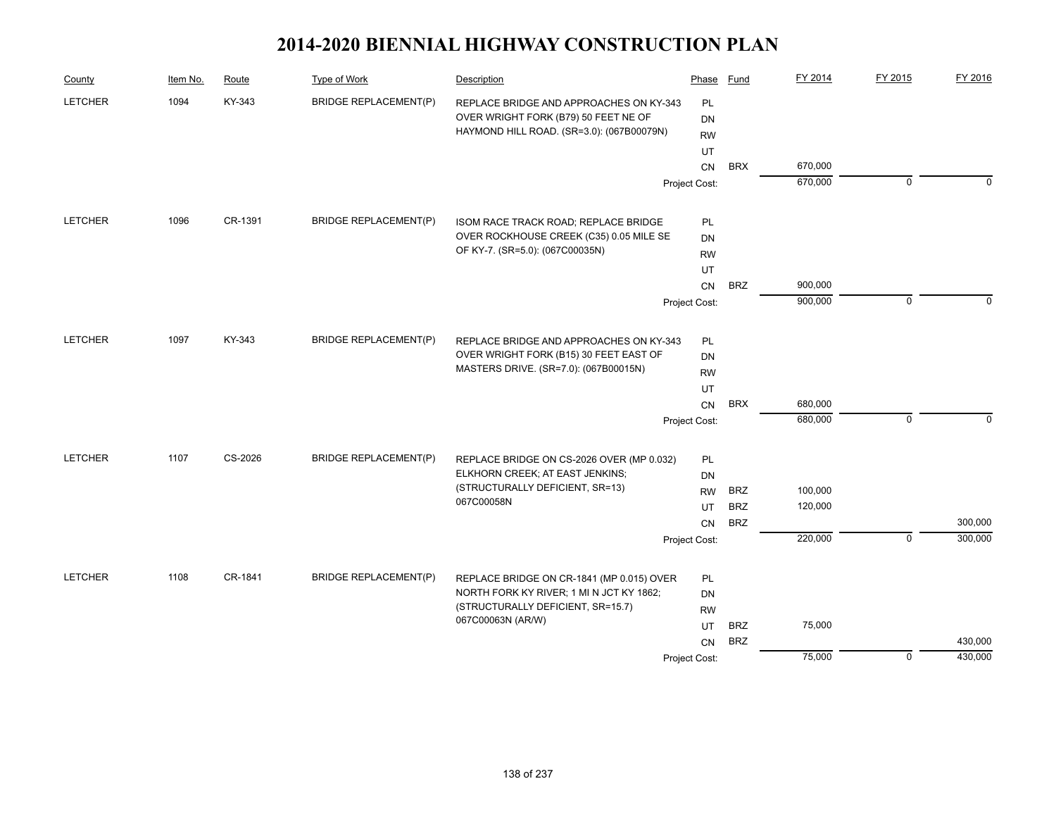# 2014-2020 BIENNIAL HIGHWAY CONSTRUCTION PLAN

| County | Item No. | Route | Type of Work | Description | Phase | Fund | FY 2014 | FY 2015 | FY 2016 |
|---|---|---|---|---|---|---|---|---|---|
| LETCHER | 1094 | KY-343 | BRIDGE REPLACEMENT(P) | REPLACE BRIDGE AND APPROACHES ON KY-343 OVER WRIGHT FORK (B79) 50 FEET NE OF HAYMOND HILL ROAD. (SR=3.0): (067B00079N) | PL | | | | |
| | | | | | DN | | | | |
| | | | | | RW | | | | |
| | | | | | UT | | | | |
| | | | | | CN | BRX | 670,000 | | |
| | | | | | Project Cost: | | 670,000 | 0 | 0 |
| LETCHER | 1096 | CR-1391 | BRIDGE REPLACEMENT(P) | ISOM RACE TRACK ROAD; REPLACE BRIDGE OVER ROCKHOUSE CREEK (C35) 0.05 MILE SE OF KY-7. (SR=5.0): (067C00035N) | PL | | | | |
| | | | | | DN | | | | |
| | | | | | RW | | | | |
| | | | | | UT | | | | |
| | | | | | CN | BRZ | 900,000 | | |
| | | | | | Project Cost: | | 900,000 | 0 | 0 |
| LETCHER | 1097 | KY-343 | BRIDGE REPLACEMENT(P) | REPLACE BRIDGE AND APPROACHES ON KY-343 OVER WRIGHT FORK (B15) 30 FEET EAST OF MASTERS DRIVE. (SR=7.0): (067B00015N) | PL | | | | |
| | | | | | DN | | | | |
| | | | | | RW | | | | |
| | | | | | UT | | | | |
| | | | | | CN | BRX | 680,000 | | |
| | | | | | Project Cost: | | 680,000 | 0 | 0 |
| LETCHER | 1107 | CS-2026 | BRIDGE REPLACEMENT(P) | REPLACE BRIDGE ON CS-2026 OVER (MP 0.032) ELKHORN CREEK; AT EAST JENKINS; (STRUCTURALLY DEFICIENT, SR=13) 067C00058N | PL | | | | |
| | | | | | DN | | | | |
| | | | | | RW | BRZ | 100,000 | | |
| | | | | | UT | BRZ | 120,000 | | |
| | | | | | CN | BRZ | | | 300,000 |
| | | | | | Project Cost: | | 220,000 | 0 | 300,000 |
| LETCHER | 1108 | CR-1841 | BRIDGE REPLACEMENT(P) | REPLACE BRIDGE ON CR-1841 (MP 0.015) OVER NORTH FORK KY RIVER; 1 MI N JCT KY 1862; (STRUCTURALLY DEFICIENT, SR=15.7) 067C00063N (AR/W) | PL | | | | |
| | | | | | DN | | | | |
| | | | | | RW | | | | |
| | | | | | UT | BRZ | 75,000 | | |
| | | | | | CN | BRZ | | | 430,000 |
| | | | | | Project Cost: | | 75,000 | 0 | 430,000 |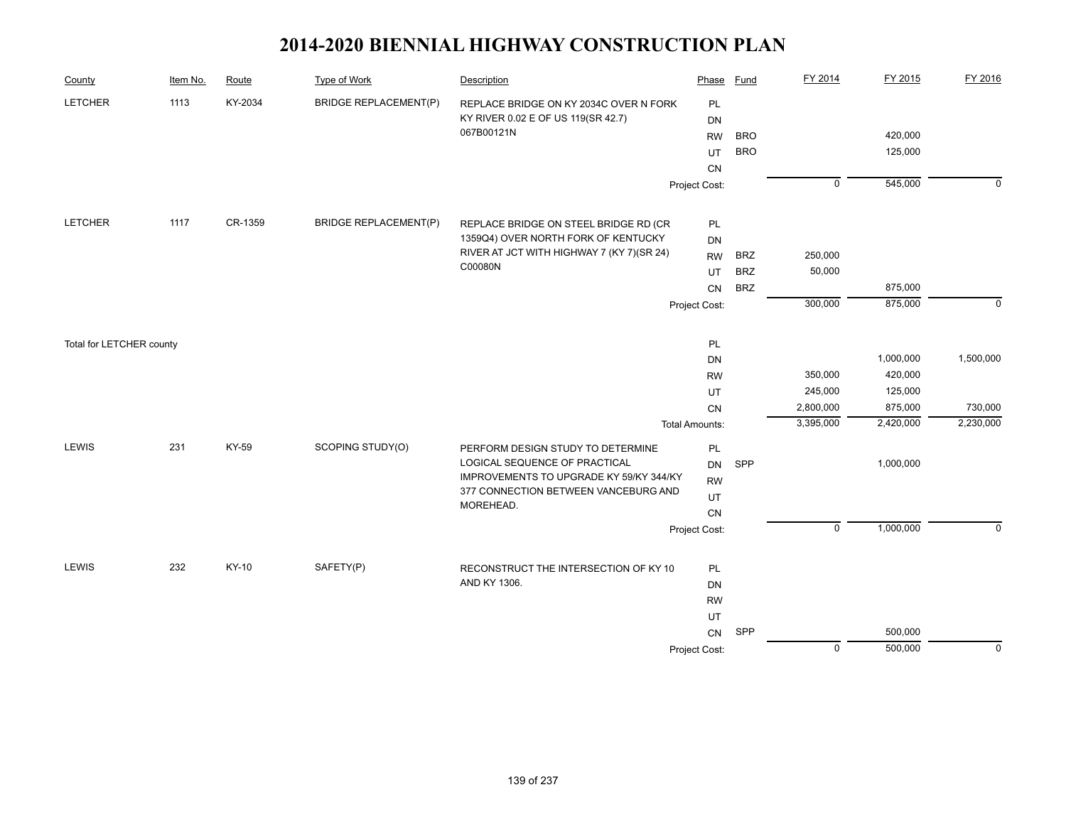# 2014-2020 BIENNIAL HIGHWAY CONSTRUCTION PLAN

| County | Item No. | Route | Type of Work | Description | Phase | Fund | FY 2014 | FY 2015 | FY 2016 |
|---|---|---|---|---|---|---|---|---|---|
| LETCHER | 1113 | KY-2034 | BRIDGE REPLACEMENT(P) | REPLACE BRIDGE ON KY 2034C OVER N FORK KY RIVER 0.02 E OF US 119(SR 42.7) 067B00121N | PL | | | | |
| | | | | | DN | | | | |
| | | | | | RW | BRO | | 420,000 | |
| | | | | | UT | BRO | | 125,000 | |
| | | | | | CN | | | | |
| | | | | | Project Cost: | | 0 | 545,000 | 0 |
| LETCHER | 1117 | CR-1359 | BRIDGE REPLACEMENT(P) | REPLACE BRIDGE ON STEEL BRIDGE RD (CR 1359Q4) OVER NORTH FORK OF KENTUCKY RIVER AT JCT WITH HIGHWAY 7 (KY 7)(SR 24) C00080N | PL | | | | |
| | | | | | DN | | | | |
| | | | | | RW | BRZ | 250,000 | | |
| | | | | | UT | BRZ | 50,000 | | |
| | | | | | CN | BRZ | | 875,000 | |
| | | | | | Project Cost: | | 300,000 | 875,000 | 0 |
| Total for LETCHER county | | | | | PL | | | | |
| | | | | | DN | | | 1,000,000 | 1,500,000 |
| | | | | | RW | | 350,000 | 420,000 | |
| | | | | | UT | | 245,000 | 125,000 | |
| | | | | | CN | | 2,800,000 | 875,000 | 730,000 |
| | | | | | Total Amounts: | | 3,395,000 | 2,420,000 | 2,230,000 |
| LEWIS | 231 | KY-59 | SCOPING STUDY(O) | PERFORM DESIGN STUDY TO DETERMINE LOGICAL SEQUENCE OF PRACTICAL IMPROVEMENTS TO UPGRADE KY 59/KY 344/KY 377 CONNECTION BETWEEN VANCEBURG AND MOREHEAD. | PL | | | | |
| | | | | | DN | SPP | | 1,000,000 | |
| | | | | | RW | | | | |
| | | | | | UT | | | | |
| | | | | | CN | | | | |
| | | | | | Project Cost: | | 0 | 1,000,000 | 0 |
| LEWIS | 232 | KY-10 | SAFETY(P) | RECONSTRUCT THE INTERSECTION OF KY 10 AND KY 1306. | PL | | | | |
| | | | | | DN | | | | |
| | | | | | RW | | | | |
| | | | | | UT | | | | |
| | | | | | CN | SPP | | 500,000 | |
| | | | | | Project Cost: | | 0 | 500,000 | 0 |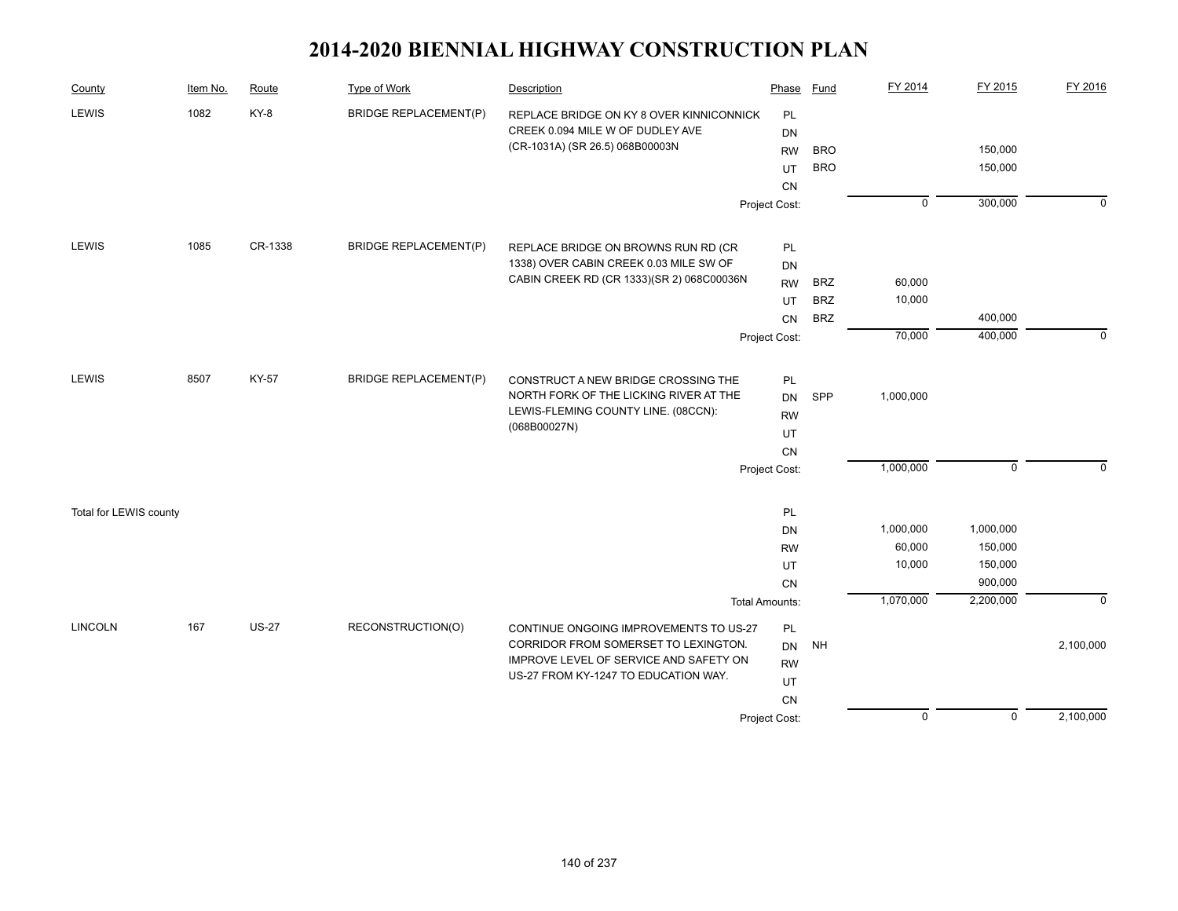# 2014-2020 BIENNIAL HIGHWAY CONSTRUCTION PLAN

| County | Item No. | Route | Type of Work | Description | Phase | Fund | FY 2014 | FY 2015 | FY 2016 |
|---|---|---|---|---|---|---|---|---|---|
| LEWIS | 1082 | KY-8 | BRIDGE REPLACEMENT(P) | REPLACE BRIDGE ON KY 8 OVER KINNICONNICK CREEK 0.094 MILE W OF DUDLEY AVE (CR-1031A) (SR 26.5) 068B00003N | PL | | | | |
| | | | | | DN | | | | |
| | | | | | RW | BRO | | 150,000 | |
| | | | | | UT | BRO | | 150,000 | |
| | | | | | CN | | | | |
| | | | | | Project Cost: | | 0 | 300,000 | 0 |
| LEWIS | 1085 | CR-1338 | BRIDGE REPLACEMENT(P) | REPLACE BRIDGE ON BROWNS RUN RD (CR 1338) OVER CABIN CREEK 0.03 MILE SW OF CABIN CREEK RD (CR 1333)(SR 2) 068C00036N | PL | | | | |
| | | | | | DN | | | | |
| | | | | | RW | BRZ | 60,000 | | |
| | | | | | UT | BRZ | 10,000 | | |
| | | | | | CN | BRZ | | 400,000 | |
| | | | | | Project Cost: | | 70,000 | 400,000 | 0 |
| LEWIS | 8507 | KY-57 | BRIDGE REPLACEMENT(P) | CONSTRUCT A NEW BRIDGE CROSSING THE NORTH FORK OF THE LICKING RIVER AT THE LEWIS-FLEMING COUNTY LINE. (08CCN): (068B00027N) | PL | | | | |
| | | | | | DN | SPP | 1,000,000 | | |
| | | | | | RW | | | | |
| | | | | | UT | | | | |
| | | | | | CN | | | | |
| | | | | | Project Cost: | | 1,000,000 | 0 | 0 |
| Total for LEWIS county | | | | | PL | | | | |
| | | | | | DN | | 1,000,000 | 1,000,000 | |
| | | | | | RW | | 60,000 | 150,000 | |
| | | | | | UT | | 10,000 | 150,000 | |
| | | | | | CN | | | 900,000 | |
| | | | | | Total Amounts: | | 1,070,000 | 2,200,000 | 0 |
| LINCOLN | 167 | US-27 | RECONSTRUCTION(O) | CONTINUE ONGOING IMPROVEMENTS TO US-27 CORRIDOR FROM SOMERSET TO LEXINGTON. IMPROVE LEVEL OF SERVICE AND SAFETY ON US-27 FROM KY-1247 TO EDUCATION WAY. | PL | | | | |
| | | | | | DN | NH | | | 2,100,000 |
| | | | | | RW | | | | |
| | | | | | UT | | | | |
| | | | | | CN | | | | |
| | | | | | Project Cost: | | 0 | 0 | 2,100,000 |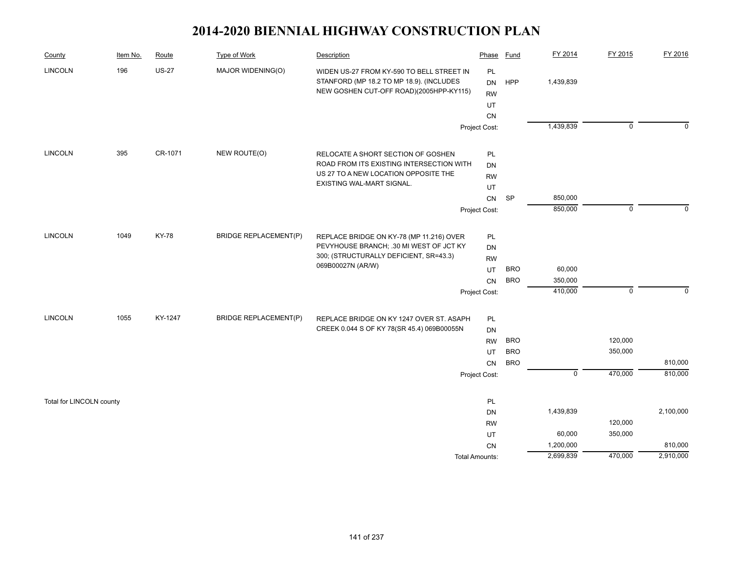# 2014-2020 BIENNIAL HIGHWAY CONSTRUCTION PLAN

| County | Item No. | Route | Type of Work | Description | Phase | Fund | FY 2014 | FY 2015 | FY 2016 |
|---|---|---|---|---|---|---|---|---|---|
| LINCOLN | 196 | US-27 | MAJOR WIDENING(O) | WIDEN US-27 FROM KY-590 TO BELL STREET IN STANFORD (MP 18.2 TO MP 18.9). (INCLUDES NEW GOSHEN CUT-OFF ROAD)(2005HPP-KY115) | PL | | | | |
| | | | | | DN | HPP | 1,439,839 | | |
| | | | | | RW | | | | |
| | | | | | UT | | | | |
| | | | | | CN | | | | |
| | | | | | Project Cost: | | 1,439,839 | 0 | 0 |
| LINCOLN | 395 | CR-1071 | NEW ROUTE(O) | RELOCATE A SHORT SECTION OF GOSHEN ROAD FROM ITS EXISTING INTERSECTION WITH US 27 TO A NEW LOCATION OPPOSITE THE EXISTING WAL-MART SIGNAL. | PL | | | | |
| | | | | | DN | | | | |
| | | | | | RW | | | | |
| | | | | | UT | | | | |
| | | | | | CN | SP | 850,000 | | |
| | | | | | Project Cost: | | 850,000 | 0 | 0 |
| LINCOLN | 1049 | KY-78 | BRIDGE REPLACEMENT(P) | REPLACE BRIDGE ON KY-78 (MP 11.216) OVER PEVYHOUSE BRANCH; .30 MI WEST OF JCT KY 300; (STRUCTURALLY DEFICIENT, SR=43.3) 069B00027N (AR/W) | PL | | | | |
| | | | | | DN | | | | |
| | | | | | RW | | | | |
| | | | | | UT | BRO | 60,000 | | |
| | | | | | CN | BRO | 350,000 | | |
| | | | | | Project Cost: | | 410,000 | 0 | 0 |
| LINCOLN | 1055 | KY-1247 | BRIDGE REPLACEMENT(P) | REPLACE BRIDGE ON KY 1247 OVER ST. ASAPH CREEK 0.044 S OF KY 78(SR 45.4) 069B00055N | PL | | | | |
| | | | | | DN | | | | |
| | | | | | RW | BRO | | 120,000 | |
| | | | | | UT | BRO | | 350,000 | |
| | | | | | CN | BRO | | | 810,000 |
| | | | | | Project Cost: | | 0 | 470,000 | 810,000 |
| Total for LINCOLN county | | | | | PL | | | | |
| | | | | | DN | | 1,439,839 | | 2,100,000 |
| | | | | | RW | | | 120,000 | |
| | | | | | UT | | 60,000 | 350,000 | |
| | | | | | CN | | 1,200,000 | | 810,000 |
| | | | | | Total Amounts: | | 2,699,839 | 470,000 | 2,910,000 |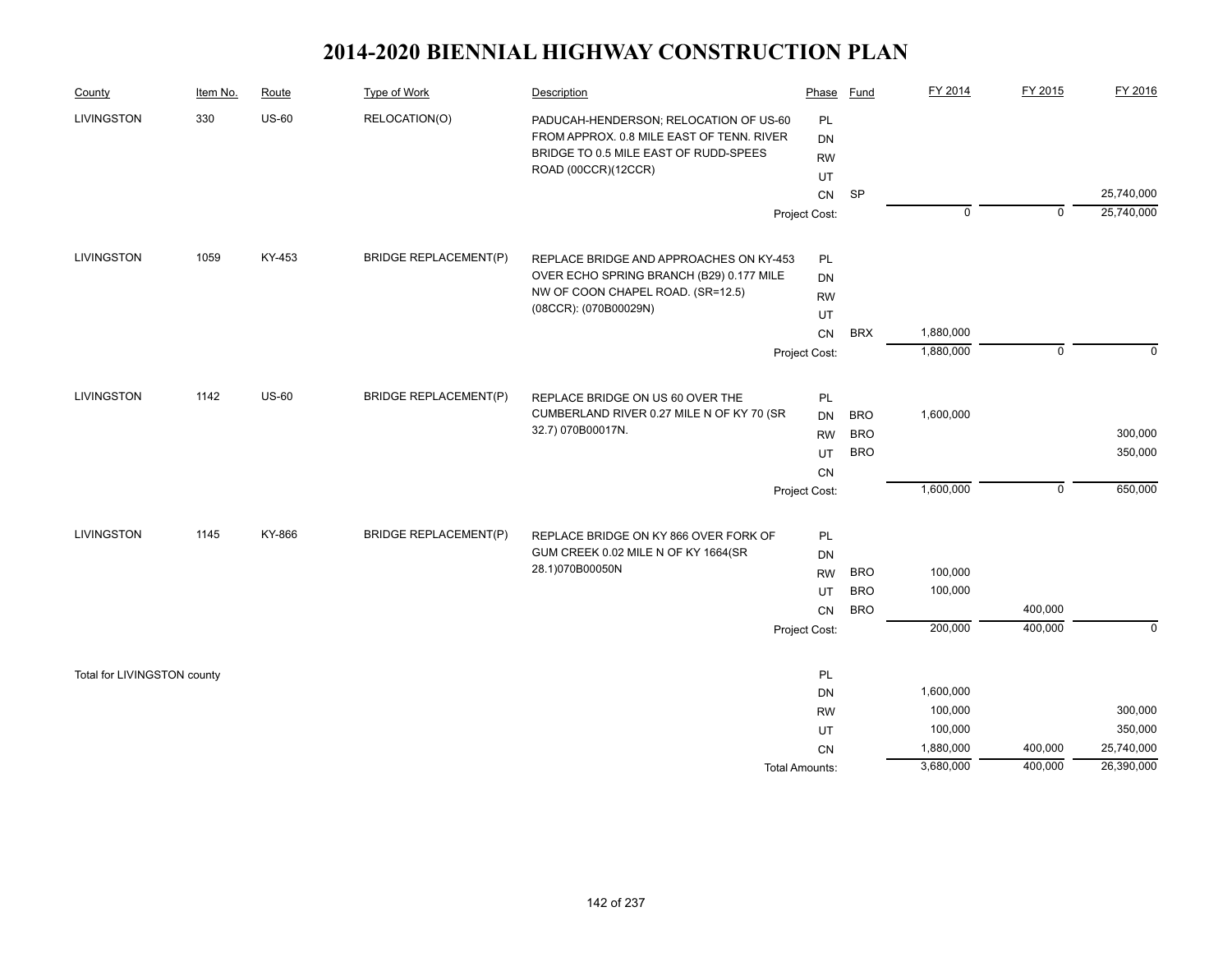# 2014-2020 BIENNIAL HIGHWAY CONSTRUCTION PLAN

| County | Item No. | Route | Type of Work | Description | Phase | Fund | FY 2014 | FY 2015 | FY 2016 |
|---|---|---|---|---|---|---|---|---|---|
| LIVINGSTON | 330 | US-60 | RELOCATION(O) | PADUCAH-HENDERSON; RELOCATION OF US-60 FROM APPROX. 0.8 MILE EAST OF TENN. RIVER BRIDGE TO 0.5 MILE EAST OF RUDD-SPEES ROAD (00CCR)(12CCR) | PL | | | | |
| | | | | | DN | | | | |
| | | | | | RW | | | | |
| | | | | | UT | | | | |
| | | | | | CN | SP | | | 25,740,000 |
| | | | | | Project Cost: | | 0 | 0 | 25,740,000 |
| LIVINGSTON | 1059 | KY-453 | BRIDGE REPLACEMENT(P) | REPLACE BRIDGE AND APPROACHES ON KY-453 OVER ECHO SPRING BRANCH (B29) 0.177 MILE NW OF COON CHAPEL ROAD. (SR=12.5) (08CCR): (070B00029N) | PL | | | | |
| | | | | | DN | | | | |
| | | | | | RW | | | | |
| | | | | | UT | | | | |
| | | | | | CN | BRX | 1,880,000 | | |
| | | | | | Project Cost: | | 1,880,000 | 0 | 0 |
| LIVINGSTON | 1142 | US-60 | BRIDGE REPLACEMENT(P) | REPLACE BRIDGE ON US 60 OVER THE CUMBERLAND RIVER 0.27 MILE N OF KY 70 (SR 32.7) 070B00017N. | PL | | | | |
| | | | | | DN | BRO | 1,600,000 | | |
| | | | | | RW | BRO | | | 300,000 |
| | | | | | UT | BRO | | | 350,000 |
| | | | | | CN | | | | |
| | | | | | Project Cost: | | 1,600,000 | 0 | 650,000 |
| LIVINGSTON | 1145 | KY-866 | BRIDGE REPLACEMENT(P) | REPLACE BRIDGE ON KY 866 OVER FORK OF GUM CREEK 0.02 MILE N OF KY 1664(SR 28.1)070B00050N | PL | | | | |
| | | | | | DN | | | | |
| | | | | | RW | BRO | 100,000 | | |
| | | | | | UT | BRO | 100,000 | | |
| | | | | | CN | BRO | | 400,000 | |
| | | | | | Project Cost: | | 200,000 | 400,000 | 0 |
| Total for LIVINGSTON county | | | | | PL | | | | |
| | | | | | DN | | 1,600,000 | | |
| | | | | | RW | | 100,000 | | 300,000 |
| | | | | | UT | | 100,000 | | 350,000 |
| | | | | | CN | | 1,880,000 | 400,000 | 25,740,000 |
| | | | | | Total Amounts: | | 3,680,000 | 400,000 | 26,390,000 |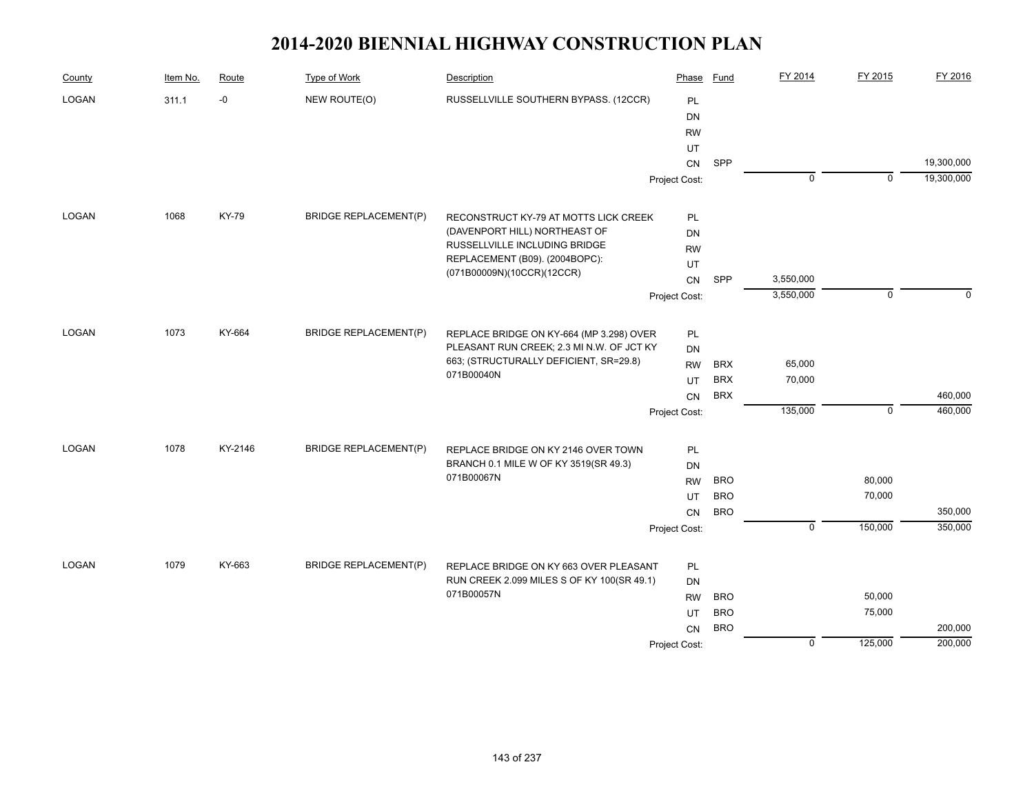# 2014-2020 BIENNIAL HIGHWAY CONSTRUCTION PLAN

| County | Item No. | Route | Type of Work | Description | Phase | Fund | FY 2014 | FY 2015 | FY 2016 |
|---|---|---|---|---|---|---|---|---|---|
| LOGAN | 311.1 | -0 | NEW ROUTE(O) | RUSSELLVILLE SOUTHERN BYPASS. (12CCR) | PL | | | | |
| | | | | | DN | | | | |
| | | | | | RW | | | | |
| | | | | | UT | | | | |
| | | | | | CN | SPP | | | 19,300,000 |
| | | | | | Project Cost: | | 0 | 0 | 19,300,000 |
| LOGAN | 1068 | KY-79 | BRIDGE REPLACEMENT(P) | RECONSTRUCT KY-79 AT MOTTS LICK CREEK (DAVENPORT HILL) NORTHEAST OF RUSSELLVILLE INCLUDING BRIDGE REPLACEMENT (B09). (2004BOPC): (071B00009N)(10CCR)(12CCR) | PL | | | | |
| | | | | | DN | | | | |
| | | | | | RW | | | | |
| | | | | | UT | | | | |
| | | | | | CN | SPP | 3,550,000 | | |
| | | | | | Project Cost: | | 3,550,000 | 0 | 0 |
| LOGAN | 1073 | KY-664 | BRIDGE REPLACEMENT(P) | REPLACE BRIDGE ON KY-664 (MP 3.298) OVER PLEASANT RUN CREEK; 2.3 MI N.W. OF JCT KY 663; (STRUCTURALLY DEFICIENT, SR=29.8) 071B00040N | PL | | | | |
| | | | | | DN | | | | |
| | | | | | RW | BRX | 65,000 | | |
| | | | | | UT | BRX | 70,000 | | |
| | | | | | CN | BRX | | | 460,000 |
| | | | | | Project Cost: | | 135,000 | 0 | 460,000 |
| LOGAN | 1078 | KY-2146 | BRIDGE REPLACEMENT(P) | REPLACE BRIDGE ON KY 2146 OVER TOWN BRANCH 0.1 MILE W OF KY 3519(SR 49.3) 071B00067N | PL | | | | |
| | | | | | DN | | | | |
| | | | | | RW | BRO | | 80,000 | |
| | | | | | UT | BRO | | 70,000 | |
| | | | | | CN | BRO | | | 350,000 |
| | | | | | Project Cost: | | 0 | 150,000 | 350,000 |
| LOGAN | 1079 | KY-663 | BRIDGE REPLACEMENT(P) | REPLACE BRIDGE ON KY 663 OVER PLEASANT RUN CREEK 2.099 MILES S OF KY 100(SR 49.1) 071B00057N | PL | | | | |
| | | | | | DN | | | | |
| | | | | | RW | BRO | | 50,000 | |
| | | | | | UT | BRO | | 75,000 | |
| | | | | | CN | BRO | | | 200,000 |
| | | | | | Project Cost: | | 0 | 125,000 | 200,000 |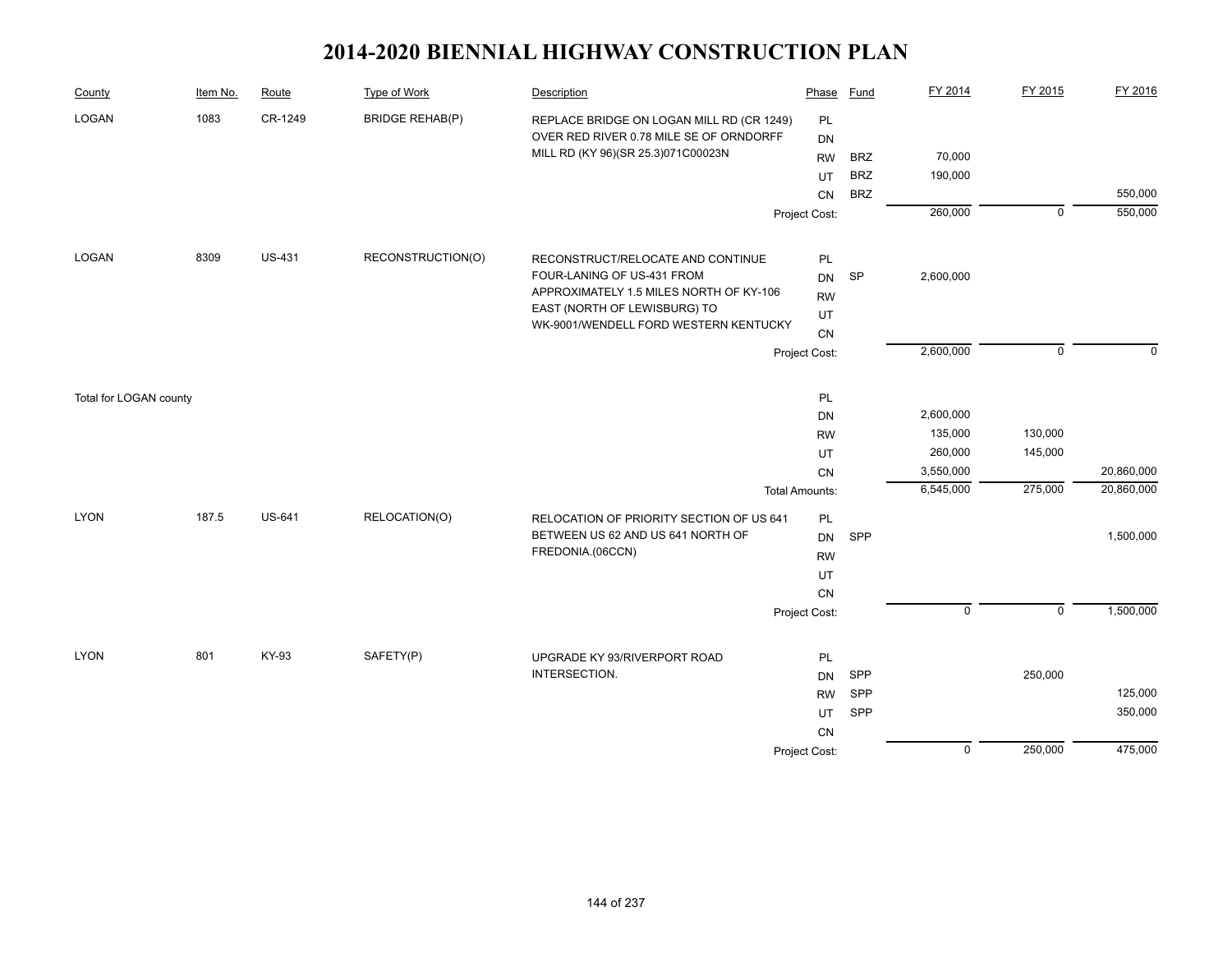# 2014-2020 BIENNIAL HIGHWAY CONSTRUCTION PLAN

| County | Item No. | Route | Type of Work | Description | Phase | Fund | FY 2014 | FY 2015 | FY 2016 |
|---|---|---|---|---|---|---|---|---|---|
| LOGAN | 1083 | CR-1249 | BRIDGE REHAB(P) | REPLACE BRIDGE ON LOGAN MILL RD (CR 1249) OVER RED RIVER 0.78 MILE SE OF ORNDORFF MILL RD (KY 96)(SR 25.3)071C00023N | PL | | | | |
| | | | | | DN | | | | |
| | | | | | RW | BRZ | 70,000 | | |
| | | | | | UT | BRZ | 190,000 | | |
| | | | | | CN | BRZ | | | 550,000 |
| | | | | | Project Cost: | | 260,000 | 0 | 550,000 |
| LOGAN | 8309 | US-431 | RECONSTRUCTION(O) | RECONSTRUCT/RELOCATE AND CONTINUE FOUR-LANING OF US-431 FROM APPROXIMATELY 1.5 MILES NORTH OF KY-106 EAST (NORTH OF LEWISBURG) TO WK-9001/WENDELL FORD WESTERN KENTUCKY | PL | | | | |
| | | | | | DN | SP | 2,600,000 | | |
| | | | | | RW | | | | |
| | | | | | UT | | | | |
| | | | | | CN | | | | |
| | | | | | Project Cost: | | 2,600,000 | 0 | 0 |
| Total for LOGAN county | | | | | PL | | | | |
| | | | | | DN | | 2,600,000 | | |
| | | | | | RW | | 135,000 | 130,000 | |
| | | | | | UT | | 260,000 | 145,000 | |
| | | | | | CN | | 3,550,000 | | 20,860,000 |
| | | | | | Total Amounts: | | 6,545,000 | 275,000 | 20,860,000 |
| LYON | 187.5 | US-641 | RELOCATION(O) | RELOCATION OF PRIORITY SECTION OF US 641 BETWEEN US 62 AND US 641 NORTH OF FREDONIA.(06CCN) | PL | | | | |
| | | | | | DN | SPP | | | 1,500,000 |
| | | | | | RW | | | | |
| | | | | | UT | | | | |
| | | | | | CN | | | | |
| | | | | | Project Cost: | | 0 | 0 | 1,500,000 |
| LYON | 801 | KY-93 | SAFETY(P) | UPGRADE KY 93/RIVERPORT ROAD INTERSECTION. | PL | | | | |
| | | | | | DN | SPP | | 250,000 | |
| | | | | | RW | SPP | | | 125,000 |
| | | | | | UT | SPP | | | 350,000 |
| | | | | | CN | | | | |
| | | | | | Project Cost: | | 0 | 250,000 | 475,000 |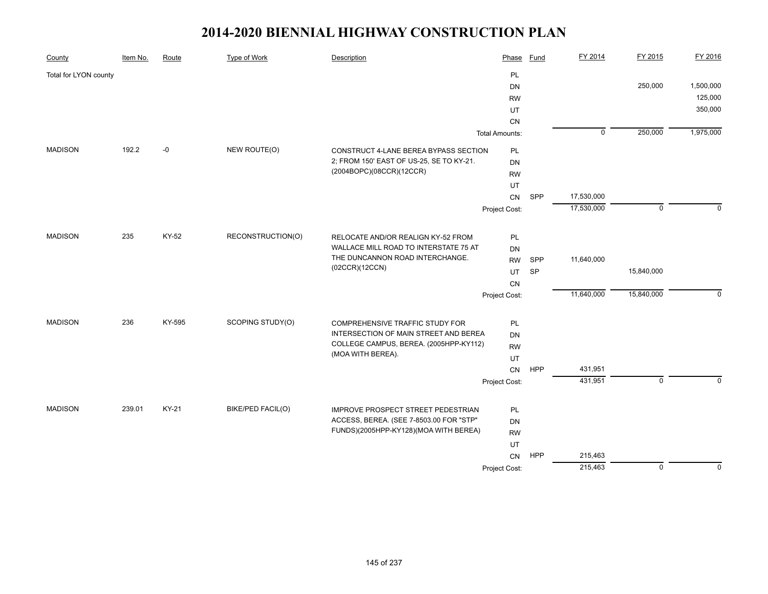# 2014-2020 BIENNIAL HIGHWAY CONSTRUCTION PLAN

| County | Item No. | Route | Type of Work | Description | Phase | Fund | FY 2014 | FY 2015 | FY 2016 |
|---|---|---|---|---|---|---|---|---|---|
| Total for LYON county | | | | | PL | | | | |
| | | | | | DN | | | 250,000 | 1,500,000 |
| | | | | | RW | | | | 125,000 |
| | | | | | UT | | | | 350,000 |
| | | | | | CN | | | | |
| | | | | | Total Amounts: | | 0 | 250,000 | 1,975,000 |
| MADISON | 192.2 | -0 | NEW ROUTE(O) | CONSTRUCT 4-LANE BEREA BYPASS SECTION 2; FROM 150' EAST OF US-25, SE TO KY-21. (2004BOPC)(08CCR)(12CCR) | PL | | | | |
| | | | | | DN | | | | |
| | | | | | RW | | | | |
| | | | | | UT | | | | |
| | | | | | CN | SPP | 17,530,000 | | |
| | | | | | Project Cost: | | 17,530,000 | 0 | 0 |
| MADISON | 235 | KY-52 | RECONSTRUCTION(O) | RELOCATE AND/OR REALIGN KY-52 FROM WALLACE MILL ROAD TO INTERSTATE 75 AT THE DUNCANNON ROAD INTERCHANGE. (02CCR)(12CCN) | PL | | | | |
| | | | | | DN | | | | |
| | | | | | RW | SPP | 11,640,000 | | |
| | | | | | UT | SP | | 15,840,000 | |
| | | | | | CN | | | | |
| | | | | | Project Cost: | | 11,640,000 | 15,840,000 | 0 |
| MADISON | 236 | KY-595 | SCOPING STUDY(O) | COMPREHENSIVE TRAFFIC STUDY FOR INTERSECTION OF MAIN STREET AND BEREA COLLEGE CAMPUS, BEREA. (2005HPP-KY112) (MOA WITH BEREA). | PL | | | | |
| | | | | | DN | | | | |
| | | | | | RW | | | | |
| | | | | | UT | | | | |
| | | | | | CN | HPP | 431,951 | | |
| | | | | | Project Cost: | | 431,951 | 0 | 0 |
| MADISON | 239.01 | KY-21 | BIKE/PED FACIL(O) | IMPROVE PROSPECT STREET PEDESTRIAN ACCESS, BEREA. (SEE 7-8503.00 FOR "STP" FUNDS)(2005HPP-KY128)(MOA WITH BEREA) | PL | | | | |
| | | | | | DN | | | | |
| | | | | | RW | | | | |
| | | | | | UT | | | | |
| | | | | | CN | HPP | 215,463 | | |
| | | | | | Project Cost: | | 215,463 | 0 | 0 |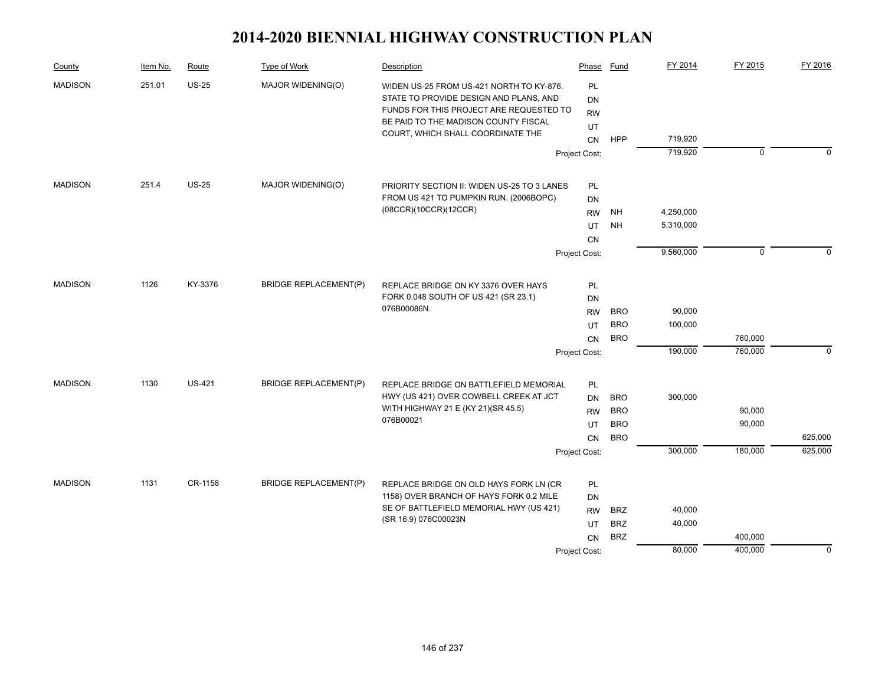# 2014-2020 BIENNIAL HIGHWAY CONSTRUCTION PLAN

| County | Item No. | Route | Type of Work | Description | Phase | Fund | FY 2014 | FY 2015 | FY 2016 |
|---|---|---|---|---|---|---|---|---|---|
| MADISON | 251.01 | US-25 | MAJOR WIDENING(O) | WIDEN US-25 FROM US-421 NORTH TO KY-876. STATE TO PROVIDE DESIGN AND PLANS, AND FUNDS FOR THIS PROJECT ARE REQUESTED TO BE PAID TO THE MADISON COUNTY FISCAL COURT, WHICH SHALL COORDINATE THE | PL | | | | |
| | | | | | DN | | | | |
| | | | | | RW | | | | |
| | | | | | UT | | | | |
| | | | | | CN | HPP | 719,920 | | |
| | | | | | Project Cost: | | 719,920 | 0 | 0 |
| MADISON | 251.4 | US-25 | MAJOR WIDENING(O) | PRIORITY SECTION II: WIDEN US-25 TO 3 LANES FROM US 421 TO PUMPKIN RUN. (2006BOPC)(08CCR)(10CCR)(12CCR) | PL | | | | |
| | | | | | DN | | | | |
| | | | | | RW | NH | 4,250,000 | | |
| | | | | | UT | NH | 5,310,000 | | |
| | | | | | CN | | | | |
| | | | | | Project Cost: | | 9,560,000 | 0 | 0 |
| MADISON | 1126 | KY-3376 | BRIDGE REPLACEMENT(P) | REPLACE BRIDGE ON KY 3376 OVER HAYS FORK 0.048 SOUTH OF US 421 (SR 23.1) 076B00086N. | PL | | | | |
| | | | | | DN | | | | |
| | | | | | RW | BRO | 90,000 | | |
| | | | | | UT | BRO | 100,000 | | |
| | | | | | CN | BRO | | 760,000 | |
| | | | | | Project Cost: | | 190,000 | 760,000 | 0 |
| MADISON | 1130 | US-421 | BRIDGE REPLACEMENT(P) | REPLACE BRIDGE ON BATTLEFIELD MEMORIAL HWY (US 421) OVER COWBELL CREEK AT JCT WITH HIGHWAY 21 E (KY 21)(SR 45.5) 076B00021 | PL | | | | |
| | | | | | DN | BRO | 300,000 | | |
| | | | | | RW | BRO | | 90,000 | |
| | | | | | UT | BRO | | 90,000 | |
| | | | | | CN | BRO | | | 625,000 |
| | | | | | Project Cost: | | 300,000 | 180,000 | 625,000 |
| MADISON | 1131 | CR-1158 | BRIDGE REPLACEMENT(P) | REPLACE BRIDGE ON OLD HAYS FORK LN (CR 1158) OVER BRANCH OF HAYS FORK 0.2 MILE SE OF BATTLEFIELD MEMORIAL HWY (US 421) (SR 16.9) 076C00023N | PL | | | | |
| | | | | | DN | | | | |
| | | | | | RW | BRZ | 40,000 | | |
| | | | | | UT | BRZ | 40,000 | | |
| | | | | | CN | BRZ | | 400,000 | |
| | | | | | Project Cost: | | 80,000 | 400,000 | 0 |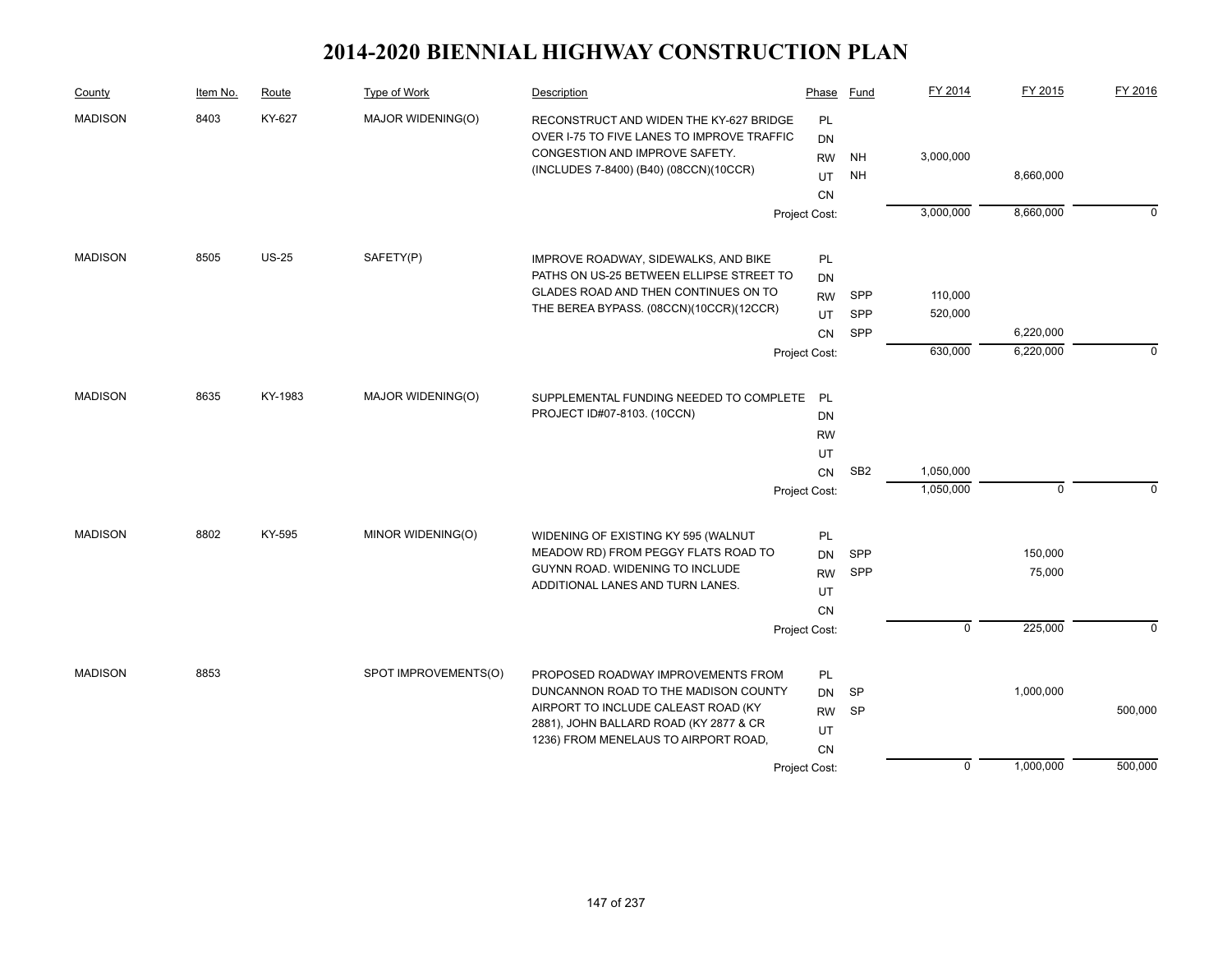# 2014-2020 BIENNIAL HIGHWAY CONSTRUCTION PLAN

| County | Item No. | Route | Type of Work | Description | Phase | Fund | FY 2014 | FY 2015 | FY 2016 |
|---|---|---|---|---|---|---|---|---|---|
| MADISON | 8403 | KY-627 | MAJOR WIDENING(O) | RECONSTRUCT AND WIDEN THE KY-627 BRIDGE OVER I-75 TO FIVE LANES TO IMPROVE TRAFFIC CONGESTION AND IMPROVE SAFETY. (INCLUDES 7-8400) (B40) (08CCN)(10CCR) | PL | | | | |
| | | | | | DN | | | | |
| | | | | | RW | NH | 3,000,000 | | |
| | | | | | UT | NH | | 8,660,000 | |
| | | | | | CN | | | | |
| | | | | | Project Cost: | | 3,000,000 | 8,660,000 | 0 |
| MADISON | 8505 | US-25 | SAFETY(P) | IMPROVE ROADWAY, SIDEWALKS, AND BIKE PATHS ON US-25 BETWEEN ELLIPSE STREET TO GLADES ROAD AND THEN CONTINUES ON TO THE BEREA BYPASS. (08CCN)(10CCR)(12CCR) | PL | | | | |
| | | | | | DN | | | | |
| | | | | | RW | SPP | 110,000 | | |
| | | | | | UT | SPP | 520,000 | | |
| | | | | | CN | SPP | | 6,220,000 | |
| | | | | | Project Cost: | | 630,000 | 6,220,000 | 0 |
| MADISON | 8635 | KY-1983 | MAJOR WIDENING(O) | SUPPLEMENTAL FUNDING NEEDED TO COMPLETE PROJECT ID#07-8103. (10CCN) | PL | | | | |
| | | | | | DN | | | | |
| | | | | | RW | | | | |
| | | | | | UT | | | | |
| | | | | | CN | SB2 | 1,050,000 | | |
| | | | | | Project Cost: | | 1,050,000 | 0 | 0 |
| MADISON | 8802 | KY-595 | MINOR WIDENING(O) | WIDENING OF EXISTING KY 595 (WALNUT MEADOW RD) FROM PEGGY FLATS ROAD TO GUYNN ROAD. WIDENING TO INCLUDE ADDITIONAL LANES AND TURN LANES. | PL | | | | |
| | | | | | DN | SPP | | 150,000 | |
| | | | | | RW | SPP | | 75,000 | |
| | | | | | UT | | | | |
| | | | | | CN | | | | |
| | | | | | Project Cost: | | 0 | 225,000 | 0 |
| MADISON | 8853 | | SPOT IMPROVEMENTS(O) | PROPOSED ROADWAY IMPROVEMENTS FROM DUNCANNON ROAD TO THE MADISON COUNTY AIRPORT TO INCLUDE CALEAST ROAD (KY 2881), JOHN BALLARD ROAD (KY 2877 & CR 1236) FROM MENELAUS TO AIRPORT ROAD, | PL | | | | |
| | | | | | DN | SP | | 1,000,000 | |
| | | | | | RW | SP | | | 500,000 |
| | | | | | UT | | | | |
| | | | | | CN | | | | |
| | | | | | Project Cost: | | 0 | 1,000,000 | 500,000 |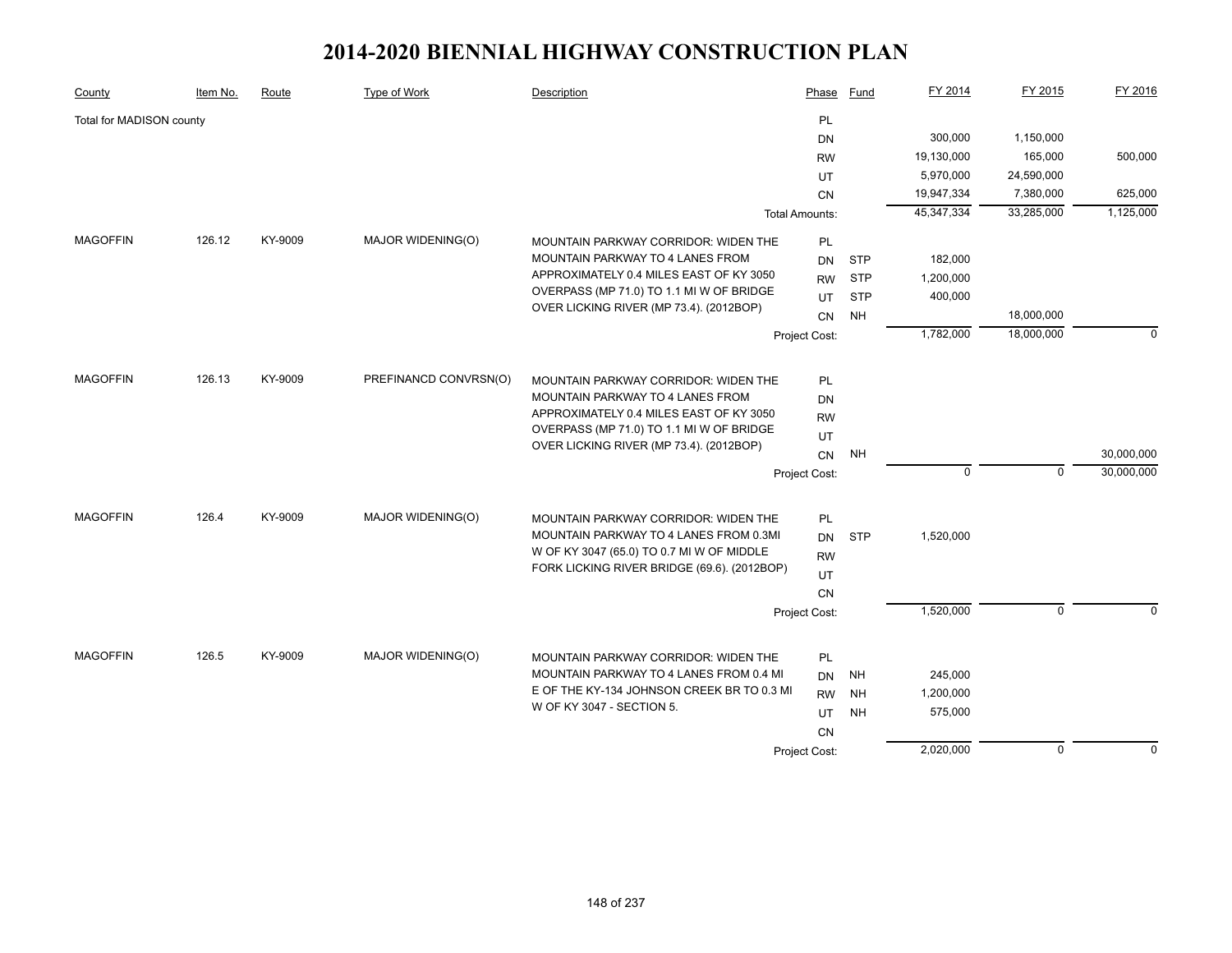# 2014-2020 BIENNIAL HIGHWAY CONSTRUCTION PLAN

| County | Item No. | Route | Type of Work | Description | Phase | Fund | FY 2014 | FY 2015 | FY 2016 |
|---|---|---|---|---|---|---|---|---|---|
| Total for MADISON county | | | | | PL | | | | |
| | | | | | DN | | 300,000 | 1,150,000 | |
| | | | | | RW | | 19,130,000 | 165,000 | 500,000 |
| | | | | | UT | | 5,970,000 | 24,590,000 | |
| | | | | | CN | | 19,947,334 | 7,380,000 | 625,000 |
| | | | | | Total Amounts: | | 45,347,334 | 33,285,000 | 1,125,000 |
| MAGOFFIN | 126.12 | KY-9009 | MAJOR WIDENING(O) | MOUNTAIN PARKWAY CORRIDOR: WIDEN THE MOUNTAIN PARKWAY TO 4 LANES FROM APPROXIMATELY 0.4 MILES EAST OF KY 3050 OVERPASS (MP 71.0) TO 1.1 MI W OF BRIDGE OVER LICKING RIVER (MP 73.4). (2012BOP) | PL | | | | |
| | | | | | DN | STP | 182,000 | | |
| | | | | | RW | STP | 1,200,000 | | |
| | | | | | UT | STP | 400,000 | | |
| | | | | | CN | NH | | 18,000,000 | |
| | | | | | Project Cost: | | 1,782,000 | 18,000,000 | 0 |
| MAGOFFIN | 126.13 | KY-9009 | PREFINANCD CONVRSN(O) | MOUNTAIN PARKWAY CORRIDOR: WIDEN THE MOUNTAIN PARKWAY TO 4 LANES FROM APPROXIMATELY 0.4 MILES EAST OF KY 3050 OVERPASS (MP 71.0) TO 1.1 MI W OF BRIDGE OVER LICKING RIVER (MP 73.4). (2012BOP) | PL | | | | |
| | | | | | DN | | | | |
| | | | | | RW | | | | |
| | | | | | UT | | | | |
| | | | | | CN | NH | | | 30,000,000 |
| | | | | | Project Cost: | | 0 | 0 | 30,000,000 |
| MAGOFFIN | 126.4 | KY-9009 | MAJOR WIDENING(O) | MOUNTAIN PARKWAY CORRIDOR: WIDEN THE MOUNTAIN PARKWAY TO 4 LANES FROM 0.3MI W OF KY 3047 (65.0) TO 0.7 MI W OF MIDDLE FORK LICKING RIVER BRIDGE (69.6). (2012BOP) | PL | | | | |
| | | | | | DN | STP | 1,520,000 | | |
| | | | | | RW | | | | |
| | | | | | UT | | | | |
| | | | | | CN | | | | |
| | | | | | Project Cost: | | 1,520,000 | 0 | 0 |
| MAGOFFIN | 126.5 | KY-9009 | MAJOR WIDENING(O) | MOUNTAIN PARKWAY CORRIDOR: WIDEN THE MOUNTAIN PARKWAY TO 4 LANES FROM 0.4 MI E OF THE KY-134 JOHNSON CREEK BR TO 0.3 MI W OF KY 3047 - SECTION 5. | PL | | | | |
| | | | | | DN | NH | 245,000 | | |
| | | | | | RW | NH | 1,200,000 | | |
| | | | | | UT | NH | 575,000 | | |
| | | | | | CN | | | | |
| | | | | | Project Cost: | | 2,020,000 | 0 | 0 |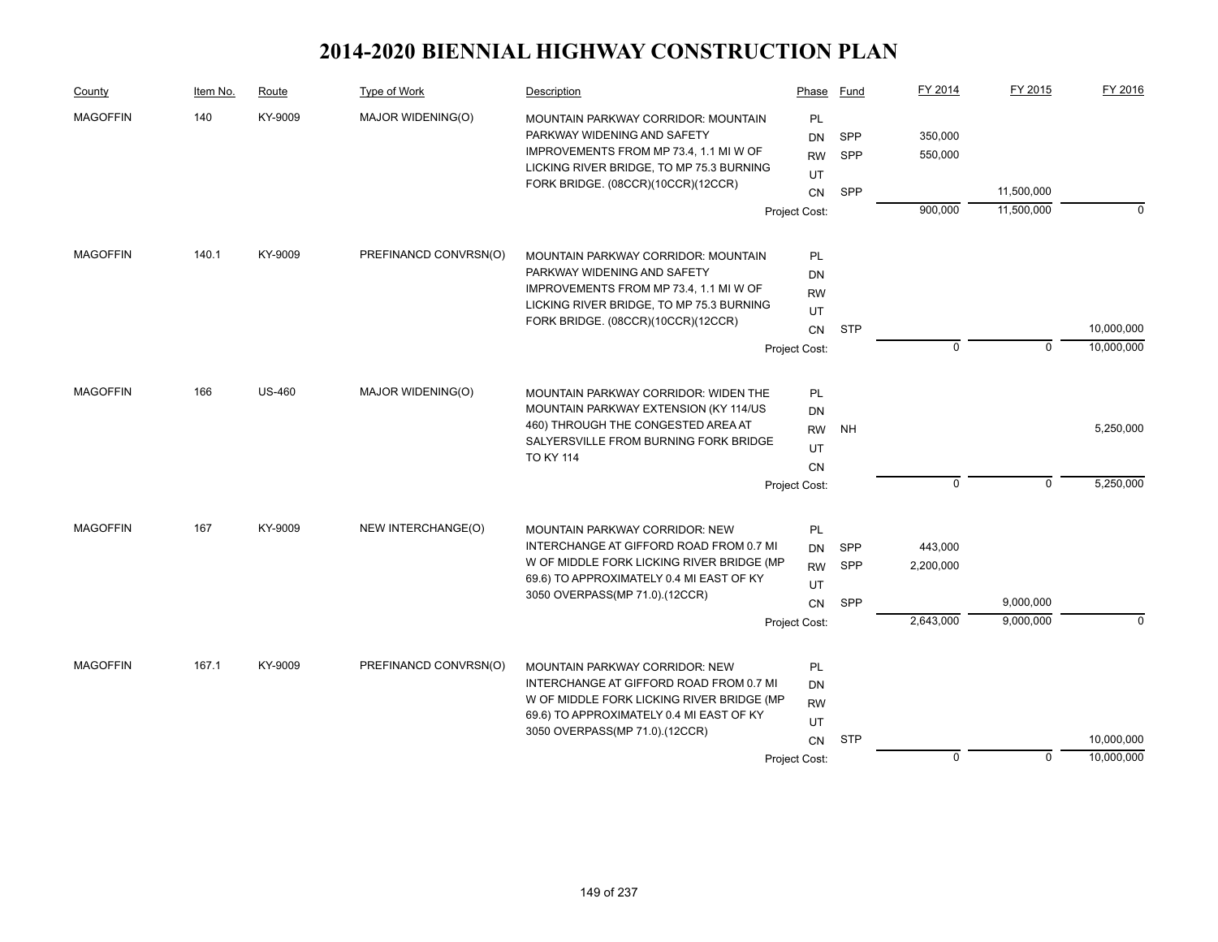# 2014-2020 BIENNIAL HIGHWAY CONSTRUCTION PLAN

| County | Item No. | Route | Type of Work | Description | Phase | Fund | FY 2014 | FY 2015 | FY 2016 |
|---|---|---|---|---|---|---|---|---|---|
| MAGOFFIN | 140 | KY-9009 | MAJOR WIDENING(O) | MOUNTAIN PARKWAY CORRIDOR: MOUNTAIN PARKWAY WIDENING AND SAFETY IMPROVEMENTS FROM MP 73.4, 1.1 MI W OF LICKING RIVER BRIDGE, TO MP 75.3 BURNING FORK BRIDGE. (08CCR)(10CCR)(12CCR) | PL | | | | |
| | | | | | DN | SPP | 350,000 | | |
| | | | | | RW | SPP | 550,000 | | |
| | | | | | UT | | | | |
| | | | | | CN | SPP | | 11,500,000 | |
| | | | | | Project Cost: | | 900,000 | 11,500,000 | 0 |
| MAGOFFIN | 140.1 | KY-9009 | PREFINANCD CONVRSN(O) | MOUNTAIN PARKWAY CORRIDOR: MOUNTAIN PARKWAY WIDENING AND SAFETY IMPROVEMENTS FROM MP 73.4, 1.1 MI W OF LICKING RIVER BRIDGE, TO MP 75.3 BURNING FORK BRIDGE. (08CCR)(10CCR)(12CCR) | PL | | | | |
| | | | | | DN | | | | |
| | | | | | RW | | | | |
| | | | | | UT | | | | |
| | | | | | CN | STP | | | 10,000,000 |
| | | | | | Project Cost: | | 0 | 0 | 10,000,000 |
| MAGOFFIN | 166 | US-460 | MAJOR WIDENING(O) | MOUNTAIN PARKWAY CORRIDOR: WIDEN THE MOUNTAIN PARKWAY EXTENSION (KY 114/US 460) THROUGH THE CONGESTED AREA AT SALYERSVILLE FROM BURNING FORK BRIDGE TO KY 114 | PL | | | | |
| | | | | | DN | | | | |
| | | | | | RW | NH | | | 5,250,000 |
| | | | | | UT | | | | |
| | | | | | CN | | | | |
| | | | | | Project Cost: | | 0 | 0 | 5,250,000 |
| MAGOFFIN | 167 | KY-9009 | NEW INTERCHANGE(O) | MOUNTAIN PARKWAY CORRIDOR: NEW INTERCHANGE AT GIFFORD ROAD FROM 0.7 MI W OF MIDDLE FORK LICKING RIVER BRIDGE (MP 69.6) TO APPROXIMATELY 0.4 MI EAST OF KY 3050 OVERPASS(MP 71.0).(12CCR) | PL | | | | |
| | | | | | DN | SPP | 443,000 | | |
| | | | | | RW | SPP | 2,200,000 | | |
| | | | | | UT | | | | |
| | | | | | CN | SPP | | 9,000,000 | |
| | | | | | Project Cost: | | 2,643,000 | 9,000,000 | 0 |
| MAGOFFIN | 167.1 | KY-9009 | PREFINANCD CONVRSN(O) | MOUNTAIN PARKWAY CORRIDOR: NEW INTERCHANGE AT GIFFORD ROAD FROM 0.7 MI W OF MIDDLE FORK LICKING RIVER BRIDGE (MP 69.6) TO APPROXIMATELY 0.4 MI EAST OF KY 3050 OVERPASS(MP 71.0).(12CCR) | PL | | | | |
| | | | | | DN | | | | |
| | | | | | RW | | | | |
| | | | | | UT | | | | |
| | | | | | CN | STP | | | 10,000,000 |
| | | | | | Project Cost: | | 0 | 0 | 10,000,000 |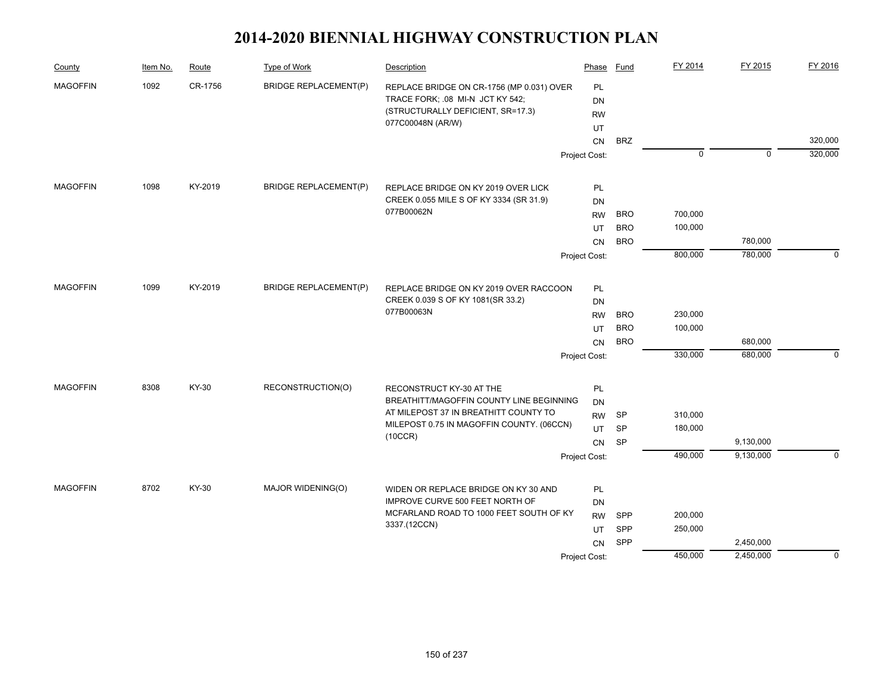# 2014-2020 BIENNIAL HIGHWAY CONSTRUCTION PLAN

| County | Item No. | Route | Type of Work | Description | Phase | Fund | FY 2014 | FY 2015 | FY 2016 |
|---|---|---|---|---|---|---|---|---|---|
| MAGOFFIN | 1092 | CR-1756 | BRIDGE REPLACEMENT(P) | REPLACE BRIDGE ON CR-1756 (MP 0.031) OVER TRACE FORK; .08 MI-N JCT KY 542; (STRUCTURALLY DEFICIENT, SR=17.3) 077C00048N (AR/W) | PL | | | | |
| | | | | | DN | | | | |
| | | | | | RW | | | | |
| | | | | | UT | | | | |
| | | | | | CN | BRZ | | | 320,000 |
| | | | | | Project Cost: | | 0 | 0 | 320,000 |
| MAGOFFIN | 1098 | KY-2019 | BRIDGE REPLACEMENT(P) | REPLACE BRIDGE ON KY 2019 OVER LICK CREEK 0.055 MILE S OF KY 3334 (SR 31.9) 077B00062N | PL | | | | |
| | | | | | DN | | | | |
| | | | | | RW | BRO | 700,000 | | |
| | | | | | UT | BRO | 100,000 | | |
| | | | | | CN | BRO | | 780,000 | |
| | | | | | Project Cost: | | 800,000 | 780,000 | 0 |
| MAGOFFIN | 1099 | KY-2019 | BRIDGE REPLACEMENT(P) | REPLACE BRIDGE ON KY 2019 OVER RACCOON CREEK 0.039 S OF KY 1081(SR 33.2) 077B00063N | PL | | | | |
| | | | | | DN | | | | |
| | | | | | RW | BRO | 230,000 | | |
| | | | | | UT | BRO | 100,000 | | |
| | | | | | CN | BRO | | 680,000 | |
| | | | | | Project Cost: | | 330,000 | 680,000 | 0 |
| MAGOFFIN | 8308 | KY-30 | RECONSTRUCTION(O) | RECONSTRUCT KY-30 AT THE BREATHITT/MAGOFFIN COUNTY LINE BEGINNING AT MILEPOST 37 IN BREATHITT COUNTY TO MILEPOST 0.75 IN MAGOFFIN COUNTY. (06CCN) (10CCR) | PL | | | | |
| | | | | | DN | | | | |
| | | | | | RW | SP | 310,000 | | |
| | | | | | UT | SP | 180,000 | | |
| | | | | | CN | SP | | 9,130,000 | |
| | | | | | Project Cost: | | 490,000 | 9,130,000 | 0 |
| MAGOFFIN | 8702 | KY-30 | MAJOR WIDENING(O) | WIDEN OR REPLACE BRIDGE ON KY 30 AND IMPROVE CURVE 500 FEET NORTH OF MCFARLAND ROAD TO 1000 FEET SOUTH OF KY 3337.(12CCN) | PL | | | | |
| | | | | | DN | | | | |
| | | | | | RW | SPP | 200,000 | | |
| | | | | | UT | SPP | 250,000 | | |
| | | | | | CN | SPP | | 2,450,000 | |
| | | | | | Project Cost: | | 450,000 | 2,450,000 | 0 |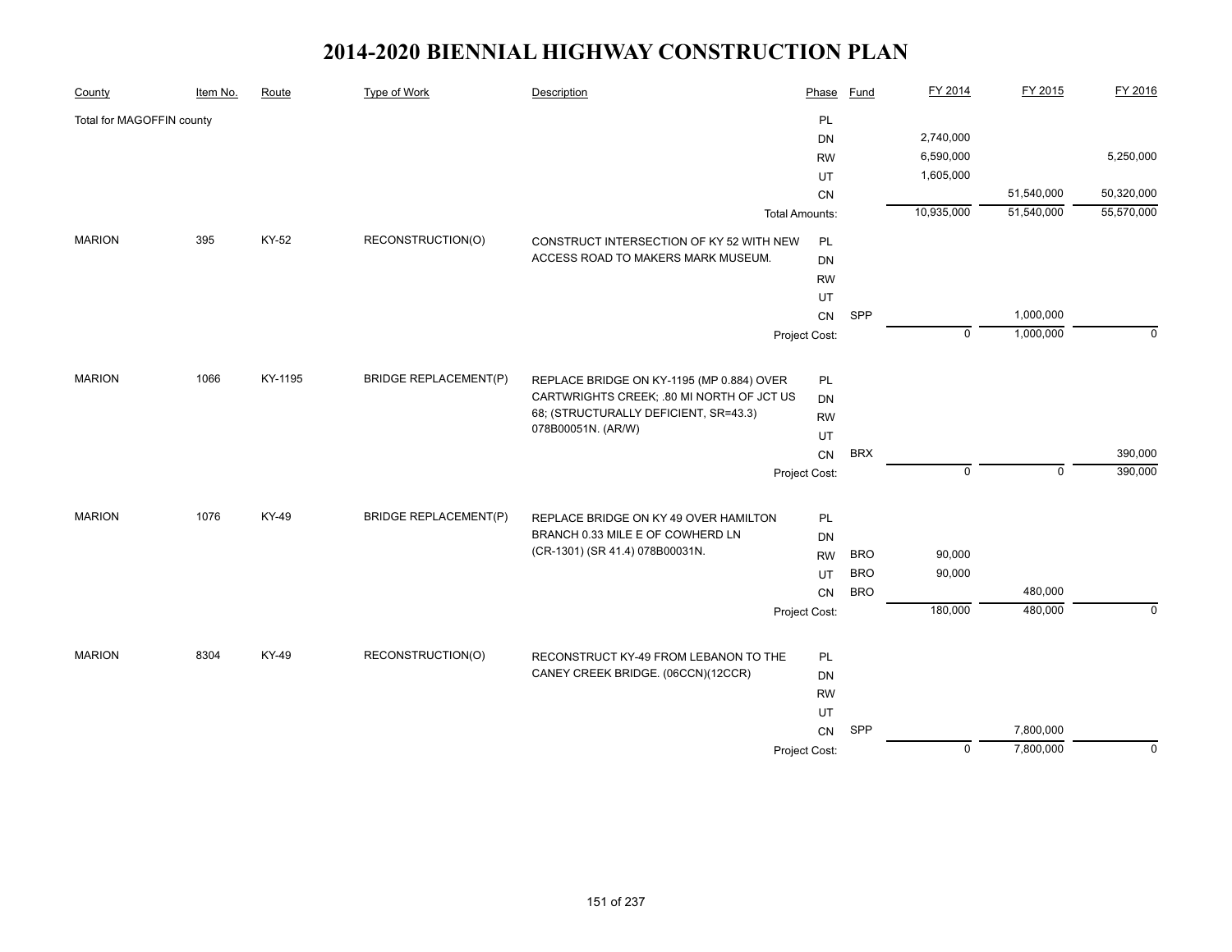# 2014-2020 BIENNIAL HIGHWAY CONSTRUCTION PLAN

| County | Item No. | Route | Type of Work | Description | Phase | Fund | FY 2014 | FY 2015 | FY 2016 |
|---|---|---|---|---|---|---|---|---|---|
| Total for MAGOFFIN county | | | | | PL | | | | |
| | | | | | DN | | 2,740,000 | | |
| | | | | | RW | | 6,590,000 | | 5,250,000 |
| | | | | | UT | | 1,605,000 | | |
| | | | | | CN | | | 51,540,000 | 50,320,000 |
| | | | | Total Amounts: | | | 10,935,000 | 51,540,000 | 55,570,000 |
| MARION | 395 | KY-52 | RECONSTRUCTION(O) | CONSTRUCT INTERSECTION OF KY 52 WITH NEW ACCESS ROAD TO MAKERS MARK MUSEUM. | PL | | | | |
| | | | | | DN | | | | |
| | | | | | RW | | | | |
| | | | | | UT | | | | |
| | | | | | CN | SPP | | 1,000,000 | |
| | | | | Project Cost: | | | 0 | 1,000,000 | 0 |
| MARION | 1066 | KY-1195 | BRIDGE REPLACEMENT(P) | REPLACE BRIDGE ON KY-1195 (MP 0.884) OVER CARTWRIGHTS CREEK; .80 MI NORTH OF JCT US 68; (STRUCTURALLY DEFICIENT, SR=43.3) 078B00051N. (AR/W) | PL | | | | |
| | | | | | DN | | | | |
| | | | | | RW | | | | |
| | | | | | UT | | | | |
| | | | | | CN | BRX | | | 390,000 |
| | | | | Project Cost: | | | 0 | 0 | 390,000 |
| MARION | 1076 | KY-49 | BRIDGE REPLACEMENT(P) | REPLACE BRIDGE ON KY 49 OVER HAMILTON BRANCH 0.33 MILE E OF COWHERD LN (CR-1301) (SR 41.4) 078B00031N. | PL | | | | |
| | | | | | DN | | | | |
| | | | | | RW | BRO | 90,000 | | |
| | | | | | UT | BRO | 90,000 | | |
| | | | | | CN | BRO | | 480,000 | |
| | | | | Project Cost: | | | 180,000 | 480,000 | 0 |
| MARION | 8304 | KY-49 | RECONSTRUCTION(O) | RECONSTRUCT KY-49 FROM LEBANON TO THE CANEY CREEK BRIDGE. (06CCN)(12CCR) | PL | | | | |
| | | | | | DN | | | | |
| | | | | | RW | | | | |
| | | | | | UT | | | | |
| | | | | | CN | SPP | | 7,800,000 | |
| | | | | Project Cost: | | | 0 | 7,800,000 | 0 |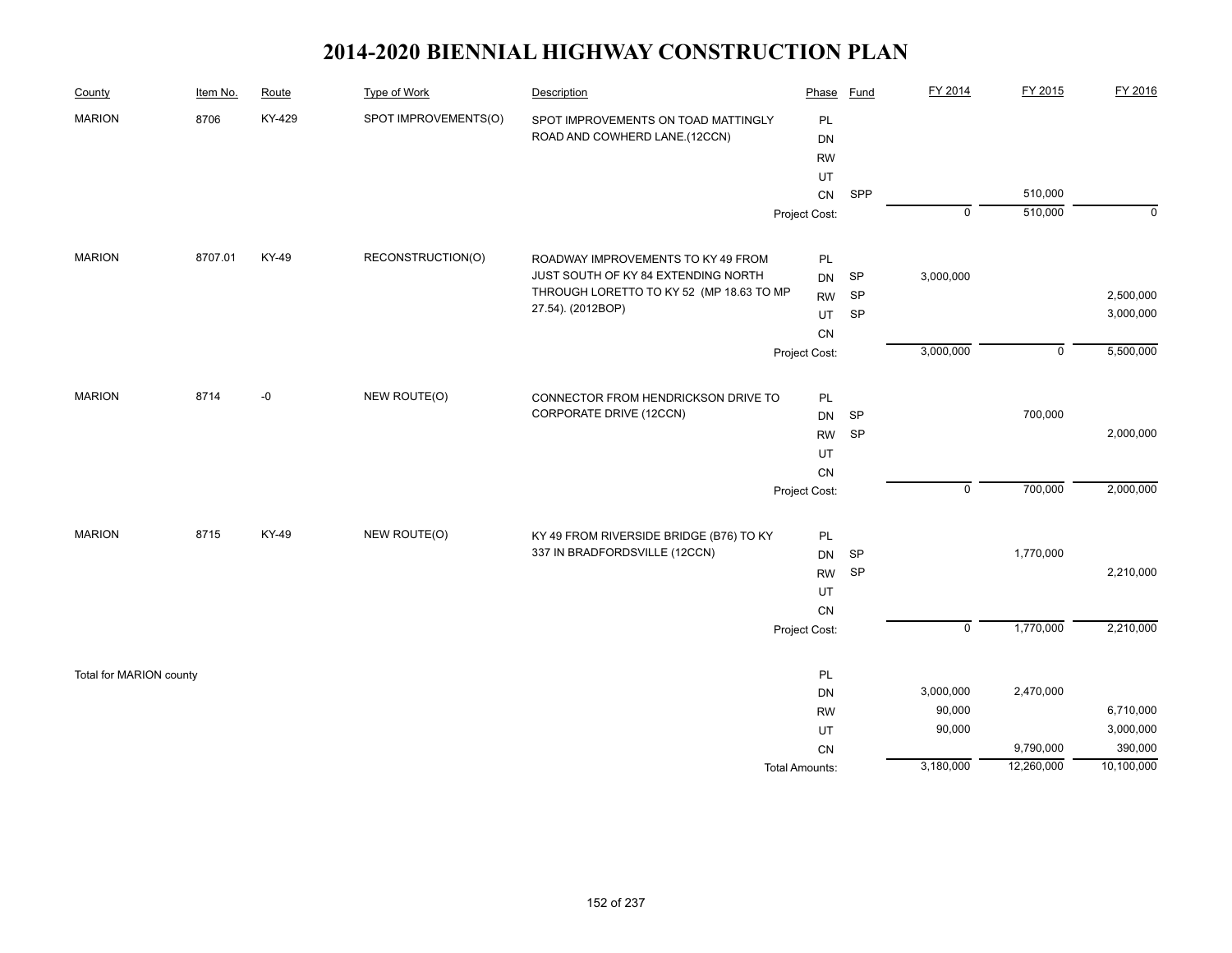# 2014-2020 BIENNIAL HIGHWAY CONSTRUCTION PLAN

| County | Item No. | Route | Type of Work | Description | Phase | Fund | FY 2014 | FY 2015 | FY 2016 |
|---|---|---|---|---|---|---|---|---|---|
| MARION | 8706 | KY-429 | SPOT IMPROVEMENTS(O) | SPOT IMPROVEMENTS ON TOAD MATTINGLY ROAD AND COWHERD LANE.(12CCN) | PL | | | | |
| | | | | | DN | | | | |
| | | | | | RW | | | | |
| | | | | | UT | | | | |
| | | | | | CN | SPP | | 510,000 | |
| | | | | | Project Cost: | | 0 | 510,000 | 0 |
| MARION | 8707.01 | KY-49 | RECONSTRUCTION(O) | ROADWAY IMPROVEMENTS TO KY 49 FROM JUST SOUTH OF KY 84 EXTENDING NORTH THROUGH LORETTO TO KY 52 (MP 18.63 TO MP 27.54). (2012BOP) | PL | | | | |
| | | | | | DN | SP | 3,000,000 | | |
| | | | | | RW | SP | | | 2,500,000 |
| | | | | | UT | SP | | | 3,000,000 |
| | | | | | CN | | | | |
| | | | | | Project Cost: | | 3,000,000 | 0 | 5,500,000 |
| MARION | 8714 | -0 | NEW ROUTE(O) | CONNECTOR FROM HENDRICKSON DRIVE TO CORPORATE DRIVE (12CCN) | PL | | | | |
| | | | | | DN | SP | | 700,000 | |
| | | | | | RW | SP | | | 2,000,000 |
| | | | | | UT | | | | |
| | | | | | CN | | | | |
| | | | | | Project Cost: | | 0 | 700,000 | 2,000,000 |
| MARION | 8715 | KY-49 | NEW ROUTE(O) | KY 49 FROM RIVERSIDE BRIDGE (B76) TO KY 337 IN BRADFORDSVILLE (12CCN) | PL | | | | |
| | | | | | DN | SP | | 1,770,000 | |
| | | | | | RW | SP | | | 2,210,000 |
| | | | | | UT | | | | |
| | | | | | CN | | | | |
| | | | | | Project Cost: | | 0 | 1,770,000 | 2,210,000 |
| Total for MARION county | | | | | PL | | | | |
| | | | | | DN | | 3,000,000 | 2,470,000 | |
| | | | | | RW | | 90,000 | | 6,710,000 |
| | | | | | UT | | 90,000 | | 3,000,000 |
| | | | | | CN | | | 9,790,000 | 390,000 |
| | | | | | Total Amounts: | | 3,180,000 | 12,260,000 | 10,100,000 |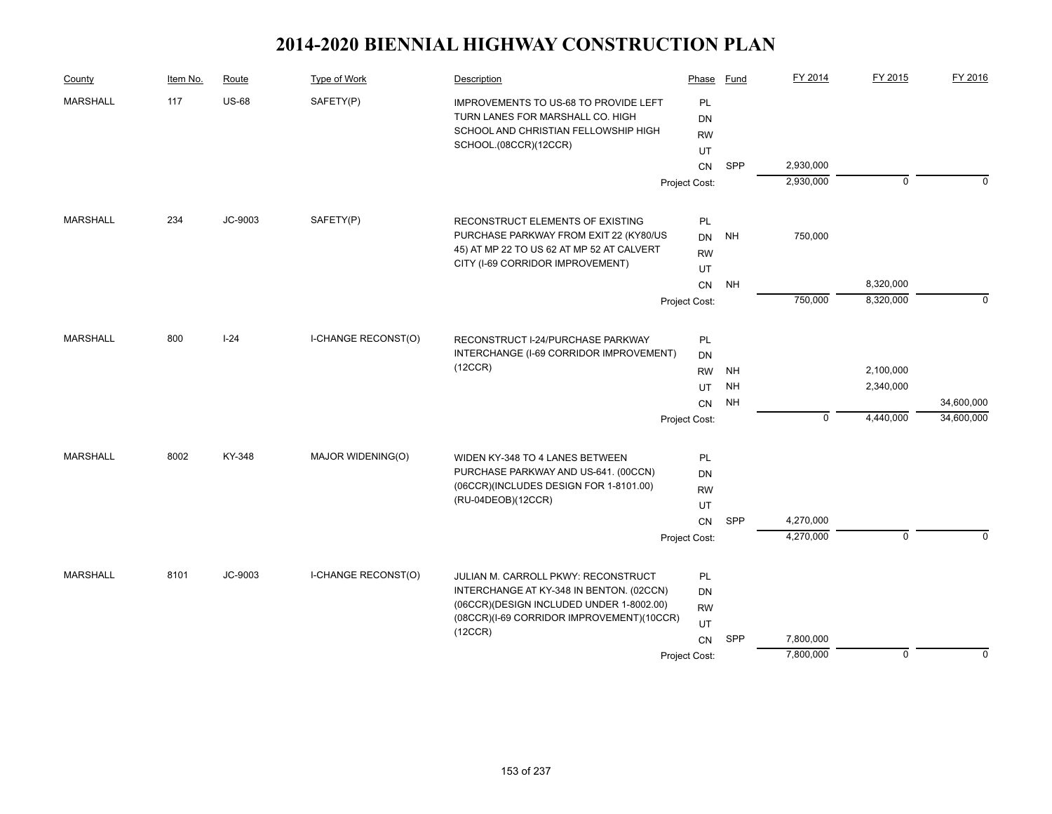# 2014-2020 BIENNIAL HIGHWAY CONSTRUCTION PLAN

| County | Item No. | Route | Type of Work | Description | Phase | Fund | FY 2014 | FY 2015 | FY 2016 |
|---|---|---|---|---|---|---|---|---|---|
| MARSHALL | 117 | US-68 | SAFETY(P) | IMPROVEMENTS TO US-68 TO PROVIDE LEFT TURN LANES FOR MARSHALL CO. HIGH SCHOOL AND CHRISTIAN FELLOWSHIP HIGH SCHOOL.(08CCR)(12CCR) | PL | | | | |
| | | | | | DN | | | | |
| | | | | | RW | | | | |
| | | | | | UT | | | | |
| | | | | | CN | SPP | 2,930,000 | | |
| | | | | | Project Cost: | | 2,930,000 | 0 | 0 |
| MARSHALL | 234 | JC-9003 | SAFETY(P) | RECONSTRUCT ELEMENTS OF EXISTING PURCHASE PARKWAY FROM EXIT 22 (KY80/US 45) AT MP 22 TO US 62 AT MP 52 AT CALVERT CITY (I-69 CORRIDOR IMPROVEMENT) | PL | | | | |
| | | | | | DN | NH | 750,000 | | |
| | | | | | RW | | | | |
| | | | | | UT | | | | |
| | | | | | CN | NH | | 8,320,000 | |
| | | | | | Project Cost: | | 750,000 | 8,320,000 | 0 |
| MARSHALL | 800 | I-24 | I-CHANGE RECONST(O) | RECONSTRUCT I-24/PURCHASE PARKWAY INTERCHANGE (I-69 CORRIDOR IMPROVEMENT) (12CCR) | PL | | | | |
| | | | | | DN | | | | |
| | | | | | RW | NH | | 2,100,000 | |
| | | | | | UT | NH | | 2,340,000 | |
| | | | | | CN | NH | | | 34,600,000 |
| | | | | | Project Cost: | | 0 | 4,440,000 | 34,600,000 |
| MARSHALL | 8002 | KY-348 | MAJOR WIDENING(O) | WIDEN KY-348 TO 4 LANES BETWEEN PURCHASE PARKWAY AND US-641. (00CCN) (06CCR)(INCLUDES DESIGN FOR 1-8101.00) (RU-04DEOB)(12CCR) | PL | | | | |
| | | | | | DN | | | | |
| | | | | | RW | | | | |
| | | | | | UT | | | | |
| | | | | | CN | SPP | 4,270,000 | | |
| | | | | | Project Cost: | | 4,270,000 | 0 | 0 |
| MARSHALL | 8101 | JC-9003 | I-CHANGE RECONST(O) | JULIAN M. CARROLL PKWY: RECONSTRUCT INTERCHANGE AT KY-348 IN BENTON. (02CCN) (06CCR)(DESIGN INCLUDED UNDER 1-8002.00) (08CCR)(I-69 CORRIDOR IMPROVEMENT)(10CCR) (12CCR) | PL | | | | |
| | | | | | DN | | | | |
| | | | | | RW | | | | |
| | | | | | UT | | | | |
| | | | | | CN | SPP | 7,800,000 | | |
| | | | | | Project Cost: | | 7,800,000 | 0 | 0 |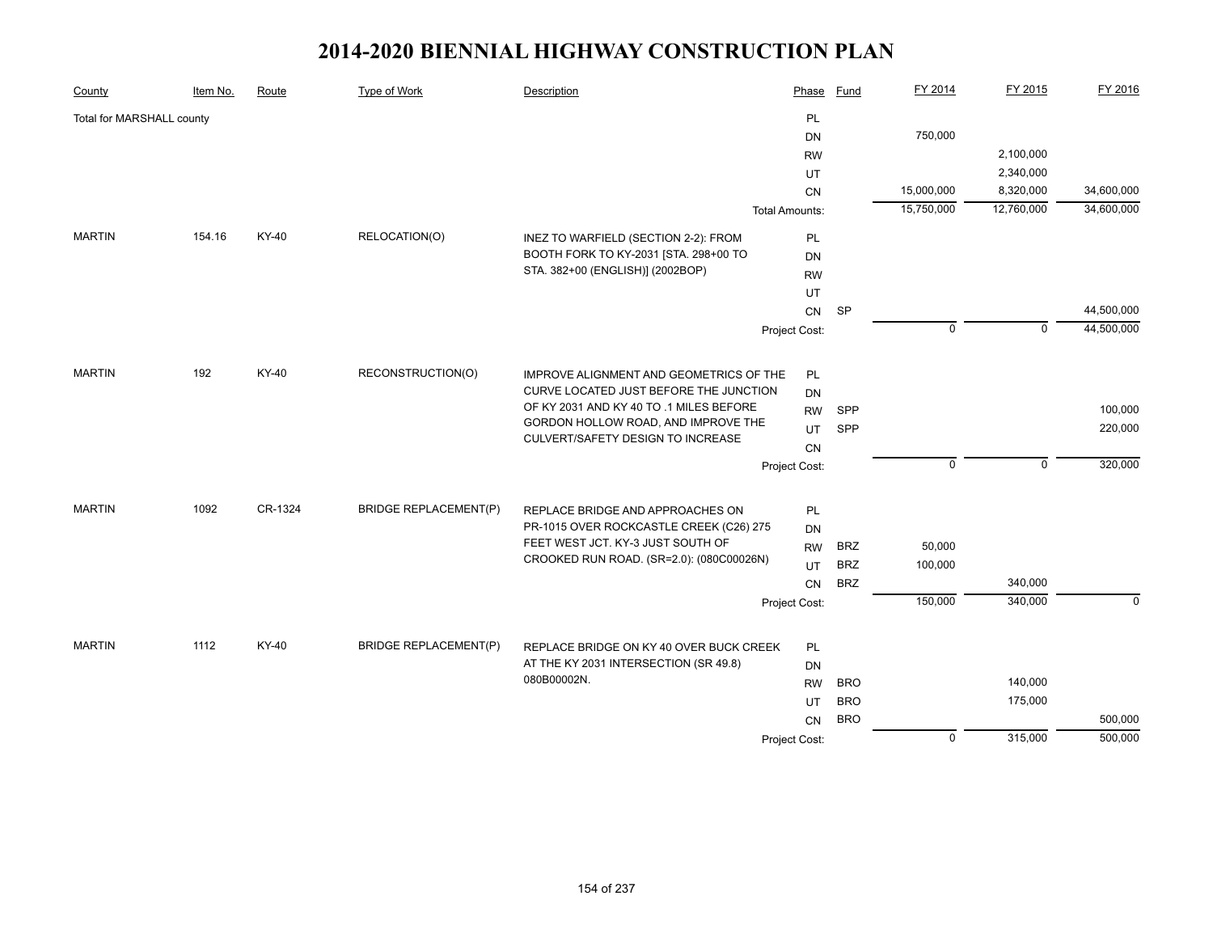# 2014-2020 BIENNIAL HIGHWAY CONSTRUCTION PLAN

| County | Item No. | Route | Type of Work | Description | Phase | Fund | FY 2014 | FY 2015 | FY 2016 |
|---|---|---|---|---|---|---|---|---|---|
| Total for MARSHALL county | | | | | PL | | | | |
| | | | | | DN | | 750,000 | | |
| | | | | | RW | | | 2,100,000 | |
| | | | | | UT | | | 2,340,000 | |
| | | | | | CN | | 15,000,000 | 8,320,000 | 34,600,000 |
| | | | | | Total Amounts: | | 15,750,000 | 12,760,000 | 34,600,000 |
| MARTIN | 154.16 | KY-40 | RELOCATION(O) | INEZ TO WARFIELD (SECTION 2-2): FROM BOOTH FORK TO KY-2031 [STA. 298+00 TO STA. 382+00 (ENGLISH)] (2002BOP) | PL | | | | |
| | | | | | DN | | | | |
| | | | | | RW | | | | |
| | | | | | UT | | | | |
| | | | | | CN | SP | | | 44,500,000 |
| | | | | | Project Cost: | | 0 | 0 | 44,500,000 |
| MARTIN | 192 | KY-40 | RECONSTRUCTION(O) | IMPROVE ALIGNMENT AND GEOMETRICS OF THE CURVE LOCATED JUST BEFORE THE JUNCTION OF KY 2031 AND KY 40 TO .1 MILES BEFORE GORDON HOLLOW ROAD, AND IMPROVE THE CULVERT/SAFETY DESIGN TO INCREASE | PL | | | | |
| | | | | | DN | | | | |
| | | | | | RW | SPP | | | 100,000 |
| | | | | | UT | SPP | | | 220,000 |
| | | | | | CN | | | | |
| | | | | | Project Cost: | | 0 | 0 | 320,000 |
| MARTIN | 1092 | CR-1324 | BRIDGE REPLACEMENT(P) | REPLACE BRIDGE AND APPROACHES ON PR-1015 OVER ROCKCASTLE CREEK (C26) 275 FEET WEST JCT. KY-3 JUST SOUTH OF CROOKED RUN ROAD. (SR=2.0): (080C00026N) | PL | | | | |
| | | | | | DN | | | | |
| | | | | | RW | BRZ | 50,000 | | |
| | | | | | UT | BRZ | 100,000 | | |
| | | | | | CN | BRZ | | 340,000 | |
| | | | | | Project Cost: | | 150,000 | 340,000 | 0 |
| MARTIN | 1112 | KY-40 | BRIDGE REPLACEMENT(P) | REPLACE BRIDGE ON KY 40 OVER BUCK CREEK AT THE KY 2031 INTERSECTION (SR 49.8) 080B00002N. | PL | | | | |
| | | | | | DN | | | | |
| | | | | | RW | BRO | | 140,000 | |
| | | | | | UT | BRO | | 175,000 | |
| | | | | | CN | BRO | | | 500,000 |
| | | | | | Project Cost: | | 0 | 315,000 | 500,000 |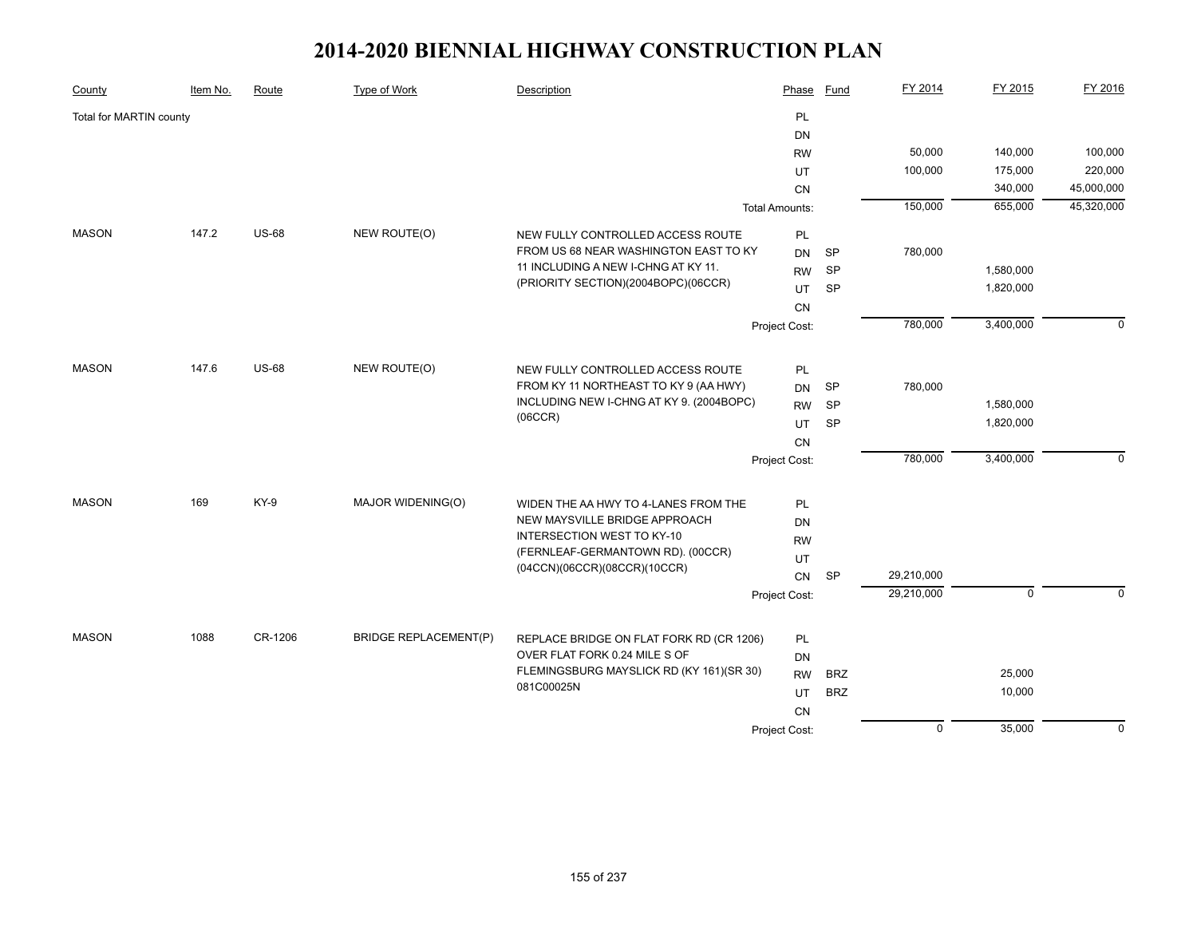# 2014-2020 BIENNIAL HIGHWAY CONSTRUCTION PLAN

| County | Item No. | Route | Type of Work | Description | Phase | Fund | FY 2014 | FY 2015 | FY 2016 |
|---|---|---|---|---|---|---|---|---|---|
| Total for MARTIN county | | | | | PL | | | | |
| | | | | | DN | | | | |
| | | | | | RW | | 50,000 | 140,000 | 100,000 |
| | | | | | UT | | 100,000 | 175,000 | 220,000 |
| | | | | | CN | | | 340,000 | 45,000,000 |
| | | | | | Total Amounts: | | 150,000 | 655,000 | 45,320,000 |
| MASON | 147.2 | US-68 | NEW ROUTE(O) | NEW FULLY CONTROLLED ACCESS ROUTE FROM US 68 NEAR WASHINGTON EAST TO KY 11 INCLUDING A NEW I-CHNG AT KY 11. (PRIORITY SECTION)(2004BOPC)(06CCR) | PL | | | | |
| | | | | | DN | SP | 780,000 | | |
| | | | | | RW | SP | | 1,580,000 | |
| | | | | | UT | SP | | 1,820,000 | |
| | | | | | CN | | | | |
| | | | | | Project Cost: | | 780,000 | 3,400,000 | 0 |
| MASON | 147.6 | US-68 | NEW ROUTE(O) | NEW FULLY CONTROLLED ACCESS ROUTE FROM KY 11 NORTHEAST TO KY 9 (AA HWY) INCLUDING NEW I-CHNG AT KY 9. (2004BOPC) (06CCR) | PL | | | | |
| | | | | | DN | SP | 780,000 | | |
| | | | | | RW | SP | | 1,580,000 | |
| | | | | | UT | SP | | 1,820,000 | |
| | | | | | CN | | | | |
| | | | | | Project Cost: | | 780,000 | 3,400,000 | 0 |
| MASON | 169 | KY-9 | MAJOR WIDENING(O) | WIDEN THE AA HWY TO 4-LANES FROM THE NEW MAYSVILLE BRIDGE APPROACH INTERSECTION WEST TO KY-10 (FERNLEAF-GERMANTOWN RD). (00CCR) (04CCN)(06CCR)(08CCR)(10CCR) | PL | | | | |
| | | | | | DN | | | | |
| | | | | | RW | | | | |
| | | | | | UT | | | | |
| | | | | | CN | SP | 29,210,000 | | |
| | | | | | Project Cost: | | 29,210,000 | 0 | 0 |
| MASON | 1088 | CR-1206 | BRIDGE REPLACEMENT(P) | REPLACE BRIDGE ON FLAT FORK RD (CR 1206) OVER FLAT FORK 0.24 MILE S OF FLEMINGSBURG MAYSLICK RD (KY 161)(SR 30) 081C00025N | PL | | | | |
| | | | | | DN | | | | |
| | | | | | RW | BRZ | | 25,000 | |
| | | | | | UT | BRZ | | 10,000 | |
| | | | | | CN | | | | |
| | | | | | Project Cost: | | 0 | 35,000 | 0 |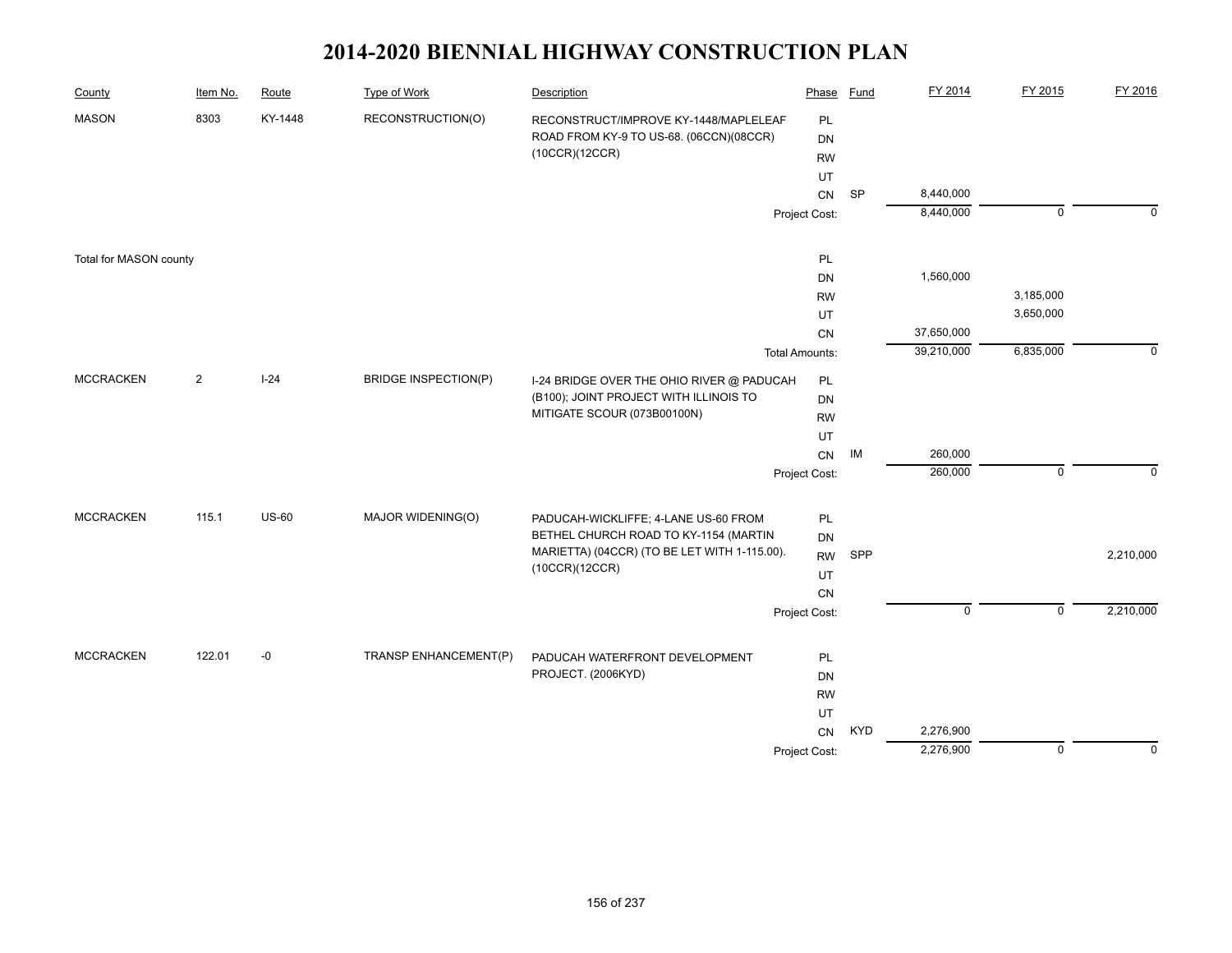# 2014-2020 BIENNIAL HIGHWAY CONSTRUCTION PLAN

| County | Item No. | Route | Type of Work | Description | Phase | Fund | FY 2014 | FY 2015 | FY 2016 |
|---|---|---|---|---|---|---|---|---|---|
| MASON | 8303 | KY-1448 | RECONSTRUCTION(O) | RECONSTRUCT/IMPROVE KY-1448/MAPLELEAF ROAD FROM KY-9 TO US-68. (06CCN)(08CCR)(10CCR)(12CCR) | PL | | | | |
| | | | | | DN | | | | |
| | | | | | RW | | | | |
| | | | | | UT | | | | |
| | | | | | CN | SP | 8,440,000 | | |
| | | | | | Project Cost: | | 8,440,000 | 0 | 0 |
| Total for MASON county | | | | | PL | | | | |
| | | | | | DN | | 1,560,000 | | |
| | | | | | RW | | | 3,185,000 | |
| | | | | | UT | | | 3,650,000 | |
| | | | | | CN | | 37,650,000 | | |
| | | | | | Total Amounts: | | 39,210,000 | 6,835,000 | 0 |
| MCCRACKEN | 2 | I-24 | BRIDGE INSPECTION(P) | I-24 BRIDGE OVER THE OHIO RIVER @ PADUCAH (B100); JOINT PROJECT WITH ILLINOIS TO MITIGATE SCOUR (073B00100N) | PL | | | | |
| | | | | | DN | | | | |
| | | | | | RW | | | | |
| | | | | | UT | | | | |
| | | | | | CN | IM | 260,000 | | |
| | | | | | Project Cost: | | 260,000 | 0 | 0 |
| MCCRACKEN | 115.1 | US-60 | MAJOR WIDENING(O) | PADUCAH-WICKLIFFE; 4-LANE US-60 FROM BETHEL CHURCH ROAD TO KY-1154 (MARTIN MARIETTA) (04CCR) (TO BE LET WITH 1-115.00). (10CCR)(12CCR) | PL | | | | |
| | | | | | DN | | | | |
| | | | | | RW | SPP | | | 2,210,000 |
| | | | | | UT | | | | |
| | | | | | CN | | | | |
| | | | | | Project Cost: | | 0 | 0 | 2,210,000 |
| MCCRACKEN | 122.01 | -0 | TRANSP ENHANCEMENT(P) | PADUCAH WATERFRONT DEVELOPMENT PROJECT. (2006KYD) | PL | | | | |
| | | | | | DN | | | | |
| | | | | | RW | | | | |
| | | | | | UT | | | | |
| | | | | | CN | KYD | 2,276,900 | | |
| | | | | | Project Cost: | | 2,276,900 | 0 | 0 |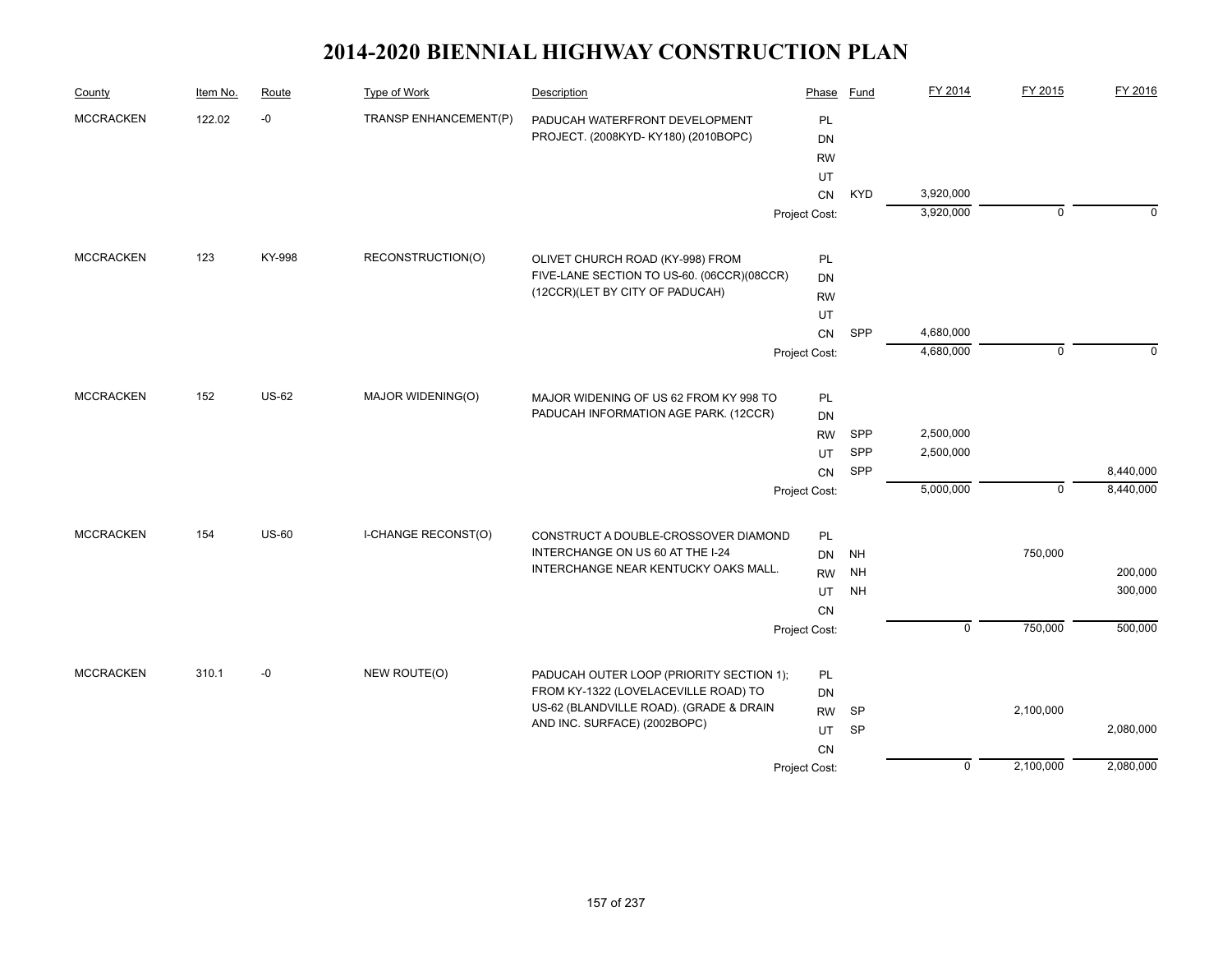# 2014-2020 BIENNIAL HIGHWAY CONSTRUCTION PLAN

| County | Item No. | Route | Type of Work | Description | Phase | Fund | FY 2014 | FY 2015 | FY 2016 |
|---|---|---|---|---|---|---|---|---|---|
| MCCRACKEN | 122.02 | -0 | TRANSP ENHANCEMENT(P) | PADUCAH WATERFRONT DEVELOPMENT PROJECT. (2008KYD- KY180) (2010BOPC) | PL | | | | |
| | | | | | DN | | | | |
| | | | | | RW | | | | |
| | | | | | UT | | | | |
| | | | | | CN | KYD | 3,920,000 | | |
| | | | | | Project Cost: | | 3,920,000 | 0 | 0 |
| MCCRACKEN | 123 | KY-998 | RECONSTRUCTION(O) | OLIVET CHURCH ROAD (KY-998) FROM FIVE-LANE SECTION TO US-60. (06CCR)(08CCR)(12CCR)(LET BY CITY OF PADUCAH) | PL | | | | |
| | | | | | DN | | | | |
| | | | | | RW | | | | |
| | | | | | UT | | | | |
| | | | | | CN | SPP | 4,680,000 | | |
| | | | | | Project Cost: | | 4,680,000 | 0 | 0 |
| MCCRACKEN | 152 | US-62 | MAJOR WIDENING(O) | MAJOR WIDENING OF US 62 FROM KY 998 TO PADUCAH INFORMATION AGE PARK. (12CCR) | PL | | | | |
| | | | | | DN | | | | |
| | | | | | RW | SPP | 2,500,000 | | |
| | | | | | UT | SPP | 2,500,000 | | |
| | | | | | CN | SPP | | | 8,440,000 |
| | | | | | Project Cost: | | 5,000,000 | 0 | 8,440,000 |
| MCCRACKEN | 154 | US-60 | I-CHANGE RECONST(O) | CONSTRUCT A DOUBLE-CROSSOVER DIAMOND INTERCHANGE ON US 60 AT THE I-24 INTERCHANGE NEAR KENTUCKY OAKS MALL. | PL | | | | |
| | | | | | DN | NH | | 750,000 | |
| | | | | | RW | NH | | | 200,000 |
| | | | | | UT | NH | | | 300,000 |
| | | | | | CN | | | | |
| | | | | | Project Cost: | | 0 | 750,000 | 500,000 |
| MCCRACKEN | 310.1 | -0 | NEW ROUTE(O) | PADUCAH OUTER LOOP (PRIORITY SECTION 1); FROM KY-1322 (LOVELACEVILLE ROAD) TO US-62 (BLANDVILLE ROAD). (GRADE & DRAIN AND INC. SURFACE) (2002BOPC) | PL | | | | |
| | | | | | DN | | | | |
| | | | | | RW | SP | | 2,100,000 | |
| | | | | | UT | SP | | | 2,080,000 |
| | | | | | CN | | | | |
| | | | | | Project Cost: | | 0 | 2,100,000 | 2,080,000 |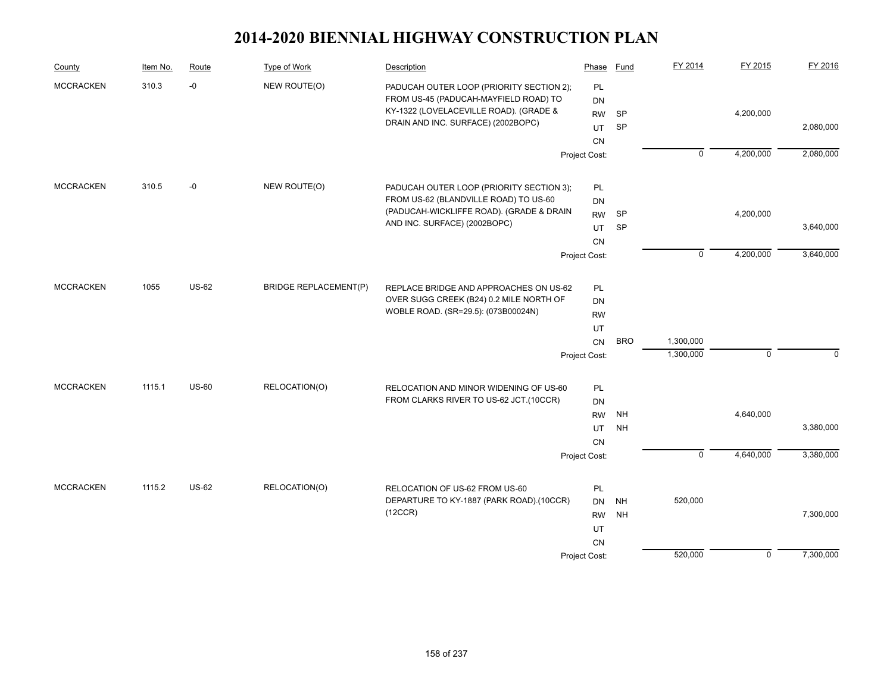# 2014-2020 BIENNIAL HIGHWAY CONSTRUCTION PLAN

| County | Item No. | Route | Type of Work | Description | Phase | Fund | FY 2014 | FY 2015 | FY 2016 |
|---|---|---|---|---|---|---|---|---|---|
| MCCRACKEN | 310.3 | -0 | NEW ROUTE(O) | PADUCAH OUTER LOOP (PRIORITY SECTION 2); FROM US-45 (PADUCAH-MAYFIELD ROAD) TO KY-1322 (LOVELACEVILLE ROAD). (GRADE & DRAIN AND INC. SURFACE) (2002BOPC) | PL | | | | |
| | | | | | DN | | | | |
| | | | | | RW | SP | | 4,200,000 | |
| | | | | | UT | SP | | | 2,080,000 |
| | | | | | CN | | | | |
| | | | | | Project Cost: | | 0 | 4,200,000 | 2,080,000 |
| MCCRACKEN | 310.5 | -0 | NEW ROUTE(O) | PADUCAH OUTER LOOP (PRIORITY SECTION 3); FROM US-62 (BLANDVILLE ROAD) TO US-60 (PADUCAH-WICKLIFFE ROAD). (GRADE & DRAIN AND INC. SURFACE) (2002BOPC) | PL | | | | |
| | | | | | DN | | | | |
| | | | | | RW | SP | | 4,200,000 | |
| | | | | | UT | SP | | | 3,640,000 |
| | | | | | CN | | | | |
| | | | | | Project Cost: | | 0 | 4,200,000 | 3,640,000 |
| MCCRACKEN | 1055 | US-62 | BRIDGE REPLACEMENT(P) | REPLACE BRIDGE AND APPROACHES ON US-62 OVER SUGG CREEK (B24) 0.2 MILE NORTH OF WOBLE ROAD. (SR=29.5): (073B00024N) | PL | | | | |
| | | | | | DN | | | | |
| | | | | | RW | | | | |
| | | | | | UT | | | | |
| | | | | | CN | BRO | 1,300,000 | | |
| | | | | | Project Cost: | | 1,300,000 | 0 | 0 |
| MCCRACKEN | 1115.1 | US-60 | RELOCATION(O) | RELOCATION AND MINOR WIDENING OF US-60 FROM CLARKS RIVER TO US-62 JCT.(10CCR) | PL | | | | |
| | | | | | DN | | | | |
| | | | | | RW | NH | | 4,640,000 | |
| | | | | | UT | NH | | | 3,380,000 |
| | | | | | CN | | | | |
| | | | | | Project Cost: | | 0 | 4,640,000 | 3,380,000 |
| MCCRACKEN | 1115.2 | US-62 | RELOCATION(O) | RELOCATION OF US-62 FROM US-60 DEPARTURE TO KY-1887 (PARK ROAD).(10CCR) (12CCR) | PL | | | | |
| | | | | | DN | NH | 520,000 | | |
| | | | | | RW | NH | | | 7,300,000 |
| | | | | | UT | | | | |
| | | | | | CN | | | | |
| | | | | | Project Cost: | | 520,000 | 0 | 7,300,000 |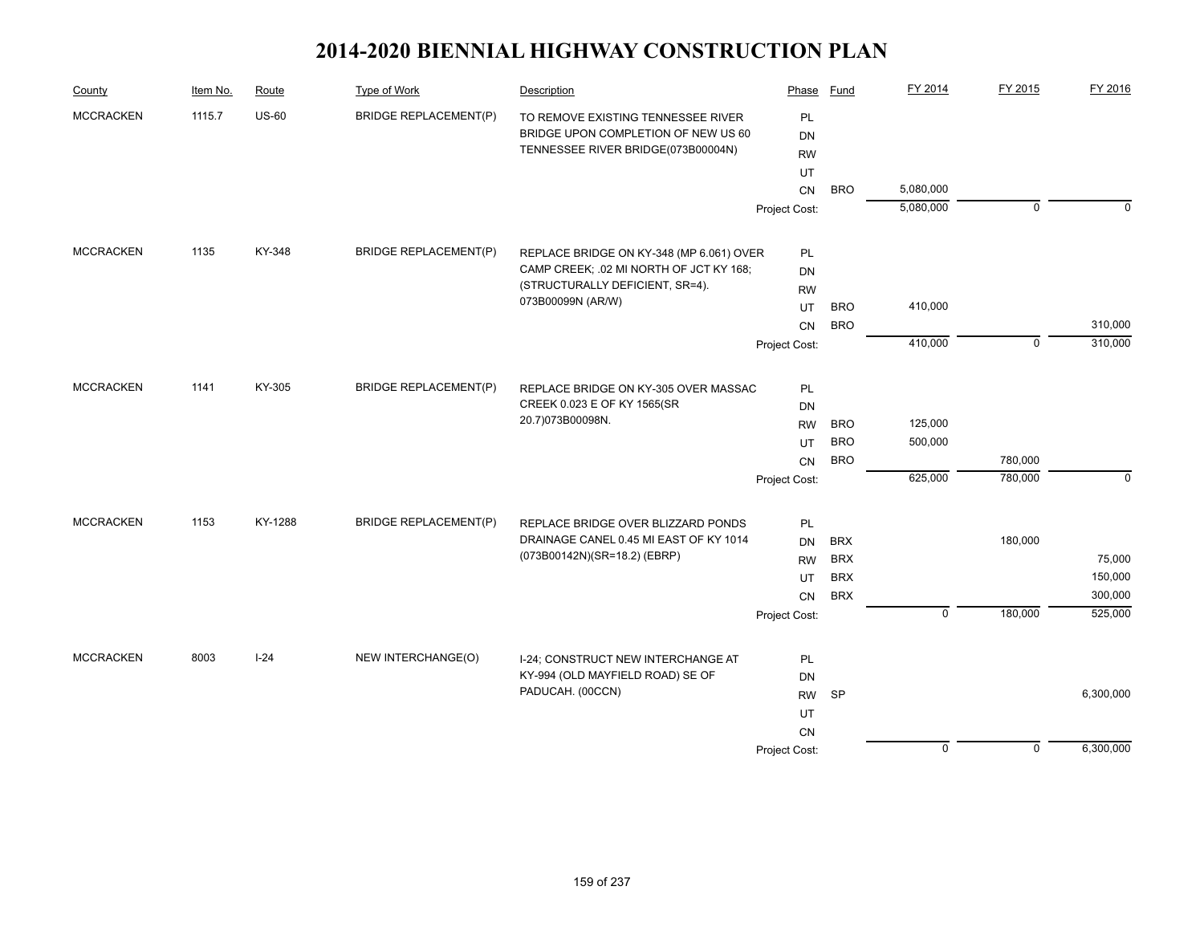# 2014-2020 BIENNIAL HIGHWAY CONSTRUCTION PLAN

| County | Item No. | Route | Type of Work | Description | Phase | Fund | FY 2014 | FY 2015 | FY 2016 |
|---|---|---|---|---|---|---|---|---|---|
| MCCRACKEN | 1115.7 | US-60 | BRIDGE REPLACEMENT(P) | TO REMOVE EXISTING TENNESSEE RIVER BRIDGE UPON COMPLETION OF NEW US 60 TENNESSEE RIVER BRIDGE(073B00004N) | PL | | | | |
| | | | | | DN | | | | |
| | | | | | RW | | | | |
| | | | | | UT | | | | |
| | | | | | CN | BRO | 5,080,000 | | |
| | | | | | Project Cost: | | 5,080,000 | 0 | 0 |
| MCCRACKEN | 1135 | KY-348 | BRIDGE REPLACEMENT(P) | REPLACE BRIDGE ON KY-348 (MP 6.061) OVER CAMP CREEK; .02 MI NORTH OF JCT KY 168; (STRUCTURALLY DEFICIENT, SR=4). 073B00099N (AR/W) | PL | | | | |
| | | | | | DN | | | | |
| | | | | | RW | | | | |
| | | | | | UT | BRO | 410,000 | | |
| | | | | | CN | BRO | | | 310,000 |
| | | | | | Project Cost: | | 410,000 | 0 | 310,000 |
| MCCRACKEN | 1141 | KY-305 | BRIDGE REPLACEMENT(P) | REPLACE BRIDGE ON KY-305 OVER MASSAC CREEK 0.023 E OF KY 1565(SR 20.7)073B00098N. | PL | | | | |
| | | | | | DN | | | | |
| | | | | | RW | BRO | 125,000 | | |
| | | | | | UT | BRO | 500,000 | | |
| | | | | | CN | BRO | | 780,000 | |
| | | | | | Project Cost: | | 625,000 | 780,000 | 0 |
| MCCRACKEN | 1153 | KY-1288 | BRIDGE REPLACEMENT(P) | REPLACE BRIDGE OVER BLIZZARD PONDS DRAINAGE CANEL 0.45 MI EAST OF KY 1014 (073B00142N)(SR=18.2) (EBRP) | PL | | | | |
| | | | | | DN | BRX | | 180,000 | |
| | | | | | RW | BRX | | | 75,000 |
| | | | | | UT | BRX | | | 150,000 |
| | | | | | CN | BRX | | | 300,000 |
| | | | | | Project Cost: | | 0 | 180,000 | 525,000 |
| MCCRACKEN | 8003 | I-24 | NEW INTERCHANGE(O) | I-24; CONSTRUCT NEW INTERCHANGE AT KY-994 (OLD MAYFIELD ROAD) SE OF PADUCAH. (00CCN) | PL | | | | |
| | | | | | DN | | | | |
| | | | | | RW | SP | | | 6,300,000 |
| | | | | | UT | | | | |
| | | | | | CN | | | | |
| | | | | | Project Cost: | | 0 | 0 | 6,300,000 |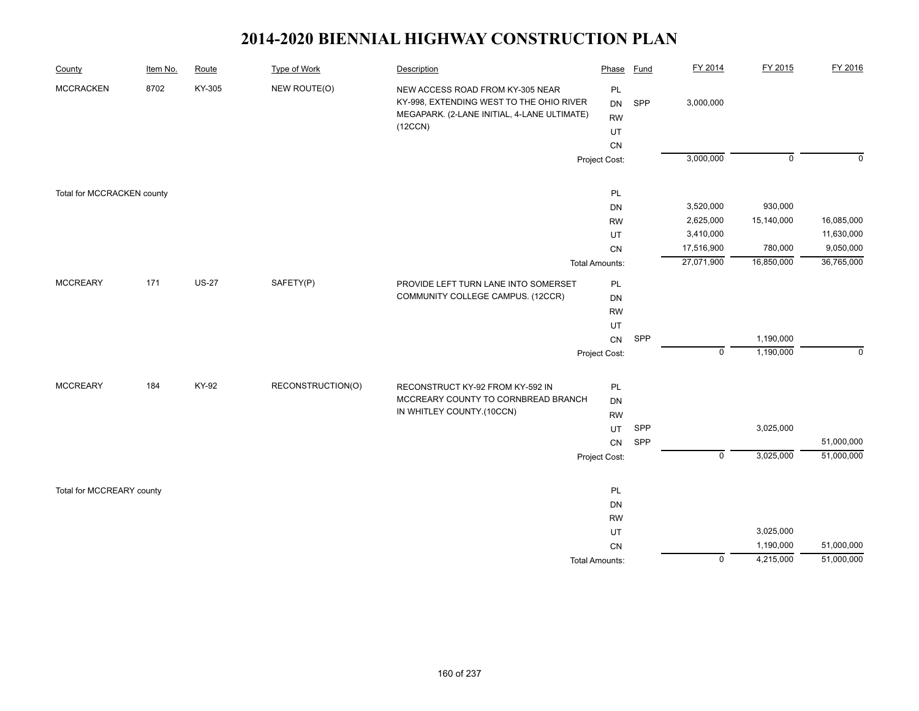# 2014-2020 BIENNIAL HIGHWAY CONSTRUCTION PLAN

| County | Item No. | Route | Type of Work | Description | Phase | Fund | FY 2014 | FY 2015 | FY 2016 |
|---|---|---|---|---|---|---|---|---|---|
| MCCRACKEN | 8702 | KY-305 | NEW ROUTE(O) | NEW ACCESS ROAD FROM KY-305 NEAR KY-998, EXTENDING WEST TO THE OHIO RIVER MEGAPARK. (2-LANE INITIAL, 4-LANE ULTIMATE) (12CCN) | PL | | | | |
| | | | | | DN | SPP | 3,000,000 | | |
| | | | | | RW | | | | |
| | | | | | UT | | | | |
| | | | | | CN | | | | |
| | | | | | Project Cost: | | 3,000,000 | 0 | 0 |
| Total for MCCRACKEN county | | | | | PL | | | | |
| | | | | | DN | | 3,520,000 | 930,000 | |
| | | | | | RW | | 2,625,000 | 15,140,000 | 16,085,000 |
| | | | | | UT | | 3,410,000 | | 11,630,000 |
| | | | | | CN | | 17,516,900 | 780,000 | 9,050,000 |
| | | | | | Total Amounts: | | 27,071,900 | 16,850,000 | 36,765,000 |
| MCCREARY | 171 | US-27 | SAFETY(P) | PROVIDE LEFT TURN LANE INTO SOMERSET COMMUNITY COLLEGE CAMPUS. (12CCR) | PL | | | | |
| | | | | | DN | | | | |
| | | | | | RW | | | | |
| | | | | | UT | | | | |
| | | | | | CN | SPP | | 1,190,000 | |
| | | | | | Project Cost: | | 0 | 1,190,000 | 0 |
| MCCREARY | 184 | KY-92 | RECONSTRUCTION(O) | RECONSTRUCT KY-92 FROM KY-592 IN MCCREARY COUNTY TO CORNBREAD BRANCH IN WHITLEY COUNTY.(10CCN) | PL | | | | |
| | | | | | DN | | | | |
| | | | | | RW | | | | |
| | | | | | UT | SPP | | 3,025,000 | |
| | | | | | CN | SPP | | | 51,000,000 |
| | | | | | Project Cost: | | 0 | 3,025,000 | 51,000,000 |
| Total for MCCREARY county | | | | | PL | | | | |
| | | | | | DN | | | | |
| | | | | | RW | | | | |
| | | | | | UT | | | 3,025,000 | |
| | | | | | CN | | | 1,190,000 | 51,000,000 |
| | | | | | Total Amounts: | | 0 | 4,215,000 | 51,000,000 |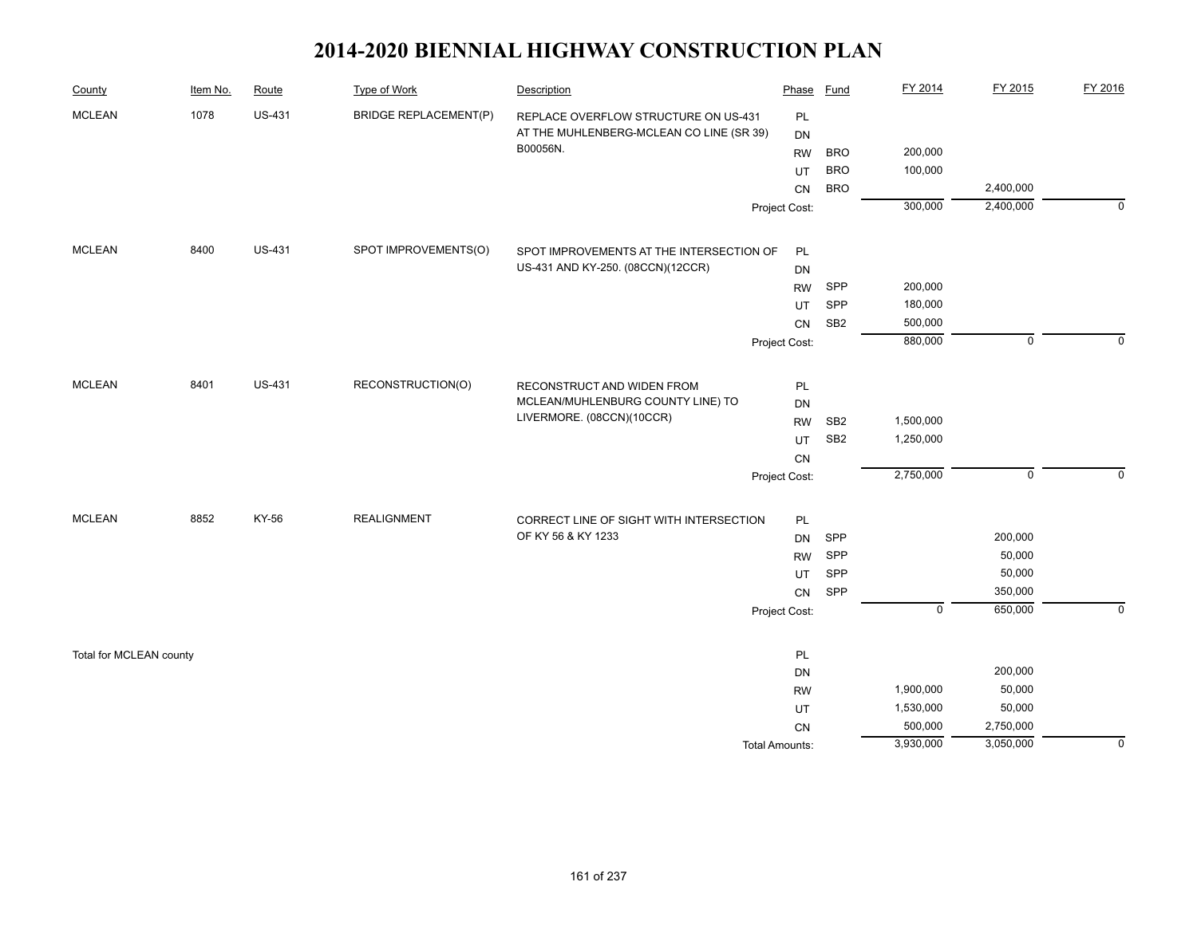# 2014-2020 BIENNIAL HIGHWAY CONSTRUCTION PLAN

| County | Item No. | Route | Type of Work | Description | Phase | Fund | FY 2014 | FY 2015 | FY 2016 |
|---|---|---|---|---|---|---|---|---|---|
| MCLEAN | 1078 | US-431 | BRIDGE REPLACEMENT(P) | REPLACE OVERFLOW STRUCTURE ON US-431 AT THE MUHLENBERG-MCLEAN CO LINE (SR 39) B00056N. | PL | | | | |
| | | | | | DN | | | | |
| | | | | | RW | BRO | 200,000 | | |
| | | | | | UT | BRO | 100,000 | | |
| | | | | | CN | BRO | | 2,400,000 | |
| | | | | | Project Cost: | | 300,000 | 2,400,000 | 0 |
| MCLEAN | 8400 | US-431 | SPOT IMPROVEMENTS(O) | SPOT IMPROVEMENTS AT THE INTERSECTION OF US-431 AND KY-250. (08CCN)(12CCR) | PL | | | | |
| | | | | | DN | | | | |
| | | | | | RW | SPP | 200,000 | | |
| | | | | | UT | SPP | 180,000 | | |
| | | | | | CN | SB2 | 500,000 | | |
| | | | | | Project Cost: | | 880,000 | 0 | 0 |
| MCLEAN | 8401 | US-431 | RECONSTRUCTION(O) | RECONSTRUCT AND WIDEN FROM MCLEAN/MUHLENBURG COUNTY LINE) TO LIVERMORE. (08CCN)(10CCR) | PL | | | | |
| | | | | | DN | | | | |
| | | | | | RW | SB2 | 1,500,000 | | |
| | | | | | UT | SB2 | 1,250,000 | | |
| | | | | | CN | | | | |
| | | | | | Project Cost: | | 2,750,000 | 0 | 0 |
| MCLEAN | 8852 | KY-56 | REALIGNMENT | CORRECT LINE OF SIGHT WITH INTERSECTION OF KY 56 & KY 1233 | PL | | | | |
| | | | | | DN | SPP | | 200,000 | |
| | | | | | RW | SPP | | 50,000 | |
| | | | | | UT | SPP | | 50,000 | |
| | | | | | CN | SPP | | 350,000 | |
| | | | | | Project Cost: | | 0 | 650,000 | 0 |
| Total for MCLEAN county | | | | | PL | | | | |
| | | | | | DN | | | 200,000 | |
| | | | | | RW | | 1,900,000 | 50,000 | |
| | | | | | UT | | 1,530,000 | 50,000 | |
| | | | | | CN | | 500,000 | 2,750,000 | |
| | | | | | Total Amounts: | | 3,930,000 | 3,050,000 | 0 |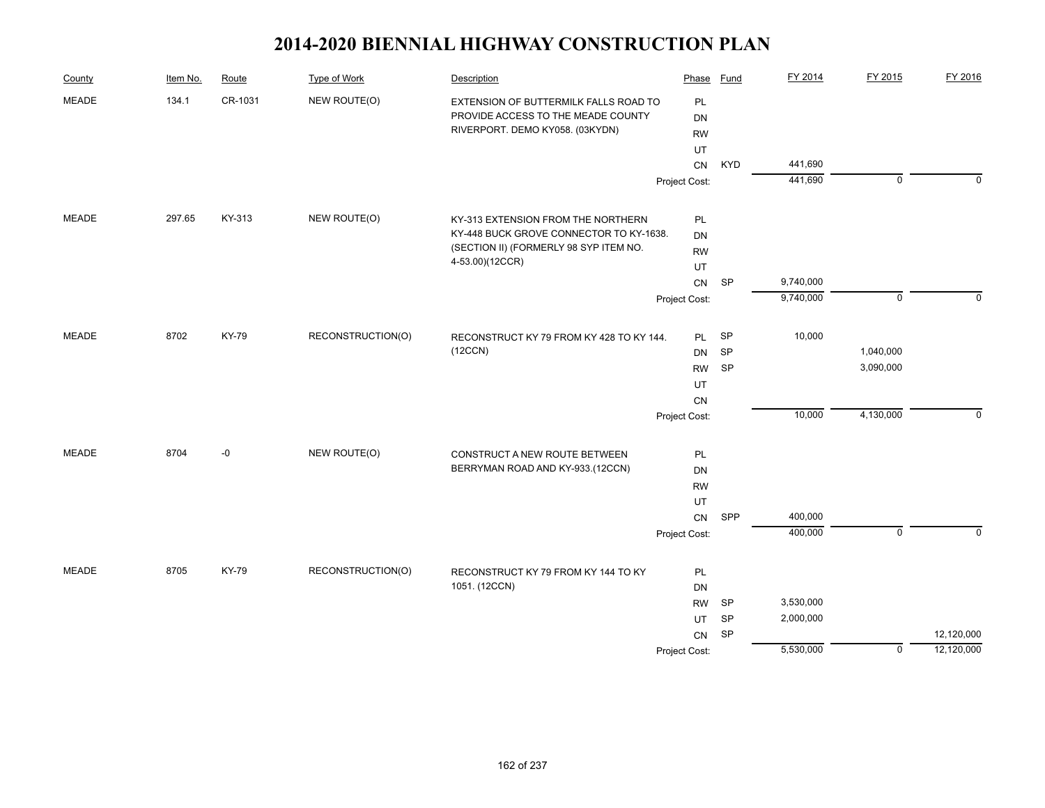# 2014-2020 BIENNIAL HIGHWAY CONSTRUCTION PLAN

| County | Item No. | Route | Type of Work | Description | Phase | Fund | FY 2014 | FY 2015 | FY 2016 |
|---|---|---|---|---|---|---|---|---|---|
| MEADE | 134.1 | CR-1031 | NEW ROUTE(O) | EXTENSION OF BUTTERMILK FALLS ROAD TO PROVIDE ACCESS TO THE MEADE COUNTY RIVERPORT. DEMO KY058. (03KYDN) | PL | | | | |
| | | | | | DN | | | | |
| | | | | | RW | | | | |
| | | | | | UT | | | | |
| | | | | | CN | KYD | 441,690 | | |
| | | | | | Project Cost: | | 441,690 | 0 | 0 |
| MEADE | 297.65 | KY-313 | NEW ROUTE(O) | KY-313 EXTENSION FROM THE NORTHERN KY-448 BUCK GROVE CONNECTOR TO KY-1638. (SECTION II) (FORMERLY 98 SYP ITEM NO. 4-53.00)(12CCR) | PL | | | | |
| | | | | | DN | | | | |
| | | | | | RW | | | | |
| | | | | | UT | | | | |
| | | | | | CN | SP | 9,740,000 | | |
| | | | | | Project Cost: | | 9,740,000 | 0 | 0 |
| MEADE | 8702 | KY-79 | RECONSTRUCTION(O) | RECONSTRUCT KY 79 FROM KY 428 TO KY 144. (12CCN) | PL | SP | 10,000 | | |
| | | | | | DN | SP | | 1,040,000 | |
| | | | | | RW | SP | | 3,090,000 | |
| | | | | | UT | | | | |
| | | | | | CN | | | | |
| | | | | | Project Cost: | | 10,000 | 4,130,000 | 0 |
| MEADE | 8704 | -0 | NEW ROUTE(O) | CONSTRUCT A NEW ROUTE BETWEEN BERRYMAN ROAD AND KY-933.(12CCN) | PL | | | | |
| | | | | | DN | | | | |
| | | | | | RW | | | | |
| | | | | | UT | | | | |
| | | | | | CN | SPP | 400,000 | | |
| | | | | | Project Cost: | | 400,000 | 0 | 0 |
| MEADE | 8705 | KY-79 | RECONSTRUCTION(O) | RECONSTRUCT KY 79 FROM KY 144 TO KY 1051. (12CCN) | PL | | | | |
| | | | | | DN | | | | |
| | | | | | RW | SP | 3,530,000 | | |
| | | | | | UT | SP | 2,000,000 | | |
| | | | | | CN | SP | | | 12,120,000 |
| | | | | | Project Cost: | | 5,530,000 | 0 | 12,120,000 |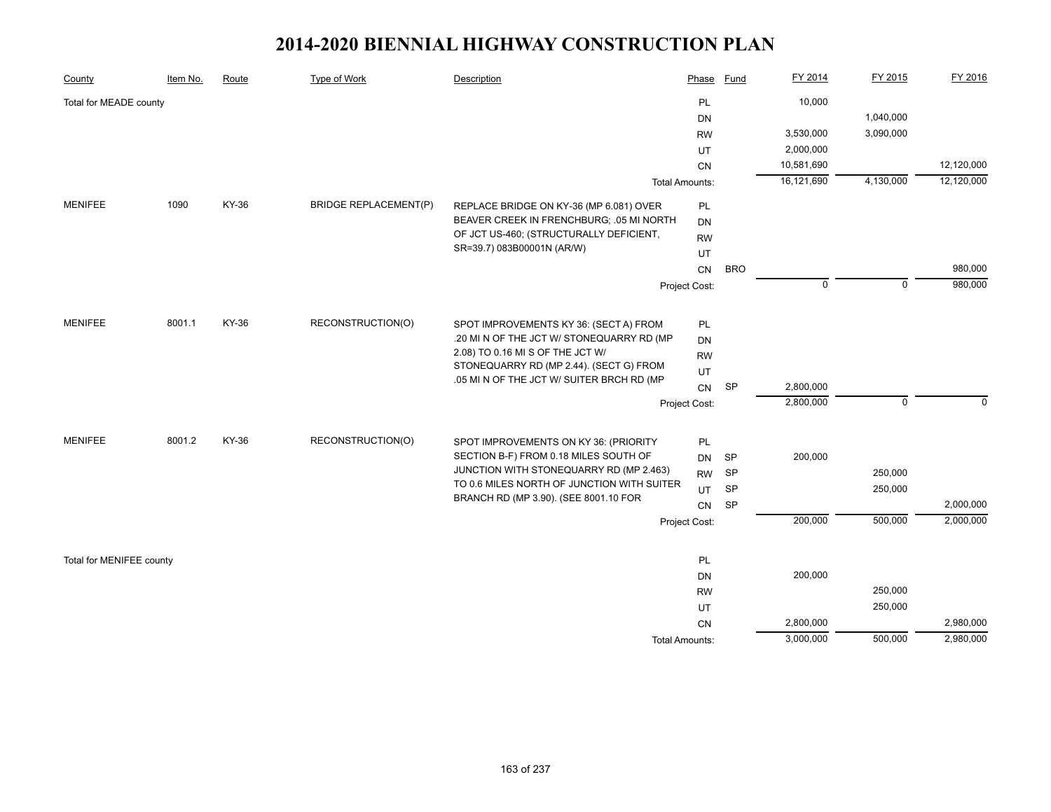# 2014-2020 BIENNIAL HIGHWAY CONSTRUCTION PLAN

| County | Item No. | Route | Type of Work | Description | Phase | Fund | FY 2014 | FY 2015 | FY 2016 |
|---|---|---|---|---|---|---|---|---|---|
| Total for MEADE county | | | | | PL | | 10,000 | | |
| | | | | | DN | | | 1,040,000 | |
| | | | | | RW | | 3,530,000 | 3,090,000 | |
| | | | | | UT | | 2,000,000 | | |
| | | | | | CN | | 10,581,690 | | 12,120,000 |
| | | | | | Total Amounts: | | 16,121,690 | 4,130,000 | 12,120,000 |
| MENIFEE | 1090 | KY-36 | BRIDGE REPLACEMENT(P) | REPLACE BRIDGE ON KY-36 (MP 6.081) OVER BEAVER CREEK IN FRENCHBURG; .05 MI NORTH OF JCT US-460; (STRUCTURALLY DEFICIENT, SR=39.7) 083B00001N (AR/W) | PL | | | | |
| | | | | | DN | | | | |
| | | | | | RW | | | | |
| | | | | | UT | | | | |
| | | | | | CN | BRO | | | 980,000 |
| | | | | | Project Cost: | | 0 | 0 | 980,000 |
| MENIFEE | 8001.1 | KY-36 | RECONSTRUCTION(O) | SPOT IMPROVEMENTS KY 36: (SECT A) FROM .20 MI N OF THE JCT W/ STONEQUARRY RD (MP 2.08) TO 0.16 MI S OF THE JCT W/ STONEQUARRY RD (MP 2.44). (SECT G) FROM .05 MI N OF THE JCT W/ SUITER BRCH RD (MP | PL | | | | |
| | | | | | DN | | | | |
| | | | | | RW | | | | |
| | | | | | UT | | | | |
| | | | | | CN | SP | 2,800,000 | | |
| | | | | | Project Cost: | | 2,800,000 | 0 | 0 |
| MENIFEE | 8001.2 | KY-36 | RECONSTRUCTION(O) | SPOT IMPROVEMENTS ON KY 36: (PRIORITY SECTION B-F) FROM 0.18 MILES SOUTH OF JUNCTION WITH STONEQUARRY RD (MP 2.463) TO 0.6 MILES NORTH OF JUNCTION WITH SUITER BRANCH RD (MP 3.90). (SEE 8001.10 FOR | PL | | | | |
| | | | | | DN | SP | 200,000 | | |
| | | | | | RW | SP | | 250,000 | |
| | | | | | UT | SP | | 250,000 | |
| | | | | | CN | SP | | | 2,000,000 |
| | | | | | Project Cost: | | 200,000 | 500,000 | 2,000,000 |
| Total for MENIFEE county | | | | | PL | | | | |
| | | | | | DN | | 200,000 | | |
| | | | | | RW | | | 250,000 | |
| | | | | | UT | | | 250,000 | |
| | | | | | CN | | 2,800,000 | | 2,980,000 |
| | | | | | Total Amounts: | | 3,000,000 | 500,000 | 2,980,000 |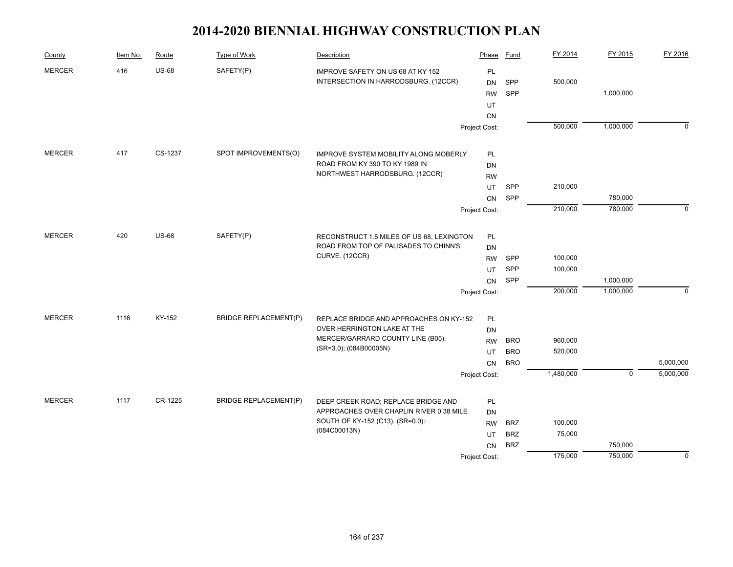# 2014-2020 BIENNIAL HIGHWAY CONSTRUCTION PLAN

| County | Item No. | Route | Type of Work | Description | Phase | Fund | FY 2014 | FY 2015 | FY 2016 |
|---|---|---|---|---|---|---|---|---|---|
| MERCER | 416 | US-68 | SAFETY(P) | IMPROVE SAFETY ON US 68 AT KY 152 INTERSECTION IN HARRODSBURG. (12CCR) | PL | | | | |
| | | | | | DN | SPP | 500,000 | | |
| | | | | | RW | SPP | | 1,000,000 | |
| | | | | | UT | | | | |
| | | | | | CN | | | | |
| | | | | | Project Cost: | | 500,000 | 1,000,000 | 0 |
| MERCER | 417 | CS-1237 | SPOT IMPROVEMENTS(O) | IMPROVE SYSTEM MOBILITY ALONG MOBERLY ROAD FROM KY 390 TO KY 1989 IN NORTHWEST HARRODSBURG. (12CCR) | PL | | | | |
| | | | | | DN | | | | |
| | | | | | RW | | | | |
| | | | | | UT | SPP | 210,000 | | |
| | | | | | CN | SPP | | 780,000 | |
| | | | | | Project Cost: | | 210,000 | 780,000 | 0 |
| MERCER | 420 | US-68 | SAFETY(P) | RECONSTRUCT 1.5 MILES OF US 68, LEXINGTON ROAD FROM TOP OF PALISADES TO CHINN'S CURVE. (12CCR) | PL | | | | |
| | | | | | DN | | | | |
| | | | | | RW | SPP | 100,000 | | |
| | | | | | UT | SPP | 100,000 | | |
| | | | | | CN | SPP | | 1,000,000 | |
| | | | | | Project Cost: | | 200,000 | 1,000,000 | 0 |
| MERCER | 1116 | KY-152 | BRIDGE REPLACEMENT(P) | REPLACE BRIDGE AND APPROACHES ON KY-152 OVER HERRINGTON LAKE AT THE MERCER/GARRARD COUNTY LINE (B05). (SR=3.0); (084B00005N) | PL | | | | |
| | | | | | DN | | | | |
| | | | | | RW | BRO | 960,000 | | |
| | | | | | UT | BRO | 520,000 | | |
| | | | | | CN | BRO | | | 5,000,000 |
| | | | | | Project Cost: | | 1,480,000 | 0 | 5,000,000 |
| MERCER | 1117 | CR-1225 | BRIDGE REPLACEMENT(P) | DEEP CREEK ROAD; REPLACE BRIDGE AND APPROACHES OVER CHAPLIN RIVER 0.38 MILE SOUTH OF KY-152 (C13). (SR=0.0): (084C00013N) | PL | | | | |
| | | | | | DN | | | | |
| | | | | | RW | BRZ | 100,000 | | |
| | | | | | UT | BRZ | 75,000 | | |
| | | | | | CN | BRZ | | 750,000 | |
| | | | | | Project Cost: | | 175,000 | 750,000 | 0 |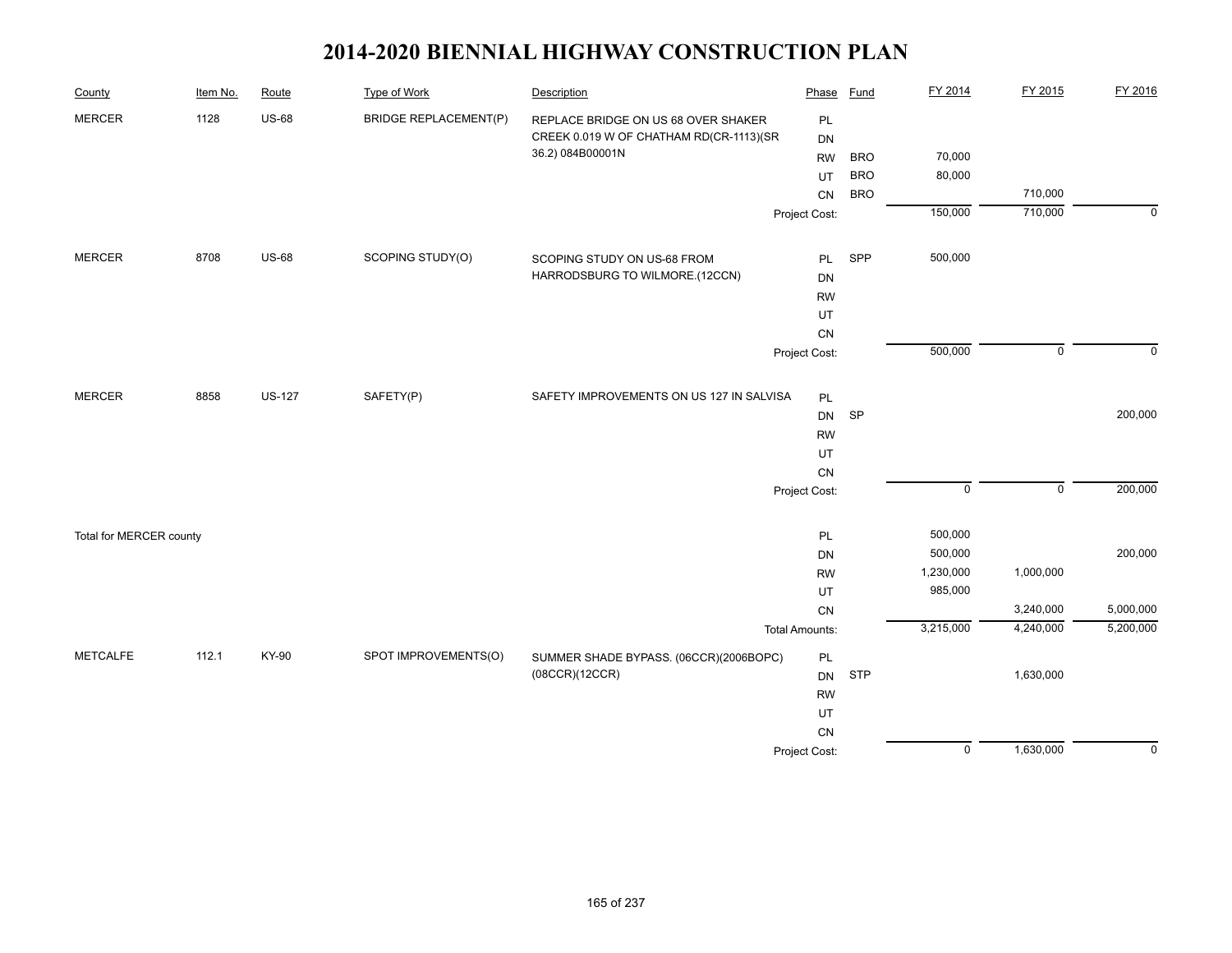# 2014-2020 BIENNIAL HIGHWAY CONSTRUCTION PLAN

| County | Item No. | Route | Type of Work | Description | Phase | Fund | FY 2014 | FY 2015 | FY 2016 |
|---|---|---|---|---|---|---|---|---|---|
| MERCER | 1128 | US-68 | BRIDGE REPLACEMENT(P) | REPLACE BRIDGE ON US 68 OVER SHAKER CREEK 0.019 W OF CHATHAM RD(CR-1113)(SR 36.2) 084B00001N | PL | | | | |
| | | | | | DN | | | | |
| | | | | | RW | BRO | 70,000 | | |
| | | | | | UT | BRO | 80,000 | | |
| | | | | | CN | BRO | | 710,000 | |
| | | | | | Project Cost: | | 150,000 | 710,000 | 0 |
| MERCER | 8708 | US-68 | SCOPING STUDY(O) | SCOPING STUDY ON US-68 FROM HARRODSBURG TO WILMORE.(12CCN) | PL | SPP | 500,000 | | |
| | | | | | DN | | | | |
| | | | | | RW | | | | |
| | | | | | UT | | | | |
| | | | | | CN | | | | |
| | | | | | Project Cost: | | 500,000 | 0 | 0 |
| MERCER | 8858 | US-127 | SAFETY(P) | SAFETY IMPROVEMENTS ON US 127 IN SALVISA | PL | | | | |
| | | | | | DN | SP | | | 200,000 |
| | | | | | RW | | | | |
| | | | | | UT | | | | |
| | | | | | CN | | | | |
| | | | | | Project Cost: | | 0 | 0 | 200,000 |
| Total for MERCER county | | | | | PL | | 500,000 | | |
| | | | | | DN | | 500,000 | | 200,000 |
| | | | | | RW | | 1,230,000 | 1,000,000 | |
| | | | | | UT | | 985,000 | | |
| | | | | | CN | | | 3,240,000 | 5,000,000 |
| | | | | | Total Amounts: | | 3,215,000 | 4,240,000 | 5,200,000 |
| METCALFE | 112.1 | KY-90 | SPOT IMPROVEMENTS(O) | SUMMER SHADE BYPASS. (06CCR)(2006BOPC) (08CCR)(12CCR) | PL | | | | |
| | | | | | DN | STP | | 1,630,000 | |
| | | | | | RW | | | | |
| | | | | | UT | | | | |
| | | | | | CN | | | | |
| | | | | | Project Cost: | | 0 | 1,630,000 | 0 |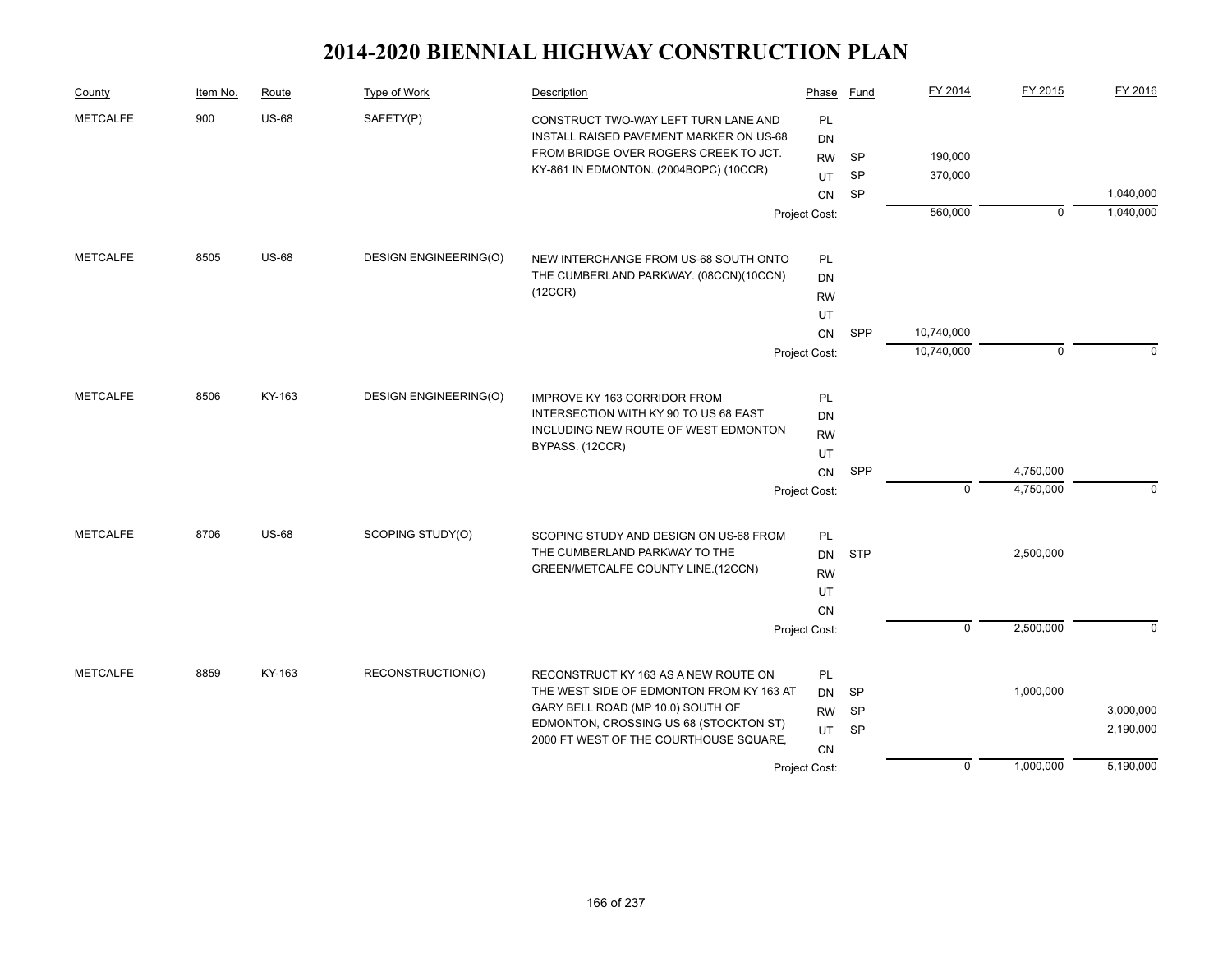# 2014-2020 BIENNIAL HIGHWAY CONSTRUCTION PLAN

| County | Item No. | Route | Type of Work | Description | Phase | Fund | FY 2014 | FY 2015 | FY 2016 |
|---|---|---|---|---|---|---|---|---|---|
| METCALFE | 900 | US-68 | SAFETY(P) | CONSTRUCT TWO-WAY LEFT TURN LANE AND INSTALL RAISED PAVEMENT MARKER ON US-68 FROM BRIDGE OVER ROGERS CREEK TO JCT. KY-861 IN EDMONTON. (2004BOPC) (10CCR) | PL | | | | |
| | | | | | DN | | | | |
| | | | | | RW | SP | 190,000 | | |
| | | | | | UT | SP | 370,000 | | |
| | | | | | CN | SP | | | 1,040,000 |
| | | | | | Project Cost: | | 560,000 | 0 | 1,040,000 |
| METCALFE | 8505 | US-68 | DESIGN ENGINEERING(O) | NEW INTERCHANGE FROM US-68 SOUTH ONTO THE CUMBERLAND PARKWAY. (08CCN)(10CCN)(12CCR) | PL | | | | |
| | | | | | DN | | | | |
| | | | | | RW | | | | |
| | | | | | UT | | | | |
| | | | | | CN | SPP | 10,740,000 | | |
| | | | | | Project Cost: | | 10,740,000 | 0 | 0 |
| METCALFE | 8506 | KY-163 | DESIGN ENGINEERING(O) | IMPROVE KY 163 CORRIDOR FROM INTERSECTION WITH KY 90 TO US 68 EAST INCLUDING NEW ROUTE OF WEST EDMONTON BYPASS. (12CCR) | PL | | | | |
| | | | | | DN | | | | |
| | | | | | RW | | | | |
| | | | | | UT | | | | |
| | | | | | CN | SPP | | 4,750,000 | |
| | | | | | Project Cost: | | 0 | 4,750,000 | 0 |
| METCALFE | 8706 | US-68 | SCOPING STUDY(O) | SCOPING STUDY AND DESIGN ON US-68 FROM THE CUMBERLAND PARKWAY TO THE GREEN/METCALFE COUNTY LINE.(12CCN) | PL | | | | |
| | | | | | DN | STP | | 2,500,000 | |
| | | | | | RW | | | | |
| | | | | | UT | | | | |
| | | | | | CN | | | | |
| | | | | | Project Cost: | | 0 | 2,500,000 | 0 |
| METCALFE | 8859 | KY-163 | RECONSTRUCTION(O) | RECONSTRUCT KY 163 AS A NEW ROUTE ON THE WEST SIDE OF EDMONTON FROM KY 163 AT GARY BELL ROAD (MP 10.0) SOUTH OF EDMONTON, CROSSING US 68 (STOCKTON ST) 2000 FT WEST OF THE COURTHOUSE SQUARE, | PL | | | | |
| | | | | | DN | SP | | 1,000,000 | |
| | | | | | RW | SP | | | 3,000,000 |
| | | | | | UT | SP | | | 2,190,000 |
| | | | | | CN | | | | |
| | | | | | Project Cost: | | 0 | 1,000,000 | 5,190,000 |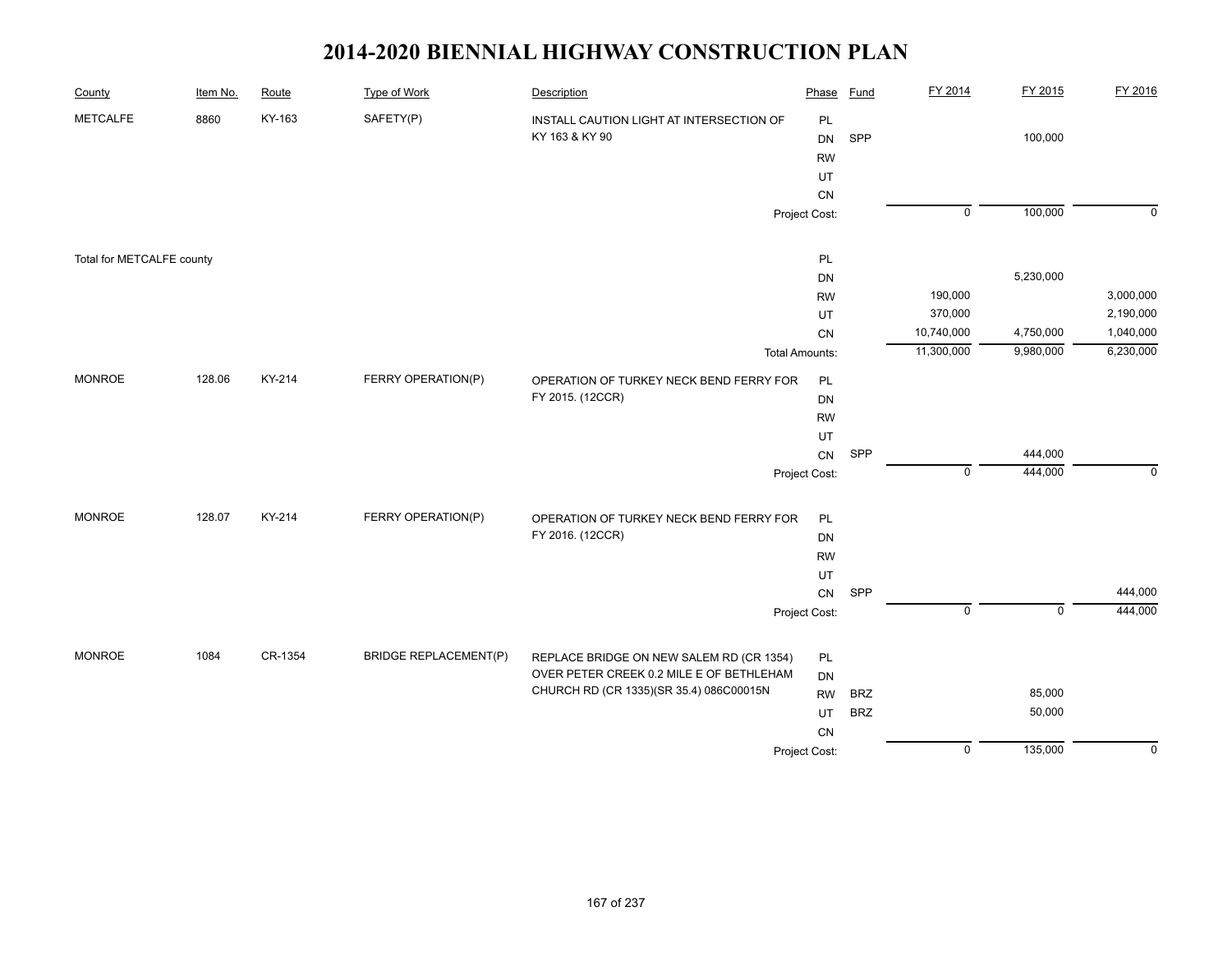# 2014-2020 BIENNIAL HIGHWAY CONSTRUCTION PLAN

| County | Item No. | Route | Type of Work | Description | Phase | Fund | FY 2014 | FY 2015 | FY 2016 |
|---|---|---|---|---|---|---|---|---|---|
| METCALFE | 8860 | KY-163 | SAFETY(P) | INSTALL CAUTION LIGHT AT INTERSECTION OF KY 163 & KY 90 | PL | | | | |
| | | | | | DN | SPP | | 100,000 | |
| | | | | | RW | | | | |
| | | | | | UT | | | | |
| | | | | | CN | | | | |
| | | | | | Project Cost: | | 0 | 100,000 | 0 |
| Total for METCALFE county | | | | | PL | | | | |
| | | | | | DN | | | 5,230,000 | |
| | | | | | RW | | 190,000 | | 3,000,000 |
| | | | | | UT | | 370,000 | | 2,190,000 |
| | | | | | CN | | 10,740,000 | 4,750,000 | 1,040,000 |
| | | | | | Total Amounts: | | 11,300,000 | 9,980,000 | 6,230,000 |
| MONROE | 128.06 | KY-214 | FERRY OPERATION(P) | OPERATION OF TURKEY NECK BEND FERRY FOR FY 2015. (12CCR) | PL | | | | |
| | | | | | DN | | | | |
| | | | | | RW | | | | |
| | | | | | UT | | | | |
| | | | | | CN | SPP | | 444,000 | |
| | | | | | Project Cost: | | 0 | 444,000 | 0 |
| MONROE | 128.07 | KY-214 | FERRY OPERATION(P) | OPERATION OF TURKEY NECK BEND FERRY FOR FY 2016. (12CCR) | PL | | | | |
| | | | | | DN | | | | |
| | | | | | RW | | | | |
| | | | | | UT | | | | |
| | | | | | CN | SPP | | | 444,000 |
| | | | | | Project Cost: | | 0 | 0 | 444,000 |
| MONROE | 1084 | CR-1354 | BRIDGE REPLACEMENT(P) | REPLACE BRIDGE ON NEW SALEM RD (CR 1354) OVER PETER CREEK 0.2 MILE E OF BETHLEHAM CHURCH RD (CR 1335)(SR 35.4) 086C00015N | PL | | | | |
| | | | | | DN | | | | |
| | | | | | RW | BRZ | | 85,000 | |
| | | | | | UT | BRZ | | 50,000 | |
| | | | | | CN | | | | |
| | | | | | Project Cost: | | 0 | 135,000 | 0 |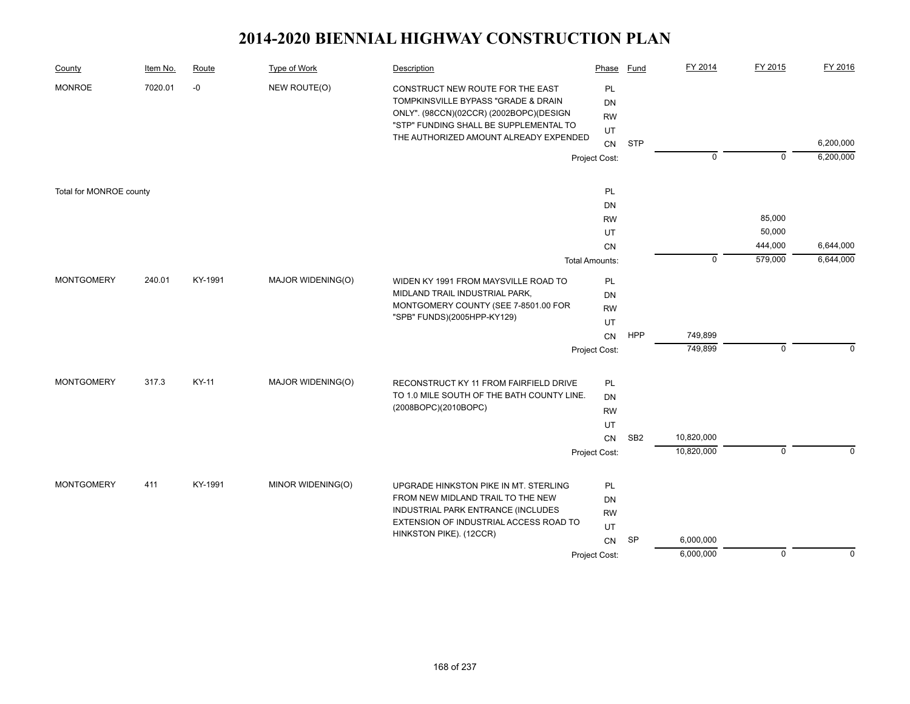# 2014-2020 BIENNIAL HIGHWAY CONSTRUCTION PLAN

| County | Item No. | Route | Type of Work | Description | Phase | Fund | FY 2014 | FY 2015 | FY 2016 |
|---|---|---|---|---|---|---|---|---|---|
| MONROE | 7020.01 | -0 | NEW ROUTE(O) | CONSTRUCT NEW ROUTE FOR THE EAST TOMPKINSVILLE BYPASS "GRADE & DRAIN ONLY". (98CCN)(02CCR) (2002BOPC)(DESIGN "STP" FUNDING SHALL BE SUPPLEMENTAL TO THE AUTHORIZED AMOUNT ALREADY EXPENDED | PL | | | | |
| | | | | | DN | | | | |
| | | | | | RW | | | | |
| | | | | | UT | | | | |
| | | | | | CN | STP | | | 6,200,000 |
| | | | | | Project Cost: | | 0 | 0 | 6,200,000 |
| Total for MONROE county | | | | | PL | | | | |
| | | | | | DN | | | | |
| | | | | | RW | | | 85,000 | |
| | | | | | UT | | | 50,000 | |
| | | | | | CN | | | 444,000 | 6,644,000 |
| | | | | | Total Amounts: | | 0 | 579,000 | 6,644,000 |
| MONTGOMERY | 240.01 | KY-1991 | MAJOR WIDENING(O) | WIDEN KY 1991 FROM MAYSVILLE ROAD TO MIDLAND TRAIL INDUSTRIAL PARK, MONTGOMERY COUNTY (SEE 7-8501.00 FOR "SPB" FUNDS)(2005HPP-KY129) | PL | | | | |
| | | | | | DN | | | | |
| | | | | | RW | | | | |
| | | | | | UT | | | | |
| | | | | | CN | HPP | 749,899 | | |
| | | | | | Project Cost: | | 749,899 | 0 | 0 |
| MONTGOMERY | 317.3 | KY-11 | MAJOR WIDENING(O) | RECONSTRUCT KY 11 FROM FAIRFIELD DRIVE TO 1.0 MILE SOUTH OF THE BATH COUNTY LINE. (2008BOPC)(2010BOPC) | PL | | | | |
| | | | | | DN | | | | |
| | | | | | RW | | | | |
| | | | | | UT | | | | |
| | | | | | CN | SB2 | 10,820,000 | | |
| | | | | | Project Cost: | | 10,820,000 | 0 | 0 |
| MONTGOMERY | 411 | KY-1991 | MINOR WIDENING(O) | UPGRADE HINKSTON PIKE IN MT. STERLING FROM NEW MIDLAND TRAIL TO THE NEW INDUSTRIAL PARK ENTRANCE (INCLUDES EXTENSION OF INDUSTRIAL ACCESS ROAD TO HINKSTON PIKE). (12CCR) | PL | | | | |
| | | | | | DN | | | | |
| | | | | | RW | | | | |
| | | | | | UT | | | | |
| | | | | | CN | SP | 6,000,000 | | |
| | | | | | Project Cost: | | 6,000,000 | 0 | 0 |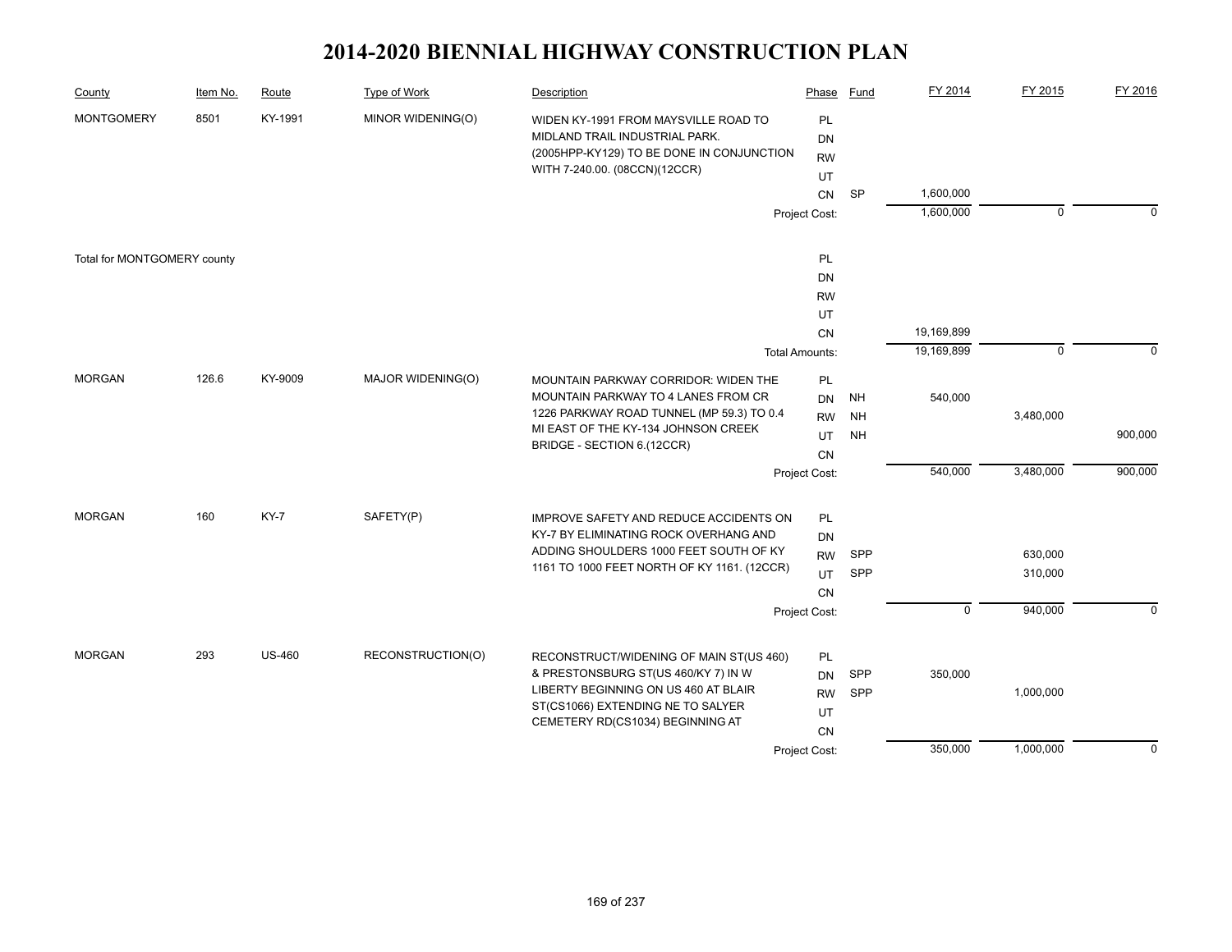# 2014-2020 BIENNIAL HIGHWAY CONSTRUCTION PLAN

| County | Item No. | Route | Type of Work | Description | Phase | Fund | FY 2014 | FY 2015 | FY 2016 |
|---|---|---|---|---|---|---|---|---|---|
| MONTGOMERY | 8501 | KY-1991 | MINOR WIDENING(O) | WIDEN KY-1991 FROM MAYSVILLE ROAD TO MIDLAND TRAIL INDUSTRIAL PARK. (2005HPP-KY129) TO BE DONE IN CONJUNCTION WITH 7-240.00. (08CCN)(12CCR) | PL | | | | |
| | | | | | DN | | | | |
| | | | | | RW | | | | |
| | | | | | UT | | | | |
| | | | | | CN | SP | 1,600,000 | | |
| | | | | | Project Cost: | | 1,600,000 | 0 | 0 |
| Total for MONTGOMERY county | | | | | PL | | | | |
| | | | | | DN | | | | |
| | | | | | RW | | | | |
| | | | | | UT | | | | |
| | | | | | CN | | 19,169,899 | | |
| | | | | | Total Amounts: | | 19,169,899 | 0 | 0 |
| MORGAN | 126.6 | KY-9009 | MAJOR WIDENING(O) | MOUNTAIN PARKWAY CORRIDOR: WIDEN THE MOUNTAIN PARKWAY TO 4 LANES FROM CR 1226 PARKWAY ROAD TUNNEL (MP 59.3) TO 0.4 MI EAST OF THE KY-134 JOHNSON CREEK BRIDGE - SECTION 6.(12CCR) | PL | | | | |
| | | | | | DN | NH | 540,000 | | |
| | | | | | RW | NH | | 3,480,000 | |
| | | | | | UT | NH | | | 900,000 |
| | | | | | CN | | | | |
| | | | | | Project Cost: | | 540,000 | 3,480,000 | 900,000 |
| MORGAN | 160 | KY-7 | SAFETY(P) | IMPROVE SAFETY AND REDUCE ACCIDENTS ON KY-7 BY ELIMINATING ROCK OVERHANG AND ADDING SHOULDERS 1000 FEET SOUTH OF KY 1161 TO 1000 FEET NORTH OF KY 1161. (12CCR) | PL | | | | |
| | | | | | DN | | | | |
| | | | | | RW | SPP | | 630,000 | |
| | | | | | UT | SPP | | 310,000 | |
| | | | | | CN | | | | |
| | | | | | Project Cost: | | 0 | 940,000 | 0 |
| MORGAN | 293 | US-460 | RECONSTRUCTION(O) | RECONSTRUCT/WIDENING OF MAIN ST(US 460) & PRESTONSBURG ST(US 460/KY 7) IN W LIBERTY BEGINNING ON US 460 AT BLAIR ST(CS1066) EXTENDING NE TO SALYER CEMETERY RD(CS1034) BEGINNING AT | PL | | | | |
| | | | | | DN | SPP | 350,000 | | |
| | | | | | RW | SPP | | 1,000,000 | |
| | | | | | UT | | | | |
| | | | | | CN | | | | |
| | | | | | Project Cost: | | 350,000 | 1,000,000 | 0 |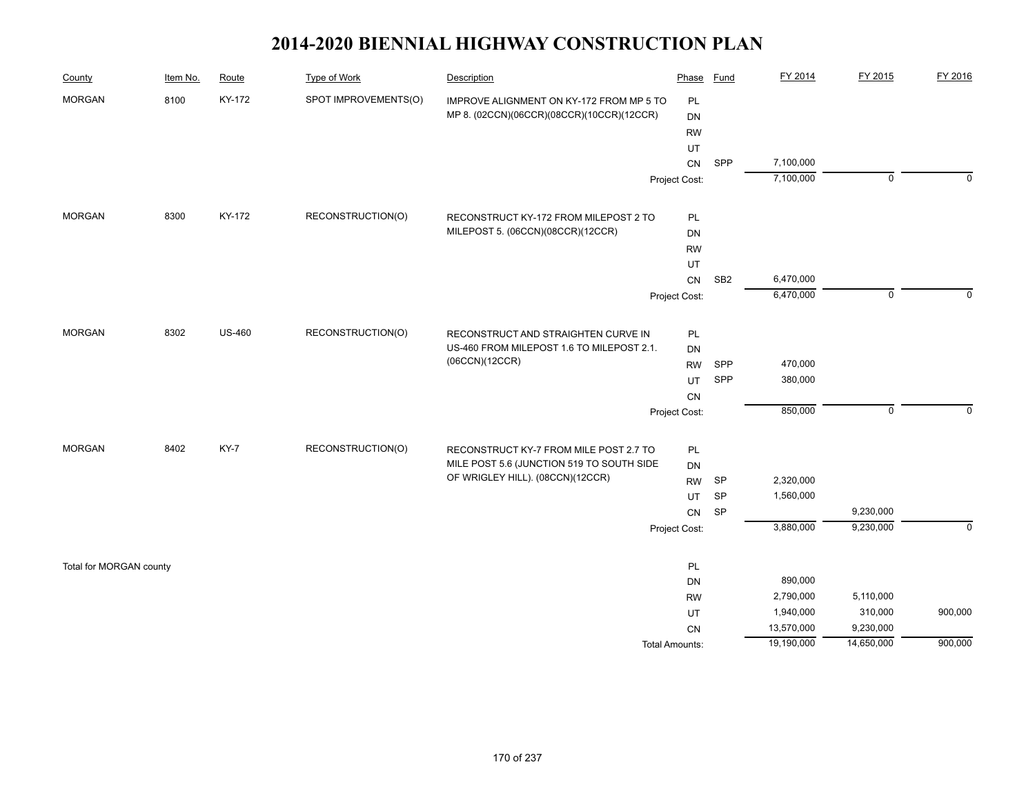# 2014-2020 BIENNIAL HIGHWAY CONSTRUCTION PLAN

| County | Item No. | Route | Type of Work | Description | Phase | Fund | FY 2014 | FY 2015 | FY 2016 |
|---|---|---|---|---|---|---|---|---|---|
| MORGAN | 8100 | KY-172 | SPOT IMPROVEMENTS(O) | IMPROVE ALIGNMENT ON KY-172 FROM MP 5 TO MP 8. (02CCN)(06CCR)(08CCR)(10CCR)(12CCR) | PL | | | | |
| | | | | | DN | | | | |
| | | | | | RW | | | | |
| | | | | | UT | | | | |
| | | | | | CN | SPP | 7,100,000 | | |
| | | | | | Project Cost: | | 7,100,000 | 0 | 0 |
| MORGAN | 8300 | KY-172 | RECONSTRUCTION(O) | RECONSTRUCT KY-172 FROM MILEPOST 2 TO MILEPOST 5. (06CCN)(08CCR)(12CCR) | PL | | | | |
| | | | | | DN | | | | |
| | | | | | RW | | | | |
| | | | | | UT | | | | |
| | | | | | CN | SB2 | 6,470,000 | | |
| | | | | | Project Cost: | | 6,470,000 | 0 | 0 |
| MORGAN | 8302 | US-460 | RECONSTRUCTION(O) | RECONSTRUCT AND STRAIGHTEN CURVE IN US-460 FROM MILEPOST 1.6 TO MILEPOST 2.1. (06CCN)(12CCR) | PL | | | | |
| | | | | | DN | | | | |
| | | | | | RW | SPP | 470,000 | | |
| | | | | | UT | SPP | 380,000 | | |
| | | | | | CN | | | | |
| | | | | | Project Cost: | | 850,000 | 0 | 0 |
| MORGAN | 8402 | KY-7 | RECONSTRUCTION(O) | RECONSTRUCT KY-7 FROM MILE POST 2.7 TO MILE POST 5.6 (JUNCTION 519 TO SOUTH SIDE OF WRIGLEY HILL). (08CCN)(12CCR) | PL | | | | |
| | | | | | DN | | | | |
| | | | | | RW | SP | 2,320,000 | | |
| | | | | | UT | SP | 1,560,000 | | |
| | | | | | CN | SP | | 9,230,000 | |
| | | | | | Project Cost: | | 3,880,000 | 9,230,000 | 0 |
| Total for MORGAN county | | | | | PL | | | | |
| | | | | | DN | | 890,000 | | |
| | | | | | RW | | 2,790,000 | 5,110,000 | |
| | | | | | UT | | 1,940,000 | 310,000 | 900,000 |
| | | | | | CN | | 13,570,000 | 9,230,000 | |
| | | | | | Total Amounts: | | 19,190,000 | 14,650,000 | 900,000 |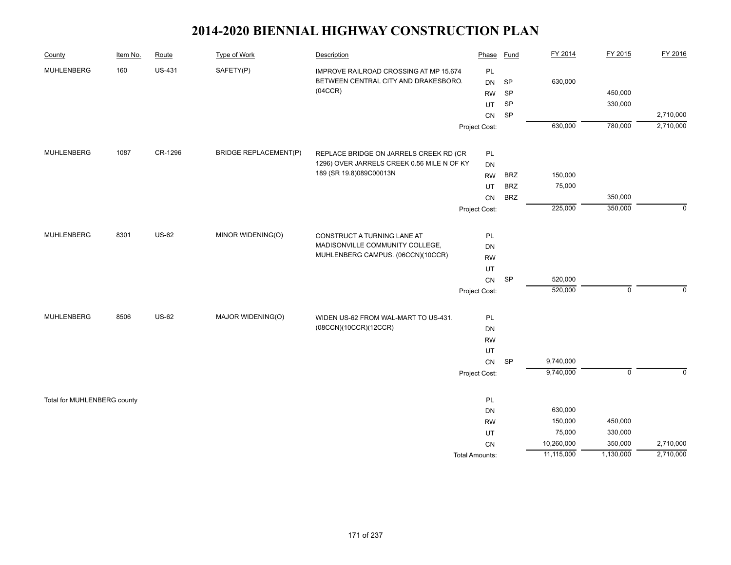# 2014-2020 BIENNIAL HIGHWAY CONSTRUCTION PLAN

| County | Item No. | Route | Type of Work | Description | Phase | Fund | FY 2014 | FY 2015 | FY 2016 |
|---|---|---|---|---|---|---|---|---|---|
| MUHLENBERG | 160 | US-431 | SAFETY(P) | IMPROVE RAILROAD CROSSING AT MP 15.674 BETWEEN CENTRAL CITY AND DRAKESBORO. (04CCR) | PL | | | | |
| | | | | | DN | SP | 630,000 | | |
| | | | | | RW | SP | | 450,000 | |
| | | | | | UT | SP | | 330,000 | |
| | | | | | CN | SP | | | 2,710,000 |
| | | | | | Project Cost: | | 630,000 | 780,000 | 2,710,000 |
| MUHLENBERG | 1087 | CR-1296 | BRIDGE REPLACEMENT(P) | REPLACE BRIDGE ON JARRELS CREEK RD (CR 1296) OVER JARRELS CREEK 0.56 MILE N OF KY 189 (SR 19.8)089C00013N | PL | | | | |
| | | | | | DN | | | | |
| | | | | | RW | BRZ | 150,000 | | |
| | | | | | UT | BRZ | 75,000 | | |
| | | | | | CN | BRZ | | 350,000 | |
| | | | | | Project Cost: | | 225,000 | 350,000 | 0 |
| MUHLENBERG | 8301 | US-62 | MINOR WIDENING(O) | CONSTRUCT A TURNING LANE AT MADISONVILLE COMMUNITY COLLEGE, MUHLENBERG CAMPUS. (06CCN)(10CCR) | PL | | | | |
| | | | | | DN | | | | |
| | | | | | RW | | | | |
| | | | | | UT | | | | |
| | | | | | CN | SP | 520,000 | | |
| | | | | | Project Cost: | | 520,000 | 0 | 0 |
| MUHLENBERG | 8506 | US-62 | MAJOR WIDENING(O) | WIDEN US-62 FROM WAL-MART TO US-431. (08CCN)(10CCR)(12CCR) | PL | | | | |
| | | | | | DN | | | | |
| | | | | | RW | | | | |
| | | | | | UT | | | | |
| | | | | | CN | SP | 9,740,000 | | |
| | | | | | Project Cost: | | 9,740,000 | 0 | 0 |
| Total for MUHLENBERG county | | | | | PL | | | | |
| | | | | | DN | | 630,000 | | |
| | | | | | RW | | 150,000 | 450,000 | |
| | | | | | UT | | 75,000 | 330,000 | |
| | | | | | CN | | 10,260,000 | 350,000 | 2,710,000 |
| | | | | | Total Amounts: | | 11,115,000 | 1,130,000 | 2,710,000 |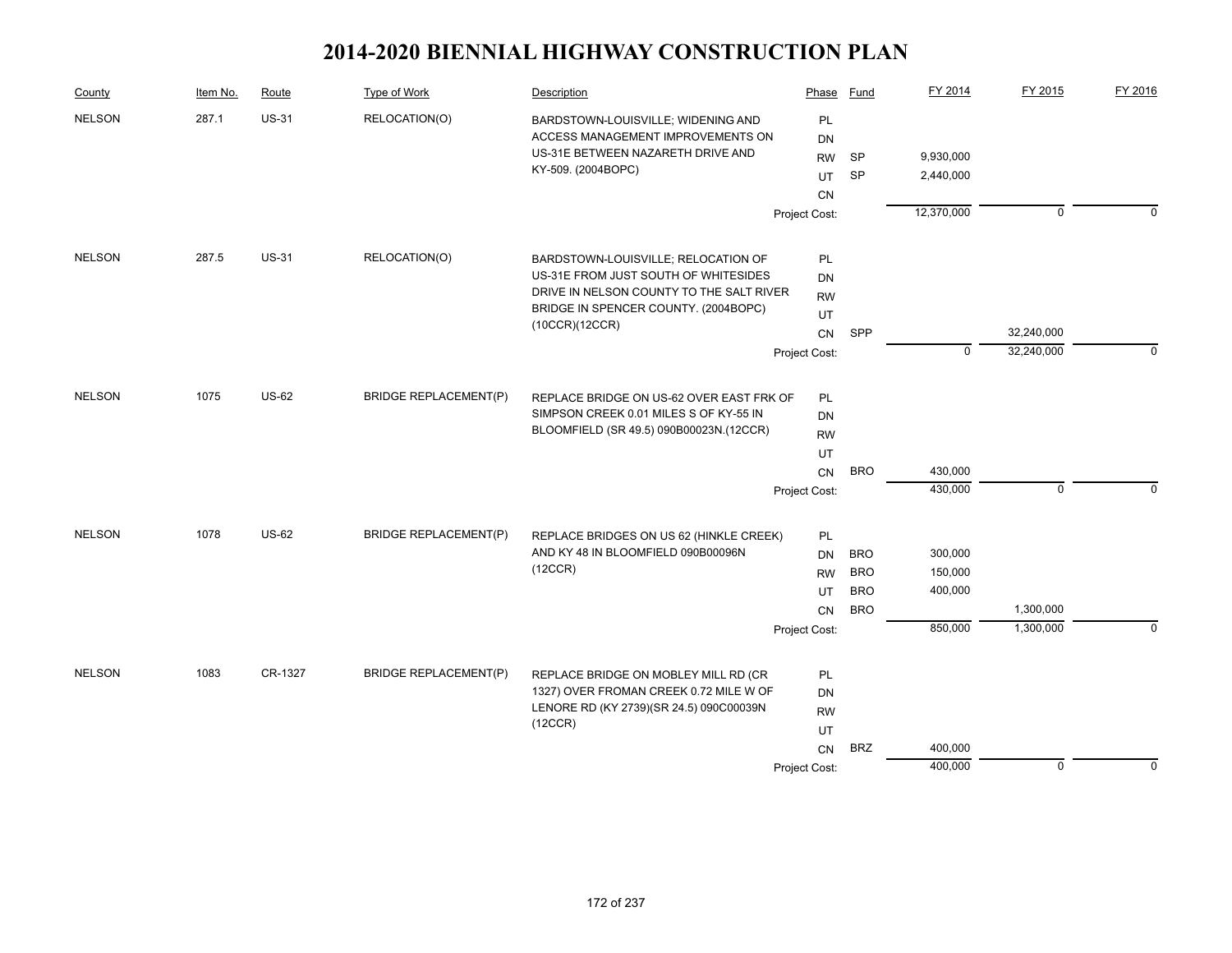# 2014-2020 BIENNIAL HIGHWAY CONSTRUCTION PLAN

| County | Item No. | Route | Type of Work | Description | Phase | Fund | FY 2014 | FY 2015 | FY 2016 |
|---|---|---|---|---|---|---|---|---|---|
| NELSON | 287.1 | US-31 | RELOCATION(O) | BARDSTOWN-LOUISVILLE; WIDENING AND ACCESS MANAGEMENT IMPROVEMENTS ON US-31E BETWEEN NAZARETH DRIVE AND KY-509. (2004BOPC) | PL | | | | |
| | | | | | DN | | | | |
| | | | | | RW | SP | 9,930,000 | | |
| | | | | | UT | SP | 2,440,000 | | |
| | | | | | CN | | | | |
| | | | | | Project Cost: | | 12,370,000 | 0 | 0 |
| NELSON | 287.5 | US-31 | RELOCATION(O) | BARDSTOWN-LOUISVILLE; RELOCATION OF US-31E FROM JUST SOUTH OF WHITESIDES DRIVE IN NELSON COUNTY TO THE SALT RIVER BRIDGE IN SPENCER COUNTY. (2004BOPC)(10CCR)(12CCR) | PL | | | | |
| | | | | | DN | | | | |
| | | | | | RW | | | | |
| | | | | | UT | | | | |
| | | | | | CN | SPP | | 32,240,000 | |
| | | | | | Project Cost: | | 0 | 32,240,000 | 0 |
| NELSON | 1075 | US-62 | BRIDGE REPLACEMENT(P) | REPLACE BRIDGE ON US-62 OVER EAST FRK OF SIMPSON CREEK 0.01 MILES S OF KY-55 IN BLOOMFIELD (SR 49.5) 090B00023N.(12CCR) | PL | | | | |
| | | | | | DN | | | | |
| | | | | | RW | | | | |
| | | | | | UT | | | | |
| | | | | | CN | BRO | 430,000 | | |
| | | | | | Project Cost: | | 430,000 | 0 | 0 |
| NELSON | 1078 | US-62 | BRIDGE REPLACEMENT(P) | REPLACE BRIDGES ON US 62 (HINKLE CREEK) AND KY 48 IN BLOOMFIELD 090B00096N (12CCR) | PL | | | | |
| | | | | | DN | BRO | 300,000 | | |
| | | | | | RW | BRO | 150,000 | | |
| | | | | | UT | BRO | 400,000 | | |
| | | | | | CN | BRO | | 1,300,000 | |
| | | | | | Project Cost: | | 850,000 | 1,300,000 | 0 |
| NELSON | 1083 | CR-1327 | BRIDGE REPLACEMENT(P) | REPLACE BRIDGE ON MOBLEY MILL RD (CR 1327) OVER FROMAN CREEK 0.72 MILE W OF LENORE RD (KY 2739)(SR 24.5) 090C00039N (12CCR) | PL | | | | |
| | | | | | DN | | | | |
| | | | | | RW | | | | |
| | | | | | UT | | | | |
| | | | | | CN | BRZ | 400,000 | | |
| | | | | | Project Cost: | | 400,000 | 0 | 0 |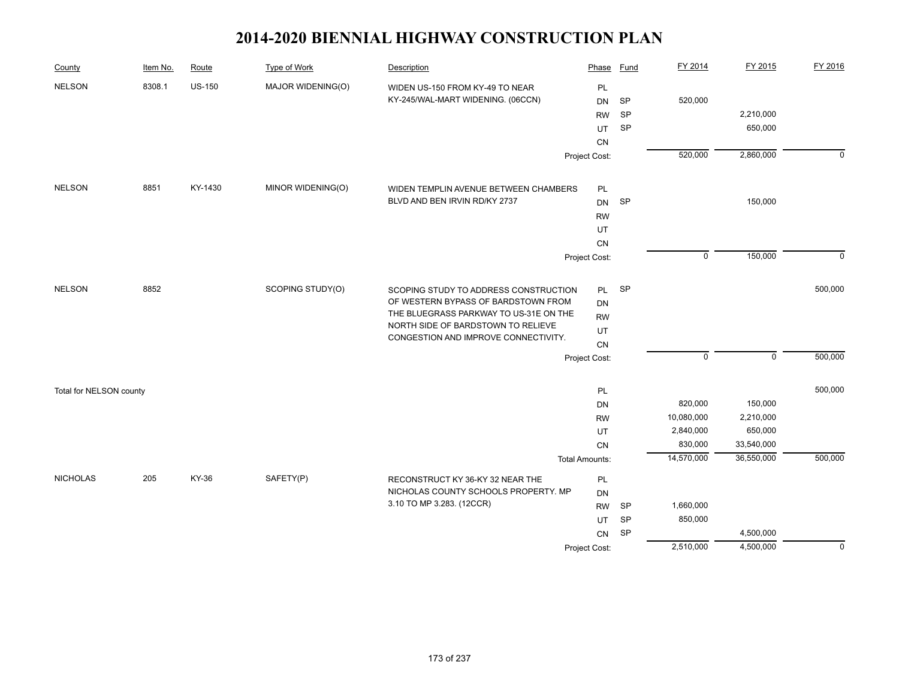# 2014-2020 BIENNIAL HIGHWAY CONSTRUCTION PLAN

| County | Item No. | Route | Type of Work | Description | Phase | Fund | FY 2014 | FY 2015 | FY 2016 |
|---|---|---|---|---|---|---|---|---|---|
| NELSON | 8308.1 | US-150 | MAJOR WIDENING(O) | WIDEN US-150 FROM KY-49 TO NEAR KY-245/WAL-MART WIDENING. (06CCN) | PL | | | | |
| | | | | | DN | SP | 520,000 | | |
| | | | | | RW | SP | | 2,210,000 | |
| | | | | | UT | SP | | 650,000 | |
| | | | | | CN | | | | |
| | | | | | Project Cost: | | 520,000 | 2,860,000 | 0 |
| NELSON | 8851 | KY-1430 | MINOR WIDENING(O) | WIDEN TEMPLIN AVENUE BETWEEN CHAMBERS BLVD AND BEN IRVIN RD/KY 2737 | PL | | | | |
| | | | | | DN | SP | | 150,000 | |
| | | | | | RW | | | | |
| | | | | | UT | | | | |
| | | | | | CN | | | | |
| | | | | | Project Cost: | | 0 | 150,000 | 0 |
| NELSON | 8852 | | SCOPING STUDY(O) | SCOPING STUDY TO ADDRESS CONSTRUCTION OF WESTERN BYPASS OF BARDSTOWN FROM THE BLUEGRASS PARKWAY TO US-31E ON THE NORTH SIDE OF BARDSTOWN TO RELIEVE CONGESTION AND IMPROVE CONNECTIVITY. | PL | SP | | | 500,000 |
| | | | | | DN | | | | |
| | | | | | RW | | | | |
| | | | | | UT | | | | |
| | | | | | CN | | | | |
| | | | | | Project Cost: | | 0 | 0 | 500,000 |
| Total for NELSON county | | | | | PL | | | | 500,000 |
| | | | | | DN | | 820,000 | 150,000 | |
| | | | | | RW | | 10,080,000 | 2,210,000 | |
| | | | | | UT | | 2,840,000 | 650,000 | |
| | | | | | CN | | 830,000 | 33,540,000 | |
| | | | | | Total Amounts: | | 14,570,000 | 36,550,000 | 500,000 |
| NICHOLAS | 205 | KY-36 | SAFETY(P) | RECONSTRUCT KY 36-KY 32 NEAR THE NICHOLAS COUNTY SCHOOLS PROPERTY. MP 3.10 TO MP 3.283. (12CCR) | PL | | | | |
| | | | | | DN | | | | |
| | | | | | RW | SP | 1,660,000 | | |
| | | | | | UT | SP | 850,000 | | |
| | | | | | CN | SP | | 4,500,000 | |
| | | | | | Project Cost: | | 2,510,000 | 4,500,000 | 0 |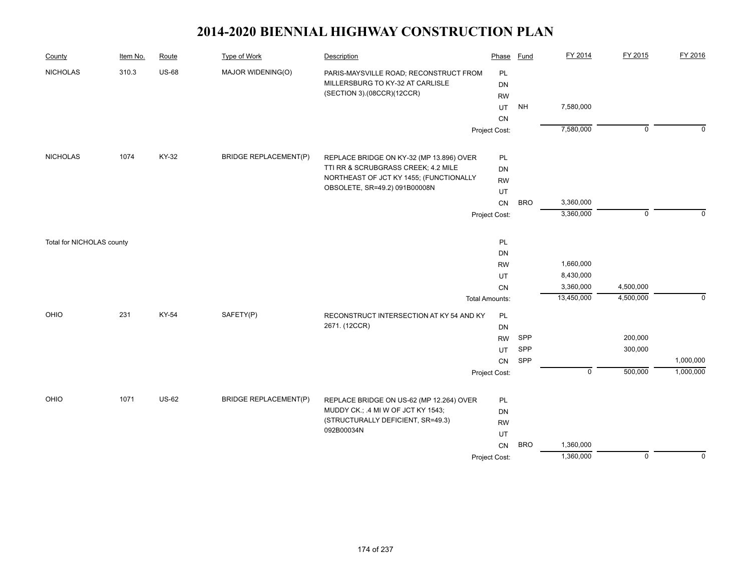# 2014-2020 BIENNIAL HIGHWAY CONSTRUCTION PLAN

| County | Item No. | Route | Type of Work | Description | Phase | Fund | FY 2014 | FY 2015 | FY 2016 |
|---|---|---|---|---|---|---|---|---|---|
| NICHOLAS | 310.3 | US-68 | MAJOR WIDENING(O) | PARIS-MAYSVILLE ROAD; RECONSTRUCT FROM MILLERSBURG TO KY-32 AT CARLISLE (SECTION 3).(08CCR)(12CCR) | PL | | | | |
| | | | | | DN | | | | |
| | | | | | RW | | | | |
| | | | | | UT | NH | 7,580,000 | | |
| | | | | | CN | | | | |
| | | | | | Project Cost: | | 7,580,000 | 0 | 0 |
| NICHOLAS | 1074 | KY-32 | BRIDGE REPLACEMENT(P) | REPLACE BRIDGE ON KY-32 (MP 13.896) OVER TTI RR & SCRUBGRASS CREEK; 4.2 MILE NORTHEAST OF JCT KY 1455; (FUNCTIONALLY OBSOLETE, SR=49.2) 091B00008N | PL | | | | |
| | | | | | DN | | | | |
| | | | | | RW | | | | |
| | | | | | UT | | | | |
| | | | | | CN | BRO | 3,360,000 | | |
| | | | | | Project Cost: | | 3,360,000 | 0 | 0 |
| Total for NICHOLAS county | | | | | PL | | | | |
| | | | | | DN | | | | |
| | | | | | RW | | 1,660,000 | | |
| | | | | | UT | | 8,430,000 | | |
| | | | | | CN | | 3,360,000 | 4,500,000 | |
| | | | | | Total Amounts: | | 13,450,000 | 4,500,000 | 0 |
| OHIO | 231 | KY-54 | SAFETY(P) | RECONSTRUCT INTERSECTION AT KY 54 AND KY 2671. (12CCR) | PL | | | | |
| | | | | | DN | | | | |
| | | | | | RW | SPP | | 200,000 | |
| | | | | | UT | SPP | | 300,000 | |
| | | | | | CN | SPP | | | 1,000,000 |
| | | | | | Project Cost: | | 0 | 500,000 | 1,000,000 |
| OHIO | 1071 | US-62 | BRIDGE REPLACEMENT(P) | REPLACE BRIDGE ON US-62 (MP 12.264) OVER MUDDY CK.; .4 MI W OF JCT KY 1543; (STRUCTURALLY DEFICIENT, SR=49.3) 092B00034N | PL | | | | |
| | | | | | DN | | | | |
| | | | | | RW | | | | |
| | | | | | UT | | | | |
| | | | | | CN | BRO | 1,360,000 | | |
| | | | | | Project Cost: | | 1,360,000 | 0 | 0 |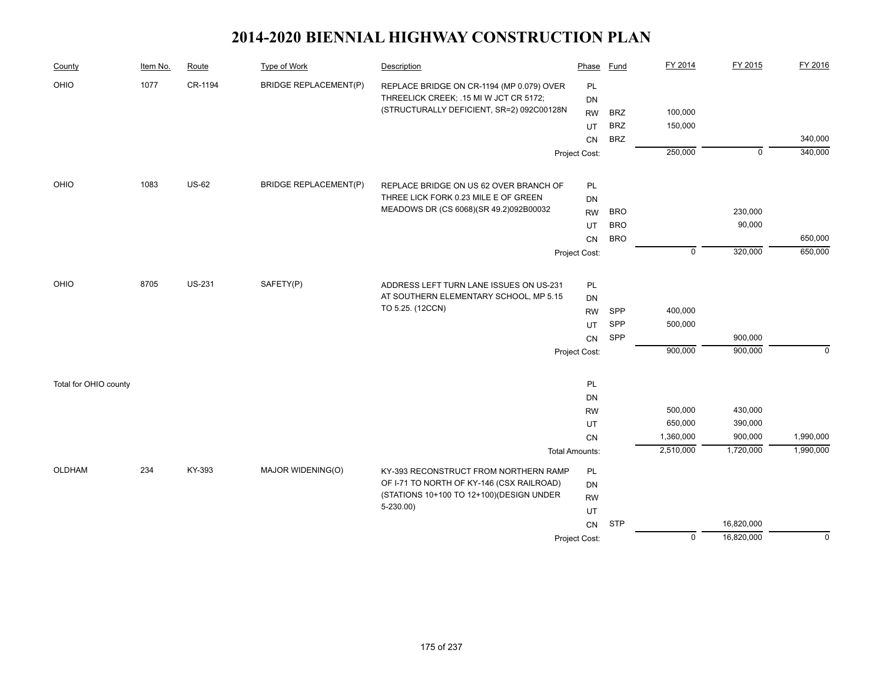# 2014-2020 BIENNIAL HIGHWAY CONSTRUCTION PLAN

| County | Item No. | Route | Type of Work | Description | Phase | Fund | FY 2014 | FY 2015 | FY 2016 |
|---|---|---|---|---|---|---|---|---|---|
| OHIO | 1077 | CR-1194 | BRIDGE REPLACEMENT(P) | REPLACE BRIDGE ON CR-1194 (MP 0.079) OVER THREELICK CREEK; .15 MI W JCT CR 5172; (STRUCTURALLY DEFICIENT, SR=2) 092C00128N | PL | | | | |
| | | | | | DN | | | | |
| | | | | | RW | BRZ | 100,000 | | |
| | | | | | UT | BRZ | 150,000 | | |
| | | | | | CN | BRZ | | | 340,000 |
| | | | | | Project Cost: | | 250,000 | 0 | 340,000 |
| OHIO | 1083 | US-62 | BRIDGE REPLACEMENT(P) | REPLACE BRIDGE ON US 62 OVER BRANCH OF THREE LICK FORK 0.23 MILE E OF GREEN MEADOWS DR (CS 6068)(SR 49.2)092B00032 | PL | | | | |
| | | | | | DN | | | | |
| | | | | | RW | BRO | | 230,000 | |
| | | | | | UT | BRO | | 90,000 | |
| | | | | | CN | BRO | | | 650,000 |
| | | | | | Project Cost: | | 0 | 320,000 | 650,000 |
| OHIO | 8705 | US-231 | SAFETY(P) | ADDRESS LEFT TURN LANE ISSUES ON US-231 AT SOUTHERN ELEMENTARY SCHOOL, MP 5.15 TO 5.25. (12CCN) | PL | | | | |
| | | | | | DN | | | | |
| | | | | | RW | SPP | 400,000 | | |
| | | | | | UT | SPP | 500,000 | | |
| | | | | | CN | SPP | | 900,000 | |
| | | | | | Project Cost: | | 900,000 | 900,000 | 0 |
| Total for OHIO county | | | | | PL | | | | |
| | | | | | DN | | | | |
| | | | | | RW | | 500,000 | 430,000 | |
| | | | | | UT | | 650,000 | 390,000 | |
| | | | | | CN | | 1,360,000 | 900,000 | 1,990,000 |
| | | | | | Total Amounts: | | 2,510,000 | 1,720,000 | 1,990,000 |
| OLDHAM | 234 | KY-393 | MAJOR WIDENING(O) | KY-393 RECONSTRUCT FROM NORTHERN RAMP OF I-71 TO NORTH OF KY-146 (CSX RAILROAD) (STATIONS 10+100 TO 12+100)(DESIGN UNDER 5-230.00) | PL | | | | |
| | | | | | DN | | | | |
| | | | | | RW | | | | |
| | | | | | UT | | | | |
| | | | | | CN | STP | | 16,820,000 | |
| | | | | | Project Cost: | | 0 | 16,820,000 | 0 |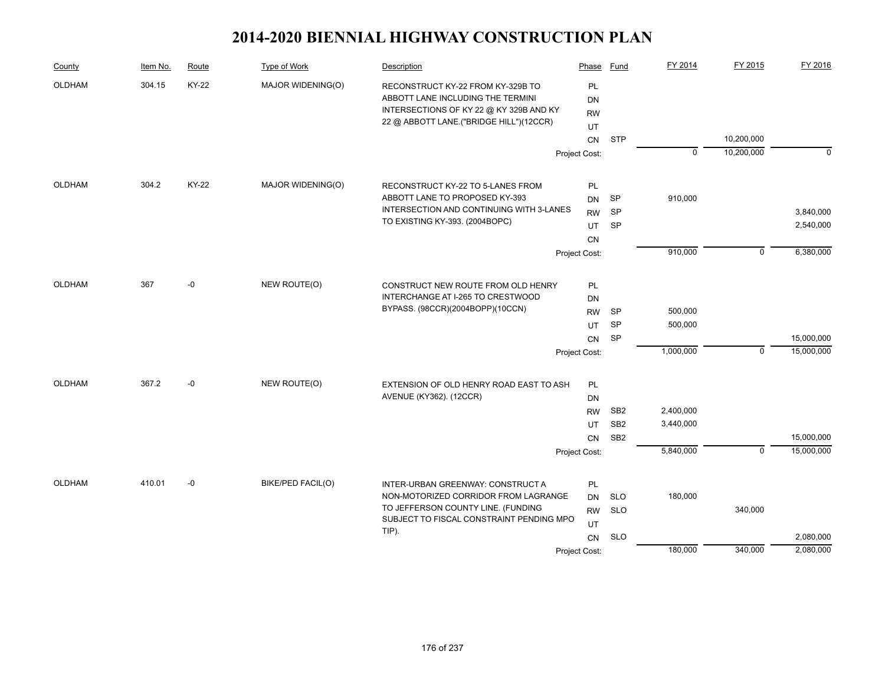# 2014-2020 BIENNIAL HIGHWAY CONSTRUCTION PLAN

| County | Item No. | Route | Type of Work | Description | Phase | Fund | FY 2014 | FY 2015 | FY 2016 |
|---|---|---|---|---|---|---|---|---|---|
| OLDHAM | 304.15 | KY-22 | MAJOR WIDENING(O) | RECONSTRUCT KY-22 FROM KY-329B TO ABBOTT LANE INCLUDING THE TERMINI INTERSECTIONS OF KY 22 @ KY 329B AND KY 22 @ ABBOTT LANE.("BRIDGE HILL")(12CCR) | PL | | | | |
| | | | | | DN | | | | |
| | | | | | RW | | | | |
| | | | | | UT | | | | |
| | | | | | CN | STP | | 10,200,000 | |
| | | | | | Project Cost: | | 0 | 10,200,000 | 0 |
| OLDHAM | 304.2 | KY-22 | MAJOR WIDENING(O) | RECONSTRUCT KY-22 TO 5-LANES FROM ABBOTT LANE TO PROPOSED KY-393 INTERSECTION AND CONTINUING WITH 3-LANES TO EXISTING KY-393. (2004BOPC) | PL | | | | |
| | | | | | DN | SP | 910,000 | | |
| | | | | | RW | SP | | | 3,840,000 |
| | | | | | UT | SP | | | 2,540,000 |
| | | | | | CN | | | | |
| | | | | | Project Cost: | | 910,000 | 0 | 6,380,000 |
| OLDHAM | 367 | -0 | NEW ROUTE(O) | CONSTRUCT NEW ROUTE FROM OLD HENRY INTERCHANGE AT I-265 TO CRESTWOOD BYPASS. (98CCR)(2004BOPP)(10CCN) | PL | | | | |
| | | | | | DN | | | | |
| | | | | | RW | SP | 500,000 | | |
| | | | | | UT | SP | 500,000 | | |
| | | | | | CN | SP | | | 15,000,000 |
| | | | | | Project Cost: | | 1,000,000 | 0 | 15,000,000 |
| OLDHAM | 367.2 | -0 | NEW ROUTE(O) | EXTENSION OF OLD HENRY ROAD EAST TO ASH AVENUE (KY362). (12CCR) | PL | | | | |
| | | | | | DN | | | | |
| | | | | | RW | SB2 | 2,400,000 | | |
| | | | | | UT | SB2 | 3,440,000 | | |
| | | | | | CN | SB2 | | | 15,000,000 |
| | | | | | Project Cost: | | 5,840,000 | 0 | 15,000,000 |
| OLDHAM | 410.01 | -0 | BIKE/PED FACIL(O) | INTER-URBAN GREENWAY: CONSTRUCT A NON-MOTORIZED CORRIDOR FROM LAGRANGE TO JEFFERSON COUNTY LINE. (FUNDING SUBJECT TO FISCAL CONSTRAINT PENDING MPO TIP). | PL | | | | |
| | | | | | DN | SLO | 180,000 | | |
| | | | | | RW | SLO | | 340,000 | |
| | | | | | UT | | | | |
| | | | | | CN | SLO | | | 2,080,000 |
| | | | | | Project Cost: | | 180,000 | 340,000 | 2,080,000 |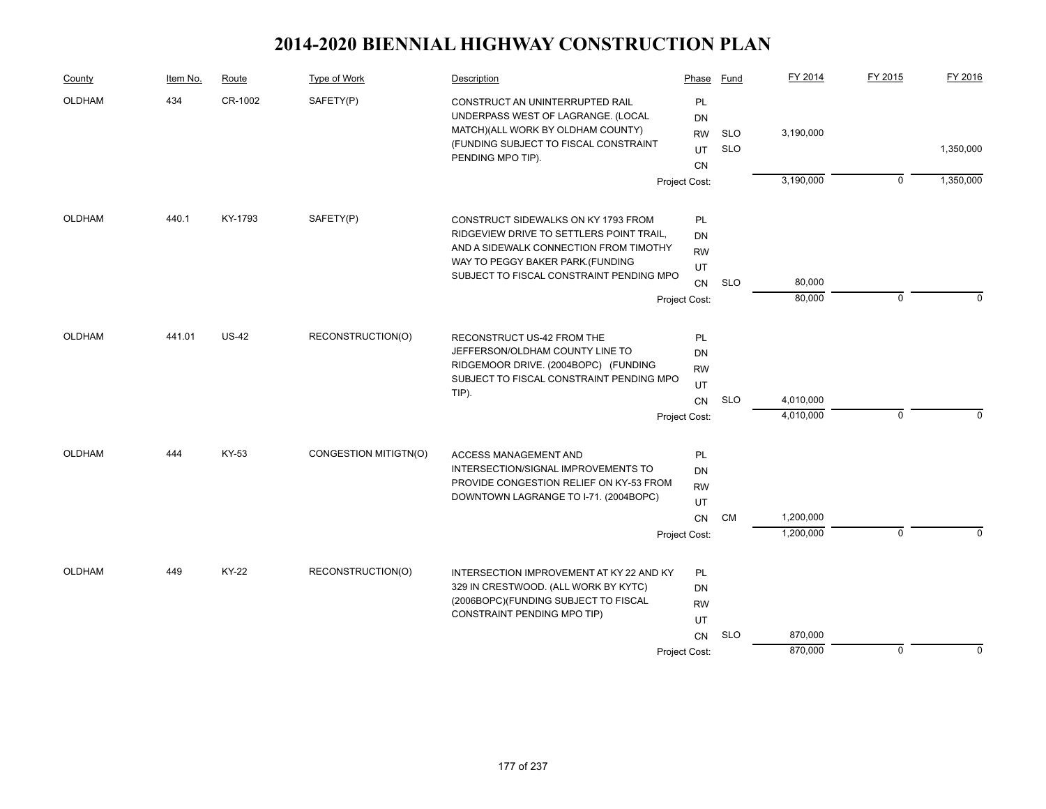# 2014-2020 BIENNIAL HIGHWAY CONSTRUCTION PLAN

| County | Item No. | Route | Type of Work | Description | Phase | Fund | FY 2014 | FY 2015 | FY 2016 |
|---|---|---|---|---|---|---|---|---|---|
| OLDHAM | 434 | CR-1002 | SAFETY(P) | CONSTRUCT AN UNINTERRUPTED RAIL UNDERPASS WEST OF LAGRANGE. (LOCAL MATCH)(ALL WORK BY OLDHAM COUNTY) (FUNDING SUBJECT TO FISCAL CONSTRAINT PENDING MPO TIP). | PL | | | | |
| | | | | | DN | | | | |
| | | | | | RW | SLO | 3,190,000 | | |
| | | | | | UT | SLO | | | 1,350,000 |
| | | | | | CN | | | | |
| | | | | | Project Cost: | | 3,190,000 | 0 | 1,350,000 |
| OLDHAM | 440.1 | KY-1793 | SAFETY(P) | CONSTRUCT SIDEWALKS ON KY 1793 FROM RIDGEVIEW DRIVE TO SETTLERS POINT TRAIL, AND A SIDEWALK CONNECTION FROM TIMOTHY WAY TO PEGGY BAKER PARK.(FUNDING SUBJECT TO FISCAL CONSTRAINT PENDING MPO | PL | | | | |
| | | | | | DN | | | | |
| | | | | | RW | | | | |
| | | | | | UT | | | | |
| | | | | | CN | SLO | 80,000 | | |
| | | | | | Project Cost: | | 80,000 | 0 | 0 |
| OLDHAM | 441.01 | US-42 | RECONSTRUCTION(O) | RECONSTRUCT US-42 FROM THE JEFFERSON/OLDHAM COUNTY LINE TO RIDGEMOOR DRIVE. (2004BOPC) (FUNDING SUBJECT TO FISCAL CONSTRAINT PENDING MPO TIP). | PL | | | | |
| | | | | | DN | | | | |
| | | | | | RW | | | | |
| | | | | | UT | | | | |
| | | | | | CN | SLO | 4,010,000 | | |
| | | | | | Project Cost: | | 4,010,000 | 0 | 0 |
| OLDHAM | 444 | KY-53 | CONGESTION MITIGTN(O) | ACCESS MANAGEMENT AND INTERSECTION/SIGNAL IMPROVEMENTS TO PROVIDE CONGESTION RELIEF ON KY-53 FROM DOWNTOWN LAGRANGE TO I-71. (2004BOPC) | PL | | | | |
| | | | | | DN | | | | |
| | | | | | RW | | | | |
| | | | | | UT | | | | |
| | | | | | CN | CM | 1,200,000 | | |
| | | | | | Project Cost: | | 1,200,000 | 0 | 0 |
| OLDHAM | 449 | KY-22 | RECONSTRUCTION(O) | INTERSECTION IMPROVEMENT AT KY 22 AND KY 329 IN CRESTWOOD. (ALL WORK BY KYTC) (2006BOPC)(FUNDING SUBJECT TO FISCAL CONSTRAINT PENDING MPO TIP) | PL | | | | |
| | | | | | DN | | | | |
| | | | | | RW | | | | |
| | | | | | UT | | | | |
| | | | | | CN | SLO | 870,000 | | |
| | | | | | Project Cost: | | 870,000 | 0 | 0 |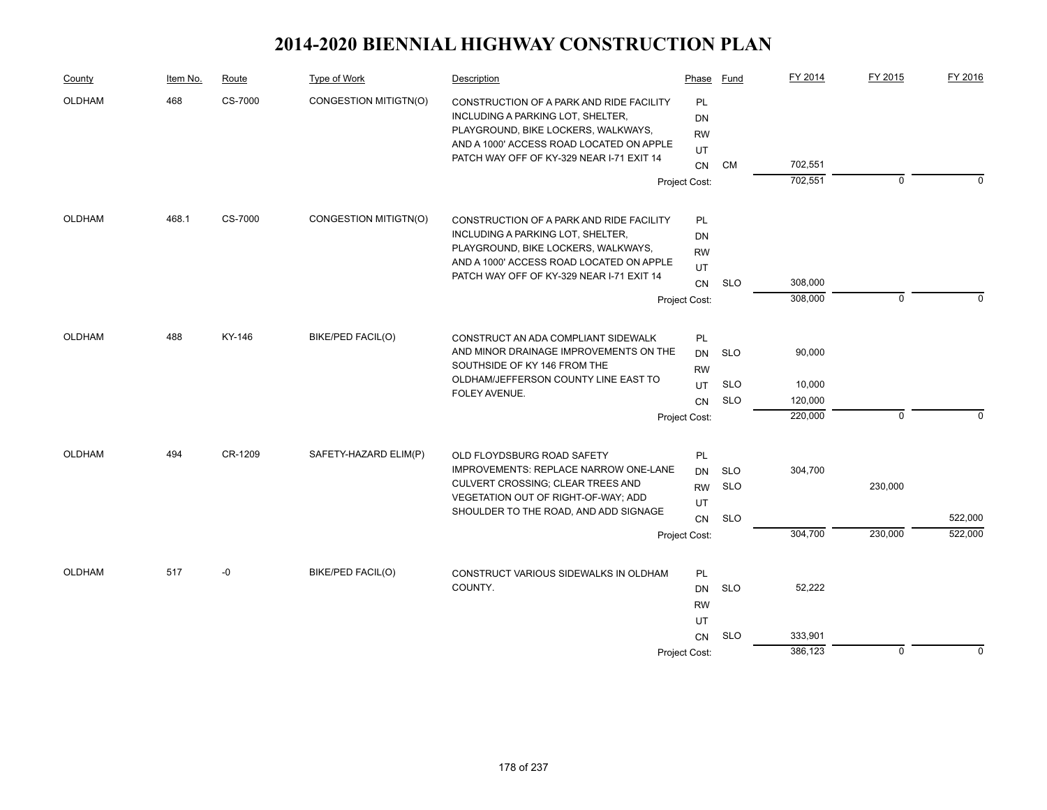# 2014-2020 BIENNIAL HIGHWAY CONSTRUCTION PLAN

| County | Item No. | Route | Type of Work | Description | Phase | Fund | FY 2014 | FY 2015 | FY 2016 |
|---|---|---|---|---|---|---|---|---|---|
| OLDHAM | 468 | CS-7000 | CONGESTION MITIGTN(O) | CONSTRUCTION OF A PARK AND RIDE FACILITY INCLUDING A PARKING LOT, SHELTER, PLAYGROUND, BIKE LOCKERS, WALKWAYS, AND A 1000' ACCESS ROAD LOCATED ON APPLE PATCH WAY OFF OF KY-329 NEAR I-71 EXIT 14 | PL | | | | |
| | | | | | DN | | | | |
| | | | | | RW | | | | |
| | | | | | UT | | | | |
| | | | | | CN | CM | 702,551 | | |
| | | | | | Project Cost: | | 702,551 | 0 | 0 |
| OLDHAM | 468.1 | CS-7000 | CONGESTION MITIGTN(O) | CONSTRUCTION OF A PARK AND RIDE FACILITY INCLUDING A PARKING LOT, SHELTER, PLAYGROUND, BIKE LOCKERS, WALKWAYS, AND A 1000' ACCESS ROAD LOCATED ON APPLE PATCH WAY OFF OF KY-329 NEAR I-71 EXIT 14 | PL | | | | |
| | | | | | DN | | | | |
| | | | | | RW | | | | |
| | | | | | UT | | | | |
| | | | | | CN | SLO | 308,000 | | |
| | | | | | Project Cost: | | 308,000 | 0 | 0 |
| OLDHAM | 488 | KY-146 | BIKE/PED FACIL(O) | CONSTRUCT AN ADA COMPLIANT SIDEWALK AND MINOR DRAINAGE IMPROVEMENTS ON THE SOUTHSIDE OF KY 146 FROM THE OLDHAM/JEFFERSON COUNTY LINE EAST TO FOLEY AVENUE. | PL | | | | |
| | | | | | DN | SLO | 90,000 | | |
| | | | | | RW | | | | |
| | | | | | UT | SLO | 10,000 | | |
| | | | | | CN | SLO | 120,000 | | |
| | | | | | Project Cost: | | 220,000 | 0 | 0 |
| OLDHAM | 494 | CR-1209 | SAFETY-HAZARD ELIM(P) | OLD FLOYDSBURG ROAD SAFETY IMPROVEMENTS: REPLACE NARROW ONE-LANE CULVERT CROSSING; CLEAR TREES AND VEGETATION OUT OF RIGHT-OF-WAY; ADD SHOULDER TO THE ROAD, AND ADD SIGNAGE | PL | | | | |
| | | | | | DN | SLO | 304,700 | | |
| | | | | | RW | SLO | | 230,000 | |
| | | | | | UT | | | | |
| | | | | | CN | SLO | | | 522,000 |
| | | | | | Project Cost: | | 304,700 | 230,000 | 522,000 |
| OLDHAM | 517 | -0 | BIKE/PED FACIL(O) | CONSTRUCT VARIOUS SIDEWALKS IN OLDHAM COUNTY. | PL | | | | |
| | | | | | DN | SLO | 52,222 | | |
| | | | | | RW | | | | |
| | | | | | UT | | | | |
| | | | | | CN | SLO | 333,901 | | |
| | | | | | Project Cost: | | 386,123 | 0 | 0 |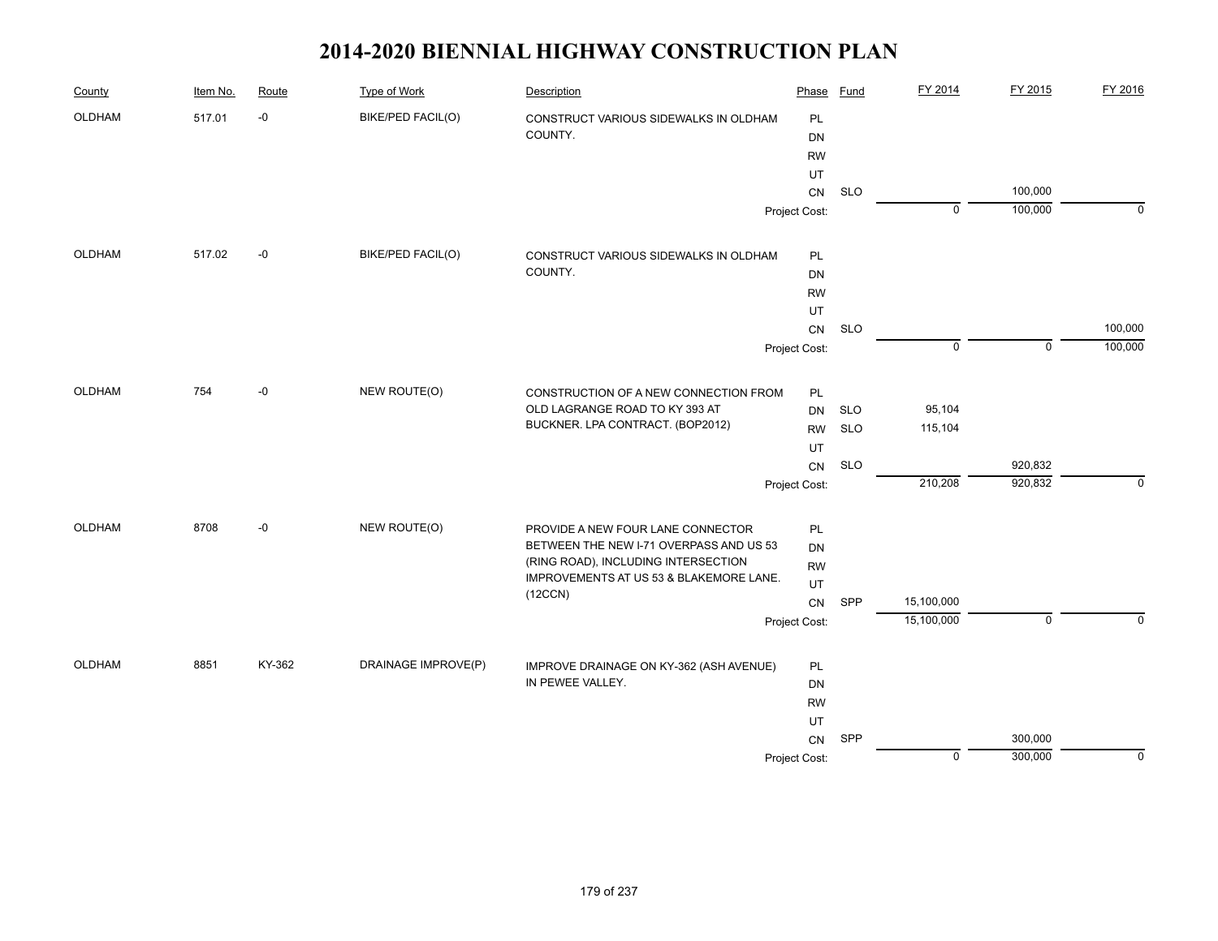# 2014-2020 BIENNIAL HIGHWAY CONSTRUCTION PLAN

| County | Item No. | Route | Type of Work | Description | Phase | Fund | FY 2014 | FY 2015 | FY 2016 |
|---|---|---|---|---|---|---|---|---|---|
| OLDHAM | 517.01 | -0 | BIKE/PED FACIL(O) | CONSTRUCT VARIOUS SIDEWALKS IN OLDHAM COUNTY. | PL | | | | |
| | | | | | DN | | | | |
| | | | | | RW | | | | |
| | | | | | UT | | | | |
| | | | | | CN | SLO | | 100,000 | |
| | | | | | Project Cost: | | 0 | 100,000 | 0 |
| OLDHAM | 517.02 | -0 | BIKE/PED FACIL(O) | CONSTRUCT VARIOUS SIDEWALKS IN OLDHAM COUNTY. | PL | | | | |
| | | | | | DN | | | | |
| | | | | | RW | | | | |
| | | | | | UT | | | | |
| | | | | | CN | SLO | | | 100,000 |
| | | | | | Project Cost: | | 0 | 0 | 100,000 |
| OLDHAM | 754 | -0 | NEW ROUTE(O) | CONSTRUCTION OF A NEW CONNECTION FROM OLD LAGRANGE ROAD TO KY 393 AT BUCKNER. LPA CONTRACT. (BOP2012) | PL | | | | |
| | | | | | DN | SLO | 95,104 | | |
| | | | | | RW | SLO | 115,104 | | |
| | | | | | UT | | | | |
| | | | | | CN | SLO | | 920,832 | |
| | | | | | Project Cost: | | 210,208 | 920,832 | 0 |
| OLDHAM | 8708 | -0 | NEW ROUTE(O) | PROVIDE A NEW FOUR LANE CONNECTOR BETWEEN THE NEW I-71 OVERPASS AND US 53 (RING ROAD), INCLUDING INTERSECTION IMPROVEMENTS AT US 53 & BLAKEMORE LANE. (12CCN) | PL | | | | |
| | | | | | DN | | | | |
| | | | | | RW | | | | |
| | | | | | UT | | | | |
| | | | | | CN | SPP | 15,100,000 | | |
| | | | | | Project Cost: | | 15,100,000 | 0 | 0 |
| OLDHAM | 8851 | KY-362 | DRAINAGE IMPROVE(P) | IMPROVE DRAINAGE ON KY-362 (ASH AVENUE) IN PEWEE VALLEY. | PL | | | | |
| | | | | | DN | | | | |
| | | | | | RW | | | | |
| | | | | | UT | | | | |
| | | | | | CN | SPP | | 300,000 | |
| | | | | | Project Cost: | | 0 | 300,000 | 0 |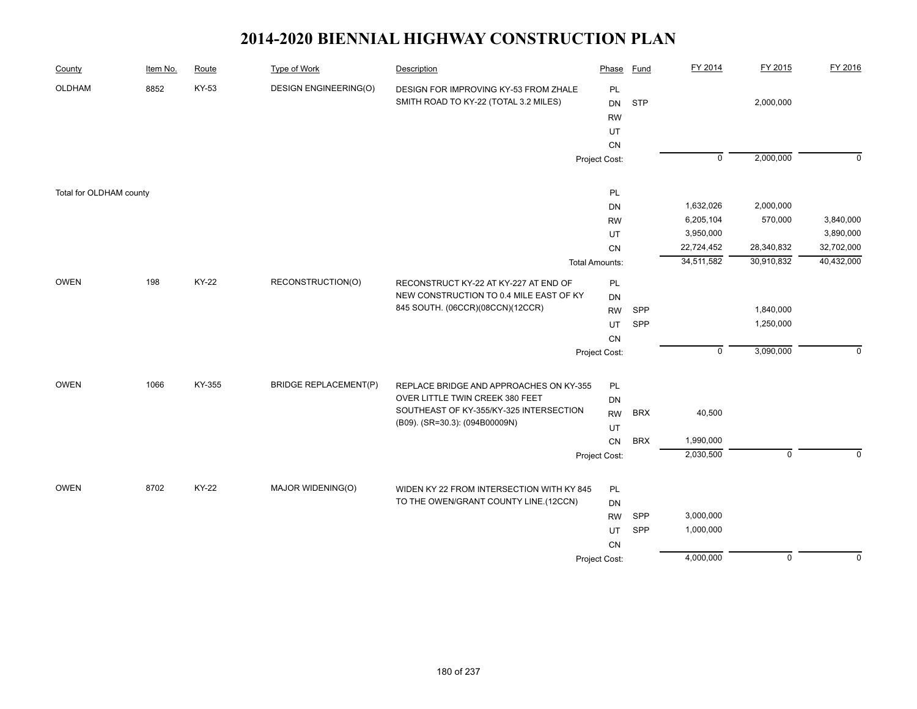# 2014-2020 BIENNIAL HIGHWAY CONSTRUCTION PLAN

| County | Item No. | Route | Type of Work | Description | Phase | Fund | FY 2014 | FY 2015 | FY 2016 |
|---|---|---|---|---|---|---|---|---|---|
| OLDHAM | 8852 | KY-53 | DESIGN ENGINEERING(O) | DESIGN FOR IMPROVING KY-53 FROM ZHALE SMITH ROAD TO KY-22 (TOTAL 3.2 MILES) | PL | | | | |
| | | | | | DN | STP | | 2,000,000 | |
| | | | | | RW | | | | |
| | | | | | UT | | | | |
| | | | | | CN | | | | |
| | | | | | Project Cost: | | 0 | 2,000,000 | 0 |
| Total for OLDHAM county | | | | | PL | | | | |
| | | | | | DN | | 1,632,026 | 2,000,000 | |
| | | | | | RW | | 6,205,104 | 570,000 | 3,840,000 |
| | | | | | UT | | 3,950,000 | | 3,890,000 |
| | | | | | CN | | 22,724,452 | 28,340,832 | 32,702,000 |
| | | | | | Total Amounts: | | 34,511,582 | 30,910,832 | 40,432,000 |
| OWEN | 198 | KY-22 | RECONSTRUCTION(O) | RECONSTRUCT KY-22 AT KY-227 AT END OF NEW CONSTRUCTION TO 0.4 MILE EAST OF KY 845 SOUTH. (06CCR)(08CCN)(12CCR) | PL | | | | |
| | | | | | DN | | | | |
| | | | | | RW | SPP | | 1,840,000 | |
| | | | | | UT | SPP | | 1,250,000 | |
| | | | | | CN | | | | |
| | | | | | Project Cost: | | 0 | 3,090,000 | 0 |
| OWEN | 1066 | KY-355 | BRIDGE REPLACEMENT(P) | REPLACE BRIDGE AND APPROACHES ON KY-355 OVER LITTLE TWIN CREEK 380 FEET SOUTHEAST OF KY-355/KY-325 INTERSECTION (B09). (SR=30.3): (094B00009N) | PL | | | | |
| | | | | | DN | | | | |
| | | | | | RW | BRX | 40,500 | | |
| | | | | | UT | | | | |
| | | | | | CN | BRX | 1,990,000 | | |
| | | | | | Project Cost: | | 2,030,500 | 0 | 0 |
| OWEN | 8702 | KY-22 | MAJOR WIDENING(O) | WIDEN KY 22 FROM INTERSECTION WITH KY 845 TO THE OWEN/GRANT COUNTY LINE.(12CCN) | PL | | | | |
| | | | | | DN | | | | |
| | | | | | RW | SPP | 3,000,000 | | |
| | | | | | UT | SPP | 1,000,000 | | |
| | | | | | CN | | | | |
| | | | | | Project Cost: | | 4,000,000 | 0 | 0 |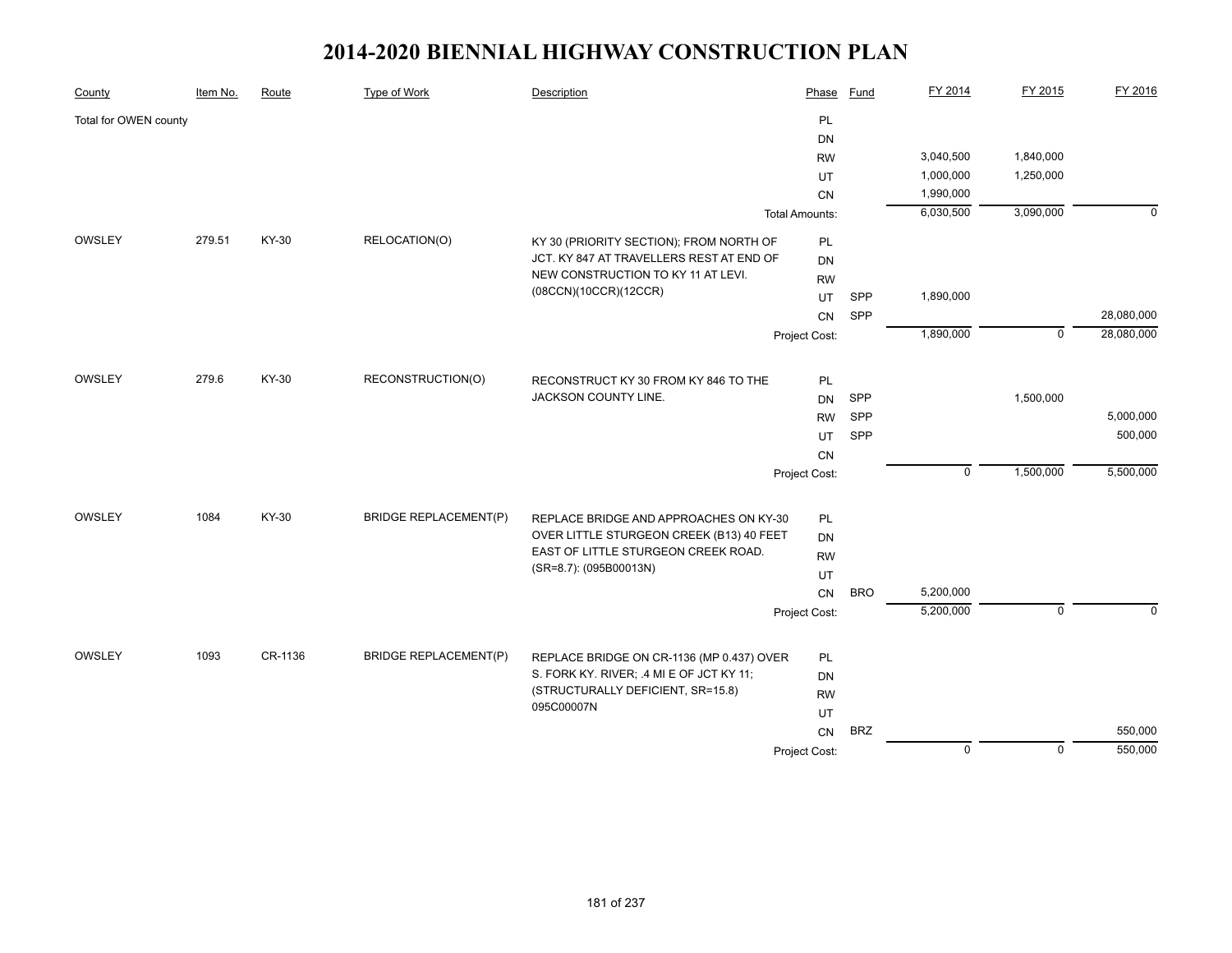# 2014-2020 BIENNIAL HIGHWAY CONSTRUCTION PLAN

| County | Item No. | Route | Type of Work | Description | Phase | Fund | FY 2014 | FY 2015 | FY 2016 |
|---|---|---|---|---|---|---|---|---|---|
| Total for OWEN county | | | | | PL | | | | |
| | | | | | DN | | | | |
| | | | | | RW | | 3,040,500 | 1,840,000 | |
| | | | | | UT | | 1,000,000 | 1,250,000 | |
| | | | | | CN | | 1,990,000 | | |
| | | | | | Total Amounts: | | 6,030,500 | 3,090,000 | 0 |
| OWSLEY | 279.51 | KY-30 | RELOCATION(O) | KY 30 (PRIORITY SECTION); FROM NORTH OF JCT. KY 847 AT TRAVELLERS REST AT END OF NEW CONSTRUCTION TO KY 11 AT LEVI. (08CCN)(10CCR)(12CCR) | PL | | | | |
| | | | | | DN | | | | |
| | | | | | RW | | | | |
| | | | | | UT | SPP | 1,890,000 | | |
| | | | | | CN | SPP | | | 28,080,000 |
| | | | | | Project Cost: | | 1,890,000 | 0 | 28,080,000 |
| OWSLEY | 279.6 | KY-30 | RECONSTRUCTION(O) | RECONSTRUCT KY 30 FROM KY 846 TO THE JACKSON COUNTY LINE. | PL | | | | |
| | | | | | DN | SPP | | 1,500,000 | |
| | | | | | RW | SPP | | | 5,000,000 |
| | | | | | UT | SPP | | | 500,000 |
| | | | | | CN | | | | |
| | | | | | Project Cost: | | 0 | 1,500,000 | 5,500,000 |
| OWSLEY | 1084 | KY-30 | BRIDGE REPLACEMENT(P) | REPLACE BRIDGE AND APPROACHES ON KY-30 OVER LITTLE STURGEON CREEK (B13) 40 FEET EAST OF LITTLE STURGEON CREEK ROAD. (SR=8.7): (095B00013N) | PL | | | | |
| | | | | | DN | | | | |
| | | | | | RW | | | | |
| | | | | | UT | | | | |
| | | | | | CN | BRO | 5,200,000 | | |
| | | | | | Project Cost: | | 5,200,000 | 0 | 0 |
| OWSLEY | 1093 | CR-1136 | BRIDGE REPLACEMENT(P) | REPLACE BRIDGE ON CR-1136 (MP 0.437) OVER S. FORK KY. RIVER; .4 MI E OF JCT KY 11; (STRUCTURALLY DEFICIENT, SR=15.8) 095C00007N | PL | | | | |
| | | | | | DN | | | | |
| | | | | | RW | | | | |
| | | | | | UT | | | | |
| | | | | | CN | BRZ | | | 550,000 |
| | | | | | Project Cost: | | 0 | 0 | 550,000 |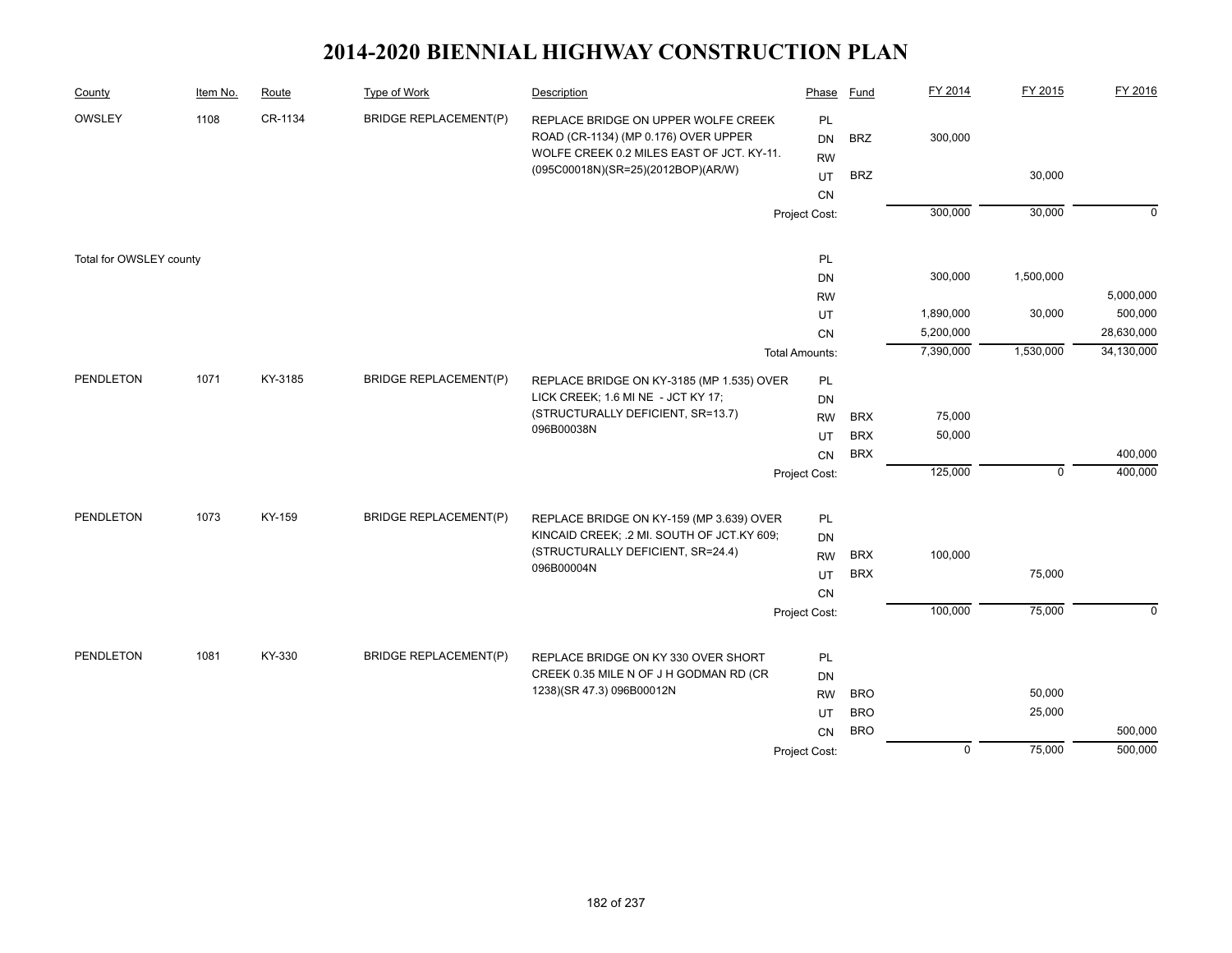# 2014-2020 BIENNIAL HIGHWAY CONSTRUCTION PLAN

| County | Item No. | Route | Type of Work | Description | Phase | Fund | FY 2014 | FY 2015 | FY 2016 |
|---|---|---|---|---|---|---|---|---|---|
| OWSLEY | 1108 | CR-1134 | BRIDGE REPLACEMENT(P) | REPLACE BRIDGE ON UPPER WOLFE CREEK ROAD (CR-1134) (MP 0.176) OVER UPPER WOLFE CREEK 0.2 MILES EAST OF JCT. KY-11. (095C00018N)(SR=25)(2012BOP)(AR/W) | PL | | | | |
| | | | | | DN | BRZ | 300,000 | | |
| | | | | | RW | | | | |
| | | | | | UT | BRZ | | 30,000 | |
| | | | | | CN | | | | |
| | | | | | Project Cost: | | 300,000 | 30,000 | 0 |
| Total for OWSLEY county | | | | | PL | | | | |
| | | | | | DN | | 300,000 | 1,500,000 | |
| | | | | | RW | | | | 5,000,000 |
| | | | | | UT | | 1,890,000 | 30,000 | 500,000 |
| | | | | | CN | | 5,200,000 | | 28,630,000 |
| | | | | | Total Amounts: | | 7,390,000 | 1,530,000 | 34,130,000 |
| PENDLETON | 1071 | KY-3185 | BRIDGE REPLACEMENT(P) | REPLACE BRIDGE ON KY-3185 (MP 1.535) OVER LICK CREEK; 1.6 MI NE - JCT KY 17; (STRUCTURALLY DEFICIENT, SR=13.7) 096B00038N | PL | | | | |
| | | | | | DN | | | | |
| | | | | | RW | BRX | 75,000 | | |
| | | | | | UT | BRX | 50,000 | | |
| | | | | | CN | BRX | | | 400,000 |
| | | | | | Project Cost: | | 125,000 | 0 | 400,000 |
| PENDLETON | 1073 | KY-159 | BRIDGE REPLACEMENT(P) | REPLACE BRIDGE ON KY-159 (MP 3.639) OVER KINCAID CREEK; .2 MI. SOUTH OF JCT.KY 609; (STRUCTURALLY DEFICIENT, SR=24.4) 096B00004N | PL | | | | |
| | | | | | DN | | | | |
| | | | | | RW | BRX | 100,000 | | |
| | | | | | UT | BRX | | 75,000 | |
| | | | | | CN | | | | |
| | | | | | Project Cost: | | 100,000 | 75,000 | 0 |
| PENDLETON | 1081 | KY-330 | BRIDGE REPLACEMENT(P) | REPLACE BRIDGE ON KY 330 OVER SHORT CREEK 0.35 MILE N OF J H GODMAN RD (CR 1238)(SR 47.3) 096B00012N | PL | | | | |
| | | | | | DN | | | | |
| | | | | | RW | BRO | | 50,000 | |
| | | | | | UT | BRO | | 25,000 | |
| | | | | | CN | BRO | | | 500,000 |
| | | | | | Project Cost: | | 0 | 75,000 | 500,000 |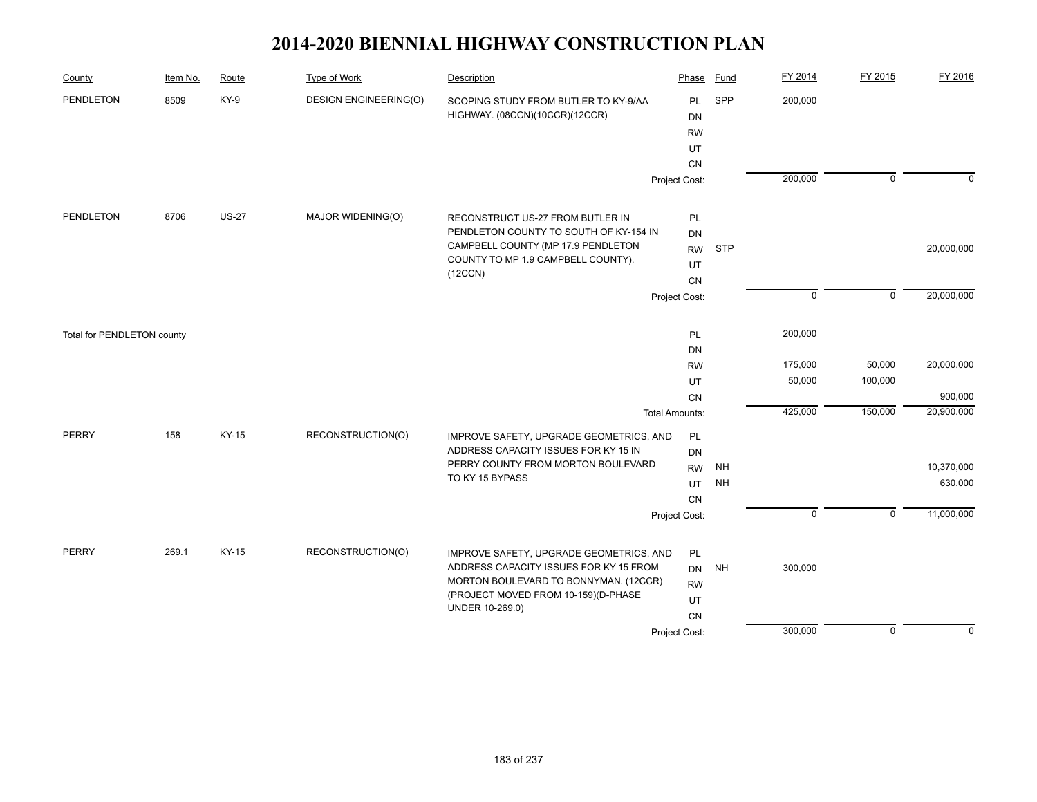# 2014-2020 BIENNIAL HIGHWAY CONSTRUCTION PLAN

| County | Item No. | Route | Type of Work | Description | Phase | Fund | FY 2014 | FY 2015 | FY 2016 |
|---|---|---|---|---|---|---|---|---|---|
| PENDLETON | 8509 | KY-9 | DESIGN ENGINEERING(O) | SCOPING STUDY FROM BUTLER TO KY-9/AA HIGHWAY. (08CCN)(10CCR)(12CCR) | PL | SPP | 200,000 | | |
| | | | | | DN | | | | |
| | | | | | RW | | | | |
| | | | | | UT | | | | |
| | | | | | CN | | | | |
| | | | | | Project Cost: | | 200,000 | 0 | 0 |
| PENDLETON | 8706 | US-27 | MAJOR WIDENING(O) | RECONSTRUCT US-27 FROM BUTLER IN PENDLETON COUNTY TO SOUTH OF KY-154 IN CAMPBELL COUNTY (MP 17.9 PENDLETON COUNTY TO MP 1.9 CAMPBELL COUNTY). (12CCN) | PL | | | | |
| | | | | | DN | | | | |
| | | | | | RW | STP | | | 20,000,000 |
| | | | | | UT | | | | |
| | | | | | CN | | | | |
| | | | | | Project Cost: | | 0 | 0 | 20,000,000 |
| Total for PENDLETON county | | | | | PL | | 200,000 | | |
| | | | | | DN | | | | |
| | | | | | RW | | 175,000 | 50,000 | 20,000,000 |
| | | | | | UT | | 50,000 | 100,000 | |
| | | | | | CN | | | | 900,000 |
| | | | | | Total Amounts: | | 425,000 | 150,000 | 20,900,000 |
| PERRY | 158 | KY-15 | RECONSTRUCTION(O) | IMPROVE SAFETY, UPGRADE GEOMETRICS, AND ADDRESS CAPACITY ISSUES FOR KY 15 IN PERRY COUNTY FROM MORTON BOULEVARD TO KY 15 BYPASS | PL | | | | |
| | | | | | DN | | | | |
| | | | | | RW | NH | | | 10,370,000 |
| | | | | | UT | NH | | | 630,000 |
| | | | | | CN | | | | |
| | | | | | Project Cost: | | 0 | 0 | 11,000,000 |
| PERRY | 269.1 | KY-15 | RECONSTRUCTION(O) | IMPROVE SAFETY, UPGRADE GEOMETRICS, AND ADDRESS CAPACITY ISSUES FOR KY 15 FROM MORTON BOULEVARD TO BONNYMAN. (12CCR) (PROJECT MOVED FROM 10-159)(D-PHASE UNDER 10-269.0) | PL | | | | |
| | | | | | DN | NH | 300,000 | | |
| | | | | | RW | | | | |
| | | | | | UT | | | | |
| | | | | | CN | | | | |
| | | | | | Project Cost: | | 300,000 | 0 | 0 |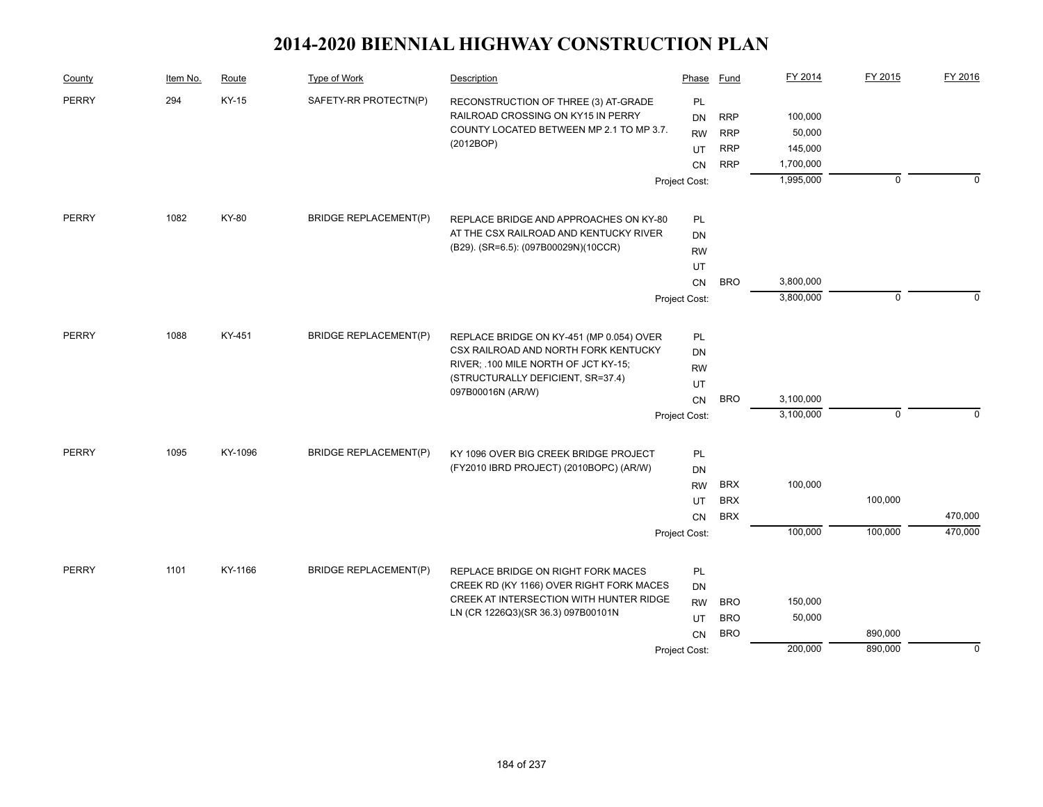# 2014-2020 BIENNIAL HIGHWAY CONSTRUCTION PLAN

| County | Item No. | Route | Type of Work | Description | Phase | Fund | FY 2014 | FY 2015 | FY 2016 |
|---|---|---|---|---|---|---|---|---|---|
| PERRY | 294 | KY-15 | SAFETY-RR PROTECTN(P) | RECONSTRUCTION OF THREE (3) AT-GRADE RAILROAD CROSSING ON KY15 IN PERRY COUNTY LOCATED BETWEEN MP 2.1 TO MP 3.7. (2012BOP) | PL | | | | |
| | | | | | DN | RRP | 100,000 | | |
| | | | | | RW | RRP | 50,000 | | |
| | | | | | UT | RRP | 145,000 | | |
| | | | | | CN | RRP | 1,700,000 | | |
| | | | | | Project Cost: | | 1,995,000 | 0 | 0 |
| PERRY | 1082 | KY-80 | BRIDGE REPLACEMENT(P) | REPLACE BRIDGE AND APPROACHES ON KY-80 AT THE CSX RAILROAD AND KENTUCKY RIVER (B29). (SR=6.5): (097B00029N)(10CCR) | PL | | | | |
| | | | | | DN | | | | |
| | | | | | RW | | | | |
| | | | | | UT | | | | |
| | | | | | CN | BRO | 3,800,000 | | |
| | | | | | Project Cost: | | 3,800,000 | 0 | 0 |
| PERRY | 1088 | KY-451 | BRIDGE REPLACEMENT(P) | REPLACE BRIDGE ON KY-451 (MP 0.054) OVER CSX RAILROAD AND NORTH FORK KENTUCKY RIVER; .100 MILE NORTH OF JCT KY-15; (STRUCTURALLY DEFICIENT, SR=37.4) 097B00016N (AR/W) | PL | | | | |
| | | | | | DN | | | | |
| | | | | | RW | | | | |
| | | | | | UT | | | | |
| | | | | | CN | BRO | 3,100,000 | | |
| | | | | | Project Cost: | | 3,100,000 | 0 | 0 |
| PERRY | 1095 | KY-1096 | BRIDGE REPLACEMENT(P) | KY 1096 OVER BIG CREEK BRIDGE PROJECT (FY2010 IBRD PROJECT) (2010BOPC) (AR/W) | PL | | | | |
| | | | | | DN | | | | |
| | | | | | RW | BRX | 100,000 | | |
| | | | | | UT | BRX | | 100,000 | |
| | | | | | CN | BRX | | | 470,000 |
| | | | | | Project Cost: | | 100,000 | 100,000 | 470,000 |
| PERRY | 1101 | KY-1166 | BRIDGE REPLACEMENT(P) | REPLACE BRIDGE ON RIGHT FORK MACES CREEK RD (KY 1166) OVER RIGHT FORK MACES CREEK AT INTERSECTION WITH HUNTER RIDGE LN (CR 1226Q3)(SR 36.3) 097B00101N | PL | | | | |
| | | | | | DN | | | | |
| | | | | | RW | BRO | 150,000 | | |
| | | | | | UT | BRO | 50,000 | | |
| | | | | | CN | BRO | | 890,000 | |
| | | | | | Project Cost: | | 200,000 | 890,000 | 0 |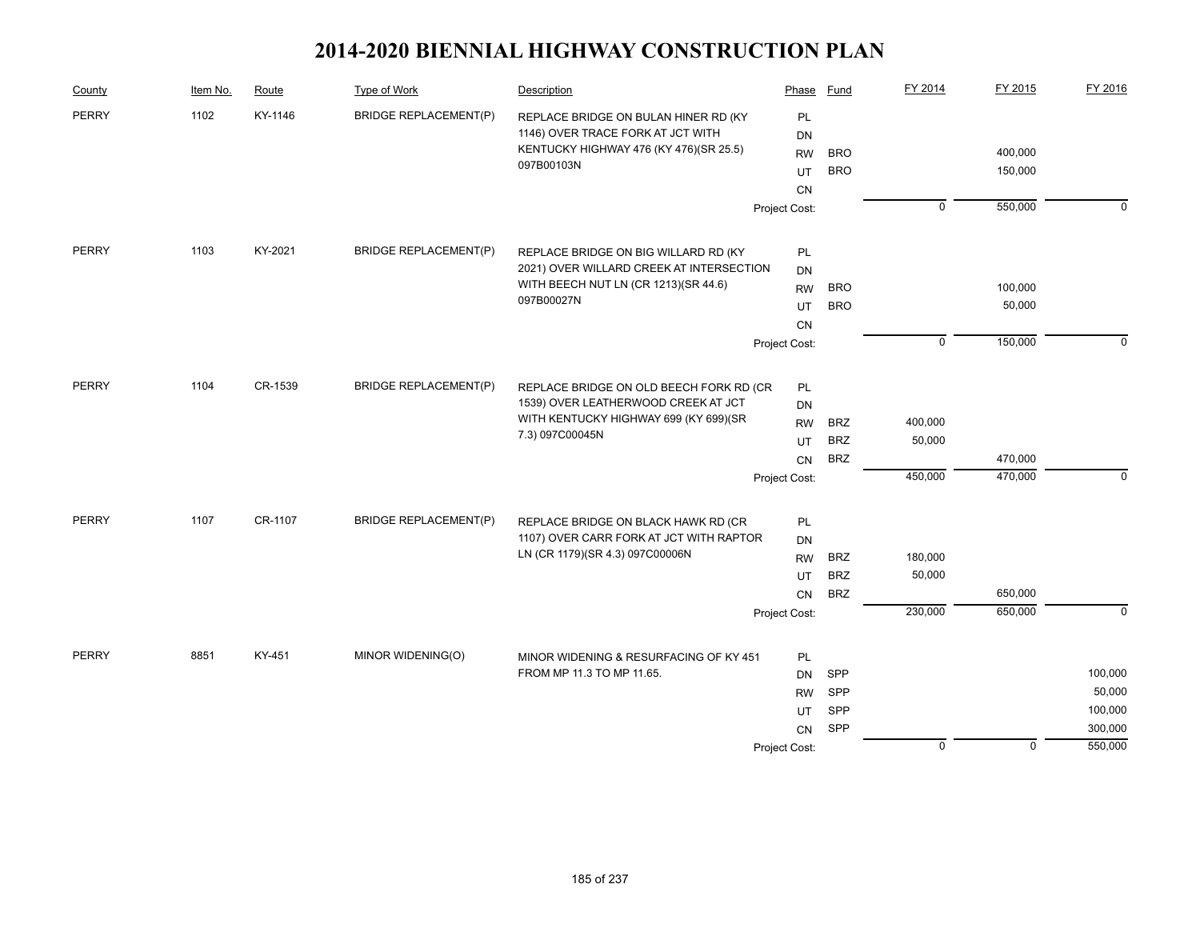# 2014-2020 BIENNIAL HIGHWAY CONSTRUCTION PLAN

| County | Item No. | Route | Type of Work | Description | Phase | Fund | FY 2014 | FY 2015 | FY 2016 |
|---|---|---|---|---|---|---|---|---|---|
| PERRY | 1102 | KY-1146 | BRIDGE REPLACEMENT(P) | REPLACE BRIDGE ON BULAN HINER RD (KY 1146) OVER TRACE FORK AT JCT WITH KENTUCKY HIGHWAY 476 (KY 476)(SR 25.5) 097B00103N | PL | | | | |
| | | | | | DN | | | | |
| | | | | | RW | BRO | | 400,000 | |
| | | | | | UT | BRO | | 150,000 | |
| | | | | | CN | | | | |
| | | | | | Project Cost: | | 0 | 550,000 | 0 |
| PERRY | 1103 | KY-2021 | BRIDGE REPLACEMENT(P) | REPLACE BRIDGE ON BIG WILLARD RD (KY 2021) OVER WILLARD CREEK AT INTERSECTION WITH BEECH NUT LN (CR 1213)(SR 44.6) 097B00027N | PL | | | | |
| | | | | | DN | | | | |
| | | | | | RW | BRO | | 100,000 | |
| | | | | | UT | BRO | | 50,000 | |
| | | | | | CN | | | | |
| | | | | | Project Cost: | | 0 | 150,000 | 0 |
| PERRY | 1104 | CR-1539 | BRIDGE REPLACEMENT(P) | REPLACE BRIDGE ON OLD BEECH FORK RD (CR 1539) OVER LEATHERWOOD CREEK AT JCT WITH KENTUCKY HIGHWAY 699 (KY 699)(SR 7.3) 097C00045N | PL | | | | |
| | | | | | DN | | | | |
| | | | | | RW | BRZ | 400,000 | | |
| | | | | | UT | BRZ | 50,000 | | |
| | | | | | CN | BRZ | | 470,000 | |
| | | | | | Project Cost: | | 450,000 | 470,000 | 0 |
| PERRY | 1107 | CR-1107 | BRIDGE REPLACEMENT(P) | REPLACE BRIDGE ON BLACK HAWK RD (CR 1107) OVER CARR FORK AT JCT WITH RAPTOR LN (CR 1179)(SR 4.3) 097C00006N | PL | | | | |
| | | | | | DN | | | | |
| | | | | | RW | BRZ | 180,000 | | |
| | | | | | UT | BRZ | 50,000 | | |
| | | | | | CN | BRZ | | 650,000 | |
| | | | | | Project Cost: | | 230,000 | 650,000 | 0 |
| PERRY | 8851 | KY-451 | MINOR WIDENING(O) | MINOR WIDENING & RESURFACING OF KY 451 FROM MP 11.3 TO MP 11.65. | PL | | | | |
| | | | | | DN | SPP | | | 100,000 |
| | | | | | RW | SPP | | | 50,000 |
| | | | | | UT | SPP | | | 100,000 |
| | | | | | CN | SPP | | | 300,000 |
| | | | | | Project Cost: | | 0 | 0 | 550,000 |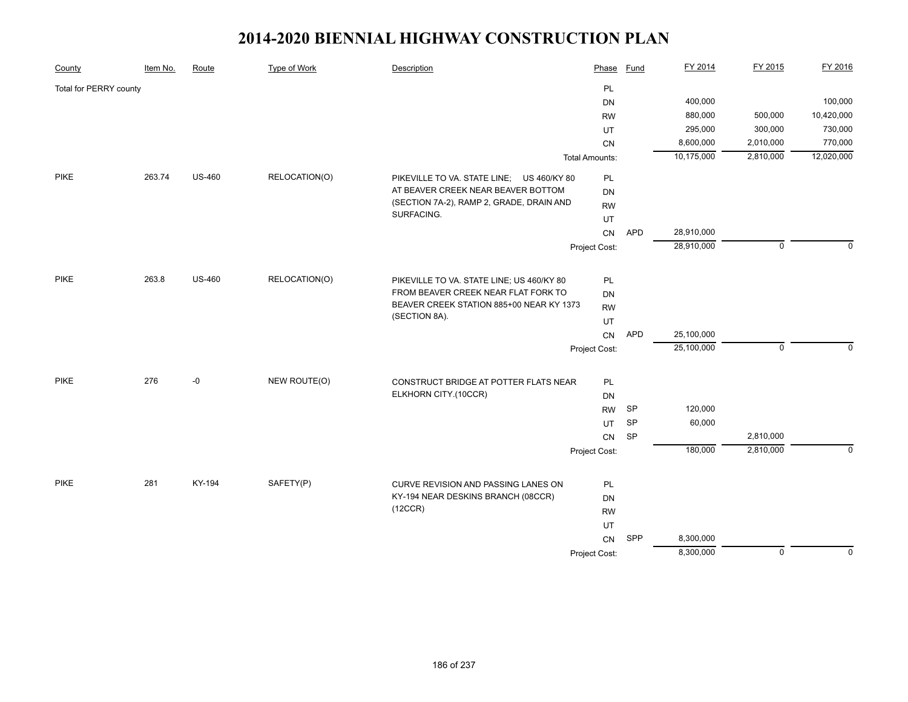# 2014-2020 BIENNIAL HIGHWAY CONSTRUCTION PLAN

| County | Item No. | Route | Type of Work | Description | Phase | Fund | FY 2014 | FY 2015 | FY 2016 |
|---|---|---|---|---|---|---|---|---|---|
| Total for PERRY county | | | | | PL | | | | |
| | | | | | DN | | 400,000 | | 100,000 |
| | | | | | RW | | 880,000 | 500,000 | 10,420,000 |
| | | | | | UT | | 295,000 | 300,000 | 730,000 |
| | | | | | CN | | 8,600,000 | 2,010,000 | 770,000 |
| | | | | | Total Amounts: | | 10,175,000 | 2,810,000 | 12,020,000 |
| PIKE | 263.74 | US-460 | RELOCATION(O) | PIKEVILLE TO VA. STATE LINE; US 460/KY 80 AT BEAVER CREEK NEAR BEAVER BOTTOM (SECTION 7A-2), RAMP 2, GRADE, DRAIN AND SURFACING. | PL | | | | |
| | | | | | DN | | | | |
| | | | | | RW | | | | |
| | | | | | UT | | | | |
| | | | | | CN | APD | 28,910,000 | | |
| | | | | | Project Cost: | | 28,910,000 | 0 | 0 |
| PIKE | 263.8 | US-460 | RELOCATION(O) | PIKEVILLE TO VA. STATE LINE; US 460/KY 80 FROM BEAVER CREEK NEAR FLAT FORK TO BEAVER CREEK STATION 885+00 NEAR KY 1373 (SECTION 8A). | PL | | | | |
| | | | | | DN | | | | |
| | | | | | RW | | | | |
| | | | | | UT | | | | |
| | | | | | CN | APD | 25,100,000 | | |
| | | | | | Project Cost: | | 25,100,000 | 0 | 0 |
| PIKE | 276 | -0 | NEW ROUTE(O) | CONSTRUCT BRIDGE AT POTTER FLATS NEAR ELKHORN CITY.(10CCR) | PL | | | | |
| | | | | | DN | | | | |
| | | | | | RW | SP | 120,000 | | |
| | | | | | UT | SP | 60,000 | | |
| | | | | | CN | SP | | 2,810,000 | |
| | | | | | Project Cost: | | 180,000 | 2,810,000 | 0 |
| PIKE | 281 | KY-194 | SAFETY(P) | CURVE REVISION AND PASSING LANES ON KY-194 NEAR DESKINS BRANCH (08CCR) (12CCR) | PL | | | | |
| | | | | | DN | | | | |
| | | | | | RW | | | | |
| | | | | | UT | | | | |
| | | | | | CN | SPP | 8,300,000 | | |
| | | | | | Project Cost: | | 8,300,000 | 0 | 0 |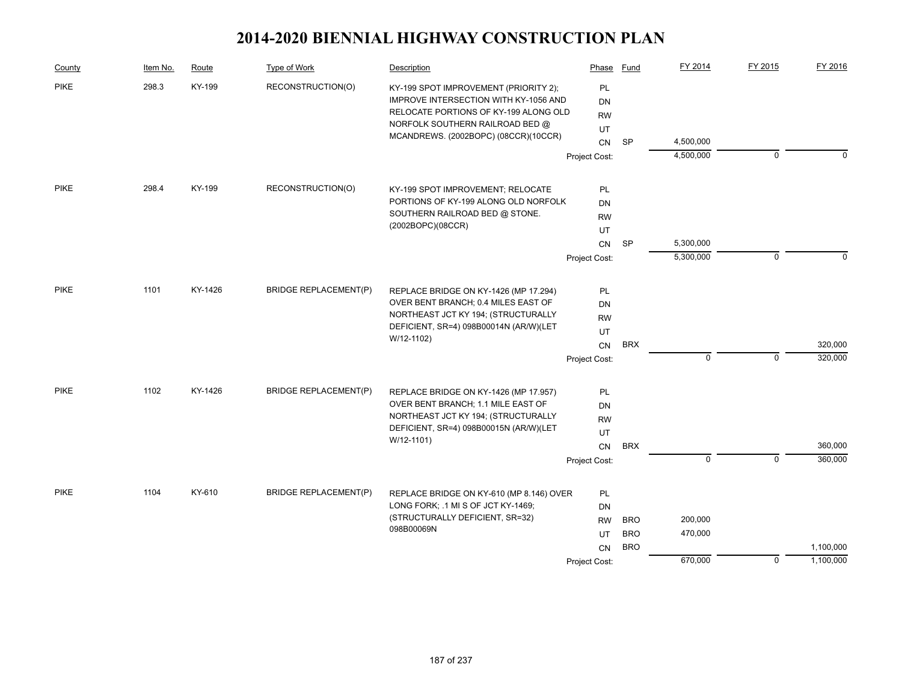# 2014-2020 BIENNIAL HIGHWAY CONSTRUCTION PLAN

| County | Item No. | Route | Type of Work | Description | Phase | Fund | FY 2014 | FY 2015 | FY 2016 |
|---|---|---|---|---|---|---|---|---|---|
| PIKE | 298.3 | KY-199 | RECONSTRUCTION(O) | KY-199 SPOT IMPROVEMENT (PRIORITY 2); IMPROVE INTERSECTION WITH KY-1056 AND RELOCATE PORTIONS OF KY-199 ALONG OLD NORFOLK SOUTHERN RAILROAD BED @ MCANDREWS. (2002BOPC) (08CCR)(10CCR) | PL | | | | |
| | | | | | DN | | | | |
| | | | | | RW | | | | |
| | | | | | UT | | | | |
| | | | | | CN | SP | 4,500,000 | | |
| | | | | | Project Cost: | | 4,500,000 | 0 | 0 |
| PIKE | 298.4 | KY-199 | RECONSTRUCTION(O) | KY-199 SPOT IMPROVEMENT; RELOCATE PORTIONS OF KY-199 ALONG OLD NORFOLK SOUTHERN RAILROAD BED @ STONE. (2002BOPC)(08CCR) | PL | | | | |
| | | | | | DN | | | | |
| | | | | | RW | | | | |
| | | | | | UT | | | | |
| | | | | | CN | SP | 5,300,000 | | |
| | | | | | Project Cost: | | 5,300,000 | 0 | 0 |
| PIKE | 1101 | KY-1426 | BRIDGE REPLACEMENT(P) | REPLACE BRIDGE ON KY-1426 (MP 17.294) OVER BENT BRANCH; 0.4 MILES EAST OF NORTHEAST JCT KY 194; (STRUCTURALLY DEFICIENT, SR=4) 098B00014N (AR/W)(LET W/12-1102) | PL | | | | |
| | | | | | DN | | | | |
| | | | | | RW | | | | |
| | | | | | UT | | | | |
| | | | | | CN | BRX | | | 320,000 |
| | | | | | Project Cost: | | 0 | 0 | 320,000 |
| PIKE | 1102 | KY-1426 | BRIDGE REPLACEMENT(P) | REPLACE BRIDGE ON KY-1426 (MP 17.957) OVER BENT BRANCH; 1.1 MILE EAST OF NORTHEAST JCT KY 194; (STRUCTURALLY DEFICIENT, SR=4) 098B00015N (AR/W)(LET W/12-1101) | PL | | | | |
| | | | | | DN | | | | |
| | | | | | RW | | | | |
| | | | | | UT | | | | |
| | | | | | CN | BRX | | | 360,000 |
| | | | | | Project Cost: | | 0 | 0 | 360,000 |
| PIKE | 1104 | KY-610 | BRIDGE REPLACEMENT(P) | REPLACE BRIDGE ON KY-610 (MP 8.146) OVER LONG FORK; .1 MI S OF JCT KY-1469; (STRUCTURALLY DEFICIENT, SR=32) 098B00069N | PL | | | | |
| | | | | | DN | | | | |
| | | | | | RW | BRO | 200,000 | | |
| | | | | | UT | BRO | 470,000 | | |
| | | | | | CN | BRO | | | 1,100,000 |
| | | | | | Project Cost: | | 670,000 | 0 | 1,100,000 |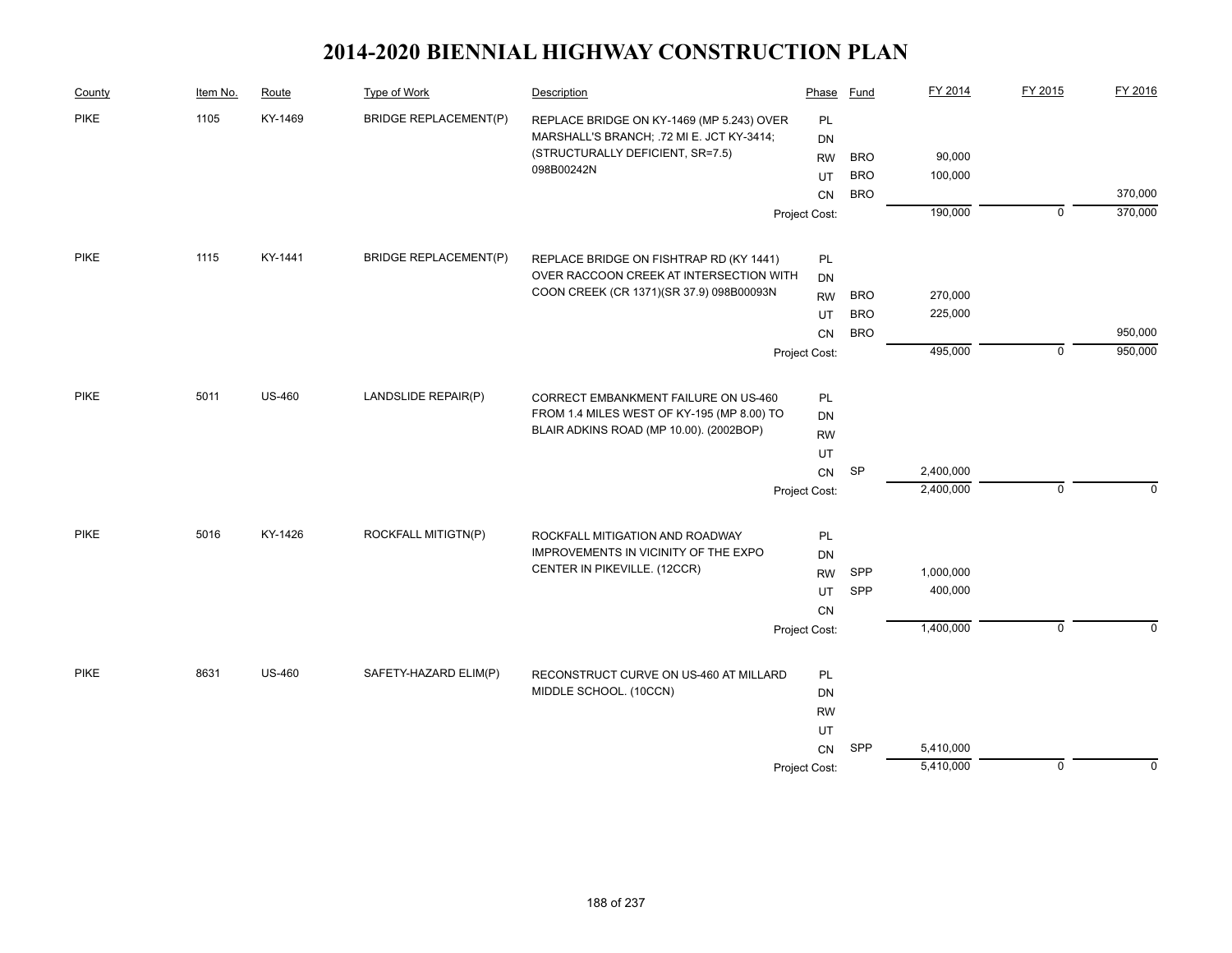# 2014-2020 BIENNIAL HIGHWAY CONSTRUCTION PLAN

| County | Item No. | Route | Type of Work | Description | Phase | Fund | FY 2014 | FY 2015 | FY 2016 |
|---|---|---|---|---|---|---|---|---|---|
| PIKE | 1105 | KY-1469 | BRIDGE REPLACEMENT(P) | REPLACE BRIDGE ON KY-1469 (MP 5.243) OVER MARSHALL'S BRANCH; .72 MI E. JCT KY-3414; (STRUCTURALLY DEFICIENT, SR=7.5) 098B00242N | PL | | | | |
| | | | | | DN | | | | |
| | | | | | RW | BRO | 90,000 | | |
| | | | | | UT | BRO | 100,000 | | |
| | | | | | CN | BRO | | | 370,000 |
| | | | | | Project Cost: | | 190,000 | 0 | 370,000 |
| PIKE | 1115 | KY-1441 | BRIDGE REPLACEMENT(P) | REPLACE BRIDGE ON FISHTRAP RD (KY 1441) OVER RACCOON CREEK AT INTERSECTION WITH COON CREEK (CR 1371)(SR 37.9) 098B00093N | PL | | | | |
| | | | | | DN | | | | |
| | | | | | RW | BRO | 270,000 | | |
| | | | | | UT | BRO | 225,000 | | |
| | | | | | CN | BRO | | | 950,000 |
| | | | | | Project Cost: | | 495,000 | 0 | 950,000 |
| PIKE | 5011 | US-460 | LANDSLIDE REPAIR(P) | CORRECT EMBANKMENT FAILURE ON US-460 FROM 1.4 MILES WEST OF KY-195 (MP 8.00) TO BLAIR ADKINS ROAD (MP 10.00). (2002BOP) | PL | | | | |
| | | | | | DN | | | | |
| | | | | | RW | | | | |
| | | | | | UT | | | | |
| | | | | | CN | SP | 2,400,000 | | |
| | | | | | Project Cost: | | 2,400,000 | 0 | 0 |
| PIKE | 5016 | KY-1426 | ROCKFALL MITIGTN(P) | ROCKFALL MITIGATION AND ROADWAY IMPROVEMENTS IN VICINITY OF THE EXPO CENTER IN PIKEVILLE. (12CCR) | PL | | | | |
| | | | | | DN | | | | |
| | | | | | RW | SPP | 1,000,000 | | |
| | | | | | UT | SPP | 400,000 | | |
| | | | | | CN | | | | |
| | | | | | Project Cost: | | 1,400,000 | 0 | 0 |
| PIKE | 8631 | US-460 | SAFETY-HAZARD ELIM(P) | RECONSTRUCT CURVE ON US-460 AT MILLARD MIDDLE SCHOOL. (10CCN) | PL | | | | |
| | | | | | DN | | | | |
| | | | | | RW | | | | |
| | | | | | UT | | | | |
| | | | | | CN | SPP | 5,410,000 | | |
| | | | | | Project Cost: | | 5,410,000 | 0 | 0 |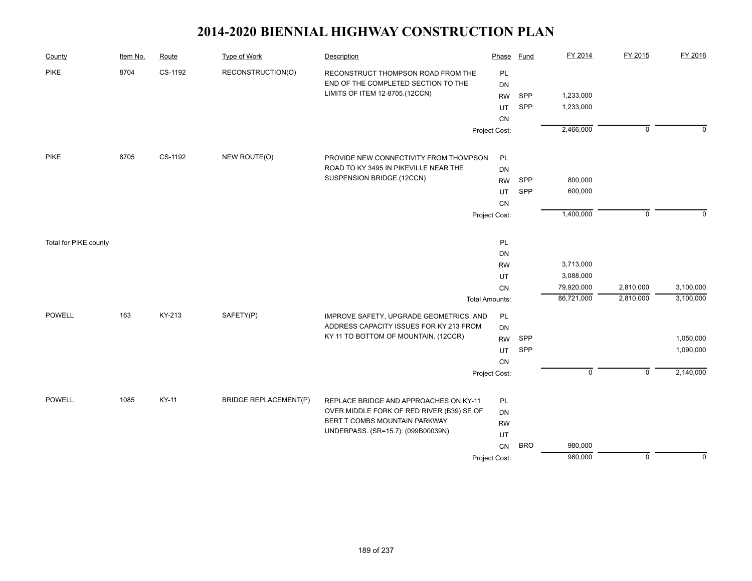# 2014-2020 BIENNIAL HIGHWAY CONSTRUCTION PLAN

| County | Item No. | Route | Type of Work | Description | Phase | Fund | FY 2014 | FY 2015 | FY 2016 |
|---|---|---|---|---|---|---|---|---|---|
| PIKE | 8704 | CS-1192 | RECONSTRUCTION(O) | RECONSTRUCT THOMPSON ROAD FROM THE END OF THE COMPLETED SECTION TO THE LIMITS OF ITEM 12-8705.(12CCN) | PL | | | | |
| | | | | | DN | | | | |
| | | | | | RW | SPP | 1,233,000 | | |
| | | | | | UT | SPP | 1,233,000 | | |
| | | | | | CN | | | | |
| | | | | | Project Cost: | | 2,466,000 | 0 | 0 |
| PIKE | 8705 | CS-1192 | NEW ROUTE(O) | PROVIDE NEW CONNECTIVITY FROM THOMPSON ROAD TO KY 3495 IN PIKEVILLE NEAR THE SUSPENSION BRIDGE.(12CCN) | PL | | | | |
| | | | | | DN | | | | |
| | | | | | RW | SPP | 800,000 | | |
| | | | | | UT | SPP | 600,000 | | |
| | | | | | CN | | | | |
| | | | | | Project Cost: | | 1,400,000 | 0 | 0 |
| Total for PIKE county | | | | | PL | | | | |
| | | | | | DN | | | | |
| | | | | | RW | | 3,713,000 | | |
| | | | | | UT | | 3,088,000 | | |
| | | | | | CN | | 79,920,000 | 2,810,000 | 3,100,000 |
| | | | | | Total Amounts: | | 86,721,000 | 2,810,000 | 3,100,000 |
| POWELL | 163 | KY-213 | SAFETY(P) | IMPROVE SAFETY, UPGRADE GEOMETRICS, AND ADDRESS CAPACITY ISSUES FOR KY 213 FROM KY 11 TO BOTTOM OF MOUNTAIN. (12CCR) | PL | | | | |
| | | | | | DN | | | | |
| | | | | | RW | SPP | | | 1,050,000 |
| | | | | | UT | SPP | | | 1,090,000 |
| | | | | | CN | | | | |
| | | | | | Project Cost: | | 0 | 0 | 2,140,000 |
| POWELL | 1085 | KY-11 | BRIDGE REPLACEMENT(P) | REPLACE BRIDGE AND APPROACHES ON KY-11 OVER MIDDLE FORK OF RED RIVER (B39) SE OF BERT T COMBS MOUNTAIN PARKWAY UNDERPASS. (SR=15.7): (099B00039N) | PL | | | | |
| | | | | | DN | | | | |
| | | | | | RW | | | | |
| | | | | | UT | | | | |
| | | | | | CN | BRO | 980,000 | | |
| | | | | | Project Cost: | | 980,000 | 0 | 0 |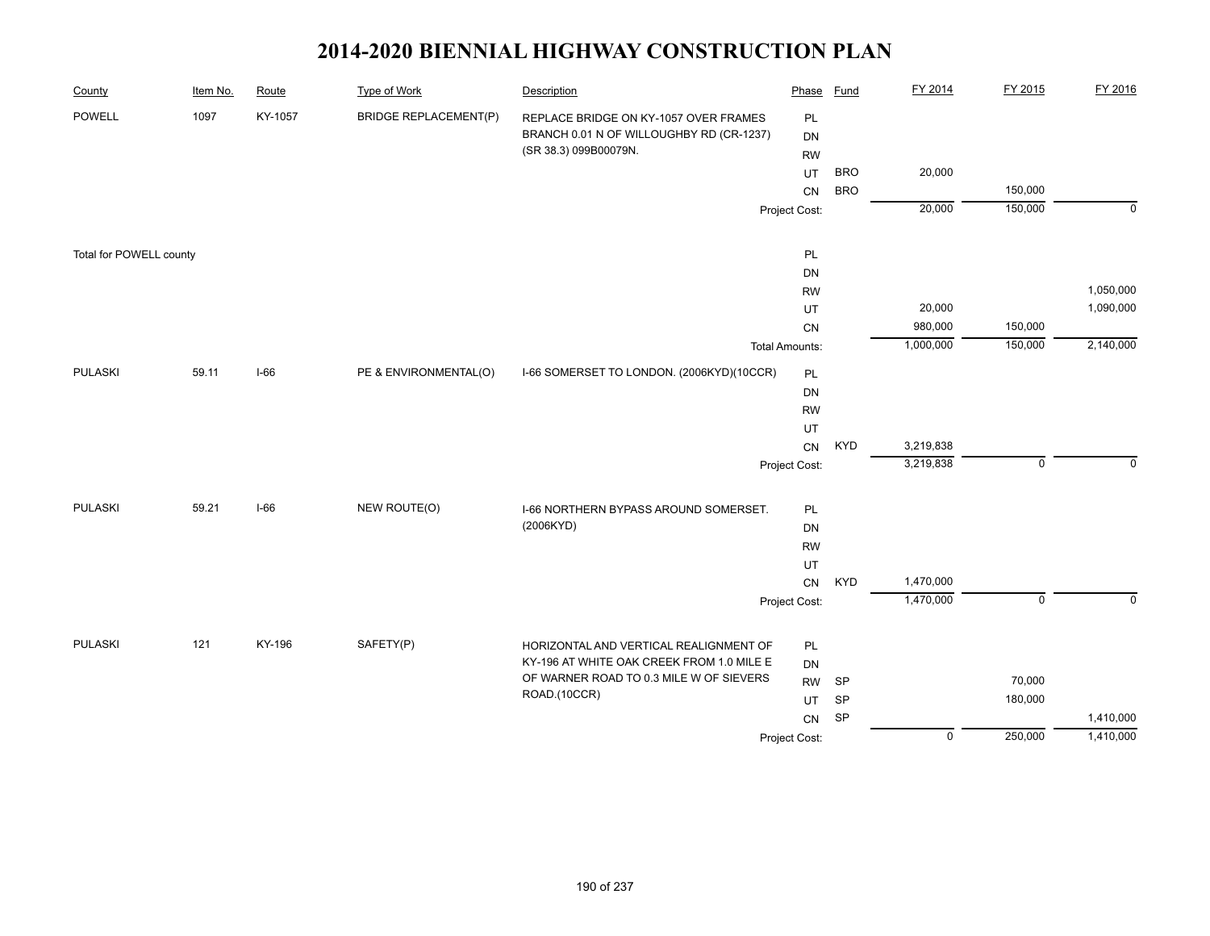# 2014-2020 BIENNIAL HIGHWAY CONSTRUCTION PLAN

| County | Item No. | Route | Type of Work | Description | Phase | Fund | FY 2014 | FY 2015 | FY 2016 |
|---|---|---|---|---|---|---|---|---|---|
| POWELL | 1097 | KY-1057 | BRIDGE REPLACEMENT(P) | REPLACE BRIDGE ON KY-1057 OVER FRAMES BRANCH 0.01 N OF WILLOUGHBY RD (CR-1237) (SR 38.3) 099B00079N. | PL | | | | |
| | | | | | DN | | | | |
| | | | | | RW | | | | |
| | | | | | UT | BRO | 20,000 | | |
| | | | | | CN | BRO | | 150,000 | |
| | | | | | Project Cost: | | 20,000 | 150,000 | 0 |
| Total for POWELL county | | | | | PL | | | | |
| | | | | | DN | | | | |
| | | | | | RW | | | | 1,050,000 |
| | | | | | UT | | 20,000 | | 1,090,000 |
| | | | | | CN | | 980,000 | 150,000 | |
| | | | | | Total Amounts: | | 1,000,000 | 150,000 | 2,140,000 |
| PULASKI | 59.11 | I-66 | PE & ENVIRONMENTAL(O) | I-66 SOMERSET TO LONDON. (2006KYD)(10CCR) | PL | | | | |
| | | | | | DN | | | | |
| | | | | | RW | | | | |
| | | | | | UT | | | | |
| | | | | | CN | KYD | 3,219,838 | | |
| | | | | | Project Cost: | | 3,219,838 | 0 | 0 |
| PULASKI | 59.21 | I-66 | NEW ROUTE(O) | I-66 NORTHERN BYPASS AROUND SOMERSET. (2006KYD) | PL | | | | |
| | | | | | DN | | | | |
| | | | | | RW | | | | |
| | | | | | UT | | | | |
| | | | | | CN | KYD | 1,470,000 | | |
| | | | | | Project Cost: | | 1,470,000 | 0 | 0 |
| PULASKI | 121 | KY-196 | SAFETY(P) | HORIZONTAL AND VERTICAL REALIGNMENT OF KY-196 AT WHITE OAK CREEK FROM 1.0 MILE E OF WARNER ROAD TO 0.3 MILE W OF SIEVERS ROAD.(10CCR) | PL | | | | |
| | | | | | DN | | | | |
| | | | | | RW | SP | | 70,000 | |
| | | | | | UT | SP | | 180,000 | |
| | | | | | CN | SP | | | 1,410,000 |
| | | | | | Project Cost: | | 0 | 250,000 | 1,410,000 |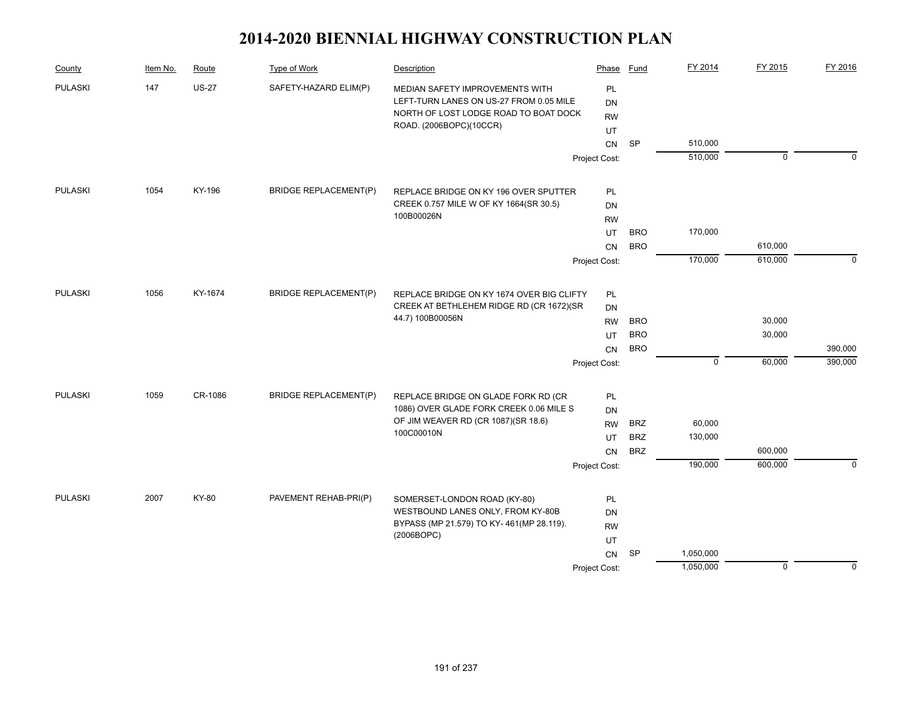# 2014-2020 BIENNIAL HIGHWAY CONSTRUCTION PLAN

| County | Item No. | Route | Type of Work | Description | Phase | Fund | FY 2014 | FY 2015 | FY 2016 |
|---|---|---|---|---|---|---|---|---|---|
| PULASKI | 147 | US-27 | SAFETY-HAZARD ELIM(P) | MEDIAN SAFETY IMPROVEMENTS WITH LEFT-TURN LANES ON US-27 FROM 0.05 MILE NORTH OF LOST LODGE ROAD TO BOAT DOCK ROAD. (2006BOPC)(10CCR) | PL | | | | |
| | | | | | DN | | | | |
| | | | | | RW | | | | |
| | | | | | UT | | | | |
| | | | | | CN | SP | 510,000 | | |
| | | | | | Project Cost: | | 510,000 | 0 | 0 |
| PULASKI | 1054 | KY-196 | BRIDGE REPLACEMENT(P) | REPLACE BRIDGE ON KY 196 OVER SPUTTER CREEK 0.757 MILE W OF KY 1664(SR 30.5) 100B00026N | PL | | | | |
| | | | | | DN | | | | |
| | | | | | RW | | | | |
| | | | | | UT | BRO | 170,000 | | |
| | | | | | CN | BRO | | 610,000 | |
| | | | | | Project Cost: | | 170,000 | 610,000 | 0 |
| PULASKI | 1056 | KY-1674 | BRIDGE REPLACEMENT(P) | REPLACE BRIDGE ON KY 1674 OVER BIG CLIFTY CREEK AT BETHLEHEM RIDGE RD (CR 1672)(SR 44.7) 100B00056N | PL | | | | |
| | | | | | DN | | | | |
| | | | | | RW | BRO | | 30,000 | |
| | | | | | UT | BRO | | 30,000 | |
| | | | | | CN | BRO | | | 390,000 |
| | | | | | Project Cost: | | 0 | 60,000 | 390,000 |
| PULASKI | 1059 | CR-1086 | BRIDGE REPLACEMENT(P) | REPLACE BRIDGE ON GLADE FORK RD (CR 1086) OVER GLADE FORK CREEK 0.06 MILE S OF JIM WEAVER RD (CR 1087)(SR 18.6) 100C00010N | PL | | | | |
| | | | | | DN | | | | |
| | | | | | RW | BRZ | 60,000 | | |
| | | | | | UT | BRZ | 130,000 | | |
| | | | | | CN | BRZ | | 600,000 | |
| | | | | | Project Cost: | | 190,000 | 600,000 | 0 |
| PULASKI | 2007 | KY-80 | PAVEMENT REHAB-PRI(P) | SOMERSET-LONDON ROAD (KY-80) WESTBOUND LANES ONLY, FROM KY-80B BYPASS (MP 21.579) TO KY- 461(MP 28.119). (2006BOPC) | PL | | | | |
| | | | | | DN | | | | |
| | | | | | RW | | | | |
| | | | | | UT | | | | |
| | | | | | CN | SP | 1,050,000 | | |
| | | | | | Project Cost: | | 1,050,000 | 0 | 0 |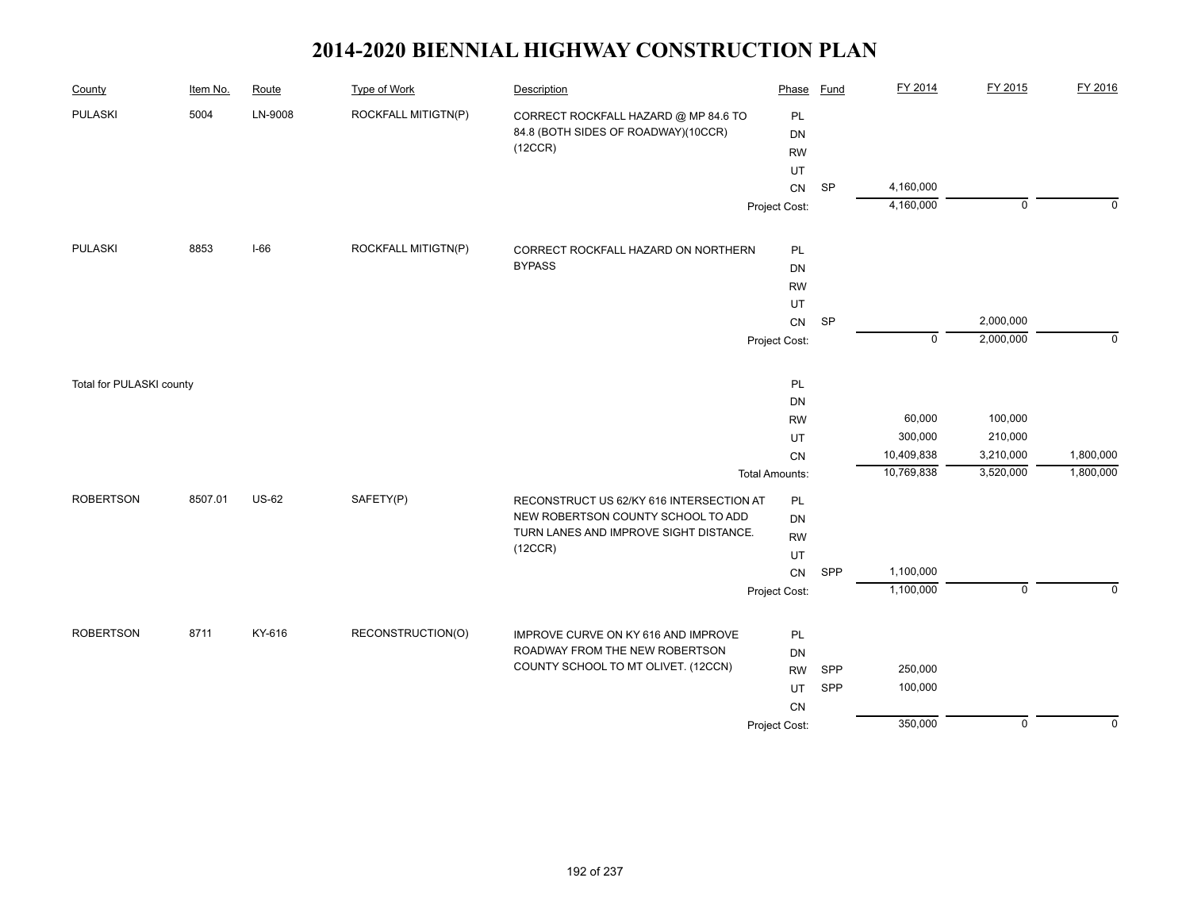# 2014-2020 BIENNIAL HIGHWAY CONSTRUCTION PLAN

| County | Item No. | Route | Type of Work | Description | Phase | Fund | FY 2014 | FY 2015 | FY 2016 |
|---|---|---|---|---|---|---|---|---|---|
| PULASKI | 5004 | LN-9008 | ROCKFALL MITIGTN(P) | CORRECT ROCKFALL HAZARD @ MP 84.6 TO 84.8 (BOTH SIDES OF ROADWAY)(10CCR)(12CCR) | PL | | | | |
| | | | | | DN | | | | |
| | | | | | RW | | | | |
| | | | | | UT | | | | |
| | | | | | CN | SP | 4,160,000 | | |
| | | | | | Project Cost: | | 4,160,000 | 0 | 0 |
| PULASKI | 8853 | I-66 | ROCKFALL MITIGTN(P) | CORRECT ROCKFALL HAZARD ON NORTHERN BYPASS | PL | | | | |
| | | | | | DN | | | | |
| | | | | | RW | | | | |
| | | | | | UT | | | | |
| | | | | | CN | SP | | 2,000,000 | |
| | | | | | Project Cost: | | 0 | 2,000,000 | 0 |
| Total for PULASKI county | | | | | PL | | | | |
| | | | | | DN | | | | |
| | | | | | RW | | 60,000 | 100,000 | |
| | | | | | UT | | 300,000 | 210,000 | |
| | | | | | CN | | 10,409,838 | 3,210,000 | 1,800,000 |
| | | | | | Total Amounts: | | 10,769,838 | 3,520,000 | 1,800,000 |
| ROBERTSON | 8507.01 | US-62 | SAFETY(P) | RECONSTRUCT US 62/KY 616 INTERSECTION AT NEW ROBERTSON COUNTY SCHOOL TO ADD TURN LANES AND IMPROVE SIGHT DISTANCE. (12CCR) | PL | | | | |
| | | | | | DN | | | | |
| | | | | | RW | | | | |
| | | | | | UT | | | | |
| | | | | | CN | SPP | 1,100,000 | | |
| | | | | | Project Cost: | | 1,100,000 | 0 | 0 |
| ROBERTSON | 8711 | KY-616 | RECONSTRUCTION(O) | IMPROVE CURVE ON KY 616 AND IMPROVE ROADWAY FROM THE NEW ROBERTSON COUNTY SCHOOL TO MT OLIVET. (12CCN) | PL | | | | |
| | | | | | DN | | | | |
| | | | | | RW | SPP | 250,000 | | |
| | | | | | UT | SPP | 100,000 | | |
| | | | | | CN | | | | |
| | | | | | Project Cost: | | 350,000 | 0 | 0 |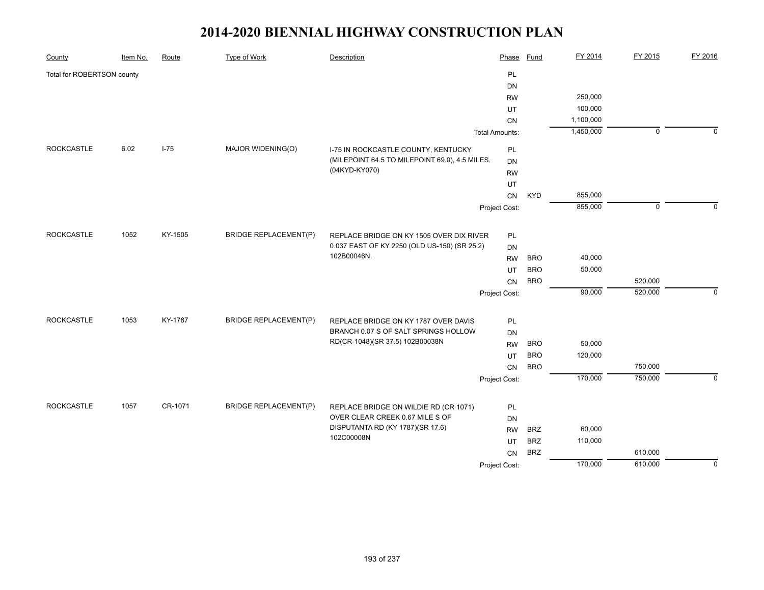# 2014-2020 BIENNIAL HIGHWAY CONSTRUCTION PLAN

| County | Item No. | Route | Type of Work | Description | Phase | Fund | FY 2014 | FY 2015 | FY 2016 |
|---|---|---|---|---|---|---|---|---|---|
| Total for ROBERTSON county | | | | | PL | | | | |
| | | | | | DN | | | | |
| | | | | | RW | | 250,000 | | |
| | | | | | UT | | 100,000 | | |
| | | | | | CN | | 1,100,000 | | |
| | | | | | Total Amounts: | | 1,450,000 | 0 | 0 |
| ROCKCASTLE | 6.02 | I-75 | MAJOR WIDENING(O) | I-75 IN ROCKCASTLE COUNTY, KENTUCKY (MILEPOINT 64.5 TO MILEPOINT 69.0), 4.5 MILES. (04KYD-KY070) | PL | | | | |
| | | | | | DN | | | | |
| | | | | | RW | | | | |
| | | | | | UT | | | | |
| | | | | | CN | KYD | 855,000 | | |
| | | | | | Project Cost: | | 855,000 | 0 | 0 |
| ROCKCASTLE | 1052 | KY-1505 | BRIDGE REPLACEMENT(P) | REPLACE BRIDGE ON KY 1505 OVER DIX RIVER 0.037 EAST OF KY 2250 (OLD US-150) (SR 25.2) 102B00046N. | PL | | | | |
| | | | | | DN | | | | |
| | | | | | RW | BRO | 40,000 | | |
| | | | | | UT | BRO | 50,000 | | |
| | | | | | CN | BRO | | 520,000 | |
| | | | | | Project Cost: | | 90,000 | 520,000 | 0 |
| ROCKCASTLE | 1053 | KY-1787 | BRIDGE REPLACEMENT(P) | REPLACE BRIDGE ON KY 1787 OVER DAVIS BRANCH 0.07 S OF SALT SPRINGS HOLLOW RD(CR-1048)(SR 37.5) 102B00038N | PL | | | | |
| | | | | | DN | | | | |
| | | | | | RW | BRO | 50,000 | | |
| | | | | | UT | BRO | 120,000 | | |
| | | | | | CN | BRO | | 750,000 | |
| | | | | | Project Cost: | | 170,000 | 750,000 | 0 |
| ROCKCASTLE | 1057 | CR-1071 | BRIDGE REPLACEMENT(P) | REPLACE BRIDGE ON WILDIE RD (CR 1071) OVER CLEAR CREEK 0.67 MILE S OF DISPUTANTA RD (KY 1787)(SR 17.6) 102C00008N | PL | | | | |
| | | | | | DN | | | | |
| | | | | | RW | BRZ | 60,000 | | |
| | | | | | UT | BRZ | 110,000 | | |
| | | | | | CN | BRZ | | 610,000 | |
| | | | | | Project Cost: | | 170,000 | 610,000 | 0 |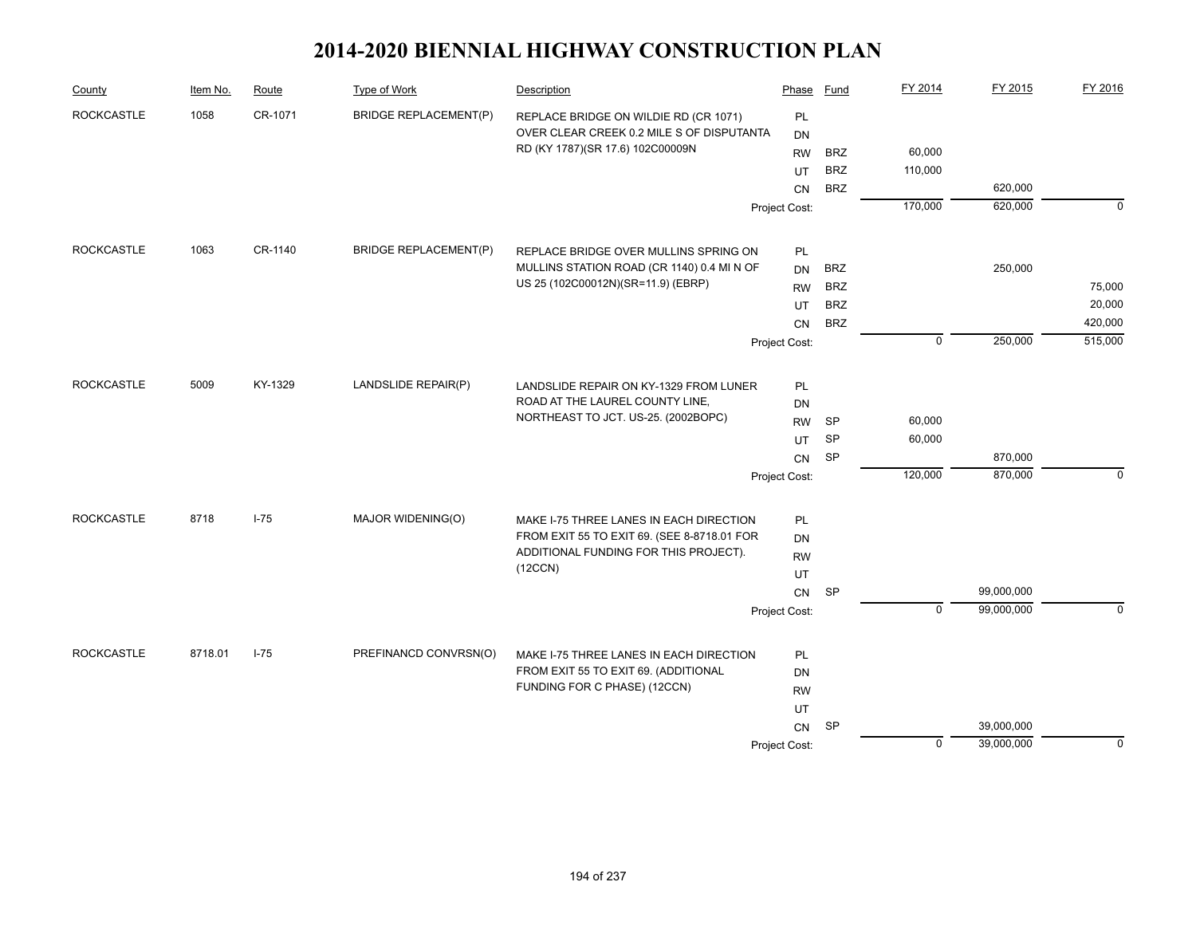# 2014-2020 BIENNIAL HIGHWAY CONSTRUCTION PLAN

| County | Item No. | Route | Type of Work | Description | Phase | Fund | FY 2014 | FY 2015 | FY 2016 |
|---|---|---|---|---|---|---|---|---|---|
| ROCKCASTLE | 1058 | CR-1071 | BRIDGE REPLACEMENT(P) | REPLACE BRIDGE ON WILDIE RD (CR 1071) OVER CLEAR CREEK 0.2 MILE S OF DISPUTANTA RD (KY 1787)(SR 17.6) 102C00009N | PL | | | | |
| | | | | | DN | | | | |
| | | | | | RW | BRZ | 60,000 | | |
| | | | | | UT | BRZ | 110,000 | | |
| | | | | | CN | BRZ | | 620,000 | |
| | | | | | Project Cost: | | 170,000 | 620,000 | 0 |
| ROCKCASTLE | 1063 | CR-1140 | BRIDGE REPLACEMENT(P) | REPLACE BRIDGE OVER MULLINS SPRING ON MULLINS STATION ROAD (CR 1140) 0.4 MI N OF US 25 (102C00012N)(SR=11.9) (EBRP) | PL | | | | |
| | | | | | DN | BRZ | | 250,000 | |
| | | | | | RW | BRZ | | | 75,000 |
| | | | | | UT | BRZ | | | 20,000 |
| | | | | | CN | BRZ | | | 420,000 |
| | | | | | Project Cost: | | 0 | 250,000 | 515,000 |
| ROCKCASTLE | 5009 | KY-1329 | LANDSLIDE REPAIR(P) | LANDSLIDE REPAIR ON KY-1329 FROM LUNER ROAD AT THE LAUREL COUNTY LINE, NORTHEAST TO JCT. US-25. (2002BOPC) | PL | | | | |
| | | | | | DN | | | | |
| | | | | | RW | SP | 60,000 | | |
| | | | | | UT | SP | 60,000 | | |
| | | | | | CN | SP | | 870,000 | |
| | | | | | Project Cost: | | 120,000 | 870,000 | 0 |
| ROCKCASTLE | 8718 | I-75 | MAJOR WIDENING(O) | MAKE I-75 THREE LANES IN EACH DIRECTION FROM EXIT 55 TO EXIT 69. (SEE 8-8718.01 FOR ADDITIONAL FUNDING FOR THIS PROJECT). (12CCN) | PL | | | | |
| | | | | | DN | | | | |
| | | | | | RW | | | | |
| | | | | | UT | | | | |
| | | | | | CN | SP | | 99,000,000 | |
| | | | | | Project Cost: | | 0 | 99,000,000 | 0 |
| ROCKCASTLE | 8718.01 | I-75 | PREFINANCD CONVRSN(O) | MAKE I-75 THREE LANES IN EACH DIRECTION FROM EXIT 55 TO EXIT 69. (ADDITIONAL FUNDING FOR C PHASE) (12CCN) | PL | | | | |
| | | | | | DN | | | | |
| | | | | | RW | | | | |
| | | | | | UT | | | | |
| | | | | | CN | SP | | 39,000,000 | |
| | | | | | Project Cost: | | 0 | 39,000,000 | 0 |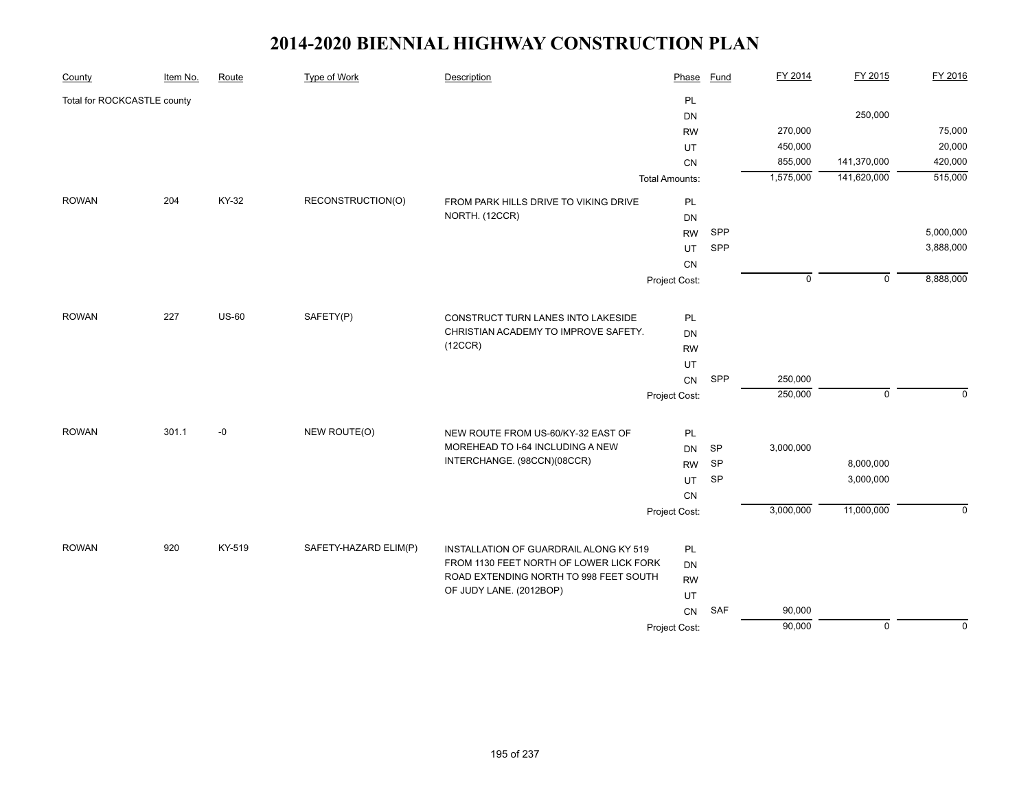# 2014-2020 BIENNIAL HIGHWAY CONSTRUCTION PLAN

| County | Item No. | Route | Type of Work | Description | Phase | Fund | FY 2014 | FY 2015 | FY 2016 |
|---|---|---|---|---|---|---|---|---|---|
| Total for ROCKCASTLE county | | | | | PL | | | | |
| | | | | | DN | | | 250,000 | |
| | | | | | RW | | 270,000 | | 75,000 |
| | | | | | UT | | 450,000 | | 20,000 |
| | | | | | CN | | 855,000 | 141,370,000 | 420,000 |
| | | | | | Total Amounts: | | 1,575,000 | 141,620,000 | 515,000 |
| ROWAN | 204 | KY-32 | RECONSTRUCTION(O) | FROM PARK HILLS DRIVE TO VIKING DRIVE NORTH. (12CCR) | PL | | | | |
| | | | | | DN | | | | |
| | | | | | RW | SPP | | | 5,000,000 |
| | | | | | UT | SPP | | | 3,888,000 |
| | | | | | CN | | | | |
| | | | | | Project Cost: | | 0 | 0 | 8,888,000 |
| ROWAN | 227 | US-60 | SAFETY(P) | CONSTRUCT TURN LANES INTO LAKESIDE CHRISTIAN ACADEMY TO IMPROVE SAFETY. (12CCR) | PL | | | | |
| | | | | | DN | | | | |
| | | | | | RW | | | | |
| | | | | | UT | | | | |
| | | | | | CN | SPP | 250,000 | | |
| | | | | | Project Cost: | | 250,000 | 0 | 0 |
| ROWAN | 301.1 | -0 | NEW ROUTE(O) | NEW ROUTE FROM US-60/KY-32 EAST OF MOREHEAD TO I-64 INCLUDING A NEW INTERCHANGE. (98CCN)(08CCR) | PL | | | | |
| | | | | | DN | SP | 3,000,000 | | |
| | | | | | RW | SP | | 8,000,000 | |
| | | | | | UT | SP | | 3,000,000 | |
| | | | | | CN | | | | |
| | | | | | Project Cost: | | 3,000,000 | 11,000,000 | 0 |
| ROWAN | 920 | KY-519 | SAFETY-HAZARD ELIM(P) | INSTALLATION OF GUARDRAIL ALONG KY 519 FROM 1130 FEET NORTH OF LOWER LICK FORK ROAD EXTENDING NORTH TO 998 FEET SOUTH OF JUDY LANE. (2012BOP) | PL | | | | |
| | | | | | DN | | | | |
| | | | | | RW | | | | |
| | | | | | UT | | | | |
| | | | | | CN | SAF | 90,000 | | |
| | | | | | Project Cost: | | 90,000 | 0 | 0 |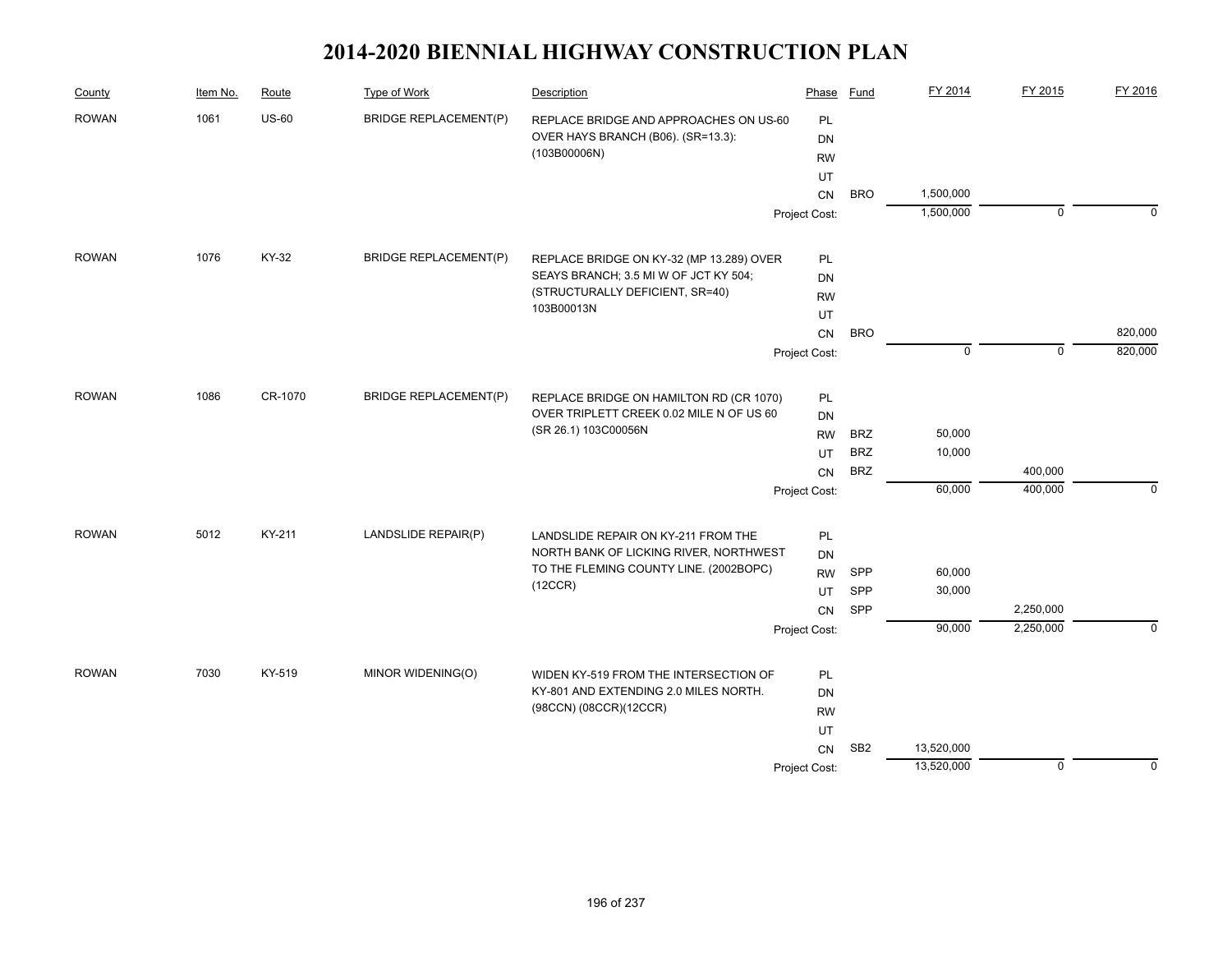# 2014-2020 BIENNIAL HIGHWAY CONSTRUCTION PLAN

| County | Item No. | Route | Type of Work | Description | Phase | Fund | FY 2014 | FY 2015 | FY 2016 |
|---|---|---|---|---|---|---|---|---|---|
| ROWAN | 1061 | US-60 | BRIDGE REPLACEMENT(P) | REPLACE BRIDGE AND APPROACHES ON US-60 OVER HAYS BRANCH (B06). (SR=13.3): (103B00006N) | PL | | | | |
| | | | | | DN | | | | |
| | | | | | RW | | | | |
| | | | | | UT | | | | |
| | | | | | CN | BRO | 1,500,000 | | |
| | | | | | Project Cost: | | 1,500,000 | 0 | 0 |
| ROWAN | 1076 | KY-32 | BRIDGE REPLACEMENT(P) | REPLACE BRIDGE ON KY-32 (MP 13.289) OVER SEAYS BRANCH; 3.5 MI W OF JCT KY 504; (STRUCTURALLY DEFICIENT, SR=40) 103B00013N | PL | | | | |
| | | | | | DN | | | | |
| | | | | | RW | | | | |
| | | | | | UT | | | | |
| | | | | | CN | BRO | | | 820,000 |
| | | | | | Project Cost: | | 0 | 0 | 820,000 |
| ROWAN | 1086 | CR-1070 | BRIDGE REPLACEMENT(P) | REPLACE BRIDGE ON HAMILTON RD (CR 1070) OVER TRIPLETT CREEK 0.02 MILE N OF US 60 (SR 26.1) 103C00056N | PL | | | | |
| | | | | | DN | | | | |
| | | | | | RW | BRZ | 50,000 | | |
| | | | | | UT | BRZ | 10,000 | | |
| | | | | | CN | BRZ | | 400,000 | |
| | | | | | Project Cost: | | 60,000 | 400,000 | 0 |
| ROWAN | 5012 | KY-211 | LANDSLIDE REPAIR(P) | LANDSLIDE REPAIR ON KY-211 FROM THE NORTH BANK OF LICKING RIVER, NORTHWEST TO THE FLEMING COUNTY LINE. (2002BOPC) (12CCR) | PL | | | | |
| | | | | | DN | | | | |
| | | | | | RW | SPP | 60,000 | | |
| | | | | | UT | SPP | 30,000 | | |
| | | | | | CN | SPP | | 2,250,000 | |
| | | | | | Project Cost: | | 90,000 | 2,250,000 | 0 |
| ROWAN | 7030 | KY-519 | MINOR WIDENING(O) | WIDEN KY-519 FROM THE INTERSECTION OF KY-801 AND EXTENDING 2.0 MILES NORTH. (98CCN) (08CCR)(12CCR) | PL | | | | |
| | | | | | DN | | | | |
| | | | | | RW | | | | |
| | | | | | UT | | | | |
| | | | | | CN | SB2 | 13,520,000 | | |
| | | | | | Project Cost: | | 13,520,000 | 0 | 0 |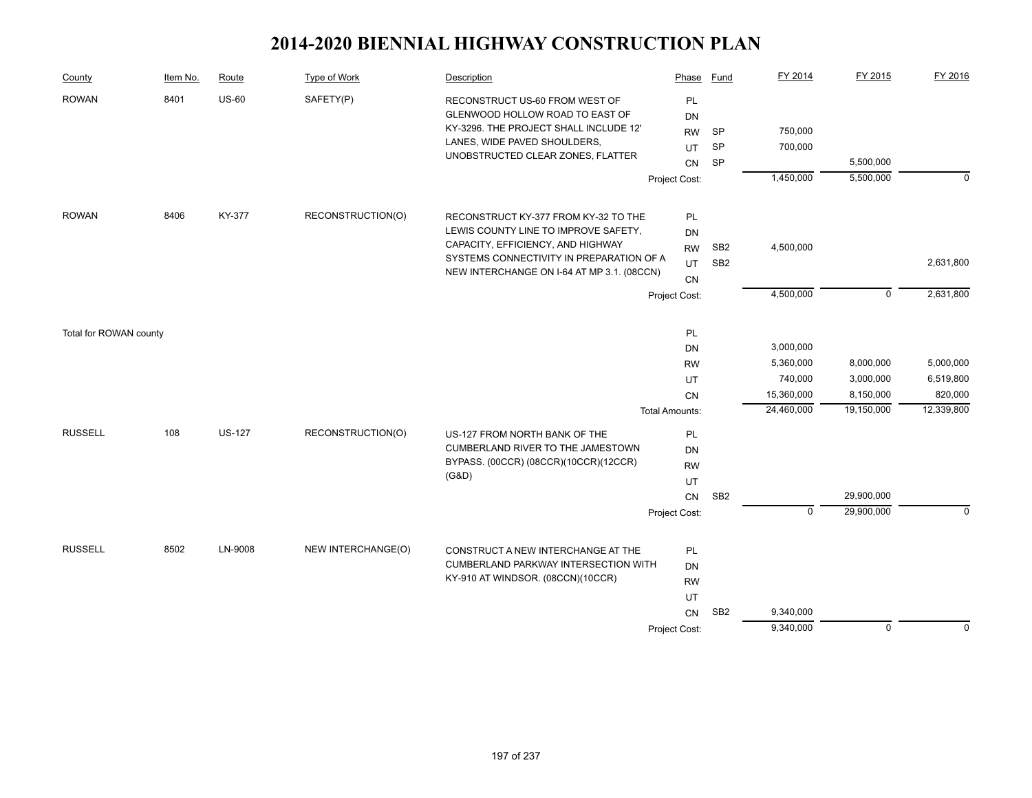# 2014-2020 BIENNIAL HIGHWAY CONSTRUCTION PLAN

| County | Item No. | Route | Type of Work | Description | Phase | Fund | FY 2014 | FY 2015 | FY 2016 |
|---|---|---|---|---|---|---|---|---|---|
| ROWAN | 8401 | US-60 | SAFETY(P) | RECONSTRUCT US-60 FROM WEST OF GLENWOOD HOLLOW ROAD TO EAST OF KY-3296. THE PROJECT SHALL INCLUDE 12' LANES, WIDE PAVED SHOULDERS, UNOBSTRUCTED CLEAR ZONES, FLATTER | PL | | | | |
| | | | | | DN | | | | |
| | | | | | RW | SP | 750,000 | | |
| | | | | | UT | SP | 700,000 | | |
| | | | | | CN | SP | | 5,500,000 | |
| | | | | | Project Cost: | | 1,450,000 | 5,500,000 | 0 |
| ROWAN | 8406 | KY-377 | RECONSTRUCTION(O) | RECONSTRUCT KY-377 FROM KY-32 TO THE LEWIS COUNTY LINE TO IMPROVE SAFETY, CAPACITY, EFFICIENCY, AND HIGHWAY SYSTEMS CONNECTIVITY IN PREPARATION OF A NEW INTERCHANGE ON I-64 AT MP 3.1. (08CCN) | PL | | | | |
| | | | | | DN | | | | |
| | | | | | RW | SB2 | 4,500,000 | | |
| | | | | | UT | SB2 | | | 2,631,800 |
| | | | | | CN | | | | |
| | | | | | Project Cost: | | 4,500,000 | 0 | 2,631,800 |
| Total for ROWAN county | | | | | PL | | | | |
| | | | | | DN | | 3,000,000 | | |
| | | | | | RW | | 5,360,000 | 8,000,000 | 5,000,000 |
| | | | | | UT | | 740,000 | 3,000,000 | 6,519,800 |
| | | | | | CN | | 15,360,000 | 8,150,000 | 820,000 |
| | | | | | Total Amounts: | | 24,460,000 | 19,150,000 | 12,339,800 |
| RUSSELL | 108 | US-127 | RECONSTRUCTION(O) | US-127 FROM NORTH BANK OF THE CUMBERLAND RIVER TO THE JAMESTOWN BYPASS. (00CCR) (08CCR)(10CCR)(12CCR) (G&D) | PL | | | | |
| | | | | | DN | | | | |
| | | | | | RW | | | | |
| | | | | | UT | | | | |
| | | | | | CN | SB2 | | 29,900,000 | |
| | | | | | Project Cost: | | 0 | 29,900,000 | 0 |
| RUSSELL | 8502 | LN-9008 | NEW INTERCHANGE(O) | CONSTRUCT A NEW INTERCHANGE AT THE CUMBERLAND PARKWAY INTERSECTION WITH KY-910 AT WINDSOR. (08CCN)(10CCR) | PL | | | | |
| | | | | | DN | | | | |
| | | | | | RW | | | | |
| | | | | | UT | | | | |
| | | | | | CN | SB2 | 9,340,000 | | |
| | | | | | Project Cost: | | 9,340,000 | 0 | 0 |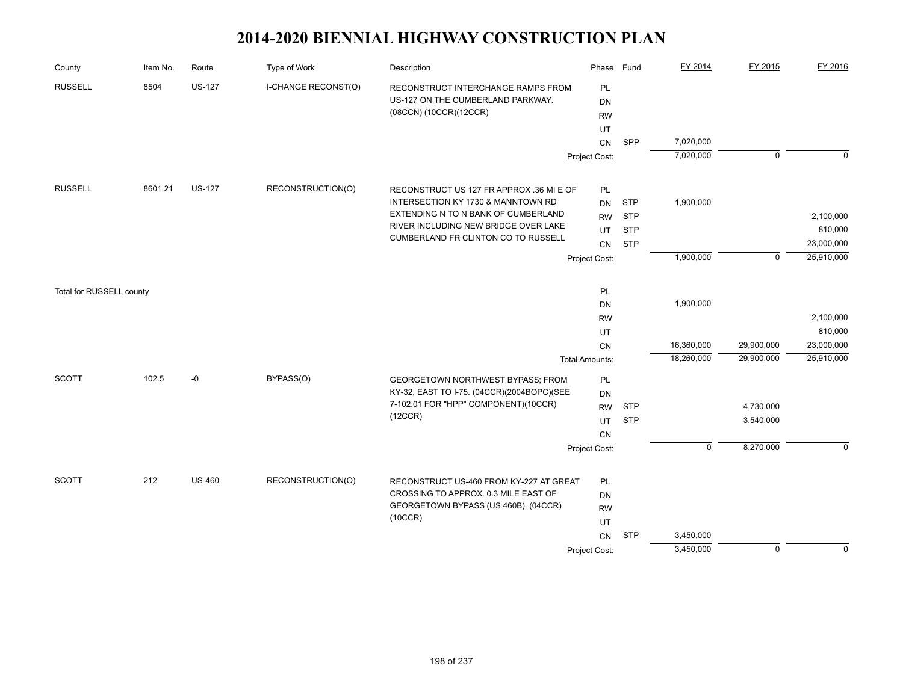# 2014-2020 BIENNIAL HIGHWAY CONSTRUCTION PLAN

| County | Item No. | Route | Type of Work | Description | Phase | Fund | FY 2014 | FY 2015 | FY 2016 |
|---|---|---|---|---|---|---|---|---|---|
| RUSSELL | 8504 | US-127 | I-CHANGE RECONST(O) | RECONSTRUCT INTERCHANGE RAMPS FROM US-127 ON THE CUMBERLAND PARKWAY. (08CCN) (10CCR)(12CCR) | PL | | | | |
| | | | | | DN | | | | |
| | | | | | RW | | | | |
| | | | | | UT | | | | |
| | | | | | CN | SPP | 7,020,000 | | |
| | | | | | Project Cost: | | 7,020,000 | 0 | 0 |
| RUSSELL | 8601.21 | US-127 | RECONSTRUCTION(O) | RECONSTRUCT US 127 FR APPROX .36 MI E OF INTERSECTION KY 1730 & MANNTOWN RD EXTENDING N TO N BANK OF CUMBERLAND RIVER INCLUDING NEW BRIDGE OVER LAKE CUMBERLAND FR CLINTON CO TO RUSSELL | PL | | | | |
| | | | | | DN | STP | 1,900,000 | | |
| | | | | | RW | STP | | | 2,100,000 |
| | | | | | UT | STP | | | 810,000 |
| | | | | | CN | STP | | | 23,000,000 |
| | | | | | Project Cost: | | 1,900,000 | 0 | 25,910,000 |
| Total for RUSSELL county | | | | | PL | | | | |
| | | | | | DN | | 1,900,000 | | |
| | | | | | RW | | | | 2,100,000 |
| | | | | | UT | | | | 810,000 |
| | | | | | CN | | 16,360,000 | 29,900,000 | 23,000,000 |
| | | | | | Total Amounts: | | 18,260,000 | 29,900,000 | 25,910,000 |
| SCOTT | 102.5 | -0 | BYPASS(O) | GEORGETOWN NORTHWEST BYPASS; FROM KY-32, EAST TO I-75. (04CCR)(2004BOPC)(SEE 7-102.01 FOR "HPP" COMPONENT)(10CCR)(12CCR) | PL | | | | |
| | | | | | DN | | | | |
| | | | | | RW | STP | | 4,730,000 | |
| | | | | | UT | STP | | 3,540,000 | |
| | | | | | CN | | | | |
| | | | | | Project Cost: | | 0 | 8,270,000 | 0 |
| SCOTT | 212 | US-460 | RECONSTRUCTION(O) | RECONSTRUCT US-460 FROM KY-227 AT GREAT CROSSING TO APPROX. 0.3 MILE EAST OF GEORGETOWN BYPASS (US 460B). (04CCR)(10CCR) | PL | | | | |
| | | | | | DN | | | | |
| | | | | | RW | | | | |
| | | | | | UT | | | | |
| | | | | | CN | STP | 3,450,000 | | |
| | | | | | Project Cost: | | 3,450,000 | 0 | 0 |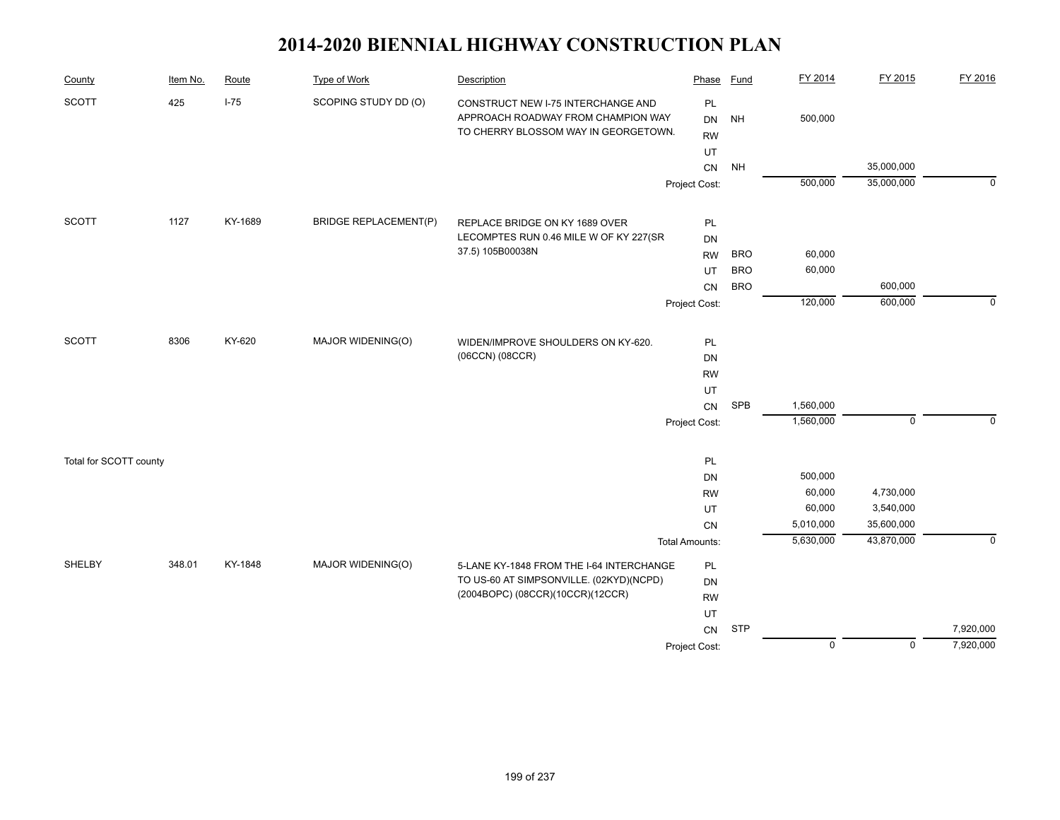# 2014-2020 BIENNIAL HIGHWAY CONSTRUCTION PLAN

| County | Item No. | Route | Type of Work | Description | Phase | Fund | FY 2014 | FY 2015 | FY 2016 |
|---|---|---|---|---|---|---|---|---|---|
| SCOTT | 425 | I-75 | SCOPING STUDY DD (O) | CONSTRUCT NEW I-75 INTERCHANGE AND APPROACH ROADWAY FROM CHAMPION WAY TO CHERRY BLOSSOM WAY IN GEORGETOWN. | PL | | | | |
| | | | | | DN | NH | 500,000 | | |
| | | | | | RW | | | | |
| | | | | | UT | | | | |
| | | | | | CN | NH | | 35,000,000 | |
| | | | | | Project Cost: | | 500,000 | 35,000,000 | 0 |
| SCOTT | 1127 | KY-1689 | BRIDGE REPLACEMENT(P) | REPLACE BRIDGE ON KY 1689 OVER LECOMPTES RUN 0.46 MILE W OF KY 227(SR 37.5) 105B00038N | PL | | | | |
| | | | | | DN | | | | |
| | | | | | RW | BRO | 60,000 | | |
| | | | | | UT | BRO | 60,000 | | |
| | | | | | CN | BRO | | 600,000 | |
| | | | | | Project Cost: | | 120,000 | 600,000 | 0 |
| SCOTT | 8306 | KY-620 | MAJOR WIDENING(O) | WIDEN/IMPROVE SHOULDERS ON KY-620. (06CCN) (08CCR) | PL | | | | |
| | | | | | DN | | | | |
| | | | | | RW | | | | |
| | | | | | UT | | | | |
| | | | | | CN | SPB | 1,560,000 | | |
| | | | | | Project Cost: | | 1,560,000 | 0 | 0 |
| Total for SCOTT county | | | | | PL | | | | |
| | | | | | DN | | 500,000 | | |
| | | | | | RW | | 60,000 | 4,730,000 | |
| | | | | | UT | | 60,000 | 3,540,000 | |
| | | | | | CN | | 5,010,000 | 35,600,000 | |
| | | | | | Total Amounts: | | 5,630,000 | 43,870,000 | 0 |
| SHELBY | 348.01 | KY-1848 | MAJOR WIDENING(O) | 5-LANE KY-1848 FROM THE I-64 INTERCHANGE TO US-60 AT SIMPSONVILLE. (02KYD)(NCPD) (2004BOPC) (08CCR)(10CCR)(12CCR) | PL | | | | |
| | | | | | DN | | | | |
| | | | | | RW | | | | |
| | | | | | UT | | | | |
| | | | | | CN | STP | | | 7,920,000 |
| | | | | | Project Cost: | | 0 | 0 | 7,920,000 |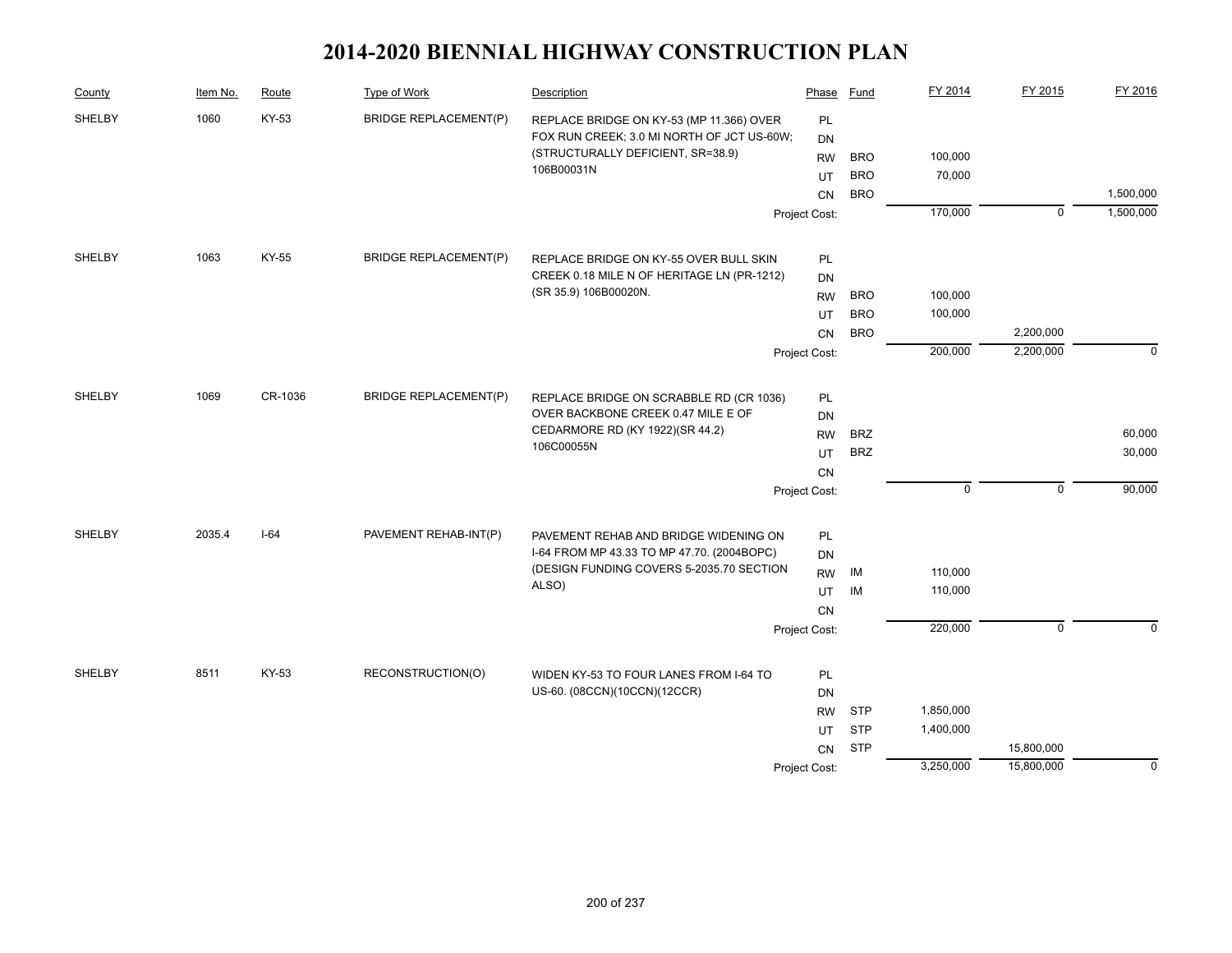# 2014-2020 BIENNIAL HIGHWAY CONSTRUCTION PLAN

| County | Item No. | Route | Type of Work | Description | Phase | Fund | FY 2014 | FY 2015 | FY 2016 |
|---|---|---|---|---|---|---|---|---|---|
| SHELBY | 1060 | KY-53 | BRIDGE REPLACEMENT(P) | REPLACE BRIDGE ON KY-53 (MP 11.366) OVER FOX RUN CREEK; 3.0 MI NORTH OF JCT US-60W; (STRUCTURALLY DEFICIENT, SR=38.9) 106B00031N | PL | | | | |
| | | | | | DN | | | | |
| | | | | | RW | BRO | 100,000 | | |
| | | | | | UT | BRO | 70,000 | | |
| | | | | | CN | BRO | | | 1,500,000 |
| | | | | | Project Cost: | | 170,000 | 0 | 1,500,000 |
| SHELBY | 1063 | KY-55 | BRIDGE REPLACEMENT(P) | REPLACE BRIDGE ON KY-55 OVER BULL SKIN CREEK 0.18 MILE N OF HERITAGE LN (PR-1212) (SR 35.9) 106B00020N. | PL | | | | |
| | | | | | DN | | | | |
| | | | | | RW | BRO | 100,000 | | |
| | | | | | UT | BRO | 100,000 | | |
| | | | | | CN | BRO | | 2,200,000 | |
| | | | | | Project Cost: | | 200,000 | 2,200,000 | 0 |
| SHELBY | 1069 | CR-1036 | BRIDGE REPLACEMENT(P) | REPLACE BRIDGE ON SCRABBLE RD (CR 1036) OVER BACKBONE CREEK 0.47 MILE E OF CEDARMORE RD (KY 1922)(SR 44.2) 106C00055N | PL | | | | |
| | | | | | DN | | | | |
| | | | | | RW | BRZ | | | 60,000 |
| | | | | | UT | BRZ | | | 30,000 |
| | | | | | CN | | | | |
| | | | | | Project Cost: | | 0 | 0 | 90,000 |
| SHELBY | 2035.4 | I-64 | PAVEMENT REHAB-INT(P) | PAVEMENT REHAB AND BRIDGE WIDENING ON I-64 FROM MP 43.33 TO MP 47.70. (2004BOPC) (DESIGN FUNDING COVERS 5-2035.70 SECTION ALSO) | PL | | | | |
| | | | | | DN | | | | |
| | | | | | RW | IM | 110,000 | | |
| | | | | | UT | IM | 110,000 | | |
| | | | | | CN | | | | |
| | | | | | Project Cost: | | 220,000 | 0 | 0 |
| SHELBY | 8511 | KY-53 | RECONSTRUCTION(O) | WIDEN KY-53 TO FOUR LANES FROM I-64 TO US-60. (08CCN)(10CCN)(12CCR) | PL | | | | |
| | | | | | DN | | | | |
| | | | | | RW | STP | 1,850,000 | | |
| | | | | | UT | STP | 1,400,000 | | |
| | | | | | CN | STP | | 15,800,000 | |
| | | | | | Project Cost: | | 3,250,000 | 15,800,000 | 0 |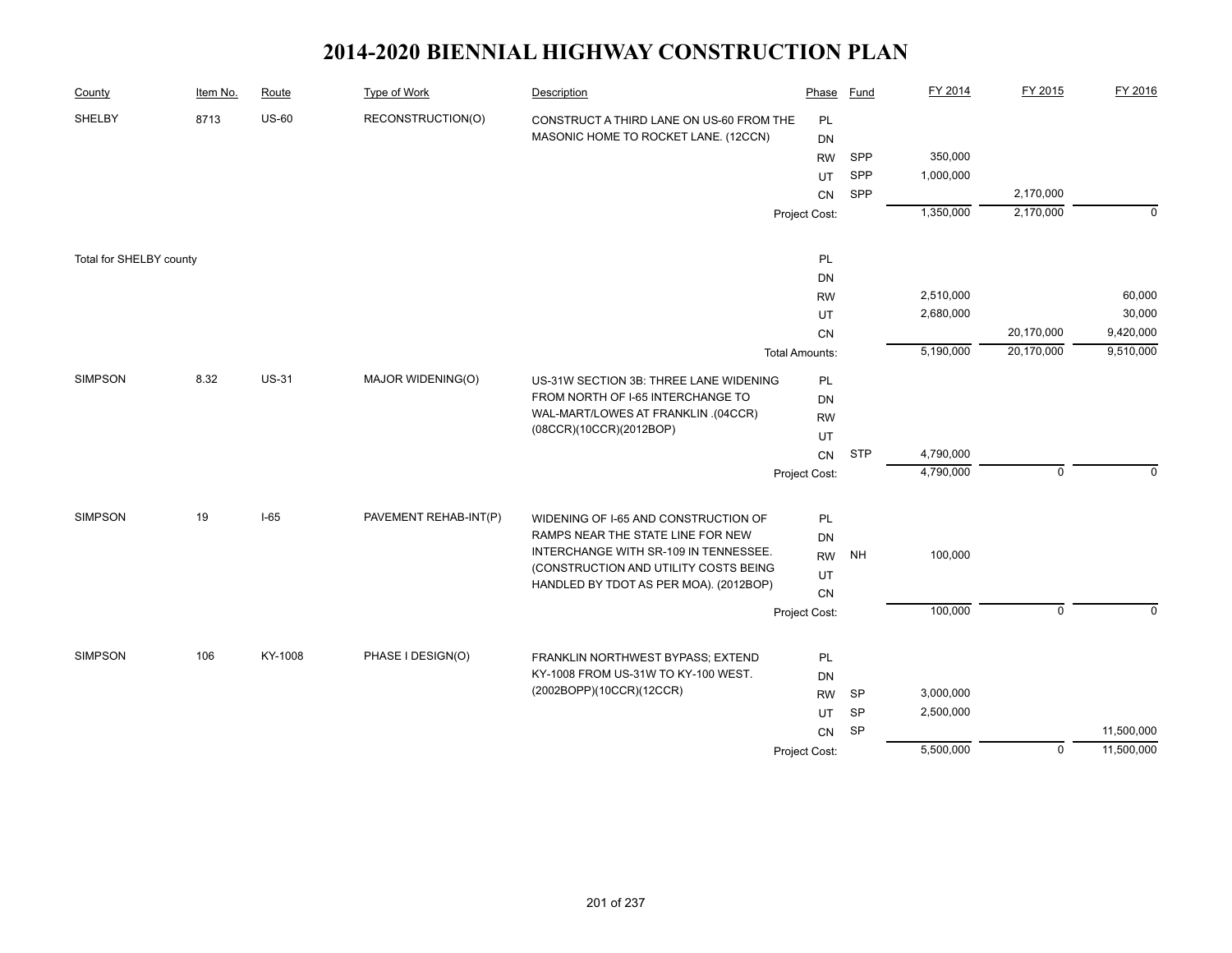# 2014-2020 BIENNIAL HIGHWAY CONSTRUCTION PLAN

| County | Item No. | Route | Type of Work | Description | Phase | Fund | FY 2014 | FY 2015 | FY 2016 |
|---|---|---|---|---|---|---|---|---|---|
| SHELBY | 8713 | US-60 | RECONSTRUCTION(O) | CONSTRUCT A THIRD LANE ON US-60 FROM THE MASONIC HOME TO ROCKET LANE. (12CCN) | PL | | | | |
| | | | | | DN | | | | |
| | | | | | RW | SPP | 350,000 | | |
| | | | | | UT | SPP | 1,000,000 | | |
| | | | | | CN | SPP | | 2,170,000 | |
| | | | | | Project Cost: | | 1,350,000 | 2,170,000 | 0 |
| Total for SHELBY county | | | | | PL | | | | |
| | | | | | DN | | | | |
| | | | | | RW | | 2,510,000 | | 60,000 |
| | | | | | UT | | 2,680,000 | | 30,000 |
| | | | | | CN | | | 20,170,000 | 9,420,000 |
| | | | | | Total Amounts: | | 5,190,000 | 20,170,000 | 9,510,000 |
| SIMPSON | 8.32 | US-31 | MAJOR WIDENING(O) | US-31W SECTION 3B: THREE LANE WIDENING FROM NORTH OF I-65 INTERCHANGE TO WAL-MART/LOWES AT FRANKLIN .(04CCR)(08CCR)(10CCR)(2012BOP) | PL | | | | |
| | | | | | DN | | | | |
| | | | | | RW | | | | |
| | | | | | UT | | | | |
| | | | | | CN | STP | 4,790,000 | | |
| | | | | | Project Cost: | | 4,790,000 | 0 | 0 |
| SIMPSON | 19 | I-65 | PAVEMENT REHAB-INT(P) | WIDENING OF I-65 AND CONSTRUCTION OF RAMPS NEAR THE STATE LINE FOR NEW INTERCHANGE WITH SR-109 IN TENNESSEE. (CONSTRUCTION AND UTILITY COSTS BEING HANDLED BY TDOT AS PER MOA). (2012BOP) | PL | | | | |
| | | | | | DN | | | | |
| | | | | | RW | NH | 100,000 | | |
| | | | | | UT | | | | |
| | | | | | CN | | | | |
| | | | | | Project Cost: | | 100,000 | 0 | 0 |
| SIMPSON | 106 | KY-1008 | PHASE I DESIGN(O) | FRANKLIN NORTHWEST BYPASS; EXTEND KY-1008 FROM US-31W TO KY-100 WEST. (2002BOPP)(10CCR)(12CCR) | PL | | | | |
| | | | | | DN | | | | |
| | | | | | RW | SP | 3,000,000 | | |
| | | | | | UT | SP | 2,500,000 | | |
| | | | | | CN | SP | | | 11,500,000 |
| | | | | | Project Cost: | | 5,500,000 | 0 | 11,500,000 |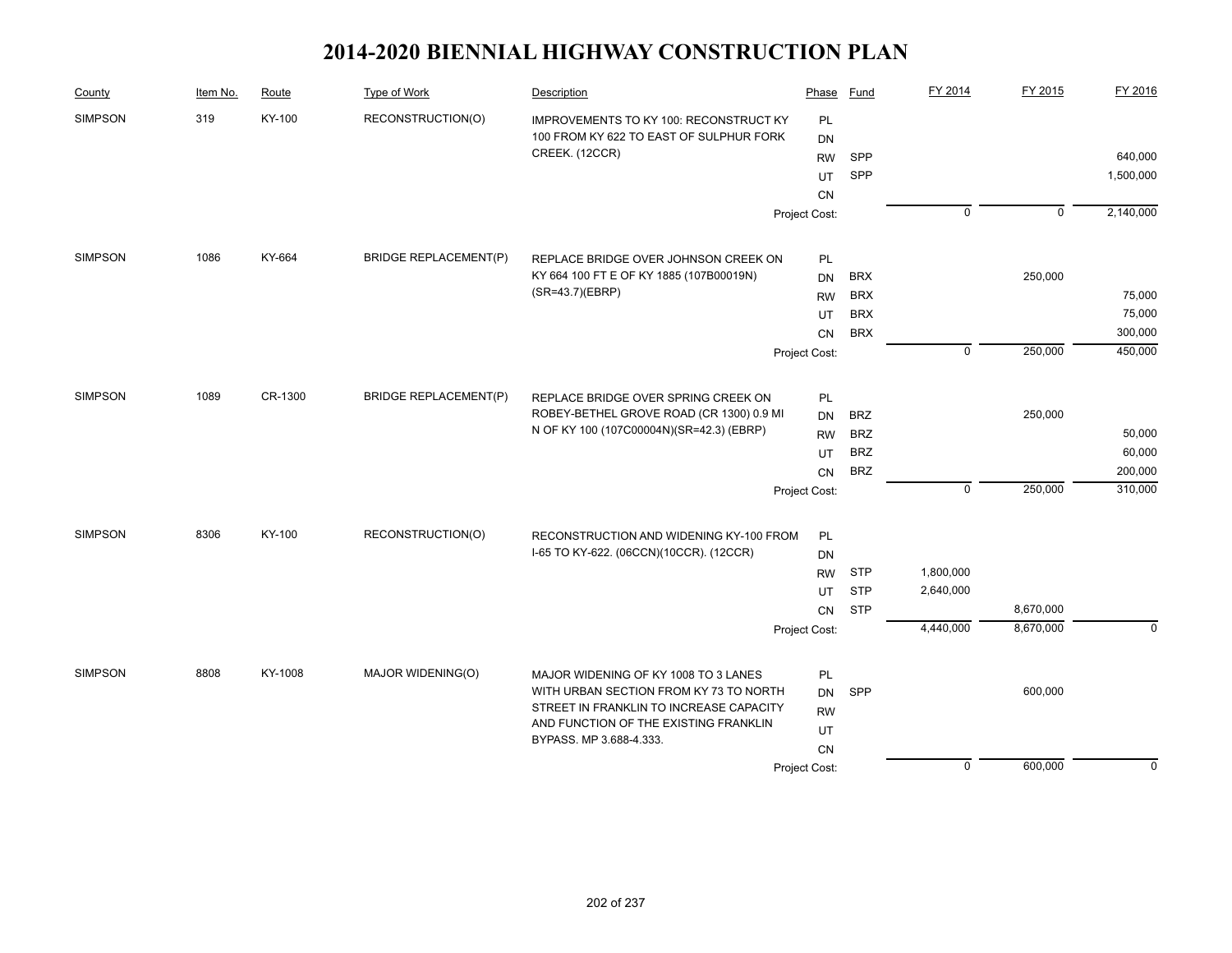# 2014-2020 BIENNIAL HIGHWAY CONSTRUCTION PLAN

| County | Item No. | Route | Type of Work | Description | Phase | Fund | FY 2014 | FY 2015 | FY 2016 |
|---|---|---|---|---|---|---|---|---|---|
| SIMPSON | 319 | KY-100 | RECONSTRUCTION(O) | IMPROVEMENTS TO KY 100: RECONSTRUCT KY 100 FROM KY 622 TO EAST OF SULPHUR FORK CREEK. (12CCR) | PL | | | | |
| | | | | | DN | | | | |
| | | | | | RW | SPP | | | 640,000 |
| | | | | | UT | SPP | | | 1,500,000 |
| | | | | | CN | | | | |
| | | | | | Project Cost: | | 0 | 0 | 2,140,000 |
| SIMPSON | 1086 | KY-664 | BRIDGE REPLACEMENT(P) | REPLACE BRIDGE OVER JOHNSON CREEK ON KY 664 100 FT E OF KY 1885 (107B00019N) (SR=43.7)(EBRP) | PL | | | | |
| | | | | | DN | BRX | | 250,000 | |
| | | | | | RW | BRX | | | 75,000 |
| | | | | | UT | BRX | | | 75,000 |
| | | | | | CN | BRX | | | 300,000 |
| | | | | | Project Cost: | | 0 | 250,000 | 450,000 |
| SIMPSON | 1089 | CR-1300 | BRIDGE REPLACEMENT(P) | REPLACE BRIDGE OVER SPRING CREEK ON ROBEY-BETHEL GROVE ROAD (CR 1300) 0.9 MI N OF KY 100 (107C00004N)(SR=42.3) (EBRP) | PL | | | | |
| | | | | | DN | BRZ | | 250,000 | |
| | | | | | RW | BRZ | | | 50,000 |
| | | | | | UT | BRZ | | | 60,000 |
| | | | | | CN | BRZ | | | 200,000 |
| | | | | | Project Cost: | | 0 | 250,000 | 310,000 |
| SIMPSON | 8306 | KY-100 | RECONSTRUCTION(O) | RECONSTRUCTION AND WIDENING KY-100 FROM I-65 TO KY-622. (06CCN)(10CCR). (12CCR) | PL | | | | |
| | | | | | DN | | | | |
| | | | | | RW | STP | 1,800,000 | | |
| | | | | | UT | STP | 2,640,000 | | |
| | | | | | CN | STP | | 8,670,000 | |
| | | | | | Project Cost: | | 4,440,000 | 8,670,000 | 0 |
| SIMPSON | 8808 | KY-1008 | MAJOR WIDENING(O) | MAJOR WIDENING OF KY 1008 TO 3 LANES WITH URBAN SECTION FROM KY 73 TO NORTH STREET IN FRANKLIN TO INCREASE CAPACITY AND FUNCTION OF THE EXISTING FRANKLIN BYPASS. MP 3.688-4.333. | PL | | | | |
| | | | | | DN | SPP | | 600,000 | |
| | | | | | RW | | | | |
| | | | | | UT | | | | |
| | | | | | CN | | | | |
| | | | | | Project Cost: | | 0 | 600,000 | 0 |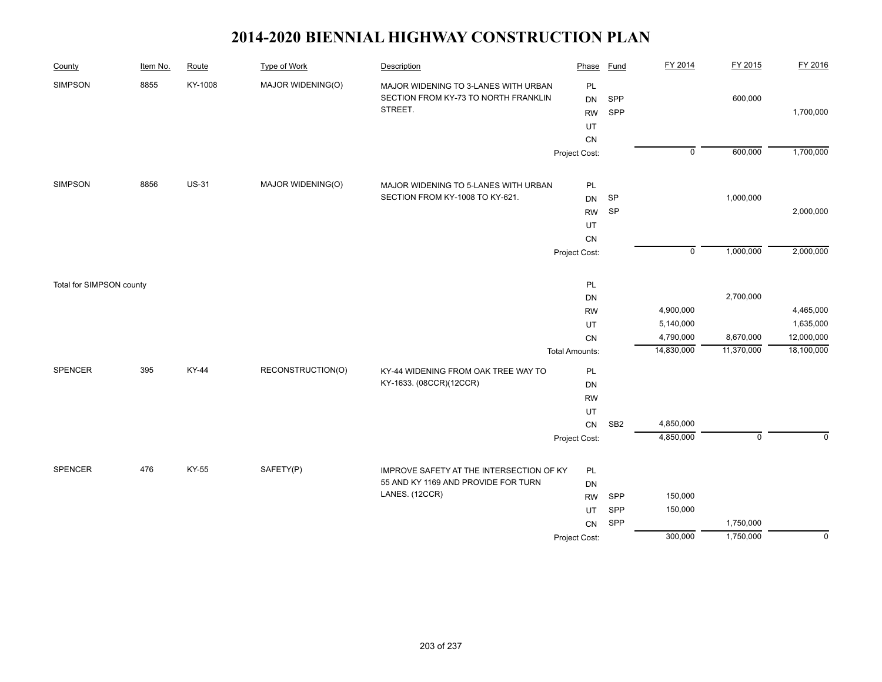# 2014-2020 BIENNIAL HIGHWAY CONSTRUCTION PLAN

| County | Item No. | Route | Type of Work | Description | Phase | Fund | FY 2014 | FY 2015 | FY 2016 |
|---|---|---|---|---|---|---|---|---|---|
| SIMPSON | 8855 | KY-1008 | MAJOR WIDENING(O) | MAJOR WIDENING TO 3-LANES WITH URBAN SECTION FROM KY-73 TO NORTH FRANKLIN STREET. | PL | | | | |
| | | | | | DN | SPP | | 600,000 | |
| | | | | | RW | SPP | | | 1,700,000 |
| | | | | | UT | | | | |
| | | | | | CN | | | | |
| | | | | | Project Cost: | | 0 | 600,000 | 1,700,000 |
| SIMPSON | 8856 | US-31 | MAJOR WIDENING(O) | MAJOR WIDENING TO 5-LANES WITH URBAN SECTION FROM KY-1008 TO KY-621. | PL | | | | |
| | | | | | DN | SP | | 1,000,000 | |
| | | | | | RW | SP | | | 2,000,000 |
| | | | | | UT | | | | |
| | | | | | CN | | | | |
| | | | | | Project Cost: | | 0 | 1,000,000 | 2,000,000 |
| Total for SIMPSON county | | | | | PL | | | | |
| | | | | | DN | | | 2,700,000 | |
| | | | | | RW | | 4,900,000 | | 4,465,000 |
| | | | | | UT | | 5,140,000 | | 1,635,000 |
| | | | | | CN | | 4,790,000 | 8,670,000 | 12,000,000 |
| | | | | | Total Amounts: | | 14,830,000 | 11,370,000 | 18,100,000 |
| SPENCER | 395 | KY-44 | RECONSTRUCTION(O) | KY-44 WIDENING FROM OAK TREE WAY TO KY-1633. (08CCR)(12CCR) | PL | | | | |
| | | | | | DN | | | | |
| | | | | | RW | | | | |
| | | | | | UT | | | | |
| | | | | | CN | SB2 | 4,850,000 | | |
| | | | | | Project Cost: | | 4,850,000 | 0 | 0 |
| SPENCER | 476 | KY-55 | SAFETY(P) | IMPROVE SAFETY AT THE INTERSECTION OF KY 55 AND KY 1169 AND PROVIDE FOR TURN LANES. (12CCR) | PL | | | | |
| | | | | | DN | | | | |
| | | | | | RW | SPP | 150,000 | | |
| | | | | | UT | SPP | 150,000 | | |
| | | | | | CN | SPP | | 1,750,000 | |
| | | | | | Project Cost: | | 300,000 | 1,750,000 | 0 |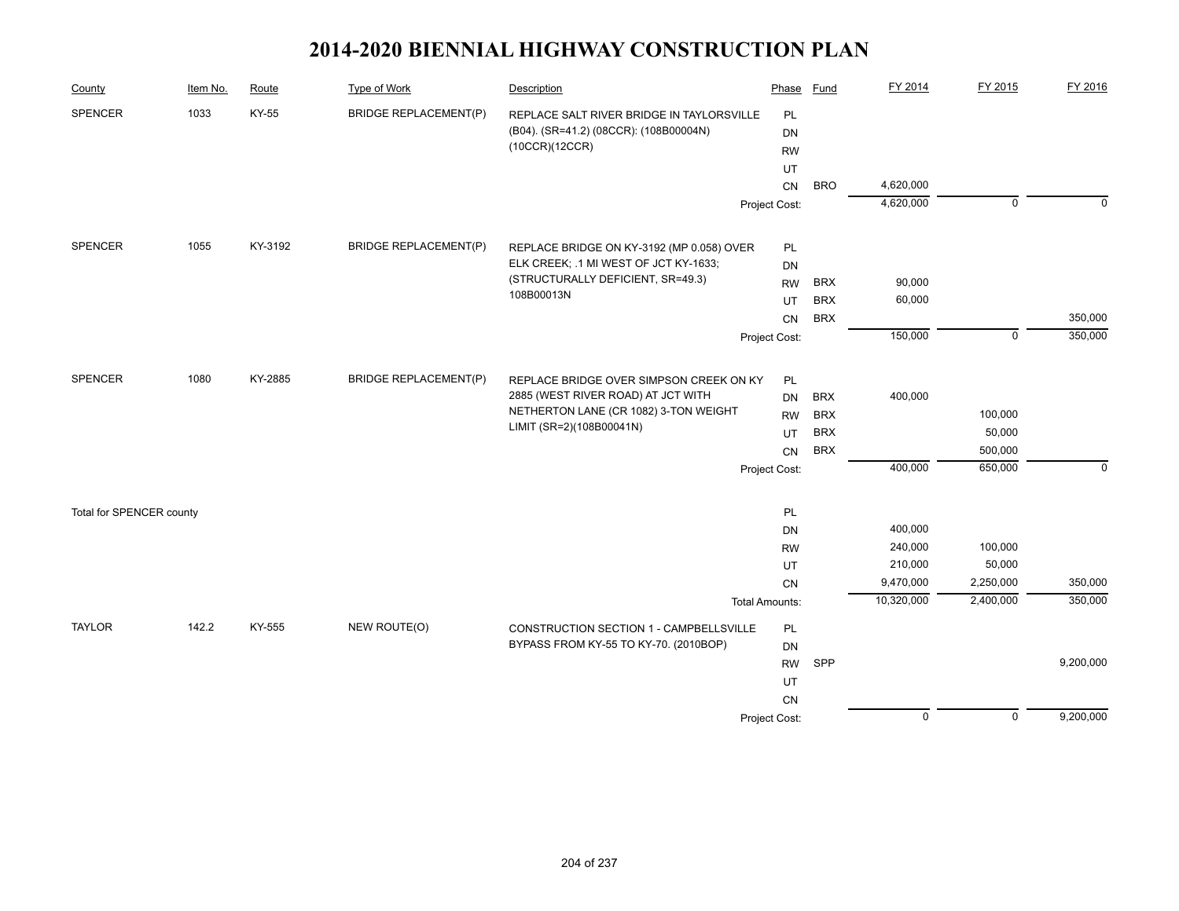# 2014-2020 BIENNIAL HIGHWAY CONSTRUCTION PLAN

| County | Item No. | Route | Type of Work | Description | Phase | Fund | FY 2014 | FY 2015 | FY 2016 |
|---|---|---|---|---|---|---|---|---|---|
| SPENCER | 1033 | KY-55 | BRIDGE REPLACEMENT(P) | REPLACE SALT RIVER BRIDGE IN TAYLORSVILLE (B04). (SR=41.2) (08CCR): (108B00004N) (10CCR)(12CCR) | PL | | | | |
| | | | | | DN | | | | |
| | | | | | RW | | | | |
| | | | | | UT | | | | |
| | | | | | CN | BRO | 4,620,000 | | |
| | | | | | Project Cost: | | 4,620,000 | 0 | 0 |
| SPENCER | 1055 | KY-3192 | BRIDGE REPLACEMENT(P) | REPLACE BRIDGE ON KY-3192 (MP 0.058) OVER ELK CREEK; .1 MI WEST OF JCT KY-1633; (STRUCTURALLY DEFICIENT, SR=49.3) 108B00013N | PL | | | | |
| | | | | | DN | | | | |
| | | | | | RW | BRX | 90,000 | | |
| | | | | | UT | BRX | 60,000 | | |
| | | | | | CN | BRX | | | 350,000 |
| | | | | | Project Cost: | | 150,000 | 0 | 350,000 |
| SPENCER | 1080 | KY-2885 | BRIDGE REPLACEMENT(P) | REPLACE BRIDGE OVER SIMPSON CREEK ON KY 2885 (WEST RIVER ROAD) AT JCT WITH NETHERTON LANE (CR 1082) 3-TON WEIGHT LIMIT (SR=2)(108B00041N) | PL | | | | |
| | | | | | DN | BRX | 400,000 | | |
| | | | | | RW | BRX | | 100,000 | |
| | | | | | UT | BRX | | 50,000 | |
| | | | | | CN | BRX | | 500,000 | |
| | | | | | Project Cost: | | 400,000 | 650,000 | 0 |
| Total for SPENCER county | | | | | PL | | | | |
| | | | | | DN | | 400,000 | | |
| | | | | | RW | | 240,000 | 100,000 | |
| | | | | | UT | | 210,000 | 50,000 | |
| | | | | | CN | | 9,470,000 | 2,250,000 | 350,000 |
| | | | | | Total Amounts: | | 10,320,000 | 2,400,000 | 350,000 |
| TAYLOR | 142.2 | KY-555 | NEW ROUTE(O) | CONSTRUCTION SECTION 1 - CAMPBELLSVILLE BYPASS FROM KY-55 TO KY-70. (2010BOP) | PL | | | | |
| | | | | | DN | | | | |
| | | | | | RW | SPP | | | 9,200,000 |
| | | | | | UT | | | | |
| | | | | | CN | | | | |
| | | | | | Project Cost: | | 0 | 0 | 9,200,000 |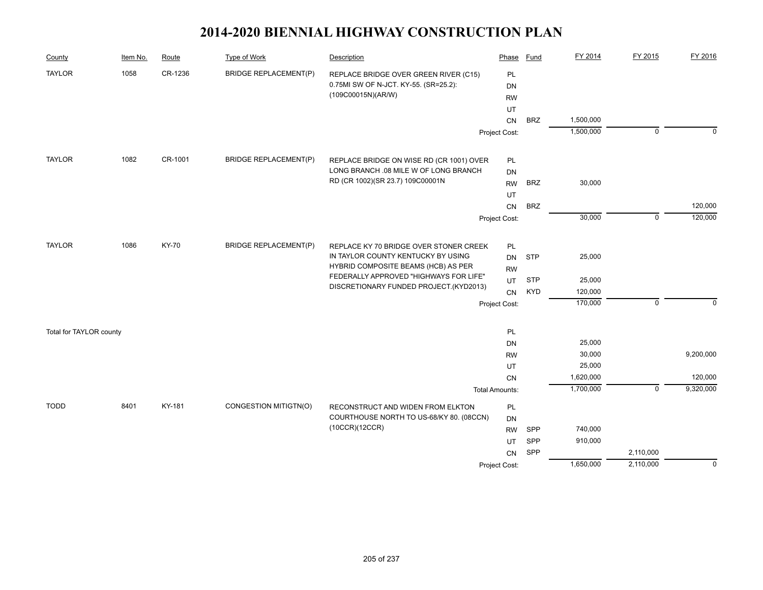# 2014-2020 BIENNIAL HIGHWAY CONSTRUCTION PLAN

| County | Item No. | Route | Type of Work | Description | Phase | Fund | FY 2014 | FY 2015 | FY 2016 |
|---|---|---|---|---|---|---|---|---|---|
| TAYLOR | 1058 | CR-1236 | BRIDGE REPLACEMENT(P) | REPLACE BRIDGE OVER GREEN RIVER (C15) 0.75MI SW OF N-JCT. KY-55. (SR=25.2): (109C00015N)(AR/W) | PL | | | | |
| | | | | | DN | | | | |
| | | | | | RW | | | | |
| | | | | | UT | | | | |
| | | | | | CN | BRZ | 1,500,000 | | |
| | | | | | Project Cost: | | 1,500,000 | 0 | 0 |
| TAYLOR | 1082 | CR-1001 | BRIDGE REPLACEMENT(P) | REPLACE BRIDGE ON WISE RD (CR 1001) OVER LONG BRANCH .08 MILE W OF LONG BRANCH RD (CR 1002)(SR 23.7) 109C00001N | PL | | | | |
| | | | | | DN | | | | |
| | | | | | RW | BRZ | 30,000 | | |
| | | | | | UT | | | | |
| | | | | | CN | BRZ | | | 120,000 |
| | | | | | Project Cost: | | 30,000 | 0 | 120,000 |
| TAYLOR | 1086 | KY-70 | BRIDGE REPLACEMENT(P) | REPLACE KY 70 BRIDGE OVER STONER CREEK IN TAYLOR COUNTY KENTUCKY BY USING HYBRID COMPOSITE BEAMS (HCB) AS PER FEDERALLY APPROVED "HIGHWAYS FOR LIFE" DISCRETIONARY FUNDED PROJECT.(KYD2013) | PL | | | | |
| | | | | | DN | STP | 25,000 | | |
| | | | | | RW | | | | |
| | | | | | UT | STP | 25,000 | | |
| | | | | | CN | KYD | 120,000 | | |
| | | | | | Project Cost: | | 170,000 | 0 | 0 |
| Total for TAYLOR county | | | | | PL | | | | |
| | | | | | DN | | 25,000 | | |
| | | | | | RW | | 30,000 | | 9,200,000 |
| | | | | | UT | | 25,000 | | |
| | | | | | CN | | 1,620,000 | | 120,000 |
| | | | | | Total Amounts: | | 1,700,000 | 0 | 9,320,000 |
| TODD | 8401 | KY-181 | CONGESTION MITIGTN(O) | RECONSTRUCT AND WIDEN FROM ELKTON COURTHOUSE NORTH TO US-68/KY 80. (08CCN)(10CCR)(12CCR) | PL | | | | |
| | | | | | DN | | | | |
| | | | | | RW | SPP | 740,000 | | |
| | | | | | UT | SPP | 910,000 | | |
| | | | | | CN | SPP | | 2,110,000 | |
| | | | | | Project Cost: | | 1,650,000 | 2,110,000 | 0 |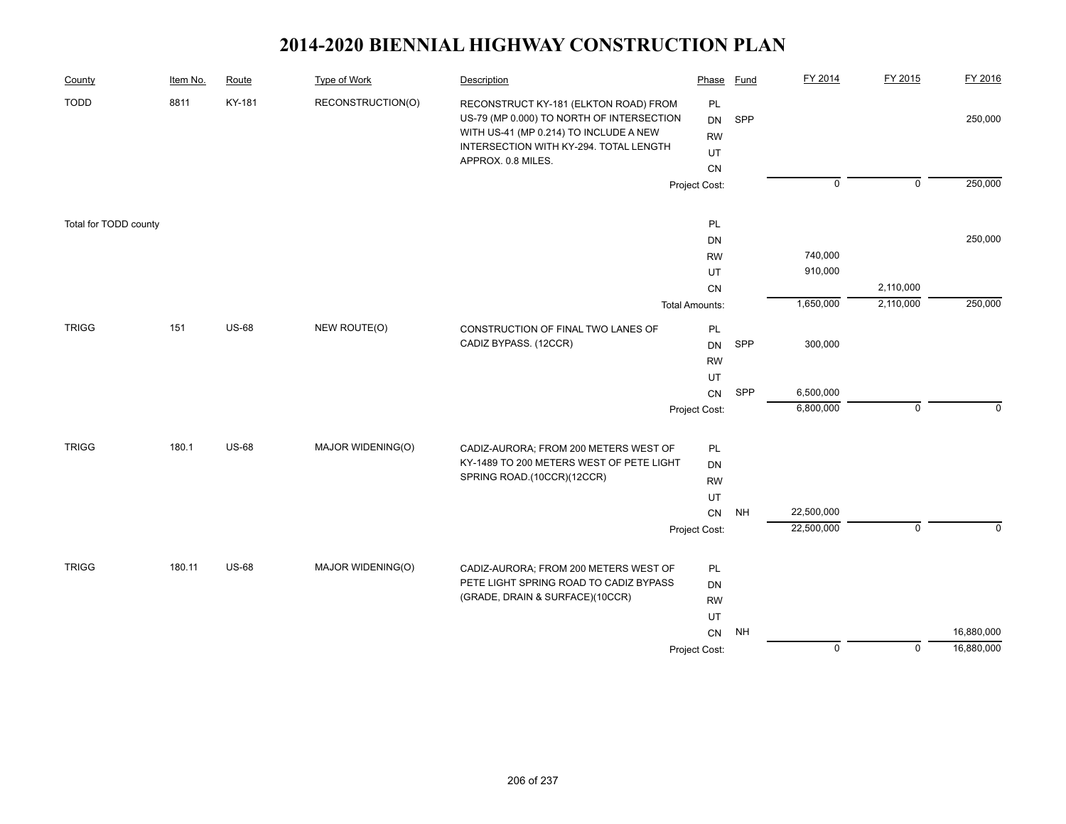# 2014-2020 BIENNIAL HIGHWAY CONSTRUCTION PLAN

| County | Item No. | Route | Type of Work | Description | Phase | Fund | FY 2014 | FY 2015 | FY 2016 |
|---|---|---|---|---|---|---|---|---|---|
| TODD | 8811 | KY-181 | RECONSTRUCTION(O) | RECONSTRUCT KY-181 (ELKTON ROAD) FROM US-79 (MP 0.000) TO NORTH OF INTERSECTION WITH US-41 (MP 0.214) TO INCLUDE A NEW INTERSECTION WITH KY-294. TOTAL LENGTH APPROX. 0.8 MILES. | PL | | | | |
| | | | | | DN | SPP | | | 250,000 |
| | | | | | RW | | | | |
| | | | | | UT | | | | |
| | | | | | CN | | | | |
| | | | | | Project Cost: | | 0 | 0 | 250,000 |
| Total for TODD county | | | | | PL | | | | |
| | | | | | DN | | | | 250,000 |
| | | | | | RW | | 740,000 | | |
| | | | | | UT | | 910,000 | | |
| | | | | | CN | | | 2,110,000 | |
| | | | | | Total Amounts: | | 1,650,000 | 2,110,000 | 250,000 |
| TRIGG | 151 | US-68 | NEW ROUTE(O) | CONSTRUCTION OF FINAL TWO LANES OF CADIZ BYPASS. (12CCR) | PL | | | | |
| | | | | | DN | SPP | 300,000 | | |
| | | | | | RW | | | | |
| | | | | | UT | | | | |
| | | | | | CN | SPP | 6,500,000 | | |
| | | | | | Project Cost: | | 6,800,000 | 0 | 0 |
| TRIGG | 180.1 | US-68 | MAJOR WIDENING(O) | CADIZ-AURORA; FROM 200 METERS WEST OF KY-1489 TO 200 METERS WEST OF PETE LIGHT SPRING ROAD.(10CCR)(12CCR) | PL | | | | |
| | | | | | DN | | | | |
| | | | | | RW | | | | |
| | | | | | UT | | | | |
| | | | | | CN | NH | 22,500,000 | | |
| | | | | | Project Cost: | | 22,500,000 | 0 | 0 |
| TRIGG | 180.11 | US-68 | MAJOR WIDENING(O) | CADIZ-AURORA; FROM 200 METERS WEST OF PETE LIGHT SPRING ROAD TO CADIZ BYPASS (GRADE, DRAIN & SURFACE)(10CCR) | PL | | | | |
| | | | | | DN | | | | |
| | | | | | RW | | | | |
| | | | | | UT | | | | |
| | | | | | CN | NH | | | 16,880,000 |
| | | | | | Project Cost: | | 0 | 0 | 16,880,000 |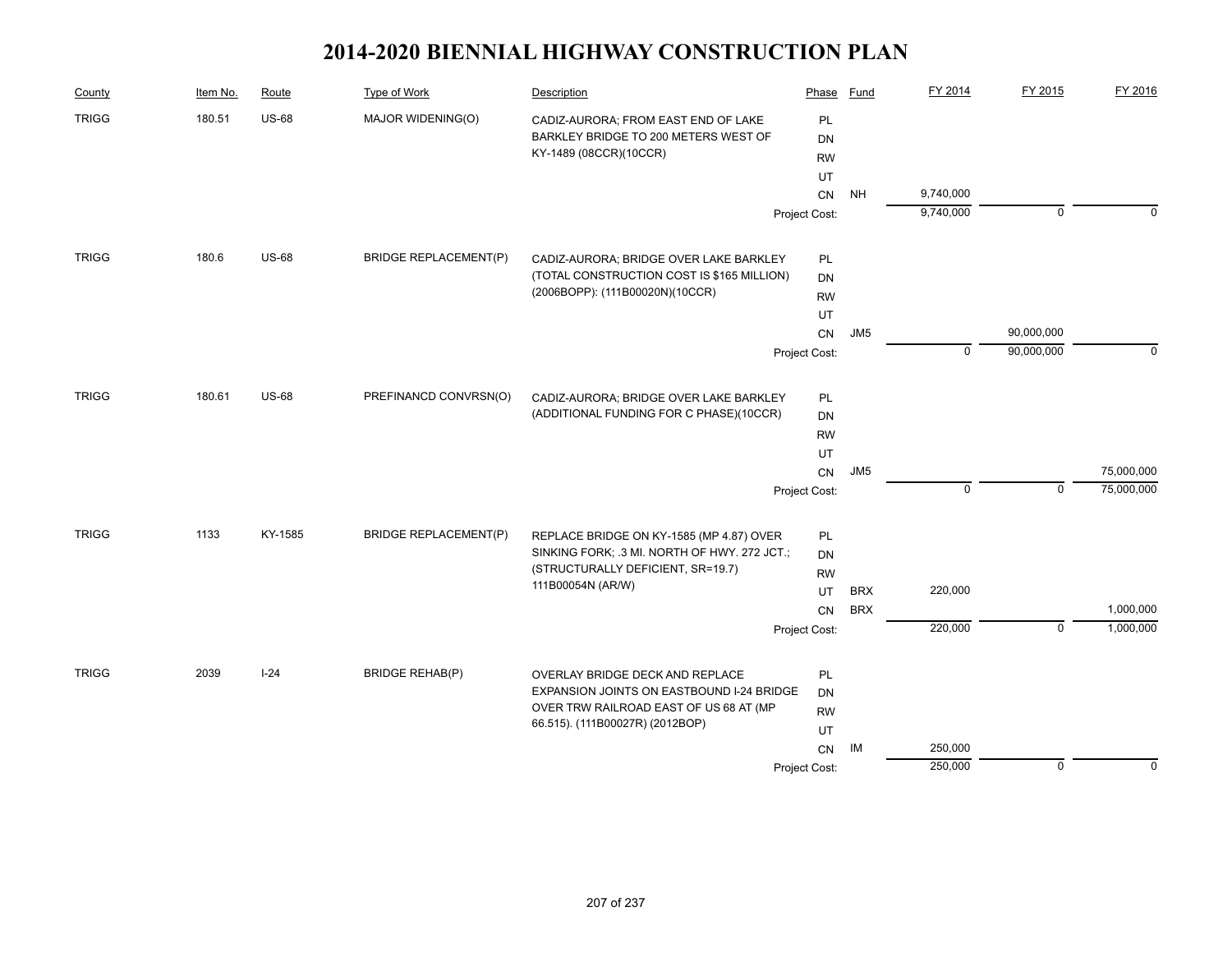# 2014-2020 BIENNIAL HIGHWAY CONSTRUCTION PLAN

| County | Item No. | Route | Type of Work | Description | Phase | Fund | FY 2014 | FY 2015 | FY 2016 |
|---|---|---|---|---|---|---|---|---|---|
| TRIGG | 180.51 | US-68 | MAJOR WIDENING(O) | CADIZ-AURORA; FROM EAST END OF LAKE BARKLEY BRIDGE TO 200 METERS WEST OF KY-1489 (08CCR)(10CCR) | PL | | | | |
| | | | | | DN | | | | |
| | | | | | RW | | | | |
| | | | | | UT | | | | |
| | | | | | CN | NH | 9,740,000 | | |
| | | | | | Project Cost: | | 9,740,000 | 0 | 0 |
| TRIGG | 180.6 | US-68 | BRIDGE REPLACEMENT(P) | CADIZ-AURORA; BRIDGE OVER LAKE BARKLEY (TOTAL CONSTRUCTION COST IS $165 MILLION) (2006BOPP): (111B00020N)(10CCR) | PL | | | | |
| | | | | | DN | | | | |
| | | | | | RW | | | | |
| | | | | | UT | | | | |
| | | | | | CN | JM5 | | 90,000,000 | |
| | | | | | Project Cost: | | 0 | 90,000,000 | 0 |
| TRIGG | 180.61 | US-68 | PREFINANCD CONVRSN(O) | CADIZ-AURORA; BRIDGE OVER LAKE BARKLEY (ADDITIONAL FUNDING FOR C PHASE)(10CCR) | PL | | | | |
| | | | | | DN | | | | |
| | | | | | RW | | | | |
| | | | | | UT | | | | |
| | | | | | CN | JM5 | | | 75,000,000 |
| | | | | | Project Cost: | | 0 | 0 | 75,000,000 |
| TRIGG | 1133 | KY-1585 | BRIDGE REPLACEMENT(P) | REPLACE BRIDGE ON KY-1585 (MP 4.87) OVER SINKING FORK; .3 MI. NORTH OF HWY. 272 JCT.; (STRUCTURALLY DEFICIENT, SR=19.7) 111B00054N (AR/W) | PL | | | | |
| | | | | | DN | | | | |
| | | | | | RW | | | | |
| | | | | | UT | BRX | 220,000 | | |
| | | | | | CN | BRX | | | 1,000,000 |
| | | | | | Project Cost: | | 220,000 | 0 | 1,000,000 |
| TRIGG | 2039 | I-24 | BRIDGE REHAB(P) | OVERLAY BRIDGE DECK AND REPLACE EXPANSION JOINTS ON EASTBOUND I-24 BRIDGE OVER TRW RAILROAD EAST OF US 68 AT (MP 66.515). (111B00027R) (2012BOP) | PL | | | | |
| | | | | | DN | | | | |
| | | | | | RW | | | | |
| | | | | | UT | | | | |
| | | | | | CN | IM | 250,000 | | |
| | | | | | Project Cost: | | 250,000 | 0 | 0 |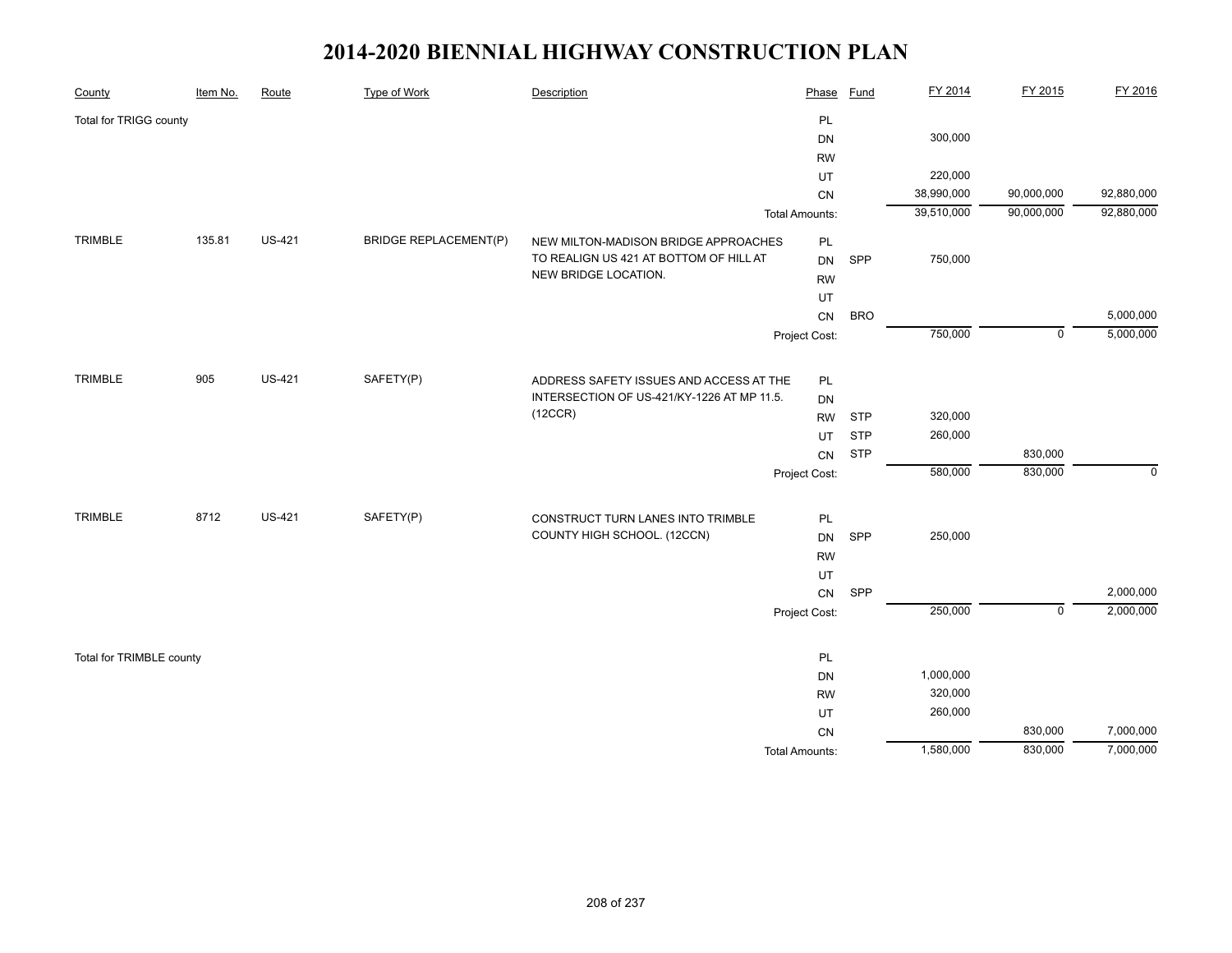# 2014-2020 BIENNIAL HIGHWAY CONSTRUCTION PLAN

| County | Item No. | Route | Type of Work | Description | Phase | Fund | FY 2014 | FY 2015 | FY 2016 |
|---|---|---|---|---|---|---|---|---|---|
| Total for TRIGG county | | | | | PL | | | | |
| | | | | | DN | | 300,000 | | |
| | | | | | RW | | | | |
| | | | | | UT | | 220,000 | | |
| | | | | | CN | | 38,990,000 | 90,000,000 | 92,880,000 |
| | | | | | Total Amounts: | | 39,510,000 | 90,000,000 | 92,880,000 |
| TRIMBLE | 135.81 | US-421 | BRIDGE REPLACEMENT(P) | NEW MILTON-MADISON BRIDGE APPROACHES TO REALIGN US 421 AT BOTTOM OF HILL AT NEW BRIDGE LOCATION. | PL | | | | |
| | | | | | DN | SPP | 750,000 | | |
| | | | | | RW | | | | |
| | | | | | UT | | | | |
| | | | | | CN | BRO | | | 5,000,000 |
| | | | | | Project Cost: | | 750,000 | 0 | 5,000,000 |
| TRIMBLE | 905 | US-421 | SAFETY(P) | ADDRESS SAFETY ISSUES AND ACCESS AT THE INTERSECTION OF US-421/KY-1226 AT MP 11.5. (12CCR) | PL | | | | |
| | | | | | DN | | | | |
| | | | | | RW | STP | 320,000 | | |
| | | | | | UT | STP | 260,000 | | |
| | | | | | CN | STP | | 830,000 | |
| | | | | | Project Cost: | | 580,000 | 830,000 | 0 |
| TRIMBLE | 8712 | US-421 | SAFETY(P) | CONSTRUCT TURN LANES INTO TRIMBLE COUNTY HIGH SCHOOL. (12CCN) | PL | | | | |
| | | | | | DN | SPP | 250,000 | | |
| | | | | | RW | | | | |
| | | | | | UT | | | | |
| | | | | | CN | SPP | | | 2,000,000 |
| | | | | | Project Cost: | | 250,000 | 0 | 2,000,000 |
| Total for TRIMBLE county | | | | | PL | | | | |
| | | | | | DN | | 1,000,000 | | |
| | | | | | RW | | 320,000 | | |
| | | | | | UT | | 260,000 | | |
| | | | | | CN | | | 830,000 | 7,000,000 |
| | | | | | Total Amounts: | | 1,580,000 | 830,000 | 7,000,000 |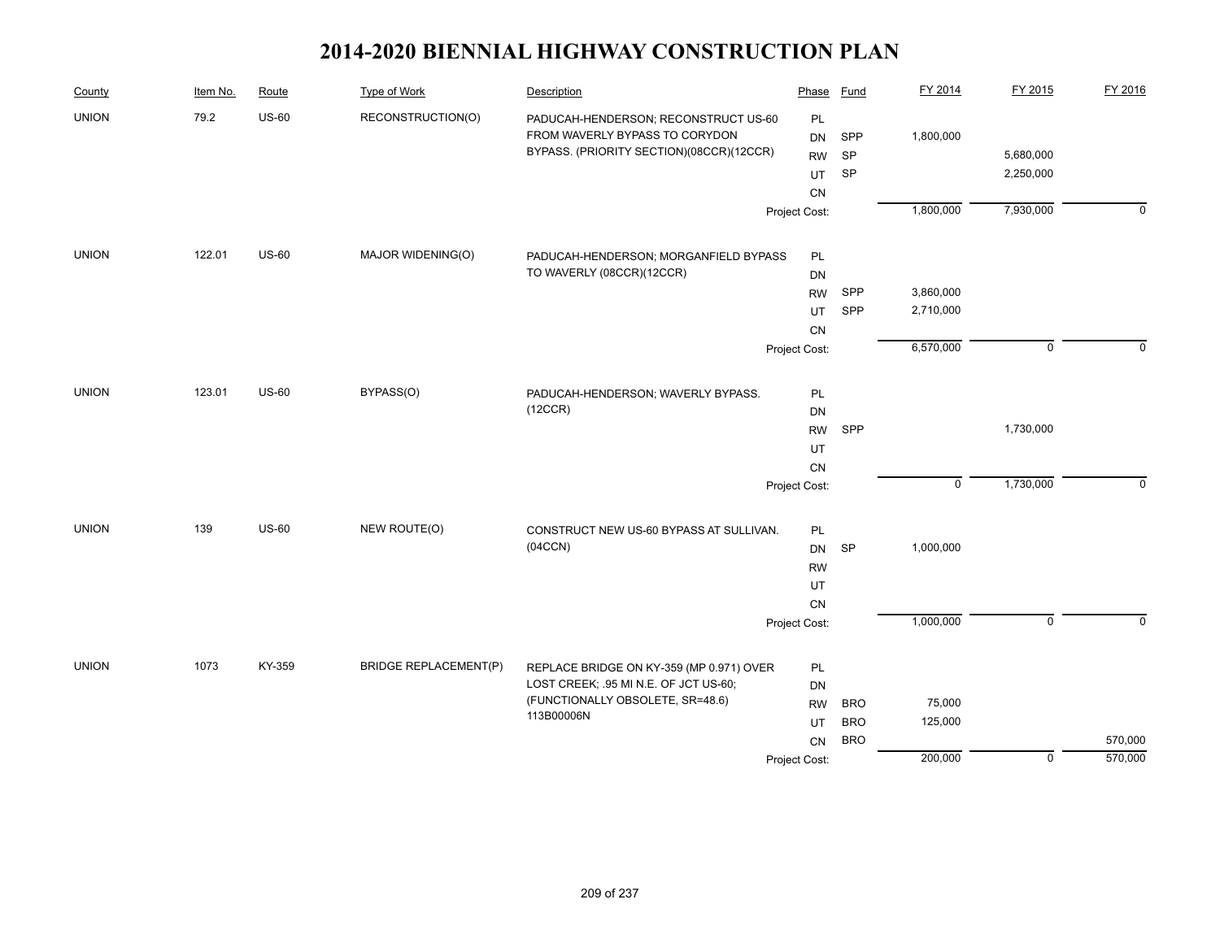# 2014-2020 BIENNIAL HIGHWAY CONSTRUCTION PLAN

| County | Item No. | Route | Type of Work | Description | Phase | Fund | FY 2014 | FY 2015 | FY 2016 |
|---|---|---|---|---|---|---|---|---|---|
| UNION | 79.2 | US-60 | RECONSTRUCTION(O) | PADUCAH-HENDERSON; RECONSTRUCT US-60 FROM WAVERLY BYPASS TO CORYDON BYPASS. (PRIORITY SECTION)(08CCR)(12CCR) | PL | | | | |
| | | | | | DN | SPP | 1,800,000 | | |
| | | | | | RW | SP | | 5,680,000 | |
| | | | | | UT | SP | | 2,250,000 | |
| | | | | | CN | | | | |
| | | | | | Project Cost: | | 1,800,000 | 7,930,000 | 0 |
| UNION | 122.01 | US-60 | MAJOR WIDENING(O) | PADUCAH-HENDERSON; MORGANFIELD BYPASS TO WAVERLY (08CCR)(12CCR) | PL | | | | |
| | | | | | DN | | | | |
| | | | | | RW | SPP | 3,860,000 | | |
| | | | | | UT | SPP | 2,710,000 | | |
| | | | | | CN | | | | |
| | | | | | Project Cost: | | 6,570,000 | 0 | 0 |
| UNION | 123.01 | US-60 | BYPASS(O) | PADUCAH-HENDERSON; WAVERLY BYPASS. (12CCR) | PL | | | | |
| | | | | | DN | | | | |
| | | | | | RW | SPP | | 1,730,000 | |
| | | | | | UT | | | | |
| | | | | | CN | | | | |
| | | | | | Project Cost: | | 0 | 1,730,000 | 0 |
| UNION | 139 | US-60 | NEW ROUTE(O) | CONSTRUCT NEW US-60 BYPASS AT SULLIVAN. (04CCN) | PL | | | | |
| | | | | | DN | SP | 1,000,000 | | |
| | | | | | RW | | | | |
| | | | | | UT | | | | |
| | | | | | CN | | | | |
| | | | | | Project Cost: | | 1,000,000 | 0 | 0 |
| UNION | 1073 | KY-359 | BRIDGE REPLACEMENT(P) | REPLACE BRIDGE ON KY-359 (MP 0.971) OVER LOST CREEK; .95 MI N.E. OF JCT US-60; (FUNCTIONALLY OBSOLETE, SR=48.6) 113B00006N | PL | | | | |
| | | | | | DN | | | | |
| | | | | | RW | BRO | 75,000 | | |
| | | | | | UT | BRO | 125,000 | | |
| | | | | | CN | BRO | | | 570,000 |
| | | | | | Project Cost: | | 200,000 | 0 | 570,000 |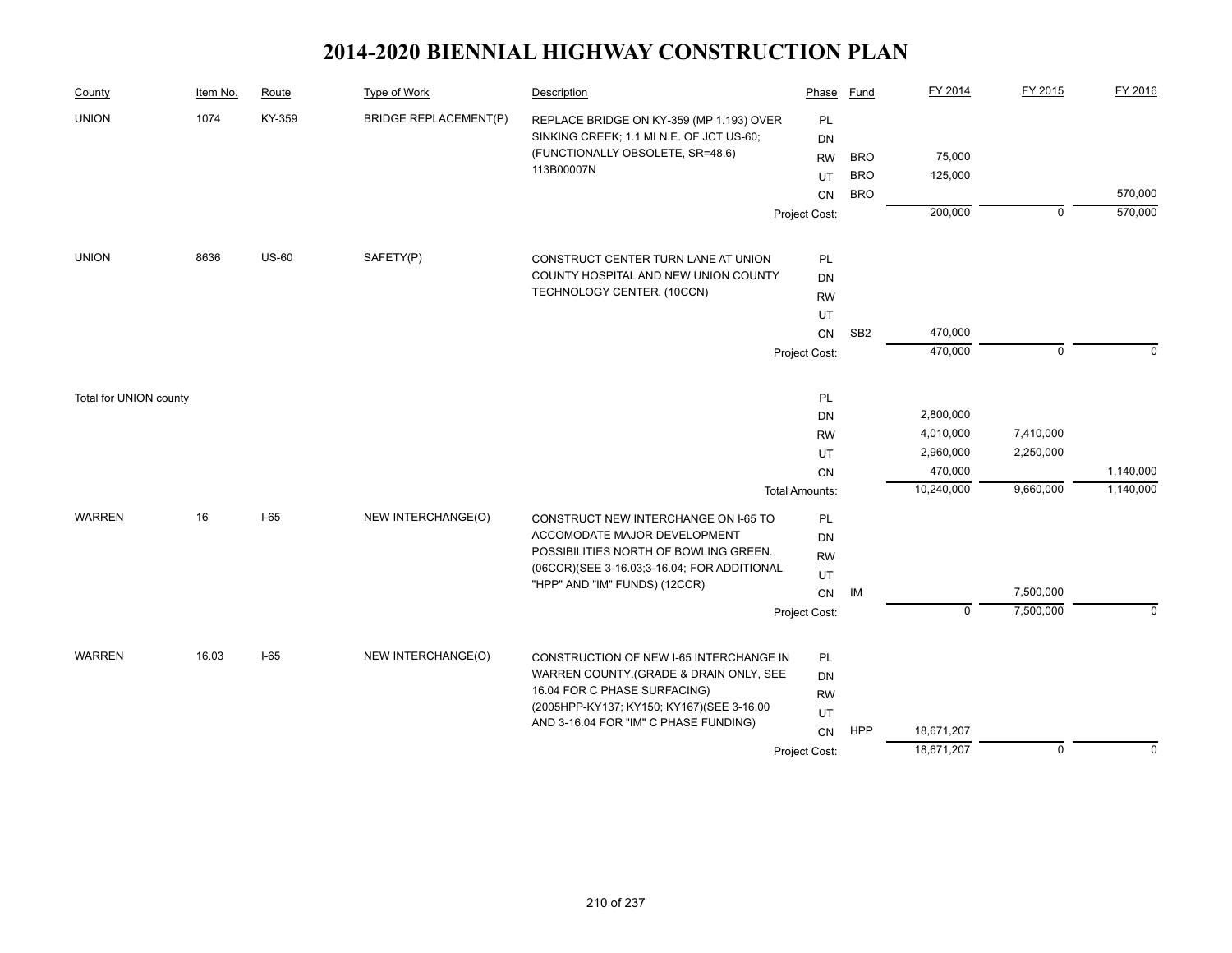# 2014-2020 BIENNIAL HIGHWAY CONSTRUCTION PLAN

| County | Item No. | Route | Type of Work | Description | Phase | Fund | FY 2014 | FY 2015 | FY 2016 |
|---|---|---|---|---|---|---|---|---|---|
| UNION | 1074 | KY-359 | BRIDGE REPLACEMENT(P) | REPLACE BRIDGE ON KY-359 (MP 1.193) OVER SINKING CREEK; 1.1 MI N.E. OF JCT US-60; (FUNCTIONALLY OBSOLETE, SR=48.6) 113B00007N | PL | | | | |
| | | | | | DN | | | | |
| | | | | | RW | BRO | 75,000 | | |
| | | | | | UT | BRO | 125,000 | | |
| | | | | | CN | BRO | | | 570,000 |
| | | | | | Project Cost: | | 200,000 | 0 | 570,000 |
| UNION | 8636 | US-60 | SAFETY(P) | CONSTRUCT CENTER TURN LANE AT UNION COUNTY HOSPITAL AND NEW UNION COUNTY TECHNOLOGY CENTER. (10CCN) | PL | | | | |
| | | | | | DN | | | | |
| | | | | | RW | | | | |
| | | | | | UT | | | | |
| | | | | | CN | SB2 | 470,000 | | |
| | | | | | Project Cost: | | 470,000 | 0 | 0 |
| Total for UNION county | | | | | PL | | | | |
| | | | | | DN | | 2,800,000 | | |
| | | | | | RW | | 4,010,000 | 7,410,000 | |
| | | | | | UT | | 2,960,000 | 2,250,000 | |
| | | | | | CN | | 470,000 | | 1,140,000 |
| | | | | | Total Amounts: | | 10,240,000 | 9,660,000 | 1,140,000 |
| WARREN | 16 | I-65 | NEW INTERCHANGE(O) | CONSTRUCT NEW INTERCHANGE ON I-65 TO ACCOMODATE MAJOR DEVELOPMENT POSSIBILITIES NORTH OF BOWLING GREEN. (06CCR)(SEE 3-16.03;3-16.04; FOR ADDITIONAL "HPP" AND "IM" FUNDS) (12CCR) | PL | | | | |
| | | | | | DN | | | | |
| | | | | | RW | | | | |
| | | | | | UT | | | | |
| | | | | | CN | IM | | 7,500,000 | |
| | | | | | Project Cost: | | 0 | 7,500,000 | 0 |
| WARREN | 16.03 | I-65 | NEW INTERCHANGE(O) | CONSTRUCTION OF NEW I-65 INTERCHANGE IN WARREN COUNTY.(GRADE & DRAIN ONLY, SEE 16.04 FOR C PHASE SURFACING) (2005HPP-KY137; KY150; KY167)(SEE 3-16.00 AND 3-16.04 FOR "IM" C PHASE FUNDING) | PL | | | | |
| | | | | | DN | | | | |
| | | | | | RW | | | | |
| | | | | | UT | | | | |
| | | | | | CN | HPP | 18,671,207 | | |
| | | | | | Project Cost: | | 18,671,207 | 0 | 0 |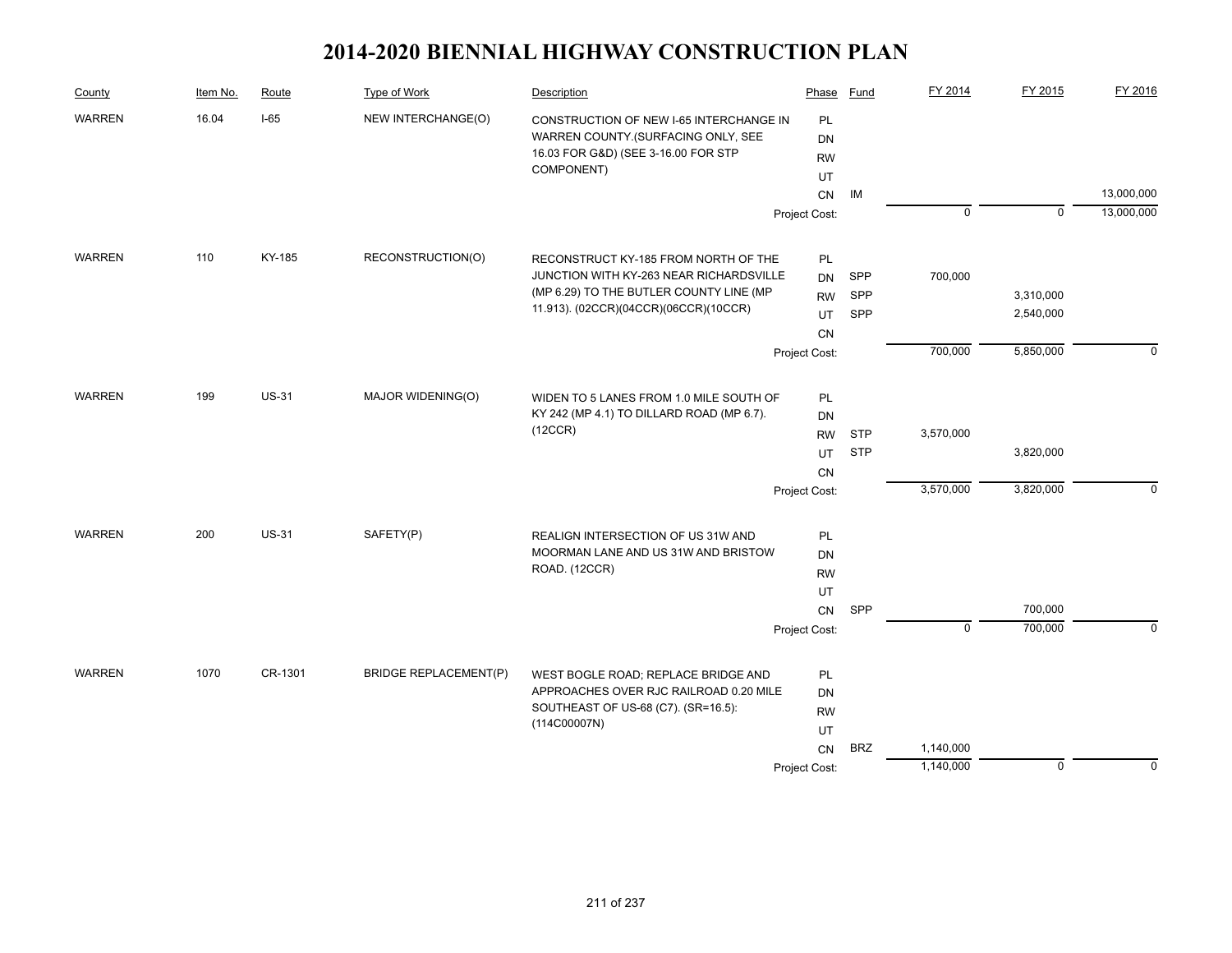# 2014-2020 BIENNIAL HIGHWAY CONSTRUCTION PLAN

| County | Item No. | Route | Type of Work | Description | Phase | Fund | FY 2014 | FY 2015 | FY 2016 |
|---|---|---|---|---|---|---|---|---|---|
| WARREN | 16.04 | I-65 | NEW INTERCHANGE(O) | CONSTRUCTION OF NEW I-65 INTERCHANGE IN WARREN COUNTY.(SURFACING ONLY, SEE 16.03 FOR G&D) (SEE 3-16.00 FOR STP COMPONENT) | PL | | | | |
| | | | | | DN | | | | |
| | | | | | RW | | | | |
| | | | | | UT | | | | |
| | | | | | CN | IM | | | 13,000,000 |
| | | | | | Project Cost: | | 0 | 0 | 13,000,000 |
| WARREN | 110 | KY-185 | RECONSTRUCTION(O) | RECONSTRUCT KY-185 FROM NORTH OF THE JUNCTION WITH KY-263 NEAR RICHARDSVILLE (MP 6.29) TO THE BUTLER COUNTY LINE (MP 11.913). (02CCR)(04CCR)(06CCR)(10CCR) | PL | | | | |
| | | | | | DN | SPP | 700,000 | | |
| | | | | | RW | SPP | | 3,310,000 | |
| | | | | | UT | SPP | | 2,540,000 | |
| | | | | | CN | | | | |
| | | | | | Project Cost: | | 700,000 | 5,850,000 | 0 |
| WARREN | 199 | US-31 | MAJOR WIDENING(O) | WIDEN TO 5 LANES FROM 1.0 MILE SOUTH OF KY 242 (MP 4.1) TO DILLARD ROAD (MP 6.7). (12CCR) | PL | | | | |
| | | | | | DN | | | | |
| | | | | | RW | STP | 3,570,000 | | |
| | | | | | UT | STP | | 3,820,000 | |
| | | | | | CN | | | | |
| | | | | | Project Cost: | | 3,570,000 | 3,820,000 | 0 |
| WARREN | 200 | US-31 | SAFETY(P) | REALIGN INTERSECTION OF US 31W AND MOORMAN LANE AND US 31W AND BRISTOW ROAD. (12CCR) | PL | | | | |
| | | | | | DN | | | | |
| | | | | | RW | | | | |
| | | | | | UT | | | | |
| | | | | | CN | SPP | | 700,000 | |
| | | | | | Project Cost: | | 0 | 700,000 | 0 |
| WARREN | 1070 | CR-1301 | BRIDGE REPLACEMENT(P) | WEST BOGLE ROAD; REPLACE BRIDGE AND APPROACHES OVER RJC RAILROAD 0.20 MILE SOUTHEAST OF US-68 (C7). (SR=16.5): (114C00007N) | PL | | | | |
| | | | | | DN | | | | |
| | | | | | RW | | | | |
| | | | | | UT | | | | |
| | | | | | CN | BRZ | 1,140,000 | | |
| | | | | | Project Cost: | | 1,140,000 | 0 | 0 |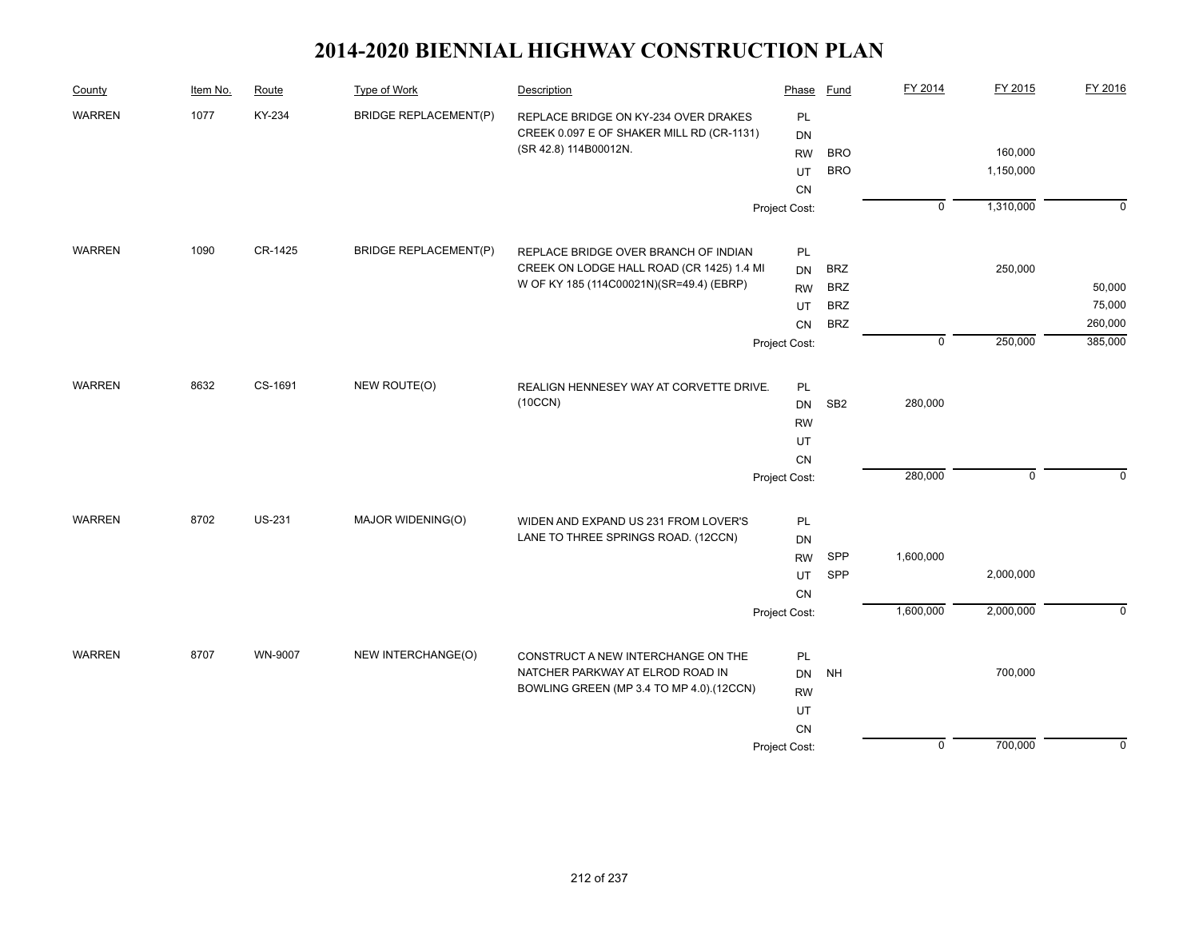# 2014-2020 BIENNIAL HIGHWAY CONSTRUCTION PLAN

| County | Item No. | Route | Type of Work | Description | Phase | Fund | FY 2014 | FY 2015 | FY 2016 |
|---|---|---|---|---|---|---|---|---|---|
| WARREN | 1077 | KY-234 | BRIDGE REPLACEMENT(P) | REPLACE BRIDGE ON KY-234 OVER DRAKES CREEK 0.097 E OF SHAKER MILL RD (CR-1131) (SR 42.8) 114B00012N. | PL | | | | |
| | | | | | DN | | | | |
| | | | | | RW | BRO | | 160,000 | |
| | | | | | UT | BRO | | 1,150,000 | |
| | | | | | CN | | | | |
| | | | | | Project Cost: | | 0 | 1,310,000 | 0 |
| WARREN | 1090 | CR-1425 | BRIDGE REPLACEMENT(P) | REPLACE BRIDGE OVER BRANCH OF INDIAN CREEK ON LODGE HALL ROAD (CR 1425) 1.4 MI W OF KY 185 (114C00021N)(SR=49.4) (EBRP) | PL | | | | |
| | | | | | DN | BRZ | | 250,000 | |
| | | | | | RW | BRZ | | | 50,000 |
| | | | | | UT | BRZ | | | 75,000 |
| | | | | | CN | BRZ | | | 260,000 |
| | | | | | Project Cost: | | 0 | 250,000 | 385,000 |
| WARREN | 8632 | CS-1691 | NEW ROUTE(O) | REALIGN HENNESEY WAY AT CORVETTE DRIVE. (10CCN) | PL | | | | |
| | | | | | DN | SB2 | 280,000 | | |
| | | | | | RW | | | | |
| | | | | | UT | | | | |
| | | | | | CN | | | | |
| | | | | | Project Cost: | | 280,000 | 0 | 0 |
| WARREN | 8702 | US-231 | MAJOR WIDENING(O) | WIDEN AND EXPAND US 231 FROM LOVER'S LANE TO THREE SPRINGS ROAD. (12CCN) | PL | | | | |
| | | | | | DN | | | | |
| | | | | | RW | SPP | 1,600,000 | | |
| | | | | | UT | SPP | | 2,000,000 | |
| | | | | | CN | | | | |
| | | | | | Project Cost: | | 1,600,000 | 2,000,000 | 0 |
| WARREN | 8707 | WN-9007 | NEW INTERCHANGE(O) | CONSTRUCT A NEW INTERCHANGE ON THE NATCHER PARKWAY AT ELROD ROAD IN BOWLING GREEN (MP 3.4 TO MP 4.0).(12CCN) | PL | | | | |
| | | | | | DN | NH | | 700,000 | |
| | | | | | RW | | | | |
| | | | | | UT | | | | |
| | | | | | CN | | | | |
| | | | | | Project Cost: | | 0 | 700,000 | 0 |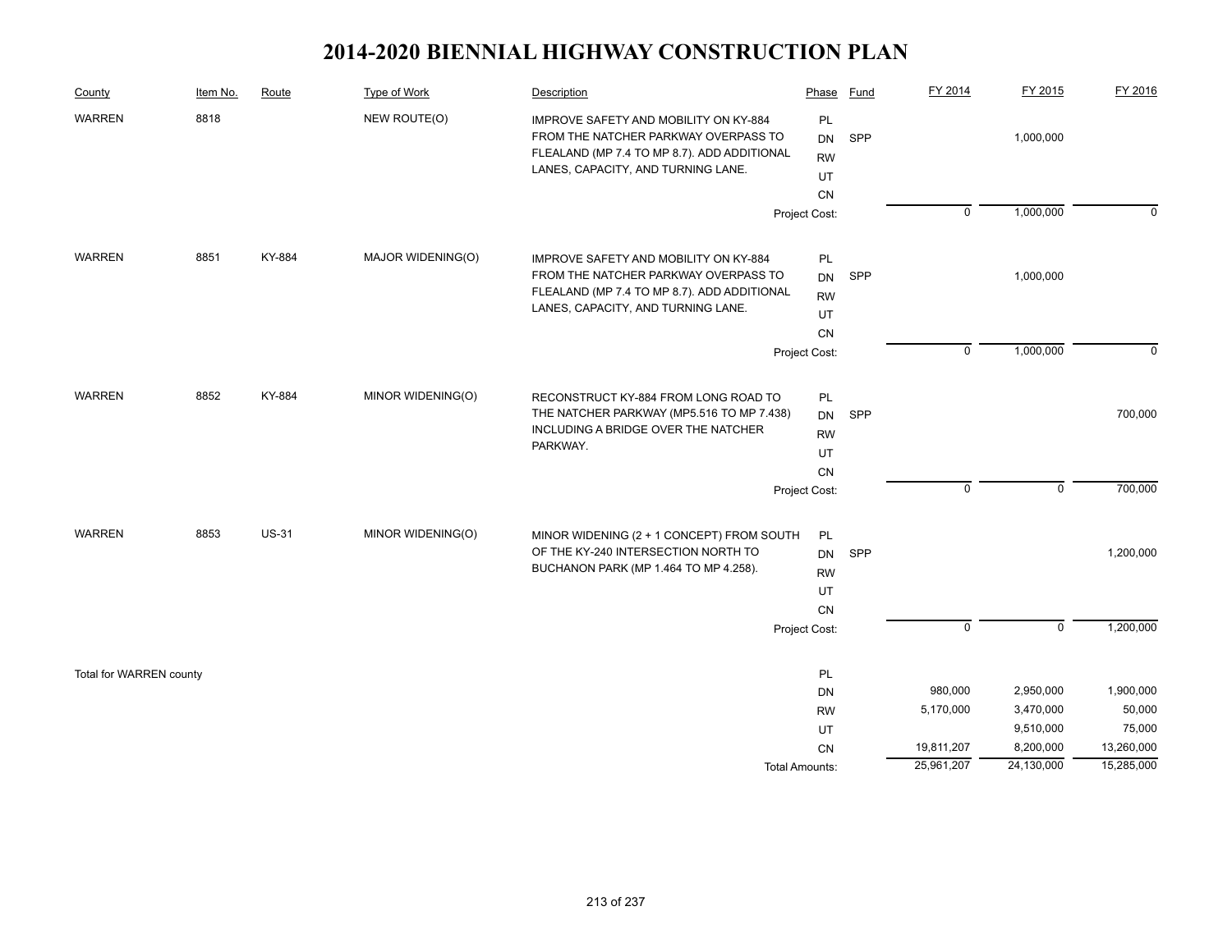# 2014-2020 BIENNIAL HIGHWAY CONSTRUCTION PLAN

| County | Item No. | Route | Type of Work | Description | Phase | Fund | FY 2014 | FY 2015 | FY 2016 |
|---|---|---|---|---|---|---|---|---|---|
| WARREN | 8818 | | NEW ROUTE(O) | IMPROVE SAFETY AND MOBILITY ON KY-884 FROM THE NATCHER PARKWAY OVERPASS TO FLEALAND (MP 7.4 TO MP 8.7). ADD ADDITIONAL LANES, CAPACITY, AND TURNING LANE. | PL | | | | |
| | | | | | DN | SPP | | 1,000,000 | |
| | | | | | RW | | | | |
| | | | | | UT | | | | |
| | | | | | CN | | | | |
| | | | | | Project Cost: | | 0 | 1,000,000 | 0 |
| WARREN | 8851 | KY-884 | MAJOR WIDENING(O) | IMPROVE SAFETY AND MOBILITY ON KY-884 FROM THE NATCHER PARKWAY OVERPASS TO FLEALAND (MP 7.4 TO MP 8.7). ADD ADDITIONAL LANES, CAPACITY, AND TURNING LANE. | PL | | | | |
| | | | | | DN | SPP | | 1,000,000 | |
| | | | | | RW | | | | |
| | | | | | UT | | | | |
| | | | | | CN | | | | |
| | | | | | Project Cost: | | 0 | 1,000,000 | 0 |
| WARREN | 8852 | KY-884 | MINOR WIDENING(O) | RECONSTRUCT KY-884 FROM LONG ROAD TO THE NATCHER PARKWAY (MP5.516 TO MP 7.438) INCLUDING A BRIDGE OVER THE NATCHER PARKWAY. | PL | | | | |
| | | | | | DN | SPP | | | 700,000 |
| | | | | | RW | | | | |
| | | | | | UT | | | | |
| | | | | | CN | | | | |
| | | | | | Project Cost: | | 0 | 0 | 700,000 |
| WARREN | 8853 | US-31 | MINOR WIDENING(O) | MINOR WIDENING (2 + 1 CONCEPT) FROM SOUTH OF THE KY-240 INTERSECTION NORTH TO BUCHANON PARK (MP 1.464 TO MP 4.258). | PL | | | | |
| | | | | | DN | SPP | | | 1,200,000 |
| | | | | | RW | | | | |
| | | | | | UT | | | | |
| | | | | | CN | | | | |
| | | | | | Project Cost: | | 0 | 0 | 1,200,000 |
| Total for WARREN county | | | | | PL | | | | |
| | | | | | DN | | 980,000 | 2,950,000 | 1,900,000 |
| | | | | | RW | | 5,170,000 | 3,470,000 | 50,000 |
| | | | | | UT | | | 9,510,000 | 75,000 |
| | | | | | CN | | 19,811,207 | 8,200,000 | 13,260,000 |
| | | | | | Total Amounts: | | 25,961,207 | 24,130,000 | 15,285,000 |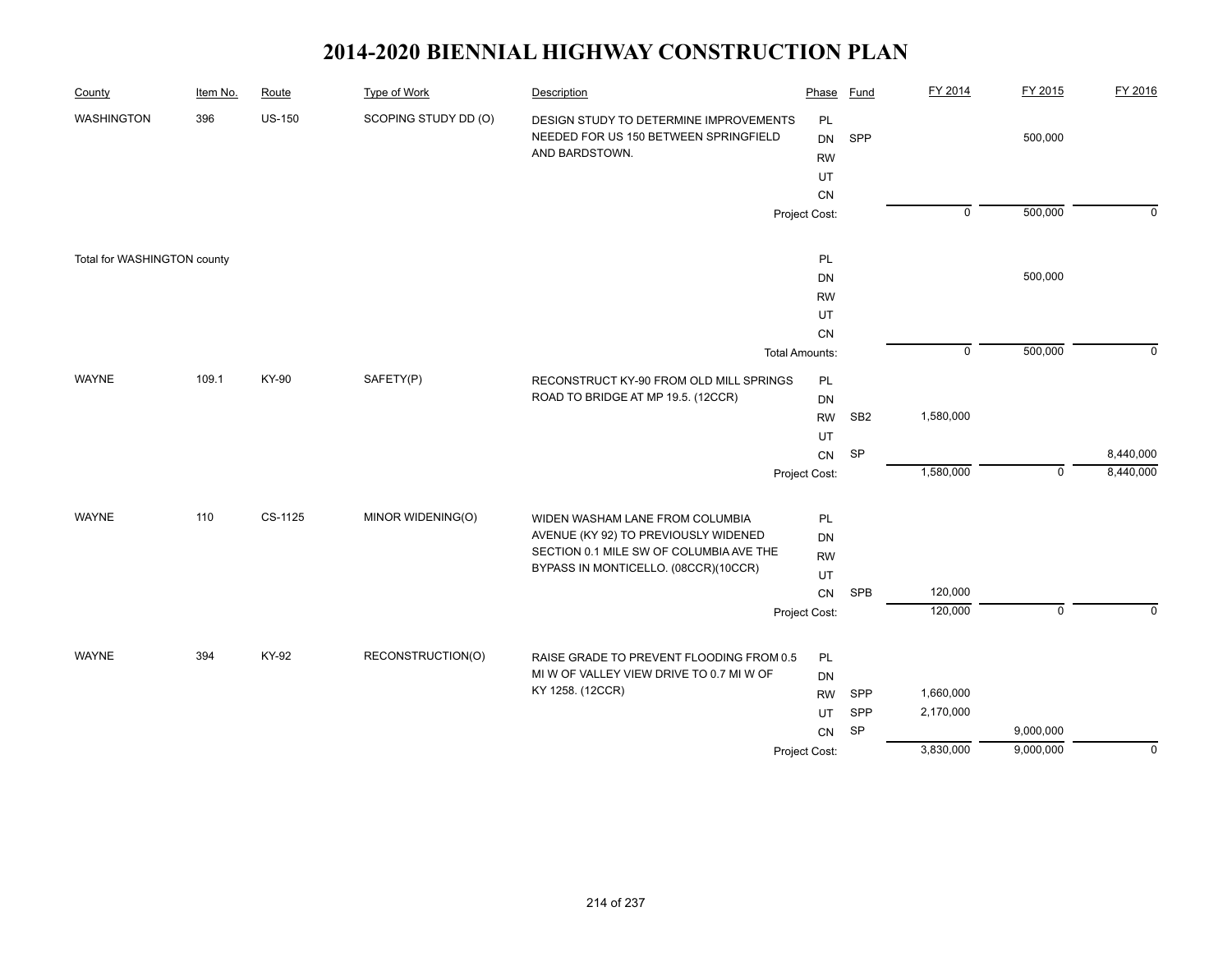# 2014-2020 BIENNIAL HIGHWAY CONSTRUCTION PLAN

| County | Item No. | Route | Type of Work | Description | Phase | Fund | FY 2014 | FY 2015 | FY 2016 |
|---|---|---|---|---|---|---|---|---|---|
| WASHINGTON | 396 | US-150 | SCOPING STUDY DD (O) | DESIGN STUDY TO DETERMINE IMPROVEMENTS NEEDED FOR US 150 BETWEEN SPRINGFIELD AND BARDSTOWN. | PL | | | | |
| | | | | | DN | SPP | | 500,000 | |
| | | | | | RW | | | | |
| | | | | | UT | | | | |
| | | | | | CN | | | | |
| | | | | | Project Cost: | | 0 | 500,000 | 0 |
| Total for WASHINGTON county | | | | | PL | | | | |
| | | | | | DN | | | 500,000 | |
| | | | | | RW | | | | |
| | | | | | UT | | | | |
| | | | | | CN | | | | |
| | | | | | Total Amounts: | | 0 | 500,000 | 0 |
| WAYNE | 109.1 | KY-90 | SAFETY(P) | RECONSTRUCT KY-90 FROM OLD MILL SPRINGS ROAD TO BRIDGE AT MP 19.5. (12CCR) | PL | | | | |
| | | | | | DN | | | | |
| | | | | | RW | SB2 | 1,580,000 | | |
| | | | | | UT | | | | |
| | | | | | CN | SP | | | 8,440,000 |
| | | | | | Project Cost: | | 1,580,000 | 0 | 8,440,000 |
| WAYNE | 110 | CS-1125 | MINOR WIDENING(O) | WIDEN WASHAM LANE FROM COLUMBIA AVENUE (KY 92) TO PREVIOUSLY WIDENED SECTION 0.1 MILE SW OF COLUMBIA AVE THE BYPASS IN MONTICELLO. (08CCR)(10CCR) | PL | | | | |
| | | | | | DN | | | | |
| | | | | | RW | | | | |
| | | | | | UT | | | | |
| | | | | | CN | SPB | 120,000 | | |
| | | | | | Project Cost: | | 120,000 | 0 | 0 |
| WAYNE | 394 | KY-92 | RECONSTRUCTION(O) | RAISE GRADE TO PREVENT FLOODING FROM 0.5 MI W OF VALLEY VIEW DRIVE TO 0.7 MI W OF KY 1258. (12CCR) | PL | | | | |
| | | | | | DN | | | | |
| | | | | | RW | SPP | 1,660,000 | | |
| | | | | | UT | SPP | 2,170,000 | | |
| | | | | | CN | SP | | 9,000,000 | |
| | | | | | Project Cost: | | 3,830,000 | 9,000,000 | 0 |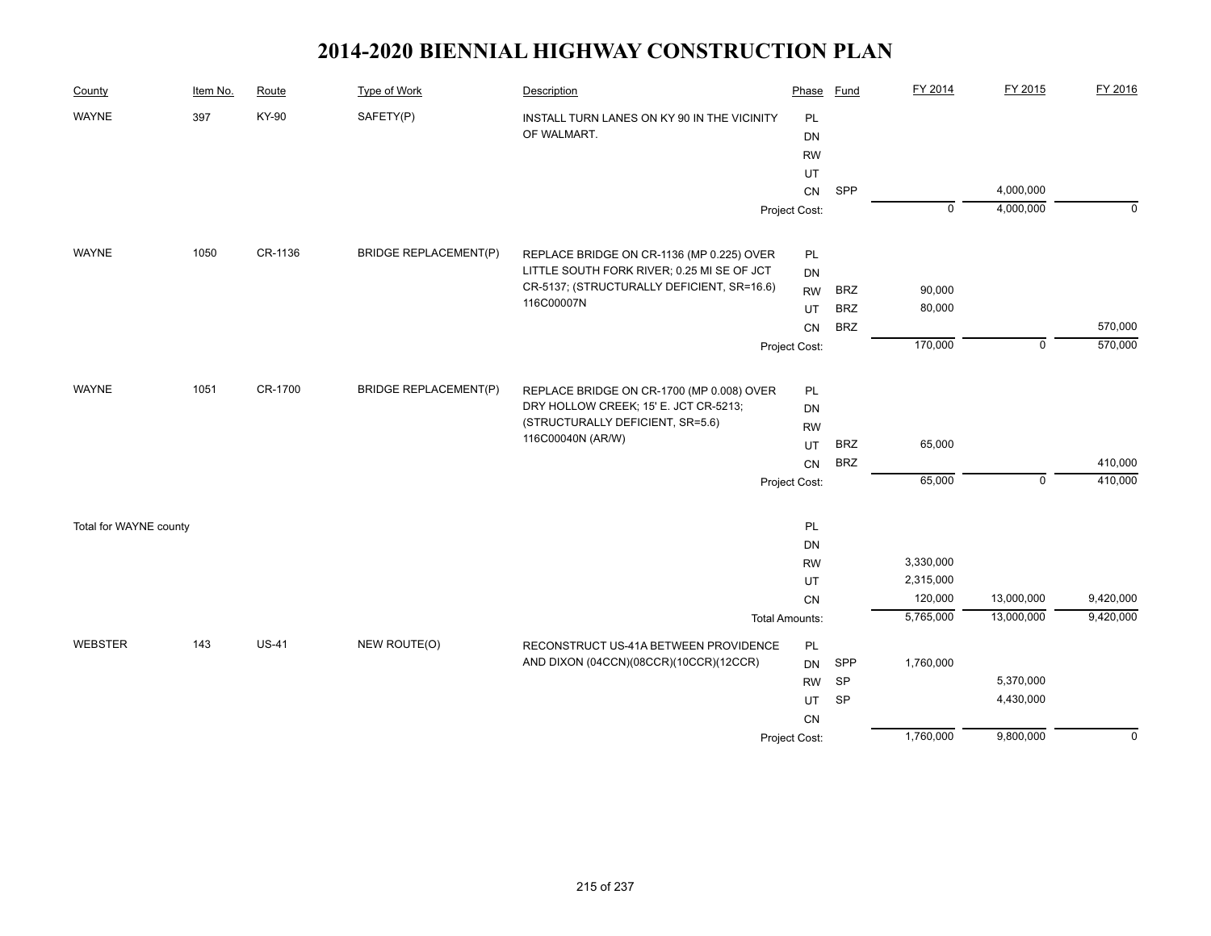# 2014-2020 BIENNIAL HIGHWAY CONSTRUCTION PLAN

| County | Item No. | Route | Type of Work | Description | Phase | Fund | FY 2014 | FY 2015 | FY 2016 |
|---|---|---|---|---|---|---|---|---|---|
| WAYNE | 397 | KY-90 | SAFETY(P) | INSTALL TURN LANES ON KY 90 IN THE VICINITY OF WALMART. | PL | | | | |
| | | | | | DN | | | | |
| | | | | | RW | | | | |
| | | | | | UT | | | | |
| | | | | | CN | SPP | | 4,000,000 | |
| | | | | | Project Cost: | | 0 | 4,000,000 | 0 |
| WAYNE | 1050 | CR-1136 | BRIDGE REPLACEMENT(P) | REPLACE BRIDGE ON CR-1136 (MP 0.225) OVER LITTLE SOUTH FORK RIVER; 0.25 MI SE OF JCT CR-5137; (STRUCTURALLY DEFICIENT, SR=16.6) 116C00007N | PL | | | | |
| | | | | | DN | | | | |
| | | | | | RW | BRZ | 90,000 | | |
| | | | | | UT | BRZ | 80,000 | | |
| | | | | | CN | BRZ | | | 570,000 |
| | | | | | Project Cost: | | 170,000 | 0 | 570,000 |
| WAYNE | 1051 | CR-1700 | BRIDGE REPLACEMENT(P) | REPLACE BRIDGE ON CR-1700 (MP 0.008) OVER DRY HOLLOW CREEK; 15' E. JCT CR-5213; (STRUCTURALLY DEFICIENT, SR=5.6) 116C00040N (AR/W) | PL | | | | |
| | | | | | DN | | | | |
| | | | | | RW | | | | |
| | | | | | UT | BRZ | 65,000 | | |
| | | | | | CN | BRZ | | | 410,000 |
| | | | | | Project Cost: | | 65,000 | 0 | 410,000 |
| Total for WAYNE county | | | | | PL | | | | |
| | | | | | DN | | | | |
| | | | | | RW | | 3,330,000 | | |
| | | | | | UT | | 2,315,000 | | |
| | | | | | CN | | 120,000 | 13,000,000 | 9,420,000 |
| | | | | | Total Amounts: | | 5,765,000 | 13,000,000 | 9,420,000 |
| WEBSTER | 143 | US-41 | NEW ROUTE(O) | RECONSTRUCT US-41A BETWEEN PROVIDENCE AND DIXON (04CCN)(08CCR)(10CCR)(12CCR) | PL | | | | |
| | | | | | DN | SPP | 1,760,000 | | |
| | | | | | RW | SP | | 5,370,000 | |
| | | | | | UT | SP | | 4,430,000 | |
| | | | | | CN | | | | |
| | | | | | Project Cost: | | 1,760,000 | 9,800,000 | 0 |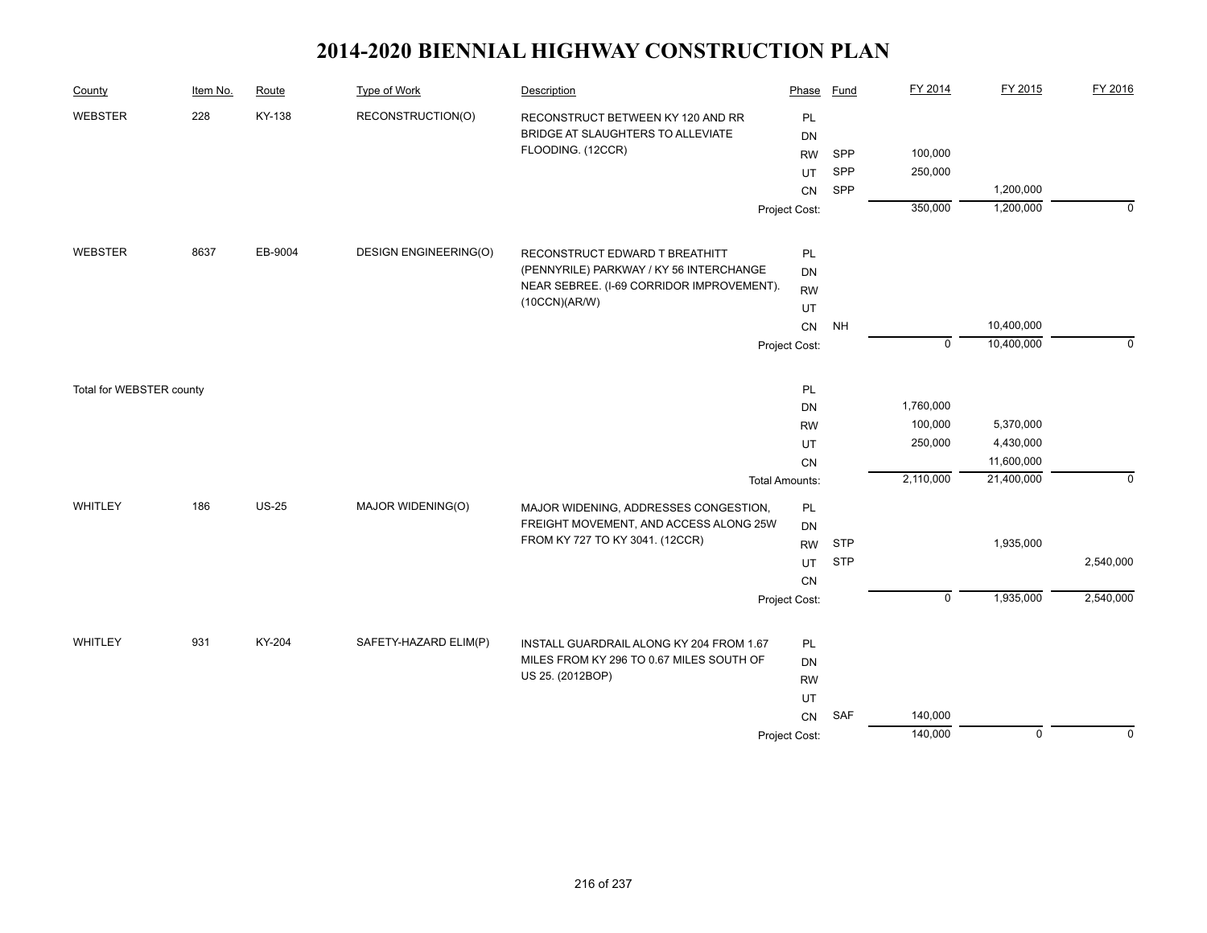# 2014-2020 BIENNIAL HIGHWAY CONSTRUCTION PLAN

| County | Item No. | Route | Type of Work | Description | Phase | Fund | FY 2014 | FY 2015 | FY 2016 |
|---|---|---|---|---|---|---|---|---|---|
| WEBSTER | 228 | KY-138 | RECONSTRUCTION(O) | RECONSTRUCT BETWEEN KY 120 AND RR BRIDGE AT SLAUGHTERS TO ALLEVIATE FLOODING. (12CCR) | PL | | | | |
| | | | | | DN | | | | |
| | | | | | RW | SPP | 100,000 | | |
| | | | | | UT | SPP | 250,000 | | |
| | | | | | CN | SPP | | 1,200,000 | |
| | | | | | Project Cost: | | 350,000 | 1,200,000 | 0 |
| WEBSTER | 8637 | EB-9004 | DESIGN ENGINEERING(O) | RECONSTRUCT EDWARD T BREATHITT (PENNYRILE) PARKWAY / KY 56 INTERCHANGE NEAR SEBREE. (I-69 CORRIDOR IMPROVEMENT). (10CCN)(AR/W) | PL | | | | |
| | | | | | DN | | | | |
| | | | | | RW | | | | |
| | | | | | UT | | | | |
| | | | | | CN | NH | | 10,400,000 | |
| | | | | | Project Cost: | | 0 | 10,400,000 | 0 |
| Total for WEBSTER county | | | | | PL | | | | |
| | | | | | DN | | 1,760,000 | | |
| | | | | | RW | | 100,000 | 5,370,000 | |
| | | | | | UT | | 250,000 | 4,430,000 | |
| | | | | | CN | | | 11,600,000 | |
| | | | | | Total Amounts: | | 2,110,000 | 21,400,000 | 0 |
| WHITLEY | 186 | US-25 | MAJOR WIDENING(O) | MAJOR WIDENING, ADDRESSES CONGESTION, FREIGHT MOVEMENT, AND ACCESS ALONG 25W FROM KY 727 TO KY 3041. (12CCR) | PL | | | | |
| | | | | | DN | | | | |
| | | | | | RW | STP | | 1,935,000 | |
| | | | | | UT | STP | | | 2,540,000 |
| | | | | | CN | | | | |
| | | | | | Project Cost: | | 0 | 1,935,000 | 2,540,000 |
| WHITLEY | 931 | KY-204 | SAFETY-HAZARD ELIM(P) | INSTALL GUARDRAIL ALONG KY 204 FROM 1.67 MILES FROM KY 296 TO 0.67 MILES SOUTH OF US 25. (2012BOP) | PL | | | | |
| | | | | | DN | | | | |
| | | | | | RW | | | | |
| | | | | | UT | | | | |
| | | | | | CN | SAF | 140,000 | | |
| | | | | | Project Cost: | | 140,000 | 0 | 0 |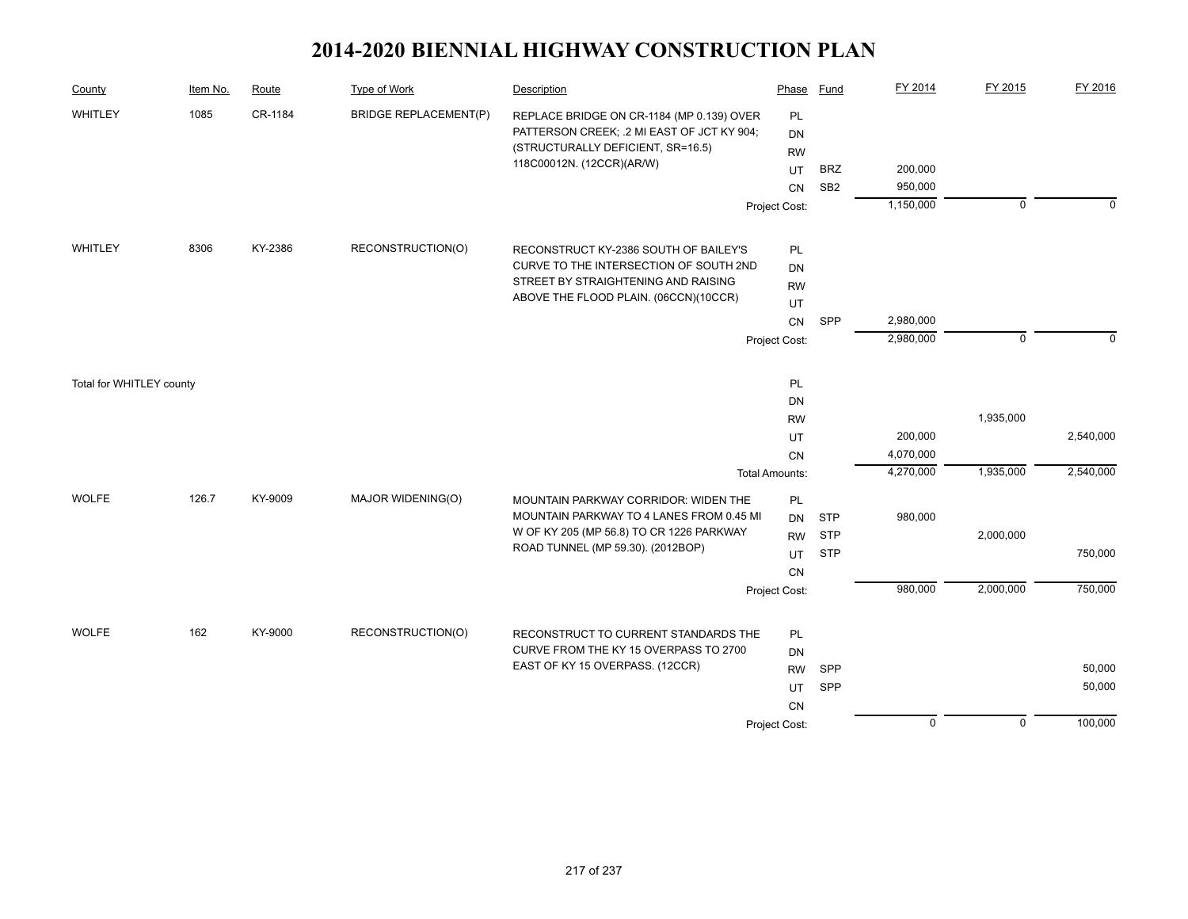# 2014-2020 BIENNIAL HIGHWAY CONSTRUCTION PLAN

| County | Item No. | Route | Type of Work | Description | Phase | Fund | FY 2014 | FY 2015 | FY 2016 |
|---|---|---|---|---|---|---|---|---|---|
| WHITLEY | 1085 | CR-1184 | BRIDGE REPLACEMENT(P) | REPLACE BRIDGE ON CR-1184 (MP 0.139) OVER PATTERSON CREEK; .2 MI EAST OF JCT KY 904; (STRUCTURALLY DEFICIENT, SR=16.5) 118C00012N. (12CCR)(AR/W) | PL | | | | |
| | | | | | DN | | | | |
| | | | | | RW | | | | |
| | | | | | UT | BRZ | 200,000 | | |
| | | | | | CN | SB2 | 950,000 | | |
| | | | | | Project Cost: | | 1,150,000 | 0 | 0 |
| WHITLEY | 8306 | KY-2386 | RECONSTRUCTION(O) | RECONSTRUCT KY-2386 SOUTH OF BAILEY'S CURVE TO THE INTERSECTION OF SOUTH 2ND STREET BY STRAIGHTENING AND RAISING ABOVE THE FLOOD PLAIN. (06CCN)(10CCR) | PL | | | | |
| | | | | | DN | | | | |
| | | | | | RW | | | | |
| | | | | | UT | | | | |
| | | | | | CN | SPP | 2,980,000 | | |
| | | | | | Project Cost: | | 2,980,000 | 0 | 0 |
| Total for WHITLEY county | | | | | PL | | | | |
| | | | | | DN | | | | |
| | | | | | RW | | | 1,935,000 | |
| | | | | | UT | | 200,000 | | 2,540,000 |
| | | | | | CN | | 4,070,000 | | |
| | | | | | Total Amounts: | | 4,270,000 | 1,935,000 | 2,540,000 |
| WOLFE | 126.7 | KY-9009 | MAJOR WIDENING(O) | MOUNTAIN PARKWAY CORRIDOR: WIDEN THE MOUNTAIN PARKWAY TO 4 LANES FROM 0.45 MI W OF KY 205 (MP 56.8) TO CR 1226 PARKWAY ROAD TUNNEL (MP 59.30). (2012BOP) | PL | | | | |
| | | | | | DN | STP | 980,000 | | |
| | | | | | RW | STP | | 2,000,000 | |
| | | | | | UT | STP | | | 750,000 |
| | | | | | CN | | | | |
| | | | | | Project Cost: | | 980,000 | 2,000,000 | 750,000 |
| WOLFE | 162 | KY-9000 | RECONSTRUCTION(O) | RECONSTRUCT TO CURRENT STANDARDS THE CURVE FROM THE KY 15 OVERPASS TO 2700 EAST OF KY 15 OVERPASS. (12CCR) | PL | | | | |
| | | | | | DN | | | | |
| | | | | | RW | SPP | | | 50,000 |
| | | | | | UT | SPP | | | 50,000 |
| | | | | | CN | | | | |
| | | | | | Project Cost: | | 0 | 0 | 100,000 |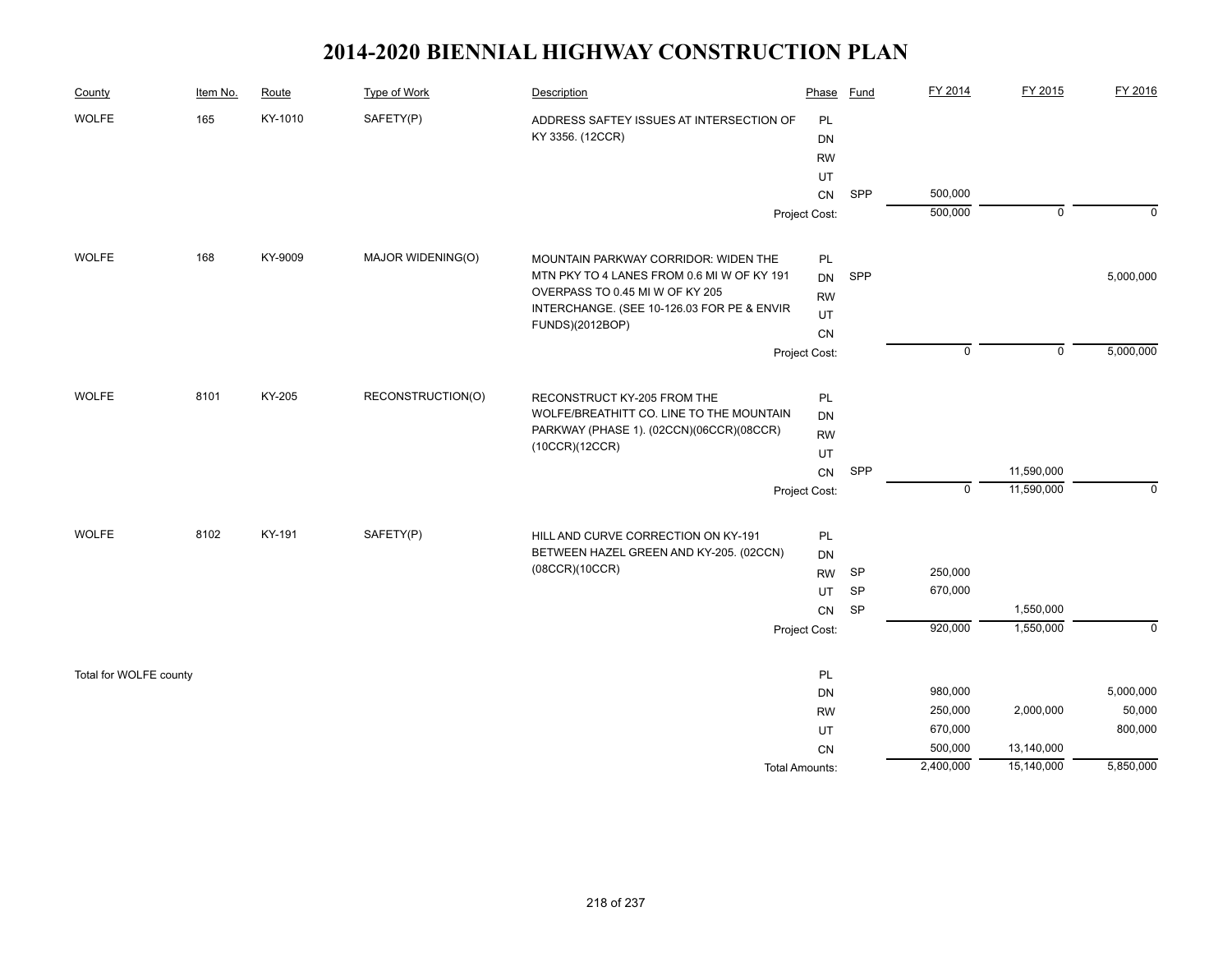# 2014-2020 BIENNIAL HIGHWAY CONSTRUCTION PLAN

| County | Item No. | Route | Type of Work | Description | Phase | Fund | FY 2014 | FY 2015 | FY 2016 |
|---|---|---|---|---|---|---|---|---|---|
| WOLFE | 165 | KY-1010 | SAFETY(P) | ADDRESS SAFTEY ISSUES AT INTERSECTION OF KY 3356. (12CCR) | PL | | | | |
| | | | | | DN | | | | |
| | | | | | RW | | | | |
| | | | | | UT | | | | |
| | | | | | CN | SPP | 500,000 | | |
| | | | | | Project Cost: | | 500,000 | 0 | 0 |
| WOLFE | 168 | KY-9009 | MAJOR WIDENING(O) | MOUNTAIN PARKWAY CORRIDOR: WIDEN THE MTN PKY TO 4 LANES FROM 0.6 MI W OF KY 191 OVERPASS TO 0.45 MI W OF KY 205 INTERCHANGE. (SEE 10-126.03 FOR PE & ENVIR FUNDS)(2012BOP) | PL | | | | |
| | | | | | DN | SPP | | | 5,000,000 |
| | | | | | RW | | | | |
| | | | | | UT | | | | |
| | | | | | CN | | | | |
| | | | | | Project Cost: | | 0 | 0 | 5,000,000 |
| WOLFE | 8101 | KY-205 | RECONSTRUCTION(O) | RECONSTRUCT KY-205 FROM THE WOLFE/BREATHITT CO. LINE TO THE MOUNTAIN PARKWAY (PHASE 1). (02CCN)(06CCR)(08CCR)(10CCR)(12CCR) | PL | | | | |
| | | | | | DN | | | | |
| | | | | | RW | | | | |
| | | | | | UT | | | | |
| | | | | | CN | SPP | | 11,590,000 | |
| | | | | | Project Cost: | | 0 | 11,590,000 | 0 |
| WOLFE | 8102 | KY-191 | SAFETY(P) | HILL AND CURVE CORRECTION ON KY-191 BETWEEN HAZEL GREEN AND KY-205. (02CCN)(08CCR)(10CCR) | PL | | | | |
| | | | | | DN | | | | |
| | | | | | RW | SP | 250,000 | | |
| | | | | | UT | SP | 670,000 | | |
| | | | | | CN | SP | | 1,550,000 | |
| | | | | | Project Cost: | | 920,000 | 1,550,000 | 0 |
| Total for WOLFE county | | | | | PL | | | | |
| | | | | | DN | | 980,000 | | 5,000,000 |
| | | | | | RW | | 250,000 | 2,000,000 | 50,000 |
| | | | | | UT | | 670,000 | | 800,000 |
| | | | | | CN | | 500,000 | 13,140,000 | |
| | | | | | Total Amounts: | | 2,400,000 | 15,140,000 | 5,850,000 |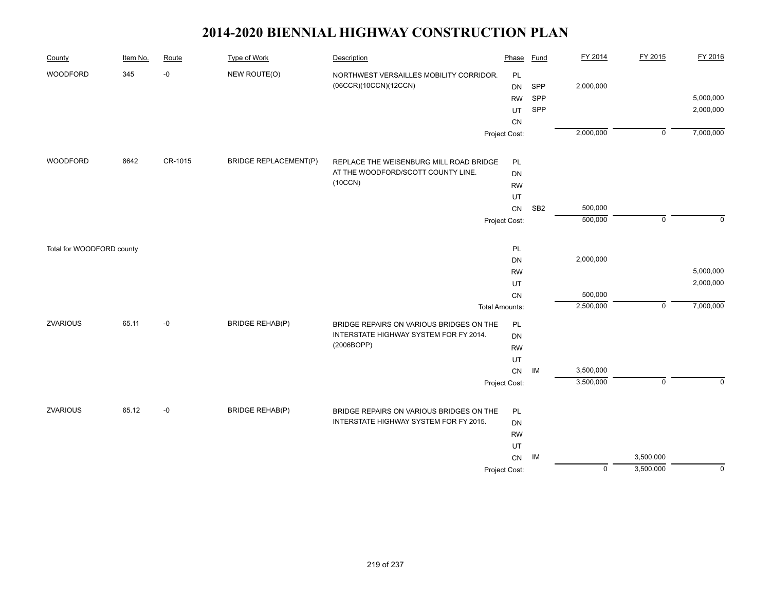# 2014-2020 BIENNIAL HIGHWAY CONSTRUCTION PLAN

| County | Item No. | Route | Type of Work | Description | Phase | Fund | FY 2014 | FY 2015 | FY 2016 |
|---|---|---|---|---|---|---|---|---|---|
| WOODFORD | 345 | -0 | NEW ROUTE(O) | NORTHWEST VERSAILLES MOBILITY CORRIDOR. (06CCR)(10CCN)(12CCN) | PL | | | | |
| | | | | | DN | SPP | 2,000,000 | | |
| | | | | | RW | SPP | | | 5,000,000 |
| | | | | | UT | SPP | | | 2,000,000 |
| | | | | | CN | | | | |
| | | | | | Project Cost: | | 2,000,000 | 0 | 7,000,000 |
| WOODFORD | 8642 | CR-1015 | BRIDGE REPLACEMENT(P) | REPLACE THE WEISENBURG MILL ROAD BRIDGE AT THE WOODFORD/SCOTT COUNTY LINE. (10CCN) | PL | | | | |
| | | | | | DN | | | | |
| | | | | | RW | | | | |
| | | | | | UT | | | | |
| | | | | | CN | SB2 | 500,000 | | |
| | | | | | Project Cost: | | 500,000 | 0 | 0 |
| Total for WOODFORD county | | | | | PL | | | | |
| | | | | | DN | | 2,000,000 | | |
| | | | | | RW | | | | 5,000,000 |
| | | | | | UT | | | | 2,000,000 |
| | | | | | CN | | 500,000 | | |
| | | | | | Total Amounts: | | 2,500,000 | 0 | 7,000,000 |
| ZVARIOUS | 65.11 | -0 | BRIDGE REHAB(P) | BRIDGE REPAIRS ON VARIOUS BRIDGES ON THE INTERSTATE HIGHWAY SYSTEM FOR FY 2014. (2006BOPP) | PL | | | | |
| | | | | | DN | | | | |
| | | | | | RW | | | | |
| | | | | | UT | | | | |
| | | | | | CN | IM | 3,500,000 | | |
| | | | | | Project Cost: | | 3,500,000 | 0 | 0 |
| ZVARIOUS | 65.12 | -0 | BRIDGE REHAB(P) | BRIDGE REPAIRS ON VARIOUS BRIDGES ON THE INTERSTATE HIGHWAY SYSTEM FOR FY 2015. | PL | | | | |
| | | | | | DN | | | | |
| | | | | | RW | | | | |
| | | | | | UT | | | | |
| | | | | | CN | IM | | 3,500,000 | |
| | | | | | Project Cost: | | 0 | 3,500,000 | 0 |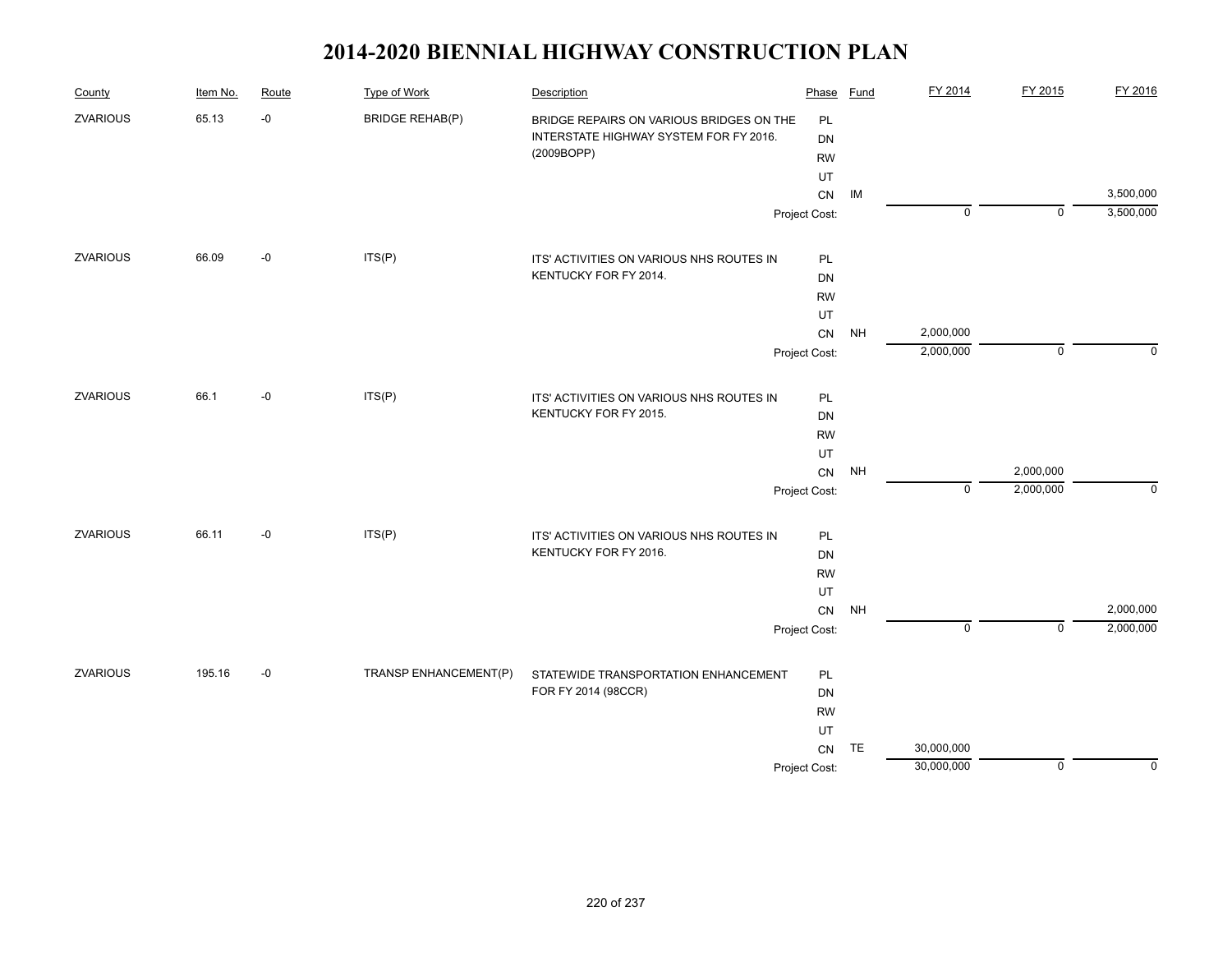# 2014-2020 BIENNIAL HIGHWAY CONSTRUCTION PLAN

| County | Item No. | Route | Type of Work | Description | Phase | Fund | FY 2014 | FY 2015 | FY 2016 |
|---|---|---|---|---|---|---|---|---|---|
| ZVARIOUS | 65.13 | -0 | BRIDGE REHAB(P) | BRIDGE REPAIRS ON VARIOUS BRIDGES ON THE INTERSTATE HIGHWAY SYSTEM FOR FY 2016. (2009BOPP) | PL | | | | |
| | | | | | DN | | | | |
| | | | | | RW | | | | |
| | | | | | UT | | | | |
| | | | | | CN | IM | | | 3,500,000 |
| | | | | | Project Cost: | | 0 | 0 | 3,500,000 |
| ZVARIOUS | 66.09 | -0 | ITS(P) | ITS' ACTIVITIES ON VARIOUS NHS ROUTES IN KENTUCKY FOR FY 2014. | PL | | | | |
| | | | | | DN | | | | |
| | | | | | RW | | | | |
| | | | | | UT | | | | |
| | | | | | CN | NH | 2,000,000 | | |
| | | | | | Project Cost: | | 2,000,000 | 0 | 0 |
| ZVARIOUS | 66.1 | -0 | ITS(P) | ITS' ACTIVITIES ON VARIOUS NHS ROUTES IN KENTUCKY FOR FY 2015. | PL | | | | |
| | | | | | DN | | | | |
| | | | | | RW | | | | |
| | | | | | UT | | | | |
| | | | | | CN | NH | | 2,000,000 | |
| | | | | | Project Cost: | | 0 | 2,000,000 | 0 |
| ZVARIOUS | 66.11 | -0 | ITS(P) | ITS' ACTIVITIES ON VARIOUS NHS ROUTES IN KENTUCKY FOR FY 2016. | PL | | | | |
| | | | | | DN | | | | |
| | | | | | RW | | | | |
| | | | | | UT | | | | |
| | | | | | CN | NH | | | 2,000,000 |
| | | | | | Project Cost: | | 0 | 0 | 2,000,000 |
| ZVARIOUS | 195.16 | -0 | TRANSP ENHANCEMENT(P) | STATEWIDE TRANSPORTATION ENHANCEMENT FOR FY 2014 (98CCR) | PL | | | | |
| | | | | | DN | | | | |
| | | | | | RW | | | | |
| | | | | | UT | | | | |
| | | | | | CN | TE | 30,000,000 | | |
| | | | | | Project Cost: | | 30,000,000 | 0 | 0 |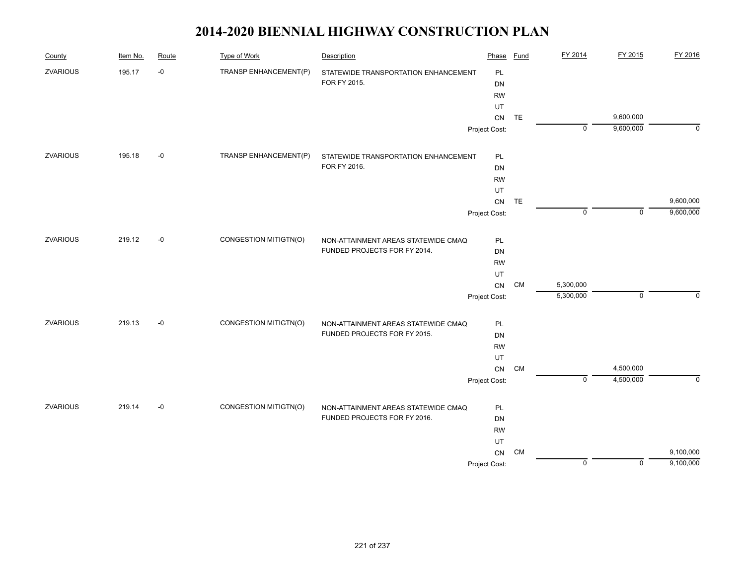# 2014-2020 BIENNIAL HIGHWAY CONSTRUCTION PLAN

| County | Item No. | Route | Type of Work | Description | Phase | Fund | FY 2014 | FY 2015 | FY 2016 |
|---|---|---|---|---|---|---|---|---|---|
| ZVARIOUS | 195.17 | -0 | TRANSP ENHANCEMENT(P) | STATEWIDE TRANSPORTATION ENHANCEMENT FOR FY 2015. | PL | | | | |
| | | | | | DN | | | | |
| | | | | | RW | | | | |
| | | | | | UT | | | | |
| | | | | | CN | TE | | 9,600,000 | |
| | | | | | Project Cost: | | 0 | 9,600,000 | 0 |
| ZVARIOUS | 195.18 | -0 | TRANSP ENHANCEMENT(P) | STATEWIDE TRANSPORTATION ENHANCEMENT FOR FY 2016. | PL | | | | |
| | | | | | DN | | | | |
| | | | | | RW | | | | |
| | | | | | UT | | | | |
| | | | | | CN | TE | | | 9,600,000 |
| | | | | | Project Cost: | | 0 | 0 | 9,600,000 |
| ZVARIOUS | 219.12 | -0 | CONGESTION MITIGTN(O) | NON-ATTAINMENT AREAS STATEWIDE CMAQ FUNDED PROJECTS FOR FY 2014. | PL | | | | |
| | | | | | DN | | | | |
| | | | | | RW | | | | |
| | | | | | UT | | | | |
| | | | | | CN | CM | 5,300,000 | | |
| | | | | | Project Cost: | | 5,300,000 | 0 | 0 |
| ZVARIOUS | 219.13 | -0 | CONGESTION MITIGTN(O) | NON-ATTAINMENT AREAS STATEWIDE CMAQ FUNDED PROJECTS FOR FY 2015. | PL | | | | |
| | | | | | DN | | | | |
| | | | | | RW | | | | |
| | | | | | UT | | | | |
| | | | | | CN | CM | | 4,500,000 | |
| | | | | | Project Cost: | | 0 | 4,500,000 | 0 |
| ZVARIOUS | 219.14 | -0 | CONGESTION MITIGTN(O) | NON-ATTAINMENT AREAS STATEWIDE CMAQ FUNDED PROJECTS FOR FY 2016. | PL | | | | |
| | | | | | DN | | | | |
| | | | | | RW | | | | |
| | | | | | UT | | | | |
| | | | | | CN | CM | | | 9,100,000 |
| | | | | | Project Cost: | | 0 | 0 | 9,100,000 |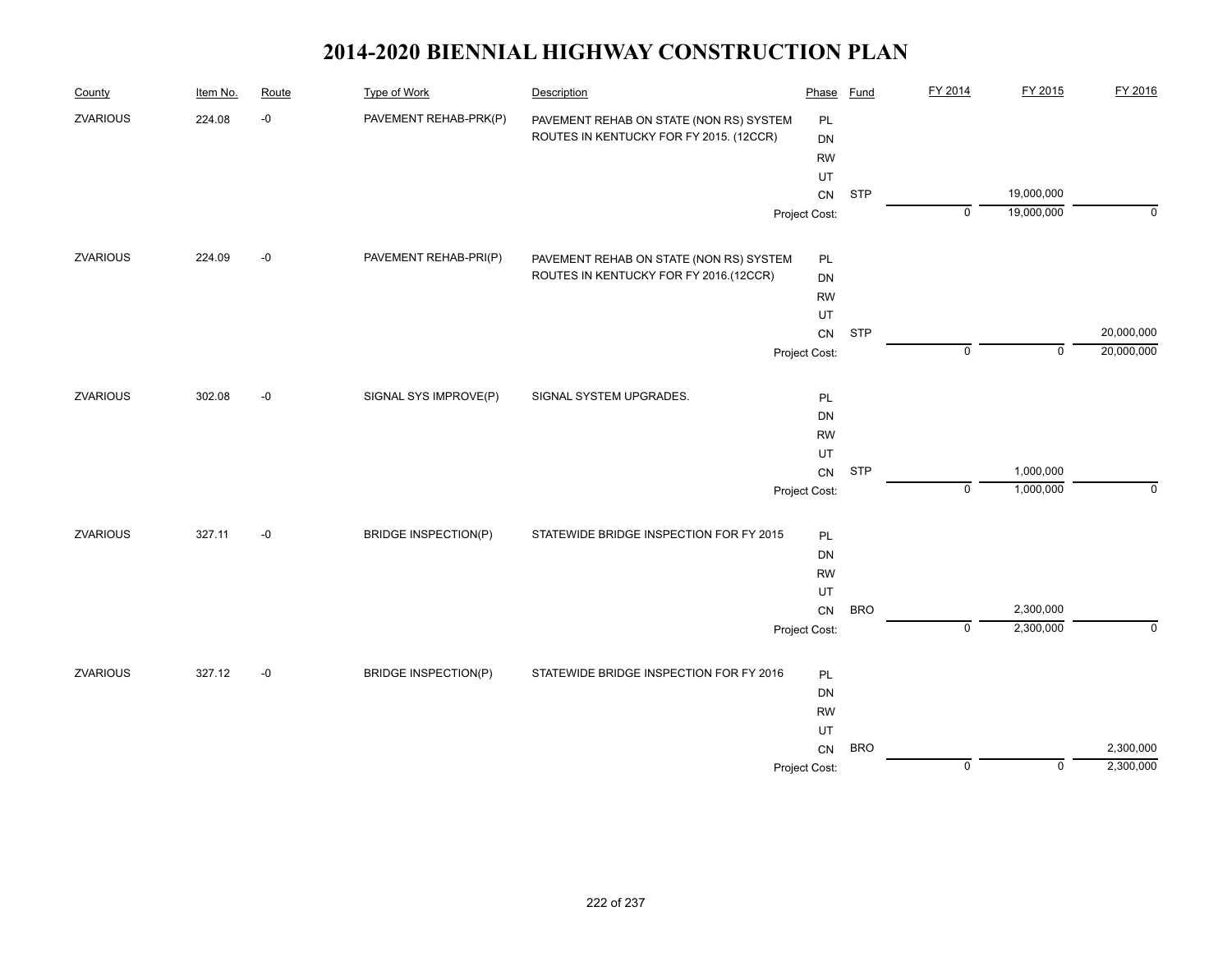# 2014-2020 BIENNIAL HIGHWAY CONSTRUCTION PLAN

| County | Item No. | Route | Type of Work | Description | Phase | Fund | FY 2014 | FY 2015 | FY 2016 |
|---|---|---|---|---|---|---|---|---|---|
| ZVARIOUS | 224.08 | -0 | PAVEMENT REHAB-PRK(P) | PAVEMENT REHAB ON STATE (NON RS) SYSTEM ROUTES IN KENTUCKY FOR FY 2015. (12CCR) | PL | | | | |
| | | | | | DN | | | | |
| | | | | | RW | | | | |
| | | | | | UT | | | | |
| | | | | | CN | STP | | 19,000,000 | |
| | | | | | Project Cost: | | 0 | 19,000,000 | 0 |
| ZVARIOUS | 224.09 | -0 | PAVEMENT REHAB-PRI(P) | PAVEMENT REHAB ON STATE (NON RS) SYSTEM ROUTES IN KENTUCKY FOR FY 2016.(12CCR) | PL | | | | |
| | | | | | DN | | | | |
| | | | | | RW | | | | |
| | | | | | UT | | | | |
| | | | | | CN | STP | | | 20,000,000 |
| | | | | | Project Cost: | | 0 | 0 | 20,000,000 |
| ZVARIOUS | 302.08 | -0 | SIGNAL SYS IMPROVE(P) | SIGNAL SYSTEM UPGRADES. | PL | | | | |
| | | | | | DN | | | | |
| | | | | | RW | | | | |
| | | | | | UT | | | | |
| | | | | | CN | STP | | 1,000,000 | |
| | | | | | Project Cost: | | 0 | 1,000,000 | 0 |
| ZVARIOUS | 327.11 | -0 | BRIDGE INSPECTION(P) | STATEWIDE BRIDGE INSPECTION FOR FY 2015 | PL | | | | |
| | | | | | DN | | | | |
| | | | | | RW | | | | |
| | | | | | UT | | | | |
| | | | | | CN | BRO | | 2,300,000 | |
| | | | | | Project Cost: | | 0 | 2,300,000 | 0 |
| ZVARIOUS | 327.12 | -0 | BRIDGE INSPECTION(P) | STATEWIDE BRIDGE INSPECTION FOR FY 2016 | PL | | | | |
| | | | | | DN | | | | |
| | | | | | RW | | | | |
| | | | | | UT | | | | |
| | | | | | CN | BRO | | | 2,300,000 |
| | | | | | Project Cost: | | 0 | 0 | 2,300,000 |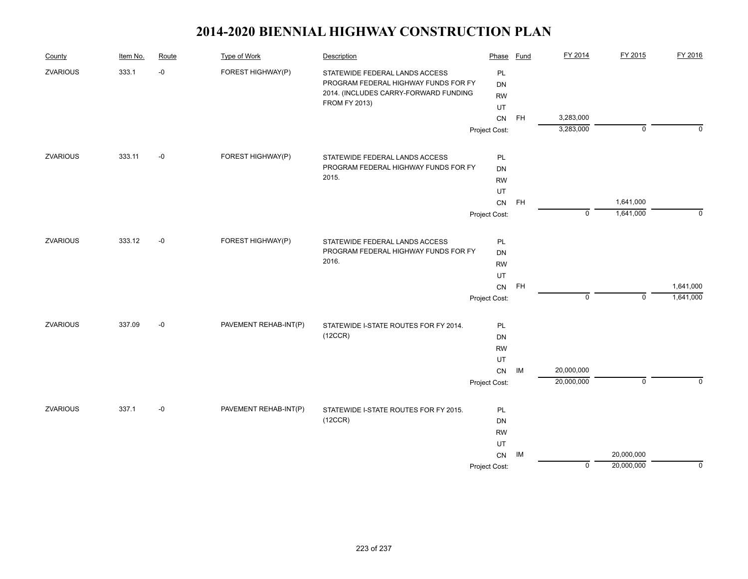# 2014-2020 BIENNIAL HIGHWAY CONSTRUCTION PLAN

| County | Item No. | Route | Type of Work | Description | Phase | Fund | FY 2014 | FY 2015 | FY 2016 |
|---|---|---|---|---|---|---|---|---|---|
| ZVARIOUS | 333.1 | -0 | FOREST HIGHWAY(P) | STATEWIDE FEDERAL LANDS ACCESS PROGRAM FEDERAL HIGHWAY FUNDS FOR FY 2014. (INCLUDES CARRY-FORWARD FUNDING FROM FY 2013) | PL | | | | |
| | | | | | DN | | | | |
| | | | | | RW | | | | |
| | | | | | UT | | | | |
| | | | | | CN | FH | 3,283,000 | | |
| | | | | | Project Cost: | | 3,283,000 | 0 | 0 |
| ZVARIOUS | 333.11 | -0 | FOREST HIGHWAY(P) | STATEWIDE FEDERAL LANDS ACCESS PROGRAM FEDERAL HIGHWAY FUNDS FOR FY 2015. | PL | | | | |
| | | | | | DN | | | | |
| | | | | | RW | | | | |
| | | | | | UT | | | | |
| | | | | | CN | FH | | 1,641,000 | |
| | | | | | Project Cost: | | 0 | 1,641,000 | 0 |
| ZVARIOUS | 333.12 | -0 | FOREST HIGHWAY(P) | STATEWIDE FEDERAL LANDS ACCESS PROGRAM FEDERAL HIGHWAY FUNDS FOR FY 2016. | PL | | | | |
| | | | | | DN | | | | |
| | | | | | RW | | | | |
| | | | | | UT | | | | |
| | | | | | CN | FH | | | 1,641,000 |
| | | | | | Project Cost: | | 0 | 0 | 1,641,000 |
| ZVARIOUS | 337.09 | -0 | PAVEMENT REHAB-INT(P) | STATEWIDE I-STATE ROUTES FOR FY 2014. (12CCR) | PL | | | | |
| | | | | | DN | | | | |
| | | | | | RW | | | | |
| | | | | | UT | | | | |
| | | | | | CN | IM | 20,000,000 | | |
| | | | | | Project Cost: | | 20,000,000 | 0 | 0 |
| ZVARIOUS | 337.1 | -0 | PAVEMENT REHAB-INT(P) | STATEWIDE I-STATE ROUTES FOR FY 2015. (12CCR) | PL | | | | |
| | | | | | DN | | | | |
| | | | | | RW | | | | |
| | | | | | UT | | | | |
| | | | | | CN | IM | | 20,000,000 | |
| | | | | | Project Cost: | | 0 | 20,000,000 | 0 |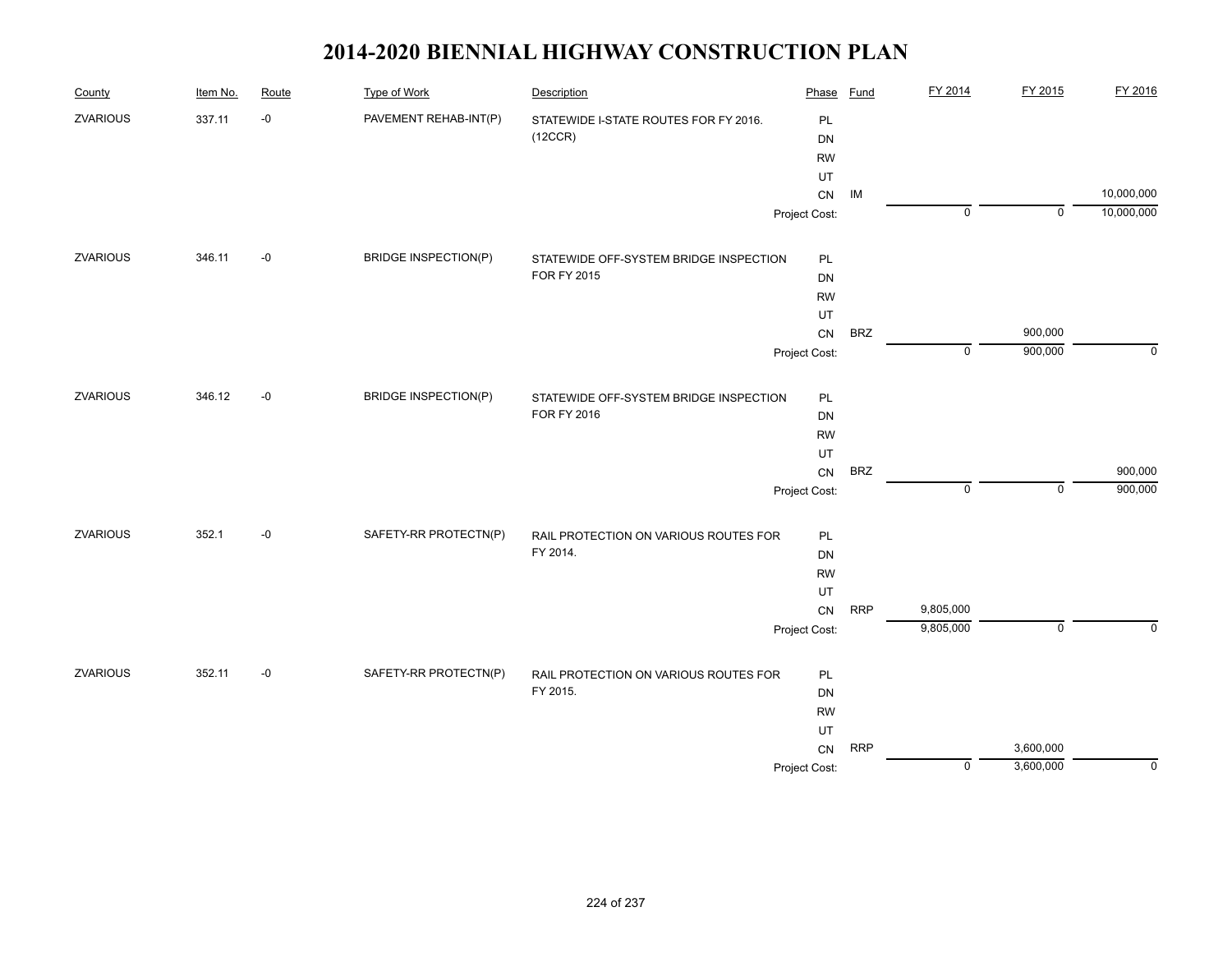# 2014-2020 BIENNIAL HIGHWAY CONSTRUCTION PLAN

| County | Item No. | Route | Type of Work | Description | Phase | Fund | FY 2014 | FY 2015 | FY 2016 |
|---|---|---|---|---|---|---|---|---|---|
| ZVARIOUS | 337.11 | -0 | PAVEMENT REHAB-INT(P) | STATEWIDE I-STATE ROUTES FOR FY 2016. (12CCR) | PL | | | | |
| | | | | | DN | | | | |
| | | | | | RW | | | | |
| | | | | | UT | | | | |
| | | | | | CN | IM | | | 10,000,000 |
| | | | | | Project Cost: | | 0 | 0 | 10,000,000 |
| ZVARIOUS | 346.11 | -0 | BRIDGE INSPECTION(P) | STATEWIDE OFF-SYSTEM BRIDGE INSPECTION FOR FY 2015 | PL | | | | |
| | | | | | DN | | | | |
| | | | | | RW | | | | |
| | | | | | UT | | | | |
| | | | | | CN | BRZ | | 900,000 | |
| | | | | | Project Cost: | | 0 | 900,000 | 0 |
| ZVARIOUS | 346.12 | -0 | BRIDGE INSPECTION(P) | STATEWIDE OFF-SYSTEM BRIDGE INSPECTION FOR FY 2016 | PL | | | | |
| | | | | | DN | | | | |
| | | | | | RW | | | | |
| | | | | | UT | | | | |
| | | | | | CN | BRZ | | | 900,000 |
| | | | | | Project Cost: | | 0 | 0 | 900,000 |
| ZVARIOUS | 352.1 | -0 | SAFETY-RR PROTECTN(P) | RAIL PROTECTION ON VARIOUS ROUTES FOR FY 2014. | PL | | | | |
| | | | | | DN | | | | |
| | | | | | RW | | | | |
| | | | | | UT | | | | |
| | | | | | CN | RRP | 9,805,000 | | |
| | | | | | Project Cost: | | 9,805,000 | 0 | 0 |
| ZVARIOUS | 352.11 | -0 | SAFETY-RR PROTECTN(P) | RAIL PROTECTION ON VARIOUS ROUTES FOR FY 2015. | PL | | | | |
| | | | | | DN | | | | |
| | | | | | RW | | | | |
| | | | | | UT | | | | |
| | | | | | CN | RRP | | 3,600,000 | |
| | | | | | Project Cost: | | 0 | 3,600,000 | 0 |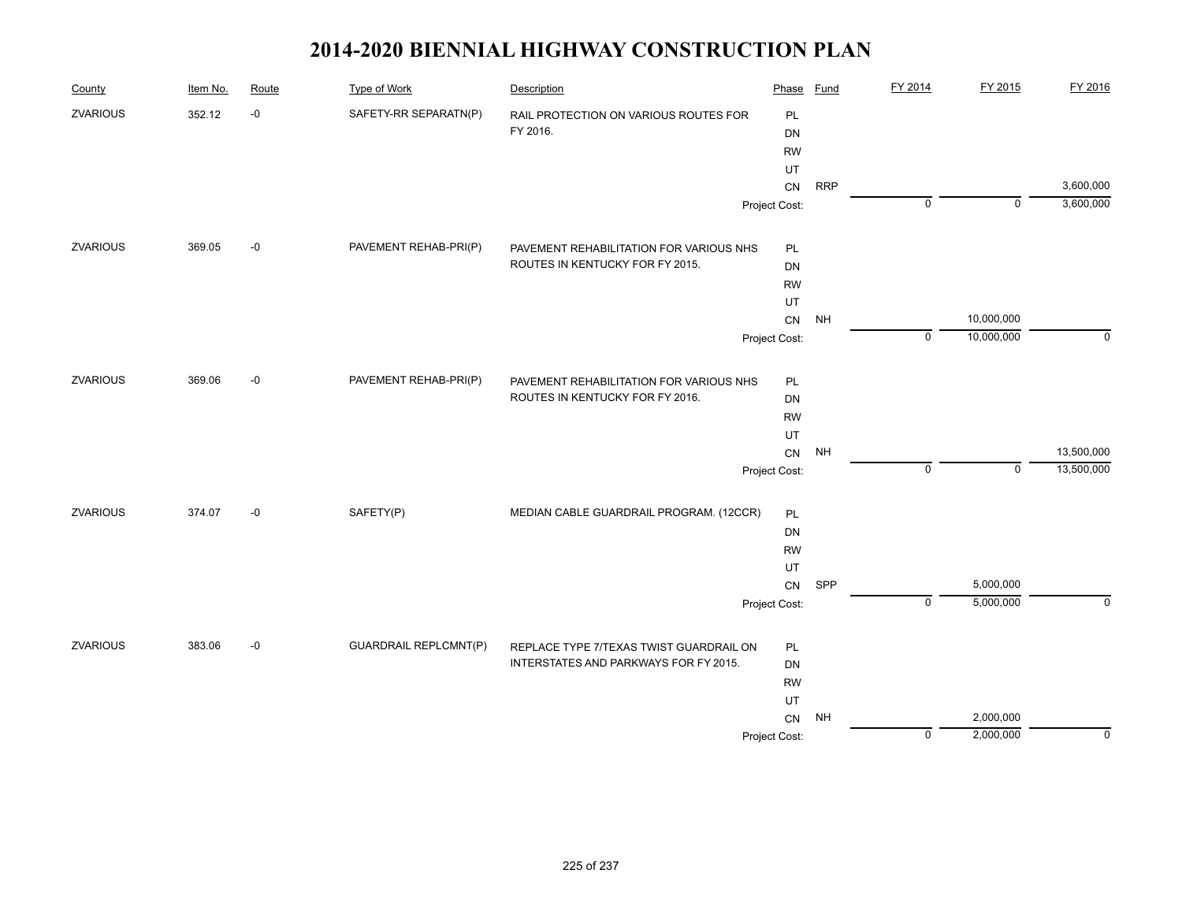# 2014-2020 BIENNIAL HIGHWAY CONSTRUCTION PLAN

| County | Item No. | Route | Type of Work | Description | Phase | Fund | FY 2014 | FY 2015 | FY 2016 |
|---|---|---|---|---|---|---|---|---|---|
| ZVARIOUS | 352.12 | -0 | SAFETY-RR SEPARATN(P) | RAIL PROTECTION ON VARIOUS ROUTES FOR FY 2016. | PL | | | | |
| | | | | | DN | | | | |
| | | | | | RW | | | | |
| | | | | | UT | | | | |
| | | | | | CN | RRP | | | 3,600,000 |
| | | | | | Project Cost: | | 0 | 0 | 3,600,000 |
| ZVARIOUS | 369.05 | -0 | PAVEMENT REHAB-PRI(P) | PAVEMENT REHABILITATION FOR VARIOUS NHS ROUTES IN KENTUCKY FOR FY 2015. | PL | | | | |
| | | | | | DN | | | | |
| | | | | | RW | | | | |
| | | | | | UT | | | | |
| | | | | | CN | NH | | 10,000,000 | |
| | | | | | Project Cost: | | 0 | 10,000,000 | 0 |
| ZVARIOUS | 369.06 | -0 | PAVEMENT REHAB-PRI(P) | PAVEMENT REHABILITATION FOR VARIOUS NHS ROUTES IN KENTUCKY FOR FY 2016. | PL | | | | |
| | | | | | DN | | | | |
| | | | | | RW | | | | |
| | | | | | UT | | | | |
| | | | | | CN | NH | | | 13,500,000 |
| | | | | | Project Cost: | | 0 | 0 | 13,500,000 |
| ZVARIOUS | 374.07 | -0 | SAFETY(P) | MEDIAN CABLE GUARDRAIL PROGRAM. (12CCR) | PL | | | | |
| | | | | | DN | | | | |
| | | | | | RW | | | | |
| | | | | | UT | | | | |
| | | | | | CN | SPP | | 5,000,000 | |
| | | | | | Project Cost: | | 0 | 5,000,000 | 0 |
| ZVARIOUS | 383.06 | -0 | GUARDRAIL REPLCMNT(P) | REPLACE TYPE 7/TEXAS TWIST GUARDRAIL ON INTERSTATES AND PARKWAYS FOR FY 2015. | PL | | | | |
| | | | | | DN | | | | |
| | | | | | RW | | | | |
| | | | | | UT | | | | |
| | | | | | CN | NH | | 2,000,000 | |
| | | | | | Project Cost: | | 0 | 2,000,000 | 0 |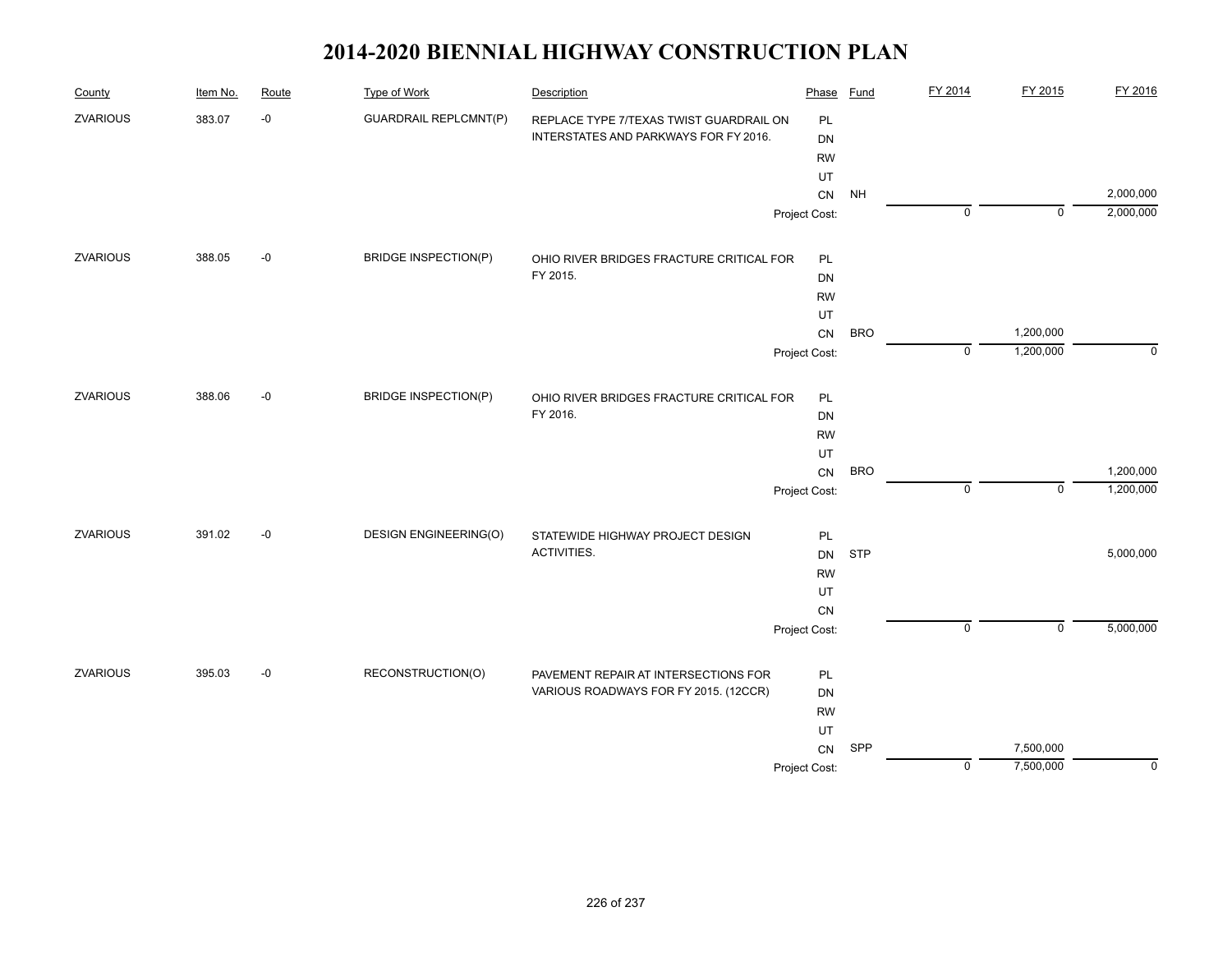# 2014-2020 BIENNIAL HIGHWAY CONSTRUCTION PLAN

| County | Item No. | Route | Type of Work | Description | Phase | Fund | FY 2014 | FY 2015 | FY 2016 |
|---|---|---|---|---|---|---|---|---|---|
| ZVARIOUS | 383.07 | -0 | GUARDRAIL REPLCMNT(P) | REPLACE TYPE 7/TEXAS TWIST GUARDRAIL ON INTERSTATES AND PARKWAYS FOR FY 2016. | PL | | | | |
| | | | | | DN | | | | |
| | | | | | RW | | | | |
| | | | | | UT | | | | |
| | | | | | CN | NH | | | 2,000,000 |
| | | | | | Project Cost: | | 0 | 0 | 2,000,000 |
| ZVARIOUS | 388.05 | -0 | BRIDGE INSPECTION(P) | OHIO RIVER BRIDGES FRACTURE CRITICAL FOR FY 2015. | PL | | | | |
| | | | | | DN | | | | |
| | | | | | RW | | | | |
| | | | | | UT | | | | |
| | | | | | CN | BRO | | 1,200,000 | |
| | | | | | Project Cost: | | 0 | 1,200,000 | 0 |
| ZVARIOUS | 388.06 | -0 | BRIDGE INSPECTION(P) | OHIO RIVER BRIDGES FRACTURE CRITICAL FOR FY 2016. | PL | | | | |
| | | | | | DN | | | | |
| | | | | | RW | | | | |
| | | | | | UT | | | | |
| | | | | | CN | BRO | | | 1,200,000 |
| | | | | | Project Cost: | | 0 | 0 | 1,200,000 |
| ZVARIOUS | 391.02 | -0 | DESIGN ENGINEERING(O) | STATEWIDE HIGHWAY PROJECT DESIGN ACTIVITIES. | PL | | | | |
| | | | | | DN | STP | | | 5,000,000 |
| | | | | | RW | | | | |
| | | | | | UT | | | | |
| | | | | | CN | | | | |
| | | | | | Project Cost: | | 0 | 0 | 5,000,000 |
| ZVARIOUS | 395.03 | -0 | RECONSTRUCTION(O) | PAVEMENT REPAIR AT INTERSECTIONS FOR VARIOUS ROADWAYS FOR FY 2015. (12CCR) | PL | | | | |
| | | | | | DN | | | | |
| | | | | | RW | | | | |
| | | | | | UT | | | | |
| | | | | | CN | SPP | | 7,500,000 | |
| | | | | | Project Cost: | | 0 | 7,500,000 | 0 |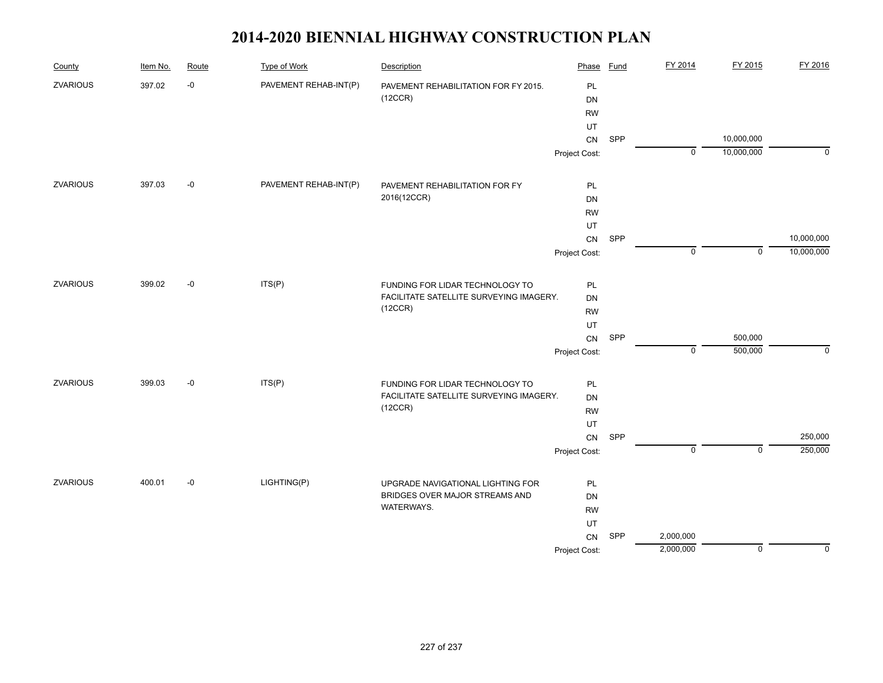# 2014-2020 BIENNIAL HIGHWAY CONSTRUCTION PLAN

| County | Item No. | Route | Type of Work | Description | Phase | Fund | FY 2014 | FY 2015 | FY 2016 |
|---|---|---|---|---|---|---|---|---|---|
| ZVARIOUS | 397.02 | -0 | PAVEMENT REHAB-INT(P) | PAVEMENT REHABILITATION FOR FY 2015. (12CCR) | PL | | | | |
| | | | | | DN | | | | |
| | | | | | RW | | | | |
| | | | | | UT | | | | |
| | | | | | CN | SPP | | 10,000,000 | |
| | | | | | Project Cost: | | 0 | 10,000,000 | 0 |
| ZVARIOUS | 397.03 | -0 | PAVEMENT REHAB-INT(P) | PAVEMENT REHABILITATION FOR FY 2016(12CCR) | PL | | | | |
| | | | | | DN | | | | |
| | | | | | RW | | | | |
| | | | | | UT | | | | |
| | | | | | CN | SPP | | | 10,000,000 |
| | | | | | Project Cost: | | 0 | 0 | 10,000,000 |
| ZVARIOUS | 399.02 | -0 | ITS(P) | FUNDING FOR LIDAR TECHNOLOGY TO FACILITATE SATELLITE SURVEYING IMAGERY. (12CCR) | PL | | | | |
| | | | | | DN | | | | |
| | | | | | RW | | | | |
| | | | | | UT | | | | |
| | | | | | CN | SPP | | 500,000 | |
| | | | | | Project Cost: | | 0 | 500,000 | 0 |
| ZVARIOUS | 399.03 | -0 | ITS(P) | FUNDING FOR LIDAR TECHNOLOGY TO FACILITATE SATELLITE SURVEYING IMAGERY. (12CCR) | PL | | | | |
| | | | | | DN | | | | |
| | | | | | RW | | | | |
| | | | | | UT | | | | |
| | | | | | CN | SPP | | | 250,000 |
| | | | | | Project Cost: | | 0 | 0 | 250,000 |
| ZVARIOUS | 400.01 | -0 | LIGHTING(P) | UPGRADE NAVIGATIONAL LIGHTING FOR BRIDGES OVER MAJOR STREAMS AND WATERWAYS. | PL | | | | |
| | | | | | DN | | | | |
| | | | | | RW | | | | |
| | | | | | UT | | | | |
| | | | | | CN | SPP | 2,000,000 | | |
| | | | | | Project Cost: | | 2,000,000 | 0 | 0 |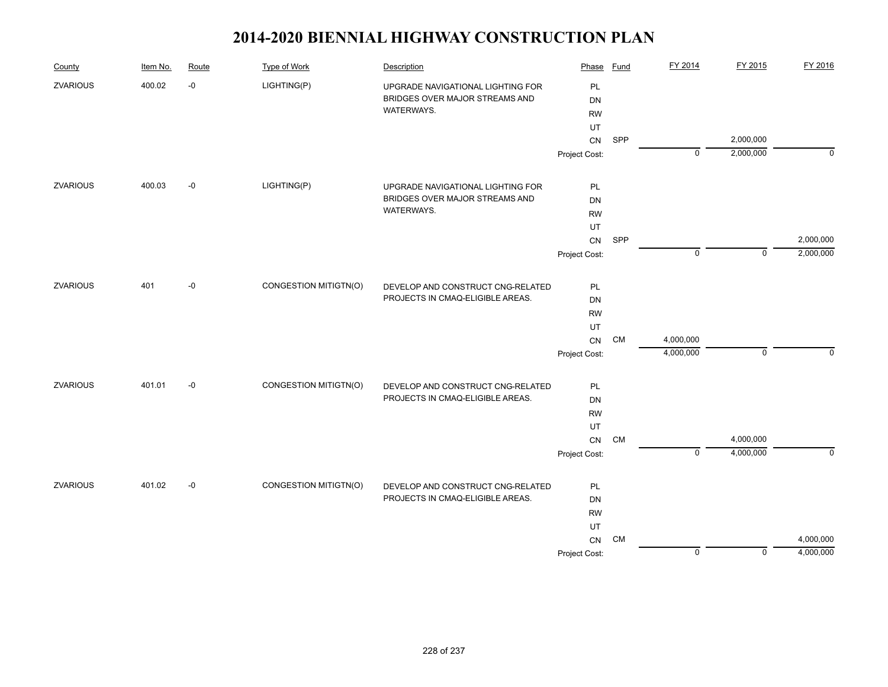# 2014-2020 BIENNIAL HIGHWAY CONSTRUCTION PLAN

| County | Item No. | Route | Type of Work | Description | Phase | Fund | FY 2014 | FY 2015 | FY 2016 |
|---|---|---|---|---|---|---|---|---|---|
| ZVARIOUS | 400.02 | -0 | LIGHTING(P) | UPGRADE NAVIGATIONAL LIGHTING FOR BRIDGES OVER MAJOR STREAMS AND WATERWAYS. | PL | | | | |
| | | | | | DN | | | | |
| | | | | | RW | | | | |
| | | | | | UT | | | | |
| | | | | | CN | SPP | | 2,000,000 | |
| | | | | | Project Cost: | | 0 | 2,000,000 | 0 |
| ZVARIOUS | 400.03 | -0 | LIGHTING(P) | UPGRADE NAVIGATIONAL LIGHTING FOR BRIDGES OVER MAJOR STREAMS AND WATERWAYS. | PL | | | | |
| | | | | | DN | | | | |
| | | | | | RW | | | | |
| | | | | | UT | | | | |
| | | | | | CN | SPP | | | 2,000,000 |
| | | | | | Project Cost: | | 0 | 0 | 2,000,000 |
| ZVARIOUS | 401 | -0 | CONGESTION MITIGTN(O) | DEVELOP AND CONSTRUCT CNG-RELATED PROJECTS IN CMAQ-ELIGIBLE AREAS. | PL | | | | |
| | | | | | DN | | | | |
| | | | | | RW | | | | |
| | | | | | UT | | | | |
| | | | | | CN | CM | 4,000,000 | | |
| | | | | | Project Cost: | | 4,000,000 | 0 | 0 |
| ZVARIOUS | 401.01 | -0 | CONGESTION MITIGTN(O) | DEVELOP AND CONSTRUCT CNG-RELATED PROJECTS IN CMAQ-ELIGIBLE AREAS. | PL | | | | |
| | | | | | DN | | | | |
| | | | | | RW | | | | |
| | | | | | UT | | | | |
| | | | | | CN | CM | | 4,000,000 | |
| | | | | | Project Cost: | | 0 | 4,000,000 | 0 |
| ZVARIOUS | 401.02 | -0 | CONGESTION MITIGTN(O) | DEVELOP AND CONSTRUCT CNG-RELATED PROJECTS IN CMAQ-ELIGIBLE AREAS. | PL | | | | |
| | | | | | DN | | | | |
| | | | | | RW | | | | |
| | | | | | UT | | | | |
| | | | | | CN | CM | | | 4,000,000 |
| | | | | | Project Cost: | | 0 | 0 | 4,000,000 |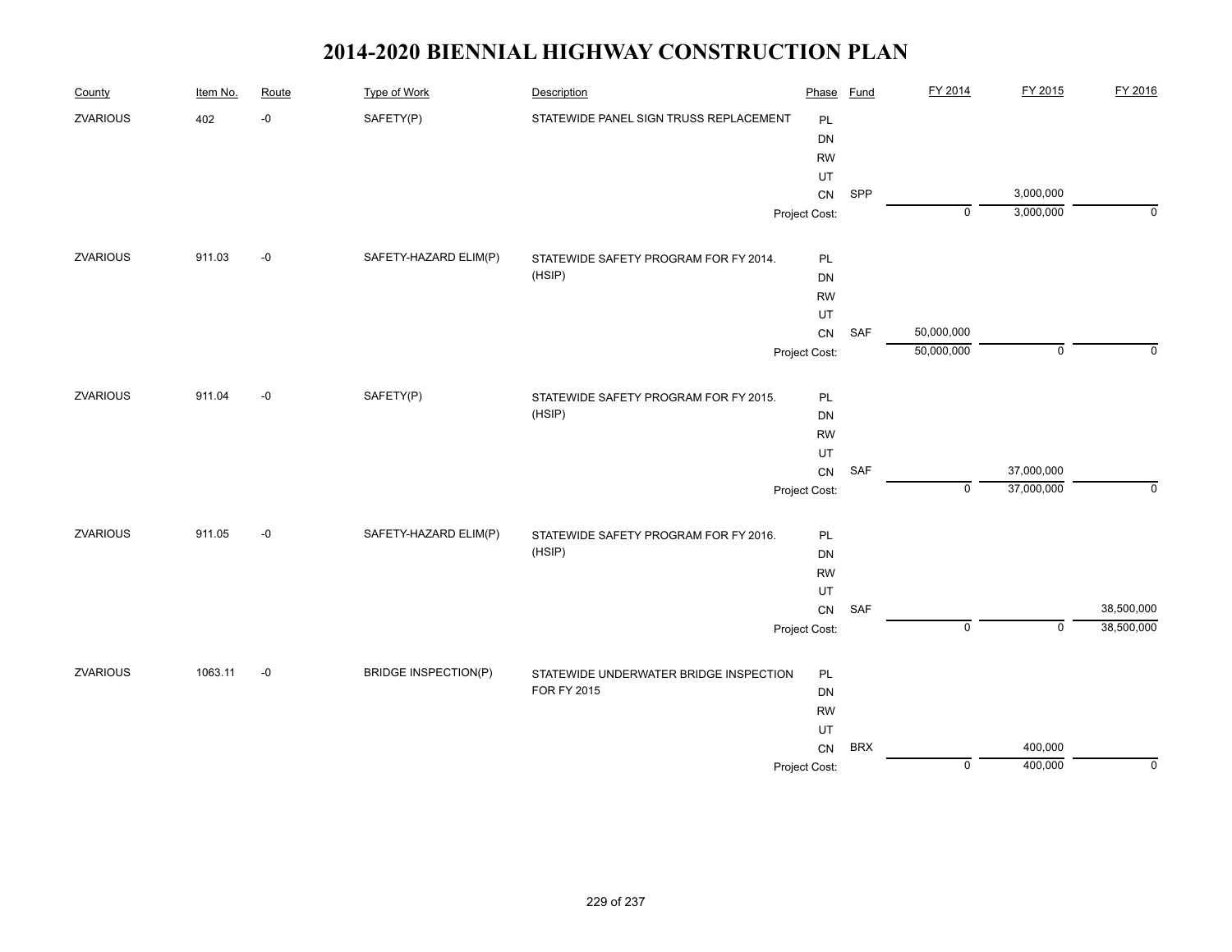# 2014-2020 BIENNIAL HIGHWAY CONSTRUCTION PLAN

| County | Item No. | Route | Type of Work | Description | Phase | Fund | FY 2014 | FY 2015 | FY 2016 |
|---|---|---|---|---|---|---|---|---|---|
| ZVARIOUS | 402 | -0 | SAFETY(P) | STATEWIDE PANEL SIGN TRUSS REPLACEMENT | PL | | | | |
| | | | | | DN | | | | |
| | | | | | RW | | | | |
| | | | | | UT | | | | |
| | | | | | CN | SPP | | 3,000,000 | |
| | | | | | Project Cost: | | 0 | 3,000,000 | 0 |
| ZVARIOUS | 911.03 | -0 | SAFETY-HAZARD ELIM(P) | STATEWIDE SAFETY PROGRAM FOR FY 2014. (HSIP) | PL | | | | |
| | | | | | DN | | | | |
| | | | | | RW | | | | |
| | | | | | UT | | | | |
| | | | | | CN | SAF | 50,000,000 | | |
| | | | | | Project Cost: | | 50,000,000 | 0 | 0 |
| ZVARIOUS | 911.04 | -0 | SAFETY(P) | STATEWIDE SAFETY PROGRAM FOR FY 2015. (HSIP) | PL | | | | |
| | | | | | DN | | | | |
| | | | | | RW | | | | |
| | | | | | UT | | | | |
| | | | | | CN | SAF | | 37,000,000 | |
| | | | | | Project Cost: | | 0 | 37,000,000 | 0 |
| ZVARIOUS | 911.05 | -0 | SAFETY-HAZARD ELIM(P) | STATEWIDE SAFETY PROGRAM FOR FY 2016. (HSIP) | PL | | | | |
| | | | | | DN | | | | |
| | | | | | RW | | | | |
| | | | | | UT | | | | |
| | | | | | CN | SAF | | | 38,500,000 |
| | | | | | Project Cost: | | 0 | 0 | 38,500,000 |
| ZVARIOUS | 1063.11 | -0 | BRIDGE INSPECTION(P) | STATEWIDE UNDERWATER BRIDGE INSPECTION FOR FY 2015 | PL | | | | |
| | | | | | DN | | | | |
| | | | | | RW | | | | |
| | | | | | UT | | | | |
| | | | | | CN | BRX | | 400,000 | |
| | | | | | Project Cost: | | 0 | 400,000 | 0 |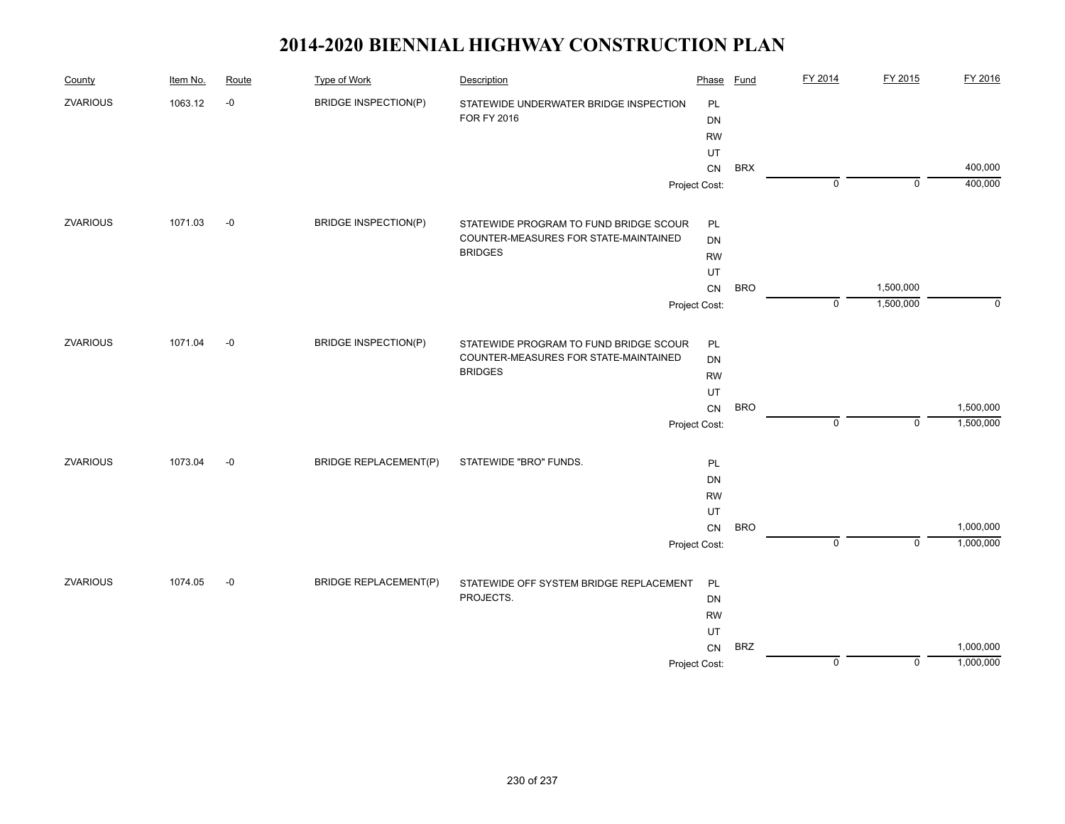# 2014-2020 BIENNIAL HIGHWAY CONSTRUCTION PLAN

| County | Item No. | Route | Type of Work | Description | Phase | Fund | FY 2014 | FY 2015 | FY 2016 |
|---|---|---|---|---|---|---|---|---|---|
| ZVARIOUS | 1063.12 | -0 | BRIDGE INSPECTION(P) | STATEWIDE UNDERWATER BRIDGE INSPECTION FOR FY 2016 | PL | | | | |
| | | | | | DN | | | | |
| | | | | | RW | | | | |
| | | | | | UT | | | | |
| | | | | | CN | BRX | | | 400,000 |
| | | | | | Project Cost: | | 0 | 0 | 400,000 |
| ZVARIOUS | 1071.03 | -0 | BRIDGE INSPECTION(P) | STATEWIDE PROGRAM TO FUND BRIDGE SCOUR COUNTER-MEASURES FOR STATE-MAINTAINED BRIDGES | PL | | | | |
| | | | | | DN | | | | |
| | | | | | RW | | | | |
| | | | | | UT | | | | |
| | | | | | CN | BRO | | 1,500,000 | |
| | | | | | Project Cost: | | 0 | 1,500,000 | 0 |
| ZVARIOUS | 1071.04 | -0 | BRIDGE INSPECTION(P) | STATEWIDE PROGRAM TO FUND BRIDGE SCOUR COUNTER-MEASURES FOR STATE-MAINTAINED BRIDGES | PL | | | | |
| | | | | | DN | | | | |
| | | | | | RW | | | | |
| | | | | | UT | | | | |
| | | | | | CN | BRO | | | 1,500,000 |
| | | | | | Project Cost: | | 0 | 0 | 1,500,000 |
| ZVARIOUS | 1073.04 | -0 | BRIDGE REPLACEMENT(P) | STATEWIDE "BRO" FUNDS. | PL | | | | |
| | | | | | DN | | | | |
| | | | | | RW | | | | |
| | | | | | UT | | | | |
| | | | | | CN | BRO | | | 1,000,000 |
| | | | | | Project Cost: | | 0 | 0 | 1,000,000 |
| ZVARIOUS | 1074.05 | -0 | BRIDGE REPLACEMENT(P) | STATEWIDE OFF SYSTEM BRIDGE REPLACEMENT PROJECTS. | PL | | | | |
| | | | | | DN | | | | |
| | | | | | RW | | | | |
| | | | | | UT | | | | |
| | | | | | CN | BRZ | | | 1,000,000 |
| | | | | | Project Cost: | | 0 | 0 | 1,000,000 |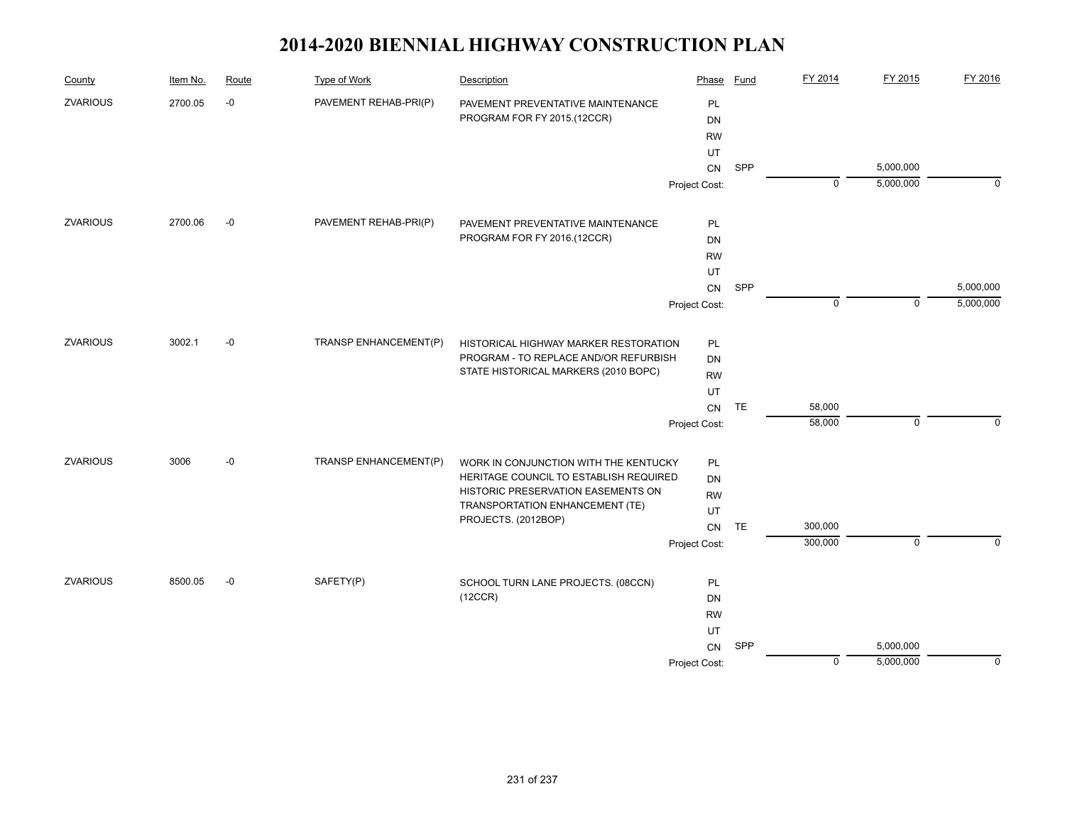# 2014-2020 BIENNIAL HIGHWAY CONSTRUCTION PLAN

| County | Item No. | Route | Type of Work | Description | Phase | Fund | FY 2014 | FY 2015 | FY 2016 |
|---|---|---|---|---|---|---|---|---|---|
| ZVARIOUS | 2700.05 | -0 | PAVEMENT REHAB-PRI(P) | PAVEMENT PREVENTATIVE MAINTENANCE PROGRAM FOR FY 2015.(12CCR) | PL | | | | |
| | | | | | DN | | | | |
| | | | | | RW | | | | |
| | | | | | UT | | | | |
| | | | | | CN | SPP | | 5,000,000 | |
| | | | | | Project Cost: | | 0 | 5,000,000 | 0 |
| ZVARIOUS | 2700.06 | -0 | PAVEMENT REHAB-PRI(P) | PAVEMENT PREVENTATIVE MAINTENANCE PROGRAM FOR FY 2016.(12CCR) | PL | | | | |
| | | | | | DN | | | | |
| | | | | | RW | | | | |
| | | | | | UT | | | | |
| | | | | | CN | SPP | | | 5,000,000 |
| | | | | | Project Cost: | | 0 | 0 | 5,000,000 |
| ZVARIOUS | 3002.1 | -0 | TRANSP ENHANCEMENT(P) | HISTORICAL HIGHWAY MARKER RESTORATION PROGRAM - TO REPLACE AND/OR REFURBISH STATE HISTORICAL MARKERS (2010 BOPC) | PL | | | | |
| | | | | | DN | | | | |
| | | | | | RW | | | | |
| | | | | | UT | | | | |
| | | | | | CN | TE | 58,000 | | |
| | | | | | Project Cost: | | 58,000 | 0 | 0 |
| ZVARIOUS | 3006 | -0 | TRANSP ENHANCEMENT(P) | WORK IN CONJUNCTION WITH THE KENTUCKY HERITAGE COUNCIL TO ESTABLISH REQUIRED HISTORIC PRESERVATION EASEMENTS ON TRANSPORTATION ENHANCEMENT (TE) PROJECTS. (2012BOP) | PL | | | | |
| | | | | | DN | | | | |
| | | | | | RW | | | | |
| | | | | | UT | | | | |
| | | | | | CN | TE | 300,000 | | |
| | | | | | Project Cost: | | 300,000 | 0 | 0 |
| ZVARIOUS | 8500.05 | -0 | SAFETY(P) | SCHOOL TURN LANE PROJECTS. (08CCN) (12CCR) | PL | | | | |
| | | | | | DN | | | | |
| | | | | | RW | | | | |
| | | | | | UT | | | | |
| | | | | | CN | SPP | | 5,000,000 | |
| | | | | | Project Cost: | | 0 | 5,000,000 | 0 |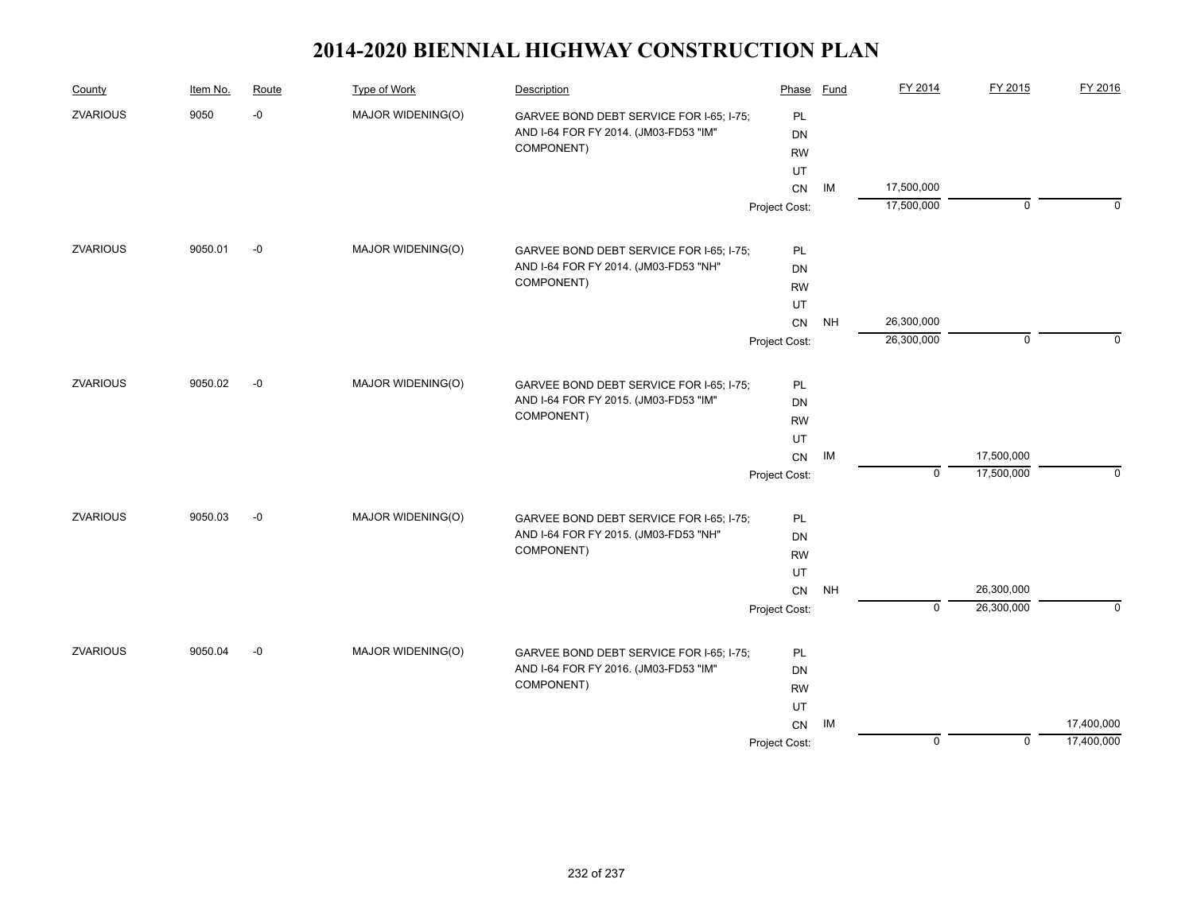# 2014-2020 BIENNIAL HIGHWAY CONSTRUCTION PLAN

| County | Item No. | Route | Type of Work | Description | Phase | Fund | FY 2014 | FY 2015 | FY 2016 |
|---|---|---|---|---|---|---|---|---|---|
| ZVARIOUS | 9050 | -0 | MAJOR WIDENING(O) | GARVEE BOND DEBT SERVICE FOR I-65; I-75; AND I-64 FOR FY 2014. (JM03-FD53 "IM" COMPONENT) | PL | | | | |
| | | | | | DN | | | | |
| | | | | | RW | | | | |
| | | | | | UT | | | | |
| | | | | | CN | IM | 17,500,000 | | |
| | | | | | Project Cost: | | 17,500,000 | 0 | 0 |
| ZVARIOUS | 9050.01 | -0 | MAJOR WIDENING(O) | GARVEE BOND DEBT SERVICE FOR I-65; I-75; AND I-64 FOR FY 2014. (JM03-FD53 "NH" COMPONENT) | PL | | | | |
| | | | | | DN | | | | |
| | | | | | RW | | | | |
| | | | | | UT | | | | |
| | | | | | CN | NH | 26,300,000 | | |
| | | | | | Project Cost: | | 26,300,000 | 0 | 0 |
| ZVARIOUS | 9050.02 | -0 | MAJOR WIDENING(O) | GARVEE BOND DEBT SERVICE FOR I-65; I-75; AND I-64 FOR FY 2015. (JM03-FD53 "IM" COMPONENT) | PL | | | | |
| | | | | | DN | | | | |
| | | | | | RW | | | | |
| | | | | | UT | | | | |
| | | | | | CN | IM | | 17,500,000 | |
| | | | | | Project Cost: | | 0 | 17,500,000 | 0 |
| ZVARIOUS | 9050.03 | -0 | MAJOR WIDENING(O) | GARVEE BOND DEBT SERVICE FOR I-65; I-75; AND I-64 FOR FY 2015. (JM03-FD53 "NH" COMPONENT) | PL | | | | |
| | | | | | DN | | | | |
| | | | | | RW | | | | |
| | | | | | UT | | | | |
| | | | | | CN | NH | | 26,300,000 | |
| | | | | | Project Cost: | | 0 | 26,300,000 | 0 |
| ZVARIOUS | 9050.04 | -0 | MAJOR WIDENING(O) | GARVEE BOND DEBT SERVICE FOR I-65; I-75; AND I-64 FOR FY 2016. (JM03-FD53 "IM" COMPONENT) | PL | | | | |
| | | | | | DN | | | | |
| | | | | | RW | | | | |
| | | | | | UT | | | | |
| | | | | | CN | IM | | | 17,400,000 |
| | | | | | Project Cost: | | 0 | 0 | 17,400,000 |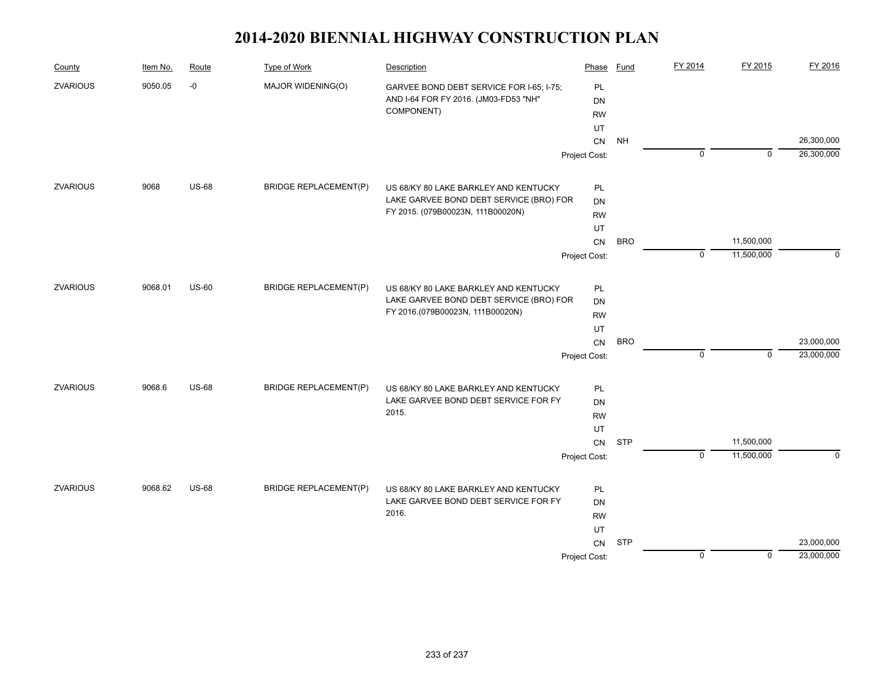# 2014-2020 BIENNIAL HIGHWAY CONSTRUCTION PLAN

| County | Item No. | Route | Type of Work | Description | Phase | Fund | FY 2014 | FY 2015 | FY 2016 |
|---|---|---|---|---|---|---|---|---|---|
| ZVARIOUS | 9050.05 | -0 | MAJOR WIDENING(O) | GARVEE BOND DEBT SERVICE FOR I-65; I-75; AND I-64 FOR FY 2016. (JM03-FD53 "NH" COMPONENT) | PL | | | | |
| | | | | | DN | | | | |
| | | | | | RW | | | | |
| | | | | | UT | | | | |
| | | | | | CN | NH | | | 26,300,000 |
| | | | | | Project Cost: | | 0 | 0 | 26,300,000 |
| ZVARIOUS | 9068 | US-68 | BRIDGE REPLACEMENT(P) | US 68/KY 80 LAKE BARKLEY AND KENTUCKY LAKE GARVEE BOND DEBT SERVICE (BRO) FOR FY 2015. (079B00023N, 111B00020N) | PL | | | | |
| | | | | | DN | | | | |
| | | | | | RW | | | | |
| | | | | | UT | | | | |
| | | | | | CN | BRO | | 11,500,000 | |
| | | | | | Project Cost: | | 0 | 11,500,000 | 0 |
| ZVARIOUS | 9068.01 | US-60 | BRIDGE REPLACEMENT(P) | US 68/KY 80 LAKE BARKLEY AND KENTUCKY LAKE GARVEE BOND DEBT SERVICE (BRO) FOR FY 2016.(079B00023N, 111B00020N) | PL | | | | |
| | | | | | DN | | | | |
| | | | | | RW | | | | |
| | | | | | UT | | | | |
| | | | | | CN | BRO | | | 23,000,000 |
| | | | | | Project Cost: | | 0 | 0 | 23,000,000 |
| ZVARIOUS | 9068.6 | US-68 | BRIDGE REPLACEMENT(P) | US 68/KY 80 LAKE BARKLEY AND KENTUCKY LAKE GARVEE BOND DEBT SERVICE FOR FY 2015. | PL | | | | |
| | | | | | DN | | | | |
| | | | | | RW | | | | |
| | | | | | UT | | | | |
| | | | | | CN | STP | | 11,500,000 | |
| | | | | | Project Cost: | | 0 | 11,500,000 | 0 |
| ZVARIOUS | 9068.62 | US-68 | BRIDGE REPLACEMENT(P) | US 68/KY 80 LAKE BARKLEY AND KENTUCKY LAKE GARVEE BOND DEBT SERVICE FOR FY 2016. | PL | | | | |
| | | | | | DN | | | | |
| | | | | | RW | | | | |
| | | | | | UT | | | | |
| | | | | | CN | STP | | | 23,000,000 |
| | | | | | Project Cost: | | 0 | 0 | 23,000,000 |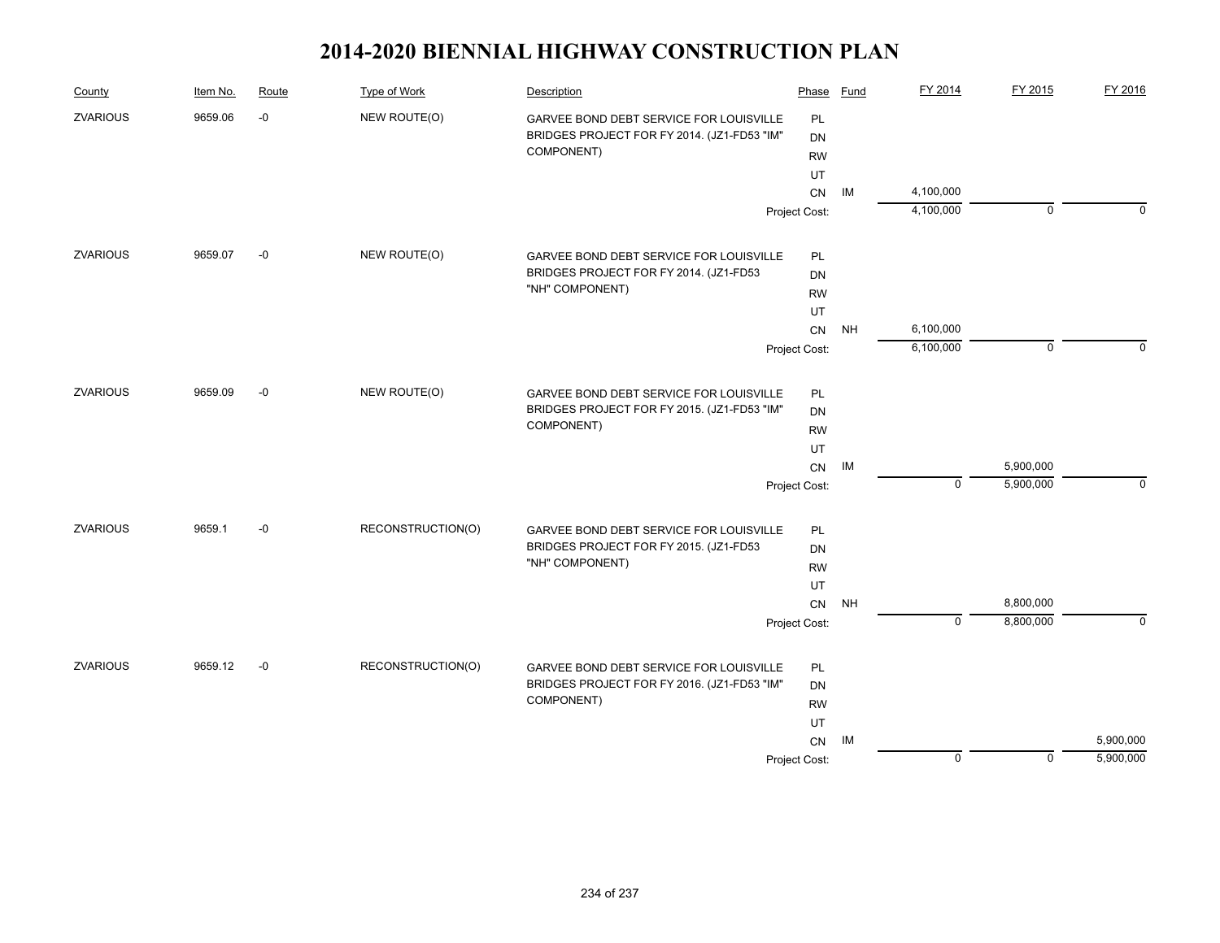# 2014-2020 BIENNIAL HIGHWAY CONSTRUCTION PLAN

| County | Item No. | Route | Type of Work | Description | Phase | Fund | FY 2014 | FY 2015 | FY 2016 |
|---|---|---|---|---|---|---|---|---|---|
| ZVARIOUS | 9659.06 | -0 | NEW ROUTE(O) | GARVEE BOND DEBT SERVICE FOR LOUISVILLE BRIDGES PROJECT FOR FY 2014. (JZ1-FD53 "IM" COMPONENT) | PL | | | | |
| | | | | | DN | | | | |
| | | | | | RW | | | | |
| | | | | | UT | | | | |
| | | | | | CN | IM | 4,100,000 | | |
| | | | | | Project Cost: | | 4,100,000 | 0 | 0 |
| ZVARIOUS | 9659.07 | -0 | NEW ROUTE(O) | GARVEE BOND DEBT SERVICE FOR LOUISVILLE BRIDGES PROJECT FOR FY 2014. (JZ1-FD53 "NH" COMPONENT) | PL | | | | |
| | | | | | DN | | | | |
| | | | | | RW | | | | |
| | | | | | UT | | | | |
| | | | | | CN | NH | 6,100,000 | | |
| | | | | | Project Cost: | | 6,100,000 | 0 | 0 |
| ZVARIOUS | 9659.09 | -0 | NEW ROUTE(O) | GARVEE BOND DEBT SERVICE FOR LOUISVILLE BRIDGES PROJECT FOR FY 2015. (JZ1-FD53 "IM" COMPONENT) | PL | | | | |
| | | | | | DN | | | | |
| | | | | | RW | | | | |
| | | | | | UT | | | | |
| | | | | | CN | IM | | 5,900,000 | |
| | | | | | Project Cost: | | 0 | 5,900,000 | 0 |
| ZVARIOUS | 9659.1 | -0 | RECONSTRUCTION(O) | GARVEE BOND DEBT SERVICE FOR LOUISVILLE BRIDGES PROJECT FOR FY 2015. (JZ1-FD53 "NH" COMPONENT) | PL | | | | |
| | | | | | DN | | | | |
| | | | | | RW | | | | |
| | | | | | UT | | | | |
| | | | | | CN | NH | | 8,800,000 | |
| | | | | | Project Cost: | | 0 | 8,800,000 | 0 |
| ZVARIOUS | 9659.12 | -0 | RECONSTRUCTION(O) | GARVEE BOND DEBT SERVICE FOR LOUISVILLE BRIDGES PROJECT FOR FY 2016. (JZ1-FD53 "IM" COMPONENT) | PL | | | | |
| | | | | | DN | | | | |
| | | | | | RW | | | | |
| | | | | | UT | | | | |
| | | | | | CN | IM | | | 5,900,000 |
| | | | | | Project Cost: | | 0 | 0 | 5,900,000 |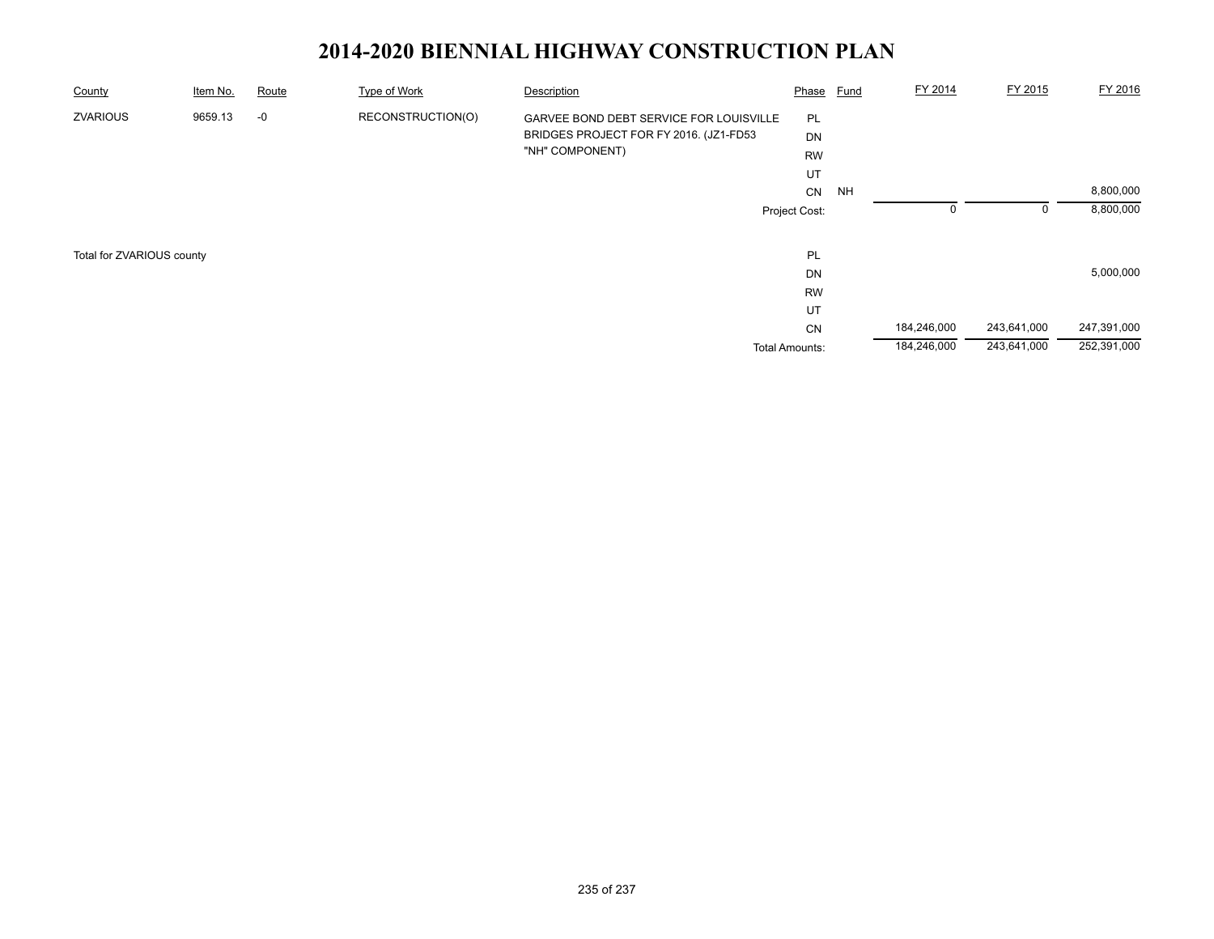# 2014-2020 BIENNIAL HIGHWAY CONSTRUCTION PLAN

| County | Item No. | Route | Type of Work | Description | Phase | Fund | FY 2014 | FY 2015 | FY 2016 |
|---|---|---|---|---|---|---|---|---|---|
| ZVARIOUS | 9659.13 | -0 | RECONSTRUCTION(O) | GARVEE BOND DEBT SERVICE FOR LOUISVILLE BRIDGES PROJECT FOR FY 2016. (JZ1-FD53 "NH" COMPONENT) | PL | | | | |
| | | | | | DN | | | | |
| | | | | | RW | | | | |
| | | | | | UT | | | | |
| | | | | | CN | NH | | | 8,800,000 |
| | | | | | Project Cost: | | 0 | 0 | 8,800,000 |
| Total for ZVARIOUS county | | | | | PL | | | | |
| | | | | | DN | | | | 5,000,000 |
| | | | | | RW | | | | |
| | | | | | UT | | | | |
| | | | | | CN | | 184,246,000 | 243,641,000 | 247,391,000 |
| | | | | | Total Amounts: | | 184,246,000 | 243,641,000 | 252,391,000 |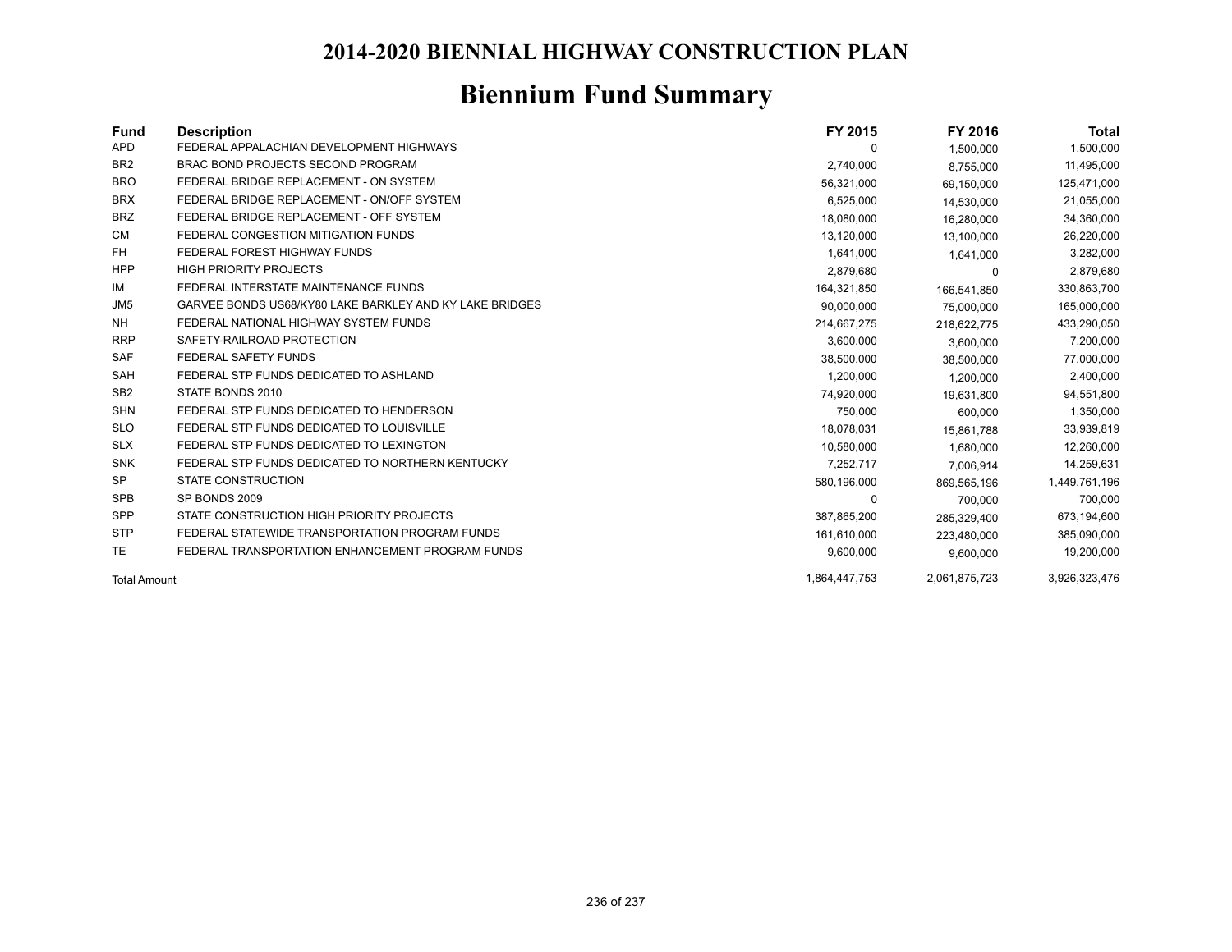# 2014-2020 BIENNIAL HIGHWAY CONSTRUCTION PLAN

## Biennium Fund Summary

| Fund | Description | FY 2015 | FY 2016 | Total |
|---|---|---|---|---|
| APD | FEDERAL APPALACHIAN DEVELOPMENT HIGHWAYS | 0 | 1,500,000 | 1,500,000 |
| BR2 | BRAC BOND PROJECTS SECOND PROGRAM | 2,740,000 | 8,755,000 | 11,495,000 |
| BRO | FEDERAL BRIDGE REPLACEMENT - ON SYSTEM | 56,321,000 | 69,150,000 | 125,471,000 |
| BRX | FEDERAL BRIDGE REPLACEMENT - ON/OFF SYSTEM | 6,525,000 | 14,530,000 | 21,055,000 |
| BRZ | FEDERAL BRIDGE REPLACEMENT - OFF SYSTEM | 18,080,000 | 16,280,000 | 34,360,000 |
| CM | FEDERAL CONGESTION MITIGATION FUNDS | 13,120,000 | 13,100,000 | 26,220,000 |
| FH | FEDERAL FOREST HIGHWAY FUNDS | 1,641,000 | 1,641,000 | 3,282,000 |
| HPP | HIGH PRIORITY PROJECTS | 2,879,680 | 0 | 2,879,680 |
| IM | FEDERAL INTERSTATE MAINTENANCE FUNDS | 164,321,850 | 166,541,850 | 330,863,700 |
| JM5 | GARVEE BONDS US68/KY80 LAKE BARKLEY AND KY LAKE BRIDGES | 90,000,000 | 75,000,000 | 165,000,000 |
| NH | FEDERAL NATIONAL HIGHWAY SYSTEM FUNDS | 214,667,275 | 218,622,775 | 433,290,050 |
| RRP | SAFETY-RAILROAD PROTECTION | 3,600,000 | 3,600,000 | 7,200,000 |
| SAF | FEDERAL SAFETY FUNDS | 38,500,000 | 38,500,000 | 77,000,000 |
| SAH | FEDERAL STP FUNDS DEDICATED TO ASHLAND | 1,200,000 | 1,200,000 | 2,400,000 |
| SB2 | STATE BONDS 2010 | 74,920,000 | 19,631,800 | 94,551,800 |
| SHN | FEDERAL STP FUNDS DEDICATED TO HENDERSON | 750,000 | 600,000 | 1,350,000 |
| SLO | FEDERAL STP FUNDS DEDICATED TO LOUISVILLE | 18,078,031 | 15,861,788 | 33,939,819 |
| SLX | FEDERAL STP FUNDS DEDICATED TO LEXINGTON | 10,580,000 | 1,680,000 | 12,260,000 |
| SNK | FEDERAL STP FUNDS DEDICATED TO NORTHERN KENTUCKY | 7,252,717 | 7,006,914 | 14,259,631 |
| SP | STATE CONSTRUCTION | 580,196,000 | 869,565,196 | 1,449,761,196 |
| SPB | SP BONDS 2009 | 0 | 700,000 | 700,000 |
| SPP | STATE CONSTRUCTION HIGH PRIORITY PROJECTS | 387,865,200 | 285,329,400 | 673,194,600 |
| STP | FEDERAL STATEWIDE TRANSPORTATION PROGRAM FUNDS | 161,610,000 | 223,480,000 | 385,090,000 |
| TE | FEDERAL TRANSPORTATION ENHANCEMENT PROGRAM FUNDS | 9,600,000 | 9,600,000 | 19,200,000 |
| Total Amount | | 1,864,447,753 | 2,061,875,723 | 3,926,323,476 |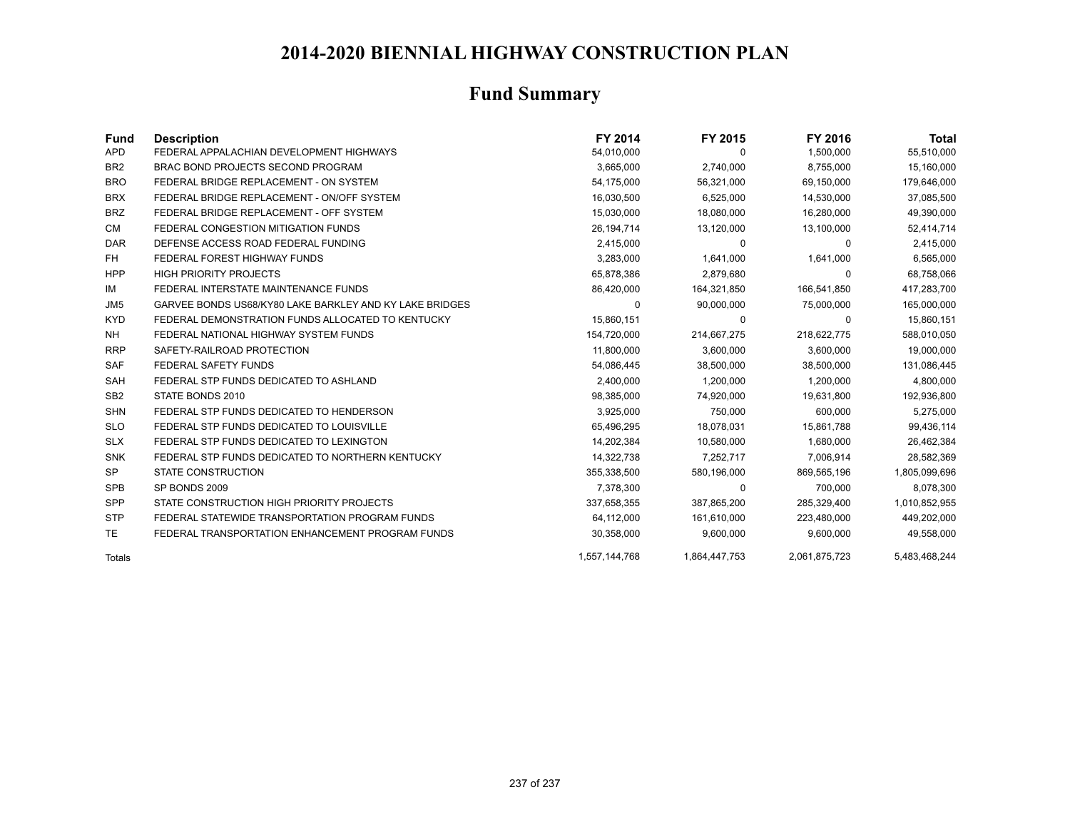# 2014-2020 BIENNIAL HIGHWAY CONSTRUCTION PLAN

## Fund Summary

| Fund | Description | FY 2014 | FY 2015 | FY 2016 | Total |
|---|---|---|---|---|---|
| APD | FEDERAL APPALACHIAN DEVELOPMENT HIGHWAYS | 54,010,000 | 0 | 1,500,000 | 55,510,000 |
| BR2 | BRAC BOND PROJECTS SECOND PROGRAM | 3,665,000 | 2,740,000 | 8,755,000 | 15,160,000 |
| BRO | FEDERAL BRIDGE REPLACEMENT - ON SYSTEM | 54,175,000 | 56,321,000 | 69,150,000 | 179,646,000 |
| BRX | FEDERAL BRIDGE REPLACEMENT - ON/OFF SYSTEM | 16,030,500 | 6,525,000 | 14,530,000 | 37,085,500 |
| BRZ | FEDERAL BRIDGE REPLACEMENT - OFF SYSTEM | 15,030,000 | 18,080,000 | 16,280,000 | 49,390,000 |
| CM | FEDERAL CONGESTION MITIGATION FUNDS | 26,194,714 | 13,120,000 | 13,100,000 | 52,414,714 |
| DAR | DEFENSE ACCESS ROAD FEDERAL FUNDING | 2,415,000 | 0 | 0 | 2,415,000 |
| FH | FEDERAL FOREST HIGHWAY FUNDS | 3,283,000 | 1,641,000 | 1,641,000 | 6,565,000 |
| HPP | HIGH PRIORITY PROJECTS | 65,878,386 | 2,879,680 | 0 | 68,758,066 |
| IM | FEDERAL INTERSTATE MAINTENANCE FUNDS | 86,420,000 | 164,321,850 | 166,541,850 | 417,283,700 |
| JM5 | GARVEE BONDS US68/KY80 LAKE BARKLEY AND KY LAKE BRIDGES | 0 | 90,000,000 | 75,000,000 | 165,000,000 |
| KYD | FEDERAL DEMONSTRATION FUNDS ALLOCATED TO KENTUCKY | 15,860,151 | 0 | 0 | 15,860,151 |
| NH | FEDERAL NATIONAL HIGHWAY SYSTEM FUNDS | 154,720,000 | 214,667,275 | 218,622,775 | 588,010,050 |
| RRP | SAFETY-RAILROAD PROTECTION | 11,800,000 | 3,600,000 | 3,600,000 | 19,000,000 |
| SAF | FEDERAL SAFETY FUNDS | 54,086,445 | 38,500,000 | 38,500,000 | 131,086,445 |
| SAH | FEDERAL STP FUNDS DEDICATED TO ASHLAND | 2,400,000 | 1,200,000 | 1,200,000 | 4,800,000 |
| SB2 | STATE BONDS 2010 | 98,385,000 | 74,920,000 | 19,631,800 | 192,936,800 |
| SHN | FEDERAL STP FUNDS DEDICATED TO HENDERSON | 3,925,000 | 750,000 | 600,000 | 5,275,000 |
| SLO | FEDERAL STP FUNDS DEDICATED TO LOUISVILLE | 65,496,295 | 18,078,031 | 15,861,788 | 99,436,114 |
| SLX | FEDERAL STP FUNDS DEDICATED TO LEXINGTON | 14,202,384 | 10,580,000 | 1,680,000 | 26,462,384 |
| SNK | FEDERAL STP FUNDS DEDICATED TO NORTHERN KENTUCKY | 14,322,738 | 7,252,717 | 7,006,914 | 28,582,369 |
| SP | STATE CONSTRUCTION | 355,338,500 | 580,196,000 | 869,565,196 | 1,805,099,696 |
| SPB | SP BONDS 2009 | 7,378,300 | 0 | 700,000 | 8,078,300 |
| SPP | STATE CONSTRUCTION HIGH PRIORITY PROJECTS | 337,658,355 | 387,865,200 | 285,329,400 | 1,010,852,955 |
| STP | FEDERAL STATEWIDE TRANSPORTATION PROGRAM FUNDS | 64,112,000 | 161,610,000 | 223,480,000 | 449,202,000 |
| TE | FEDERAL TRANSPORTATION ENHANCEMENT PROGRAM FUNDS | 30,358,000 | 9,600,000 | 9,600,000 | 49,558,000 |
| Totals | | 1,557,144,768 | 1,864,447,753 | 2,061,875,723 | 5,483,468,244 |